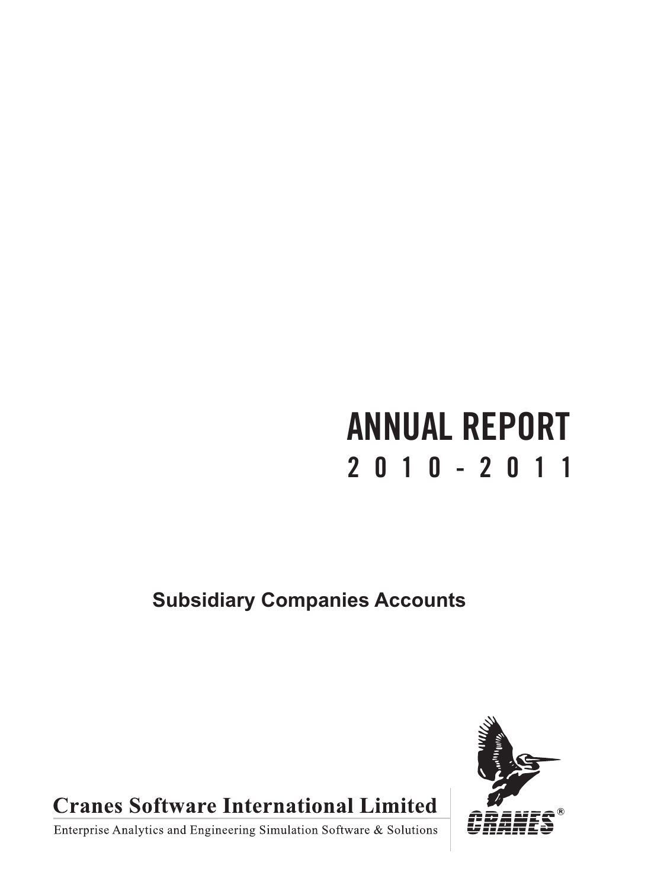# ANNUAL REPORT

## 2010 - 2011

**Subsidiary Companies Accounts**

**Cranes Software International Limited**

Enterprise Analytics and Engineering Simulation Software & Solutions

CRANES®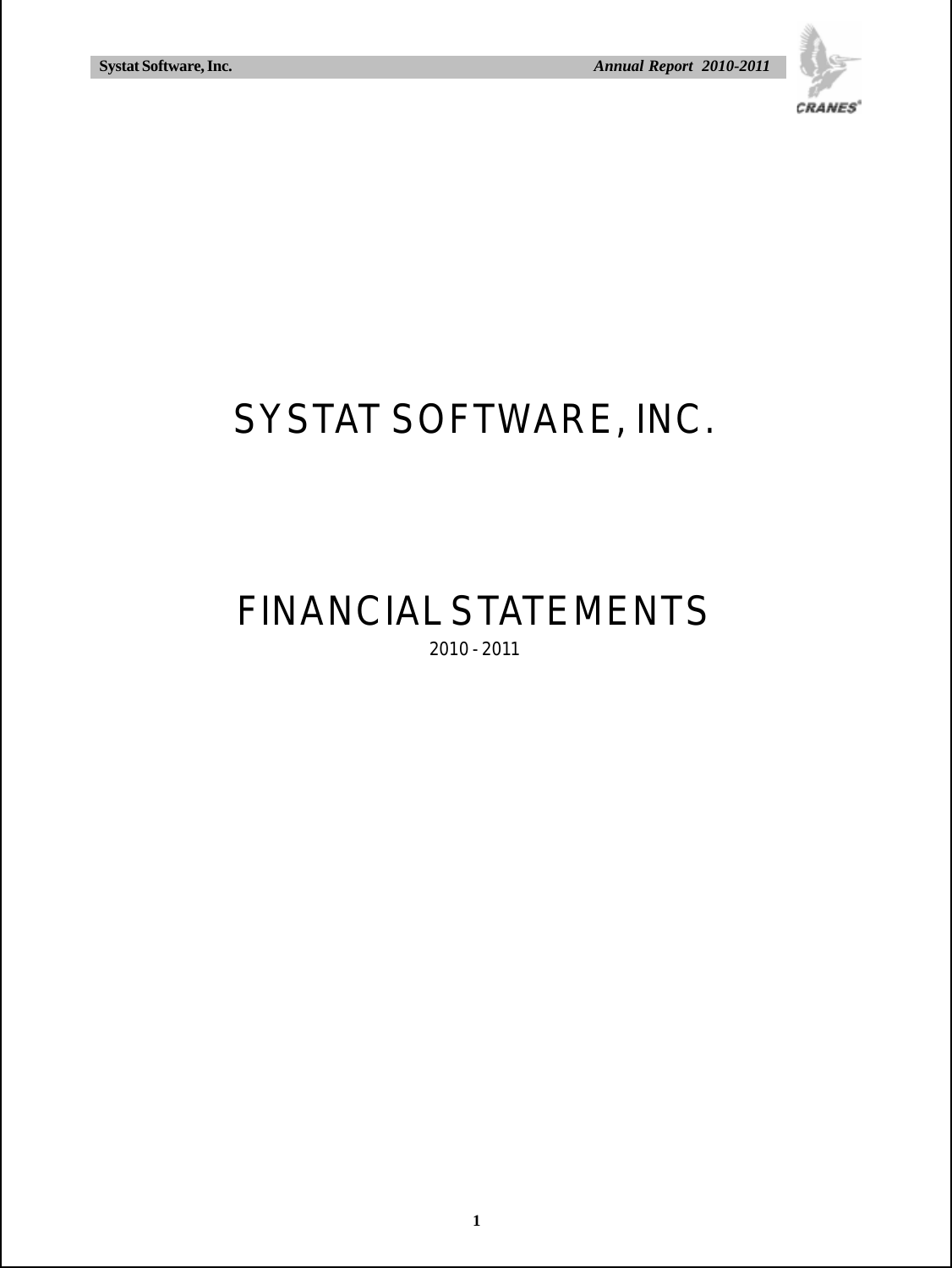# SYSTAT SOFTWARE, INC.

# FINANCIAL STATEMENTS

2010 - 2011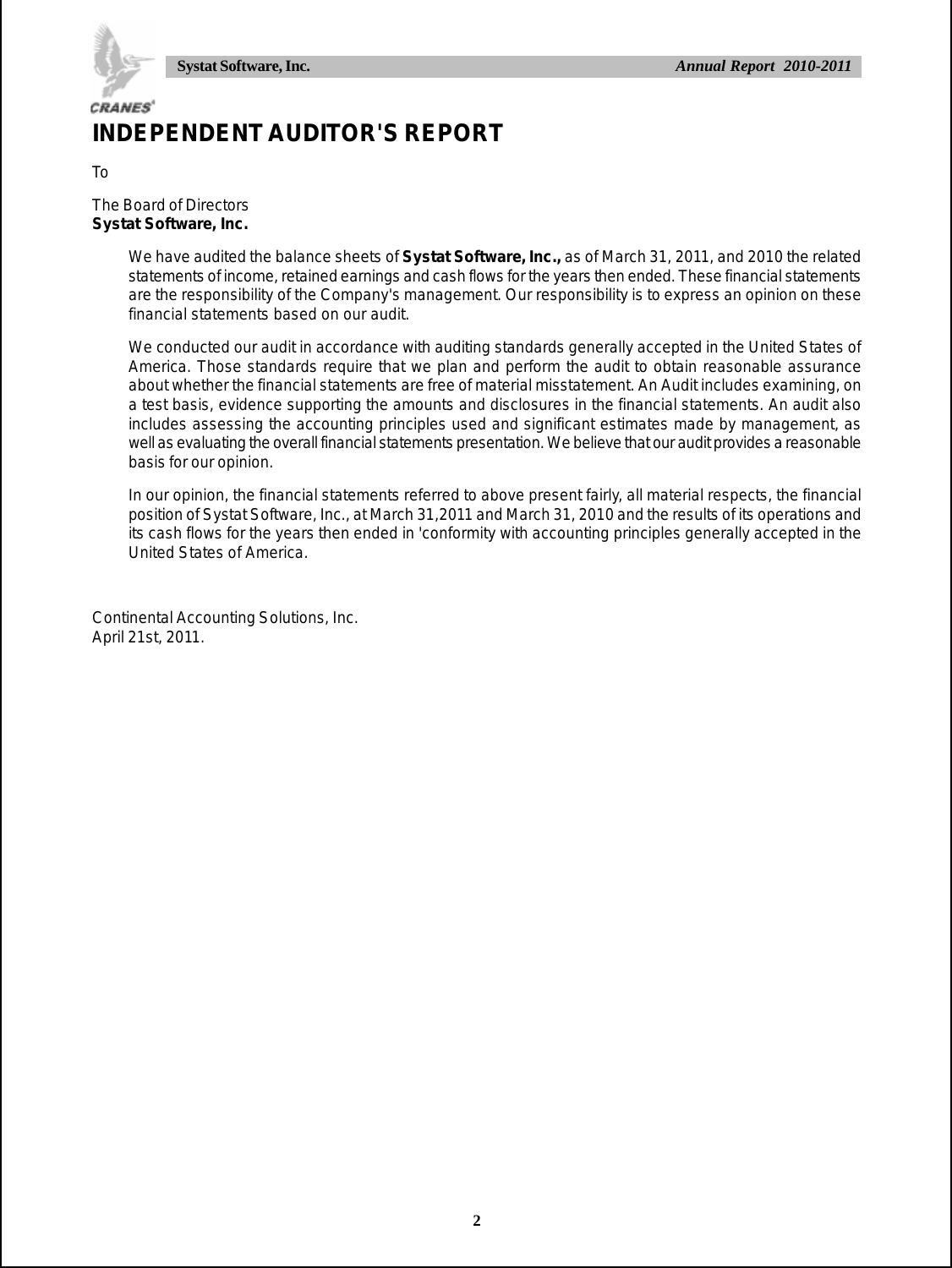# INDEPENDENT AUDITOR'S REPORT

To

The Board of Directors
**Systat Software, Inc.**

We have audited the balance sheets of **Systat Software, Inc.,** as of March 31, 2011, and 2010 the related statements of income, retained earnings and cash flows for the years then ended. These financial statements are the responsibility of the Company's management. Our responsibility is to express an opinion on these financial statements based on our audit.

We conducted our audit in accordance with auditing standards generally accepted in the United States of America. Those standards require that we plan and perform the audit to obtain reasonable assurance about whether the financial statements are free of material misstatement. An Audit includes examining, on a test basis, evidence supporting the amounts and disclosures in the financial statements. An audit also includes assessing the accounting principles used and significant estimates made by management, as well as evaluating the overall financial statements presentation. We believe that our audit provides a reasonable basis for our opinion.

In our opinion, the financial statements referred to above present fairly, all material respects, the financial position of Systat Software, Inc., at March 31,2011 and March 31, 2010 and the results of its operations and its cash flows for the years then ended in 'conformity with accounting principles generally accepted in the United States of America.

Continental Accounting Solutions, Inc.
April 21st, 2011.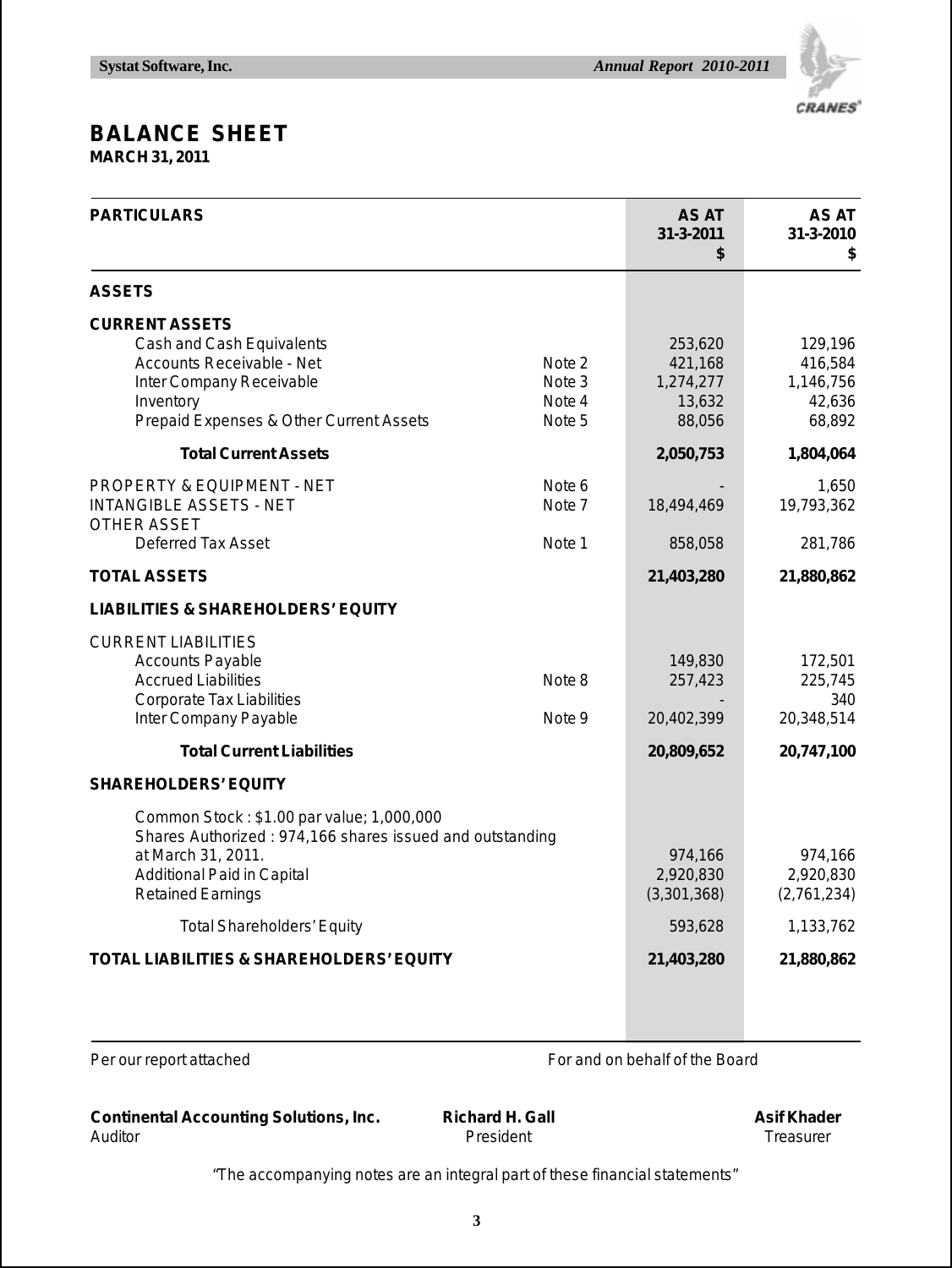# BALANCE SHEET

**MARCH 31, 2011**

| PARTICULARS | | AS AT 31-3-2011 $ | AS AT 31-3-2010 $ |
|---|---|---|---|
| **ASSETS** | | | |
| **CURRENT ASSETS** | | | |
| Cash and Cash Equivalents | | 253,620 | 129,196 |
| Accounts Receivable - Net | Note 2 | 421,168 | 416,584 |
| Inter Company Receivable | Note 3 | 1,274,277 | 1,146,756 |
| Inventory | Note 4 | 13,632 | 42,636 |
| Prepaid Expenses & Other Current Assets | Note 5 | 88,056 | 68,892 |
| **Total Current Assets** | | **2,050,753** | **1,804,064** |
| PROPERTY & EQUIPMENT - NET | Note 6 | - | 1,650 |
| INTANGIBLE ASSETS - NET | Note 7 | 18,494,469 | 19,793,362 |
| OTHER ASSET | | | |
| Deferred Tax Asset | Note 1 | 858,058 | 281,786 |
| **TOTAL ASSETS** | | **21,403,280** | **21,880,862** |
| **LIABILITIES & SHAREHOLDERS' EQUITY** | | | |
| CURRENT LIABILITIES | | | |
| Accounts Payable | | 149,830 | 172,501 |
| Accrued Liabilities | Note 8 | 257,423 | 225,745 |
| Corporate Tax Liabilities | | - | 340 |
| Inter Company Payable | Note 9 | 20,402,399 | 20,348,514 |
| **Total Current Liabilities** | | **20,809,652** | **20,747,100** |
| **SHAREHOLDERS' EQUITY** | | | |
| Common Stock : $1.00 par value; 1,000,000 Shares Authorized : 974,166 shares issued and outstanding at March 31, 2011. | | 974,166 | 974,166 |
| Additional Paid in Capital | | 2,920,830 | 2,920,830 |
| Retained Earnings | | (3,301,368) | (2,761,234) |
| Total Shareholders' Equity | | 593,628 | 1,133,762 |
| **TOTAL LIABILITIES & SHAREHOLDERS' EQUITY** | | **21,403,280** | **21,880,862** |

Per our report attached

For and on behalf of the Board

**Continental Accounting Solutions, Inc.**
Auditor

**Richard H. Gall**
President

**Asif Khader**
Treasurer

"The accompanying notes are an integral part of these financial statements"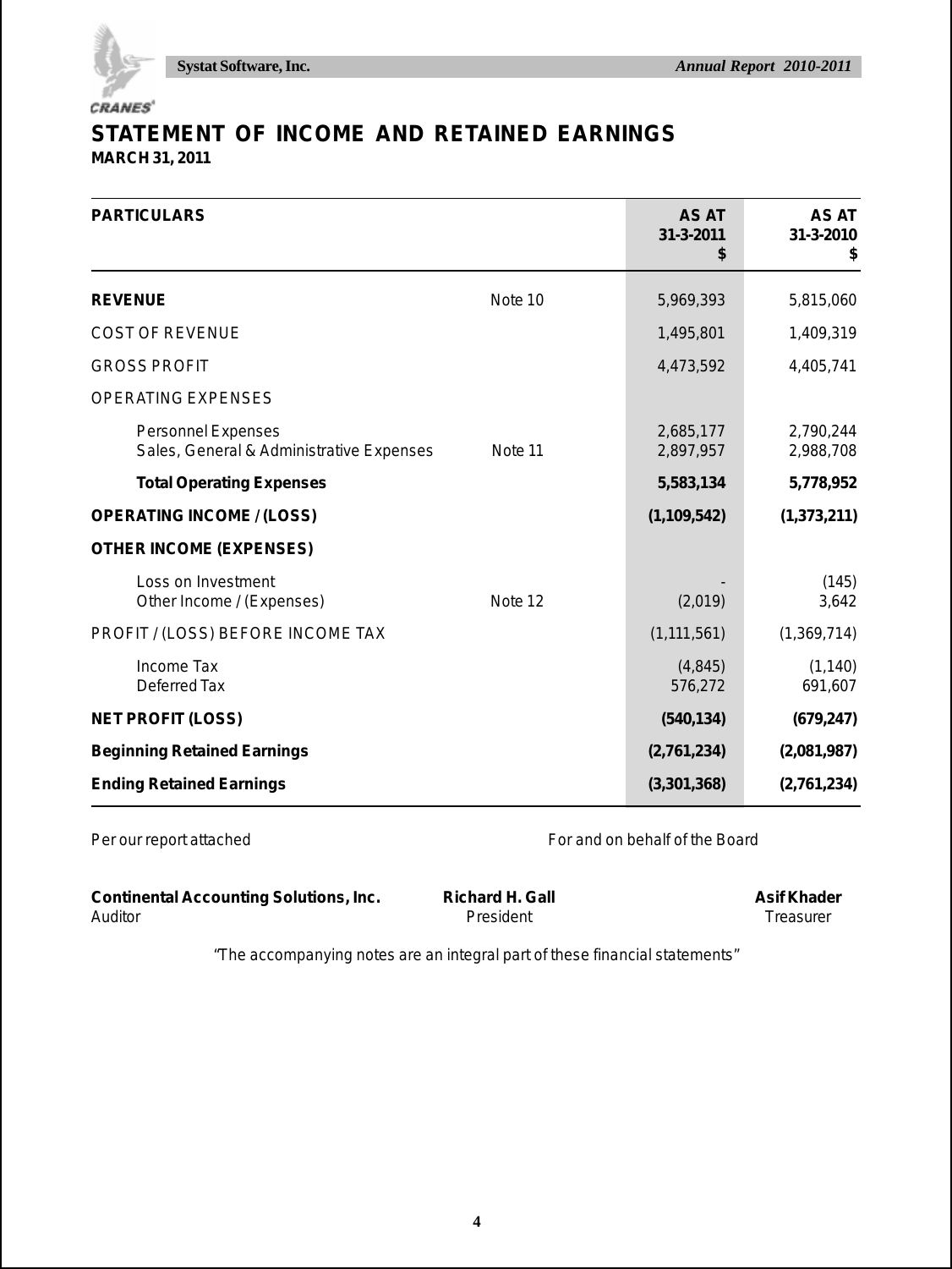# STATEMENT OF INCOME AND RETAINED EARNINGS

**MARCH 31, 2011**

| PARTICULARS | | AS AT 31-3-2011 $ | AS AT 31-3-2010 $ |
|---|---|---|---|
| **REVENUE** | Note 10 | 5,969,393 | 5,815,060 |
| COST OF REVENUE | | 1,495,801 | 1,409,319 |
| GROSS PROFIT | | 4,473,592 | 4,405,741 |
| OPERATING EXPENSES | | | |
| Personnel Expenses | | 2,685,177 | 2,790,244 |
| Sales, General & Administrative Expenses | Note 11 | 2,897,957 | 2,988,708 |
| **Total Operating Expenses** | | **5,583,134** | **5,778,952** |
| **OPERATING INCOME / (LOSS)** | | **(1,109,542)** | **(1,373,211)** |
| **OTHER INCOME (EXPENSES)** | | | |
| Loss on Investment | | - | (145) |
| Other Income / (Expenses) | Note 12 | (2,019) | 3,642 |
| PROFIT / (LOSS) BEFORE INCOME TAX | | (1,111,561) | (1,369,714) |
| Income Tax | | (4,845) | (1,140) |
| Deferred Tax | | 576,272 | 691,607 |
| **NET PROFIT (LOSS)** | | **(540,134)** | **(679,247)** |
| **Beginning Retained Earnings** | | **(2,761,234)** | **(2,081,987)** |
| **Ending Retained Earnings** | | **(3,301,368)** | **(2,761,234)** |

Per our report attached

For and on behalf of the Board

**Continental Accounting Solutions, Inc.**
Auditor

**Richard H. Gall**
President

**Asif Khader**
Treasurer

"The accompanying notes are an integral part of these financial statements"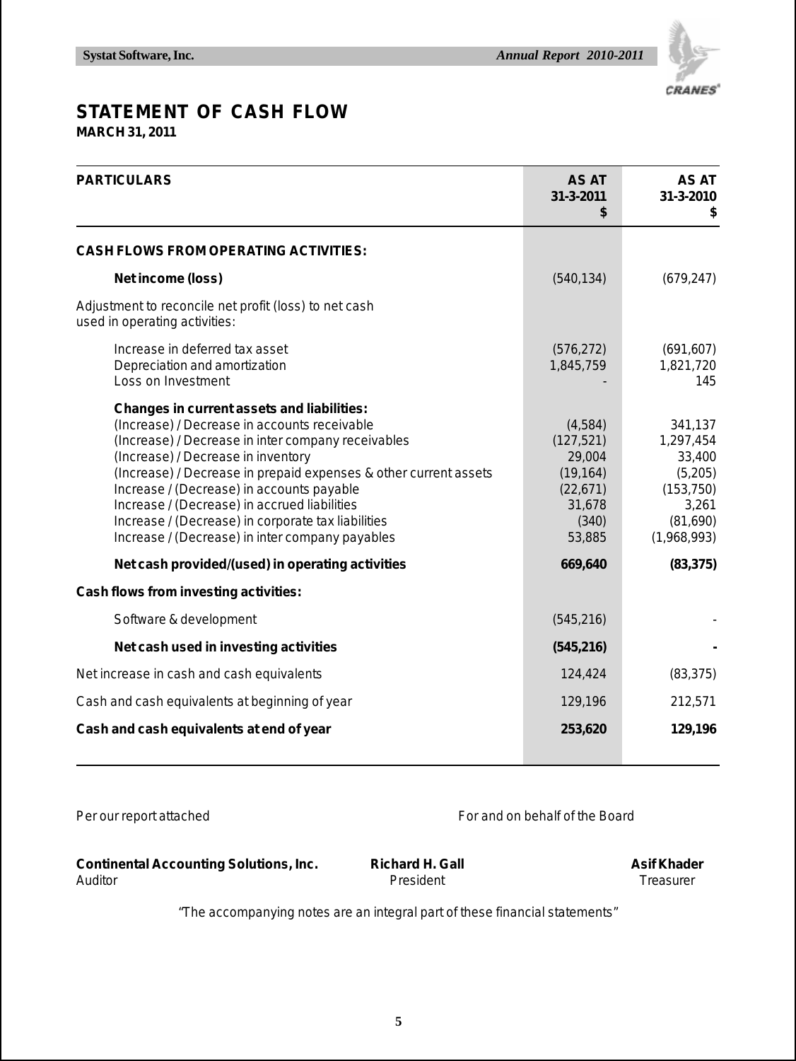# STATEMENT OF CASH FLOW

**MARCH 31, 2011**

| PARTICULARS | AS AT 31-3-2011 $ | AS AT 31-3-2010 $ |
|---|---|---|
| **CASH FLOWS FROM OPERATING ACTIVITIES:** | | |
| **Net income (loss)** | (540,134) | (679,247) |
| Adjustment to reconcile net profit (loss) to net cash used in operating activities: | | |
| Increase in deferred tax asset | (576,272) | (691,607) |
| Depreciation and amortization | 1,845,759 | 1,821,720 |
| Loss on Investment | - | 145 |
| **Changes in current assets and liabilities:** | | |
| (Increase) / Decrease in accounts receivable | (4,584) | 341,137 |
| (Increase) / Decrease in inter company receivables | (127,521) | 1,297,454 |
| (Increase) / Decrease in inventory | 29,004 | 33,400 |
| (Increase) / Decrease in prepaid expenses & other current assets | (19,164) | (5,205) |
| Increase / (Decrease) in accounts payable | (22,671) | (153,750) |
| Increase / (Decrease) in accrued liabilities | 31,678 | 3,261 |
| Increase / (Decrease) in corporate tax liabilities | (340) | (81,690) |
| Increase / (Decrease) in inter company payables | 53,885 | (1,968,993) |
| **Net cash provided/(used) in operating activities** | **669,640** | **(83,375)** |
| **Cash flows from investing activities:** | | |
| Software & development | (545,216) | - |
| **Net cash used in investing activities** | **(545,216)** | **-** |
| Net increase in cash and cash equivalents | 124,424 | (83,375) |
| Cash and cash equivalents at beginning of year | 129,196 | 212,571 |
| **Cash and cash equivalents at end of year** | **253,620** | **129,196** |

Per our report attached

For and on behalf of the Board

**Continental Accounting Solutions, Inc.**
Auditor

**Richard H. Gall**
President

**Asif Khader**
Treasurer

*"The accompanying notes are an integral part of these financial statements"*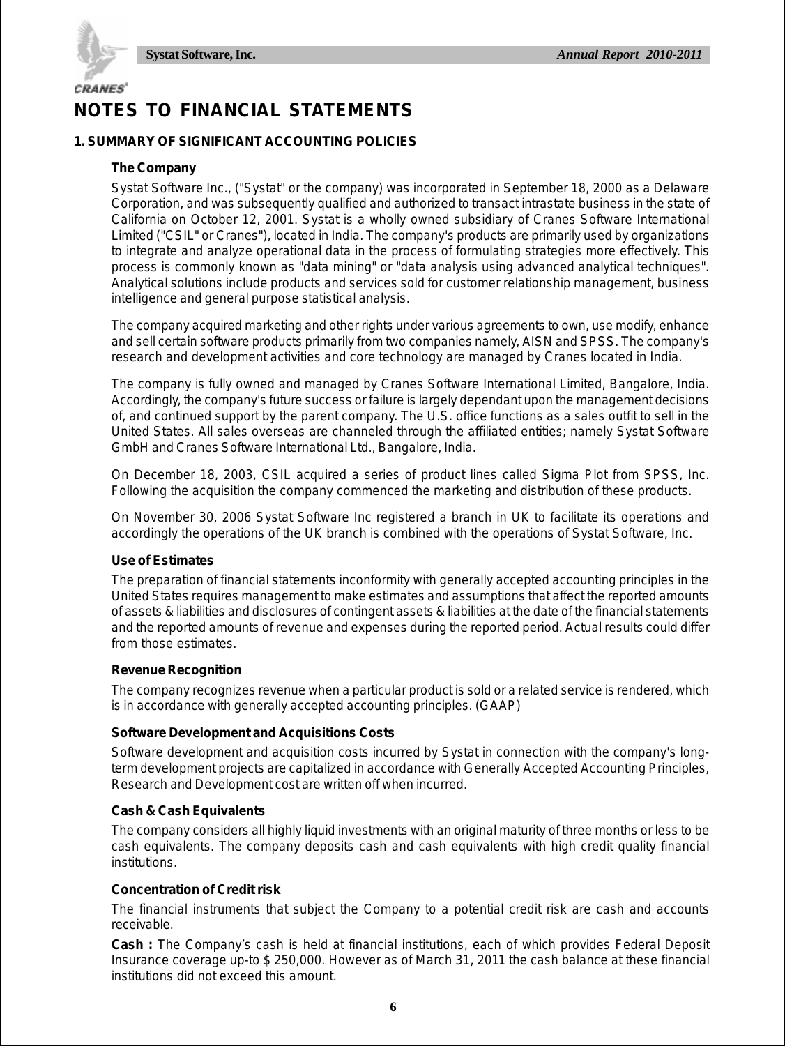# NOTES TO FINANCIAL STATEMENTS

## 1. SUMMARY OF SIGNIFICANT ACCOUNTING POLICIES

### The Company

Systat Software Inc., ("Systat" or the company) was incorporated in September 18, 2000 as a Delaware Corporation, and was subsequently qualified and authorized to transact intrastate business in the state of California on October 12, 2001. Systat is a wholly owned subsidiary of Cranes Software International Limited ("CSIL" or Cranes"), located in India. The company's products are primarily used by organizations to integrate and analyze operational data in the process of formulating strategies more effectively. This process is commonly known as "data mining" or "data analysis using advanced analytical techniques". Analytical solutions include products and services sold for customer relationship management, business intelligence and general purpose statistical analysis.

The company acquired marketing and other rights under various agreements to own, use modify, enhance and sell certain software products primarily from two companies namely, AISN and SPSS. The company's research and development activities and core technology are managed by Cranes located in India.

The company is fully owned and managed by Cranes Software International Limited, Bangalore, India. Accordingly, the company's future success or failure is largely dependant upon the management decisions of, and continued support by the parent company. The U.S. office functions as a sales outfit to sell in the United States. All sales overseas are channeled through the affiliated entities; namely Systat Software GmbH and Cranes Software International Ltd., Bangalore, India.

On December 18, 2003, CSIL acquired a series of product lines called Sigma Plot from SPSS, Inc. Following the acquisition the company commenced the marketing and distribution of these products.

On November 30, 2006 Systat Software Inc registered a branch in UK to facilitate its operations and accordingly the operations of the UK branch is combined with the operations of Systat Software, Inc.

### Use of Estimates

The preparation of financial statements inconformity with generally accepted accounting principles in the United States requires management to make estimates and assumptions that affect the reported amounts of assets & liabilities and disclosures of contingent assets & liabilities at the date of the financial statements and the reported amounts of revenue and expenses during the reported period. Actual results could differ from those estimates.

### Revenue Recognition

The company recognizes revenue when a particular product is sold or a related service is rendered, which is in accordance with generally accepted accounting principles. (GAAP)

### Software Development and Acquisitions Costs

Software development and acquisition costs incurred by Systat in connection with the company's long-term development projects are capitalized in accordance with Generally Accepted Accounting Principles, Research and Development cost are written off when incurred.

### Cash & Cash Equivalents

The company considers all highly liquid investments with an original maturity of three months or less to be cash equivalents. The company deposits cash and cash equivalents with high credit quality financial institutions.

### Concentration of Credit risk

The financial instruments that subject the Company to a potential credit risk are cash and accounts receivable.

**Cash :** The Company's cash is held at financial institutions, each of which provides Federal Deposit Insurance coverage up-to $ 250,000. However as of March 31, 2011 the cash balance at these financial institutions did not exceed this amount.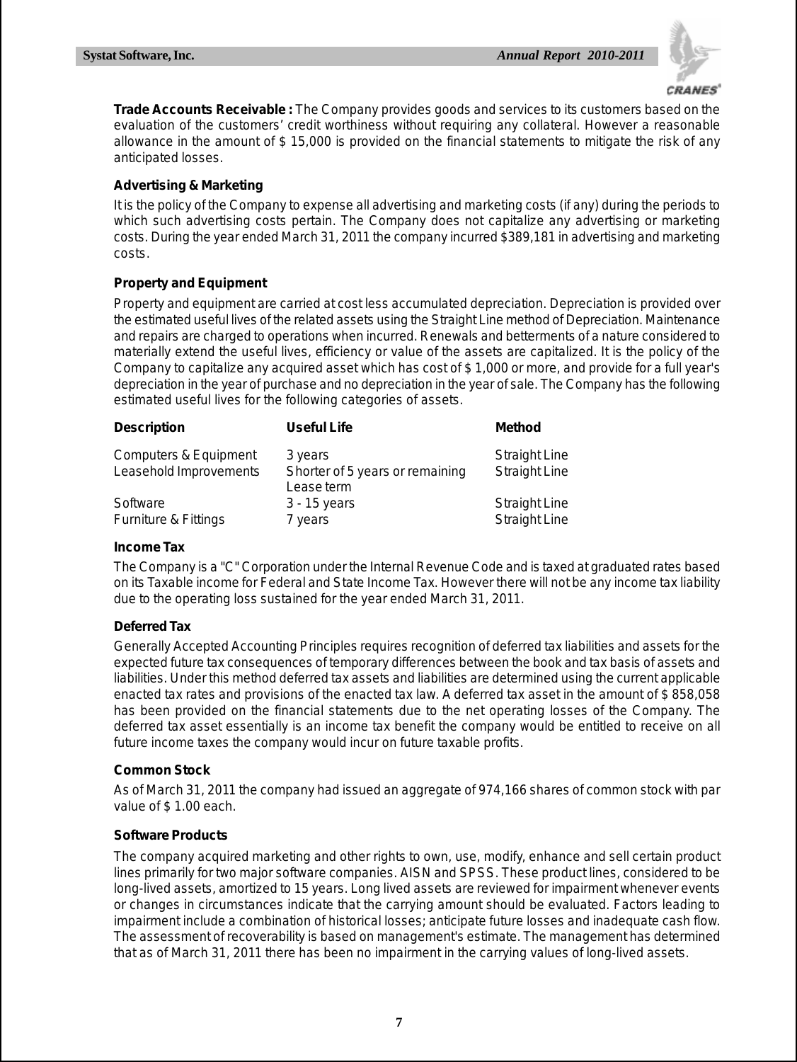**Trade Accounts Receivable :** The Company provides goods and services to its customers based on the evaluation of the customers' credit worthiness without requiring any collateral. However a reasonable allowance in the amount of $ 15,000 is provided on the financial statements to mitigate the risk of any anticipated losses.

### Advertising & Marketing

It is the policy of the Company to expense all advertising and marketing costs (if any) during the periods to which such advertising costs pertain. The Company does not capitalize any advertising or marketing costs. During the year ended March 31, 2011 the company incurred $389,181 in advertising and marketing costs.

### Property and Equipment

Property and equipment are carried at cost less accumulated depreciation. Depreciation is provided over the estimated useful lives of the related assets using the Straight Line method of Depreciation. Maintenance and repairs are charged to operations when incurred. Renewals and betterments of a nature considered to materially extend the useful lives, efficiency or value of the assets are capitalized. It is the policy of the Company to capitalize any acquired asset which has cost of $ 1,000 or more, and provide for a full year's depreciation in the year of purchase and no depreciation in the year of sale. The Company has the following estimated useful lives for the following categories of assets.

| Description | Useful Life | Method |
|---|---|---|
| Computers & Equipment | 3 years | Straight Line |
| Leasehold Improvements | Shorter of 5 years or remaining Lease term | Straight Line |
| Software | 3 - 15 years | Straight Line |
| Furniture & Fittings | 7 years | Straight Line |

### Income Tax

The Company is a "C" Corporation under the Internal Revenue Code and is taxed at graduated rates based on its Taxable income for Federal and State Income Tax. However there will not be any income tax liability due to the operating loss sustained for the year ended March 31, 2011.

### Deferred Tax

Generally Accepted Accounting Principles requires recognition of deferred tax liabilities and assets for the expected future tax consequences of temporary differences between the book and tax basis of assets and liabilities. Under this method deferred tax assets and liabilities are determined using the current applicable enacted tax rates and provisions of the enacted tax law. A deferred tax asset in the amount of $ 858,058 has been provided on the financial statements due to the net operating losses of the Company. The deferred tax asset essentially is an income tax benefit the company would be entitled to receive on all future income taxes the company would incur on future taxable profits.

### Common Stock

As of March 31, 2011 the company had issued an aggregate of 974,166 shares of common stock with par value of $ 1.00 each.

### Software Products

The company acquired marketing and other rights to own, use, modify, enhance and sell certain product lines primarily for two major software companies. AISN and SPSS. These product lines, considered to be long-lived assets, amortized to 15 years. Long lived assets are reviewed for impairment whenever events or changes in circumstances indicate that the carrying amount should be evaluated. Factors leading to impairment include a combination of historical losses; anticipate future losses and inadequate cash flow. The assessment of recoverability is based on management's estimate. The management has determined that as of March 31, 2011 there has been no impairment in the carrying values of long-lived assets.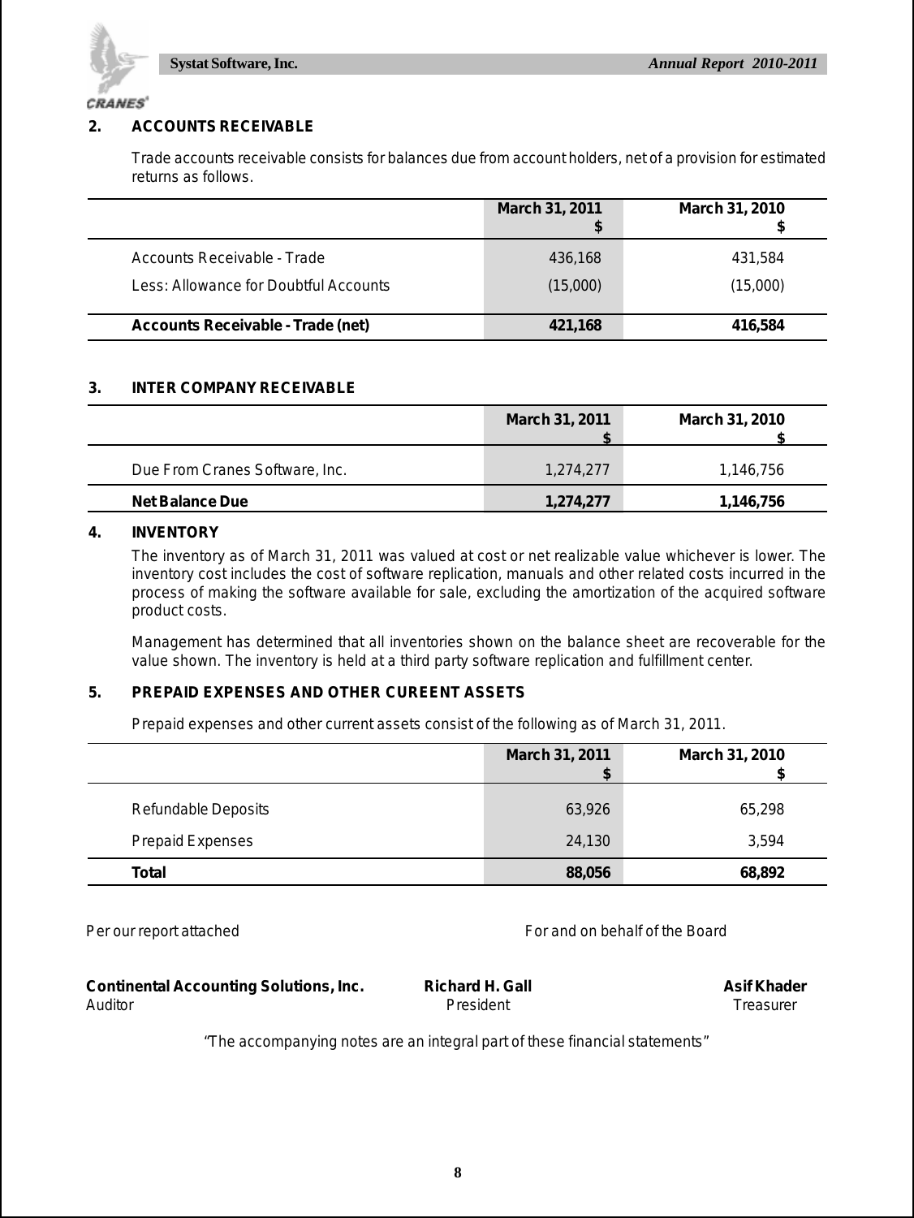## 2. ACCOUNTS RECEIVABLE

Trade accounts receivable consists for balances due from account holders, net of a provision for estimated returns as follows.

| | March 31, 2011<br>$ | March 31, 2010<br>$ |
|---|---|---|
| Accounts Receivable - Trade | 436,168 | 431,584 |
| Less: Allowance for Doubtful Accounts | (15,000) | (15,000) |
| **Accounts Receivable - Trade (net)** | **421,168** | **416,584** |

## 3. INTER COMPANY RECEIVABLE

| | March 31, 2011<br>$ | March 31, 2010<br>$ |
|---|---|---|
| Due From Cranes Software, Inc. | 1,274,277 | 1,146,756 |
| **Net Balance Due** | **1,274,277** | **1,146,756** |

## 4. INVENTORY

The inventory as of March 31, 2011 was valued at cost or net realizable value whichever is lower. The inventory cost includes the cost of software replication, manuals and other related costs incurred in the process of making the software available for sale, excluding the amortization of the acquired software product costs.

Management has determined that all inventories shown on the balance sheet are recoverable for the value shown. The inventory is held at a third party software replication and fulfillment center.

## 5. PREPAID EXPENSES AND OTHER CUREENT ASSETS

Prepaid expenses and other current assets consist of the following as of March 31, 2011.

| | March 31, 2011<br>$ | March 31, 2010<br>$ |
|---|---|---|
| Refundable Deposits | 63,926 | 65,298 |
| Prepaid Expenses | 24,130 | 3,594 |
| **Total** | **88,056** | **68,892** |

Per our report attached

For and on behalf of the Board

**Continental Accounting Solutions, Inc.**
Auditor

**Richard H. Gall**
President

**Asif Khader**
Treasurer

"The accompanying notes are an integral part of these financial statements"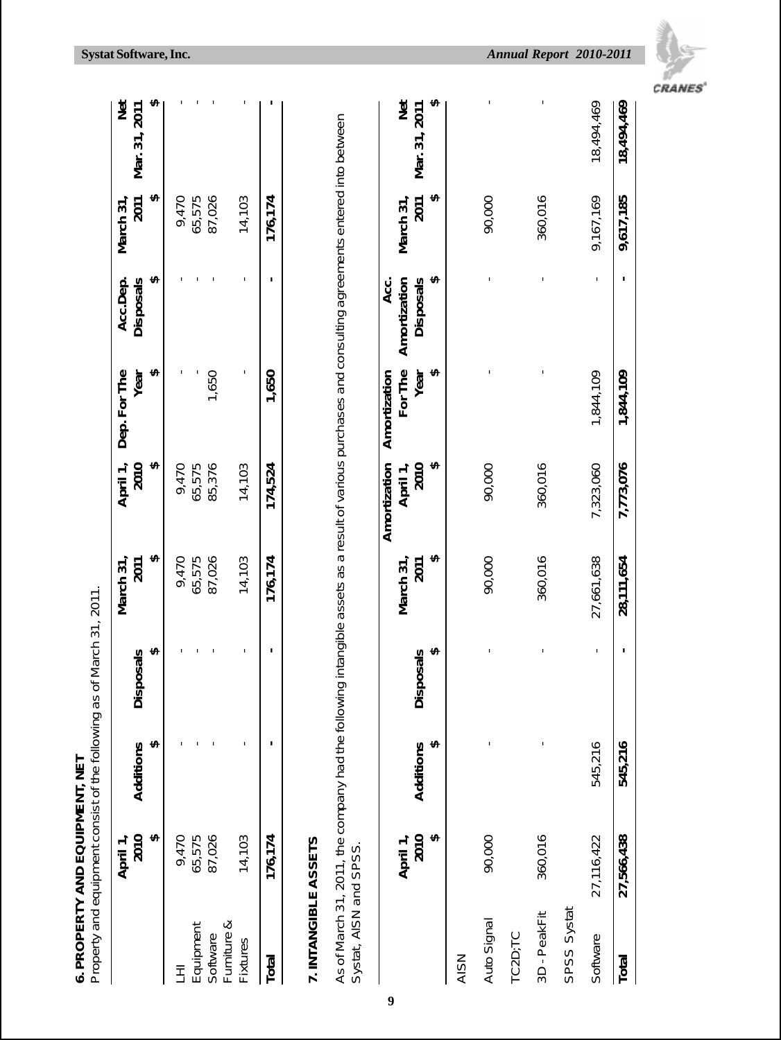**6. PROPERTY AND EQUIPMENT, NET**

Property and equipment consist of the following as of March 31, 2011.

| | April 1, 2010 | Additions | Disposals | March 31, 2011 | April 1, 2010 | Dep. For The Year | Acc.Dep. Disposals | March 31, 2011 | Net Mar. 31, 2011 |
|---|---|---|---|---|---|---|---|---|---|
| | $ | $ | $ | $ | $ | $ | $ | $ | $ |
| LHI | 9,470 | - | - | 9,470 | 9,470 | - | - | 9,470 | - |
| Equipment | 65,575 | - | - | 65,575 | 65,575 | - | - | 65,575 | - |
| Software | 87,026 | - | - | 87,026 | 85,376 | 1,650 | - | 87,026 | - |
| Furniture & Fixtures | 14,103 | - | - | 14,103 | 14,103 | - | - | 14,103 | - |
| **Total** | **176,174** | **-** | **-** | **176,174** | **174,524** | **1,650** | **-** | **176,174** | **-** |

**7. INTANGIBLE ASSETS**

As of March 31, 2011, the company had the following intangible assets as a result of various purchases and consulting agreements entered into between Systat, AISN and SPSS.

| | April 1, 2010 | Additions | Disposals | March 31, 2011 | Amortization April 1, 2010 | Amortization For The Year | Acc. Amortization Disposals | March 31, 2011 | Net Mar. 31, 2011 |
|---|---|---|---|---|---|---|---|---|---|
| | $ | $ | $ | $ | $ | $ | $ | $ | $ |
| AISN Auto Signal | 90,000 | - | - | 90,000 | 90,000 | - | - | 90,000 | - |
| TC2D;TC 3D - PeakFit | 360,016 | - | - | 360,016 | 360,016 | - | - | 360,016 | - |
| SPSS Systat Software | 27,116,422 | 545,216 | - | 27,661,638 | 7,323,060 | 1,844,109 | - | 9,167,169 | 18,494,469 |
| **Total** | **27,566,438** | **545,216** | **-** | **28,111,654** | **7,773,076** | **1,844,109** | **-** | **9,617,185** | **18,494,469** |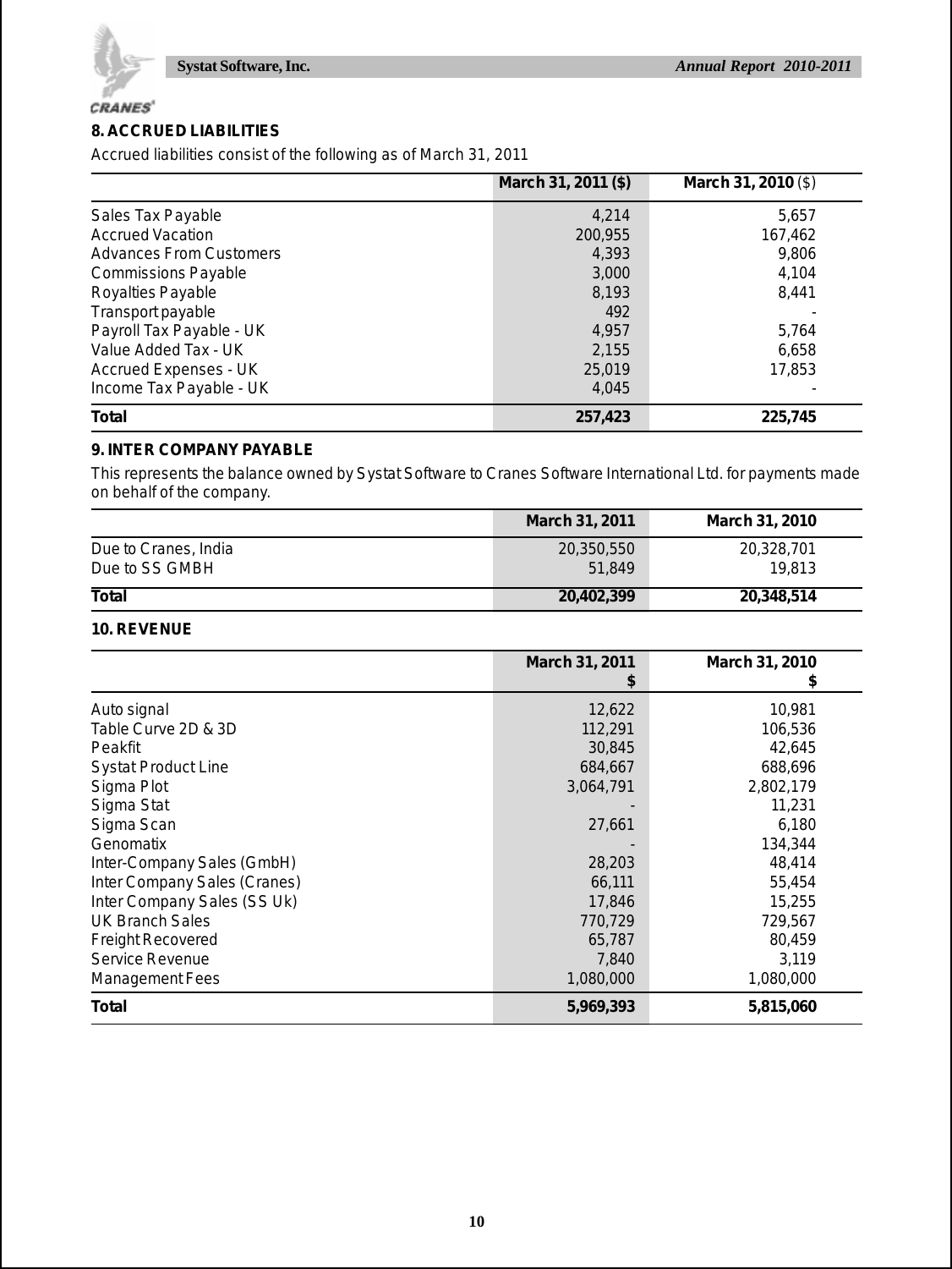## 8. ACCRUED LIABILITIES

Accrued liabilities consist of the following as of March 31, 2011

| | March 31, 2011 ($) | March 31, 2010 ($) |
|---|---|---|
| Sales Tax Payable | 4,214 | 5,657 |
| Accrued Vacation | 200,955 | 167,462 |
| Advances From Customers | 4,393 | 9,806 |
| Commissions Payable | 3,000 | 4,104 |
| Royalties Payable | 8,193 | 8,441 |
| Transport payable | 492 | - |
| Payroll Tax Payable - UK | 4,957 | 5,764 |
| Value Added Tax - UK | 2,155 | 6,658 |
| Accrued Expenses - UK | 25,019 | 17,853 |
| Income Tax Payable - UK | 4,045 | - |
| **Total** | **257,423** | **225,745** |

## 9. INTER COMPANY PAYABLE

This represents the balance owned by Systat Software to Cranes Software International Ltd. for payments made on behalf of the company.

| | March 31, 2011 | March 31, 2010 |
|---|---|---|
| Due to Cranes, India | 20,350,550 | 20,328,701 |
| Due to SS GMBH | 51,849 | 19,813 |
| **Total** | **20,402,399** | **20,348,514** |

## 10. REVENUE

| | March 31, 2011 $ | March 31, 2010 $ |
|---|---|---|
| Auto signal | 12,622 | 10,981 |
| Table Curve 2D & 3D | 112,291 | 106,536 |
| Peakfit | 30,845 | 42,645 |
| Systat Product Line | 684,667 | 688,696 |
| Sigma Plot | 3,064,791 | 2,802,179 |
| Sigma Stat | - | 11,231 |
| Sigma Scan | 27,661 | 6,180 |
| Genomatix | - | 134,344 |
| Inter-Company Sales (GmbH) | 28,203 | 48,414 |
| Inter Company Sales (Cranes) | 66,111 | 55,454 |
| Inter Company Sales (SS Uk) | 17,846 | 15,255 |
| UK Branch Sales | 770,729 | 729,567 |
| Freight Recovered | 65,787 | 80,459 |
| Service Revenue | 7,840 | 3,119 |
| Management Fees | 1,080,000 | 1,080,000 |
| **Total** | **5,969,393** | **5,815,060** |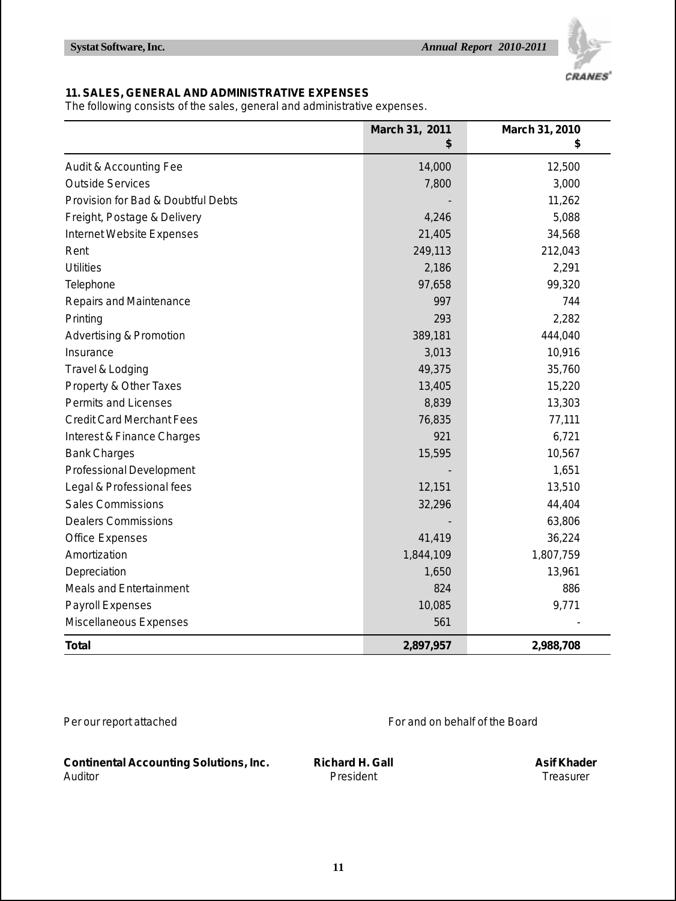### 11. SALES, GENERAL AND ADMINISTRATIVE EXPENSES

The following consists of the sales, general and administrative expenses.

| | March 31, 2011 $ | March 31, 2010 $ |
|---|---:|---:|
| Audit & Accounting Fee | 14,000 | 12,500 |
| Outside Services | 7,800 | 3,000 |
| Provision for Bad & Doubtful Debts | - | 11,262 |
| Freight, Postage & Delivery | 4,246 | 5,088 |
| Internet Website Expenses | 21,405 | 34,568 |
| Rent | 249,113 | 212,043 |
| Utilities | 2,186 | 2,291 |
| Telephone | 97,658 | 99,320 |
| Repairs and Maintenance | 997 | 744 |
| Printing | 293 | 2,282 |
| Advertising & Promotion | 389,181 | 444,040 |
| Insurance | 3,013 | 10,916 |
| Travel & Lodging | 49,375 | 35,760 |
| Property & Other Taxes | 13,405 | 15,220 |
| Permits and Licenses | 8,839 | 13,303 |
| Credit Card Merchant Fees | 76,835 | 77,111 |
| Interest & Finance Charges | 921 | 6,721 |
| Bank Charges | 15,595 | 10,567 |
| Professional Development | - | 1,651 |
| Legal & Professional fees | 12,151 | 13,510 |
| Sales Commissions | 32,296 | 44,404 |
| Dealers Commissions | - | 63,806 |
| Office Expenses | 41,419 | 36,224 |
| Amortization | 1,844,109 | 1,807,759 |
| Depreciation | 1,650 | 13,961 |
| Meals and Entertainment | 824 | 886 |
| Payroll Expenses | 10,085 | 9,771 |
| Miscellaneous Expenses | 561 | - |
| **Total** | **2,897,957** | **2,988,708** |

Per our report attached

For and on behalf of the Board

**Continental Accounting Solutions, Inc.**
Auditor

**Richard H. Gall**
President

**Asif Khader**
Treasurer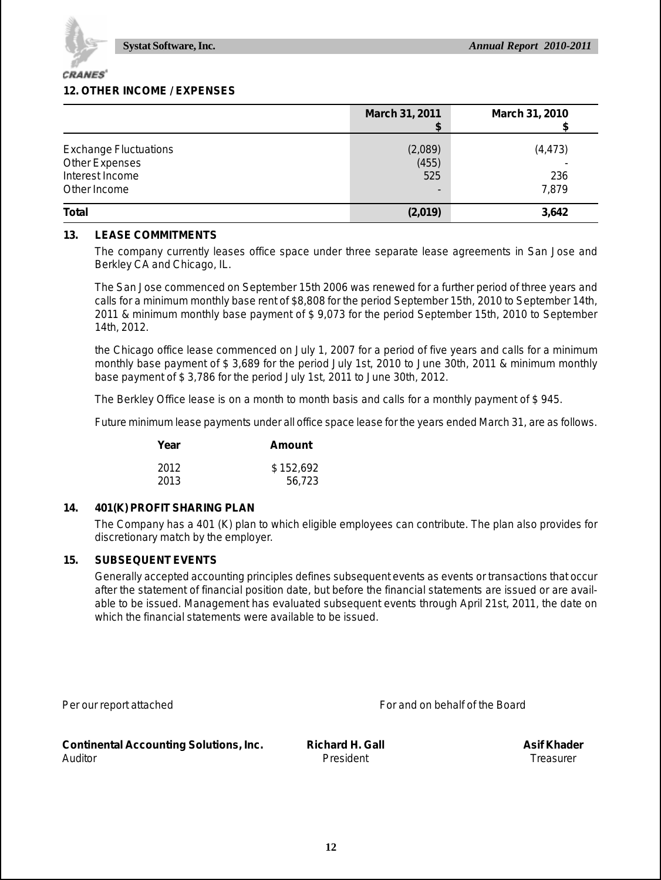## 12. OTHER INCOME / EXPENSES

| | March 31, 2011 $ | March 31, 2010 $ |
|---|---|---|
| Exchange Fluctuations | (2,089) | (4,473) |
| Other Expenses | (455) | - |
| Interest Income | 525 | 236 |
| Other Income | - | 7,879 |
| **Total** | **(2,019)** | **3,642** |

## 13. LEASE COMMITMENTS

The company currently leases office space under three separate lease agreements in San Jose and Berkley CA and Chicago, IL.

The San Jose commenced on September 15th 2006 was renewed for a further period of three years and calls for a minimum monthly base rent of $8,808 for the period September 15th, 2010 to September 14th, 2011 & minimum monthly base payment of $ 9,073 for the period September 15th, 2010 to September 14th, 2012.

the Chicago office lease commenced on July 1, 2007 for a period of five years and calls for a minimum monthly base payment of $ 3,689 for the period July 1st, 2010 to June 30th, 2011 & minimum monthly base payment of $ 3,786 for the period July 1st, 2011 to June 30th, 2012.

The Berkley Office lease is on a month to month basis and calls for a monthly payment of $ 945.

Future minimum lease payments under all office space lease for the years ended March 31, are as follows.

| Year | Amount |
|---|---|
| 2012 | $ 152,692 |
| 2013 | 56,723 |

## 14. 401(K) PROFIT SHARING PLAN

The Company has a 401 (K) plan to which eligible employees can contribute. The plan also provides for discretionary match by the employer.

## 15. SUBSEQUENT EVENTS

Generally accepted accounting principles defines subsequent events as events or transactions that occur after the statement of financial position date, but before the financial statements are issued or are available to be issued. Management has evaluated subsequent events through April 21st, 2011, the date on which the financial statements were available to be issued.

Per our report attached

For and on behalf of the Board

**Continental Accounting Solutions, Inc.**
Auditor

**Richard H. Gall**
President

**Asif Khader**
Treasurer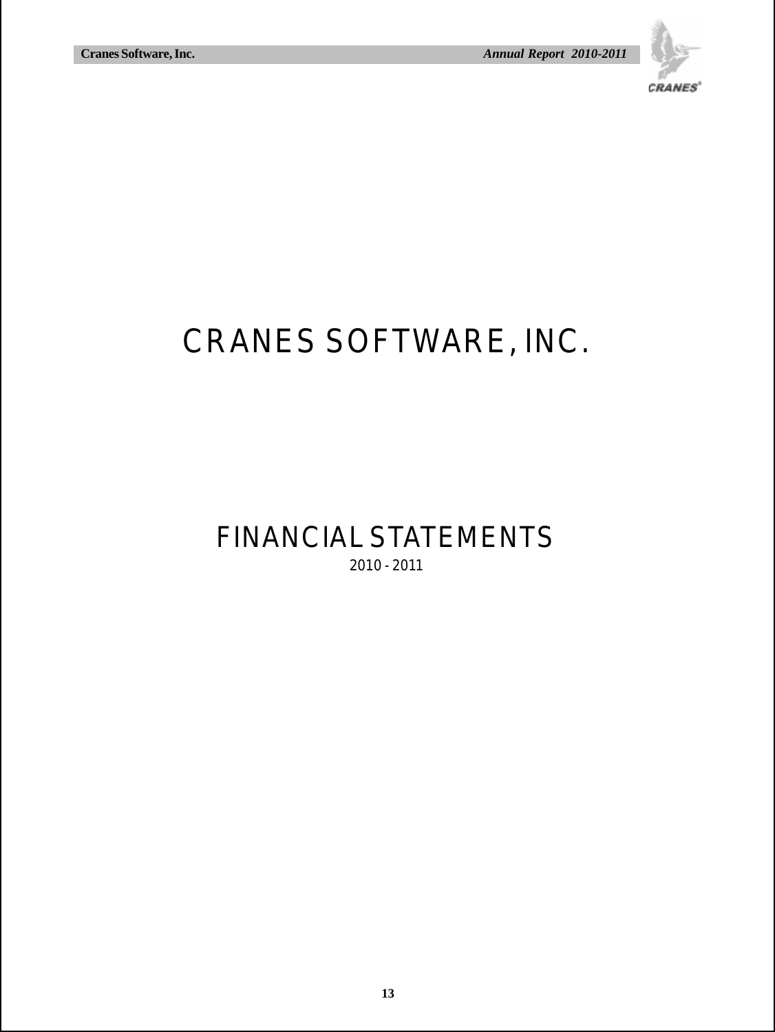# CRANES SOFTWARE, INC.

## FINANCIAL STATEMENTS

2010 - 2011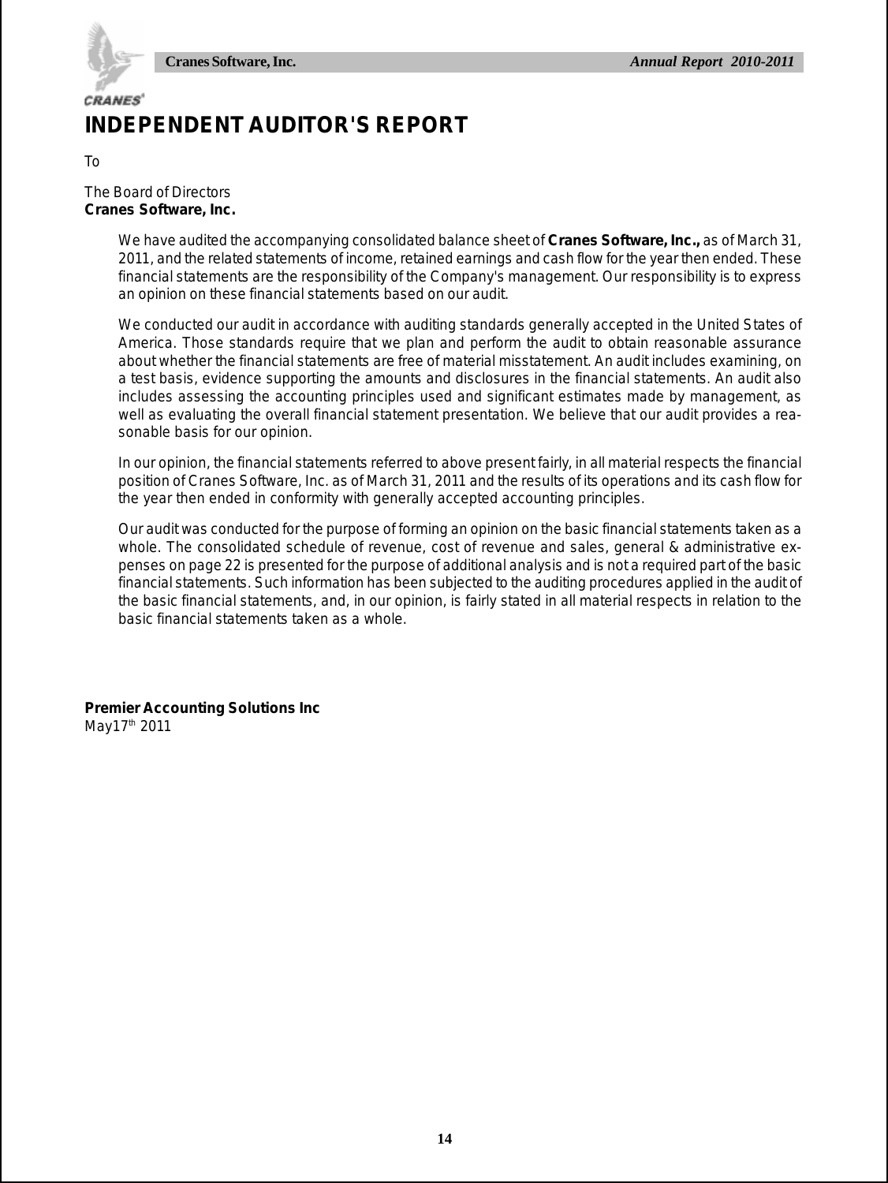# INDEPENDENT AUDITOR'S REPORT

To

The Board of Directors
**Cranes Software, Inc.**

We have audited the accompanying consolidated balance sheet of **Cranes Software, Inc.,** as of March 31, 2011, and the related statements of income, retained earnings and cash flow for the year then ended. These financial statements are the responsibility of the Company's management. Our responsibility is to express an opinion on these financial statements based on our audit.

We conducted our audit in accordance with auditing standards generally accepted in the United States of America. Those standards require that we plan and perform the audit to obtain reasonable assurance about whether the financial statements are free of material misstatement. An audit includes examining, on a test basis, evidence supporting the amounts and disclosures in the financial statements. An audit also includes assessing the accounting principles used and significant estimates made by management, as well as evaluating the overall financial statement presentation. We believe that our audit provides a reasonable basis for our opinion.

In our opinion, the financial statements referred to above present fairly, in all material respects the financial position of Cranes Software, Inc. as of March 31, 2011 and the results of its operations and its cash flow for the year then ended in conformity with generally accepted accounting principles.

Our audit was conducted for the purpose of forming an opinion on the basic financial statements taken as a whole. The consolidated schedule of revenue, cost of revenue and sales, general & administrative expenses on page 22 is presented for the purpose of additional analysis and is not a required part of the basic financial statements. Such information has been subjected to the auditing procedures applied in the audit of the basic financial statements, and, in our opinion, is fairly stated in all material respects in relation to the basic financial statements taken as a whole.

**Premier Accounting Solutions Inc**
May17th 2011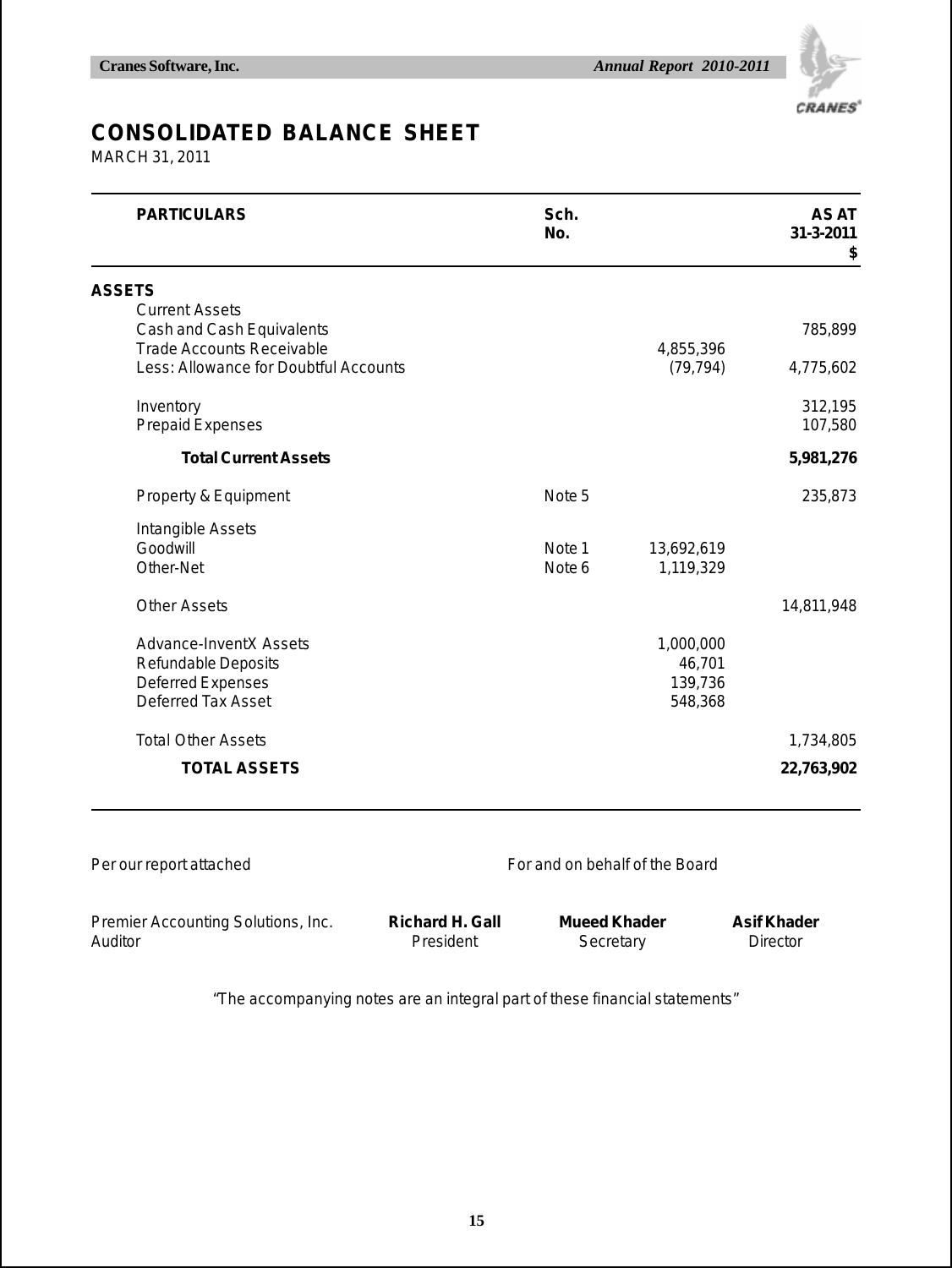# CONSOLIDATED BALANCE SHEET

MARCH 31, 2011

| PARTICULARS | Sch. No. | | AS AT 31-3-2011 $ |
|---|---|---|---|
| **ASSETS** | | | |
| Current Assets | | | |
| Cash and Cash Equivalents | | | 785,899 |
| Trade Accounts Receivable | | 4,855,396 | |
| Less: Allowance for Doubtful Accounts | | (79,794) | 4,775,602 |
| Inventory | | | 312,195 |
| Prepaid Expenses | | | 107,580 |
| **Total Current Assets** | | | **5,981,276** |
| Property & Equipment | Note 5 | | 235,873 |
| Intangible Assets | | | |
| Goodwill | Note 1 | 13,692,619 | |
| Other-Net | Note 6 | 1,119,329 | |
| Other Assets | | | 14,811,948 |
| Advance-InventX Assets | | 1,000,000 | |
| Refundable Deposits | | 46,701 | |
| Deferred Expenses | | 139,736 | |
| Deferred Tax Asset | | 548,368 | |
| Total Other Assets | | | 1,734,805 |
| **TOTAL ASSETS** | | | **22,763,902** |

Per our report attached

For and on behalf of the Board

| Premier Accounting Solutions, Inc. | **Richard H. Gall** | **Mueed Khader** | **Asif Khader** |
|---|---|---|---|
| Auditor | President | Secretary | Director |

"The accompanying notes are an integral part of these financial statements"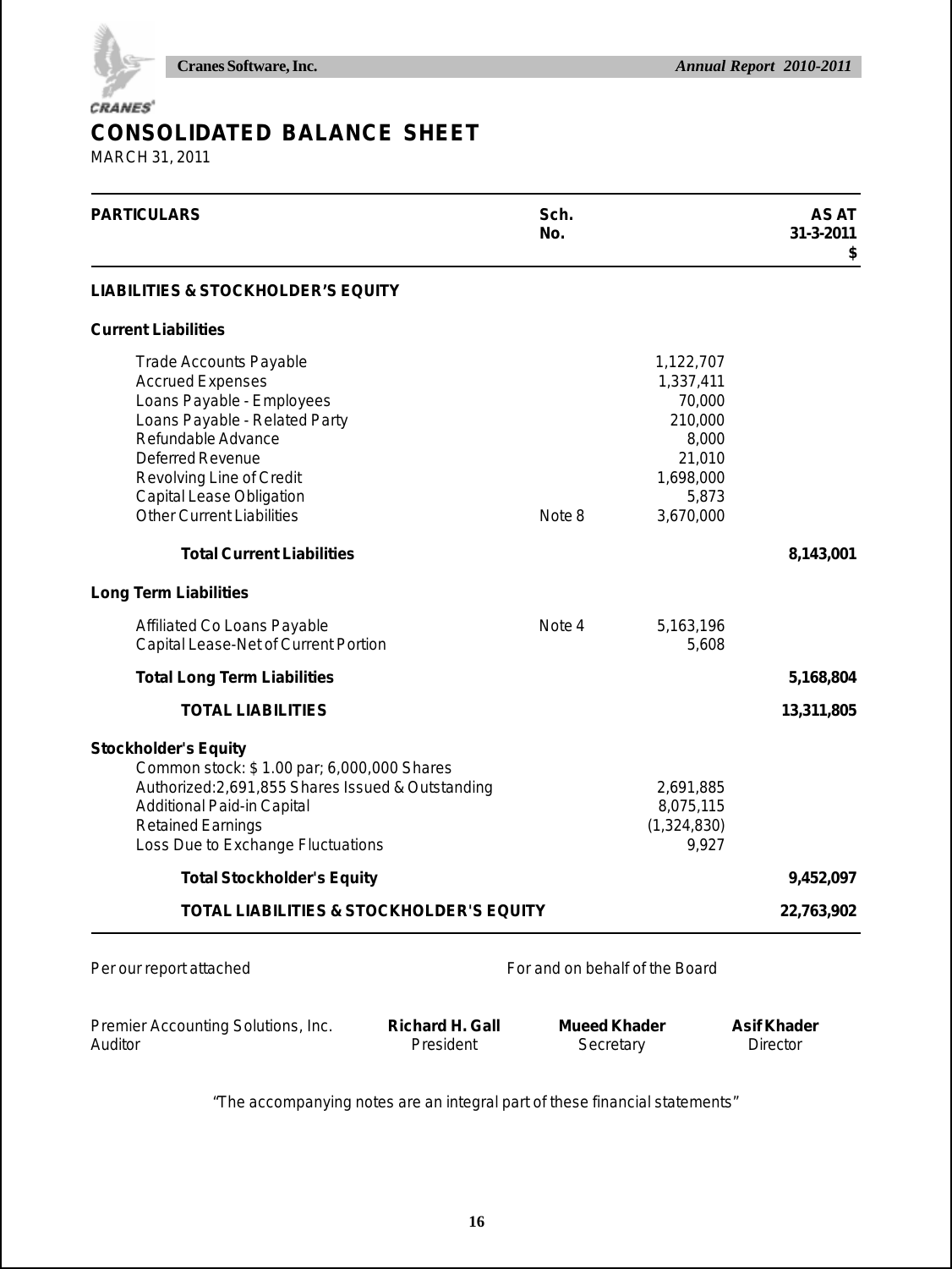# CONSOLIDATED BALANCE SHEET

MARCH 31, 2011

| PARTICULARS | Sch. No. | | AS AT 31-3-2011 $ |
|---|---|---|---|
| **LIABILITIES & STOCKHOLDER'S EQUITY** | | | |
| **Current Liabilities** | | | |
| Trade Accounts Payable | | 1,122,707 | |
| Accrued Expenses | | 1,337,411 | |
| Loans Payable - Employees | | 70,000 | |
| Loans Payable - Related Party | | 210,000 | |
| Refundable Advance | | 8,000 | |
| Deferred Revenue | | 21,010 | |
| Revolving Line of Credit | | 1,698,000 | |
| Capital Lease Obligation | | 5,873 | |
| Other Current Liabilities | Note 8 | 3,670,000 | |
| **Total Current Liabilities** | | | **8,143,001** |
| **Long Term Liabilities** | | | |
| Affiliated Co Loans Payable | Note 4 | 5,163,196 | |
| Capital Lease-Net of Current Portion | | 5,608 | |
| **Total Long Term Liabilities** | | | **5,168,804** |
| **TOTAL LIABILITIES** | | | **13,311,805** |
| **Stockholder's Equity** | | | |
| Common stock: $ 1.00 par; 6,000,000 Shares Authorized:2,691,855 Shares Issued & Outstanding | | 2,691,885 | |
| Additional Paid-in Capital | | 8,075,115 | |
| Retained Earnings | | (1,324,830) | |
| Loss Due to Exchange Fluctuations | | 9,927 | |
| **Total Stockholder's Equity** | | | **9,452,097** |
| **TOTAL LIABILITIES & STOCKHOLDER'S EQUITY** | | | **22,763,902** |

Per our report attached

For and on behalf of the Board

| Premier Accounting Solutions, Inc. | **Richard H. Gall** | **Mueed Khader** | **Asif Khader** |
|---|---|---|---|
| Auditor | President | Secretary | Director |

"The accompanying notes are an integral part of these financial statements"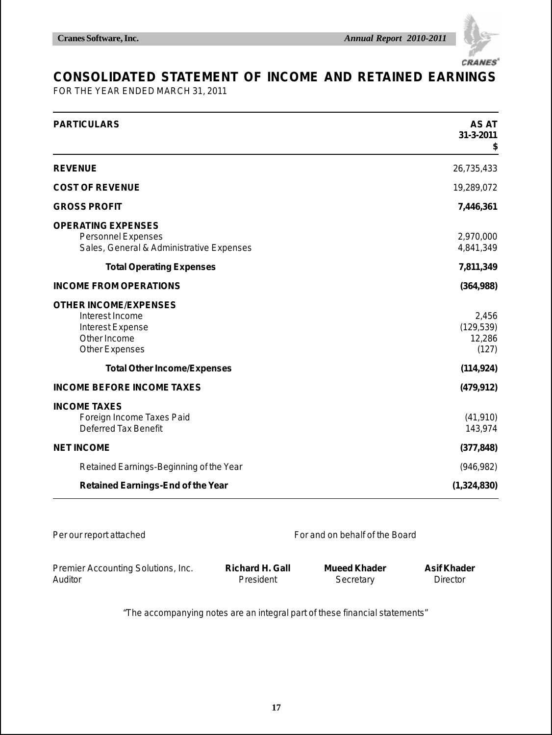# CONSOLIDATED STATEMENT OF INCOME AND RETAINED EARNINGS

FOR THE YEAR ENDED MARCH 31, 2011

| PARTICULARS | AS AT 31-3-2011 $ |
|---|---|
| **REVENUE** | 26,735,433 |
| **COST OF REVENUE** | 19,289,072 |
| **GROSS PROFIT** | **7,446,361** |
| **OPERATING EXPENSES** | |
| Personnel Expenses | 2,970,000 |
| Sales, General & Administrative Expenses | 4,841,349 |
| **Total Operating Expenses** | **7,811,349** |
| **INCOME FROM OPERATIONS** | **(364,988)** |
| **OTHER INCOME/EXPENSES** | |
| Interest Income | 2,456 |
| Interest Expense | (129,539) |
| Other Income | 12,286 |
| Other Expenses | (127) |
| **Total Other Income/Expenses** | **(114,924)** |
| **INCOME BEFORE INCOME TAXES** | **(479,912)** |
| **INCOME TAXES** | |
| Foreign Income Taxes Paid | (41,910) |
| Deferred Tax Benefit | 143,974 |
| **NET INCOME** | **(377,848)** |
| Retained Earnings-Beginning of the Year | (946,982) |
| **Retained Earnings-End of the Year** | **(1,324,830)** |

Per our report attached

For and on behalf of the Board

Premier Accounting Solutions, Inc.
Auditor

**Richard H. Gall**
President

**Mueed Khader**
Secretary

**Asif Khader**
Director

"The accompanying notes are an integral part of these financial statements"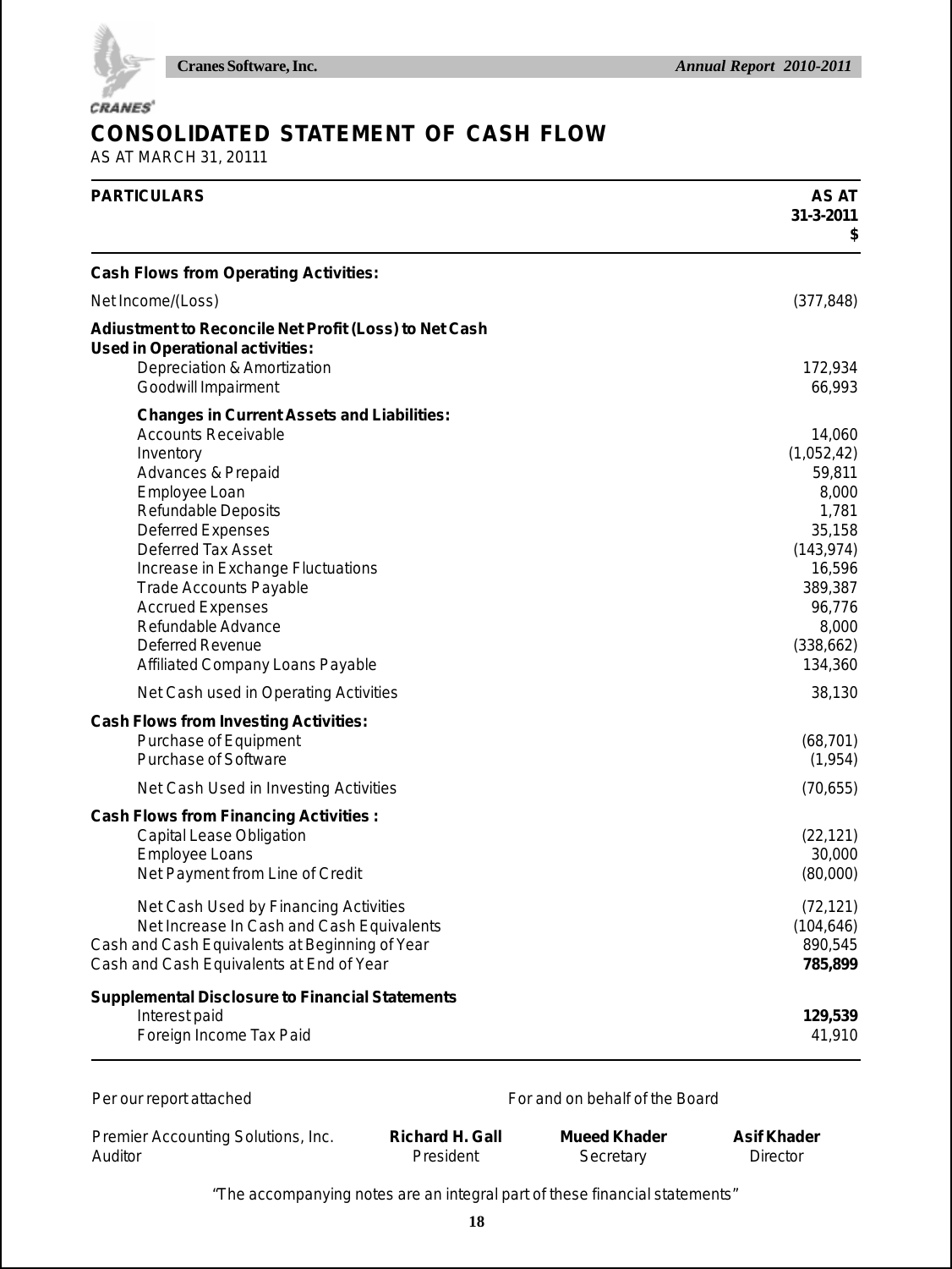# CONSOLIDATED STATEMENT OF CASH FLOW

AS AT MARCH 31, 20111

| PARTICULARS | AS AT 31-3-2011 $ |
|---|---|
| **Cash Flows from Operating Activities:** | |
| Net Income/(Loss) | (377,848) |
| **Adiustment to Reconcile Net Profit (Loss) to Net Cash Used in Operational activities:** | |
| Depreciation & Amortization | 172,934 |
| Goodwill Impairment | 66,993 |
| **Changes in Current Assets and Liabilities:** | |
| Accounts Receivable | 14,060 |
| Inventory | (1,052,42) |
| Advances & Prepaid | 59,811 |
| Employee Loan | 8,000 |
| Refundable Deposits | 1,781 |
| Deferred Expenses | 35,158 |
| Deferred Tax Asset | (143,974) |
| Increase in Exchange Fluctuations | 16,596 |
| Trade Accounts Payable | 389,387 |
| Accrued Expenses | 96,776 |
| Refundable Advance | 8,000 |
| Deferred Revenue | (338,662) |
| Affiliated Company Loans Payable | 134,360 |
| Net Cash used in Operating Activities | 38,130 |
| **Cash Flows from Investing Activities:** | |
| Purchase of Equipment | (68,701) |
| Purchase of Software | (1,954) |
| Net Cash Used in Investing Activities | (70,655) |
| **Cash Flows from Financing Activities :** | |
| Capital Lease Obligation | (22,121) |
| Employee Loans | 30,000 |
| Net Payment from Line of Credit | (80,000) |
| Net Cash Used by Financing Activities | (72,121) |
| Net Increase In Cash and Cash Equivalents | (104,646) |
| Cash and Cash Equivalents at Beginning of Year | 890,545 |
| Cash and Cash Equivalents at End of Year | **785,899** |
| **Supplemental Disclosure to Financial Statements** | |
| Interest paid | **129,539** |
| Foreign Income Tax Paid | 41,910 |

Per our report attached

For and on behalf of the Board

| | | | |
|---|---|---|---|
| Premier Accounting Solutions, Inc. | **Richard H. Gall** | **Mueed Khader** | **Asif Khader** |
| Auditor | President | Secretary | Director |

"The accompanying notes are an integral part of these financial statements"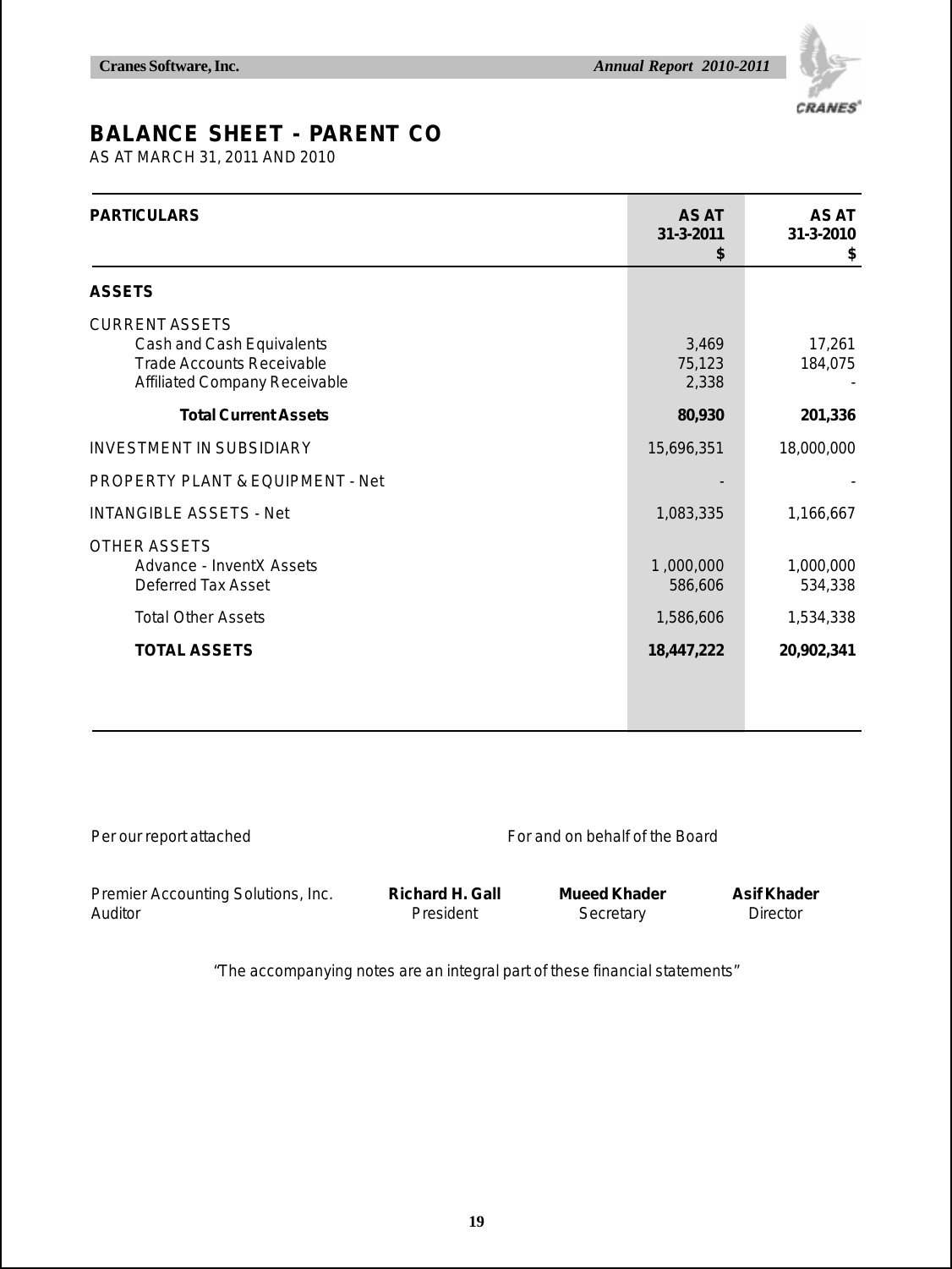# BALANCE SHEET - PARENT CO

AS AT MARCH 31, 2011 AND 2010

| PARTICULARS | AS AT 31-3-2011 $ | AS AT 31-3-2010 $ |
|---|---|---|
| **ASSETS** | | |
| CURRENT ASSETS | | |
| Cash and Cash Equivalents | 3,469 | 17,261 |
| Trade Accounts Receivable | 75,123 | 184,075 |
| Affiliated Company Receivable | 2,338 | - |
| **Total Current Assets** | **80,930** | **201,336** |
| INVESTMENT IN SUBSIDIARY | 15,696,351 | 18,000,000 |
| PROPERTY PLANT & EQUIPMENT - Net | - | - |
| INTANGIBLE ASSETS - Net | 1,083,335 | 1,166,667 |
| OTHER ASSETS | | |
| Advance - InventX Assets | 1 ,000,000 | 1,000,000 |
| Deferred Tax Asset | 586,606 | 534,338 |
| Total Other Assets | 1,586,606 | 1,534,338 |
| **TOTAL ASSETS** | **18,447,222** | **20,902,341** |

Per our report attached

For and on behalf of the Board

| Premier Accounting Solutions, Inc. | **Richard H. Gall** | **Mueed Khader** | **Asif Khader** |
|---|---|---|---|
| Auditor | President | Secretary | Director |

*"The accompanying notes are an integral part of these financial statements"*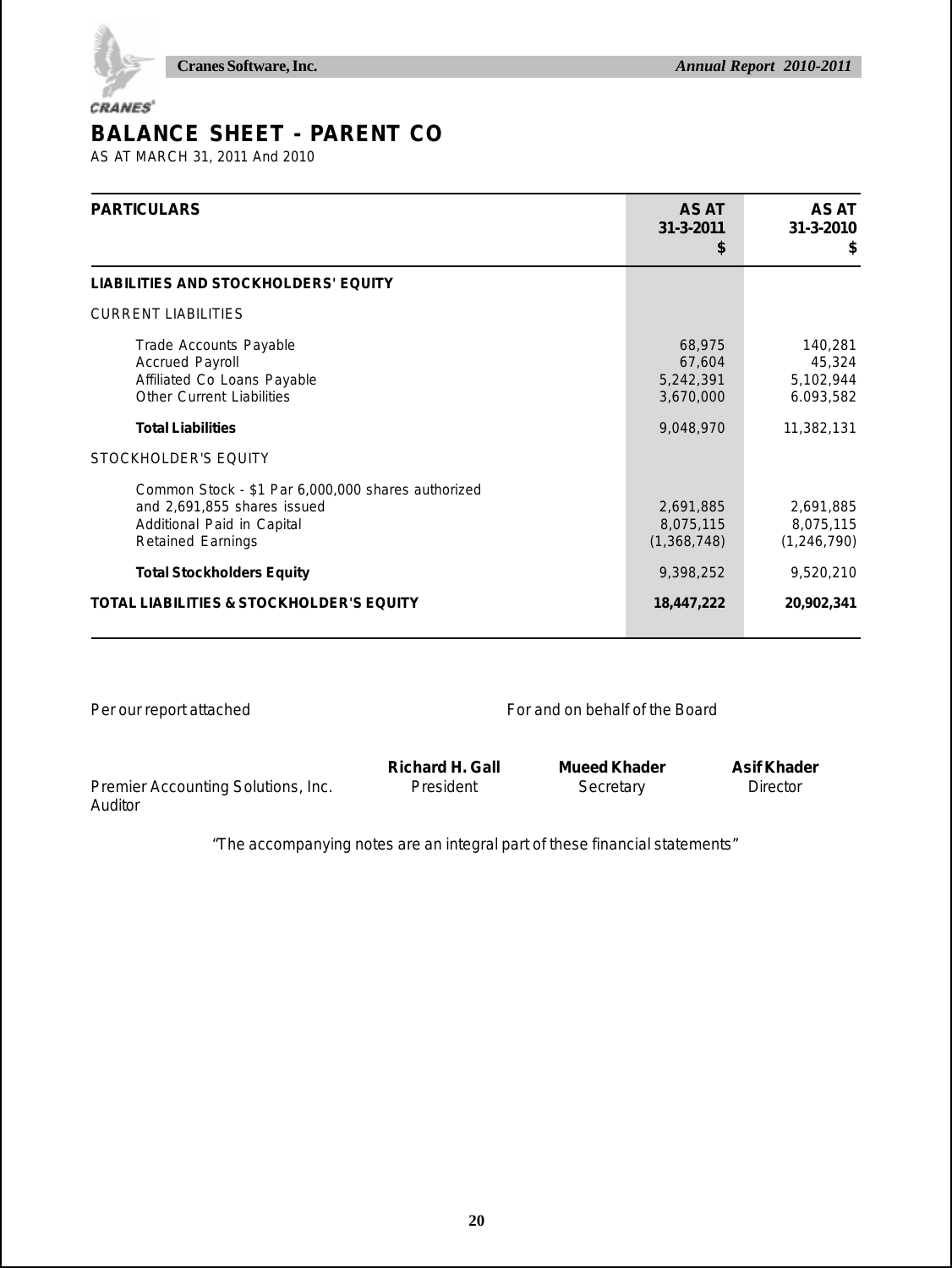# BALANCE SHEET - PARENT CO

AS AT MARCH 31, 2011 And 2010

| PARTICULARS | AS AT 31-3-2011 $ | AS AT 31-3-2010 $ |
|---|---|---|
| **LIABILITIES AND STOCKHOLDERS' EQUITY** | | |
| CURRENT LIABILITIES | | |
| Trade Accounts Payable | 68,975 | 140,281 |
| Accrued Payroll | 67,604 | 45,324 |
| Affiliated Co Loans Payable | 5,242,391 | 5,102,944 |
| Other Current Liabilities | 3,670,000 | 6.093,582 |
| **Total Liabilities** | 9,048,970 | 11,382,131 |
| STOCKHOLDER'S EQUITY | | |
| Common Stock - $1 Par 6,000,000 shares authorized and 2,691,855 shares issued | 2,691,885 | 2,691,885 |
| Additional Paid in Capital | 8,075,115 | 8,075,115 |
| Retained Earnings | (1,368,748) | (1,246,790) |
| **Total Stockholders Equity** | 9,398,252 | 9,520,210 |
| **TOTAL LIABILITIES & STOCKHOLDER'S EQUITY** | **18,447,222** | **20,902,341** |

Per our report attached

For and on behalf of the Board

| | **Richard H. Gall** | **Mueed Khader** | **Asif Khader** |
|---|---|---|---|
| Premier Accounting Solutions, Inc. Auditor | President | Secretary | Director |

"The accompanying notes are an integral part of these financial statements"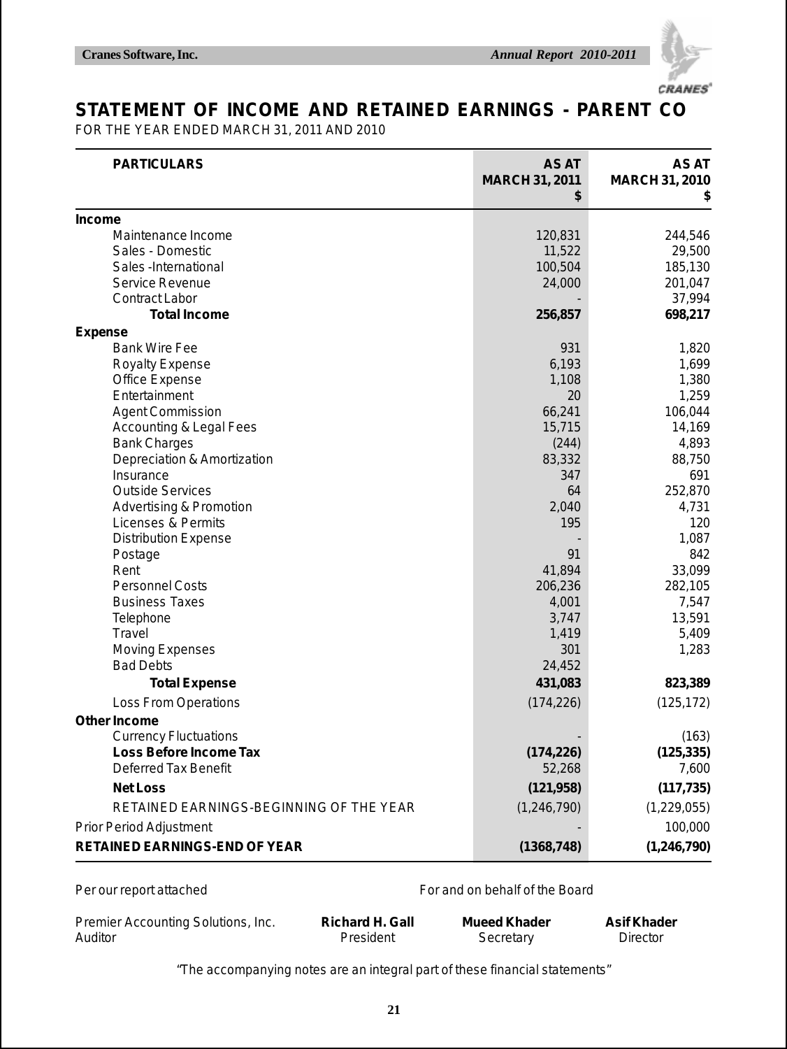# STATEMENT OF INCOME AND RETAINED EARNINGS - PARENT CO

FOR THE YEAR ENDED MARCH 31, 2011 AND 2010

| PARTICULARS | AS AT MARCH 31, 2011 $ | AS AT MARCH 31, 2010 $ |
|---|---|---|
| **Income** | | |
| Maintenance Income | 120,831 | 244,546 |
| Sales - Domestic | 11,522 | 29,500 |
| Sales -International | 100,504 | 185,130 |
| Service Revenue | 24,000 | 201,047 |
| Contract Labor | - | 37,994 |
| **Total Income** | **256,857** | **698,217** |
| **Expense** | | |
| Bank Wire Fee | 931 | 1,820 |
| Royalty Expense | 6,193 | 1,699 |
| Office Expense | 1,108 | 1,380 |
| Entertainment | 20 | 1,259 |
| Agent Commission | 66,241 | 106,044 |
| Accounting & Legal Fees | 15,715 | 14,169 |
| Bank Charges | (244) | 4,893 |
| Depreciation & Amortization | 83,332 | 88,750 |
| Insurance | 347 | 691 |
| Outside Services | 64 | 252,870 |
| Advertising & Promotion | 2,040 | 4,731 |
| Licenses & Permits | 195 | 120 |
| Distribution Expense | - | 1,087 |
| Postage | 91 | 842 |
| Rent | 41,894 | 33,099 |
| Personnel Costs | 206,236 | 282,105 |
| Business Taxes | 4,001 | 7,547 |
| Telephone | 3,747 | 13,591 |
| Travel | 1,419 | 5,409 |
| Moving Expenses | 301 | 1,283 |
| Bad Debts | 24,452 | |
| **Total Expense** | **431,083** | **823,389** |
| Loss From Operations | (174,226) | (125,172) |
| **Other Income** | | |
| Currency Fluctuations | - | (163) |
| **Loss Before Income Tax** | **(174,226)** | **(125,335)** |
| Deferred Tax Benefit | 52,268 | 7,600 |
| **Net Loss** | **(121,958)** | **(117,735)** |
| RETAINED EARNINGS-BEGINNING OF THE YEAR | (1,246,790) | (1,229,055) |
| Prior Period Adjustment | - | 100,000 |
| **RETAINED EARNINGS-END OF YEAR** | **(1368,748)** | **(1,246,790)** |

Per our report attached

For and on behalf of the Board

Premier Accounting Solutions, Inc.
Auditor

**Richard H. Gall**
President

**Mueed Khader**
Secretary

**Asif Khader**
Director

"The accompanying notes are an integral part of these financial statements"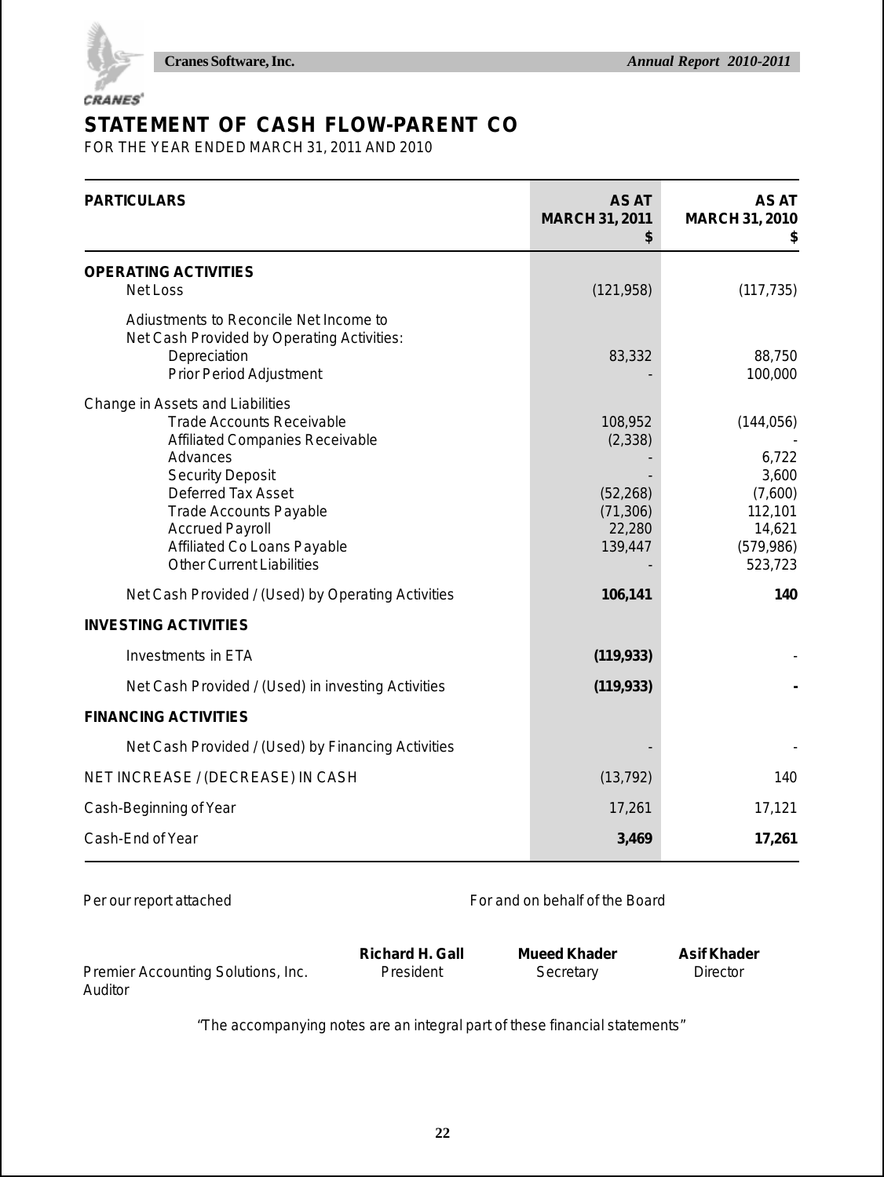# STATEMENT OF CASH FLOW-PARENT CO

FOR THE YEAR ENDED MARCH 31, 2011 AND 2010

| PARTICULARS | AS AT MARCH 31, 2011 $ | AS AT MARCH 31, 2010 $ |
|---|---|---|
| **OPERATING ACTIVITIES** | | |
| Net Loss | (121,958) | (117,735) |
| Adjustments to Reconcile Net Income to Net Cash Provided by Operating Activities: | | |
| Depreciation | 83,332 | 88,750 |
| Prior Period Adjustment | - | 100,000 |
| Change in Assets and Liabilities | | |
| Trade Accounts Receivable | 108,952 | (144,056) |
| Affiliated Companies Receivable | (2,338) | - |
| Advances | - | 6,722 |
| Security Deposit | - | 3,600 |
| Deferred Tax Asset | (52,268) | (7,600) |
| Trade Accounts Payable | (71,306) | 112,101 |
| Accrued Payroll | 22,280 | 14,621 |
| Affiliated Co Loans Payable | 139,447 | (579,986) |
| Other Current Liabilities | - | 523,723 |
| Net Cash Provided / (Used) by Operating Activities | **106,141** | **140** |
| **INVESTING ACTIVITIES** | | |
| Investments in ETA | **(119,933)** | - |
| Net Cash Provided / (Used) in investing Activities | **(119,933)** | **-** |
| **FINANCING ACTIVITIES** | | |
| Net Cash Provided / (Used) by Financing Activities | - | - |
| NET INCREASE / (DECREASE) IN CASH | (13,792) | 140 |
| Cash-Beginning of Year | 17,261 | 17,121 |
| Cash-End of Year | **3,469** | **17,261** |

Per our report attached

For and on behalf of the Board

Premier Accounting Solutions, Inc.
Auditor

**Richard H. Gall**
President

**Mueed Khader**
Secretary

**Asif Khader**
Director

"The accompanying notes are an integral part of these financial statements"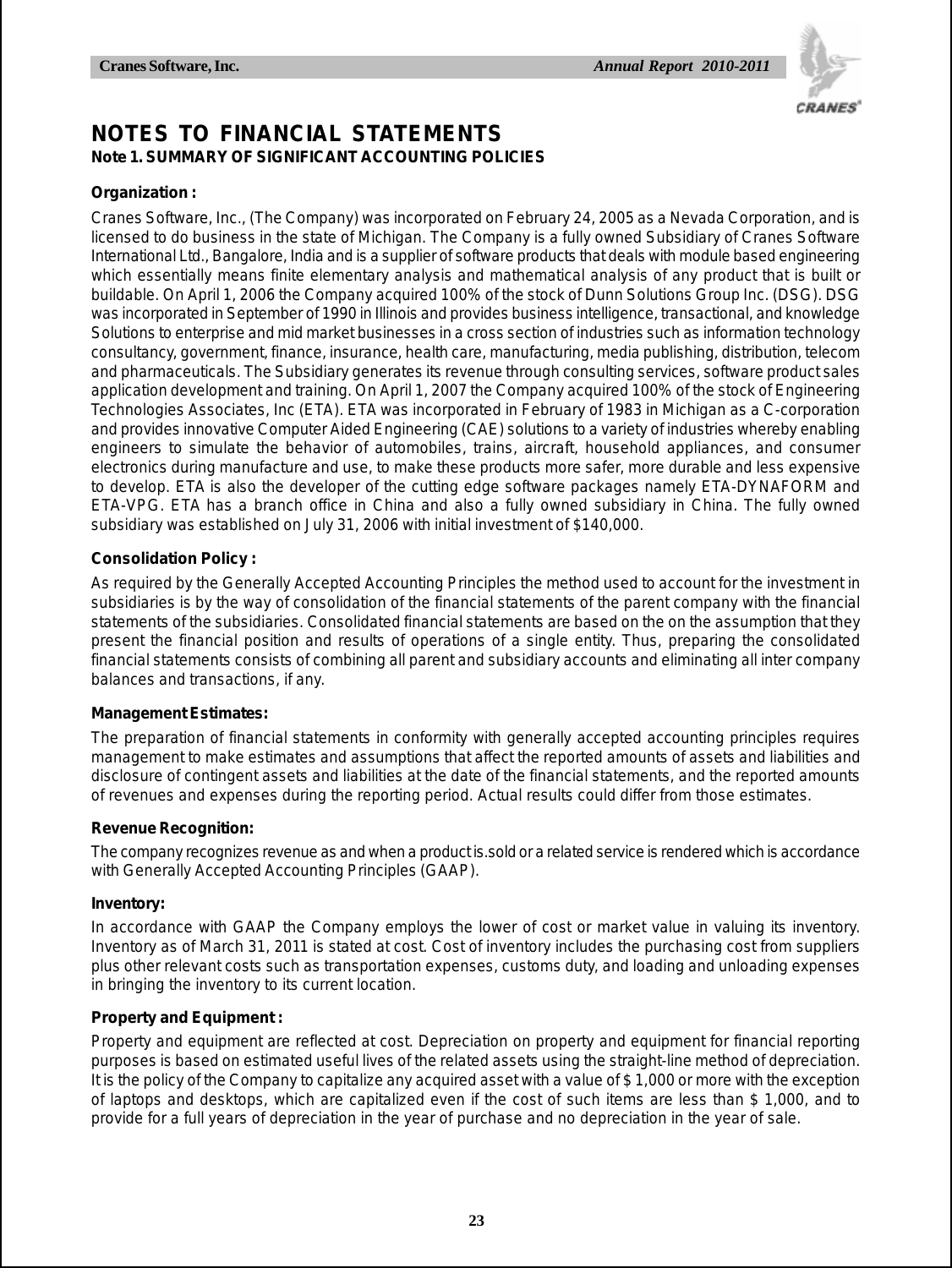# NOTES TO FINANCIAL STATEMENTS

## Note 1. SUMMARY OF SIGNIFICANT ACCOUNTING POLICIES

**Organization :**

Cranes Software, Inc., (The Company) was incorporated on February 24, 2005 as a Nevada Corporation, and is licensed to do business in the state of Michigan. The Company is a fully owned Subsidiary of Cranes Software International Ltd., Bangalore, India and is a supplier of software products that deals with module based engineering which essentially means finite elementary analysis and mathematical analysis of any product that is built or buildable. On April 1, 2006 the Company acquired 100% of the stock of Dunn Solutions Group Inc. (DSG). DSG was incorporated in September of 1990 in Illinois and provides business intelligence, transactional, and knowledge Solutions to enterprise and mid market businesses in a cross section of industries such as information technology consultancy, government, finance, insurance, health care, manufacturing, media publishing, distribution, telecom and pharmaceuticals. The Subsidiary generates its revenue through consulting services, software product sales application development and training. On April 1, 2007 the Company acquired 100% of the stock of Engineering Technologies Associates, Inc (ETA). ETA was incorporated in February of 1983 in Michigan as a C-corporation and provides innovative Computer Aided Engineering (CAE) solutions to a variety of industries whereby enabling engineers to simulate the behavior of automobiles, trains, aircraft, household appliances, and consumer electronics during manufacture and use, to make these products more safer, more durable and less expensive to develop. ETA is also the developer of the cutting edge software packages namely ETA-DYNAFORM and ETA-VPG. ETA has a branch office in China and also a fully owned subsidiary in China. The fully owned subsidiary was established on July 31, 2006 with initial investment of $140,000.

**Consolidation Policy :**

As required by the Generally Accepted Accounting Principles the method used to account for the investment in subsidiaries is by the way of consolidation of the financial statements of the parent company with the financial statements of the subsidiaries. Consolidated financial statements are based on the on the assumption that they present the financial position and results of operations of a single entity. Thus, preparing the consolidated financial statements consists of combining all parent and subsidiary accounts and eliminating all inter company balances and transactions, if any.

**Management Estimates:**

The preparation of financial statements in conformity with generally accepted accounting principles requires management to make estimates and assumptions that affect the reported amounts of assets and liabilities and disclosure of contingent assets and liabilities at the date of the financial statements, and the reported amounts of revenues and expenses during the reporting period. Actual results could differ from those estimates.

**Revenue Recognition:**

The company recognizes revenue as and when a product is.sold or a related service is rendered which is accordance with Generally Accepted Accounting Principles (GAAP).

**Inventory:**

In accordance with GAAP the Company employs the lower of cost or market value in valuing its inventory. Inventory as of March 31, 2011 is stated at cost. Cost of inventory includes the purchasing cost from suppliers plus other relevant costs such as transportation expenses, customs duty, and loading and unloading expenses in bringing the inventory to its current location.

**Property and Equipment :**

Property and equipment are reflected at cost. Depreciation on property and equipment for financial reporting purposes is based on estimated useful lives of the related assets using the straight-line method of depreciation. It is the policy of the Company to capitalize any acquired asset with a value of $ 1,000 or more with the exception of laptops and desktops, which are capitalized even if the cost of such items are less than $ 1,000, and to provide for a full years of depreciation in the year of purchase and no depreciation in the year of sale.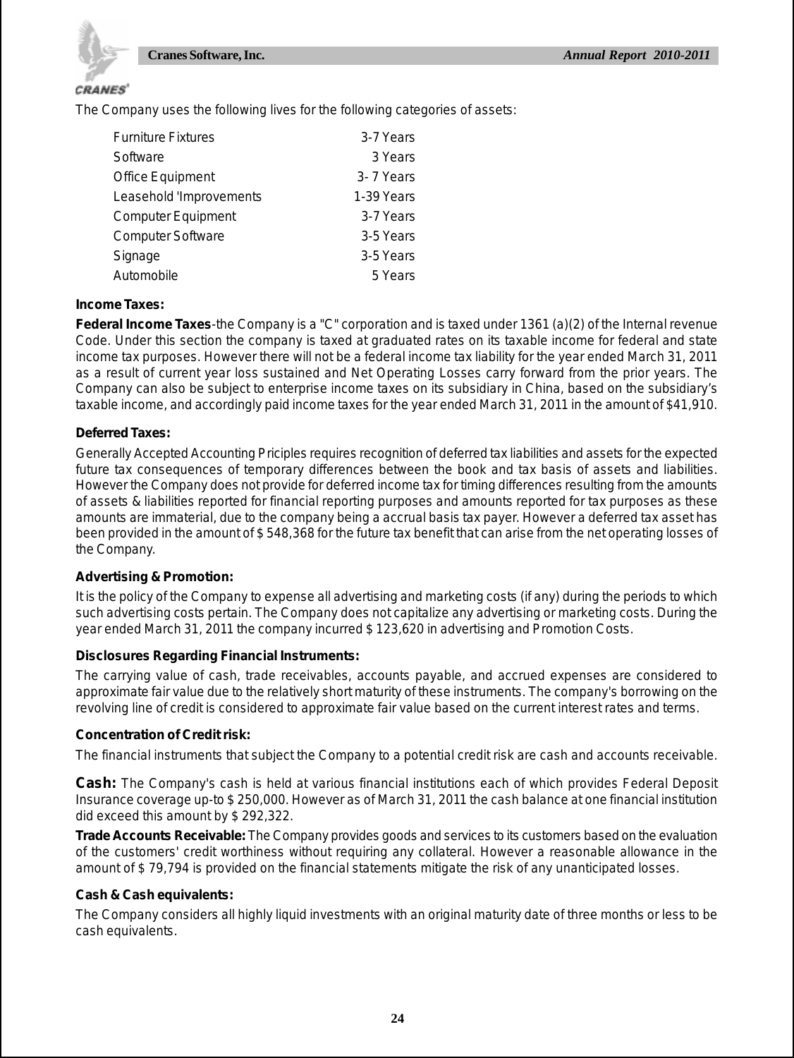The Company uses the following lives for the following categories of assets:

| | |
|---|---|
| Furniture Fixtures | 3-7 Years |
| Software | 3 Years |
| Office Equipment | 3- 7 Years |
| Leasehold 'Improvements | 1-39 Years |
| Computer Equipment | 3-7 Years |
| Computer Software | 3-5 Years |
| Signage | 3-5 Years |
| Automobile | 5 Years |

**Income Taxes:**

**Federal Income Taxes**-the Company is a "C" corporation and is taxed under 1361 (a)(2) of the Internal revenue Code. Under this section the company is taxed at graduated rates on its taxable income for federal and state income tax purposes. However there will not be a federal income tax liability for the year ended March 31, 2011 as a result of current year loss sustained and Net Operating Losses carry forward from the prior years. The Company can also be subject to enterprise income taxes on its subsidiary in China, based on the subsidiary's taxable income, and accordingly paid income taxes for the year ended March 31, 2011 in the amount of $41,910.

**Deferred Taxes:**

Generally Accepted Accounting Priciples requires recognition of deferred tax liabilities and assets for the expected future tax consequences of temporary differences between the book and tax basis of assets and liabilities. However the Company does not provide for deferred income tax for timing differences resulting from the amounts of assets & liabilities reported for financial reporting purposes and amounts reported for tax purposes as these amounts are immaterial, due to the company being a accrual basis tax payer. However a deferred tax asset has been provided in the amount of $ 548,368 for the future tax benefit that can arise from the net operating losses of the Company.

**Advertising & Promotion:**

It is the policy of the Company to expense all advertising and marketing costs (if any) during the periods to which such advertising costs pertain. The Company does not capitalize any advertising or marketing costs. During the year ended March 31, 2011 the company incurred $ 123,620 in advertising and Promotion Costs.

**Disclosures Regarding Financial Instruments:**

The carrying value of cash, trade receivables, accounts payable, and accrued expenses are considered to approximate fair value due to the relatively short maturity of these instruments. The company's borrowing on the revolving line of credit is considered to approximate fair value based on the current interest rates and terms.

**Concentration of Credit risk:**

The financial instruments that subject the Company to a potential credit risk are cash and accounts receivable.

**Cash:** The Company's cash is held at various financial institutions each of which provides Federal Deposit Insurance coverage up-to $ 250,000. However as of March 31, 2011 the cash balance at one financial institution did exceed this amount by $ 292,322.

**Trade Accounts Receivable:** The Company provides goods and services to its customers based on the evaluation of the customers' credit worthiness without requiring any collateral. However a reasonable allowance in the amount of $ 79,794 is provided on the financial statements mitigate the risk of any unanticipated losses.

**Cash & Cash equivalents:**

The Company considers all highly liquid investments with an original maturity date of three months or less to be cash equivalents.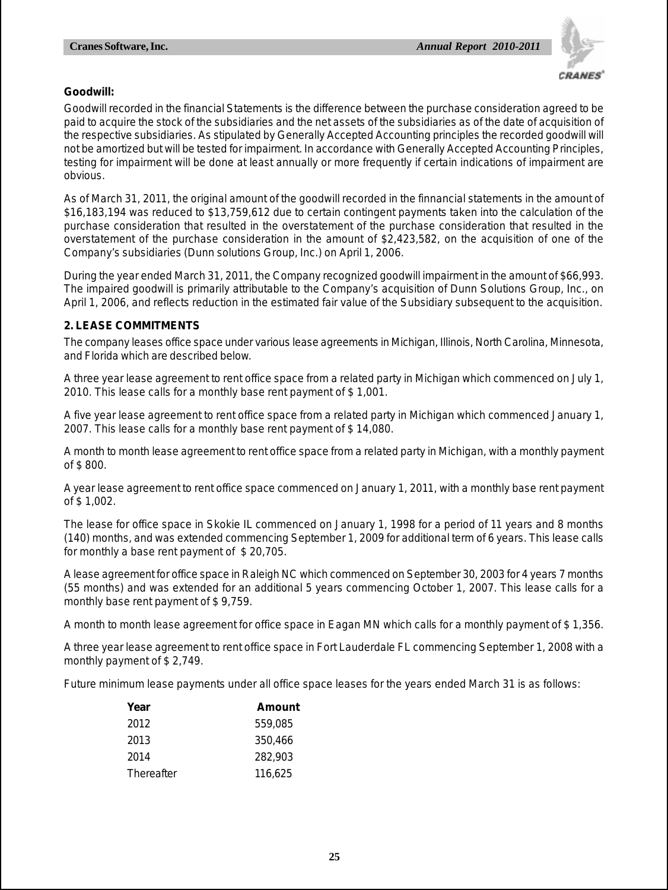**Goodwill:**

Goodwill recorded in the financial Statements is the difference between the purchase consideration agreed to be paid to acquire the stock of the subsidiaries and the net assets of the subsidiaries as of the date of acquisition of the respective subsidiaries. As stipulated by Generally Accepted Accounting principles the recorded goodwill will not be amortized but will be tested for impairment. In accordance with Generally Accepted Accounting Principles, testing for impairment will be done at least annually or more frequently if certain indications of impairment are obvious.

As of March 31, 2011, the original amount of the goodwill recorded in the finnancial statements in the amount of $16,183,194 was reduced to $13,759,612 due to certain contingent payments taken into the calculation of the purchase consideration that resulted in the overstatement of the purchase consideration that resulted in the overstatement of the purchase consideration in the amount of $2,423,582, on the acquisition of one of the Company's subsidiaries (Dunn solutions Group, Inc.) on April 1, 2006.

During the year ended March 31, 2011, the Company recognized goodwill impairment in the amount of $66,993. The impaired goodwill is primarily attributable to the Company's acquisition of Dunn Solutions Group, Inc., on April 1, 2006, and reflects reduction in the estimated fair value of the Subsidiary subsequent to the acquisition.

**2. LEASE COMMITMENTS**

The company leases office space under various lease agreements in Michigan, Illinois, North Carolina, Minnesota, and Florida which are described below.

A three year lease agreement to rent office space from a related party in Michigan which commenced on July 1, 2010. This lease calls for a monthly base rent payment of $ 1,001.

A five year lease agreement to rent office space from a related party in Michigan which commenced January 1, 2007. This lease calls for a monthly base rent payment of $ 14,080.

A month to month lease agreement to rent office space from a related party in Michigan, with a monthly payment of $ 800.

A year lease agreement to rent office space commenced on January 1, 2011, with a monthly base rent payment of $ 1,002.

The lease for office space in Skokie IL commenced on January 1, 1998 for a period of 11 years and 8 months (140) months, and was extended commencing September 1, 2009 for additional term of 6 years. This lease calls for monthly a base rent payment of $ 20,705.

A lease agreement for office space in Raleigh NC which commenced on September 30, 2003 for 4 years 7 months (55 months) and was extended for an additional 5 years commencing October 1, 2007. This lease calls for a monthly base rent payment of $ 9,759.

A month to month lease agreement for office space in Eagan MN which calls for a monthly payment of $ 1,356.

A three year lease agreement to rent office space in Fort Lauderdale FL commencing September 1, 2008 with a monthly payment of $ 2,749.

Future minimum lease payments under all office space leases for the years ended March 31 is as follows:

| Year | Amount |
|---|---|
| 2012 | 559,085 |
| 2013 | 350,466 |
| 2014 | 282,903 |
| Thereafter | 116,625 |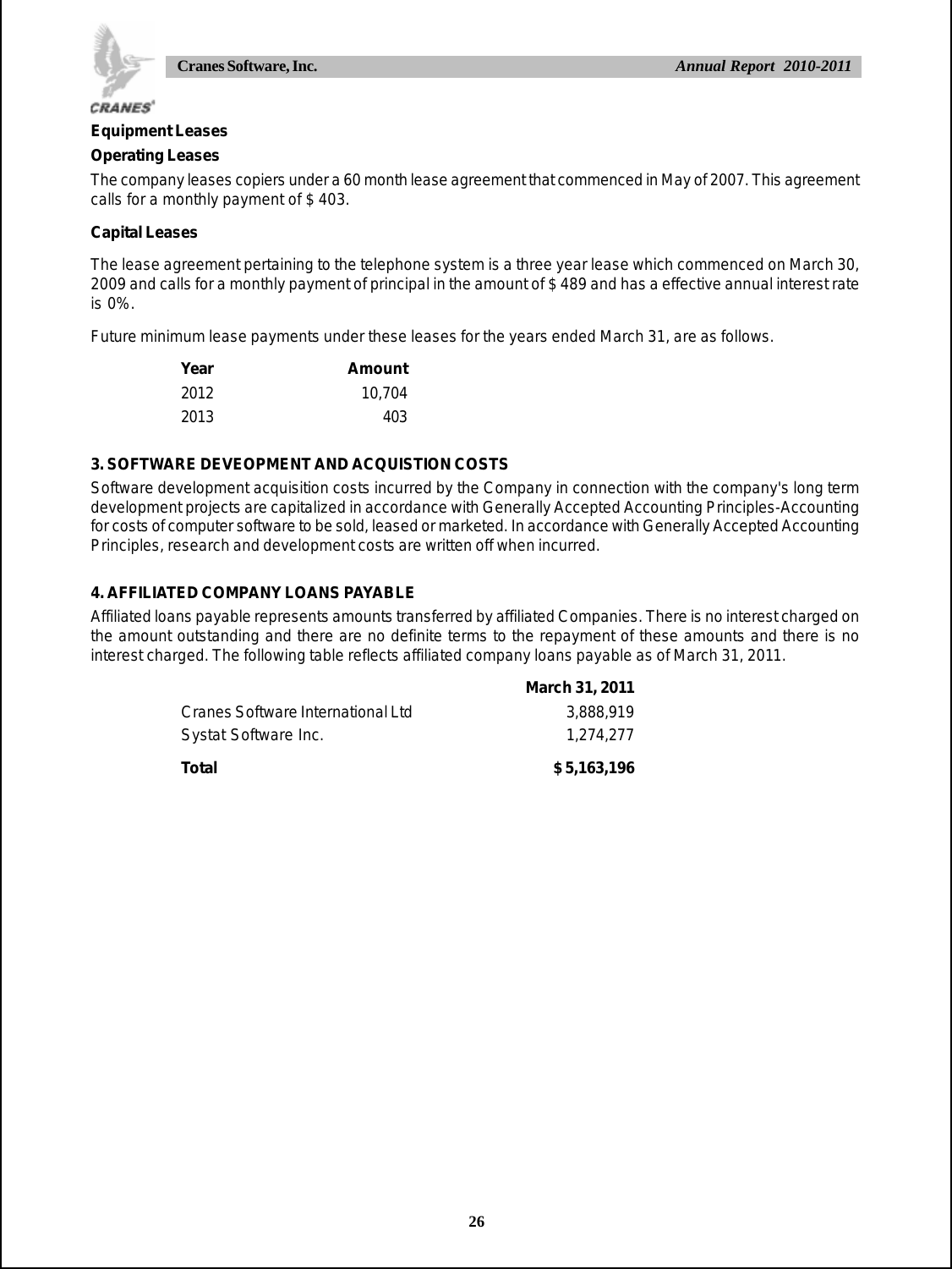**Equipment Leases**

**Operating Leases**

The company leases copiers under a 60 month lease agreement that commenced in May of 2007. This agreement calls for a monthly payment of $ 403.

**Capital Leases**

The lease agreement pertaining to the telephone system is a three year lease which commenced on March 30, 2009 and calls for a monthly payment of principal in the amount of $ 489 and has a effective annual interest rate is 0%.

Future minimum lease payments under these leases for the years ended March 31, are as follows.

| Year | Amount |
|---|---|
| 2012 | 10,704 |
| 2013 | 403 |

## 3. SOFTWARE DEVEOPMENT AND ACQUISTION COSTS

Software development acquisition costs incurred by the Company in connection with the company's long term development projects are capitalized in accordance with Generally Accepted Accounting Principles-Accounting for costs of computer software to be sold, leased or marketed. In accordance with Generally Accepted Accounting Principles, research and development costs are written off when incurred.

## 4. AFFILIATED COMPANY LOANS PAYABLE

Affiliated loans payable represents amounts transferred by affiliated Companies. There is no interest charged on the amount outstanding and there are no definite terms to the repayment of these amounts and there is no interest charged. The following table reflects affiliated company loans payable as of March 31, 2011.

| | March 31, 2011 |
|---|---|
| Cranes Software International Ltd | 3,888,919 |
| Systat Software Inc. | 1,274,277 |
| **Total** | **$ 5,163,196** |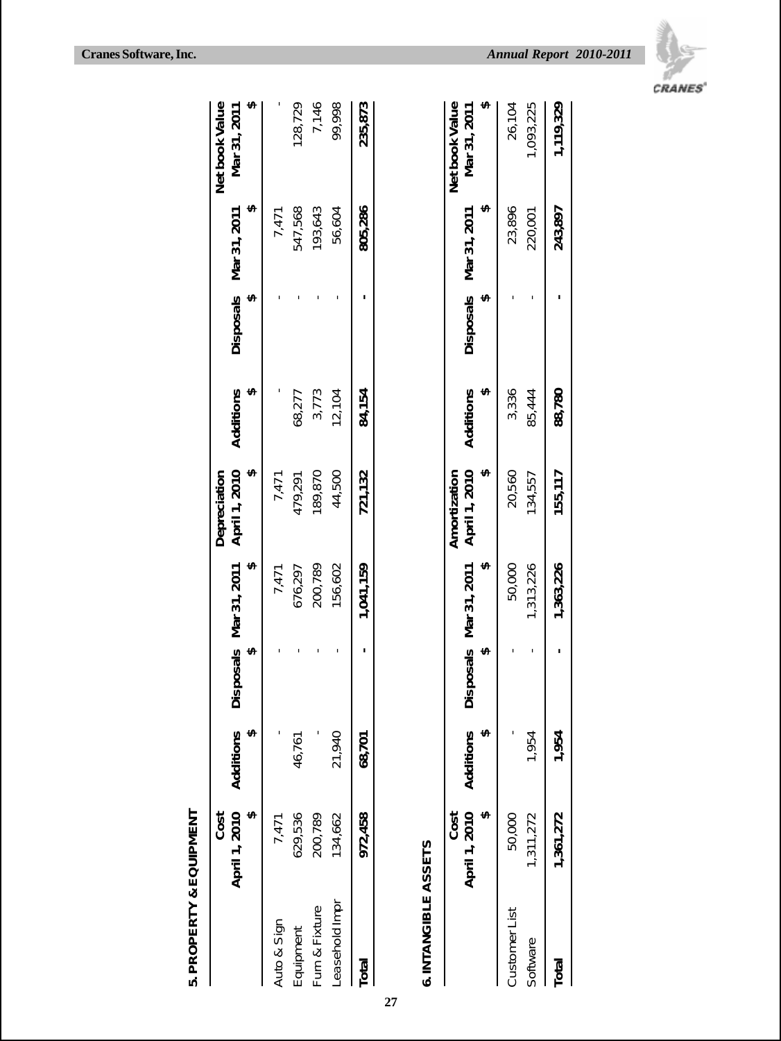## 5. PROPERTY & EQUIPMENT

| | Cost April 1, 2010 | Additions | Disposals | Mar 31, 2011 | Depreciation April 1, 2010 | Additions | Disposals | Mar 31, 2011 | Net book Value Mar 31, 2011 |
|---|---|---|---|---|---|---|---|---|---|
| | $ | $ | $ | $ | $ | $ | $ | $ | $ |
| Auto & Sign | 7,471 | - | - | 7,471 | 7,471 | - | - | 7,471 | - |
| Equipment | 629,536 | 46,761 | - | 676,297 | 479,291 | 68,277 | - | 547,568 | 128,729 |
| Furn & Fixture | 200,789 | - | - | 200,789 | 189,870 | 3,773 | - | 193,643 | 7,146 |
| Leasehold Impr | 134,662 | 21,940 | - | 156,602 | 44,500 | 12,104 | - | 56,604 | 99,998 |
| **Total** | **972,458** | **68,701** | **-** | **1,041,159** | **721,132** | **84,154** | **-** | **805,286** | **235,873** |

## 6. INTANGIBLE ASSETS

| | Cost April 1, 2010 | Additions | Disposals | Mar 31, 2011 | Amortization April 1, 2010 | Additions | Disposals | Mar 31, 2011 | Net book Value Mar 31, 2011 |
|---|---|---|---|---|---|---|---|---|---|
| | $ | $ | $ | $ | $ | $ | $ | $ | $ |
| Customer List | 50,000 | - | - | 50,000 | 20,560 | 3,336 | - | 23,896 | 26,104 |
| Software | 1,311,272 | 1,954 | - | 1,313,226 | 134,557 | 85,444 | - | 220,001 | 1,093,225 |
| **Total** | **1,361,272** | **1,954** | **-** | **1,363,226** | **155,117** | **88,780** | **-** | **243,897** | **1,119,329** |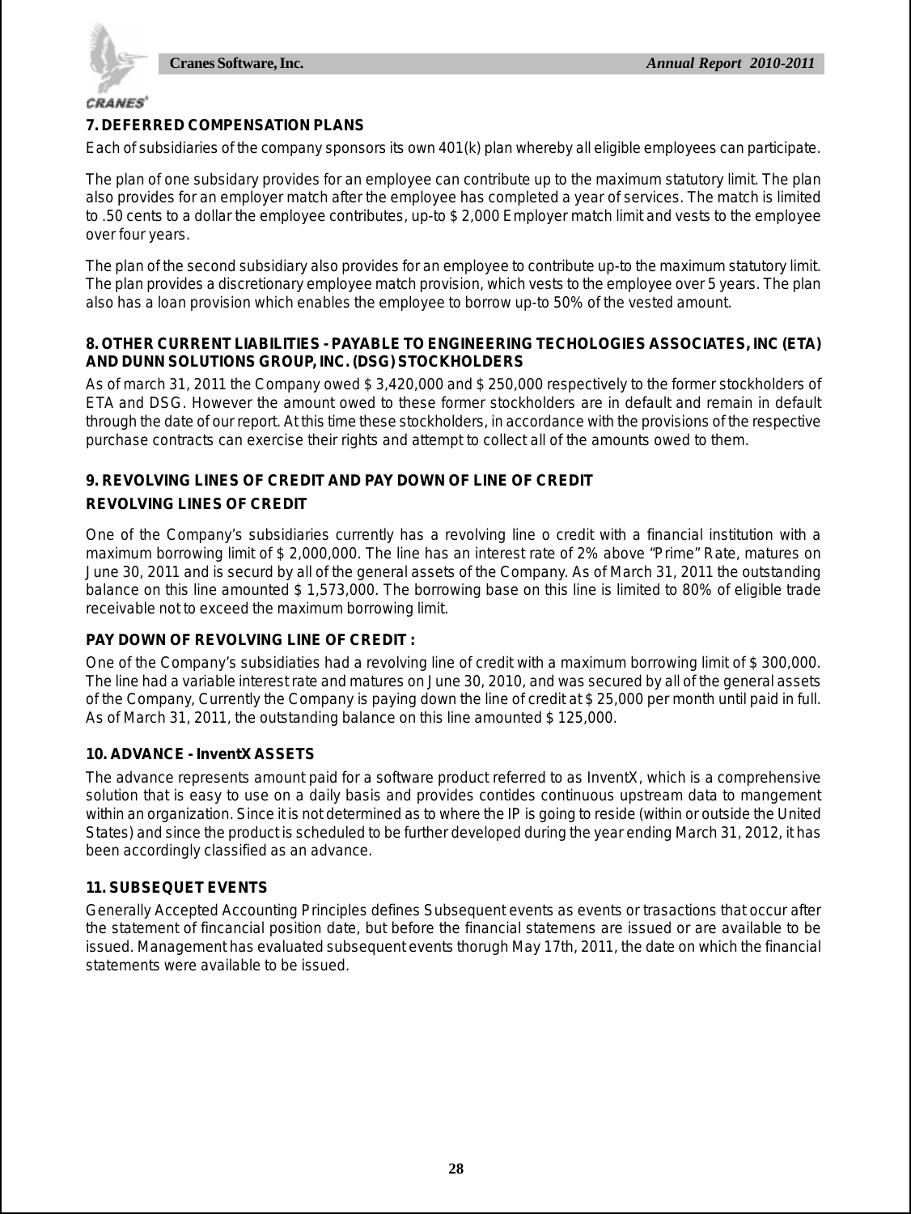## 7. DEFERRED COMPENSATION PLANS

Each of subsidiaries of the company sponsors its own 401(k) plan whereby all eligible employees can participate.

The plan of one subsidary provides for an employee can contribute up to the maximum statutory limit. The plan also provides for an employer match after the employee has completed a year of services. The match is limited to .50 cents to a dollar the employee contributes, up-to $ 2,000 Employer match limit and vests to the employee over four years.

The plan of the second subsidiary also provides for an employee to contribute up-to the maximum statutory limit. The plan provides a discretionary employee match provision, which vests to the employee over 5 years. The plan also has a loan provision which enables the employee to borrow up-to 50% of the vested amount.

## 8. OTHER CURRENT LIABILITIES - PAYABLE TO ENGINEERING TECHOLOGIES ASSOCIATES, INC (ETA) AND DUNN SOLUTIONS GROUP, INC. (DSG) STOCKHOLDERS

As of march 31, 2011 the Company owed $ 3,420,000 and $ 250,000 respectively to the former stockholders of ETA and DSG. However the amount owed to these former stockholders are in default and remain in default through the date of our report. At this time these stockholders, in accordance with the provisions of the respective purchase contracts can exercise their rights and attempt to collect all of the amounts owed to them.

## 9. REVOLVING LINES OF CREDIT AND PAY DOWN OF LINE OF CREDIT

### REVOLVING LINES OF CREDIT

One of the Company's subsidiaries currently has a revolving line o credit with a financial institution with a maximum borrowing limit of $ 2,000,000. The line has an interest rate of 2% above "Prime" Rate, matures on June 30, 2011 and is securd by all of the general assets of the Company. As of March 31, 2011 the outstanding balance on this line amounted $ 1,573,000. The borrowing base on this line is limited to 80% of eligible trade receivable not to exceed the maximum borrowing limit.

### PAY DOWN OF REVOLVING LINE OF CREDIT :

One of the Company's subsidiaties had a revolving line of credit with a maximum borrowing limit of $ 300,000. The line had a variable interest rate and matures on June 30, 2010, and was secured by all of the general assets of the Company, Currently the Company is paying down the line of credit at $ 25,000 per month until paid in full. As of March 31, 2011, the outstanding balance on this line amounted $ 125,000.

## 10. ADVANCE - InventX ASSETS

The advance represents amount paid for a software product referred to as InventX, which is a comprehensive solution that is easy to use on a daily basis and provides contides continuous upstream data to mangement within an organization. Since it is not determined as to where the IP is going to reside (within or outside the United States) and since the product is scheduled to be further developed during the year ending March 31, 2012, it has been accordingly classified as an advance.

## 11. SUBSEQUET EVENTS

Generally Accepted Accounting Principles defines Subsequent events as events or trasactions that occur after the statement of fincancial position date, but before the financial statemens are issued or are available to be issued. Management has evaluated subsequent events thorugh May 17th, 2011, the date on which the financial statements were available to be issued.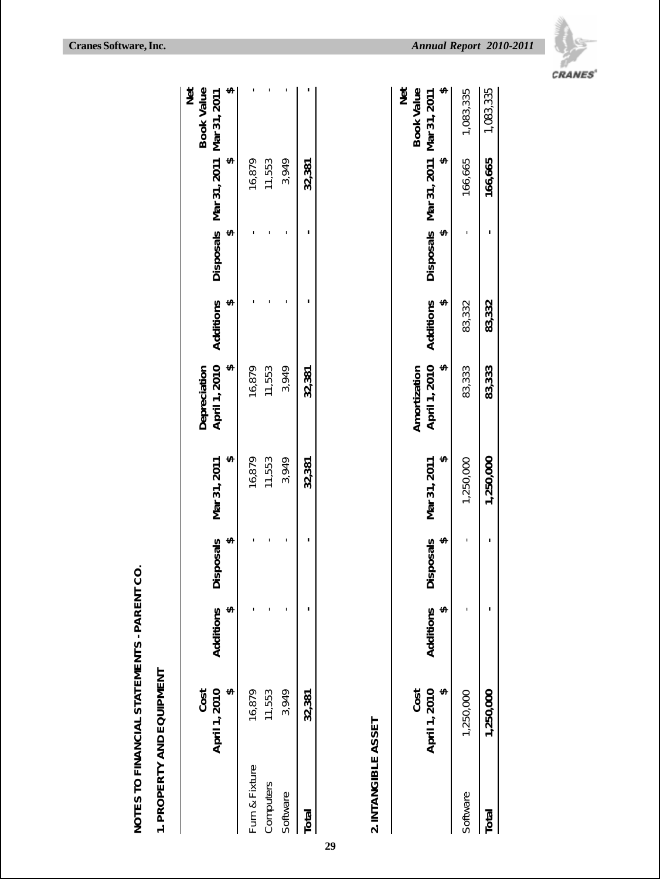## NOTES TO FINANCIAL STATEMENTS - PARENT CO.

### 1. PROPERTY AND EQUIPMENT

| | Cost April 1, 2010 | Additions | Disposals | Mar 31, 2011 | Depreciation April 1, 2010 | Additions | Disposals | Mar 31, 2011 | Net Book Value Mar 31, 2011 |
|---|---|---|---|---|---|---|---|---|---|
| | $ | $ | $ | $ | $ | $ | $ | $ | $ |
| Furn & Fixture | 16,879 | - | - | 16,879 | 16,879 | - | - | 16,879 | - |
| Computers | 11,553 | - | - | 11,553 | 11,553 | - | - | 11,553 | - |
| Software | 3,949 | - | - | 3,949 | 3,949 | - | - | 3,949 | - |
| **Total** | **32,381** | **-** | **-** | **32,381** | **32,381** | **-** | **-** | **32,381** | **-** |

### 2. INTANGIBLE ASSET

| | Cost April 1, 2010 | Additions | Disposals | Mar 31, 2011 | Amortization April 1, 2010 | Additions | Disposals | Mar 31, 2011 | Net Book Value Mar 31, 2011 |
|---|---|---|---|---|---|---|---|---|---|
| | $ | $ | $ | $ | $ | $ | $ | $ | $ |
| Software | 1,250,000 | - | - | 1,250,000 | 83,333 | 83,332 | - | 166,665 | 1,083,335 |
| **Total** | **1,250,000** | **-** | **-** | **1,250,000** | **83,333** | **83,332** | **-** | **166,665** | 1,083,335 |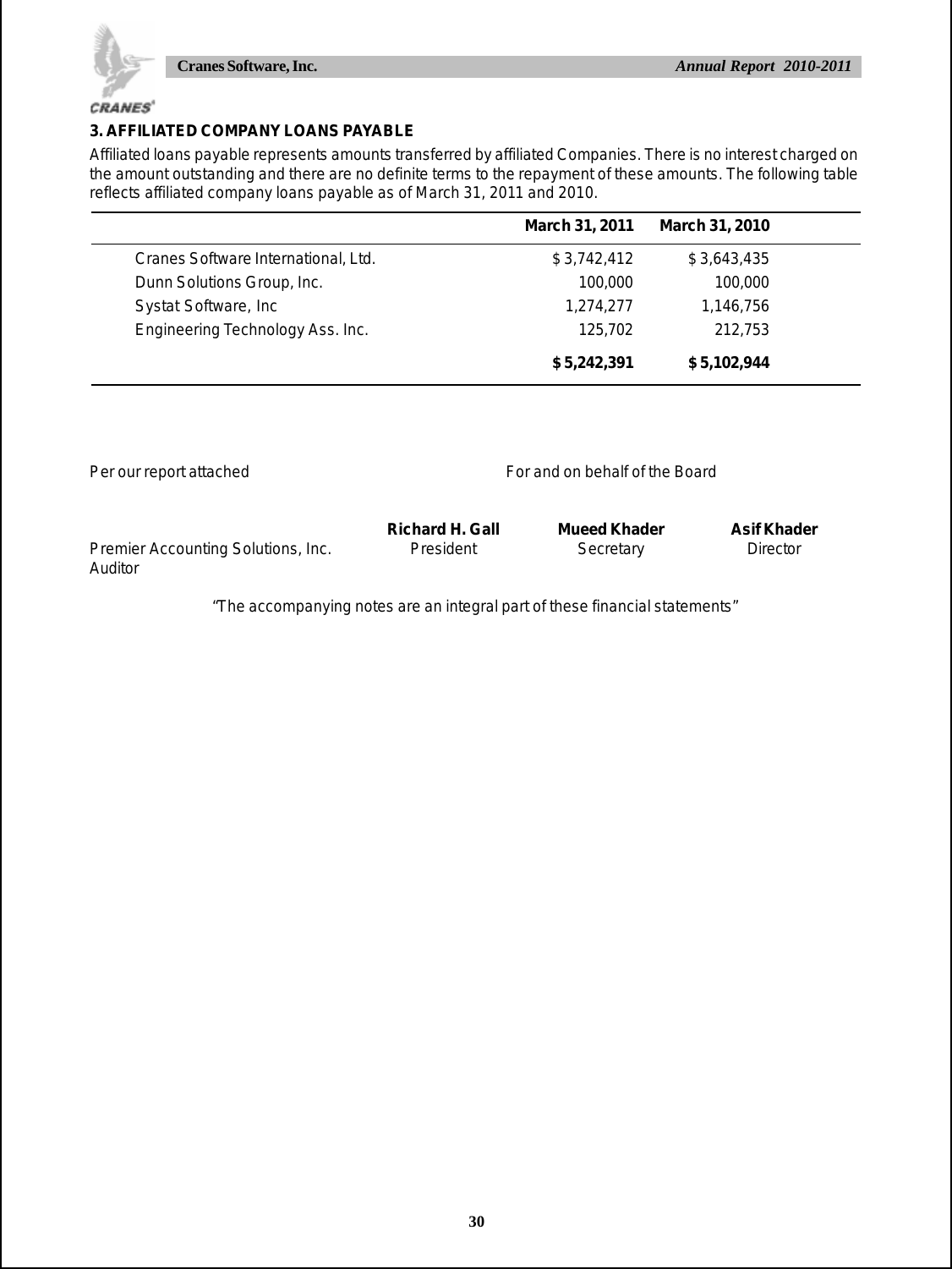### 3. AFFILIATED COMPANY LOANS PAYABLE

Affiliated loans payable represents amounts transferred by affiliated Companies. There is no interest charged on the amount outstanding and there are no definite terms to the repayment of these amounts. The following table reflects affiliated company loans payable as of March 31, 2011 and 2010.

| | March 31, 2011 | March 31, 2010 |
|---|---|---|
| Cranes Software International, Ltd. | $ 3,742,412 | $ 3,643,435 |
| Dunn Solutions Group, Inc. | 100,000 | 100,000 |
| Systat Software, Inc | 1,274,277 | 1,146,756 |
| Engineering Technology Ass. Inc. | 125,702 | 212,753 |
| | **$ 5,242,391** | **$ 5,102,944** |

Per our report attached

For and on behalf of the Board

Premier Accounting Solutions, Inc.
Auditor

| **Richard H. Gall** | **Mueed Khader** | **Asif Khader** |
|---|---|---|
| President | Secretary | Director |

*"The accompanying notes are an integral part of these financial statements"*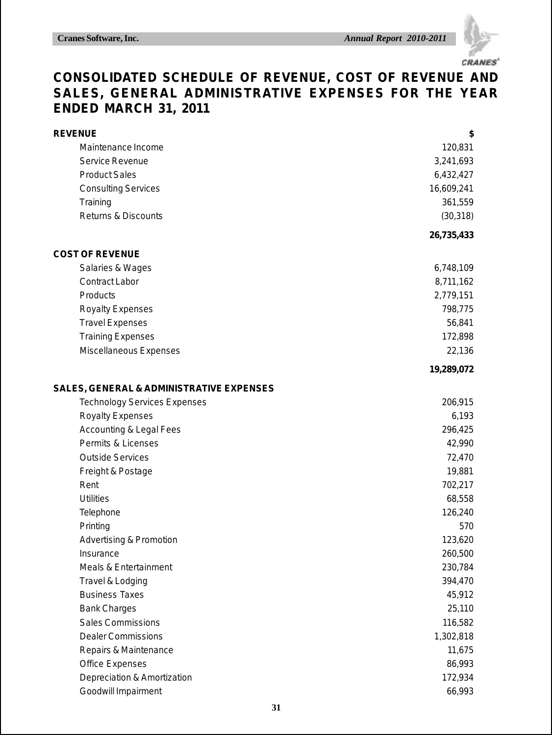# CONSOLIDATED SCHEDULE OF REVENUE, COST OF REVENUE AND SALES, GENERAL ADMINISTRATIVE EXPENSES FOR THE YEAR ENDED MARCH 31, 2011

| | $ |
|---|---|
| **REVENUE** | |
| Maintenance Income | 120,831 |
| Service Revenue | 3,241,693 |
| Product Sales | 6,432,427 |
| Consulting Services | 16,609,241 |
| Training | 361,559 |
| Returns & Discounts | (30,318) |
| | **26,735,433** |
| **COST OF REVENUE** | |
| Salaries & Wages | 6,748,109 |
| Contract Labor | 8,711,162 |
| Products | 2,779,151 |
| Royalty Expenses | 798,775 |
| Travel Expenses | 56,841 |
| Training Expenses | 172,898 |
| Miscellaneous Expenses | 22,136 |
| | **19,289,072** |
| **SALES, GENERAL & ADMINISTRATIVE EXPENSES** | |
| Technology Services Expenses | 206,915 |
| Royalty Expenses | 6,193 |
| Accounting & Legal Fees | 296,425 |
| Permits & Licenses | 42,990 |
| Outside Services | 72,470 |
| Freight & Postage | 19,881 |
| Rent | 702,217 |
| Utilities | 68,558 |
| Telephone | 126,240 |
| Printing | 570 |
| Advertising & Promotion | 123,620 |
| Insurance | 260,500 |
| Meals & Entertainment | 230,784 |
| Travel & Lodging | 394,470 |
| Business Taxes | 45,912 |
| Bank Charges | 25,110 |
| Sales Commissions | 116,582 |
| Dealer Commissions | 1,302,818 |
| Repairs & Maintenance | 11,675 |
| Office Expenses | 86,993 |
| Depreciation & Amortization | 172,934 |
| Goodwill Impairment | 66,993 |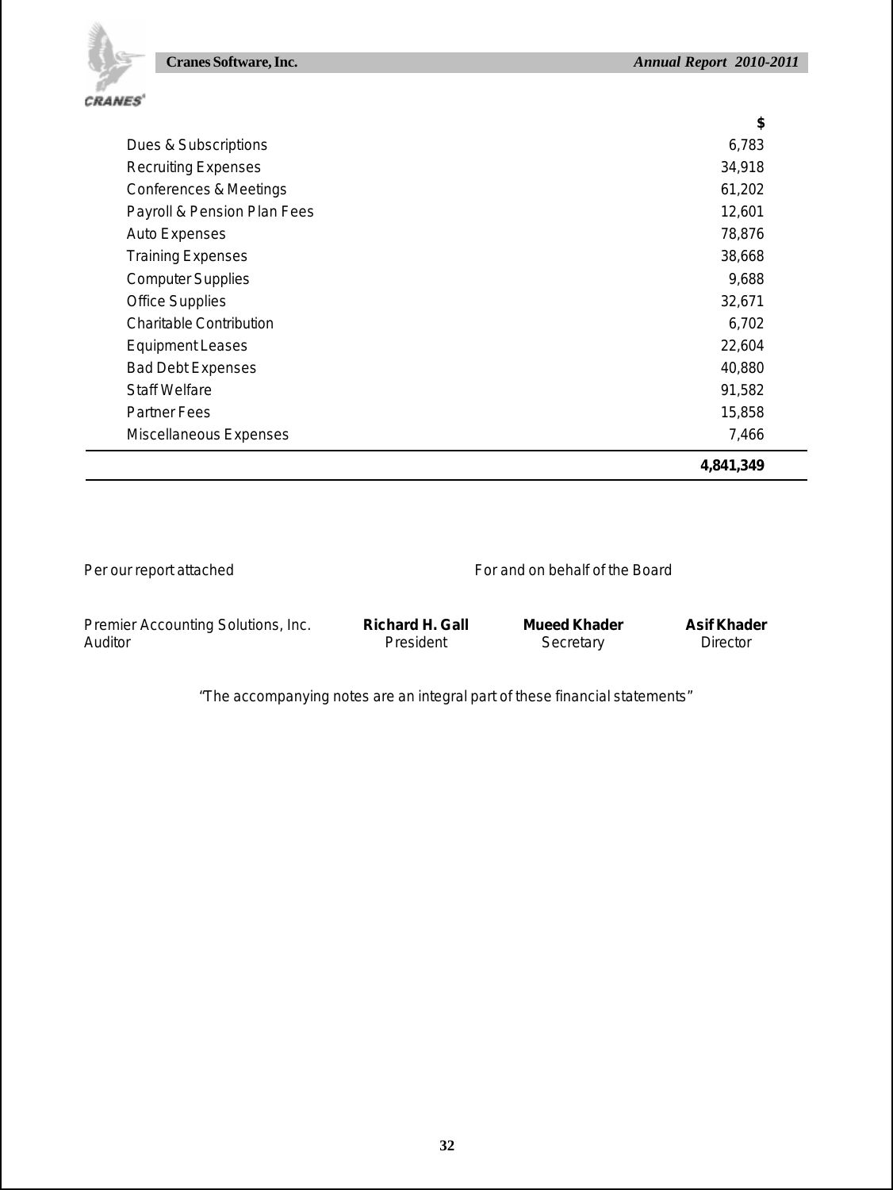| | $ |
|---|---|
| Dues & Subscriptions | 6,783 |
| Recruiting Expenses | 34,918 |
| Conferences & Meetings | 61,202 |
| Payroll & Pension Plan Fees | 12,601 |
| Auto Expenses | 78,876 |
| Training Expenses | 38,668 |
| Computer Supplies | 9,688 |
| Office Supplies | 32,671 |
| Charitable Contribution | 6,702 |
| Equipment Leases | 22,604 |
| Bad Debt Expenses | 40,880 |
| Staff Welfare | 91,582 |
| Partner Fees | 15,858 |
| Miscellaneous Expenses | 7,466 |
| | **4,841,349** |

Per our report attached

For and on behalf of the Board

| Premier Accounting Solutions, Inc. | **Richard H. Gall** | **Mueed Khader** | **Asif Khader** |
|---|---|---|---|
| Auditor | President | Secretary | Director |

"The accompanying notes are an integral part of these financial statements"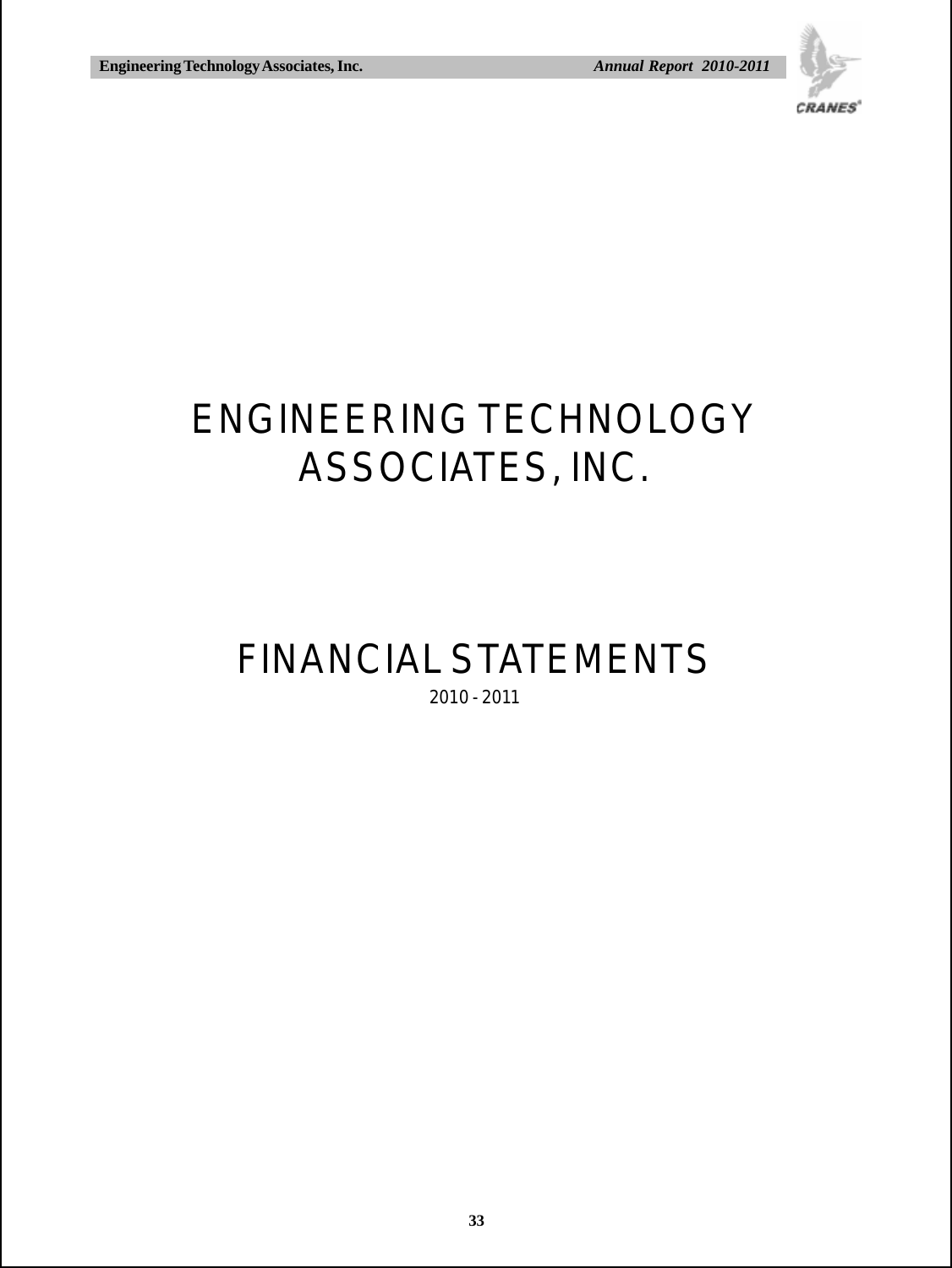# ENGINEERING TECHNOLOGY ASSOCIATES, INC.

# FINANCIAL STATEMENTS

2010 - 2011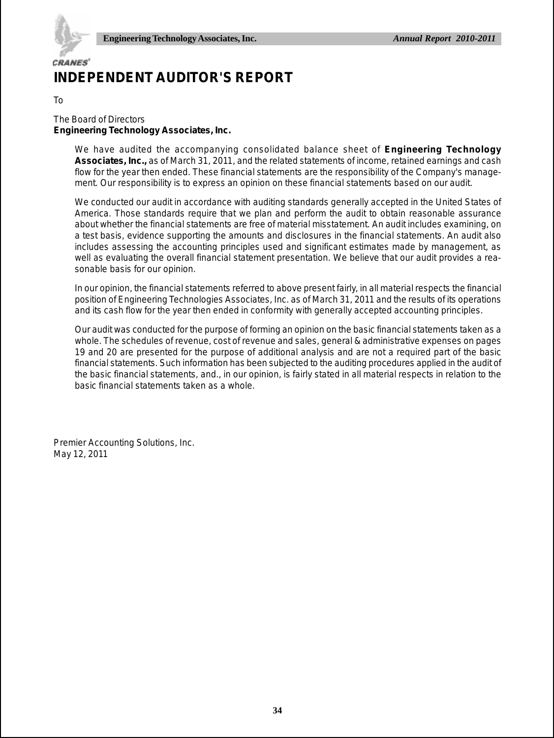# INDEPENDENT AUDITOR'S REPORT

To

The Board of Directors
**Engineering Technology Associates, Inc.**

We have audited the accompanying consolidated balance sheet of **Engineering Technology Associates, Inc.,** as of March 31, 2011, and the related statements of income, retained earnings and cash flow for the year then ended. These financial statements are the responsibility of the Company's management. Our responsibility is to express an opinion on these financial statements based on our audit.

We conducted our audit in accordance with auditing standards generally accepted in the United States of America. Those standards require that we plan and perform the audit to obtain reasonable assurance about whether the financial statements are free of material misstatement. An audit includes examining, on a test basis, evidence supporting the amounts and disclosures in the financial statements. An audit also includes assessing the accounting principles used and significant estimates made by management, as well as evaluating the overall financial statement presentation. We believe that our audit provides a reasonable basis for our opinion.

In our opinion, the financial statements referred to above present fairly, in all material respects the financial position of Engineering Technologies Associates, Inc. as of March 31, 2011 and the results of its operations and its cash flow for the year then ended in conformity with generally accepted accounting principles.

Our audit was conducted for the purpose of forming an opinion on the basic financial statements taken as a whole. The schedules of revenue, cost of revenue and sales, general & administrative expenses on pages 19 and 20 are presented for the purpose of additional analysis and are not a required part of the basic financial statements. Such information has been subjected to the auditing procedures applied in the audit of the basic financial statements, and., in our opinion, is fairly stated in all material respects in relation to the basic financial statements taken as a whole.

Premier Accounting Solutions, Inc.
May 12, 2011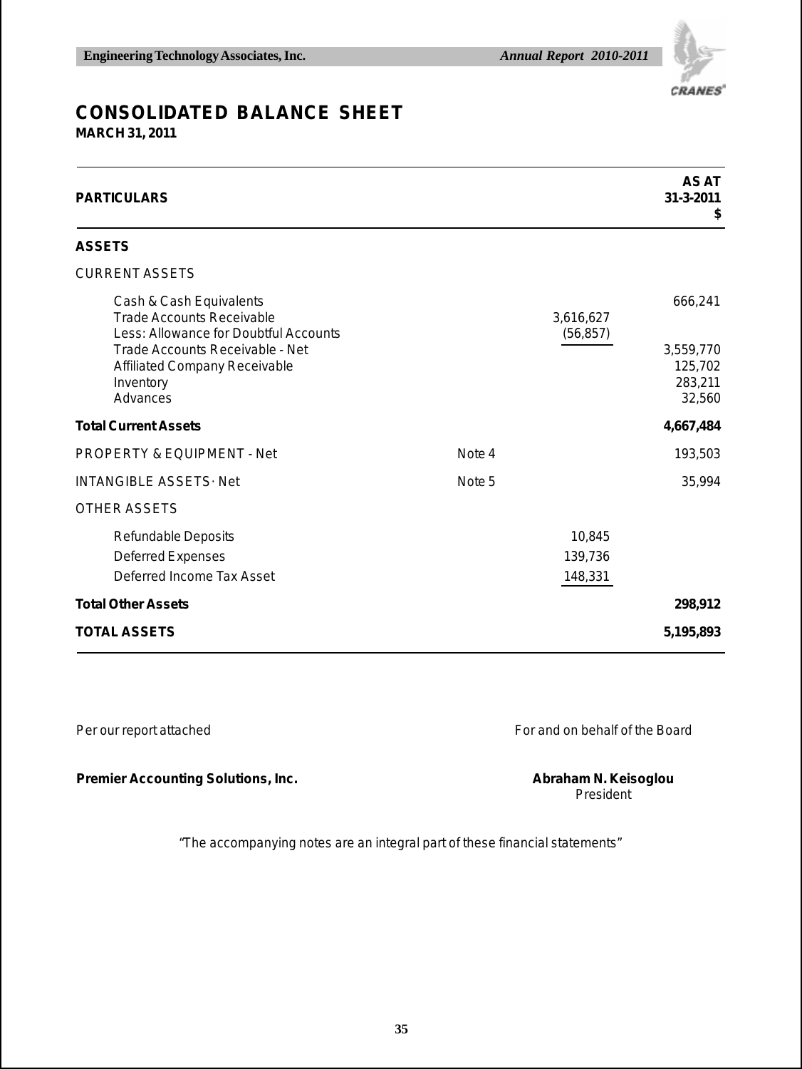# CONSOLIDATED BALANCE SHEET

**MARCH 31, 2011**

| PARTICULARS | | | AS AT 31-3-2011 $ |
|---|---|---|---|
| **ASSETS** | | | |
| CURRENT ASSETS | | | |
| Cash & Cash Equivalents | | | 666,241 |
| Trade Accounts Receivable | | 3,616,627 | |
| Less: Allowance for Doubtful Accounts | | (56,857) | |
| Trade Accounts Receivable - Net | | | 3,559,770 |
| Affiliated Company Receivable | | | 125,702 |
| Inventory | | | 283,211 |
| Advances | | | 32,560 |
| **Total Current Assets** | | | **4,667,484** |
| PROPERTY & EQUIPMENT - Net | Note 4 | | 193,503 |
| INTANGIBLE ASSETS - Net | Note 5 | | 35,994 |
| OTHER ASSETS | | | |
| Refundable Deposits | | 10,845 | |
| Deferred Expenses | | 139,736 | |
| Deferred Income Tax Asset | | 148,331 | |
| **Total Other Assets** | | | **298,912** |
| **TOTAL ASSETS** | | | **5,195,893** |

Per our report attached

**Premier Accounting Solutions, Inc.**

For and on behalf of the Board

**Abraham N. Keisoglou**
President

"The accompanying notes are an integral part of these financial statements"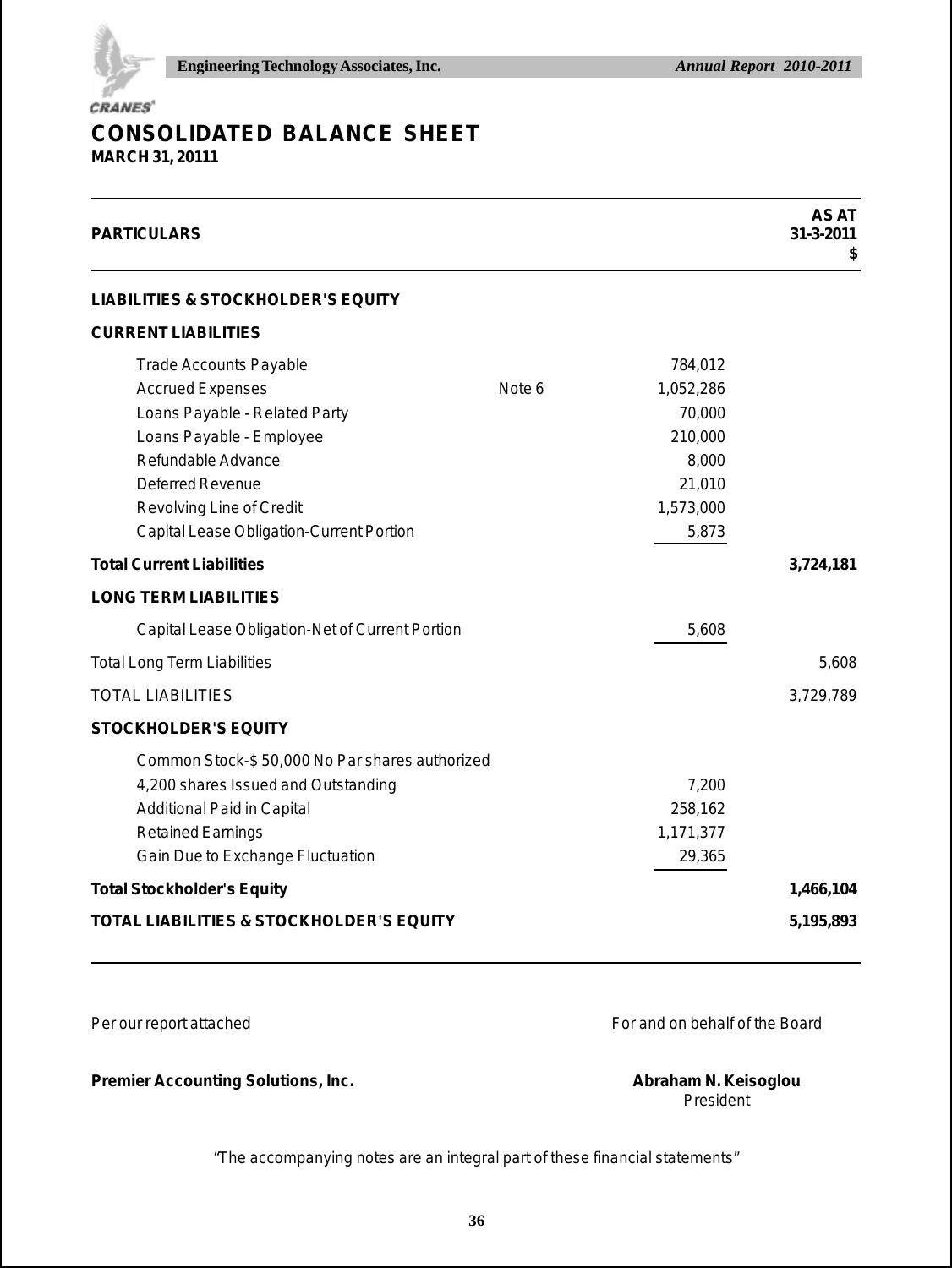# CONSOLIDATED BALANCE SHEET

**MARCH 31, 20111**

| PARTICULARS | | | AS AT 31-3-2011 $ |
|---|---|---|---|
| **LIABILITIES & STOCKHOLDER'S EQUITY** | | | |
| **CURRENT LIABILITIES** | | | |
| Trade Accounts Payable | | 784,012 | |
| Accrued Expenses | Note 6 | 1,052,286 | |
| Loans Payable - Related Party | | 70,000 | |
| Loans Payable - Employee | | 210,000 | |
| Refundable Advance | | 8,000 | |
| Deferred Revenue | | 21,010 | |
| Revolving Line of Credit | | 1,573,000 | |
| Capital Lease Obligation-Current Portion | | 5,873 | |
| **Total Current Liabilities** | | | **3,724,181** |
| **LONG TERM LIABILITIES** | | | |
| Capital Lease Obligation-Net of Current Portion | | 5,608 | |
| Total Long Term Liabilities | | | 5,608 |
| TOTAL LIABILITIES | | | 3,729,789 |
| **STOCKHOLDER'S EQUITY** | | | |
| Common Stock-$ 50,000 No Par shares authorized | | | |
| 4,200 shares Issued and Outstanding | | 7,200 | |
| Additional Paid in Capital | | 258,162 | |
| Retained Earnings | | 1,171,377 | |
| Gain Due to Exchange Fluctuation | | 29,365 | |
| **Total Stockholder's Equity** | | | **1,466,104** |
| **TOTAL LIABILITIES & STOCKHOLDER'S EQUITY** | | | **5,195,893** |

Per our report attached

**Premier Accounting Solutions, Inc.**

For and on behalf of the Board

**Abraham N. Keisoglou**
President

"The accompanying notes are an integral part of these financial statements"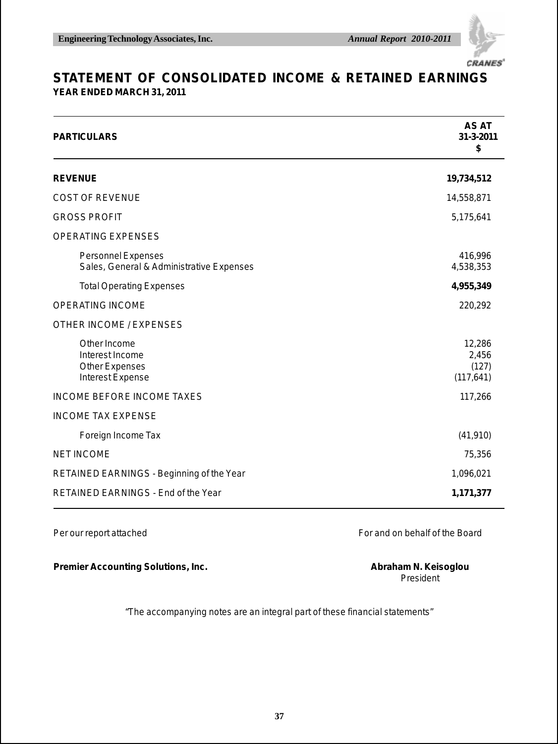# STATEMENT OF CONSOLIDATED INCOME & RETAINED EARNINGS

**YEAR ENDED MARCH 31, 2011**

| **PARTICULARS** | **AS AT 31-3-2011 $** |
|---|---|
| **REVENUE** | **19,734,512** |
| COST OF REVENUE | 14,558,871 |
| GROSS PROFIT | 5,175,641 |
| OPERATING EXPENSES | |
| Personnel Expenses | 416,996 |
| Sales, General & Administrative Expenses | 4,538,353 |
| Total Operating Expenses | **4,955,349** |
| OPERATING INCOME | 220,292 |
| OTHER INCOME / EXPENSES | |
| Other Income | 12,286 |
| Interest Income | 2,456 |
| Other Expenses | (127) |
| Interest Expense | (117,641) |
| INCOME BEFORE INCOME TAXES | 117,266 |
| INCOME TAX EXPENSE | |
| Foreign Income Tax | (41,910) |
| NET INCOME | 75,356 |
| RETAINED EARNINGS - Beginning of the Year | 1,096,021 |
| RETAINED EARNINGS - End of the Year | **1,171,377** |

Per our report attached

For and on behalf of the Board

**Premier Accounting Solutions, Inc.**

**Abraham N. Keisoglou**
President

"The accompanying notes are an integral part of these financial statements"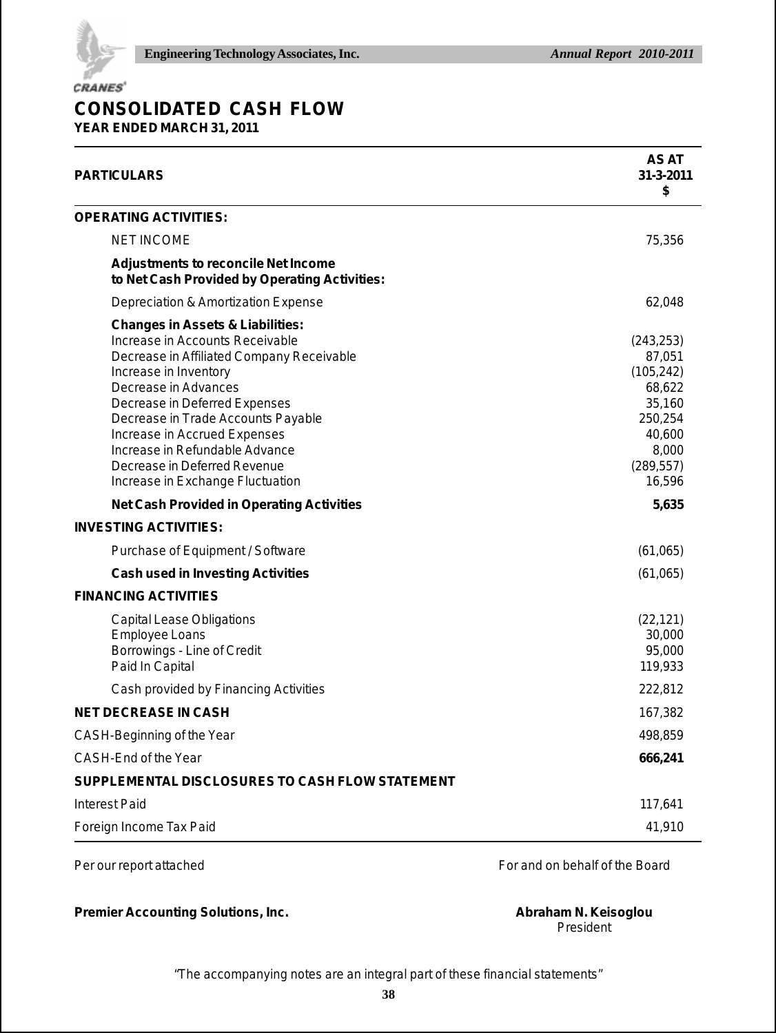# CONSOLIDATED CASH FLOW

**YEAR ENDED MARCH 31, 2011**

| PARTICULARS | AS AT 31-3-2011 $ |
|---|---|
| **OPERATING ACTIVITIES:** | |
| NET INCOME | 75,356 |
| **Adjustments to reconcile Net Income to Net Cash Provided by Operating Activities:** | |
| Depreciation & Amortization Expense | 62,048 |
| **Changes in Assets & Liabilities:** | |
| Increase in Accounts Receivable | (243,253) |
| Decrease in Affiliated Company Receivable | 87,051 |
| Increase in Inventory | (105,242) |
| Decrease in Advances | 68,622 |
| Decrease in Deferred Expenses | 35,160 |
| Decrease in Trade Accounts Payable | 250,254 |
| Increase in Accrued Expenses | 40,600 |
| Increase in Refundable Advance | 8,000 |
| Decrease in Deferred Revenue | (289,557) |
| Increase in Exchange Fluctuation | 16,596 |
| **Net Cash Provided in Operating Activities** | **5,635** |
| **INVESTING ACTIVITIES:** | |
| Purchase of Equipment / Software | (61,065) |
| **Cash used in Investing Activities** | (61,065) |
| **FINANCING ACTIVITIES** | |
| Capital Lease Obligations | (22,121) |
| Employee Loans | 30,000 |
| Borrowings - Line of Credit | 95,000 |
| Paid In Capital | 119,933 |
| Cash provided by Financing Activities | 222,812 |
| **NET DECREASE IN CASH** | 167,382 |
| CASH-Beginning of the Year | 498,859 |
| CASH-End of the Year | **666,241** |
| **SUPPLEMENTAL DISCLOSURES TO CASH FLOW STATEMENT** | |
| Interest Paid | 117,641 |
| Foreign Income Tax Paid | 41,910 |

Per our report attached

**Premier Accounting Solutions, Inc.**

For and on behalf of the Board

**Abraham N. Keisoglou**
President

"The accompanying notes are an integral part of these financial statements"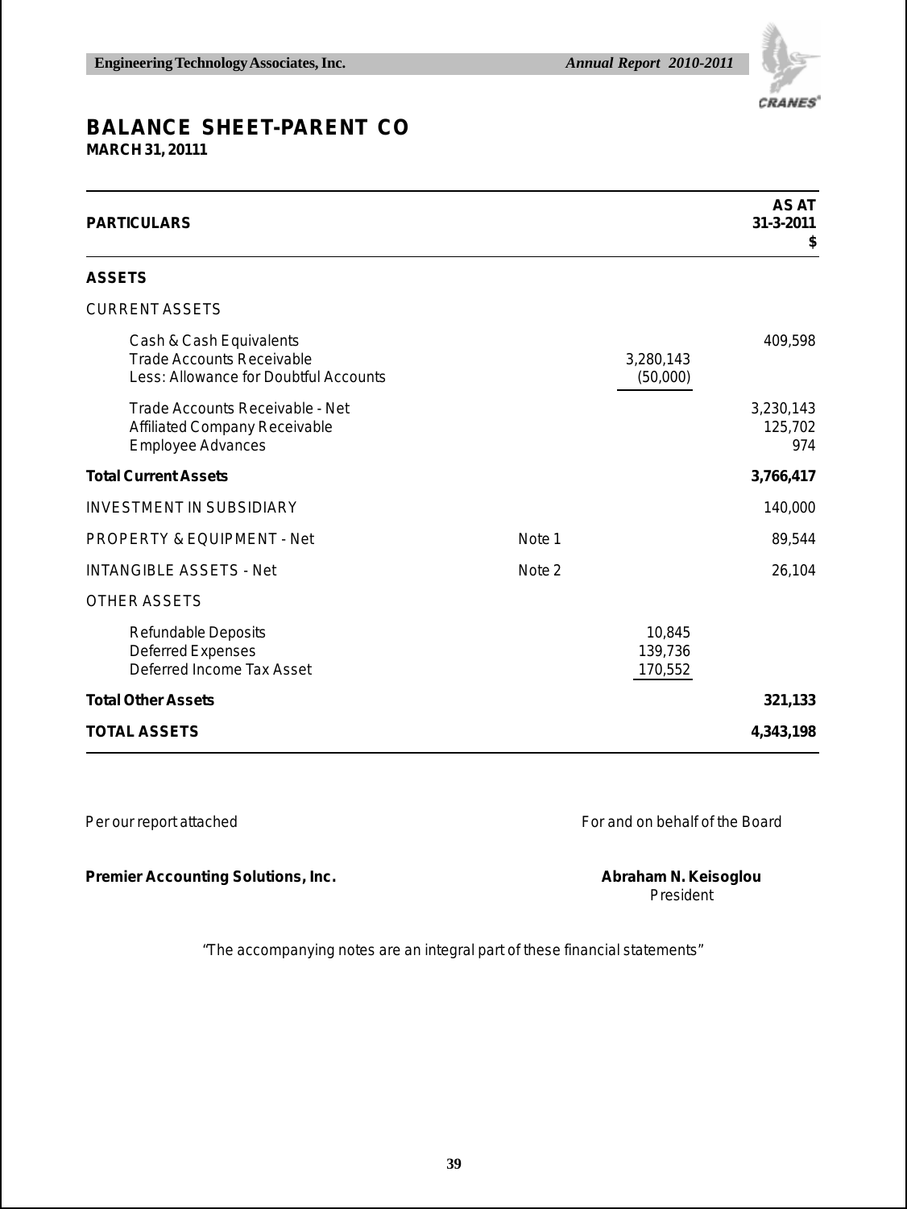# BALANCE SHEET-PARENT CO

**MARCH 31, 20111**

| **PARTICULARS** | | | **AS AT 31-3-2011 $** |
|---|---|---|---|
| **ASSETS** | | | |
| CURRENT ASSETS | | | |
| Cash & Cash Equivalents | | | 409,598 |
| Trade Accounts Receivable | | 3,280,143 | |
| Less: Allowance for Doubtful Accounts | | (50,000) | |
| Trade Accounts Receivable - Net | | | 3,230,143 |
| Affiliated Company Receivable | | | 125,702 |
| Employee Advances | | | 974 |
| **Total Current Assets** | | | **3,766,417** |
| INVESTMENT IN SUBSIDIARY | | | 140,000 |
| PROPERTY & EQUIPMENT - Net | Note 1 | | 89,544 |
| INTANGIBLE ASSETS - Net | Note 2 | | 26,104 |
| OTHER ASSETS | | | |
| Refundable Deposits | | 10,845 | |
| Deferred Expenses | | 139,736 | |
| Deferred Income Tax Asset | | 170,552 | |
| **Total Other Assets** | | | **321,133** |
| **TOTAL ASSETS** | | | **4,343,198** |

Per our report attached

**Premier Accounting Solutions, Inc.**

For and on behalf of the Board

**Abraham N. Keisoglou**
President

"The accompanying notes are an integral part of these financial statements"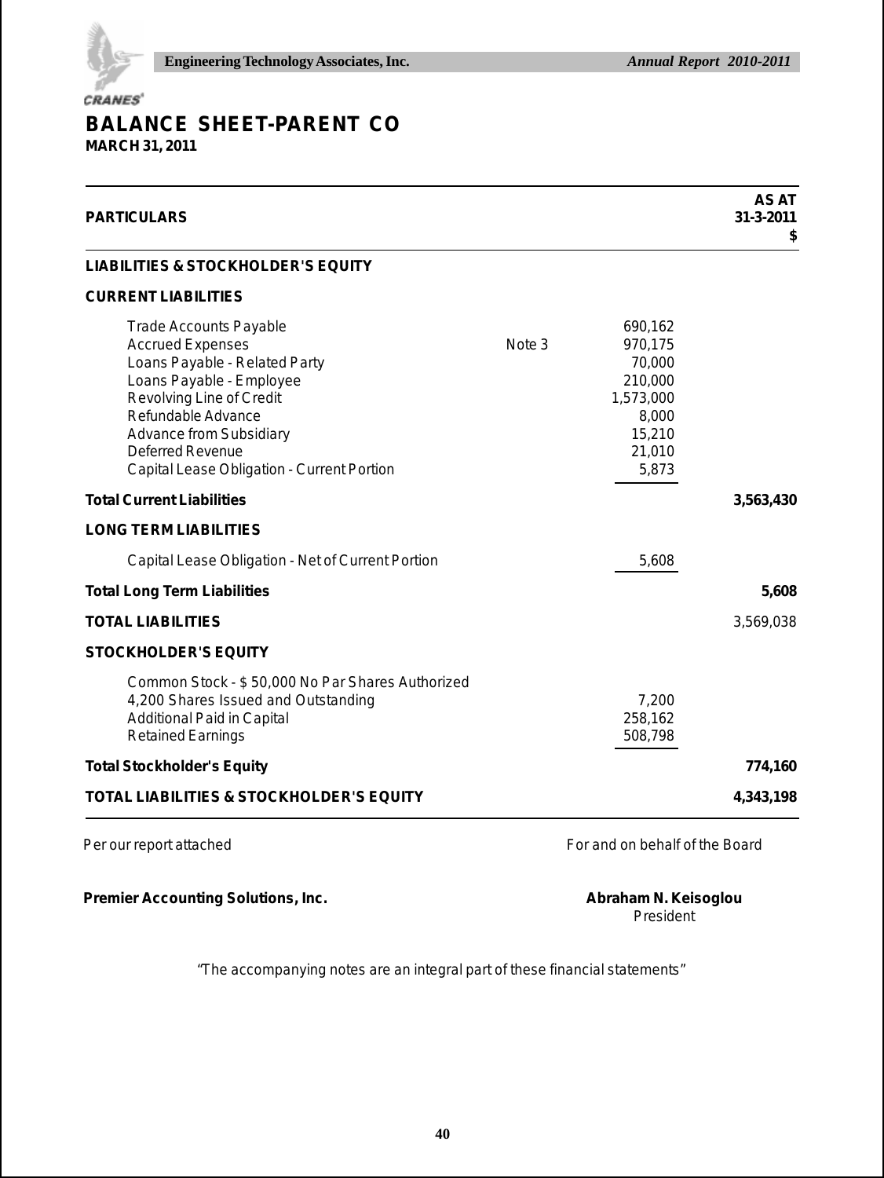# BALANCE SHEET-PARENT CO

**MARCH 31, 2011**

| PARTICULARS | | | AS AT 31-3-2011 $ |
|---|---|---|---|
| **LIABILITIES & STOCKHOLDER'S EQUITY** | | | |
| **CURRENT LIABILITIES** | | | |
| Trade Accounts Payable | | 690,162 | |
| Accrued Expenses | Note 3 | 970,175 | |
| Loans Payable - Related Party | | 70,000 | |
| Loans Payable - Employee | | 210,000 | |
| Revolving Line of Credit | | 1,573,000 | |
| Refundable Advance | | 8,000 | |
| Advance from Subsidiary | | 15,210 | |
| Deferred Revenue | | 21,010 | |
| Capital Lease Obligation - Current Portion | | 5,873 | |
| **Total Current Liabilities** | | | **3,563,430** |
| **LONG TERM LIABILITIES** | | | |
| Capital Lease Obligation - Net of Current Portion | | 5,608 | |
| **Total Long Term Liabilities** | | | **5,608** |
| **TOTAL LIABILITIES** | | | 3,569,038 |
| **STOCKHOLDER'S EQUITY** | | | |
| Common Stock - $ 50,000 No Par Shares Authorized 4,200 Shares Issued and Outstanding | | 7,200 | |
| Additional Paid in Capital | | 258,162 | |
| Retained Earnings | | 508,798 | |
| **Total Stockholder's Equity** | | | **774,160** |
| **TOTAL LIABILITIES & STOCKHOLDER'S EQUITY** | | | **4,343,198** |

Per our report attached

For and on behalf of the Board

**Premier Accounting Solutions, Inc.**

**Abraham N. Keisoglou**
President

"The accompanying notes are an integral part of these financial statements"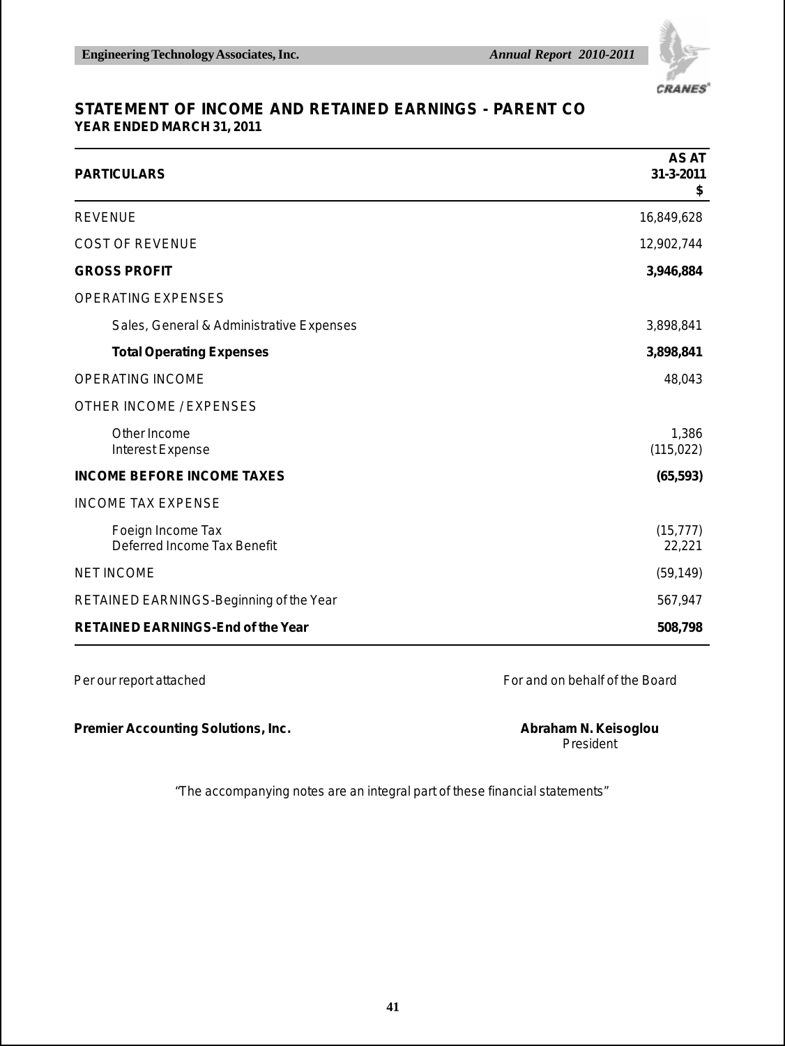## STATEMENT OF INCOME AND RETAINED EARNINGS - PARENT CO

**YEAR ENDED MARCH 31, 2011**

| PARTICULARS | AS AT 31-3-2011 $ |
|---|---|
| REVENUE | 16,849,628 |
| COST OF REVENUE | 12,902,744 |
| **GROSS PROFIT** | **3,946,884** |
| OPERATING EXPENSES | |
| Sales, General & Administrative Expenses | 3,898,841 |
| **Total Operating Expenses** | **3,898,841** |
| OPERATING INCOME | 48,043 |
| OTHER INCOME / EXPENSES | |
| Other Income | 1,386 |
| Interest Expense | (115,022) |
| **INCOME BEFORE INCOME TAXES** | **(65,593)** |
| INCOME TAX EXPENSE | |
| Foeign Income Tax | (15,777) |
| Deferred Income Tax Benefit | 22,221 |
| NET INCOME | (59,149) |
| RETAINED EARNINGS-Beginning of the Year | 567,947 |
| **RETAINED EARNINGS-End of the Year** | **508,798** |

Per our report attached

**Premier Accounting Solutions, Inc.**

For and on behalf of the Board

**Abraham N. Keisoglou**
President

"The accompanying notes are an integral part of these financial statements"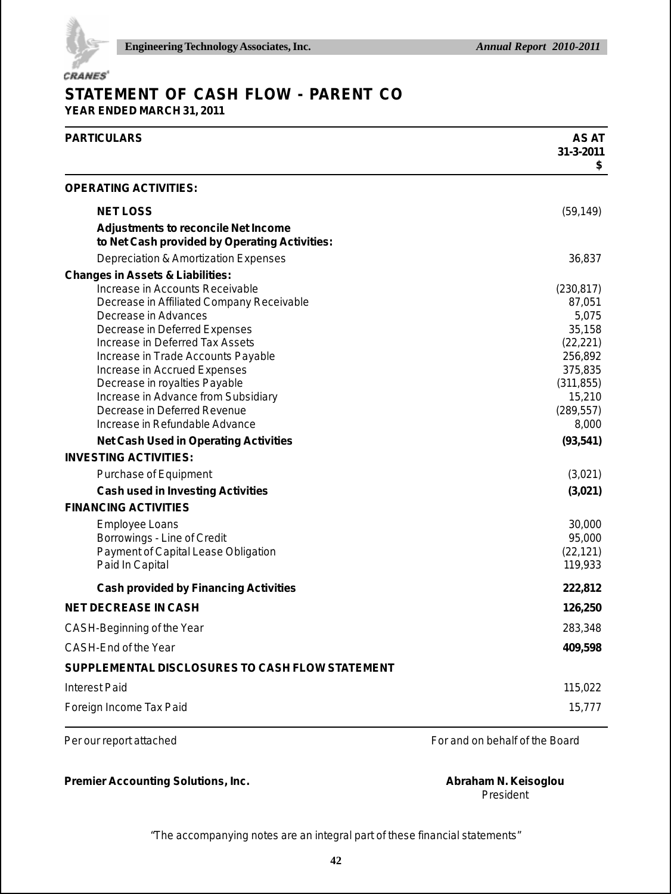# STATEMENT OF CASH FLOW - PARENT CO

**YEAR ENDED MARCH 31, 2011**

| PARTICULARS | AS AT 31-3-2011 $ |
|---|---|
| **OPERATING ACTIVITIES:** | |
| **NET LOSS** | (59,149) |
| **Adjustments to reconcile Net Income to Net Cash provided by Operating Activities:** | |
| Depreciation & Amortization Expenses | 36,837 |
| **Changes in Assets & Liabilities:** | |
| Increase in Accounts Receivable | (230,817) |
| Decrease in Affiliated Company Receivable | 87,051 |
| Decrease in Advances | 5,075 |
| Decrease in Deferred Expenses | 35,158 |
| Increase in Deferred Tax Assets | (22,221) |
| Increase in Trade Accounts Payable | 256,892 |
| Increase in Accrued Expenses | 375,835 |
| Decrease in royalties Payable | (311,855) |
| Increase in Advance from Subsidiary | 15,210 |
| Decrease in Deferred Revenue | (289,557) |
| Increase in Refundable Advance | 8,000 |
| **Net Cash Used in Operating Activities** | **(93,541)** |
| **INVESTING ACTIVITIES:** | |
| Purchase of Equipment | (3,021) |
| **Cash used in Investing Activities** | **(3,021)** |
| **FINANCING ACTIVITIES** | |
| Employee Loans | 30,000 |
| Borrowings - Line of Credit | 95,000 |
| Payment of Capital Lease Obligation | (22,121) |
| Paid In Capital | 119,933 |
| **Cash provided by Financing Activities** | **222,812** |
| **NET DECREASE IN CASH** | **126,250** |
| CASH-Beginning of the Year | 283,348 |
| CASH-End of the Year | **409,598** |
| **SUPPLEMENTAL DISCLOSURES TO CASH FLOW STATEMENT** | |
| Interest Paid | 115,022 |
| Foreign Income Tax Paid | 15,777 |

Per our report attached

For and on behalf of the Board

**Premier Accounting Solutions, Inc.**

**Abraham N. Keisoglou**
President

*"The accompanying notes are an integral part of these financial statements"*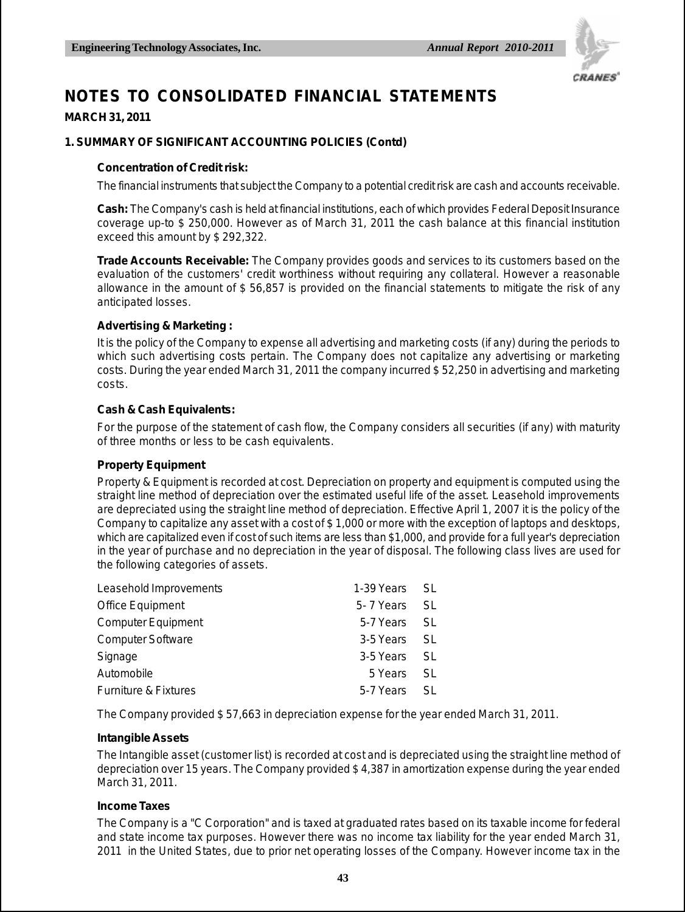# NOTES TO CONSOLIDATED FINANCIAL STATEMENTS

**MARCH 31, 2011**

**1. SUMMARY OF SIGNIFICANT ACCOUNTING POLICIES (Contd)**

**Concentration of Credit risk:**

The financial instruments that subject the Company to a potential credit risk are cash and accounts receivable.

**Cash:** The Company's cash is held at financial institutions, each of which provides Federal Deposit Insurance coverage up-to $ 250,000. However as of March 31, 2011 the cash balance at this financial institution exceed this amount by $ 292,322.

**Trade Accounts Receivable:** The Company provides goods and services to its customers based on the evaluation of the customers' credit worthiness without requiring any collateral. However a reasonable allowance in the amount of $ 56,857 is provided on the financial statements to mitigate the risk of any anticipated losses.

**Advertising & Marketing :**

It is the policy of the Company to expense all advertising and marketing costs (if any) during the periods to which such advertising costs pertain. The Company does not capitalize any advertising or marketing costs. During the year ended March 31, 2011 the company incurred $ 52,250 in advertising and marketing costs.

**Cash & Cash Equivalents:**

For the purpose of the statement of cash flow, the Company considers all securities (if any) with maturity of three months or less to be cash equivalents.

**Property Equipment**

Property & Equipment is recorded at cost. Depreciation on property and equipment is computed using the straight line method of depreciation over the estimated useful life of the asset. Leasehold improvements are depreciated using the straight line method of depreciation. Effective April 1, 2007 it is the policy of the Company to capitalize any asset with a cost of $ 1,000 or more with the exception of laptops and desktops, which are capitalized even if cost of such items are less than $1,000, and provide for a full year's depreciation in the year of purchase and no depreciation in the year of disposal. The following class lives are used for the following categories of assets.

| | | |
|---|---|---|
| Leasehold Improvements | 1-39 Years | SL |
| Office Equipment | 5- 7 Years | SL |
| Computer Equipment | 5-7 Years | SL |
| Computer Software | 3-5 Years | SL |
| Signage | 3-5 Years | SL |
| Automobile | 5 Years | SL |
| Furniture & Fixtures | 5-7 Years | SL |

The Company provided $ 57,663 in depreciation expense for the year ended March 31, 2011.

**Intangible Assets**

The Intangible asset (customer list) is recorded at cost and is depreciated using the straight line method of depreciation over 15 years. The Company provided $ 4,387 in amortization expense during the year ended March 31, 2011.

**Income Taxes**

The Company is a "C Corporation" and is taxed at graduated rates based on its taxable income for federal and state income tax purposes. However there was no income tax liability for the year ended March 31, 2011 in the United States, due to prior net operating losses of the Company. However income tax in the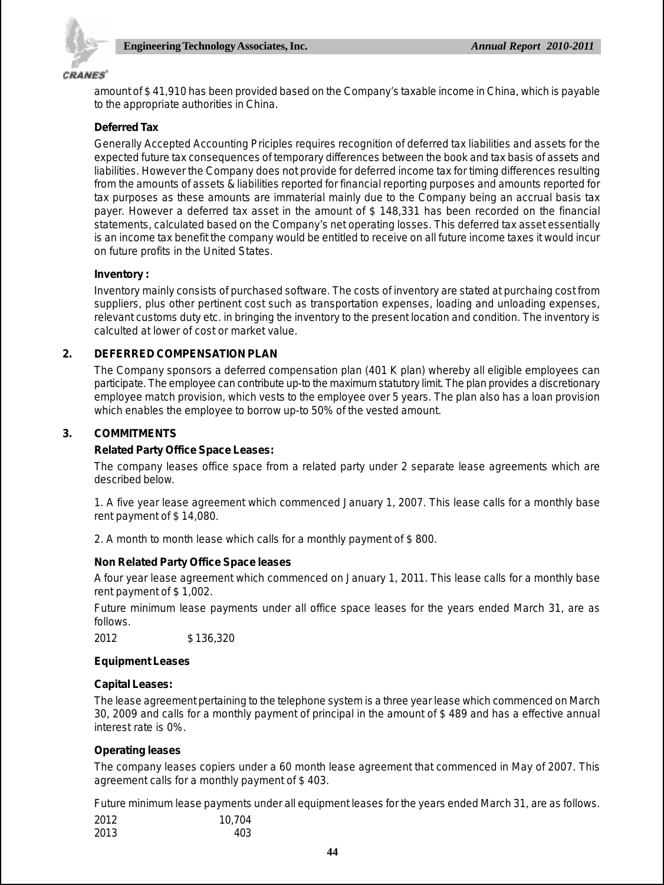amount of $ 41,910 has been provided based on the Company's taxable income in China, which is payable to the appropriate authorities in China.

**Deferred Tax**

Generally Accepted Accounting Priciples requires recognition of deferred tax liabilities and assets for the expected future tax consequences of temporary differences between the book and tax basis of assets and liabilities. However the Company does not provide for deferred income tax for timing differences resulting from the amounts of assets & liabilities reported for financial reporting purposes and amounts reported for tax purposes as these amounts are immaterial mainly due to the Company being an accrual basis tax payer. However a deferred tax asset in the amount of $ 148,331 has been recorded on the financial statements, calculated based on the Company's net operating losses. This deferred tax asset essentially is an income tax benefit the company would be entitled to receive on all future income taxes it would incur on future profits in the United States.

**Inventory :**

Inventory mainly consists of purchased software. The costs of inventory are stated at purchaing cost from suppliers, plus other pertinent cost such as transportation expenses, loading and unloading expenses, relevant customs duty etc. in bringing the inventory to the present location and condition. The inventory is calculted at lower of cost or market value.

## 2. DEFERRED COMPENSATION PLAN

The Company sponsors a deferred compensation plan (401 K plan) whereby all eligible employees can participate. The employee can contribute up-to the maximum statutory limit. The plan provides a discretionary employee match provision, which vests to the employee over 5 years. The plan also has a loan provision which enables the employee to borrow up-to 50% of the vested amount.

## 3. COMMITMENTS

**Related Party Office Space Leases:**

The company leases office space from a related party under 2 separate lease agreements which are described below.

1. A five year lease agreement which commenced January 1, 2007. This lease calls for a monthly base rent payment of $ 14,080.

2. A month to month lease which calls for a monthly payment of $ 800.

**Non Related Party Office Space leases**

A four year lease agreement which commenced on January 1, 2011. This lease calls for a monthly base rent payment of $ 1,002.

Future minimum lease payments under all office space leases for the years ended March 31, are as follows.

| | |
|---|---|
| 2012 | $ 136,320 |

**Equipment Leases**

**Capital Leases:**

The lease agreement pertaining to the telephone system is a three year lease which commenced on March 30, 2009 and calls for a monthly payment of principal in the amount of $ 489 and has a effective annual interest rate is 0%.

**Operating leases**

The company leases copiers under a 60 month lease agreement that commenced in May of 2007. This agreement calls for a monthly payment of $ 403.

Future minimum lease payments under all equipment leases for the years ended March 31, are as follows.

| | |
|---|---|
| 2012 | 10,704 |
| 2013 | 403 |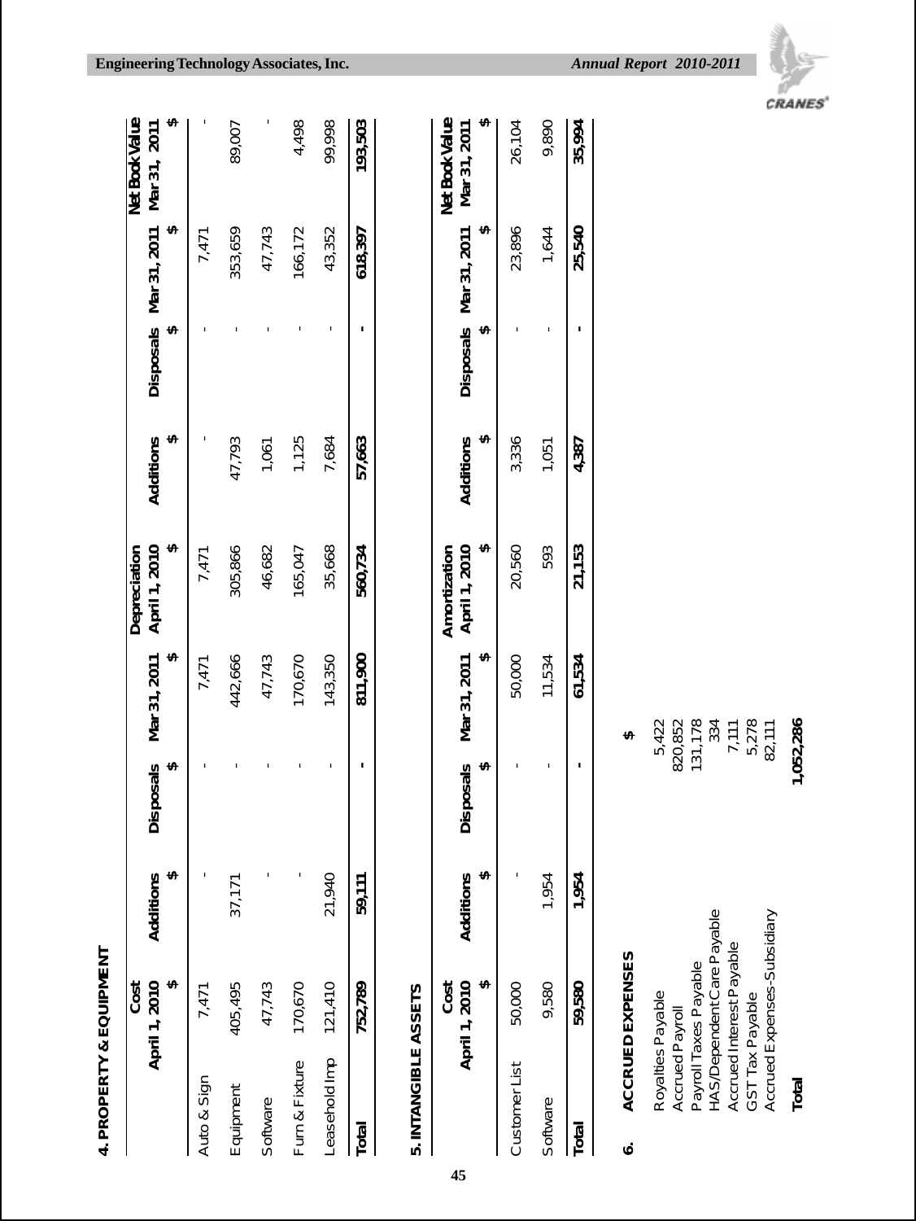## 4. PROPERTY & EQUIPMENT

| | Cost April 1, 2010 | Additions | Disposals | Mar 31, 2011 | Depreciation April 1, 2010 | Additions | Disposals | Mar 31, 2011 | Net Book Value Mar 31, 2011 |
|---|---|---|---|---|---|---|---|---|---|
| | $ | $ | $ | $ | $ | $ | $ | $ | $ |
| Auto & Sign | 7,471 | - | - | 7,471 | 7,471 | - | - | 7,471 | - |
| Equipment | 405,495 | 37,171 | - | 442,666 | 305,866 | 47,793 | - | 353,659 | 89,007 |
| Software | 47,743 | - | - | 47,743 | 46,682 | 1,061 | - | 47,743 | - |
| Furn & Fixture | 170,670 | - | - | 170,670 | 165,047 | 1,125 | - | 166,172 | 4,498 |
| Leasehold Imp | 121,410 | 21,940 | - | 143,350 | 35,668 | 7,684 | - | 43,352 | 99,998 |
| **Total** | **752,789** | **59,111** | **-** | **811,900** | **560,734** | **57,663** | **-** | **618,397** | **193,503** |

## 5. INTANGIBLE ASSETS

| | Cost April 1, 2010 | Additions | Disposals | Mar 31, 2011 | Amortization April 1, 2010 | Additions | Disposals | Mar 31, 2011 | Net Book Value Mar 31, 2011 |
|---|---|---|---|---|---|---|---|---|---|
| | $ | $ | $ | $ | $ | $ | $ | $ | $ |
| Customer List | 50,000 | - | - | 50,000 | 20,560 | 3,336 | - | 23,896 | 26,104 |
| Software | 9,580 | 1,954 | - | 11,534 | 593 | 1,051 | - | 1,644 | 9,890 |
| **Total** | **59,580** | **1,954** | **-** | **61,534** | **21,153** | **4,387** | **-** | **25,540** | **35,994** |

## 6. ACCRUED EXPENSES

| | $ |
|---|---|
| Royalties Payable | 5,422 |
| Accrued Payroll | 820,852 |
| Payroll Taxes Payable | 131,178 |
| HAS/Dependent Care Payable | 334 |
| Accrued Interest Payable | 7,111 |
| GST Tax Payable | 5,278 |
| Accrued Expenses-Subsidiary | 82,111 |
| **Total** | **1,052,286** |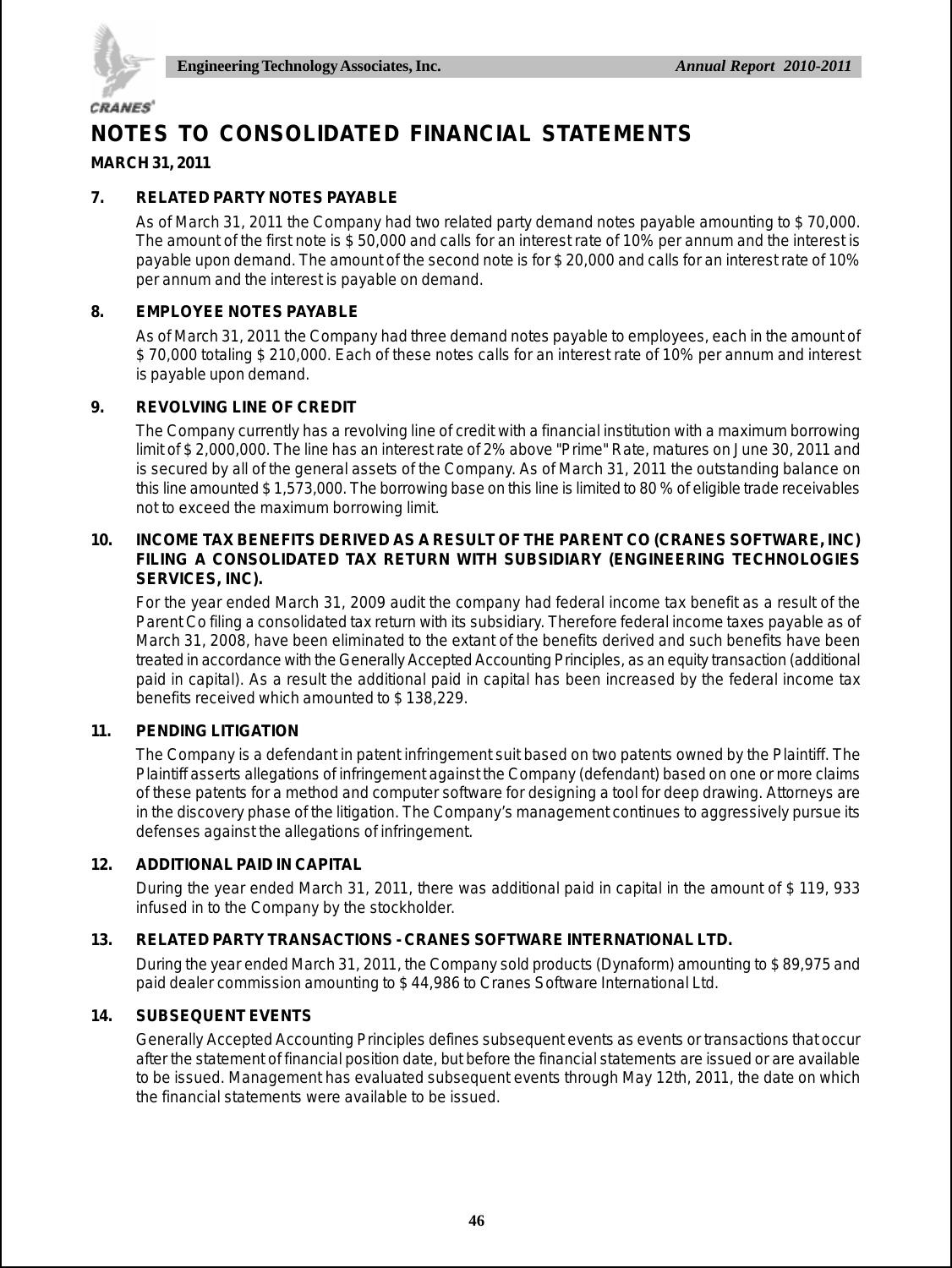# NOTES TO CONSOLIDATED FINANCIAL STATEMENTS

**MARCH 31, 2011**

### 7. RELATED PARTY NOTES PAYABLE

As of March 31, 2011 the Company had two related party demand notes payable amounting to $ 70,000. The amount of the first note is $ 50,000 and calls for an interest rate of 10% per annum and the interest is payable upon demand. The amount of the second note is for $ 20,000 and calls for an interest rate of 10% per annum and the interest is payable on demand.

### 8. EMPLOYEE NOTES PAYABLE

As of March 31, 2011 the Company had three demand notes payable to employees, each in the amount of $ 70,000 totaling $ 210,000. Each of these notes calls for an interest rate of 10% per annum and interest is payable upon demand.

### 9. REVOLVING LINE OF CREDIT

The Company currently has a revolving line of credit with a financial institution with a maximum borrowing limit of $ 2,000,000. The line has an interest rate of 2% above "Prime" Rate, matures on June 30, 2011 and is secured by all of the general assets of the Company. As of March 31, 2011 the outstanding balance on this line amounted $ 1,573,000. The borrowing base on this line is limited to 80 % of eligible trade receivables not to exceed the maximum borrowing limit.

### 10. INCOME TAX BENEFITS DERIVED AS A RESULT OF THE PARENT CO (CRANES SOFTWARE, INC) FILING A CONSOLIDATED TAX RETURN WITH SUBSIDIARY (ENGINEERING TECHNOLOGIES SERVICES, INC).

For the year ended March 31, 2009 audit the company had federal income tax benefit as a result of the Parent Co filing a consolidated tax return with its subsidiary. Therefore federal income taxes payable as of March 31, 2008, have been eliminated to the extant of the benefits derived and such benefits have been treated in accordance with the Generally Accepted Accounting Principles, as an equity transaction (additional paid in capital). As a result the additional paid in capital has been increased by the federal income tax benefits received which amounted to $ 138,229.

### 11. PENDING LITIGATION

The Company is a defendant in patent infringement suit based on two patents owned by the Plaintiff. The Plaintiff asserts allegations of infringement against the Company (defendant) based on one or more claims of these patents for a method and computer software for designing a tool for deep drawing. Attorneys are in the discovery phase of the litigation. The Company's management continues to aggressively pursue its defenses against the allegations of infringement.

### 12. ADDITIONAL PAID IN CAPITAL

During the year ended March 31, 2011, there was additional paid in capital in the amount of $ 119, 933 infused in to the Company by the stockholder.

### 13. RELATED PARTY TRANSACTIONS - CRANES SOFTWARE INTERNATIONAL LTD.

During the year ended March 31, 2011, the Company sold products (Dynaform) amounting to $ 89,975 and paid dealer commission amounting to $ 44,986 to Cranes Software International Ltd.

### 14. SUBSEQUENT EVENTS

Generally Accepted Accounting Principles defines subsequent events as events or transactions that occur after the statement of financial position date, but before the financial statements are issued or are available to be issued. Management has evaluated subsequent events through May 12th, 2011, the date on which the financial statements were available to be issued.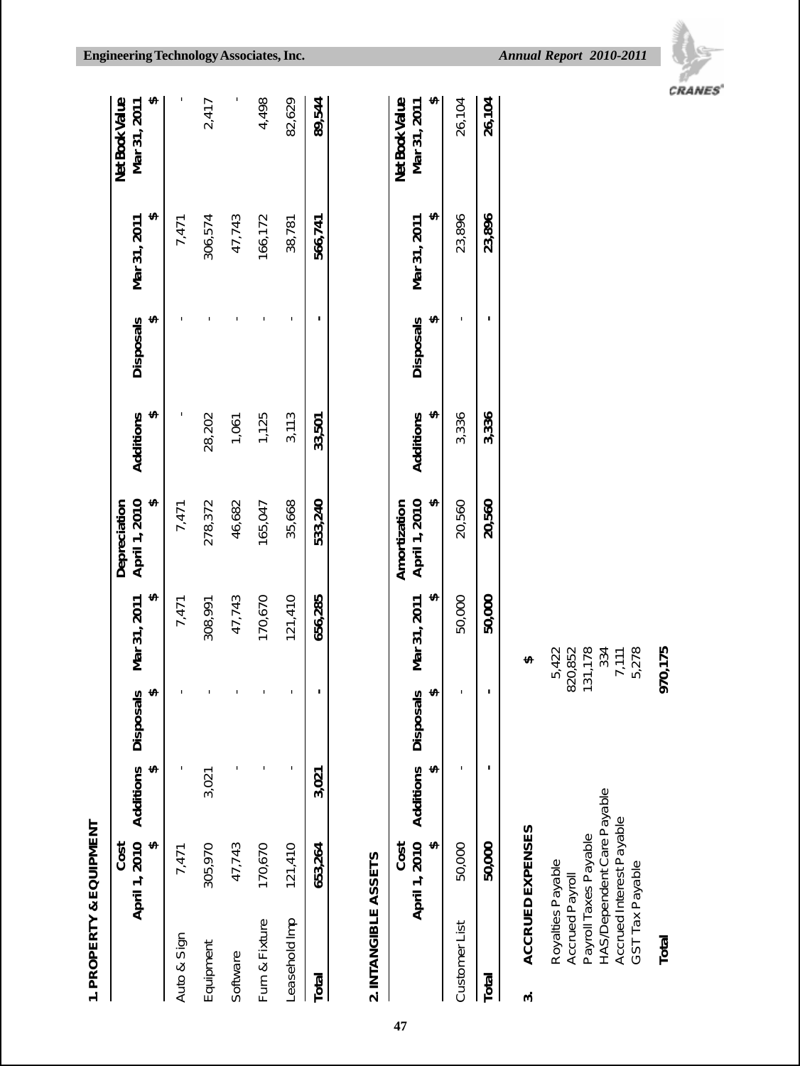## 1. PROPERTY & EQUIPMENT

| | Cost April 1, 2010 | Additions | Disposals | Mar 31, 2011 | Depreciation April 1, 2010 | Additions | Disposals | Mar 31, 2011 | Net Book Value Mar 31, 2011 |
|---|---|---|---|---|---|---|---|---|---|
| | $ | $ | $ | $ | $ | $ | $ | $ | $ |
| Auto & Sign | 7,471 | - | - | 7,471 | 7,471 | - | - | 7,471 | - |
| Equipment | 305,970 | 3,021 | - | 308,991 | 278,372 | 28,202 | - | 306,574 | 2,417 |
| Software | 47,743 | - | - | 47,743 | 46,682 | 1,061 | - | 47,743 | - |
| Furn & Fixture | 170,670 | - | - | 170,670 | 165,047 | 1,125 | - | 166,172 | 4,498 |
| Leasehold Imp | 121,410 | - | - | 121,410 | 35,668 | 3,113 | - | 38,781 | 82,629 |
| **Total** | **653,264** | **3,021** | **-** | **656,285** | **533,240** | **33,501** | **-** | **566,741** | **89,544** |

## 2. INTANGIBLE ASSETS

| | Cost April 1, 2010 | Additions | Disposals | Mar 31, 2011 | Amortization April 1, 2010 | Additions | Disposals | Mar 31, 2011 | Net Book Value Mar 31, 2011 |
|---|---|---|---|---|---|---|---|---|---|
| | $ | $ | $ | $ | $ | $ | $ | $ | $ |
| Customer List | 50,000 | - | - | 50,000 | 20,560 | 3,336 | - | 23,896 | 26,104 |
| **Total** | **50,000** | **-** | **-** | **50,000** | **20,560** | **3,336** | **-** | **23,896** | **26,104** |

## 3. ACCRUED EXPENSES

| | $ |
|---|---|
| Royalties Payable | 5,422 |
| Accrued Payroll | 820,852 |
| Payroll Taxes Payable | 131,178 |
| HAS/Dependent Care Payable | 334 |
| Accrued Interest Payable | 7,111 |
| GST Tax Payable | 5,278 |
| **Total** | **970,175** |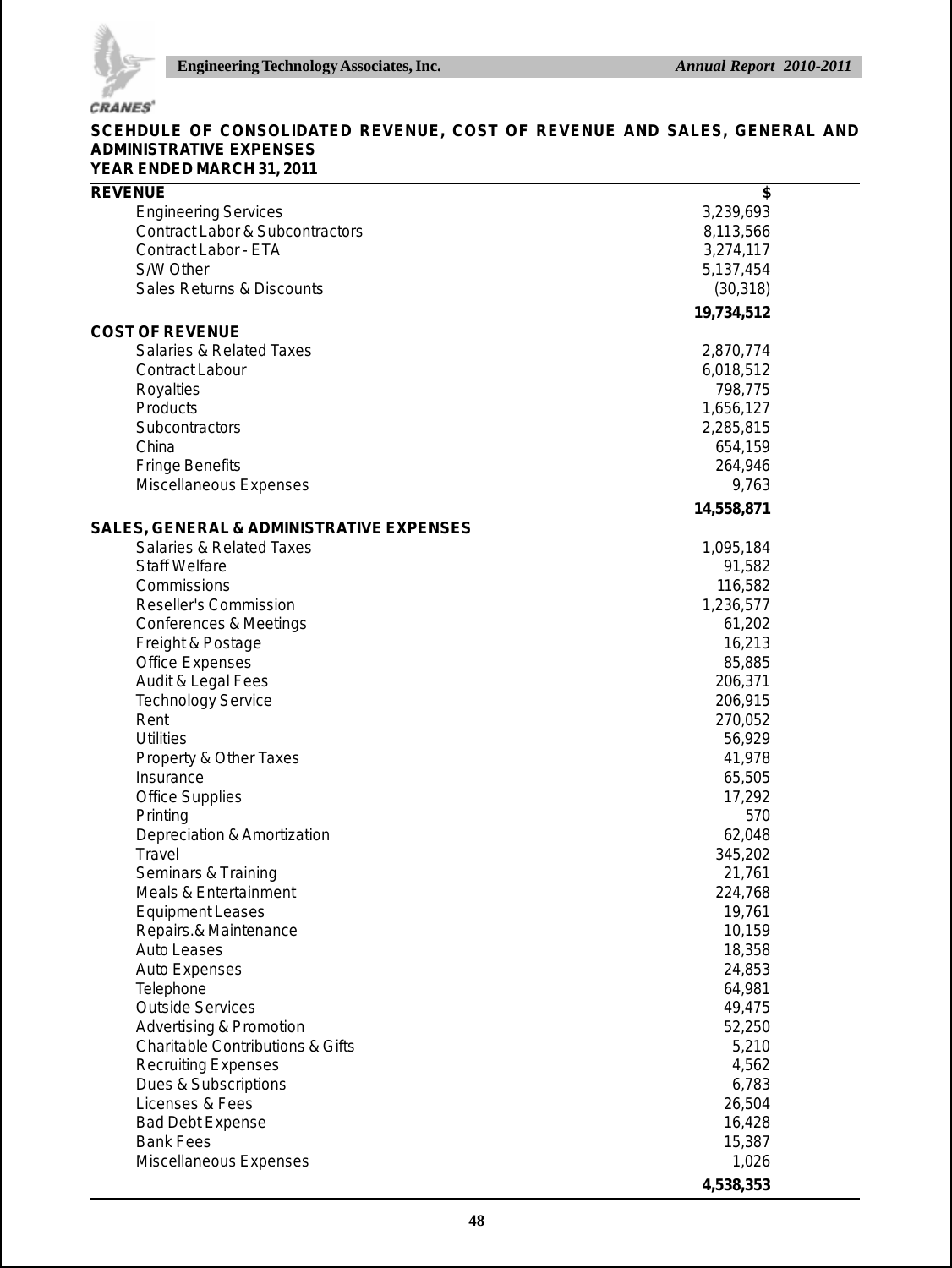## SCEHDULE OF CONSOLIDATED REVENUE, COST OF REVENUE AND SALES, GENERAL AND ADMINISTRATIVE EXPENSES

**YEAR ENDED MARCH 31, 2011**

| | $ |
|---|---|
| **REVENUE** | |
| Engineering Services | 3,239,693 |
| Contract Labor & Subcontractors | 8,113,566 |
| Contract Labor - ETA | 3,274,117 |
| S/W Other | 5,137,454 |
| Sales Returns & Discounts | (30,318) |
| | **19,734,512** |
| **COST OF REVENUE** | |
| Salaries & Related Taxes | 2,870,774 |
| Contract Labour | 6,018,512 |
| Royalties | 798,775 |
| Products | 1,656,127 |
| Subcontractors | 2,285,815 |
| China | 654,159 |
| Fringe Benefits | 264,946 |
| Miscellaneous Expenses | 9,763 |
| | **14,558,871** |
| **SALES, GENERAL & ADMINISTRATIVE EXPENSES** | |
| Salaries & Related Taxes | 1,095,184 |
| Staff Welfare | 91,582 |
| Commissions | 116,582 |
| Reseller's Commission | 1,236,577 |
| Conferences & Meetings | 61,202 |
| Freight & Postage | 16,213 |
| Office Expenses | 85,885 |
| Audit & Legal Fees | 206,371 |
| Technology Service | 206,915 |
| Rent | 270,052 |
| Utilities | 56,929 |
| Property & Other Taxes | 41,978 |
| Insurance | 65,505 |
| Office Supplies | 17,292 |
| Printing | 570 |
| Depreciation & Amortization | 62,048 |
| Travel | 345,202 |
| Seminars & Training | 21,761 |
| Meals & Entertainment | 224,768 |
| Equipment Leases | 19,761 |
| Repairs.& Maintenance | 10,159 |
| Auto Leases | 18,358 |
| Auto Expenses | 24,853 |
| Telephone | 64,981 |
| Outside Services | 49,475 |
| Advertising & Promotion | 52,250 |
| Charitable Contributions & Gifts | 5,210 |
| Recruiting Expenses | 4,562 |
| Dues & Subscriptions | 6,783 |
| Licenses & Fees | 26,504 |
| Bad Debt Expense | 16,428 |
| Bank Fees | 15,387 |
| Miscellaneous Expenses | 1,026 |
| | **4,538,353** |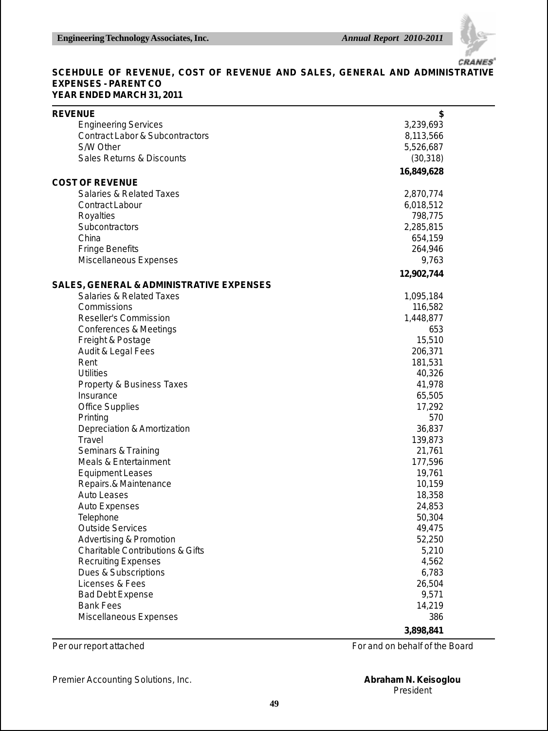## SCEHDULE OF REVENUE, COST OF REVENUE AND SALES, GENERAL AND ADMINISTRATIVE EXPENSES - PARENT CO

**YEAR ENDED MARCH 31, 2011**

| | $ |
|---|---:|
| **REVENUE** | |
| Engineering Services | 3,239,693 |
| Contract Labor & Subcontractors | 8,113,566 |
| S/W Other | 5,526,687 |
| Sales Returns & Discounts | (30,318) |
| | **16,849,628** |
| **COST OF REVENUE** | |
| Salaries & Related Taxes | 2,870,774 |
| Contract Labour | 6,018,512 |
| Royalties | 798,775 |
| Subcontractors | 2,285,815 |
| China | 654,159 |
| Fringe Benefits | 264,946 |
| Miscellaneous Expenses | 9,763 |
| | **12,902,744** |
| **SALES, GENERAL & ADMINISTRATIVE EXPENSES** | |
| Salaries & Related Taxes | 1,095,184 |
| Commissions | 116,582 |
| Reseller's Commission | 1,448,877 |
| Conferences & Meetings | 653 |
| Freight & Postage | 15,510 |
| Audit & Legal Fees | 206,371 |
| Rent | 181,531 |
| Utilities | 40,326 |
| Property & Business Taxes | 41,978 |
| Insurance | 65,505 |
| Office Supplies | 17,292 |
| Printing | 570 |
| Depreciation & Amortization | 36,837 |
| Travel | 139,873 |
| Seminars & Training | 21,761 |
| Meals & Entertainment | 177,596 |
| Equipment Leases | 19,761 |
| Repairs.& Maintenance | 10,159 |
| Auto Leases | 18,358 |
| Auto Expenses | 24,853 |
| Telephone | 50,304 |
| Outside Services | 49,475 |
| Advertising & Promotion | 52,250 |
| Charitable Contributions & Gifts | 5,210 |
| Recruiting Expenses | 4,562 |
| Dues & Subscriptions | 6,783 |
| Licenses & Fees | 26,504 |
| Bad Debt Expense | 9,571 |
| Bank Fees | 14,219 |
| Miscellaneous Expenses | 386 |
| | **3,898,841** |

Per our report attached

Premier Accounting Solutions, Inc.

For and on behalf of the Board

**Abraham N. Keisoglou**
President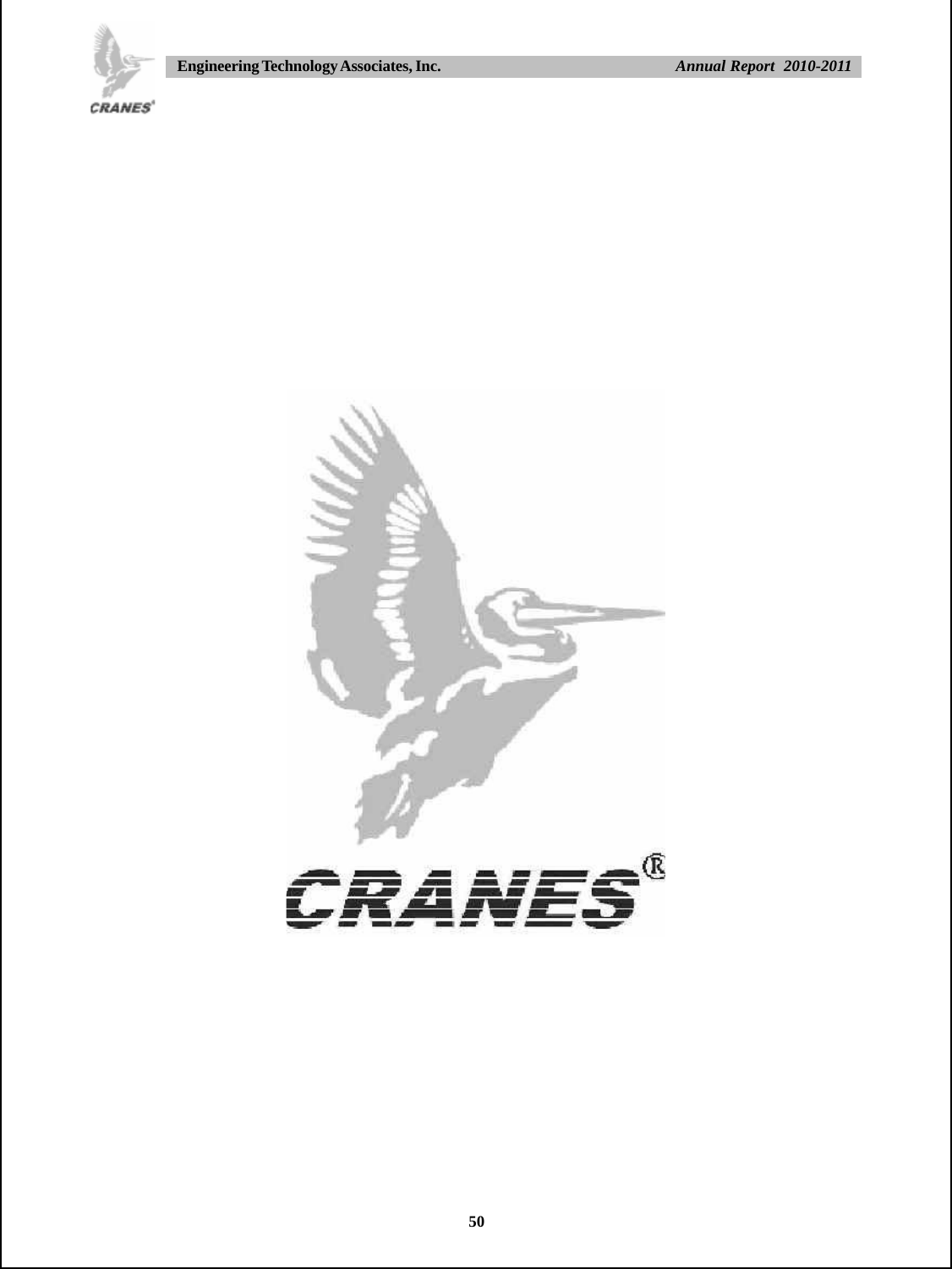CRANES®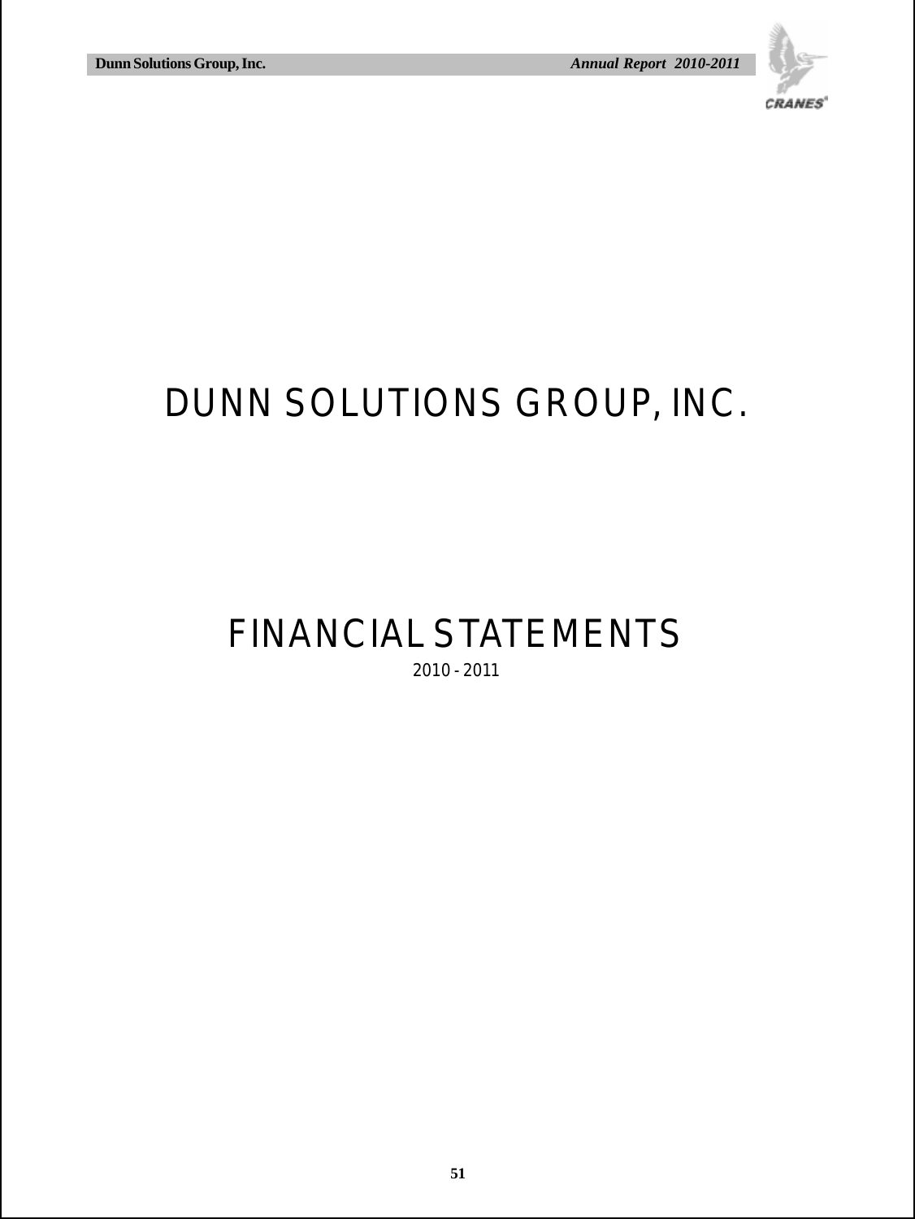# DUNN SOLUTIONS GROUP, INC.

# FINANCIAL STATEMENTS

2010 - 2011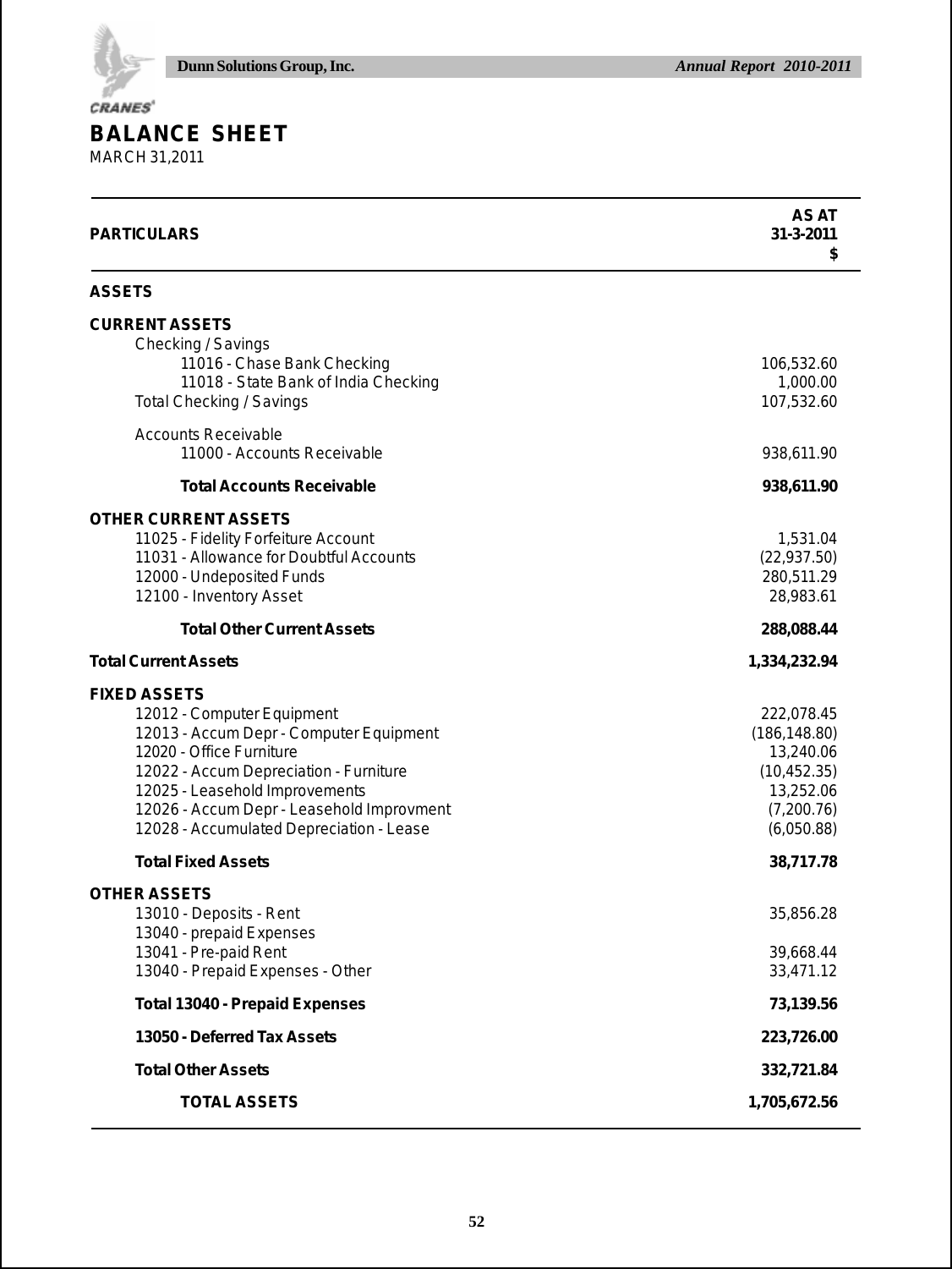# BALANCE SHEET

MARCH 31,2011

| PARTICULARS | AS AT 31-3-2011 $ |
|---|---|
| **ASSETS** | |
| **CURRENT ASSETS** | |
| Checking / Savings | |
| 11016 - Chase Bank Checking | 106,532.60 |
| 11018 - State Bank of India Checking | 1,000.00 |
| Total Checking / Savings | 107,532.60 |
| Accounts Receivable | |
| 11000 - Accounts Receivable | 938,611.90 |
| **Total Accounts Receivable** | **938,611.90** |
| **OTHER CURRENT ASSETS** | |
| 11025 - Fidelity Forfeiture Account | 1,531.04 |
| 11031 - Allowance for Doubtful Accounts | (22,937.50) |
| 12000 - Undeposited Funds | 280,511.29 |
| 12100 - Inventory Asset | 28,983.61 |
| **Total Other Current Assets** | **288,088.44** |
| **Total Current Assets** | **1,334,232.94** |
| **FIXED ASSETS** | |
| 12012 - Computer Equipment | 222,078.45 |
| 12013 - Accum Depr - Computer Equipment | (186,148.80) |
| 12020 - Office Furniture | 13,240.06 |
| 12022 - Accum Depreciation - Furniture | (10,452.35) |
| 12025 - Leasehold Improvements | 13,252.06 |
| 12026 - Accum Depr - Leasehold Improvment | (7,200.76) |
| 12028 - Accumulated Depreciation - Lease | (6,050.88) |
| **Total Fixed Assets** | **38,717.78** |
| **OTHER ASSETS** | |
| 13010 - Deposits - Rent | 35,856.28 |
| 13040 - prepaid Expenses | |
| 13041 - Pre-paid Rent | 39,668.44 |
| 13040 - Prepaid Expenses - Other | 33,471.12 |
| **Total 13040 - Prepaid Expenses** | **73,139.56** |
| **13050 - Deferred Tax Assets** | **223,726.00** |
| **Total Other Assets** | **332,721.84** |
| **TOTAL ASSETS** | **1,705,672.56** |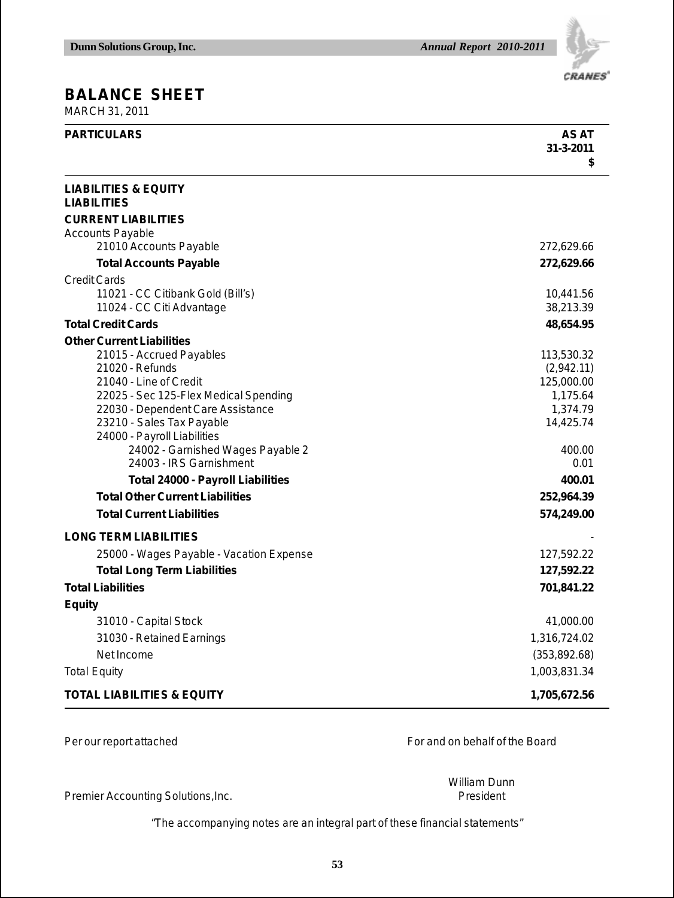# BALANCE SHEET

MARCH 31, 2011

| PARTICULARS | AS AT 31-3-2011 $ |
|---|---|
| **LIABILITIES & EQUITY** | |
| **LIABILITIES** | |
| **CURRENT LIABILITIES** | |
| Accounts Payable | |
| 21010 Accounts Payable | 272,629.66 |
| **Total Accounts Payable** | **272,629.66** |
| Credit Cards | |
| 11021 - CC Citibank Gold (Bill's) | 10,441.56 |
| 11024 - CC Citi Advantage | 38,213.39 |
| **Total Credit Cards** | **48,654.95** |
| **Other Current Liabilities** | |
| 21015 - Accrued Payables | 113,530.32 |
| 21020 - Refunds | (2,942.11) |
| 21040 - Line of Credit | 125,000.00 |
| 22025 - Sec 125-Flex Medical Spending | 1,175.64 |
| 22030 - Dependent Care Assistance | 1,374.79 |
| 23210 - Sales Tax Payable | 14,425.74 |
| 24000 - Payroll Liabilities | |
| 24002 - Garnished Wages Payable 2 | 400.00 |
| 24003 - IRS Garnishment | 0.01 |
| **Total 24000 - Payroll Liabilities** | **400.01** |
| **Total Other Current Liabilities** | **252,964.39** |
| **Total Current Liabilities** | **574,249.00** |
| **LONG TERM LIABILITIES** | - |
| 25000 - Wages Payable - Vacation Expense | 127,592.22 |
| **Total Long Term Liabilities** | **127,592.22** |
| **Total Liabilities** | **701,841.22** |
| **Equity** | |
| 31010 - Capital Stock | 41,000.00 |
| 31030 - Retained Earnings | 1,316,724.02 |
| Net Income | (353,892.68) |
| Total Equity | 1,003,831.34 |
| **TOTAL LIABILITIES & EQUITY** | **1,705,672.56** |

Per our report attached

Premier Accounting Solutions,Inc.

For and on behalf of the Board

William Dunn
President

"The accompanying notes are an integral part of these financial statements"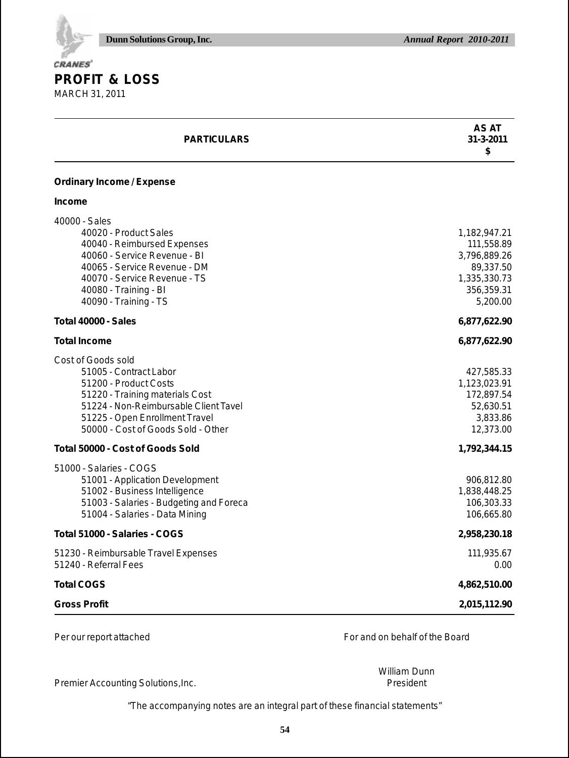# PROFIT & LOSS

MARCH 31, 2011

| PARTICULARS | AS AT 31-3-2011 $ |
|---|---|
| **Ordinary Income / Expense** | |
| **Income** | |
| 40000 - Sales | |
| 40020 - Product Sales | 1,182,947.21 |
| 40040 - Reimbursed Expenses | 111,558.89 |
| 40060 - Service Revenue - BI | 3,796,889.26 |
| 40065 - Service Revenue - DM | 89,337.50 |
| 40070 - Service Revenue - TS | 1,335,330.73 |
| 40080 - Training - BI | 356,359.31 |
| 40090 - Training - TS | 5,200.00 |
| **Total 40000 - Sales** | **6,877,622.90** |
| **Total Income** | **6,877,622.90** |
| Cost of Goods sold | |
| 51005 - Contract Labor | 427,585.33 |
| 51200 - Product Costs | 1,123,023.91 |
| 51220 - Training materials Cost | 172,897.54 |
| 51224 - Non-Reimbursable Client Tavel | 52,630.51 |
| 51225 - Open Enrollment Travel | 3,833.86 |
| 50000 - Cost of Goods Sold - Other | 12,373.00 |
| **Total 50000 - Cost of Goods Sold** | **1,792,344.15** |
| 51000 - Salaries - COGS | |
| 51001 - Application Development | 906,812.80 |
| 51002 - Business Intelligence | 1,838,448.25 |
| 51003 - Salaries - Budgeting and Foreca | 106,303.33 |
| 51004 - Salaries - Data Mining | 106,665.80 |
| **Total 51000 - Salaries - COGS** | **2,958,230.18** |
| 51230 - Reimbursable Travel Expenses | 111,935.67 |
| 51240 - Referral Fees | 0.00 |
| **Total COGS** | **4,862,510.00** |
| **Gross Profit** | **2,015,112.90** |

Per our report attached

Premier Accounting Solutions,Inc.

For and on behalf of the Board

William Dunn
President

"The accompanying notes are an integral part of these financial statements"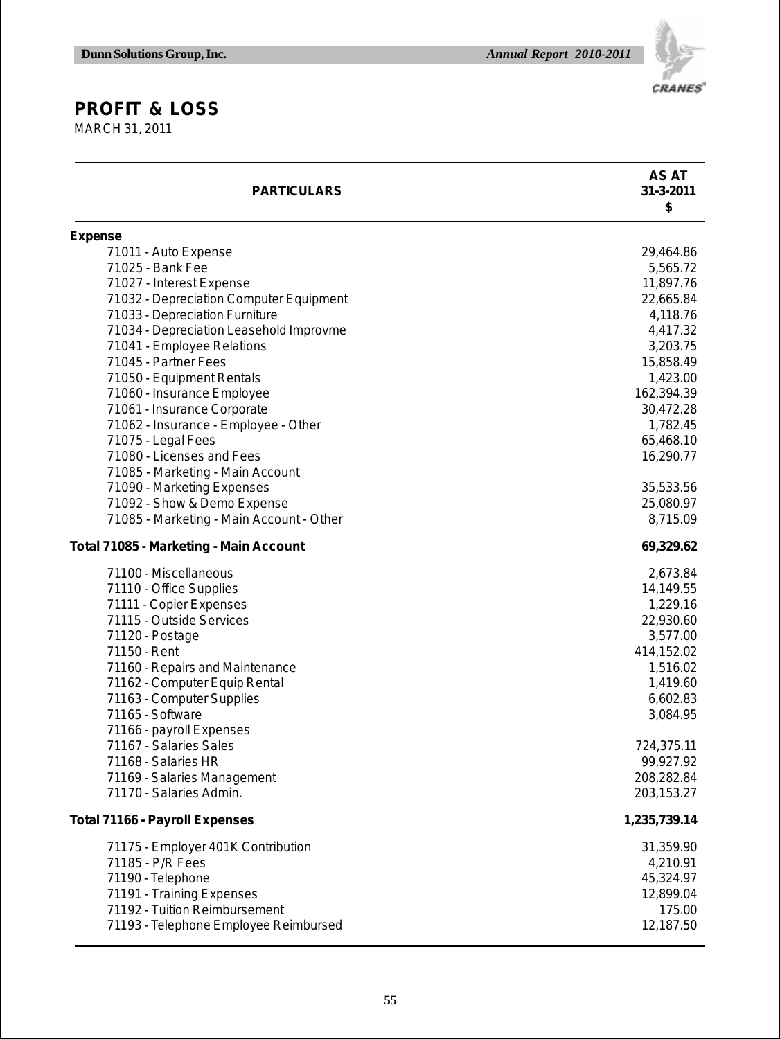## PROFIT & LOSS

MARCH 31, 2011

| PARTICULARS | AS AT 31-3-2011 $ |
|---|---|
| **Expense** | |
| 71011 - Auto Expense | 29,464.86 |
| 71025 - Bank Fee | 5,565.72 |
| 71027 - Interest Expense | 11,897.76 |
| 71032 - Depreciation Computer Equipment | 22,665.84 |
| 71033 - Depreciation Furniture | 4,118.76 |
| 71034 - Depreciation Leasehold Improvme | 4,417.32 |
| 71041 - Employee Relations | 3,203.75 |
| 71045 - Partner Fees | 15,858.49 |
| 71050 - Equipment Rentals | 1,423.00 |
| 71060 - Insurance Employee | 162,394.39 |
| 71061 - Insurance Corporate | 30,472.28 |
| 71062 - Insurance - Employee - Other | 1,782.45 |
| 71075 - Legal Fees | 65,468.10 |
| 71080 - Licenses and Fees | 16,290.77 |
| 71085 - Marketing - Main Account | |
| 71090 - Marketing Expenses | 35,533.56 |
| 71092 - Show & Demo Expense | 25,080.97 |
| 71085 - Marketing - Main Account - Other | 8,715.09 |
| **Total 71085 - Marketing - Main Account** | **69,329.62** |
| 71100 - Miscellaneous | 2,673.84 |
| 71110 - Office Supplies | 14,149.55 |
| 71111 - Copier Expenses | 1,229.16 |
| 71115 - Outside Services | 22,930.60 |
| 71120 - Postage | 3,577.00 |
| 71150 - Rent | 414,152.02 |
| 71160 - Repairs and Maintenance | 1,516.02 |
| 71162 - Computer Equip Rental | 1,419.60 |
| 71163 - Computer Supplies | 6,602.83 |
| 71165 - Software | 3,084.95 |
| 71166 - payroll Expenses | |
| 71167 - Salaries Sales | 724,375.11 |
| 71168 - Salaries HR | 99,927.92 |
| 71169 - Salaries Management | 208,282.84 |
| 71170 - Salaries Admin. | 203,153.27 |
| **Total 71166 - Payroll Expenses** | **1,235,739.14** |
| 71175 - Employer 401K Contribution | 31,359.90 |
| 71185 - P/R Fees | 4,210.91 |
| 71190 - Telephone | 45,324.97 |
| 71191 - Training Expenses | 12,899.04 |
| 71192 - Tuition Reimbursement | 175.00 |
| 71193 - Telephone Employee Reimbursed | 12,187.50 |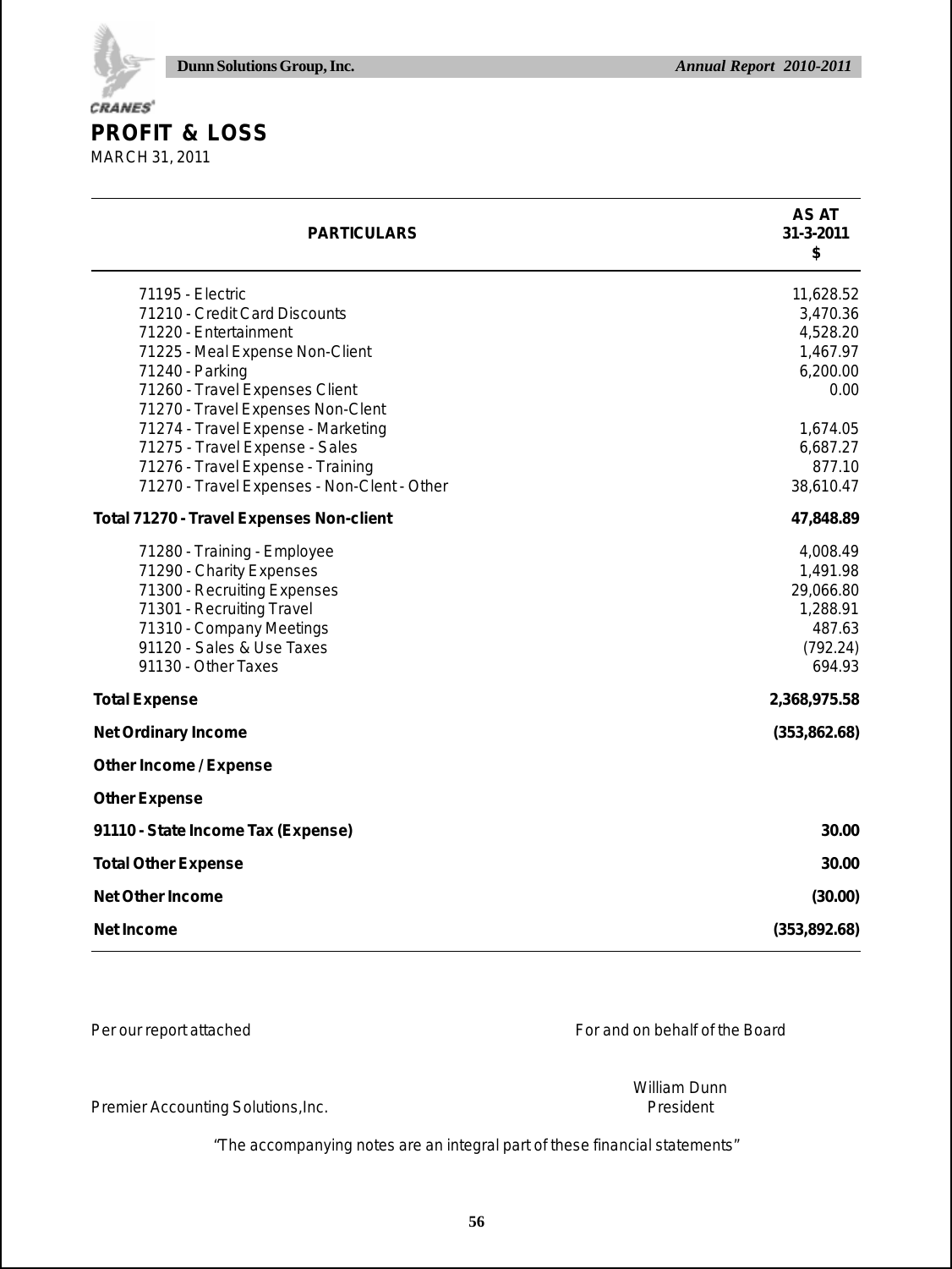## PROFIT & LOSS

MARCH 31, 2011

| PARTICULARS | AS AT 31-3-2011 $ |
|---|---|
| 71195 - Electric | 11,628.52 |
| 71210 - Credit Card Discounts | 3,470.36 |
| 71220 - Entertainment | 4,528.20 |
| 71225 - Meal Expense Non-Client | 1,467.97 |
| 71240 - Parking | 6,200.00 |
| 71260 - Travel Expenses Client | 0.00 |
| 71270 - Travel Expenses Non-Clent | |
| 71274 - Travel Expense - Marketing | 1,674.05 |
| 71275 - Travel Expense - Sales | 6,687.27 |
| 71276 - Travel Expense - Training | 877.10 |
| 71270 - Travel Expenses - Non-Clent - Other | 38,610.47 |
| **Total 71270 - Travel Expenses Non-client** | **47,848.89** |
| 71280 - Training - Employee | 4,008.49 |
| 71290 - Charity Expenses | 1,491.98 |
| 71300 - Recruiting Expenses | 29,066.80 |
| 71301 - Recruiting Travel | 1,288.91 |
| 71310 - Company Meetings | 487.63 |
| 91120 - Sales & Use Taxes | (792.24) |
| 91130 - Other Taxes | 694.93 |
| **Total Expense** | **2,368,975.58** |
| **Net Ordinary Income** | **(353,862.68)** |
| **Other Income / Expense** | |
| **Other Expense** | |
| **91110 - State Income Tax (Expense)** | **30.00** |
| **Total Other Expense** | **30.00** |
| **Net Other Income** | **(30.00)** |
| **Net Income** | **(353,892.68)** |

Per our report attached

Premier Accounting Solutions,Inc.

For and on behalf of the Board

William Dunn
President

"The accompanying notes are an integral part of these financial statements"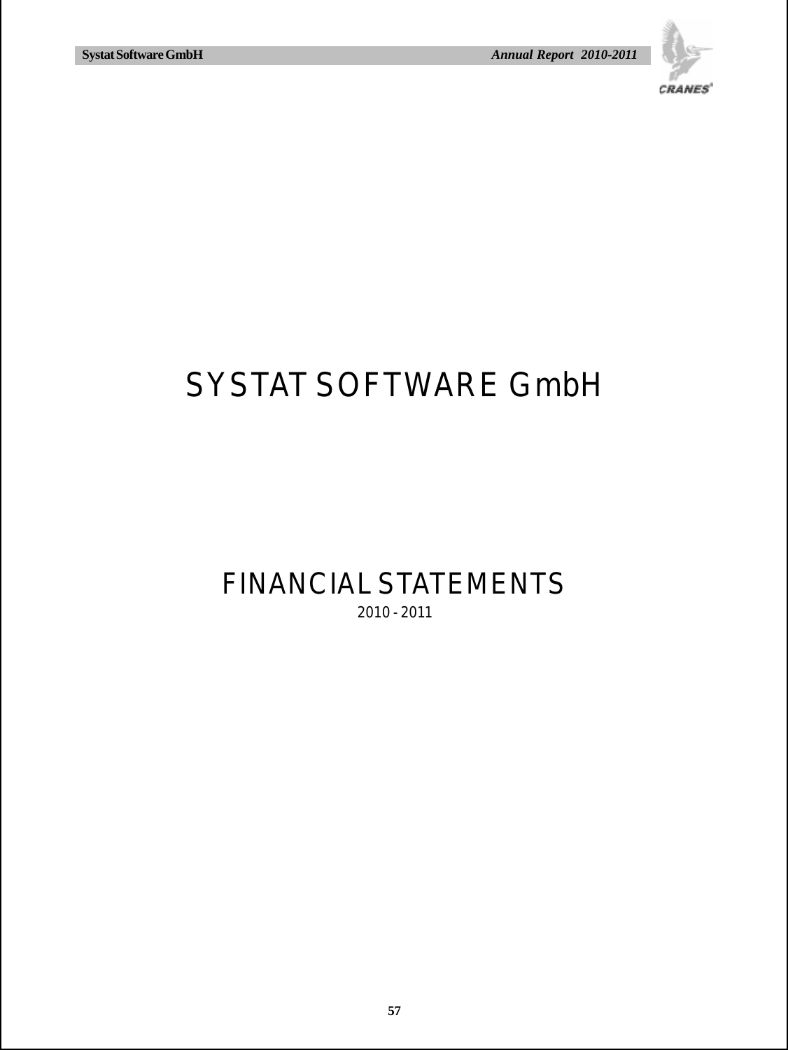# SYSTAT SOFTWARE GmbH

## FINANCIAL STATEMENTS

2010 - 2011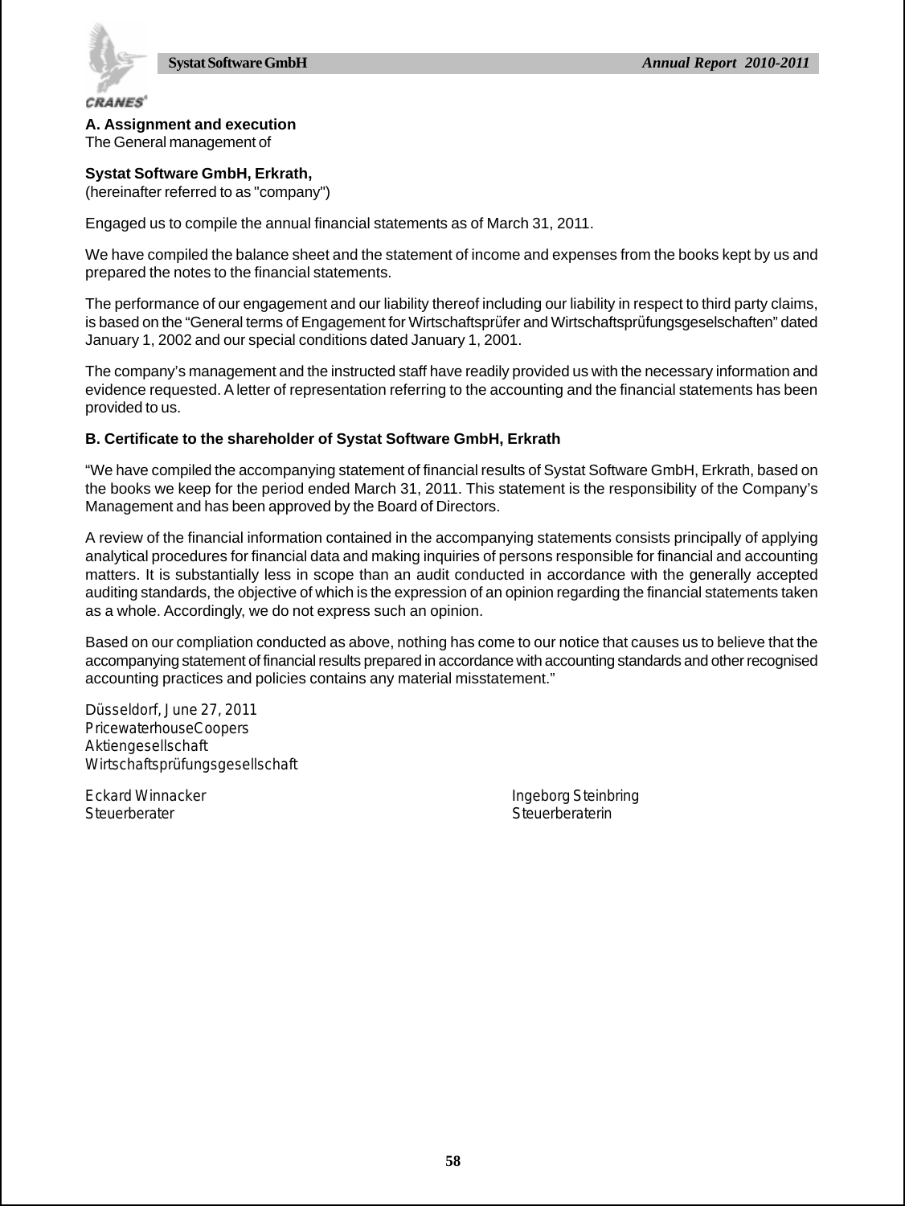**A. Assignment and execution**

The General management of

**Systat Software GmbH, Erkrath,**

(hereinafter referred to as "company")

Engaged us to compile the annual financial statements as of March 31, 2011.

We have compiled the balance sheet and the statement of income and expenses from the books kept by us and prepared the notes to the financial statements.

The performance of our engagement and our liability thereof including our liability in respect to third party claims, is based on the "General terms of Engagement for Wirtschaftsprüfer and Wirtschaftsprüfungsgeselschaften" dated January 1, 2002 and our special conditions dated January 1, 2001.

The company's management and the instructed staff have readily provided us with the necessary information and evidence requested. A letter of representation referring to the accounting and the financial statements has been provided to us.

**B. Certificate to the shareholder of Systat Software GmbH, Erkrath**

"We have compiled the accompanying statement of financial results of Systat Software GmbH, Erkrath, based on the books we keep for the period ended March 31, 2011. This statement is the responsibility of the Company's Management and has been approved by the Board of Directors.

A review of the financial information contained in the accompanying statements consists principally of applying analytical procedures for financial data and making inquiries of persons responsible for financial and accounting matters. It is substantially less in scope than an audit conducted in accordance with the generally accepted auditing standards, the objective of which is the expression of an opinion regarding the financial statements taken as a whole. Accordingly, we do not express such an opinion.

Based on our compliation conducted as above, nothing has come to our notice that causes us to believe that the accompanying statement of financial results prepared in accordance with accounting standards and other recognised accounting practices and policies contains any material misstatement."

Düsseldorf, June 27, 2011
PricewaterhouseCoopers
Aktiengesellschaft
Wirtschaftsprüfungsgesellschaft

Eckard Winnacker
Steuerberater

Ingeborg Steinbring
Steuerberaterin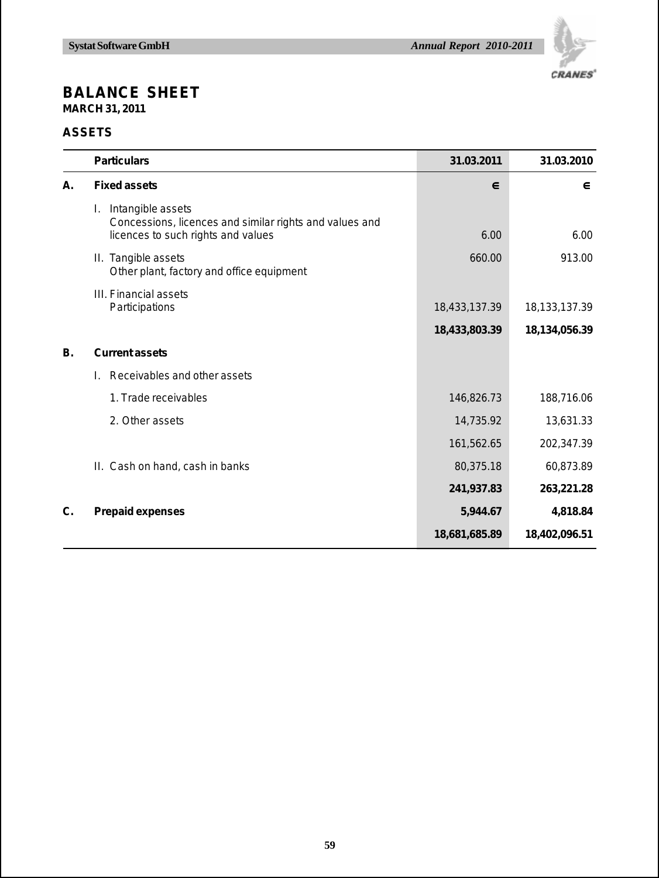# BALANCE SHEET

**MARCH 31, 2011**

## ASSETS

| | Particulars | 31.03.2011 | 31.03.2010 |
|---|---|---|---|
| **A.** | **Fixed assets** | **∈** | **∈** |
| | I. Intangible assets<br>Concessions, licences and similar rights and values and licences to such rights and values | 6.00 | 6.00 |
| | II. Tangible assets<br>Other plant, factory and office equipment | 660.00 | 913.00 |
| | III. Financial assets<br>Participations | 18,433,137.39 | 18,133,137.39 |
| | | **18,433,803.39** | **18,134,056.39** |
| **B.** | **Current assets** | | |
| | I. Receivables and other assets | | |
| | 1. Trade receivables | 146,826.73 | 188,716.06 |
| | 2. Other assets | 14,735.92 | 13,631.33 |
| | | 161,562.65 | 202,347.39 |
| | II. Cash on hand, cash in banks | 80,375.18 | 60,873.89 |
| | | **241,937.83** | **263,221.28** |
| **C.** | **Prepaid expenses** | **5,944.67** | **4,818.84** |
| | | **18,681,685.89** | **18,402,096.51** |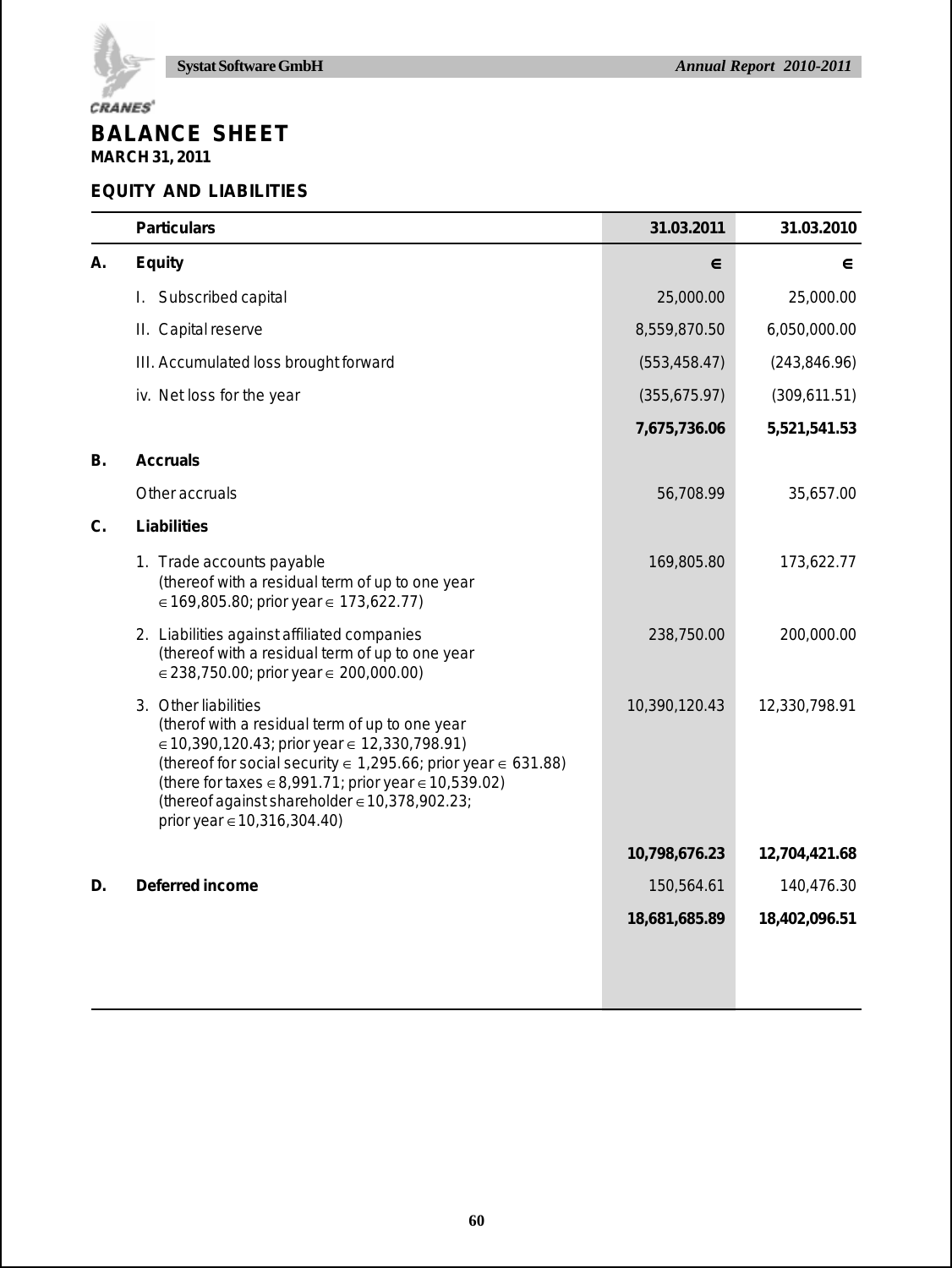# BALANCE SHEET

**MARCH 31, 2011**

## EQUITY AND LIABILITIES

| | Particulars | 31.03.2011 | 31.03.2010 |
|---|---|---|---|
| **A.** | **Equity** | **∈** | **∈** |
| | I. Subscribed capital | 25,000.00 | 25,000.00 |
| | II. Capital reserve | 8,559,870.50 | 6,050,000.00 |
| | III. Accumulated loss brought forward | (553,458.47) | (243,846.96) |
| | iv. Net loss for the year | (355,675.97) | (309,611.51) |
| | | **7,675,736.06** | **5,521,541.53** |
| **B.** | **Accruals** | | |
| | Other accruals | 56,708.99 | 35,657.00 |
| **C.** | **Liabilities** | | |
| | 1. Trade accounts payable (thereof with a residual term of up to one year ∈ 169,805.80; prior year ∈ 173,622.77) | 169,805.80 | 173,622.77 |
| | 2. Liabilities against affiliated companies (thereof with a residual term of up to one year ∈ 238,750.00; prior year ∈ 200,000.00) | 238,750.00 | 200,000.00 |
| | 3. Other liabilities (therof with a residual term of up to one year ∈ 10,390,120.43; prior year ∈ 12,330,798.91) (thereof for social security ∈ 1,295.66; prior year ∈ 631.88) (there for taxes ∈ 8,991.71; prior year ∈ 10,539.02) (thereof against shareholder ∈ 10,378,902.23; prior year ∈ 10,316,304.40) | 10,390,120.43 | 12,330,798.91 |
| | | **10,798,676.23** | **12,704,421.68** |
| **D.** | **Deferred income** | 150,564.61 | 140,476.30 |
| | | **18,681,685.89** | **18,402,096.51** |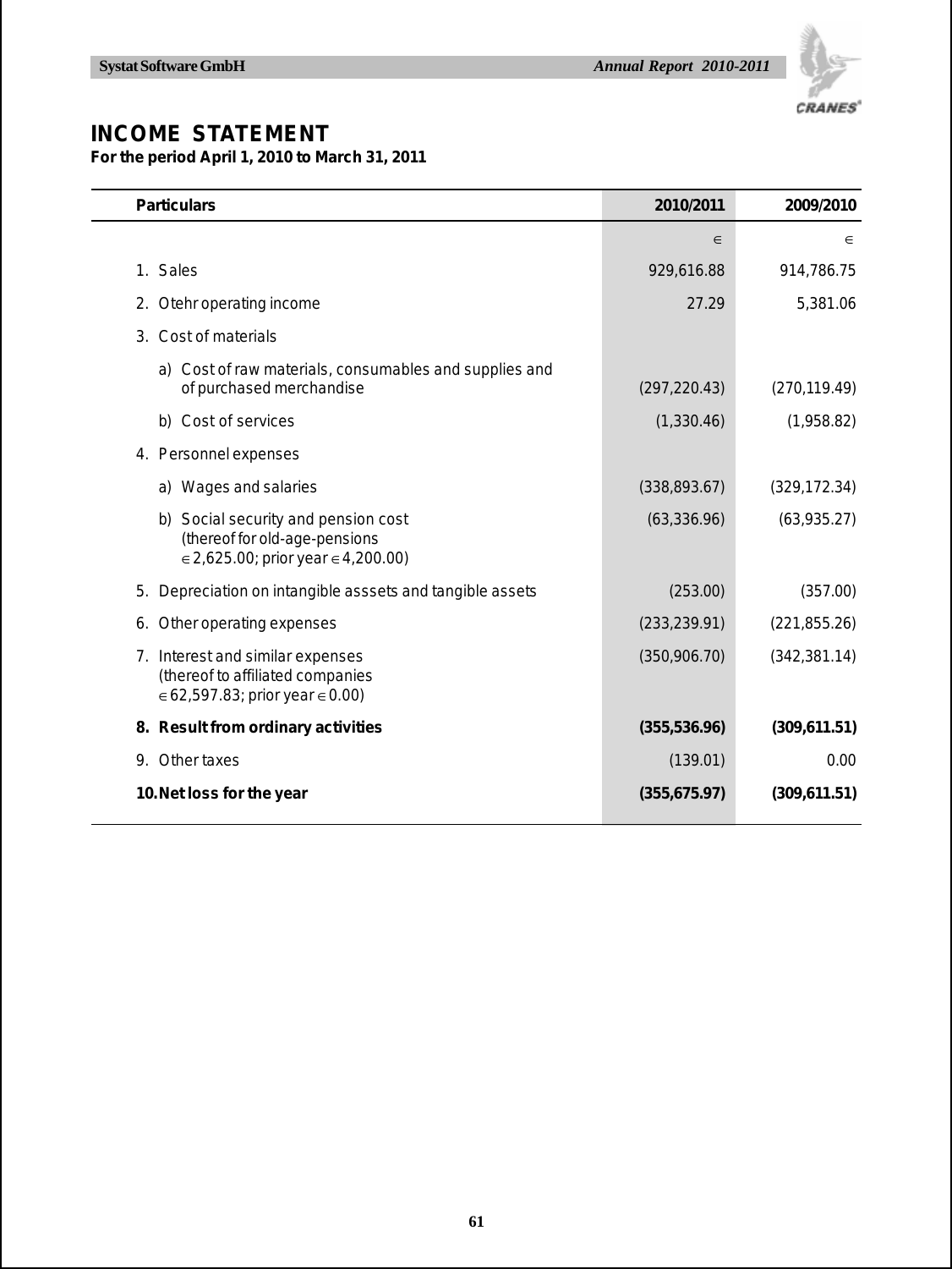# INCOME STATEMENT

**For the period April 1, 2010 to March 31, 2011**

| Particulars | 2010/2011 | 2009/2010 |
|---|---|---|
| | ∈ | ∈ |
| 1. Sales | 929,616.88 | 914,786.75 |
| 2. Otehr operating income | 27.29 | 5,381.06 |
| 3. Cost of materials | | |
| a) Cost of raw materials, consumables and supplies and of purchased merchandise | (297,220.43) | (270,119.49) |
| b) Cost of services | (1,330.46) | (1,958.82) |
| 4. Personnel expenses | | |
| a) Wages and salaries | (338,893.67) | (329,172.34) |
| b) Social security and pension cost (thereof for old-age-pensions ∈ 2,625.00; prior year ∈ 4,200.00) | (63,336.96) | (63,935.27) |
| 5. Depreciation on intangible asssets and tangible assets | (253.00) | (357.00) |
| 6. Other operating expenses | (233,239.91) | (221,855.26) |
| 7. Interest and similar expenses (thereof to affiliated companies ∈ 62,597.83; prior year ∈ 0.00) | (350,906.70) | (342,381.14) |
| **8. Result from ordinary activities** | **(355,536.96)** | **(309,611.51)** |
| 9. Other taxes | (139.01) | 0.00 |
| **10. Net loss for the year** | **(355,675.97)** | **(309,611.51)** |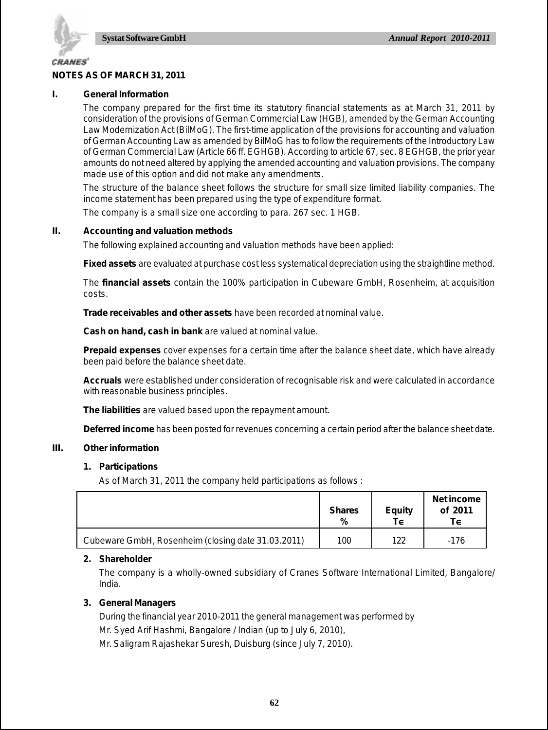## NOTES AS OF MARCH 31, 2011

### I. General Information

The company prepared for the first time its statutory financial statements as at March 31, 2011 by consideration of the provisions of German Commercial Law (HGB), amended by the German Accounting Law Modernization Act (BilMoG). The first-time application of the provisions for accounting and valuation of German Accounting Law as amended by BilMoG has to follow the requirements of the Introductory Law of German Commercial Law (Article 66 ff. EGHGB). According to article 67, sec. 8 EGHGB, the prior year amounts do not need altered by applying the amended accounting and valuation provisions. The company made use of this option and did not make any amendments.

The structure of the balance sheet follows the structure for small size limited liability companies. The income statement has been prepared using the type of expenditure format.

The company is a small size one according to para. 267 sec. 1 HGB.

### II. Accounting and valuation methods

The following explained accounting and valuation methods have been applied:

**Fixed assets** are evaluated at purchase cost less systematical depreciation using the straightline method.

The **financial assets** contain the 100% participation in Cubeware GmbH, Rosenheim, at acquisition costs.

**Trade receivables and other assets** have been recorded at nominal value.

**Cash on hand, cash in bank** are valued at nominal value.

**Prepaid expenses** cover expenses for a certain time after the balance sheet date, which have already been paid before the balance sheet date.

**Accruals** were established under consideration of recognisable risk and were calculated in accordance with reasonable business principles.

**The liabilities** are valued based upon the repayment amount.

**Deferred income** has been posted for revenues concerning a certain period after the balance sheet date.

### III. Other information

**1. Participations**

As of March 31, 2011 the company held participations as follows :

| | Shares % | Equity T€ | Net income of 2011 T€ |
|---|---|---|---|
| Cubeware GmbH, Rosenheim (closing date 31.03.2011) | 100 | 122 | -176 |

**2. Shareholder**

The company is a wholly-owned subsidiary of Cranes Software International Limited, Bangalore/ India.

**3. General Managers**

During the financial year 2010-2011 the general management was performed by

Mr. Syed Arif Hashmi, Bangalore / Indian (up to July 6, 2010),

Mr. Saligram Rajashekar Suresh, Duisburg (since July 7, 2010).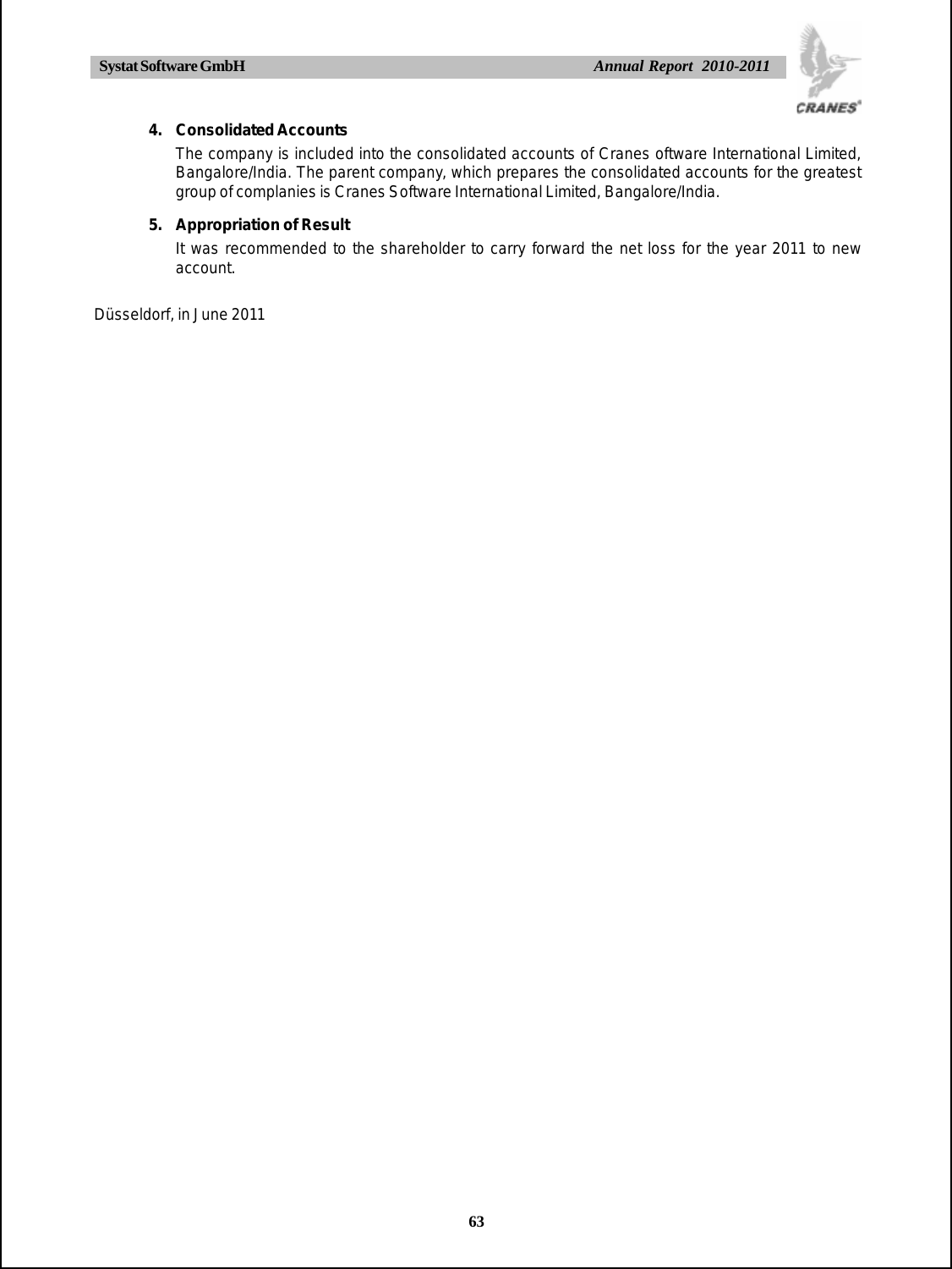**4. Consolidated Accounts**

The company is included into the consolidated accounts of Cranes oftware International Limited, Bangalore/India. The parent company, which prepares the consolidated accounts for the greatest group of complanies is Cranes Software International Limited, Bangalore/India.

**5. Appropriation of Result**

It was recommended to the shareholder to carry forward the net loss for the year 2011 to new account.

Düsseldorf, in June 2011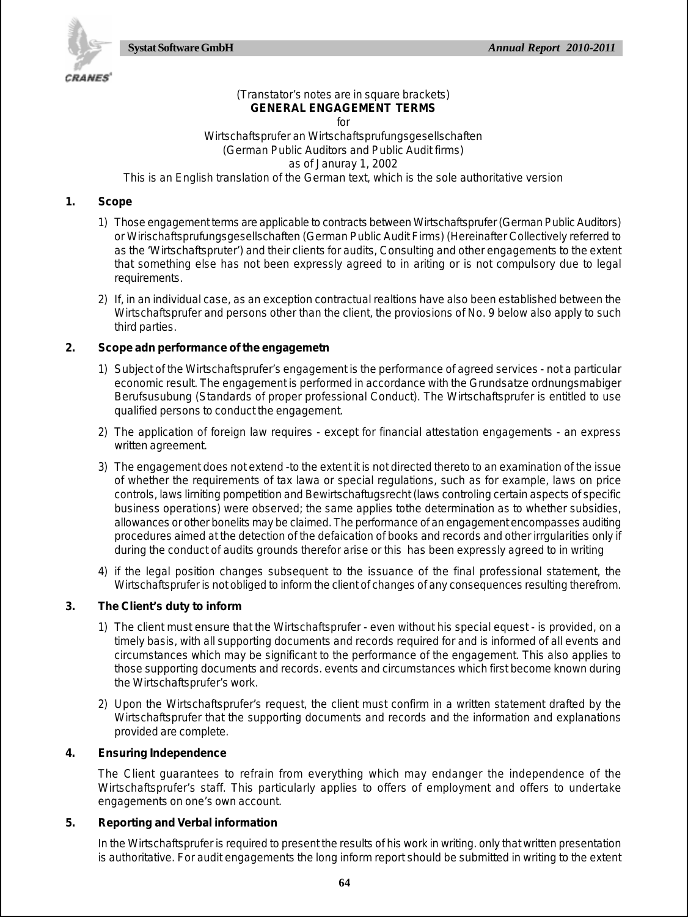(Transtator's notes are in square brackets)

**GENERAL ENGAGEMENT TERMS**

for

Wirtschaftsprufer an Wirtschaftsprufungsgesellschaften

(German Public Auditors and Public Audit firms)

as of Januray 1, 2002

This is an English translation of the German text, which is the sole authoritative version

**1. Scope**

1) Those engagement terms are applicable to contracts between Wirtschaftsprufer (German Public Auditors) or Wirischaftsprufungsgesellschaften (German Public Audit Firms) (Hereinafter Collectively referred to as the 'Wirtschaftspruter') and their clients for audits, Consulting and other engagements to the extent that something else has not been expressly agreed to in ariting or is not compulsory due to legal requirements.

2) If, in an individual case, as an exception contractual realtions have also been established between the Wirtschaftsprufer and persons other than the client, the proviosions of No. 9 below also apply to such third parties.

**2. Scope adn performance of the engagemetn**

1) Subject of the Wirtschaftsprufer's engagement is the performance of agreed services - not a particular economic result. The engagement is performed in accordance with the Grundsatze ordnungsmabiger Berufsusubung (Standards of proper professional Conduct). The Wirtschaftsprufer is entitled to use qualified persons to conduct the engagement.

2) The application of foreign law requires - except for financial attestation engagements - an express written agreement.

3) The engagement does not extend -to the extent it is not directed thereto to an examination of the issue of whether the requirements of tax lawa or special regulations, such as for example, laws on price controls, laws lirniting pompetition and Bewirtschaftugsrecht (laws controling certain aspects of specific business operations) were observed; the same applies tothe determination as to whether subsidies, allowances or other bonelits may be claimed. The performance of an engagement encompasses auditing procedures aimed at the detection of the defaication of books and records and other irrgularities only if during the conduct of audits grounds therefor arise or this has been expressly agreed to in writing

4) if the legal position changes subsequent to the issuance of the final professional statement, the Wirtschaftsprufer is not obliged to inform the client of changes of any consequences resulting therefrom.

**3. The Client's duty to inform**

1) The client must ensure that the Wirtschaftsprufer - even without his special equest - is provided, on a timely basis, with all supporting documents and records required for and is informed of all events and circumstances which may be significant to the performance of the engagement. This also applies to those supporting documents and records. events and circumstances which first become known during the Wirtschaftsprufer's work.

2) Upon the Wirtschaftsprufer's request, the client must confirm in a written statement drafted by the Wirtschaftsprufer that the supporting documents and records and the information and explanations provided are complete.

**4. Ensuring Independence**

The Client guarantees to refrain from everything which may endanger the independence of the Wirtschaftsprufer's staff. This particularly applies to offers of employment and offers to undertake engagements on one's own account.

**5. Reporting and Verbal information**

In the Wirtschaftsprufer is required to present the results of his work in writing. only that written presentation is authoritative. For audit engagements the long inform report should be submitted in writing to the extent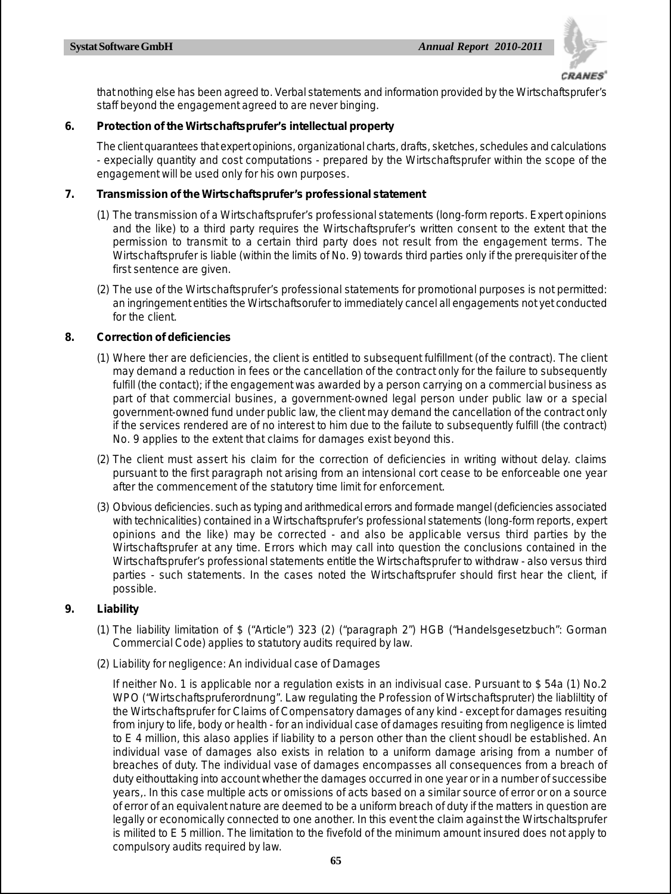that nothing else has been agreed to. Verbal statements and information provided by the Wirtschaftsprufer's staff beyond the engagement agreed to are never binging.

**6. Protection of the Wirtschaftsprufer's intellectual property**

The client quarantees that expert opinions, organizational charts, drafts, sketches, schedules and calculations - expecially quantity and cost computations - prepared by the Wirtschaftsprufer within the scope of the engagement will be used only for his own purposes.

**7. Transmission of the Wirtschaftsprufer's professional statement**

(1) The transmission of a Wirtschaftsprufer's professional statements (long-form reports. Expert opinions and the like) to a third party requires the Wirtschaftsprufer's written consent to the extent that the permission to transmit to a certain third party does not result from the engagement terms. The Wirtschaftsprufer is liable (within the limits of No. 9) towards third parties only if the prerequisiter of the first sentence are given.

(2) The use of the Wirtschaftsprufer's professional statements for promotional purposes is not permitted: an ingringement entities the Wirtschaftsorufer to immediately cancel all engagements not yet conducted for the client.

**8. Correction of deficiencies**

(1) Where ther are deficiencies, the client is entitled to subsequent fulfillment (of the contract). The client may demand a reduction in fees or the cancellation of the contract only for the failure to subsequently fulfill (the contact); if the engagement was awarded by a person carrying on a commercial business as part of that commercial busines, a government-owned legal person under public law or a special government-owned fund under public law, the client may demand the cancellation of the contract only if the services rendered are of no interest to him due to the failute to subsequently fulfill (the contract) No. 9 applies to the extent that claims for damages exist beyond this.

(2) The client must assert his claim for the correction of deficiencies in writing without delay. claims pursuant to the first paragraph not arising from an intensional cort cease to be enforceable one year after the commencement of the statutory time limit for enforcement.

(3) Obvious deficiencies. such as typing and arithmedical errors and formade mangel (deficiencies associated with technicalities) contained in a Wirtschaftsprufer's professional statements (long-form reports, expert opinions and the like) may be corrected - and also be applicable versus third parties by the Wirtschaftsprufer at any time. Errors which may call into question the conclusions contained in the Wirtschaftsprufer's professional statements entitle the Wirtschaftsprufer to withdraw - also versus third parties - such statements. In the cases noted the Wirtschaftsprufer should first hear the client, if possible.

**9. Liability**

(1) The liability limitation of $ ("Article") 323 (2) ("paragraph 2") HGB ("Handelsgesetzbuch": Gorman Commercial Code) applies to statutory audits required by law.

(2) Liability for negligence: An individual case of Damages

If neither No. 1 is applicable nor a regulation exists in an indivisual case. Pursuant to $ 54a (1) No.2 WPO ("Wirtschaftspruferordnung". Law regulating the Profession of Wirtschaftspruter) the liablitity of the Wirtschaftsprufer for Claims of Compensatory damages of any kind - except for damages resuiting from injury to life, body or health - for an individual case of damages resuiting from negligence is limted to E 4 million, this alaso applies if liability to a person other than the client shoudl be established. An individual vase of damages also exists in relation to a uniform damage arising from a number of breaches of duty. The individual vase of damages encompasses all consequences from a breach of duty eithouttaking into account whether the damages occurred in one year or in a number of successibe years,. In this case multiple acts or omissions of acts based on a similar source of error or on a source of error of an equivalent nature are deemed to be a uniform breach of duty if the matters in question are legally or economically connected to one another. In this event the claim against the Wirtschaltsprufer is milited to E 5 million. The limitation to the fivefold of the minimum amount insured does not apply to compulsory audits required by law.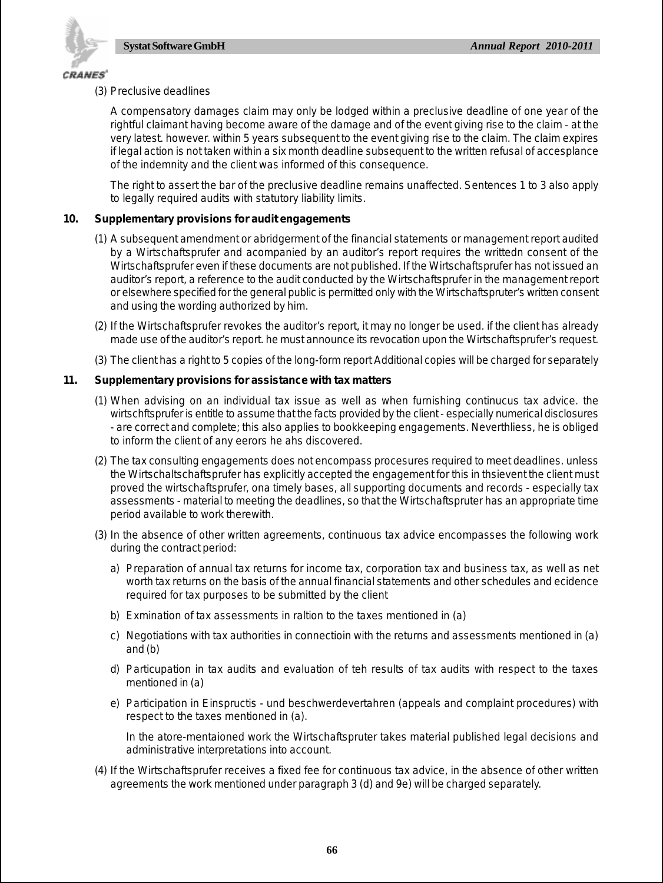(3) Preclusive deadlines

A compensatory damages claim may only be lodged within a preclusive deadline of one year of the rightful claimant having become aware of the damage and of the event giving rise to the claim - at the very latest. however. within 5 years subsequent to the event giving rise to the claim. The claim expires if legal action is not taken within a six month deadline subsequent to the written refusal of accesplance of the indemnity and the client was informed of this consequence.

The right to assert the bar of the preclusive deadline remains unaffected. Sentences 1 to 3 also apply to legally required audits with statutory liability limits.

**10. Supplementary provisions for audit engagements**

(1) A subsequent amendment or abridgerment of the financial statements or management report audited by a Wirtschaftsprufer and acompanied by an auditor's report requires the writtedn consent of the Wirtschaftsprufer even if these documents are not published. If the Wirtschaftsprufer has not issued an auditor's report, a reference to the audit conducted by the Wirtschaftsprufer in the management report or elsewhere specified for the general public is permitted only with the Wirtschaftspruter's written consent and using the wording authorized by him.

(2) If the Wirtschaftsprufer revokes the auditor's report, it may no longer be used. if the client has already made use of the auditor's report. he must announce its revocation upon the Wirtschaftsprufer's request.

(3) The client has a right to 5 copies of the long-form report Additional copies will be charged for separately

**11. Supplementary provisions for assistance with tax matters**

(1) When advising on an individual tax issue as well as when furnishing continucus tax advice. the wirtschftsprufer is entitle to assume that the facts provided by the client - especially numerical disclosures - are correct and complete; this also applies to bookkeeping engagements. Neverthliess, he is obliged to inform the client of any eerors he ahs discovered.

(2) The tax consulting engagements does not encompass procesures required to meet deadlines. unless the Wirtschaltschaftsprufer has explicitly accepted the engagement for this in thsievent the client must proved the wirtschaftsprufer, ona timely bases, all supporting documents and records - especially tax assessments - material to meeting the deadlines, so that the Wirtschaftspruter has an appropriate time period available to work therewith.

(3) In the absence of other written agreements, continuous tax advice encompasses the following work during the contract period:

a) Preparation of annual tax returns for income tax, corporation tax and business tax, as well as net worth tax returns on the basis of the annual financial statements and other schedules and ecidence required for tax purposes to be submitted by the client

b) Exmination of tax assessments in raltion to the taxes mentioned in (a)

c) Negotiations with tax authorities in connectioin with the returns and assessments mentioned in (a) and (b)

d) Particupation in tax audits and evaluation of teh results of tax audits with respect to the taxes mentioned in (a)

e) Participation in Einspructis - und beschwerdevertahren (appeals and complaint procedures) with respect to the taxes mentioned in (a).

In the atore-mentaioned work the Wirtschaftspruter takes material published legal decisions and administrative interpretations into account.

(4) If the Wirtschaftsprufer receives a fixed fee for continuous tax advice, in the absence of other written agreements the work mentioned under paragraph 3 (d) and 9e) will be charged separately.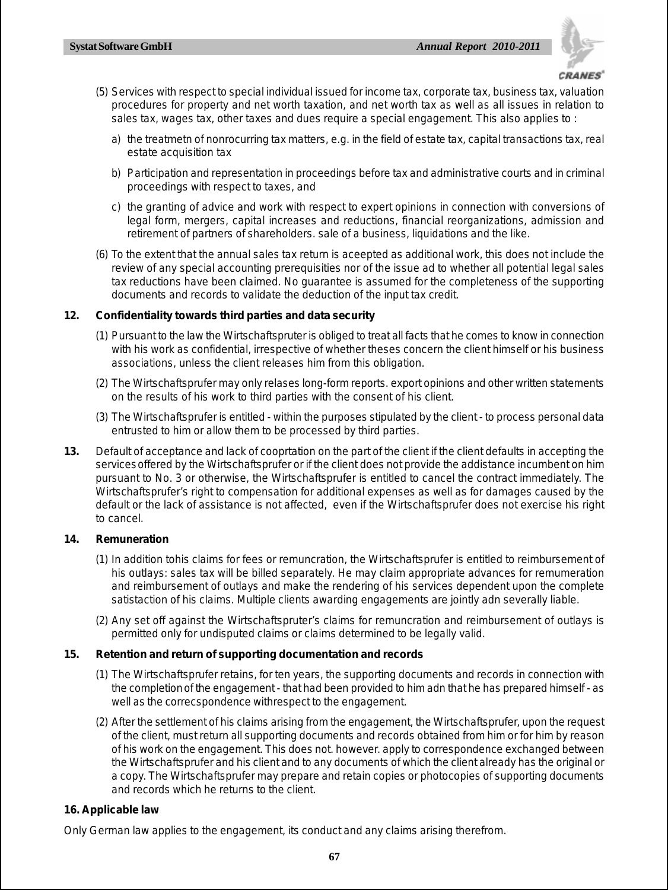(5) Services with respect to special individual issued for income tax, corporate tax, business tax, valuation procedures for property and net worth taxation, and net worth tax as well as all issues in relation to sales tax, wages tax, other taxes and dues require a special engagement. This also applies to :

a) the treatmetn of nonrocurring tax matters, e.g. in the field of estate tax, capital transactions tax, real estate acquisition tax

b) Participation and representation in proceedings before tax and administrative courts and in criminal proceedings with respect to taxes, and

c) the granting of advice and work with respect to expert opinions in connection with conversions of legal form, mergers, capital increases and reductions, financial reorganizations, admission and retirement of partners of shareholders. sale of a business, liquidations and the like.

(6) To the extent that the annual sales tax return is aceepted as additional work, this does not include the review of any special accounting prerequisities nor of the issue ad to whether all potential legal sales tax reductions have been claimed. No guarantee is assumed for the completeness of the supporting documents and records to validate the deduction of the input tax credit.

**12. Confidentiality towards third parties and data security**

(1) Pursuant to the law the Wirtschaftspruter is obliged to treat all facts that he comes to know in connection with his work as confidential, irrespective of whether theses concern the client himself or his business associations, unless the client releases him from this obligation.

(2) The Wirtschaftsprufer may only relases long-form reports. export opinions and other written statements on the results of his work to third parties with the consent of his client.

(3) The Wirtschaftsprufer is entitled - within the purposes stipulated by the client - to process personal data entrusted to him or allow them to be processed by third parties.

**13.** Default of acceptance and lack of cooprtation on the part of the client if the client defaults in accepting the services offered by the Wirtschaftsprufer or if the client does not provide the addistance incumbent on him pursuant to No. 3 or otherwise, the Wirtschaftsprufer is entitled to cancel the contract immediately. The Wirtschaftsprufer's right to compensation for additional expenses as well as for damages caused by the default or the lack of assistance is not affected, even if the Wirtschaftsprufer does not exercise his right to cancel.

**14. Remuneration**

(1) In addition tohis claims for fees or remuncration, the Wirtschaftsprufer is entitled to reimbursement of his outlays: sales tax will be billed separately. He may claim appropriate advances for remumeration and reimbursement of outlays and make the rendering of his services dependent upon the complete satistaction of his claims. Multiple clients awarding engagements are jointly adn severally liable.

(2) Any set off against the Wirtschaftspruter's claims for remuncration and reimbursement of outlays is permitted only for undisputed claims or claims determined to be legally valid.

**15. Retention and return of supporting documentation and records**

(1) The Wirtschaftsprufer retains, for ten years, the supporting documents and records in connection with the completion of the engagement - that had been provided to him adn that he has prepared himself - as well as the correcspondence withrespect to the engagement.

(2) After the settlement of his claims arising from the engagement, the Wirtschaftsprufer, upon the request of the client, must return all supporting documents and records obtained from him or for him by reason of his work on the engagement. This does not. however. apply to correspondence exchanged between the Wirtschaftsprufer and his client and to any documents of which the client already has the original or a copy. The Wirtschaftsprufer may prepare and retain copies or photocopies of supporting documents and records which he returns to the client.

**16. Applicable law**

Only German law applies to the engagement, its conduct and any claims arising therefrom.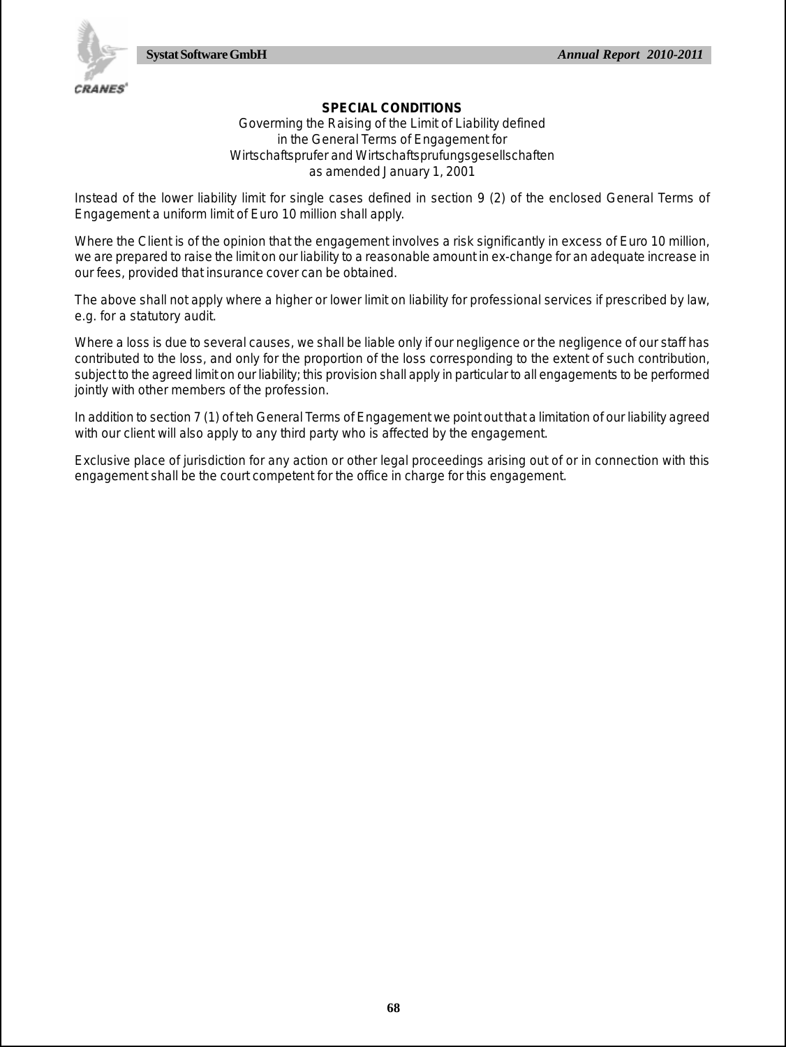**SPECIAL CONDITIONS**

Goverming the Raising of the Limit of Liability defined
in the General Terms of Engagement for
Wirtschaftsprufer and Wirtschaftsprufungsgesellschaften
as amended January 1, 2001

Instead of the lower liability limit for single cases defined in section 9 (2) of the enclosed General Terms of Engagement a uniform limit of Euro 10 million shall apply.

Where the Client is of the opinion that the engagement involves a risk significantly in excess of Euro 10 million, we are prepared to raise the limit on our liability to a reasonable amount in ex-change for an adequate increase in our fees, provided that insurance cover can be obtained.

The above shall not apply where a higher or lower limit on liability for professional services if prescribed by law, e.g. for a statutory audit.

Where a loss is due to several causes, we shall be liable only if our negligence or the negligence of our staff has contributed to the loss, and only for the proportion of the loss corresponding to the extent of such contribution, subject to the agreed limit on our liability; this provision shall apply in particular to all engagements to be performed jointly with other members of the profession.

In addition to section 7 (1) of teh General Terms of Engagement we point out that a limitation of our liability agreed with our client will also apply to any third party who is affected by the engagement.

Exclusive place of jurisdiction for any action or other legal proceedings arising out of or in connection with this engagement shall be the court competent for the office in charge for this engagement.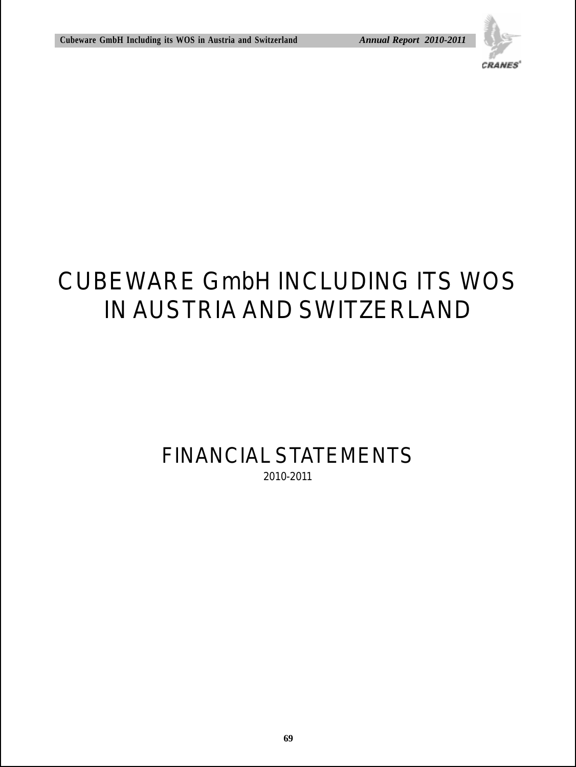# CUBEWARE GmbH INCLUDING ITS WOS IN AUSTRIA AND SWITZERLAND

## FINANCIAL STATEMENTS

2010-2011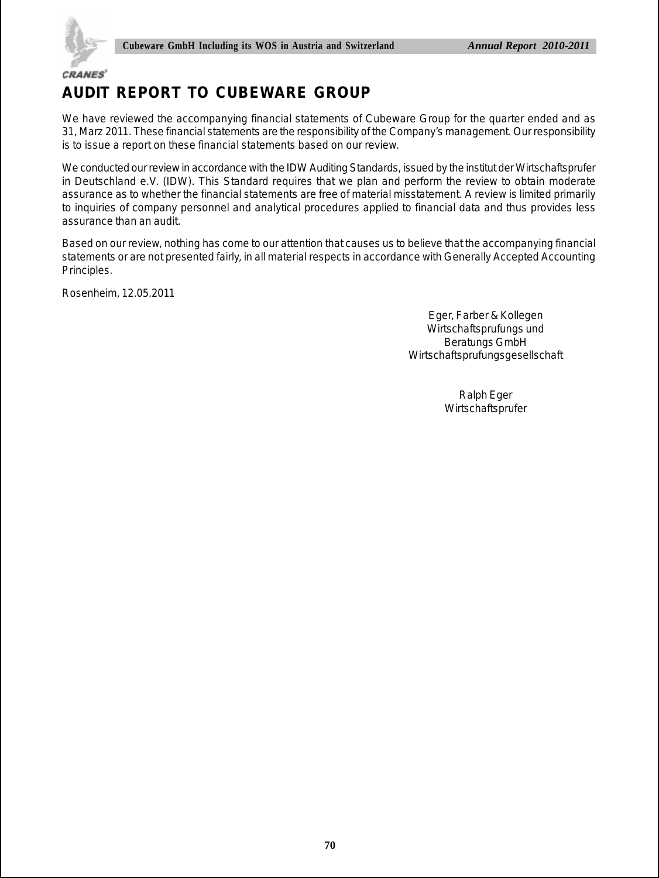# AUDIT REPORT TO CUBEWARE GROUP

We have reviewed the accompanying financial statements of Cubeware Group for the quarter ended and as 31, Marz 2011. These financial statements are the responsibility of the Company's management. Our responsibility is to issue a report on these financial statements based on our review.

We conducted our review in accordance with the IDW Auditing Standards, issued by the institut der Wirtschaftsprufer in Deutschland e.V. (IDW). This Standard requires that we plan and perform the review to obtain moderate assurance as to whether the financial statements are free of material misstatement. A review is limited primarily to inquiries of company personnel and analytical procedures applied to financial data and thus provides less assurance than an audit.

Based on our review, nothing has come to our attention that causes us to believe that the accompanying financial statements or are not presented fairly, in all material respects in accordance with Generally Accepted Accounting Principles.

Rosenheim, 12.05.2011

Eger, Farber & Kollegen
Wirtschaftsprufungs und
Beratungs GmbH
Wirtschaftsprufungsgesellschaft

Ralph Eger
Wirtschaftsprufer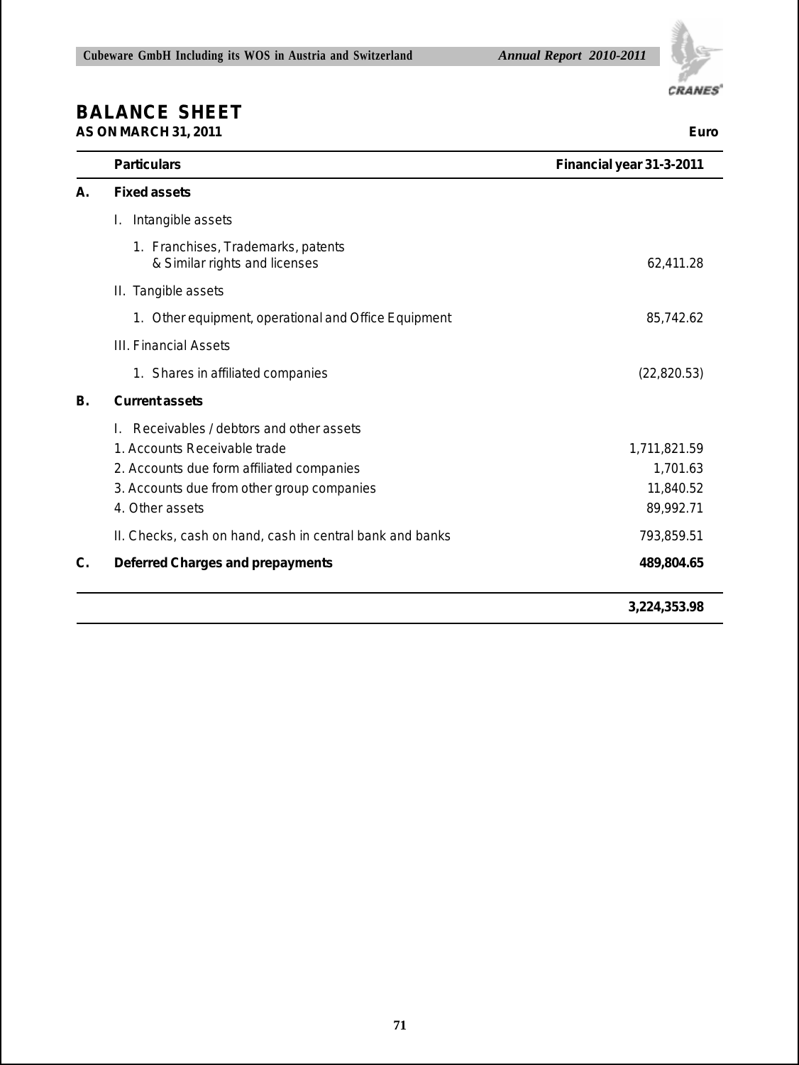# BALANCE SHEET

**AS ON MARCH 31, 2011** **Euro**

| | Particulars | Financial year 31-3-2011 |
|---|---|---|
| **A.** | **Fixed assets** | |
| | I. Intangible assets | |
| | 1. Franchises, Trademarks, patents & Similar rights and licenses | 62,411.28 |
| | II. Tangible assets | |
| | 1. Other equipment, operational and Office Equipment | 85,742.62 |
| | III. Financial Assets | |
| | 1. Shares in affiliated companies | (22,820.53) |
| **B.** | **Current assets** | |
| | I. Receivables / debtors and other assets | |
| | 1. Accounts Receivable trade | 1,711,821.59 |
| | 2. Accounts due form affiliated companies | 1,701.63 |
| | 3. Accounts due from other group companies | 11,840.52 |
| | 4. Other assets | 89,992.71 |
| | II. Checks, cash on hand, cash in central bank and banks | 793,859.51 |
| **C.** | **Deferred Charges and prepayments** | **489,804.65** |
| | | **3,224,353.98** |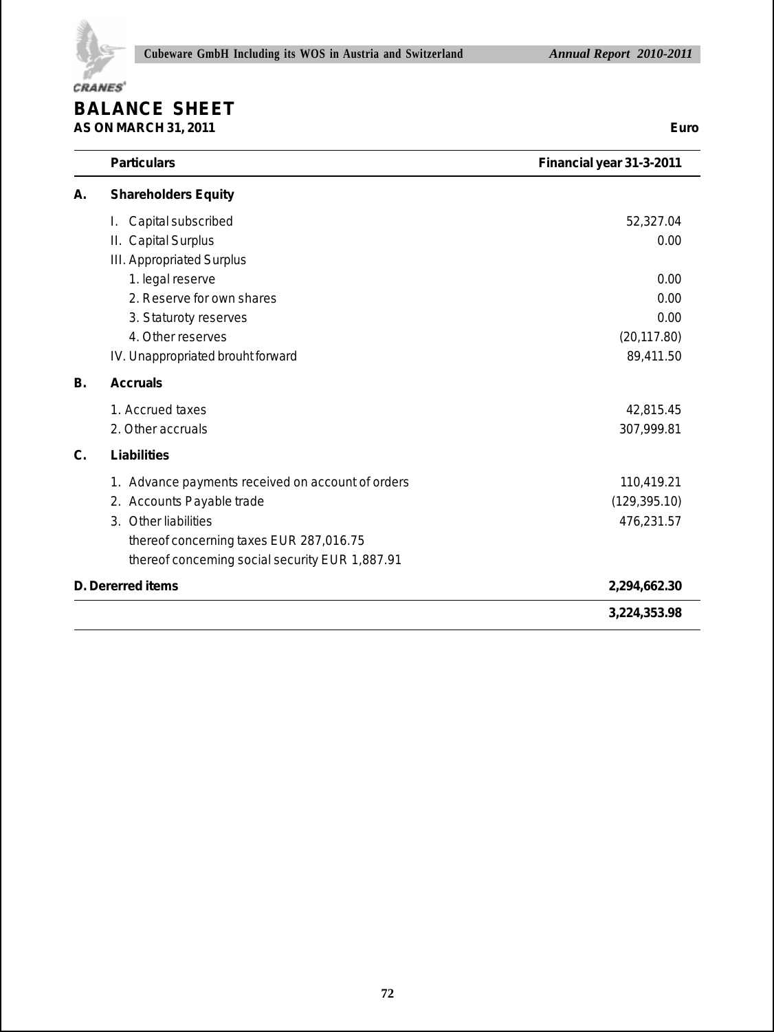# BALANCE SHEET

**AS ON MARCH 31, 2011** **Euro**

| | Particulars | Financial year 31-3-2011 |
|---|---|---|
| **A.** | **Shareholders Equity** | |
| | I. Capital subscribed | 52,327.04 |
| | II. Capital Surplus | 0.00 |
| | III. Appropriated Surplus | |
| | 1. legal reserve | 0.00 |
| | 2. Reserve for own shares | 0.00 |
| | 3. Staturoty reserves | 0.00 |
| | 4. Other reserves | (20,117.80) |
| | IV. Unappropriated brouht forward | 89,411.50 |
| **B.** | **Accruals** | |
| | 1. Accrued taxes | 42,815.45 |
| | 2. Other accruals | 307,999.81 |
| **C.** | **Liabilities** | |
| | 1. Advance payments received on account of orders | 110,419.21 |
| | 2. Accounts Payable trade | (129,395.10) |
| | 3. Other liabilities | 476,231.57 |
| | thereof concerning taxes EUR 287,016.75 | |
| | thereof conceming social security EUR 1,887.91 | |
| **D.** | **Dererred items** | **2,294,662.30** |
| | | **3,224,353.98** |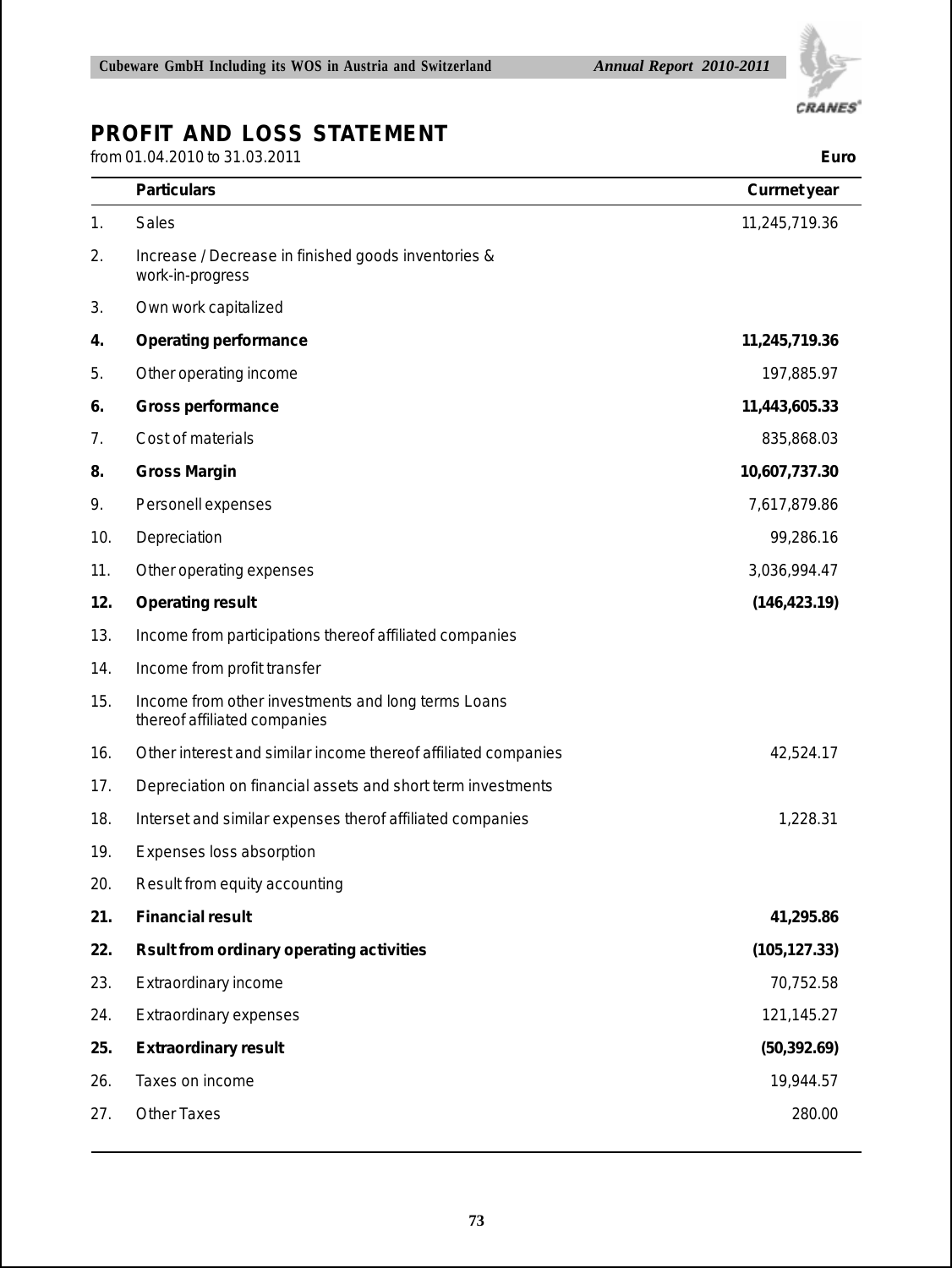# PROFIT AND LOSS STATEMENT

from 01.04.2010 to 31.03.2011 **Euro**

| | Particulars | Curmet year |
|---|---|---|
| 1. | Sales | 11,245,719.36 |
| 2. | Increase / Decrease in finished goods inventories & work-in-progress | |
| 3. | Own work capitalized | |
| **4.** | **Operating performance** | **11,245,719.36** |
| 5. | Other operating income | 197,885.97 |
| **6.** | **Gross performance** | **11,443,605.33** |
| 7. | Cost of materials | 835,868.03 |
| **8.** | **Gross Margin** | **10,607,737.30** |
| 9. | Personell expenses | 7,617,879.86 |
| 10. | Depreciation | 99,286.16 |
| 11. | Other operating expenses | 3,036,994.47 |
| **12.** | **Operating result** | **(146,423.19)** |
| 13. | Income from participations thereof affiliated companies | |
| 14. | Income from profit transfer | |
| 15. | Income from other investments and long terms Loans thereof affiliated companies | |
| 16. | Other interest and similar income thereof affiliated companies | 42,524.17 |
| 17. | Depreciation on financial assets and short term investments | |
| 18. | Interset and similar expenses therof affiliated companies | 1,228.31 |
| 19. | Expenses loss absorption | |
| 20. | Result from equity accounting | |
| **21.** | **Financial result** | **41,295.86** |
| **22.** | **Rsult from ordinary operating activities** | **(105,127.33)** |
| 23. | Extraordinary income | 70,752.58 |
| 24. | Extraordinary expenses | 121,145.27 |
| **25.** | **Extraordinary result** | **(50,392.69)** |
| 26. | Taxes on income | 19,944.57 |
| 27. | Other Taxes | 280.00 |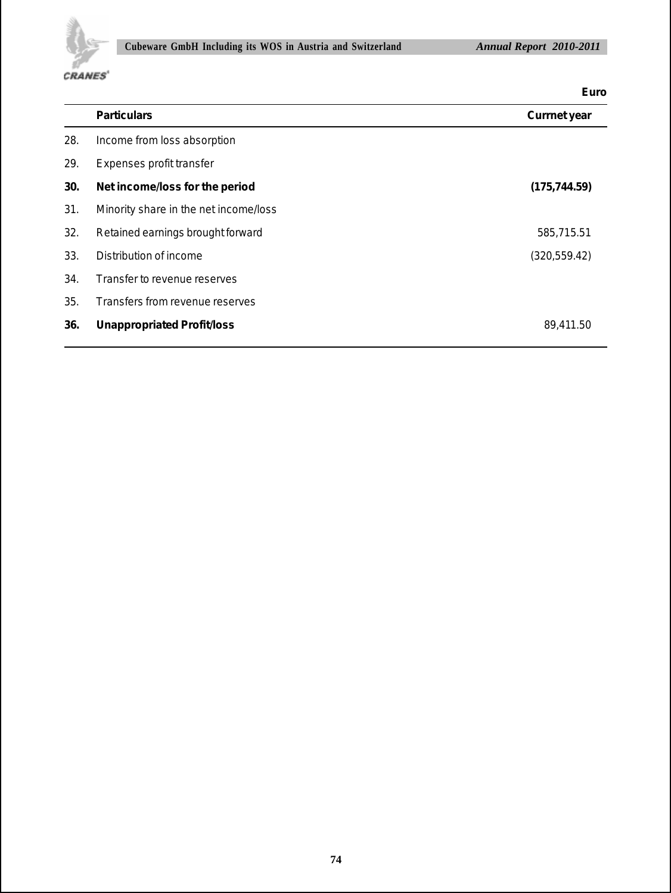Euro

| | Particulars | Currnet year |
|---|---|---|
| 28. | Income from loss absorption | |
| 29. | Expenses profit transfer | |
| **30.** | **Net income/loss for the period** | **(175,744.59)** |
| 31. | Minority share in the net income/loss | |
| 32. | Retained earnings brought forward | 585,715.51 |
| 33. | Distribution of income | (320,559.42) |
| 34. | Transfer to revenue reserves | |
| 35. | Transfers from revenue reserves | |
| **36.** | **Unappropriated Profit/loss** | 89,411.50 |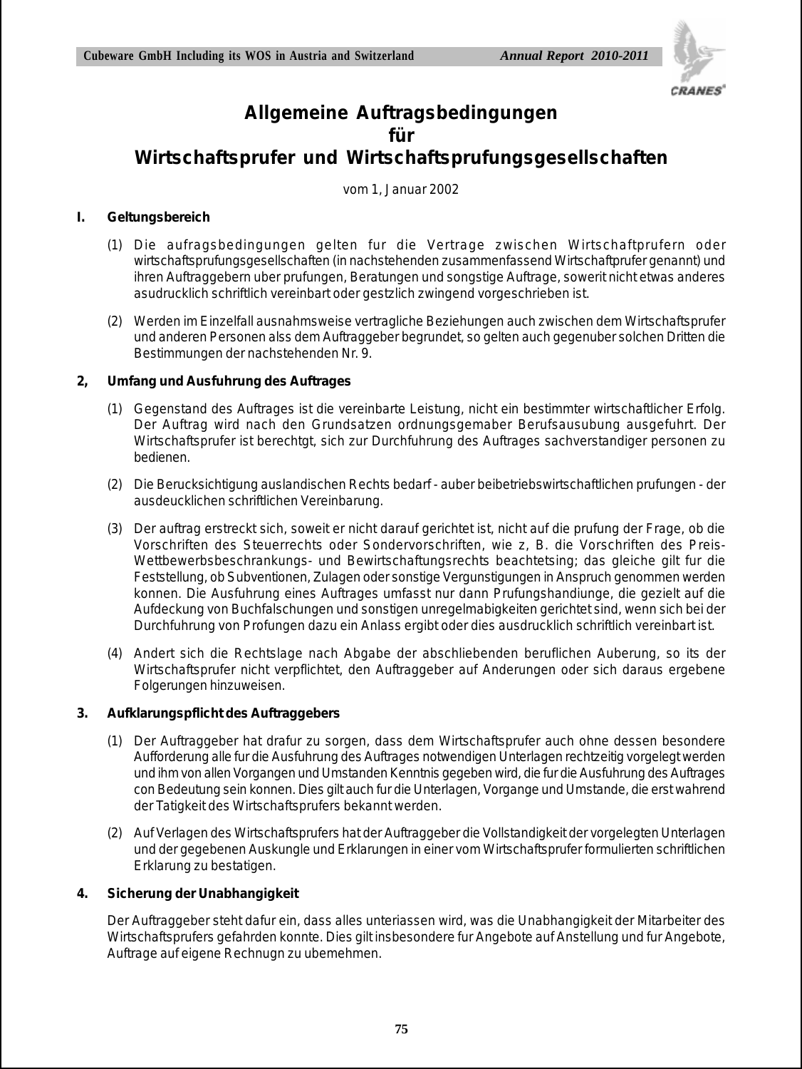# Allgemeine Auftragsbedingungen
# für
# Wirtschaftsprufer und Wirtschaftsprufungsgesellschaften

vom 1, Januar 2002

**I. Geltungsbereich**

(1) Die aufragsbedingungen gelten fur die Vertrage zwischen Wirtschaftprufern oder wirtschaftsprufungsgesellschaften (in nachstehenden zusammenfassend Wirtschaftprufer genannt) und ihren Auftraggebern uber prufungen, Beratungen und songstige Auftrage, sowerit nicht etwas anderes asudrucklich schriftlich vereinbart oder gestzlich zwingend vorgeschrieben ist.

(2) Werden im Einzelfall ausnahmsweise vertragliche Beziehungen auch zwischen dem Wirtschaftsprufer und anderen Personen alss dem Auftraggeber begrundet, so gelten auch gegenuber solchen Dritten die Bestimmungen der nachstehenden Nr. 9.

**2, Umfang und Ausfuhrung des Auftrages**

(1) Gegenstand des Auftrages ist die vereinbarte Leistung, nicht ein bestimmter wirtschaftlicher Erfolg. Der Auftrag wird nach den Grundsatzen ordnungsgemaber Berufsausubung ausgefuhrt. Der Wirtschaftsprufer ist berechtgt, sich zur Durchfuhrung des Auftrages sachverstandiger personen zu bedienen.

(2) Die Berucksichtigung auslandischen Rechts bedarf - auber beibetriebswirtschaftlichen prufungen - der ausdeucklichen schriftlichen Vereinbarung.

(3) Der auftrag erstreckt sich, soweit er nicht darauf gerichtet ist, nicht auf die prufung der Frage, ob die Vorschriften des Steuerrechts oder Sondervorschriften, wie z, B. die Vorschriften des Preis- Wettbewerbsbeschrankungs- und Bewirtschaftungsrechts beachtetsing; das gleiche gilt fur die Feststellung, ob Subventionen, Zulagen oder sonstige Vergunstigungen in Anspruch genommen werden konnen. Die Ausfuhrung eines Auftrages umfasst nur dann Prufungshandiunge, die gezielt auf die Aufdeckung von Buchfalschungen und sonstigen unregelmabigkeiten gerichtet sind, wenn sich bei der Durchfuhrung von Profungen dazu ein Anlass ergibt oder dies ausdrucklich schriftlich vereinbart ist.

(4) Andert sich die Rechtslage nach Abgabe der abschliebenden beruflichen Auberung, so its der Wirtschaftsprufer nicht verpflichtet, den Auftraggeber auf Anderungen oder sich daraus ergebene Folgerungen hinzuweisen.

**3. Aufklarungspflicht des Auftraggebers**

(1) Der Auftraggeber hat drafur zu sorgen, dass dem Wirtschaftsprufer auch ohne dessen besondere Aufforderung alle fur die Ausfuhrung des Auftrages notwendigen Unterlagen rechtzeitig vorgelegt werden und ihm von allen Vorgangen und Umstanden Kenntnis gegeben wird, die fur die Ausfuhrung des Auftrages con Bedeutung sein konnen. Dies gilt auch fur die Unterlagen, Vorgange und Umstande, die erst wahrend der Tatigkeit des Wirtschaftsprufers bekannt werden.

(2) Auf Verlagen des Wirtschaftsprufers hat der Auftraggeber die Vollstandigkeit der vorgelegten Unterlagen und der gegebenen Auskungle und Erklarungen in einer vom Wirtschaftsprufer formulierten schriftlichen Erklarung zu bestatigen.

**4. Sicherung der Unabhangigkeit**

Der Auftraggeber steht dafur ein, dass alles unteriassen wird, was die Unabhangigkeit der Mitarbeiter des Wirtschaftsprufers gefahrden konnte. Dies gilt insbesondere fur Angebote auf Anstellung und fur Angebote, Auftrage auf eigene Rechnugn zu ubemehmen.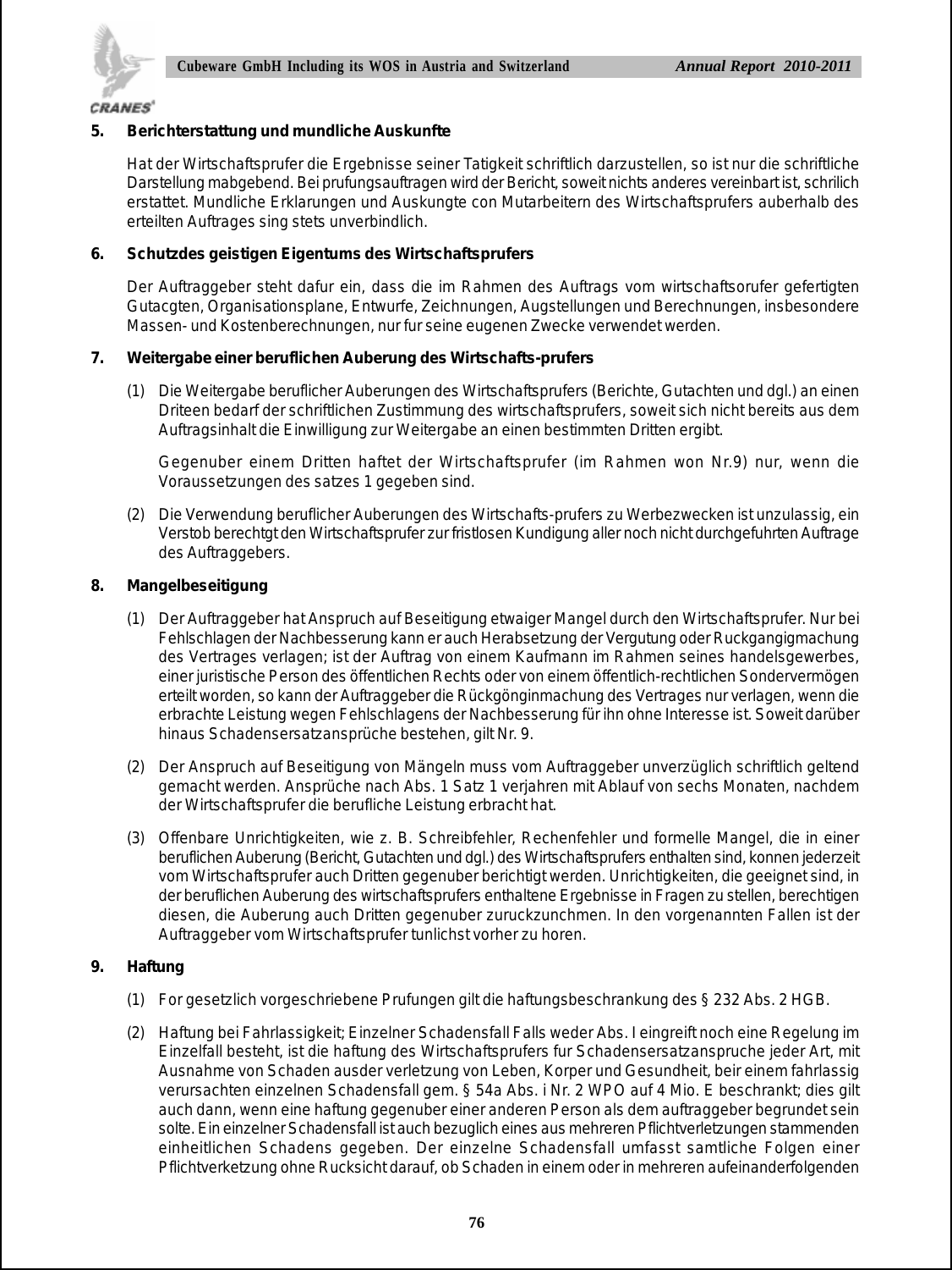**5. Berichterstattung und mundliche Auskunfte**

Hat der Wirtschaftsprufer die Ergebnisse seiner Tatigkeit schriftlich darzustellen, so ist nur die schriftliche Darstellung mabgebend. Bei prufungsauftragen wird der Bericht, soweit nichts anderes vereinbart ist, schrilich erstattet. Mundliche Erklarungen und Auskungte con Mutarbeitern des Wirtschaftsprufers auberhalb des erteilten Auftrages sing stets unverbindlich.

**6. Schutzdes geistigen Eigentums des Wirtschaftsprufers**

Der Auftraggeber steht dafur ein, dass die im Rahmen des Auftrags vom wirtschaftsorufer gefertigten Gutacgten, Organisationsplane, Entwurfe, Zeichnungen, Augstellungen und Berechnungen, insbesondere Massen- und Kostenberechnungen, nur fur seine eugenen Zwecke verwendet werden.

**7. Weitergabe einer beruflichen Auberung des Wirtschafts-prufers**

(1) Die Weitergabe beruflicher Auberungen des Wirtschaftsprufers (Berichte, Gutachten und dgl.) an einen Driteen bedarf der schriftlichen Zustimmung des wirtschaftsprufers, soweit sich nicht bereits aus dem Auftragsinhalt die Einwilligung zur Weitergabe an einen bestimmten Dritten ergibt.

Gegenuber einem Dritten haftet der Wirtschaftsprufer (im Rahmen won Nr.9) nur, wenn die Voraussetzungen des satzes 1 gegeben sind.

(2) Die Verwendung beruflicher Auberungen des Wirtschafts-prufers zu Werbezwecken ist unzulassig, ein Verstob berechtgt den Wirtschaftsprufer zur fristlosen Kundigung aller noch nicht durchgefuhrten Auftrage des Auftraggebers.

**8. Mangelbeseitigung**

(1) Der Auftraggeber hat Anspruch auf Beseitigung etwaiger Mangel durch den Wirtschaftsprufer. Nur bei Fehlschlagen der Nachbesserung kann er auch Herabsetzung der Vergutung oder Ruckgangigmachung des Vertrages verlagen; ist der Auftrag von einem Kaufmann im Rahmen seines handelsgewerbes, einer juristische Person des öffentlichen Rechts oder von einem öffentlich-rechtlichen Sondervermögen erteilt worden, so kann der Auftraggeber die Rückgönginmachung des Vertrages nur verlagen, wenn die erbrachte Leistung wegen Fehlschlagens der Nachbesserung für ihn ohne Interesse ist. Soweit darüber hinaus Schadensersatzansprüche bestehen, gilt Nr. 9.

(2) Der Anspruch auf Beseitigung von Mängeln muss vom Auftraggeber unverzüglich schriftlich geltend gemacht werden. Ansprüche nach Abs. 1 Satz 1 verjahren mit Ablauf von sechs Monaten, nachdem der Wirtschaftsprufer die berufliche Leistung erbracht hat.

(3) Offenbare Unrichtigkeiten, wie z. B. Schreibfehler, Rechenfehler und formelle Mangel, die in einer beruflichen Auberung (Bericht, Gutachten und dgl.) des Wirtschaftsprufers enthalten sind, konnen jederzeit vom Wirtschaftsprufer auch Dritten gegenuber berichtigt werden. Unrichtigkeiten, die geeignet sind, in der beruflichen Auberung des wirtschaftsprufers enthaltene Ergebnisse in Fragen zu stellen, berechtigen diesen, die Auberung auch Dritten gegenuber zuruckzunchmen. In den vorgenannten Fallen ist der Auftraggeber vom Wirtschaftsprufer tunlichst vorher zu horen.

**9. Haftung**

(1) For gesetzlich vorgeschriebene Prufungen gilt die haftungsbeschrankung des § 232 Abs. 2 HGB.

(2) Haftung bei Fahrlassigkeit; Einzelner Schadensfall Falls weder Abs. I eingreift noch eine Regelung im Einzelfall besteht, ist die haftung des Wirtschaftsprufers fur Schadensersatzanspruche jeder Art, mit Ausnahme von Schaden ausder verletzung von Leben, Korper und Gesundheit, beir einem fahrlassig verursachten einzelnen Schadensfall gem. § 54a Abs. i Nr. 2 WPO auf 4 Mio. E beschrankt; dies gilt auch dann, wenn eine haftung gegenuber einer anderen Person als dem auftraggeber begrundet sein solte. Ein einzelner Schadensfall ist auch bezuglich eines aus mehreren Pflichtverletzungen stammenden einheitlichen Schadens gegeben. Der einzelne Schadensfall umfasst samtliche Folgen einer Pflichtverketzung ohne Rucksicht darauf, ob Schaden in einem oder in mehreren aufeinanderfolgenden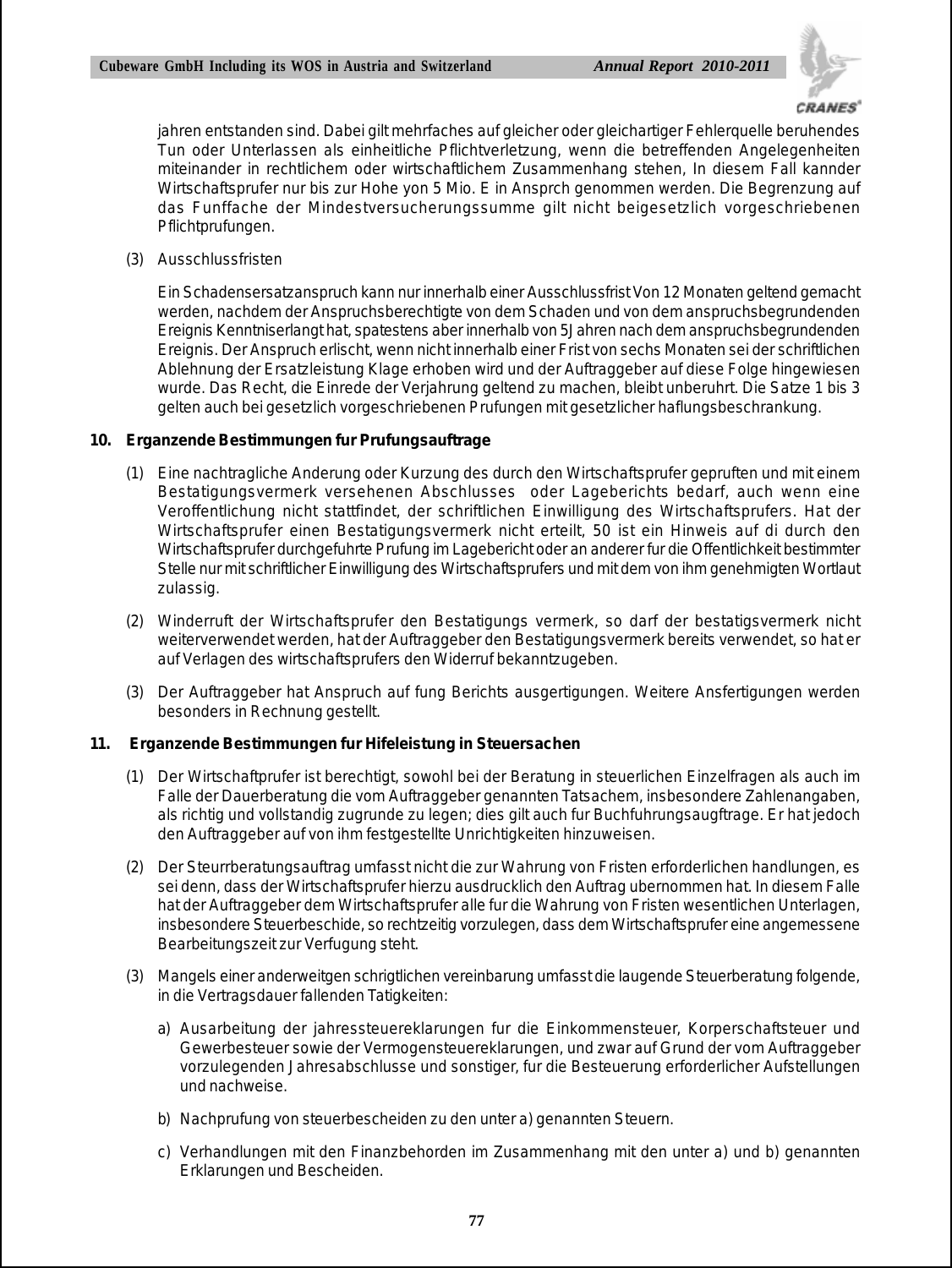jahren entstanden sind. Dabei gilt mehrfaches auf gleicher oder gleichartiger Fehlerquelle beruhendes Tun oder Unterlassen als einheitliche Pflichtverletzung, wenn die betreffenden Angelegenheiten miteinander in rechtlichem oder wirtschaftlichem Zusammenhang stehen, In diesem Fall kannder Wirtschaftsprufer nur bis zur Hohe yon 5 Mio. E in Ansprch genommen werden. Die Begrenzung auf das Funffache der Mindestversucherungssumme gilt nicht beigesetzlich vorgeschriebenen Pflichtprufungen.

(3) Ausschlussfristen

Ein Schadensersatzanspruch kann nur innerhalb einer Ausschlussfrist Von 12 Monaten geltend gemacht werden, nachdem der Anspruchsberechtigte von dem Schaden und von dem anspruchsbegrundenden Ereignis Kenntniserlangt hat, spatestens aber innerhalb von 5Jahren nach dem anspruchsbegrundenden Ereignis. Der Anspruch erlischt, wenn nicht innerhalb einer Frist von sechs Monaten sei der schriftlichen Ablehnung der Ersatzleistung Klage erhoben wird und der Auftraggeber auf diese Folge hingewiesen wurde. Das Recht, die Einrede der Verjahrung geltend zu machen, bleibt unberuhrt. Die Satze 1 bis 3 gelten auch bei gesetzlich vorgeschriebenen Prufungen mit gesetzlicher haflungsbeschrankung.

**10. Erganzende Bestimmungen fur Prufungsauftrage**

(1) Eine nachtragliche Anderung oder Kurzung des durch den Wirtschaftsprufer gepruften und mit einem Bestatigungsvermerk versehenen Abschlusses oder Lageberichts bedarf, auch wenn eine Veroffentlichung nicht stattfindet, der schriftlichen Einwilligung des Wirtschaftsprufers. Hat der Wirtschaftsprufer einen Bestatigungsvermerk nicht erteilt, 50 ist ein Hinweis auf di durch den Wirtschaftsprufer durchgefuhrte Prufung im Lagebericht oder an anderer fur die Offentlichkeit bestimmter Stelle nur mit schriftlicher Einwilligung des Wirtschaftsprufers und mit dem von ihm genehmigten Wortlaut zulassig.

(2) Winderruft der Wirtschaftsprufer den Bestatigungs vermerk, so darf der bestatigsvermerk nicht weiterverwendet werden, hat der Auftraggeber den Bestatigungsvermerk bereits verwendet, so hat er auf Verlagen des wirtschaftsprufers den Widerruf bekanntzugeben.

(3) Der Auftraggeber hat Anspruch auf fung Berichts ausgertigungen. Weitere Ansfertigungen werden besonders in Rechnung gestellt.

**11. Erganzende Bestimmungen fur Hifeleistung in Steuersachen**

(1) Der Wirtschaftprufer ist berechtigt, sowohl bei der Beratung in steuerlichen Einzelfragen als auch im Falle der Dauerberatung die vom Auftraggeber genannten Tatsachem, insbesondere Zahlenangaben, als richtig und vollstandig zugrunde zu legen; dies gilt auch fur Buchfuhrungsaugftrage. Er hat jedoch den Auftraggeber auf von ihm festgestellte Unrichtigkeiten hinzuweisen.

(2) Der Steurrberatungsauftrag umfasst nicht die zur Wahrung von Fristen erforderlichen handlungen, es sei denn, dass der Wirtschaftsprufer hierzu ausdrucklich den Auftrag ubernommen hat. In diesem Falle hat der Auftraggeber dem Wirtschaftsprufer alle fur die Wahrung von Fristen wesentlichen Unterlagen, insbesondere Steuerbeschide, so rechtzeitig vorzulegen, dass dem Wirtschaftsprufer eine angemessene Bearbeitungszeit zur Verfugung steht.

(3) Mangels einer anderweitgen schrigtlichen vereinbarung umfasst die laugende Steuerberatung folgende, in die Vertragsdauer fallenden Tatigkeiten:

a) Ausarbeitung der jahressteuereklarungen fur die Einkommensteuer, Korperschaftsteuer und Gewerbesteuer sowie der Vermogensteuereklarungen, und zwar auf Grund der vom Auftraggeber vorzulegenden Jahresabschlusse und sonstiger, fur die Besteuerung erforderlicher Aufstellungen und nachweise.

b) Nachprufung von steuerbescheiden zu den unter a) genannten Steuern.

c) Verhandlungen mit den Finanzbehorden im Zusammenhang mit den unter a) und b) genannten Erklarungen und Bescheiden.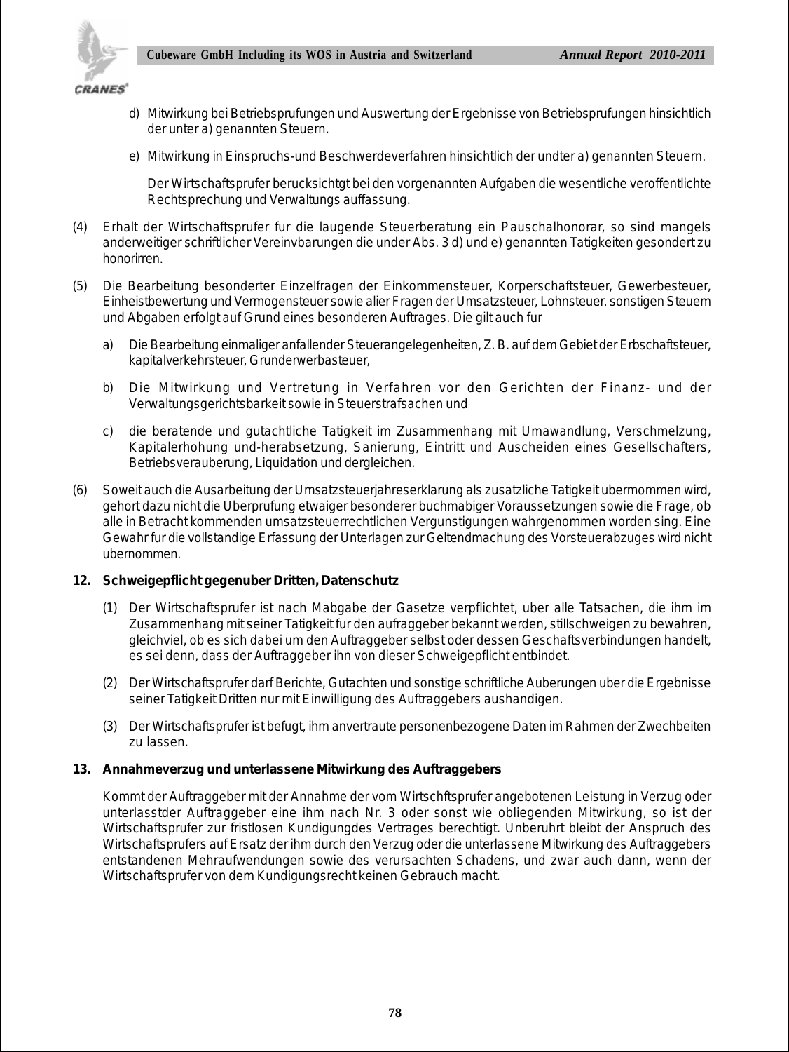d) Mitwirkung bei Betriebsprufungen und Auswertung der Ergebnisse von Betriebsprufungen hinsichtlich der unter a) genannten Steuern.

e) Mitwirkung in Einspruchs-und Beschwerdeverfahren hinsichtlich der undter a) genannten Steuern.

Der Wirtschaftsprufer berucksichtgt bei den vorgenannten Aufgaben die wesentliche veroffentlichte Rechtsprechung und Verwaltungs auffassung.

(4) Erhalt der Wirtschaftsprufer fur die laugende Steuerberatung ein Pauschalhonorar, so sind mangels anderweitiger schriftlicher Vereinvbarungen die under Abs. 3 d) und e) genannten Tatigkeiten gesondert zu honorirren.

(5) Die Bearbeitung besonderter Einzelfragen der Einkommensteuer, Korperschaftsteuer, Gewerbesteuer, Einheistbewertung und Vermogensteuer sowie alier Fragen der Umsatzsteuer, Lohnsteuer. sonstigen Steuem und Abgaben erfolgt auf Grund eines besonderen Auftrages. Die gilt auch fur

a) Die Bearbeitung einmaliger anfallender Steuerangelegenheiten, Z. B. auf dem Gebiet der Erbschaftsteuer, kapitalverkehrsteuer, Grunderwerbasteuer,

b) Die Mitwirkung und Vertretung in Verfahren vor den Gerichten der Finanz- und der Verwaltungsgerichtsbarkeit sowie in Steuerstrafsachen und

c) die beratende und gutachtliche Tatigkeit im Zusammenhang mit Umawandlung, Verschmelzung, Kapitalerhohung und-herabsetzung, Sanierung, Eintritt und Ausscheiden eines Gesellschafters, Betriebsverauberung, Liquidation und dergleichen.

(6) Soweit auch die Ausarbeitung der Umsatzsteuerjahreserklarung als zusatzliche Tatigkeit ubermommen wird, gehort dazu nicht die Uberprufung etwaiger besonderer buchmabiger Voraussetzungen sowie die Frage, ob alle in Betracht kommenden umsatzsteuerrechtlichen Vergunstigungen wahrgenommen worden sing. Eine Gewahr fur die vollstandige Erfassung der Unterlagen zur Geltendmachung des Vorsteuerabzuges wird nicht ubernommen.

**12. Schweigepflicht gegenuber Dritten, Datenschutz**

(1) Der Wirtschaftsprufer ist nach Mabgabe der Gasetze verpflichtet, uber alle Tatsachen, die ihm im Zusammenhang mit seiner Tatigkeit fur den aufraggeber bekannt werden, stillschweigen zu bewahren, gleichviel, ob es sich dabei um den Auftraggeber selbst oder dessen Geschaftsverbindungen handelt, es sei denn, dass der Auftraggeber ihn von dieser Schweigepflicht entbindet.

(2) Der Wirtschaftsprufer darf Berichte, Gutachten und sonstige schriftliche Auberungen uber die Ergebnisse seiner Tatigkeit Dritten nur mit Einwilligung des Auftraggebers aushandigen.

(3) Der Wirtschaftsprufer ist befugt, ihm anvertraute personenbezogene Daten im Rahmen der Zwechbeiten zu lassen.

**13. Annahmeverzug und unterlassene Mitwirkung des Auftraggebers**

Kommt der Auftraggeber mit der Annahme der vom Wirtschftsprufer angebotenen Leistung in Verzug oder unterlasstder Auftraggeber eine ihm nach Nr. 3 oder sonst wie obliegenden Mitwirkung, so ist der Wirtschaftsprufer zur fristlosen Kundigungdes Vertrages berechtigt. Unberuhrt bleibt der Anspruch des Wirtschaftsprufers auf Ersatz der ihm durch den Verzug oder die unterlassene Mitwirkung des Auftraggebers entstandenen Mehraufwendungen sowie des verursachten Schadens, und zwar auch dann, wenn der Wirtschaftsprufer von dem Kundigungsrecht keinen Gebrauch macht.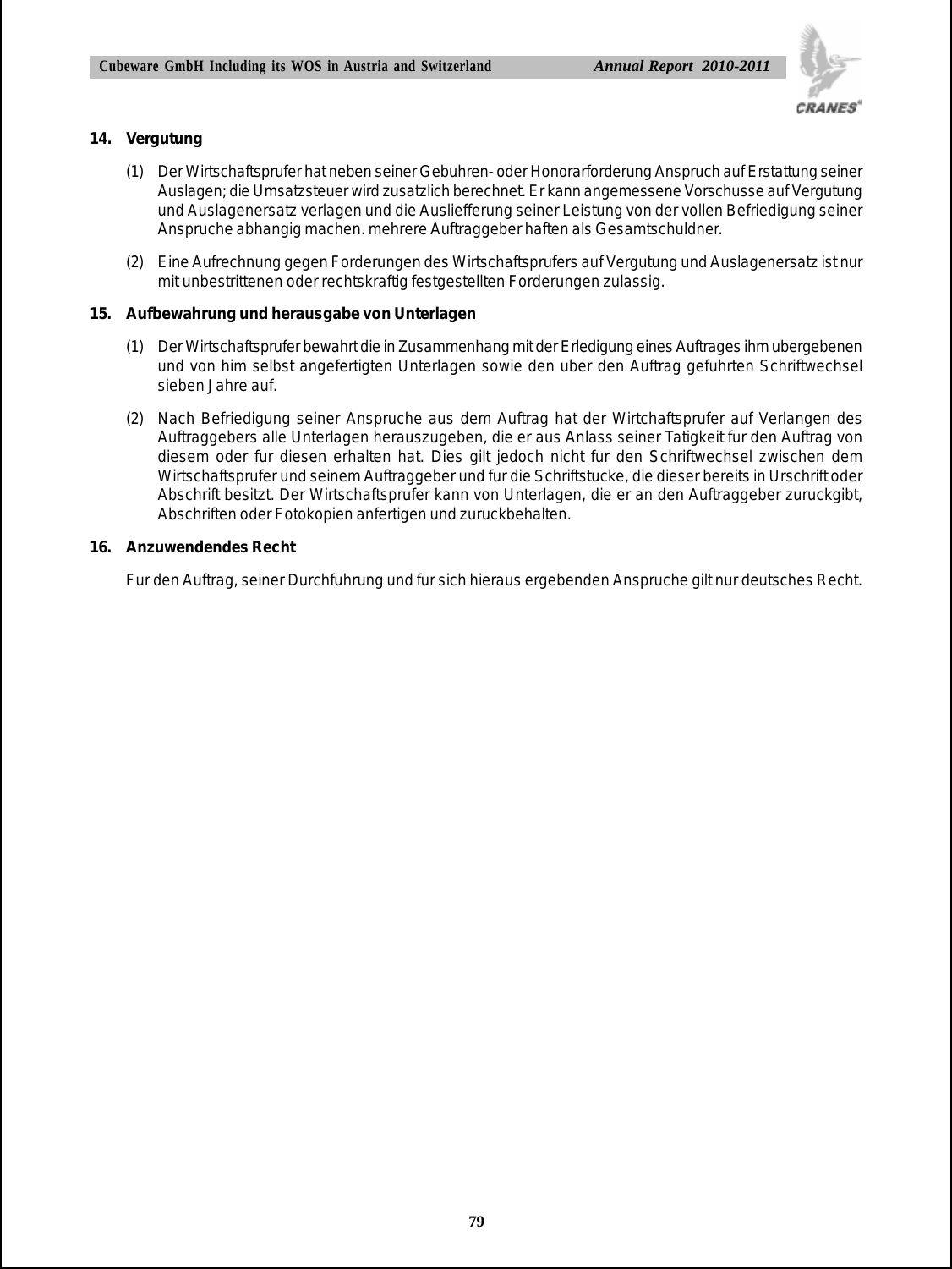**14. Vergutung**

(1) Der Wirtschaftsprufer hat neben seiner Gebuhren- oder Honorarforderung Anspruch auf Erstattung seiner Auslagen; die Umsatzsteuer wird zusatzlich berechnet. Er kann angemessene Vorschusse auf Vergutung und Auslagenersatz verlagen und die Ausliefferung seiner Leistung von der vollen Befriedigung seiner Anspruche abhangig machen. mehrere Auftraggeber haften als Gesamtschuldner.

(2) Eine Aufrechnung gegen Forderungen des Wirtschaftsprufers auf Vergutung und Auslagenersatz ist nur mit unbestrittenen oder rechtskraftig festgestellten Forderungen zulassig.

**15. Aufbewahrung und herausgabe von Unterlagen**

(1) Der Wirtschaftsprufer bewahrt die in Zusammenhang mit der Erledigung eines Auftrages ihm ubergebenen und von him selbst angefertigten Unterlagen sowie den uber den Auftrag gefuhrten Schriftwechsel sieben Jahre auf.

(2) Nach Befriedigung seiner Anspruche aus dem Auftrag hat der Wirtchaftsprufer auf Verlangen des Auftraggebers alle Unterlagen herauszugeben, die er aus Anlass seiner Tatigkeit fur den Auftrag von diesem oder fur diesen erhalten hat. Dies gilt jedoch nicht fur den Schriftwechsel zwischen dem Wirtschaftsprufer und seinem Auftraggeber und fur die Schriftstucke, die dieser bereits in Urschrift oder Abschrift besitzt. Der Wirtschaftsprufer kann von Unterlagen, die er an den Auftraggeber zuruckgibt, Abschriften oder Fotokopien anfertigen und zuruckbehalten.

**16. Anzuwendendes Recht**

Fur den Auftrag, seiner Durchfuhrung und fur sich hieraus ergebenden Anspruche gilt nur deutsches Recht.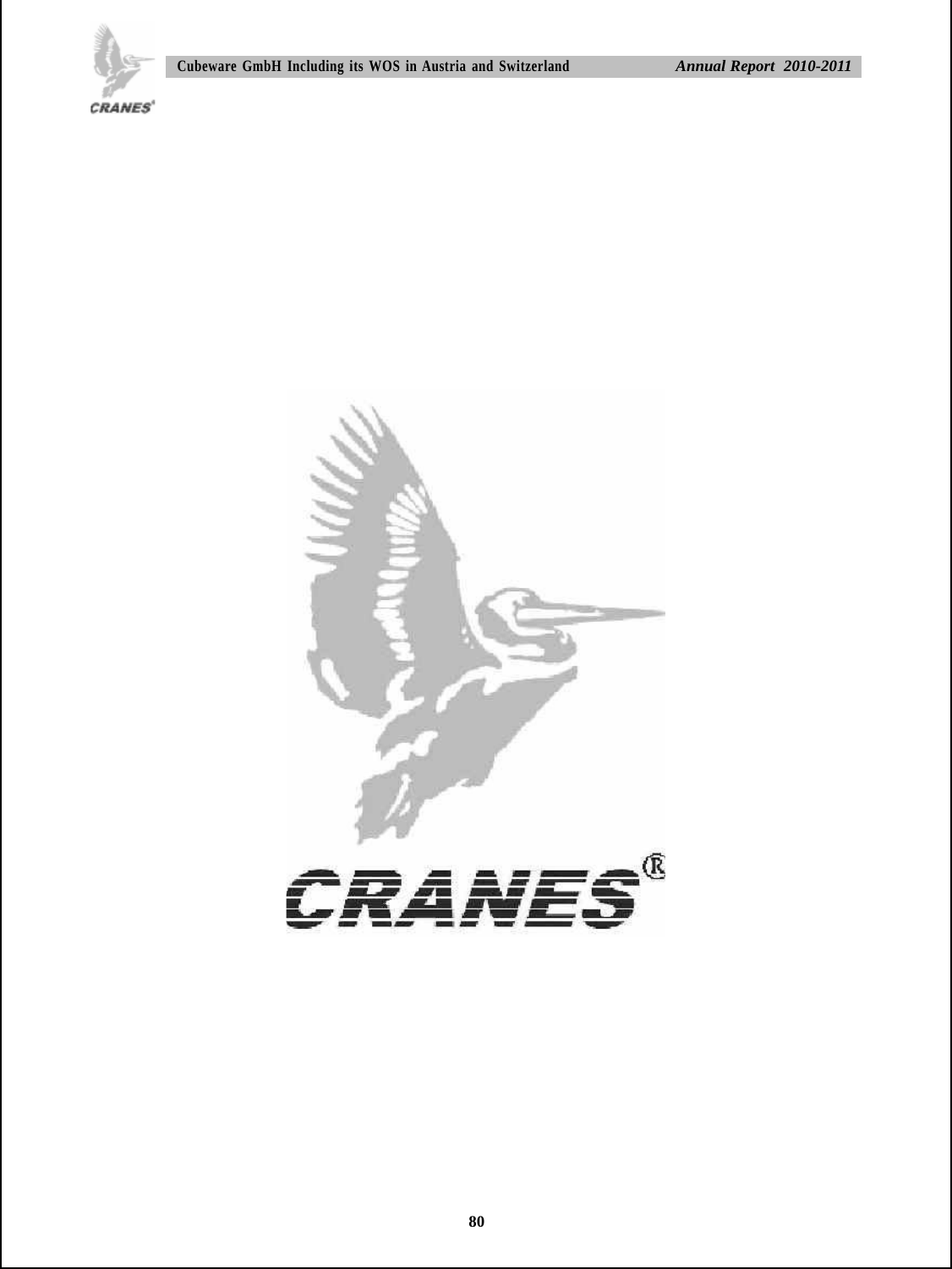CRANES®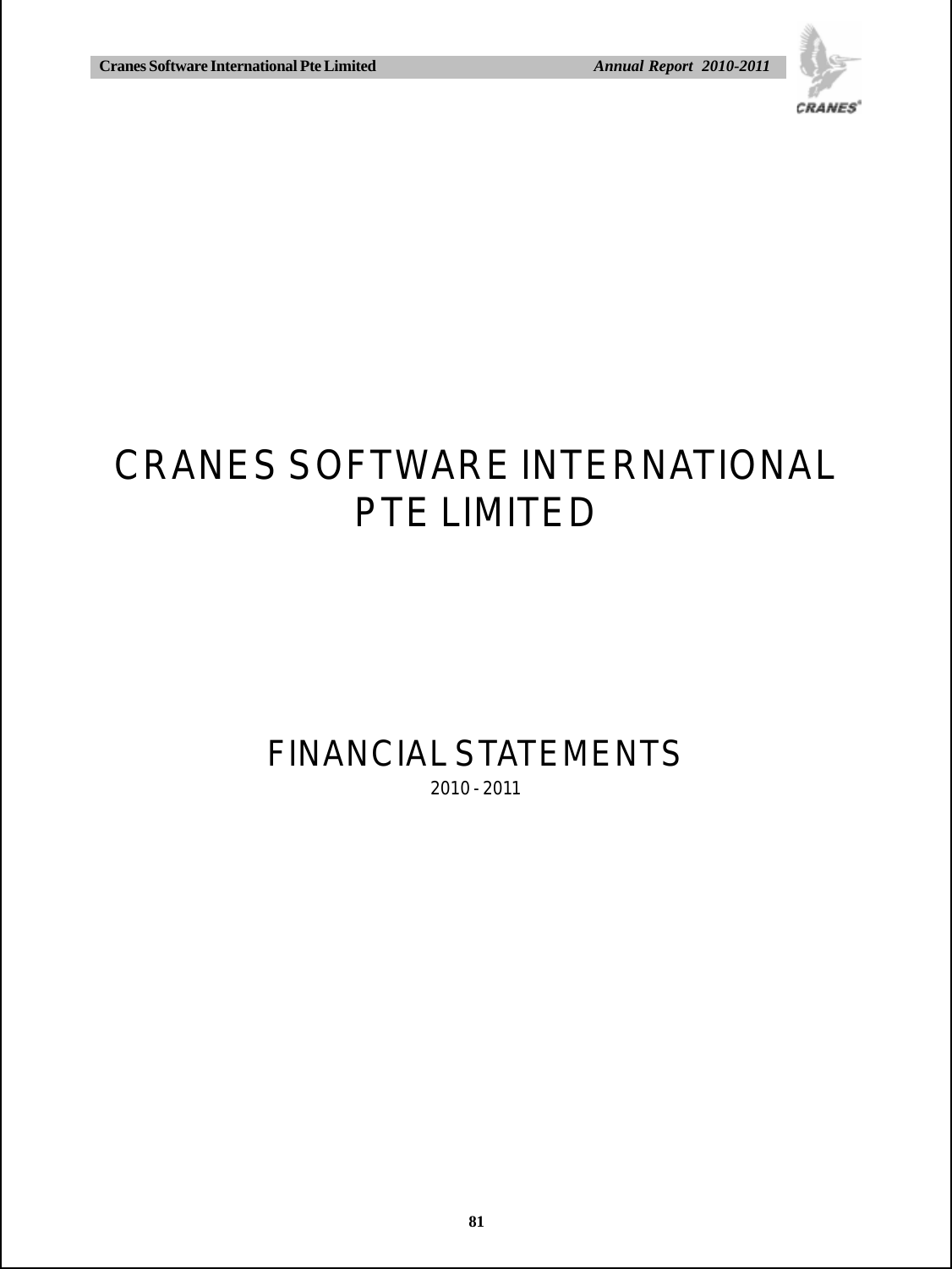# CRANES SOFTWARE INTERNATIONAL PTE LIMITED

## FINANCIAL STATEMENTS

2010 - 2011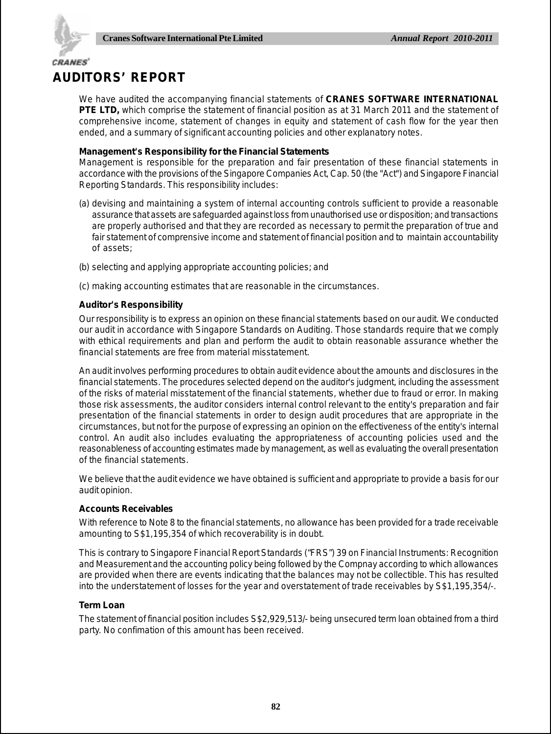# AUDITORS' REPORT

We have audited the accompanying financial statements of **CRANES SOFTWARE INTERNATIONAL PTE LTD,** which comprise the statement of financial position as at 31 March 2011 and the statement of comprehensive income, statement of changes in equity and statement of cash flow for the year then ended, and a summary of significant accounting policies and other explanatory notes.

**Management's Responsibility for the Financial Statements**

Management is responsible for the preparation and fair presentation of these financial statements in accordance with the provisions of the Singapore Companies Act, Cap. 50 (the "Act") and Singapore Financial Reporting Standards. This responsibility includes:

(a) devising and maintaining a system of internal accounting controls sufficient to provide a reasonable assurance that assets are safeguarded against loss from unauthorised use or disposition; and transactions are properly authorised and that they are recorded as necessary to permit the preparation of true and fair statement of comprensive income and statement of financial position and to maintain accountability of assets;

(b) selecting and applying appropriate accounting policies; and

(c) making accounting estimates that are reasonable in the circumstances.

**Auditor's Responsibility**

Our responsibility is to express an opinion on these financial statements based on our audit. We conducted our audit in accordance with Singapore Standards on Auditing. Those standards require that we comply with ethical requirements and plan and perform the audit to obtain reasonable assurance whether the financial statements are free from material misstatement.

An audit involves performing procedures to obtain audit evidence about the amounts and disclosures in the financial statements. The procedures selected depend on the auditor's judgment, including the assessment of the risks of material misstatement of the financial statements, whether due to fraud or error. In making those risk assessments, the auditor considers internal control relevant to the entity's preparation and fair presentation of the financial statements in order to design audit procedures that are appropriate in the circumstances, but not for the purpose of expressing an opinion on the effectiveness of the entity's internal control. An audit also includes evaluating the appropriateness of accounting policies used and the reasonableness of accounting estimates made by management, as well as evaluating the overall presentation of the financial statements.

We believe that the audit evidence we have obtained is sufficient and appropriate to provide a basis for our audit opinion.

**Accounts Receivables**

With reference to Note 8 to the financial statements, no allowance has been provided for a trade receivable amounting to S$1,195,354 of which recoverability is in doubt.

This is contrary to Singapore Financial Report Standards ("FRS") 39 on Financial Instruments: Recognition and Measurement and the accounting policy being followed by the Compnay according to which allowances are provided when there are events indicating that the balances may not be collectible. This has resulted into the understatement of losses for the year and overstatement of trade receivables by S$1,195,354/-.

**Term Loan**

The statement of financial position includes S$2,929,513/- being unsecured term loan obtained from a third party. No confimation of this amount has been received.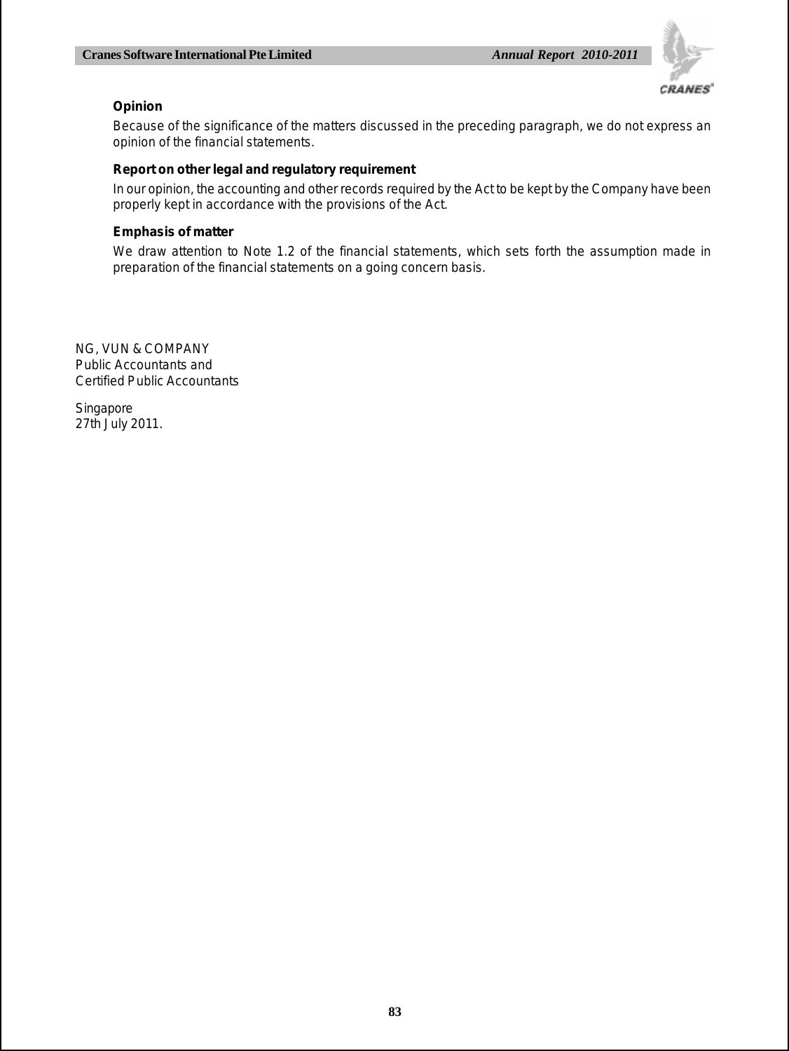**Opinion**

Because of the significance of the matters discussed in the preceding paragraph, we do not express an opinion of the financial statements.

**Report on other legal and regulatory requirement**

In our opinion, the accounting and other records required by the Act to be kept by the Company have been properly kept in accordance with the provisions of the Act.

**Emphasis of matter**

We draw attention to Note 1.2 of the financial statements, which sets forth the assumption made in preparation of the financial statements on a going concern basis.

NG, VUN & COMPANY
Public Accountants and
Certified Public Accountants

Singapore
27th July 2011.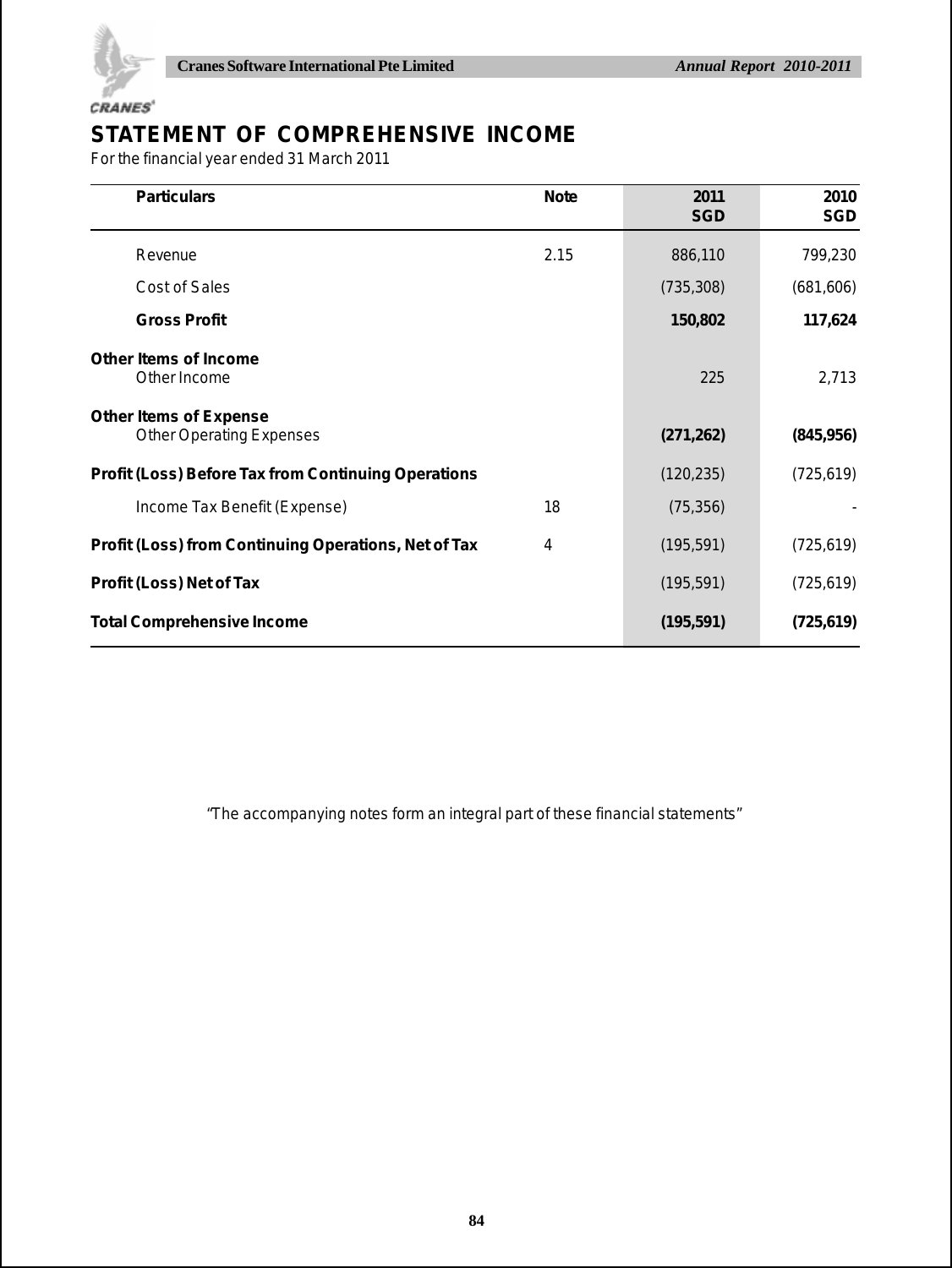# STATEMENT OF COMPREHENSIVE INCOME

For the financial year ended 31 March 2011

| Particulars | Note | 2011 SGD | 2010 SGD |
|---|---|---|---|
| Revenue | 2.15 | 886,110 | 799,230 |
| Cost of Sales | | (735,308) | (681,606) |
| **Gross Profit** | | **150,802** | **117,624** |
| **Other Items of Income** | | | |
| Other Income | | 225 | 2,713 |
| **Other Items of Expense** | | | |
| Other Operating Expenses | | **(271,262)** | **(845,956)** |
| **Profit (Loss) Before Tax from Continuing Operations** | | (120,235) | (725,619) |
| Income Tax Benefit (Expense) | 18 | (75,356) | - |
| **Profit (Loss) from Continuing Operations, Net of Tax** | 4 | (195,591) | (725,619) |
| **Profit (Loss) Net of Tax** | | (195,591) | (725,619) |
| **Total Comprehensive Income** | | **(195,591)** | **(725,619)** |

"The accompanying notes form an integral part of these financial statements"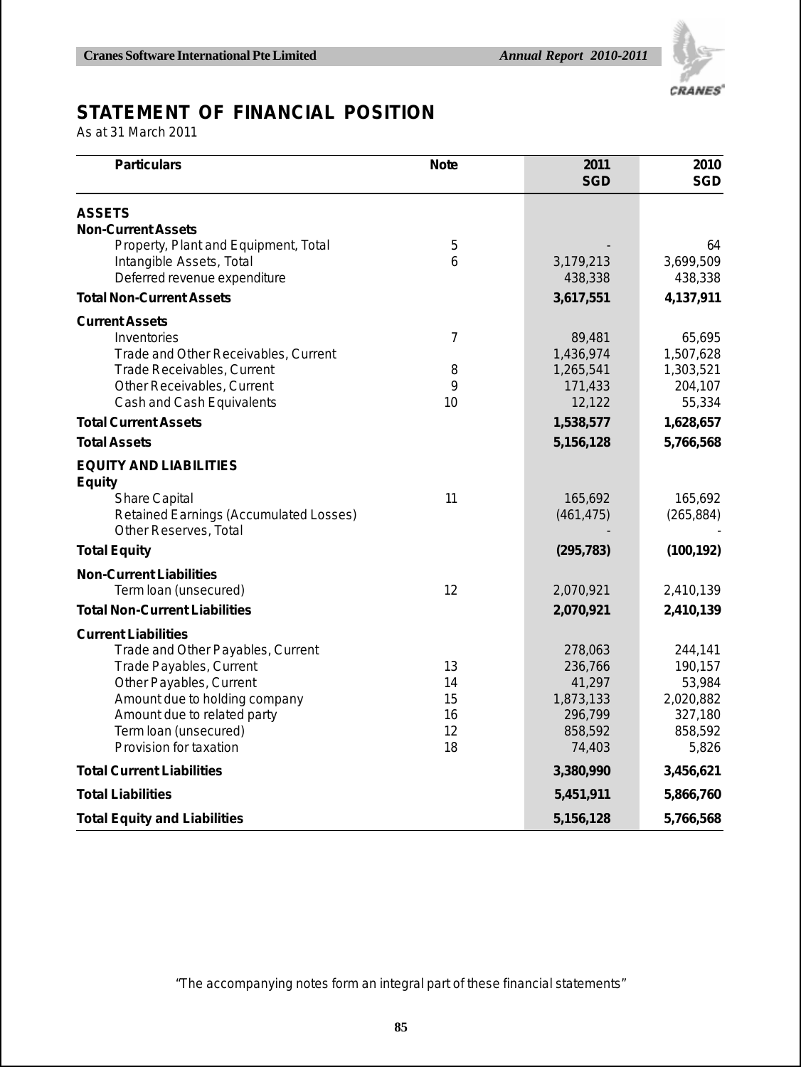# STATEMENT OF FINANCIAL POSITION

As at 31 March 2011

| Particulars | Note | 2011<br>SGD | 2010<br>SGD |
|---|---|---|---|
| **ASSETS** | | | |
| **Non-Current Assets** | | | |
| Property, Plant and Equipment, Total | 5 | - | 64 |
| Intangible Assets, Total | 6 | 3,179,213 | 3,699,509 |
| Deferred revenue expenditure | | 438,338 | 438,338 |
| **Total Non-Current Assets** | | **3,617,551** | **4,137,911** |
| **Current Assets** | | | |
| Inventories | 7 | 89,481 | 65,695 |
| Trade and Other Receivables, Current | | 1,436,974 | 1,507,628 |
| Trade Receivables, Current | 8 | 1,265,541 | 1,303,521 |
| Other Receivables, Current | 9 | 171,433 | 204,107 |
| Cash and Cash Equivalents | 10 | 12,122 | 55,334 |
| **Total Current Assets** | | **1,538,577** | **1,628,657** |
| **Total Assets** | | **5,156,128** | **5,766,568** |
| **EQUITY AND LIABILITIES** | | | |
| **Equity** | | | |
| Share Capital | 11 | 165,692 | 165,692 |
| Retained Earnings (Accumulated Losses) | | (461,475) | (265,884) |
| Other Reserves, Total | | - | - |
| **Total Equity** | | **(295,783)** | **(100,192)** |
| **Non-Current Liabilities** | | | |
| Term loan (unsecured) | 12 | 2,070,921 | 2,410,139 |
| **Total Non-Current Liabilities** | | **2,070,921** | **2,410,139** |
| **Current Liabilities** | | | |
| Trade and Other Payables, Current | | 278,063 | 244,141 |
| Trade Payables, Current | 13 | 236,766 | 190,157 |
| Other Payables, Current | 14 | 41,297 | 53,984 |
| Amount due to holding company | 15 | 1,873,133 | 2,020,882 |
| Amount due to related party | 16 | 296,799 | 327,180 |
| Term loan (unsecured) | 12 | 858,592 | 858,592 |
| Provision for taxation | 18 | 74,403 | 5,826 |
| **Total Current Liabilities** | | **3,380,990** | **3,456,621** |
| **Total Liabilities** | | **5,451,911** | **5,866,760** |
| **Total Equity and Liabilities** | | **5,156,128** | **5,766,568** |

"The accompanying notes form an integral part of these financial statements"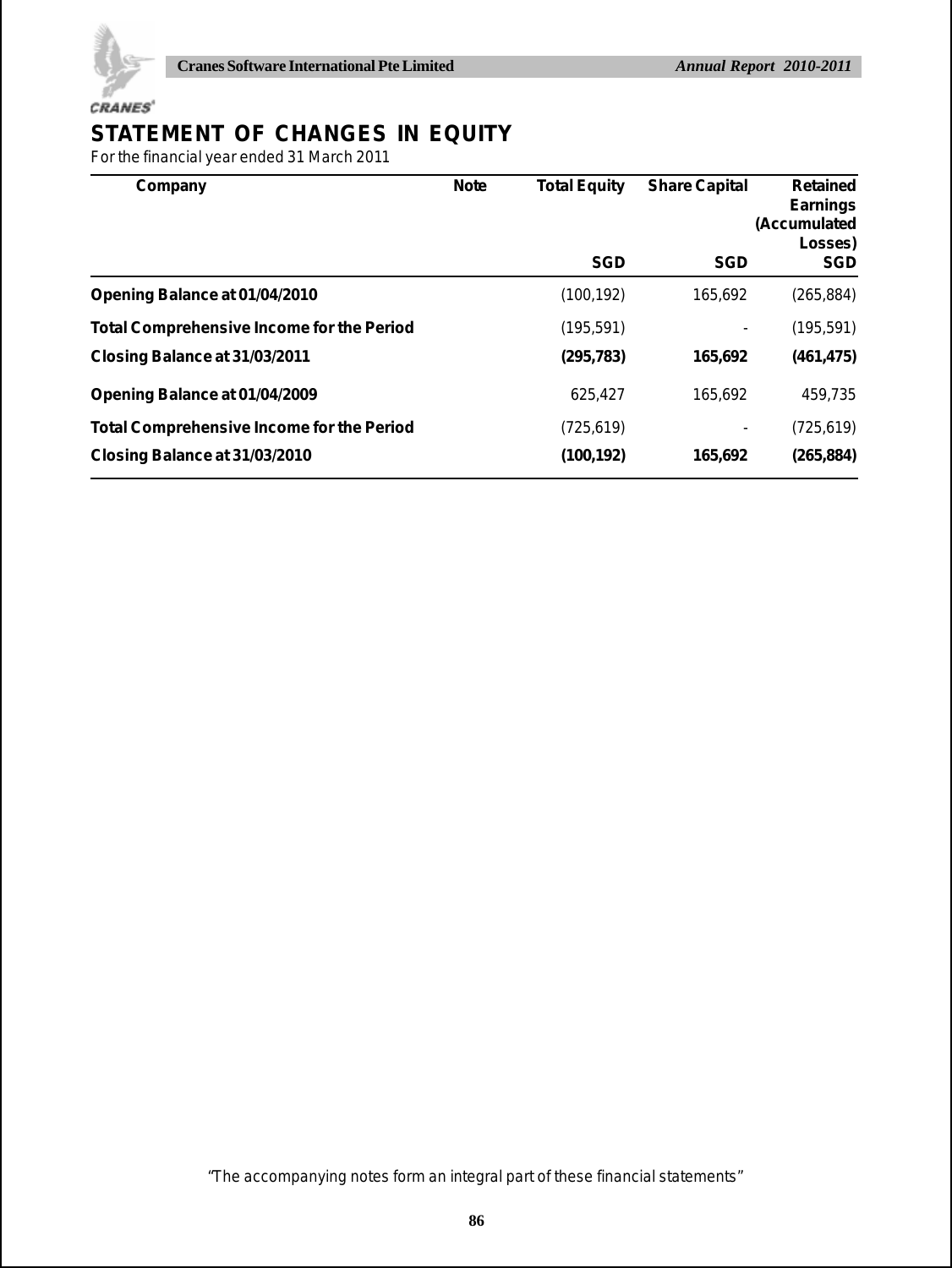# STATEMENT OF CHANGES IN EQUITY

For the financial year ended 31 March 2011

| Company | Note | Total Equity | Share Capital | Retained Earnings (Accumulated Losses) |
|---|---|---|---|---|
| | | SGD | SGD | SGD |
| **Opening Balance at 01/04/2010** | | (100,192) | 165,692 | (265,884) |
| **Total Comprehensive Income for the Period** | | (195,591) | - | (195,591) |
| **Closing Balance at 31/03/2011** | | **(295,783)** | **165,692** | **(461,475)** |
| **Opening Balance at 01/04/2009** | | 625,427 | 165,692 | 459,735 |
| **Total Comprehensive Income for the Period** | | (725,619) | - | (725,619) |
| **Closing Balance at 31/03/2010** | | **(100,192)** | **165,692** | **(265,884)** |

*"The accompanying notes form an integral part of these financial statements"*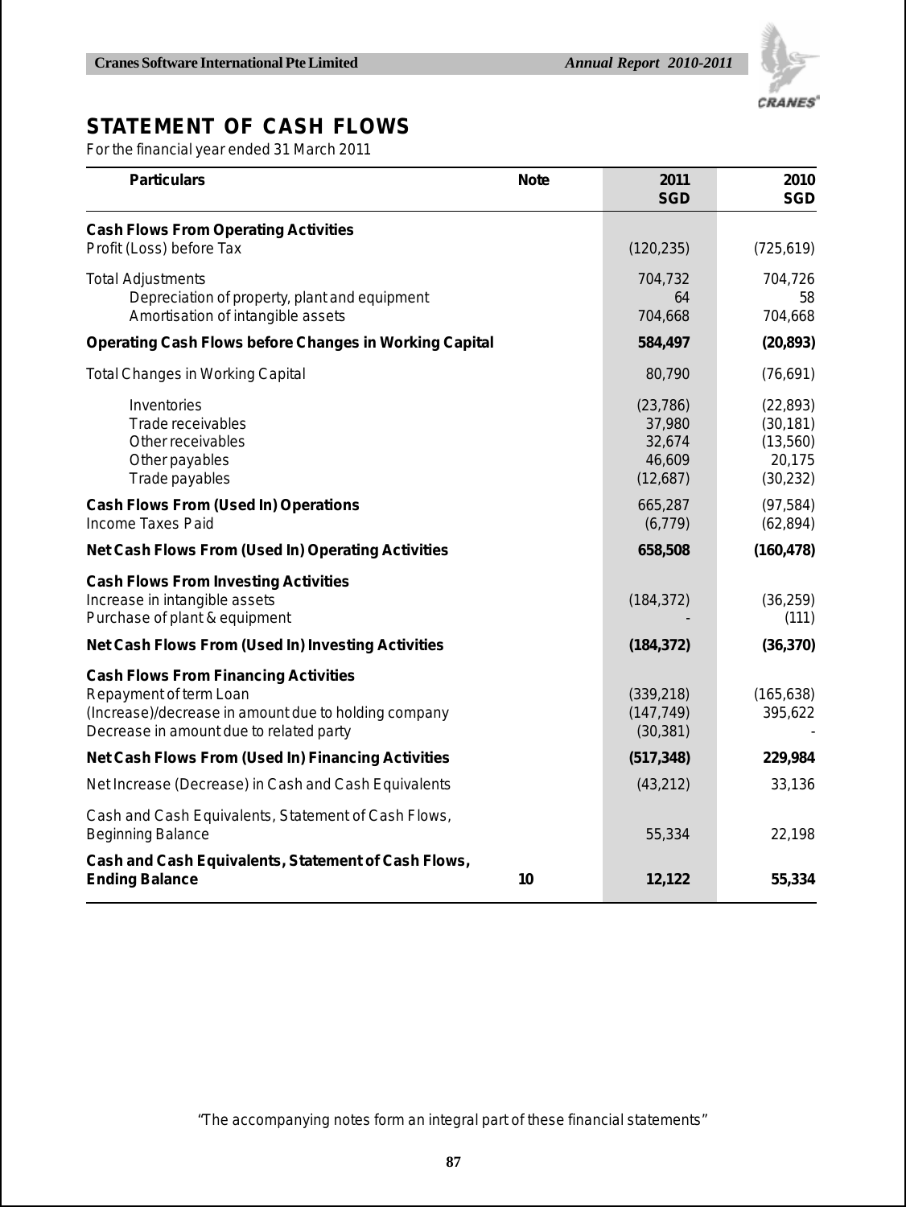# STATEMENT OF CASH FLOWS

For the financial year ended 31 March 2011

| Particulars | Note | 2011 SGD | 2010 SGD |
|---|---|---|---|
| **Cash Flows From Operating Activities** | | | |
| Profit (Loss) before Tax | | (120,235) | (725,619) |
| Total Adjustments | | 704,732 | 704,726 |
| Depreciation of property, plant and equipment | | 64 | 58 |
| Amortisation of intangible assets | | 704,668 | 704,668 |
| **Operating Cash Flows before Changes in Working Capital** | | **584,497** | **(20,893)** |
| Total Changes in Working Capital | | 80,790 | (76,691) |
| Inventories | | (23,786) | (22,893) |
| Trade receivables | | 37,980 | (30,181) |
| Other receivables | | 32,674 | (13,560) |
| Other payables | | 46,609 | 20,175 |
| Trade payables | | (12,687) | (30,232) |
| **Cash Flows From (Used In) Operations** | | 665,287 | (97,584) |
| Income Taxes Paid | | (6,779) | (62,894) |
| **Net Cash Flows From (Used In) Operating Activities** | | **658,508** | **(160,478)** |
| **Cash Flows From Investing Activities** | | | |
| Increase in intangible assets | | (184,372) | (36,259) |
| Purchase of plant & equipment | | - | (111) |
| **Net Cash Flows From (Used In) Investing Activities** | | **(184,372)** | **(36,370)** |
| **Cash Flows From Financing Activities** | | | |
| Repayment of term Loan | | (339,218) | (165,638) |
| (Increase)/decrease in amount due to holding company | | (147,749) | 395,622 |
| Decrease in amount due to related party | | (30,381) | - |
| **Net Cash Flows From (Used In) Financing Activities** | | **(517,348)** | **229,984** |
| Net Increase (Decrease) in Cash and Cash Equivalents | | (43,212) | 33,136 |
| Cash and Cash Equivalents, Statement of Cash Flows, Beginning Balance | | 55,334 | 22,198 |
| **Cash and Cash Equivalents, Statement of Cash Flows, Ending Balance** | **10** | **12,122** | **55,334** |

"The accompanying notes form an integral part of these financial statements"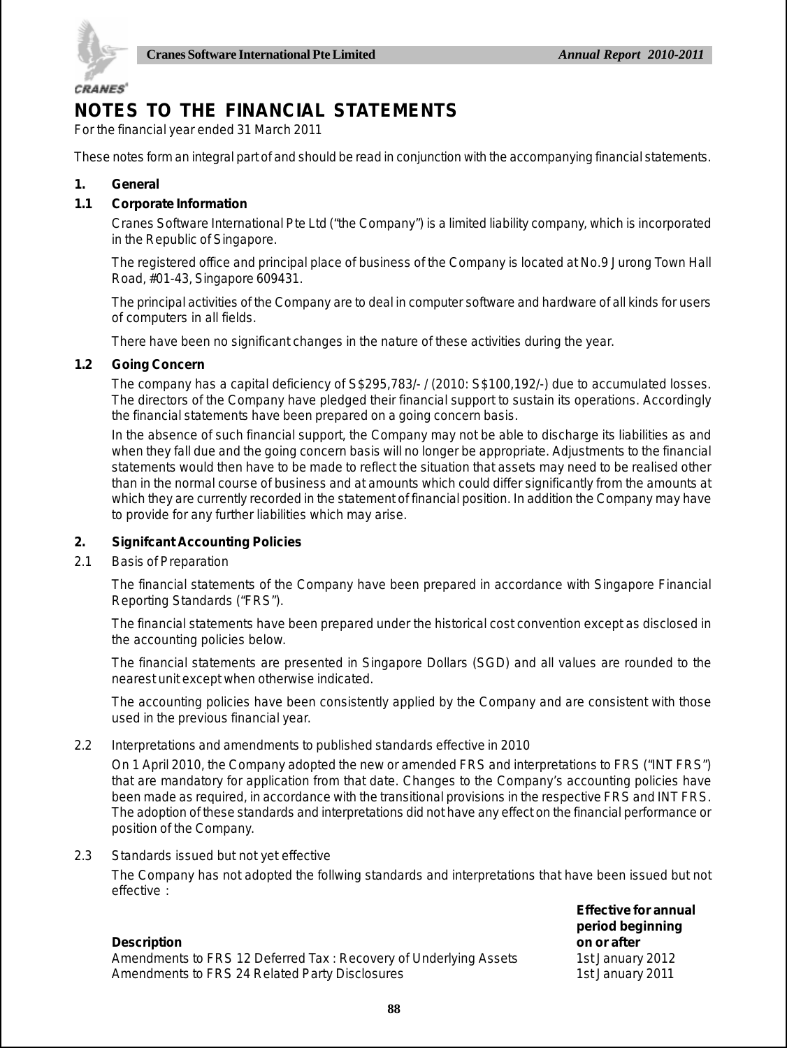# NOTES TO THE FINANCIAL STATEMENTS

For the financial year ended 31 March 2011

These notes form an integral part of and should be read in conjunction with the accompanying financial statements.

## 1. General

### 1.1 Corporate Information

Cranes Software International Pte Ltd ("the Company") is a limited liability company, which is incorporated in the Republic of Singapore.

The registered office and principal place of business of the Company is located at No.9 Jurong Town Hall Road, #01-43, Singapore 609431.

The principal activities of the Company are to deal in computer software and hardware of all kinds for users of computers in all fields.

There have been no significant changes in the nature of these activities during the year.

### 1.2 Going Concern

The company has a capital deficiency of S$295,783/- / (2010: S$100,192/-) due to accumulated losses. The directors of the Company have pledged their financial support to sustain its operations. Accordingly the financial statements have been prepared on a going concern basis.

In the absence of such financial support, the Company may not be able to discharge its liabilities as and when they fall due and the going concern basis will no longer be appropriate. Adjustments to the financial statements would then have to be made to reflect the situation that assets may need to be realised other than in the normal course of business and at amounts which could differ significantly from the amounts at which they are currently recorded in the statement of financial position. In addition the Company may have to provide for any further liabilities which may arise.

## 2. Signifcant Accounting Policies

### 2.1 Basis of Preparation

The financial statements of the Company have been prepared in accordance with Singapore Financial Reporting Standards ("FRS").

The financial statements have been prepared under the historical cost convention except as disclosed in the accounting policies below.

The financial statements are presented in Singapore Dollars (SGD) and all values are rounded to the nearest unit except when otherwise indicated.

The accounting policies have been consistently applied by the Company and are consistent with those used in the previous financial year.

### 2.2 Interpretations and amendments to published standards effective in 2010

On 1 April 2010, the Company adopted the new or amended FRS and interpretations to FRS ("INT FRS") that are mandatory for application from that date. Changes to the Company's accounting policies have been made as required, in accordance with the transitional provisions in the respective FRS and INT FRS. The adoption of these standards and interpretations did not have any effect on the financial performance or position of the Company.

### 2.3 Standards issued but not yet effective

The Company has not adopted the follwing standards and interpretations that have been issued but not effective :

| Description | Effective for annual period beginning on or after |
|---|---|
| Amendments to FRS 12 Deferred Tax : Recovery of Underlying Assets | 1st January 2012 |
| Amendments to FRS 24 Related Party Disclosures | 1st January 2011 |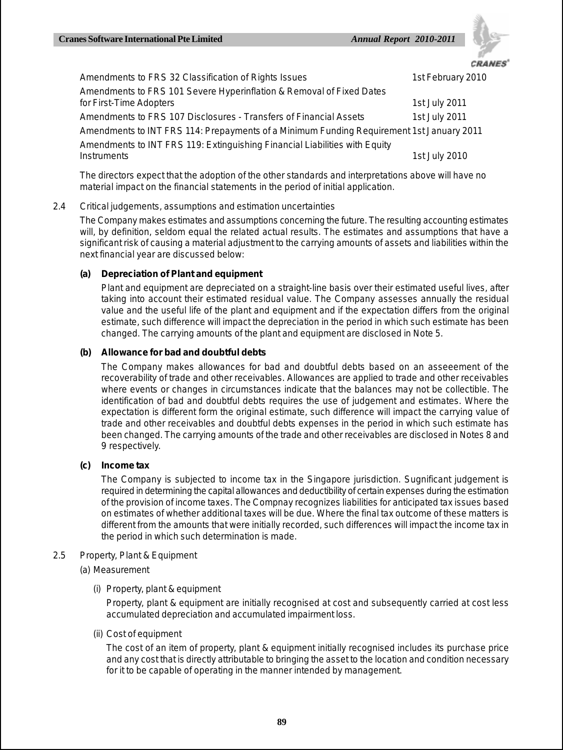| | |
|---|---|
| Amendments to FRS 32 Classification of Rights Issues | 1st February 2010 |
| Amendments to FRS 101 Severe Hyperinflation & Removal of Fixed Dates for First-Time Adopters | 1st July 2011 |
| Amendments to FRS 107 Disclosures - Transfers of Financial Assets | 1st July 2011 |
| Amendments to INT FRS 114: Prepayments of a Minimum Funding Requirement | 1st January 2011 |
| Amendments to INT FRS 119: Extinguishing Financial Liabilities with Equity Instruments | 1st July 2010 |

The directors expect that the adoption of the other standards and interpretations above will have no material impact on the financial statements in the period of initial application.

2.4 Critical judgements, assumptions and estimation uncertainties

The Company makes estimates and assumptions concerning the future. The resulting accounting estimates will, by definition, seldom equal the related actual results. The estimates and assumptions that have a significant risk of causing a material adjustment to the carrying amounts of assets and liabilities within the next financial year are discussed below:

**(a) Depreciation of Plant and equipment**

Plant and equipment are depreciated on a straight-line basis over their estimated useful lives, after taking into account their estimated residual value. The Company assesses annually the residual value and the useful life of the plant and equipment and if the expectation differs from the original estimate, such difference will impact the depreciation in the period in which such estimate has been changed. The carrying amounts of the plant and equipment are disclosed in Note 5.

**(b) Allowance for bad and doubtful debts**

The Company makes allowances for bad and doubtful debts based on an asseeement of the recoverability of trade and other receivables. Allowances are applied to trade and other receivables where events or changes in circumstances indicate that the balances may not be collectible. The identification of bad and doubtful debts requires the use of judgement and estimates. Where the expectation is different form the original estimate, such difference will impact the carrying value of trade and other receivables and doubtful debts expenses in the period in which such estimate has been changed. The carrying amounts of the trade and other receivables are disclosed in Notes 8 and 9 respectively.

**(c) Income tax**

The Company is subjected to income tax in the Singapore jurisdiction. Sugnificant judgement is required in determining the capital allowances and deductibility of certain expenses during the estimation of the provision of income taxes. The Compnay recognizes liabilities for anticipated tax issues based on estimates of whether additional taxes will be due. Where the final tax outcome of these matters is different from the amounts that were initially recorded, such differences will impact the income tax in the period in which such determination is made.

2.5 Property, Plant & Equipment

(a) Measurement

(i) Property, plant & equipment

Property, plant & equipment are initially recognised at cost and subsequently carried at cost less accumulated depreciation and accumulated impairment loss.

(ii) Cost of equipment

The cost of an item of property, plant & equipment initially recognised includes its purchase price and any cost that is directly attributable to bringing the asset to the location and condition necessary for it to be capable of operating in the manner intended by management.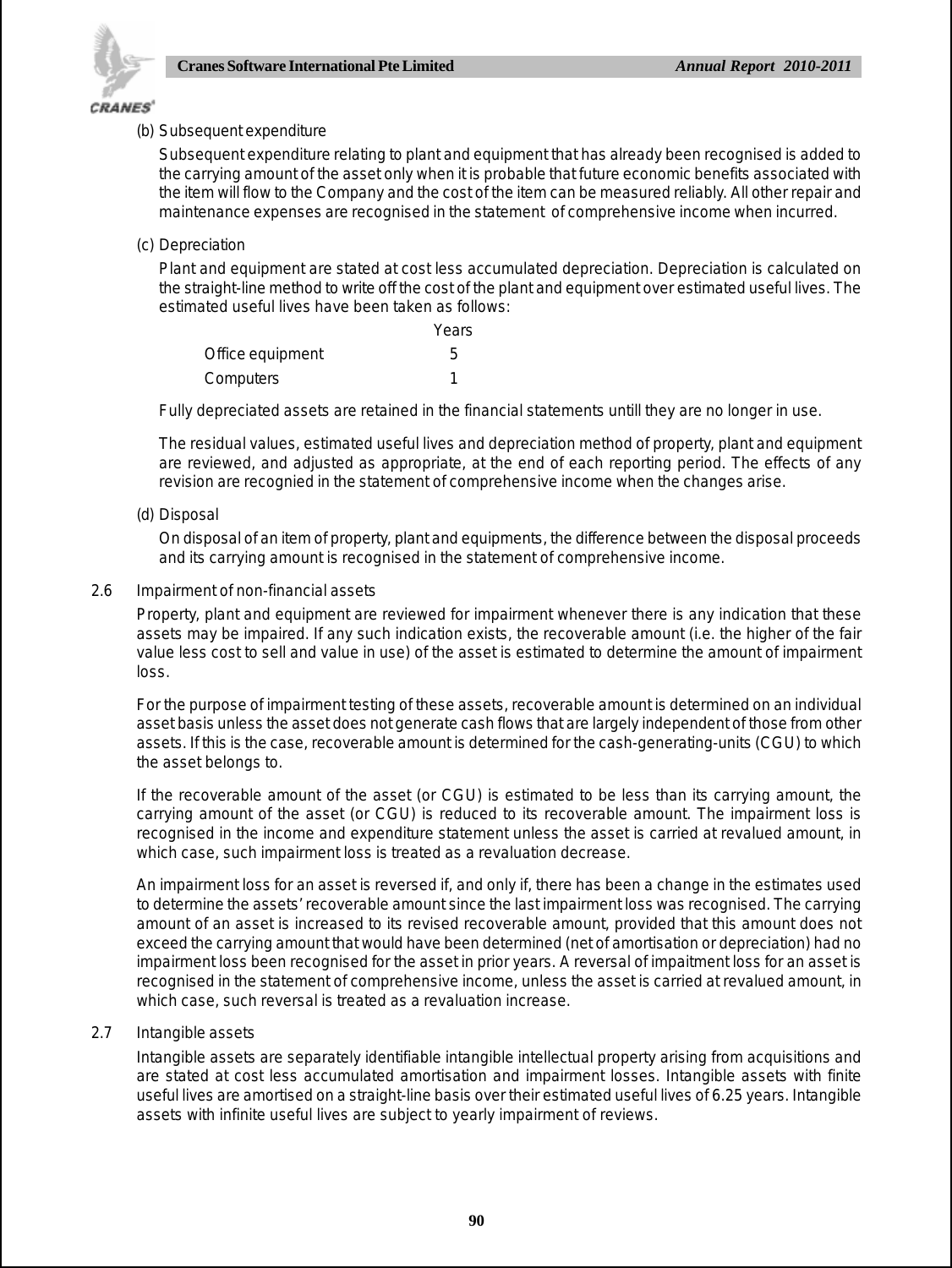(b) Subsequent expenditure

Subsequent expenditure relating to plant and equipment that has already been recognised is added to the carrying amount of the asset only when it is probable that future economic benefits associated with the item will flow to the Company and the cost of the item can be measured reliably. All other repair and maintenance expenses are recognised in the statement of comprehensive income when incurred.

(c) Depreciation

Plant and equipment are stated at cost less accumulated depreciation. Depreciation is calculated on the straight-line method to write off the cost of the plant and equipment over estimated useful lives. The estimated useful lives have been taken as follows:

| | Years |
|---|---|
| Office equipment | 5 |
| Computers | 1 |

Fully depreciated assets are retained in the financial statements untill they are no longer in use.

The residual values, estimated useful lives and depreciation method of property, plant and equipment are reviewed, and adjusted as appropriate, at the end of each reporting period. The effects of any revision are recognied in the statement of comprehensive income when the changes arise.

(d) Disposal

On disposal of an item of property, plant and equipments, the difference between the disposal proceeds and its carrying amount is recognised in the statement of comprehensive income.

2.6 Impairment of non-financial assets

Property, plant and equipment are reviewed for impairment whenever there is any indication that these assets may be impaired. If any such indication exists, the recoverable amount (i.e. the higher of the fair value less cost to sell and value in use) of the asset is estimated to determine the amount of impairment loss.

For the purpose of impairment testing of these assets, recoverable amount is determined on an individual asset basis unless the asset does not generate cash flows that are largely independent of those from other assets. If this is the case, recoverable amount is determined for the cash-generating-units (CGU) to which the asset belongs to.

If the recoverable amount of the asset (or CGU) is estimated to be less than its carrying amount, the carrying amount of the asset (or CGU) is reduced to its recoverable amount. The impairment loss is recognised in the income and expenditure statement unless the asset is carried at revalued amount, in which case, such impairment loss is treated as a revaluation decrease.

An impairment loss for an asset is reversed if, and only if, there has been a change in the estimates used to determine the assets' recoverable amount since the last impairment loss was recognised. The carrying amount of an asset is increased to its revised recoverable amount, provided that this amount does not exceed the carrying amount that would have been determined (net of amortisation or depreciation) had no impairment loss been recognised for the asset in prior years. A reversal of impaitment loss for an asset is recognised in the statement of comprehensive income, unless the asset is carried at revalued amount, in which case, such reversal is treated as a revaluation increase.

2.7 Intangible assets

Intangible assets are separately identifiable intangible intellectual property arising from acquisitions and are stated at cost less accumulated amortisation and impairment losses. Intangible assets with finite useful lives are amortised on a straight-line basis over their estimated useful lives of 6.25 years. Intangible assets with infinite useful lives are subject to yearly impairment of reviews.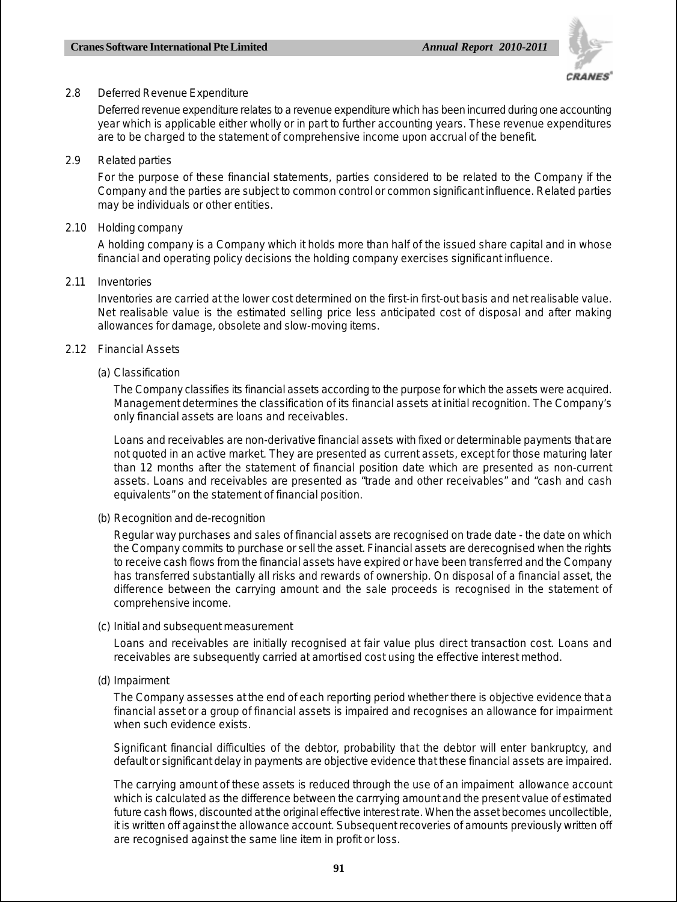## 2.8 Deferred Revenue Expenditure

Deferred revenue expenditure relates to a revenue expenditure which has been incurred during one accounting year which is applicable either wholly or in part to further accounting years. These revenue expenditures are to be charged to the statement of comprehensive income upon accrual of the benefit.

## 2.9 Related parties

For the purpose of these financial statements, parties considered to be related to the Company if the Company and the parties are subject to common control or common significant influence. Related parties may be individuals or other entities.

## 2.10 Holding company

A holding company is a Company which it holds more than half of the issued share capital and in whose financial and operating policy decisions the holding company exercises significant influence.

## 2.11 Inventories

Inventories are carried at the lower cost determined on the first-in first-out basis and net realisable value. Net realisable value is the estimated selling price less anticipated cost of disposal and after making allowances for damage, obsolete and slow-moving items.

## 2.12 Financial Assets

### (a) Classification

The Company classifies its financial assets according to the purpose for which the assets were acquired. Management determines the classification of its financial assets at initial recognition. The Company's only financial assets are loans and receivables.

Loans and receivables are non-derivative financial assets with fixed or determinable payments that are not quoted in an active market. They are presented as current assets, except for those maturing later than 12 months after the statement of financial position date which are presented as non-current assets. Loans and receivables are presented as "trade and other receivables" and "cash and cash equivalents" on the statement of financial position.

### (b) Recognition and de-recognition

Regular way purchases and sales of financial assets are recognised on trade date - the date on which the Company commits to purchase or sell the asset. Financial assets are derecognised when the rights to receive cash flows from the financial assets have expired or have been transferred and the Company has transferred substantially all risks and rewards of ownership. On disposal of a financial asset, the difference between the carrying amount and the sale proceeds is recognised in the statement of comprehensive income.

### (c) Initial and subsequent measurement

Loans and receivables are initially recognised at fair value plus direct transaction cost. Loans and receivables are subsequently carried at amortised cost using the effective interest method.

### (d) Impairment

The Company assesses at the end of each reporting period whether there is objective evidence that a financial asset or a group of financial assets is impaired and recognises an allowance for impairment when such evidence exists.

Significant financial difficulties of the debtor, probability that the debtor will enter bankruptcy, and default or significant delay in payments are objective evidence that these financial assets are impaired.

The carrying amount of these assets is reduced through the use of an impaiment allowance account which is calculated as the difference between the carrrying amount and the present value of estimated future cash flows, discounted at the original effective interest rate. When the asset becomes uncollectible, it is written off against the allowance account. Subsequent recoveries of amounts previously written off are recognised against the same line item in profit or loss.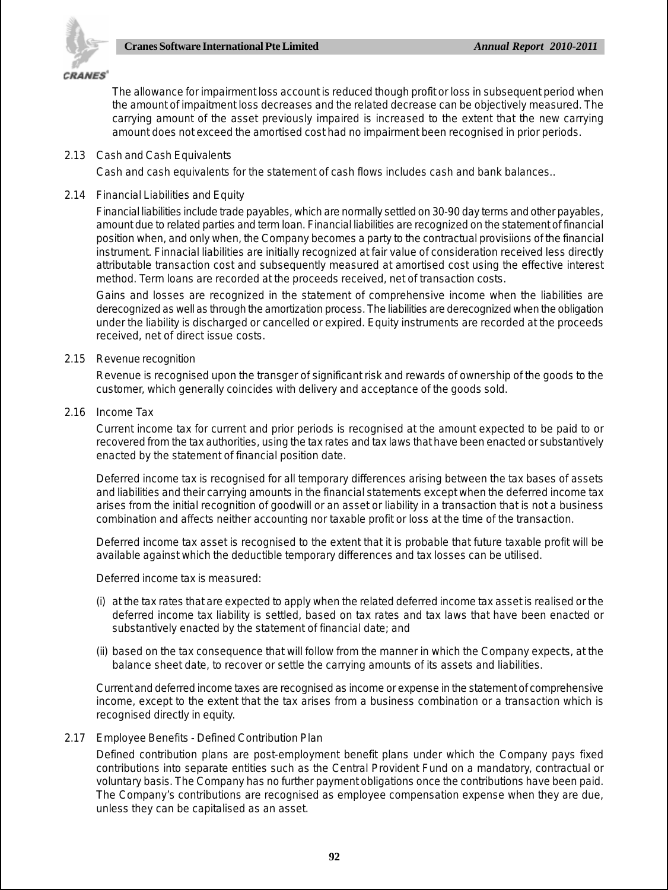The allowance for impairment loss account is reduced though profit or loss in subsequent period when the amount of impaitment loss decreases and the related decrease can be objectively measured. The carrying amount of the asset previously impaired is increased to the extent that the new carrying amount does not exceed the amortised cost had no impairment been recognised in prior periods.

2.13 Cash and Cash Equivalents

Cash and cash equivalents for the statement of cash flows includes cash and bank balances..

2.14 Financial Liabilities and Equity

Financial liabilities include trade payables, which are normally settled on 30-90 day terms and other payables, amount due to related parties and term loan. Financial liabilities are recognized on the statement of financial position when, and only when, the Company becomes a party to the contractual provisiions of the financial instrument. Finnacial liabilities are initially recognized at fair value of consideration received less directly attributable transaction cost and subsequently measured at amortised cost using the effective interest method. Term loans are recorded at the proceeds received, net of transaction costs.

Gains and losses are recognized in the statement of comprehensive income when the liabilities are derecognized as well as through the amortization process. The liabilities are derecognized when the obligation under the liability is discharged or cancelled or expired. Equity instruments are recorded at the proceeds received, net of direct issue costs.

2.15 Revenue recognition

Revenue is recognised upon the transger of significant risk and rewards of ownership of the goods to the customer, which generally coincides with delivery and acceptance of the goods sold.

2.16 Income Tax

Current income tax for current and prior periods is recognised at the amount expected to be paid to or recovered from the tax authorities, using the tax rates and tax laws that have been enacted or substantively enacted by the statement of financial position date.

Deferred income tax is recognised for all temporary differences arising between the tax bases of assets and liabilities and their carrying amounts in the financial statements except when the deferred income tax arises from the initial recognition of goodwill or an asset or liability in a transaction that is not a business combination and affects neither accounting nor taxable profit or loss at the time of the transaction.

Deferred income tax asset is recognised to the extent that it is probable that future taxable profit will be available against which the deductible temporary differences and tax losses can be utilised.

Deferred income tax is measured:

(i) at the tax rates that are expected to apply when the related deferred income tax asset is realised or the deferred income tax liability is settled, based on tax rates and tax laws that have been enacted or substantively enacted by the statement of financial date; and

(ii) based on the tax consequence that will follow from the manner in which the Company expects, at the balance sheet date, to recover or settle the carrying amounts of its assets and liabilities.

Current and deferred income taxes are recognised as income or expense in the statement of comprehensive income, except to the extent that the tax arises from a business combination or a transaction which is recognised directly in equity.

2.17 Employee Benefits - Defined Contribution Plan

Defined contribution plans are post-employment benefit plans under which the Company pays fixed contributions into separate entities such as the Central Provident Fund on a mandatory, contractual or voluntary basis. The Company has no further payment obligations once the contributions have been paid. The Company's contributions are recognised as employee compensation expense when they are due, unless they can be capitalised as an asset.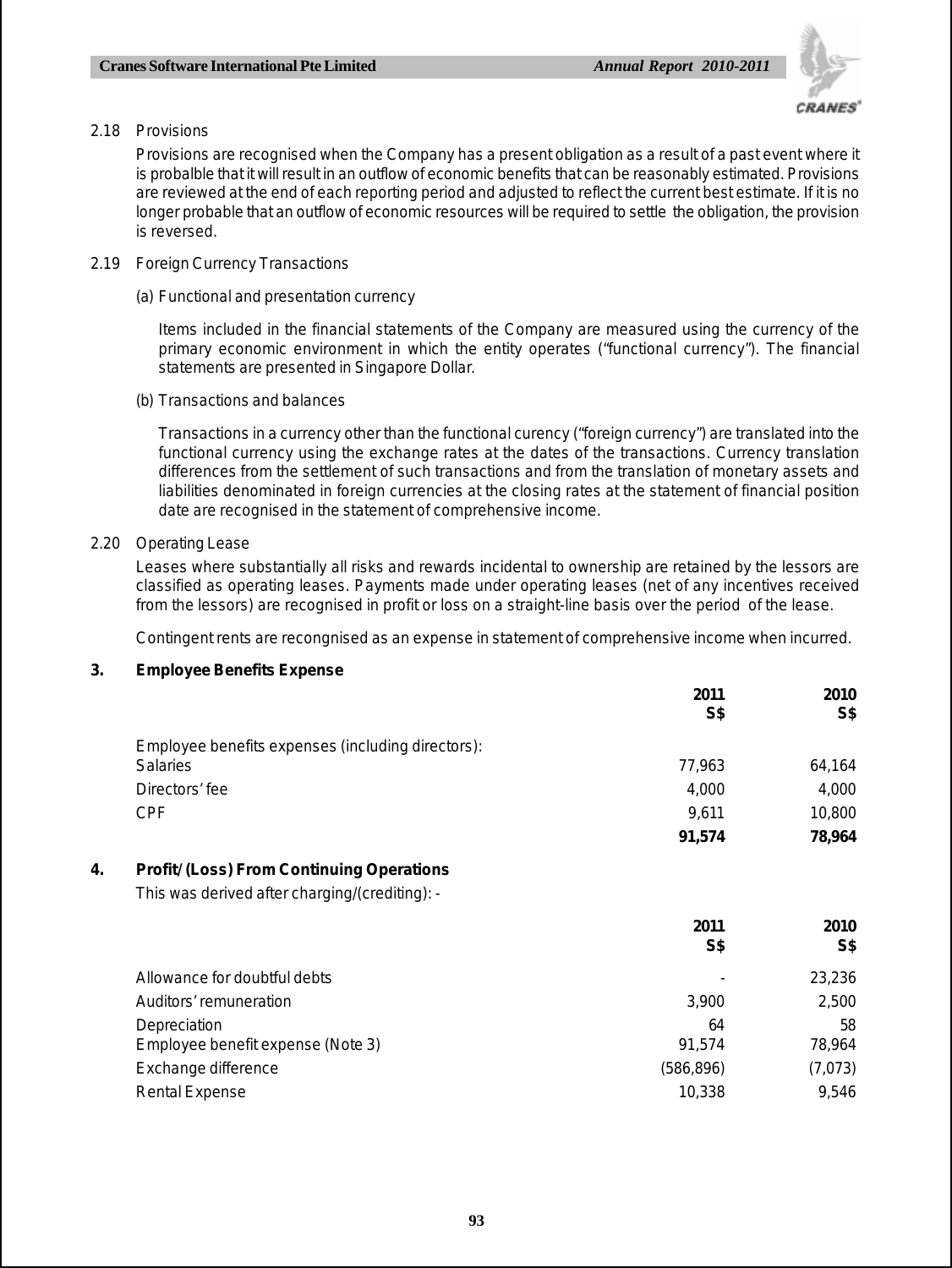2.18 Provisions

Provisions are recognised when the Company has a present obligation as a result of a past event where it is probalble that it will result in an outflow of economic benefits that can be reasonably estimated. Provisions are reviewed at the end of each reporting period and adjusted to reflect the current best estimate. If it is no longer probable that an outflow of economic resources will be required to settle the obligation, the provision is reversed.

2.19 Foreign Currency Transactions

(a) Functional and presentation currency

Items included in the financial statements of the Company are measured using the currency of the primary economic environment in which the entity operates ("functional currency"). The financial statements are presented in Singapore Dollar.

(b) Transactions and balances

Transactions in a currency other than the functional curency ("foreign currency") are translated into the functional currency using the exchange rates at the dates of the transactions. Currency translation differences from the settlement of such transactions and from the translation of monetary assets and liabilities denominated in foreign currencies at the closing rates at the statement of financial position date are recognised in the statement of comprehensive income.

2.20 Operating Lease

Leases where substantially all risks and rewards incidental to ownership are retained by the lessors are classified as operating leases. Payments made under operating leases (net of any incentives received from the lessors) are recognised in profit or loss on a straight-line basis over the period of the lease.

Contingent rents are recongnised as an expense in statement of comprehensive income when incurred.

## 3. Employee Benefits Expense

| | 2011<br>S$ | 2010<br>S$ |
|---|---|---|
| Employee benefits expenses (including directors): | | |
| Salaries | 77,963 | 64,164 |
| Directors' fee | 4,000 | 4,000 |
| CPF | 9,611 | 10,800 |
| | **91,574** | **78,964** |

## 4. Profit/(Loss) From Continuing Operations

This was derived after charging/(crediting): -

| | 2011<br>S$ | 2010<br>S$ |
|---|---|---|
| Allowance for doubtful debts | - | 23,236 |
| Auditors' remuneration | 3,900 | 2,500 |
| Depreciation | 64 | 58 |
| Employee benefit expense (Note 3) | 91,574 | 78,964 |
| Exchange difference | (586,896) | (7,073) |
| Rental Expense | 10,338 | 9,546 |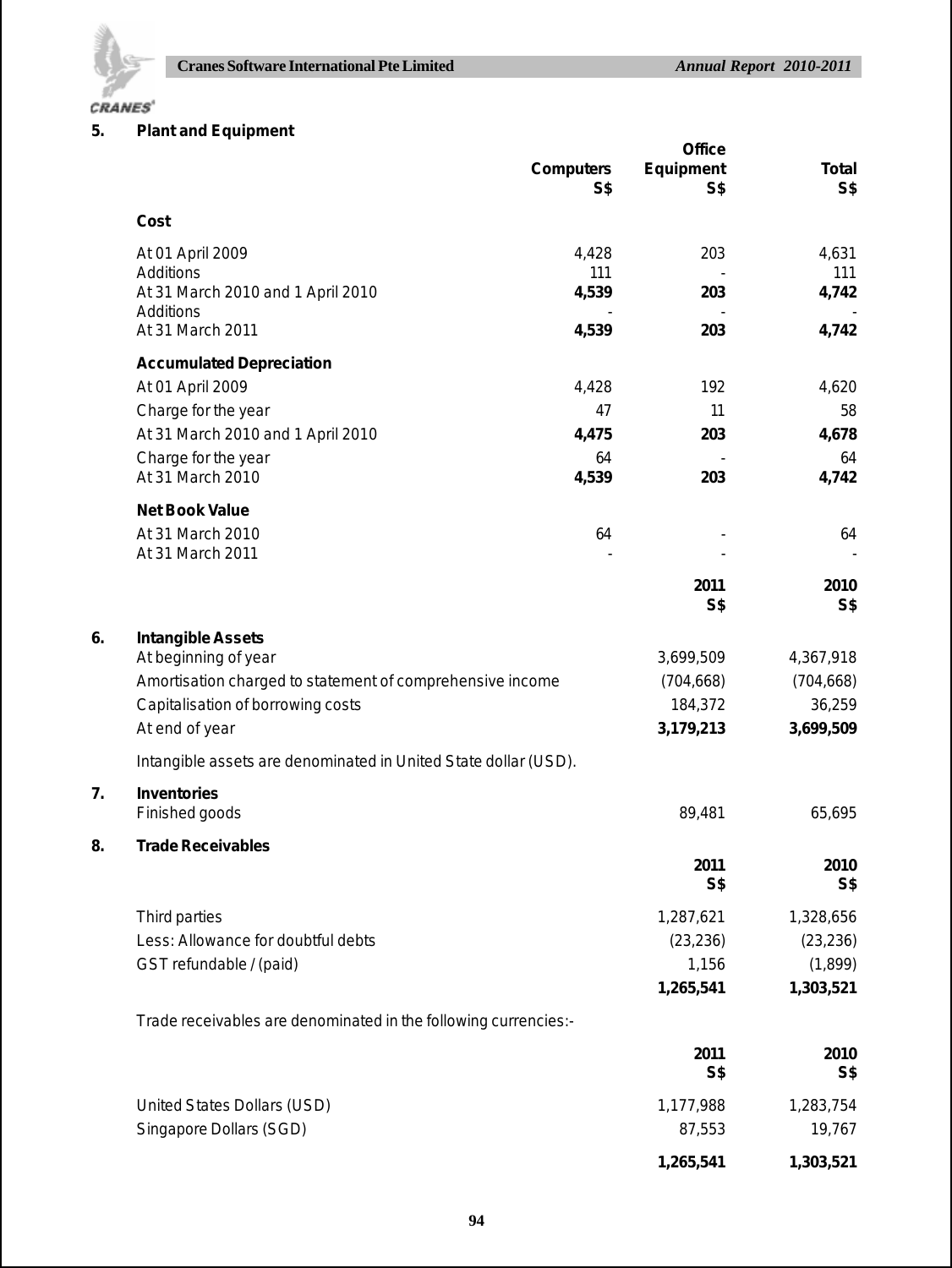## 5. Plant and Equipment

| | Computers S$ | Office Equipment S$ | Total S$ |
|---|---|---|---|
| **Cost** | | | |
| At 01 April 2009 | 4,428 | 203 | 4,631 |
| Additions | 111 | - | 111 |
| At 31 March 2010 and 1 April 2010 | **4,539** | **203** | **4,742** |
| Additions | - | - | - |
| At 31 March 2011 | **4,539** | **203** | **4,742** |
| **Accumulated Depreciation** | | | |
| At 01 April 2009 | 4,428 | 192 | 4,620 |
| Charge for the year | 47 | 11 | 58 |
| At 31 March 2010 and 1 April 2010 | **4,475** | **203** | **4,678** |
| Charge for the year | 64 | - | 64 |
| At 31 March 2010 | **4,539** | **203** | **4,742** |
| **Net Book Value** | | | |
| At 31 March 2010 | 64 | - | 64 |
| At 31 March 2011 | - | - | - |

## 6. Intangible Assets

| | 2011 S$ | 2010 S$ |
|---|---|---|
| At beginning of year | 3,699,509 | 4,367,918 |
| Amortisation charged to statement of comprehensive income | (704,668) | (704,668) |
| Capitalisation of borrowing costs | 184,372 | 36,259 |
| At end of year | **3,179,213** | **3,699,509** |

Intangible assets are denominated in United State dollar (USD).

## 7. Inventories

| | 2011 S$ | 2010 S$ |
|---|---|---|
| Finished goods | 89,481 | 65,695 |

## 8. Trade Receivables

| | 2011 S$ | 2010 S$ |
|---|---|---|
| Third parties | 1,287,621 | 1,328,656 |
| Less: Allowance for doubtful debts | (23,236) | (23,236) |
| GST refundable / (paid) | 1,156 | (1,899) |
| | **1,265,541** | **1,303,521** |

Trade receivables are denominated in the following currencies:-

| | 2011 S$ | 2010 S$ |
|---|---|---|
| United States Dollars (USD) | 1,177,988 | 1,283,754 |
| Singapore Dollars (SGD) | 87,553 | 19,767 |
| | **1,265,541** | **1,303,521** |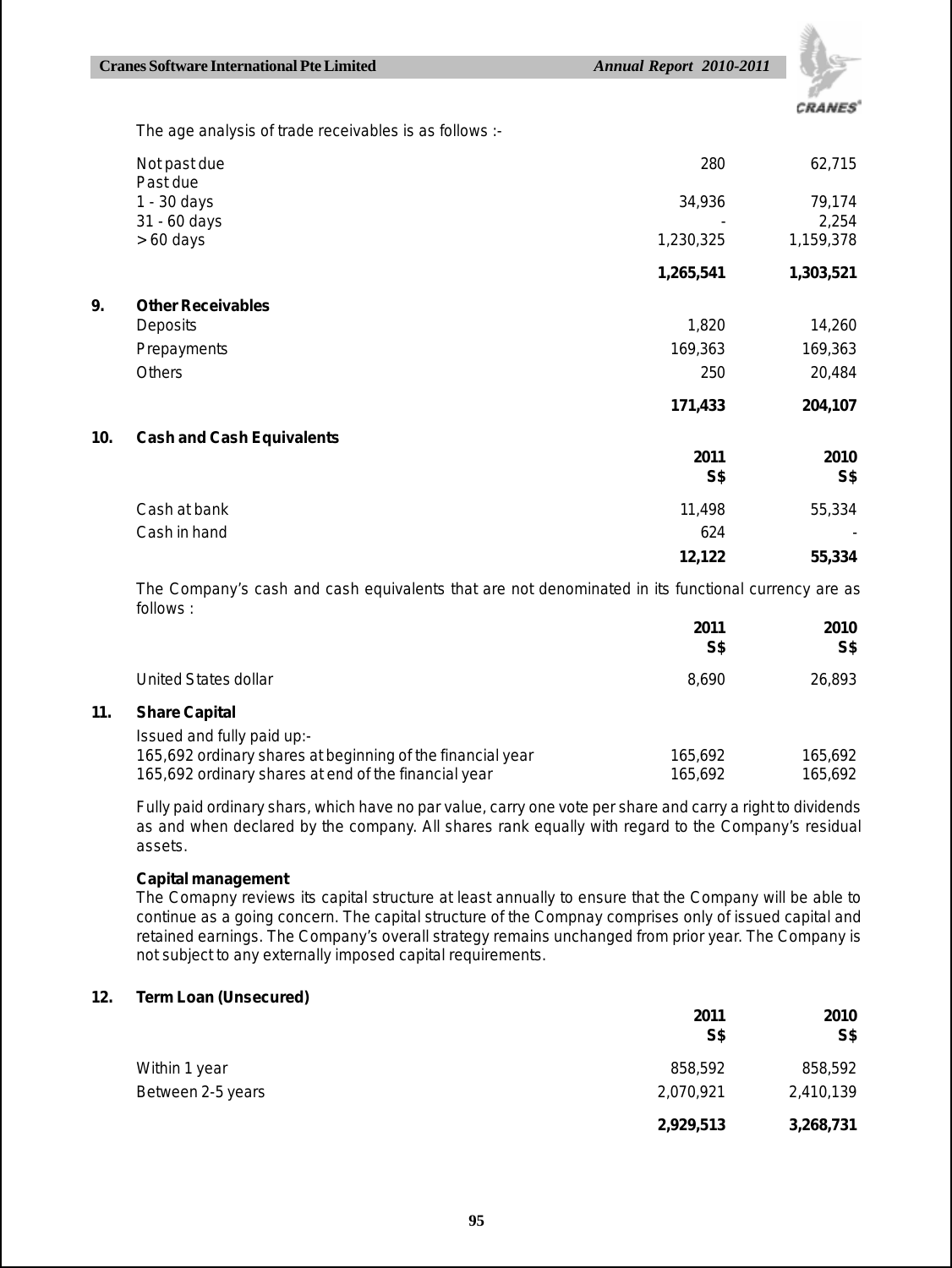The age analysis of trade receivables is as follows :-

| | | |
|---|---|---|
| Not past due | 280 | 62,715 |
| Past due | | |
| 1 - 30 days | 34,936 | 79,174 |
| 31 - 60 days | - | 2,254 |
| > 60 days | 1,230,325 | 1,159,378 |
| | **1,265,541** | **1,303,521** |

**9. Other Receivables**

| | | |
|---|---|---|
| Deposits | 1,820 | 14,260 |
| Prepayments | 169,363 | 169,363 |
| Others | 250 | 20,484 |
| | **171,433** | **204,107** |

**10. Cash and Cash Equivalents**

| | 2011 S$ | 2010 S$ |
|---|---|---|
| Cash at bank | 11,498 | 55,334 |
| Cash in hand | 624 | - |
| | **12,122** | **55,334** |

The Company's cash and cash equivalents that are not denominated in its functional currency are as follows :

| | 2011 S$ | 2010 S$ |
|---|---|---|
| United States dollar | 8,690 | 26,893 |

**11. Share Capital**

| | | |
|---|---|---|
| Issued and fully paid up:- | | |
| 165,692 ordinary shares at beginning of the financial year | 165,692 | 165,692 |
| 165,692 ordinary shares at end of the financial year | 165,692 | 165,692 |

Fully paid ordinary shars, which have no par value, carry one vote per share and carry a right to dividends as and when declared by the company. All shares rank equally with regard to the Company's residual assets.

**Capital management**

The Comapny reviews its capital structure at least annually to ensure that the Company will be able to continue as a going concern. The capital structure of the Compnay comprises only of issued capital and retained earnings. The Company's overall strategy remains unchanged from prior year. The Company is not subject to any externally imposed capital requirements.

**12. Term Loan (Unsecured)**

| | 2011 S$ | 2010 S$ |
|---|---|---|
| Within 1 year | 858,592 | 858,592 |
| Between 2-5 years | 2,070,921 | 2,410,139 |
| | **2,929,513** | **3,268,731** |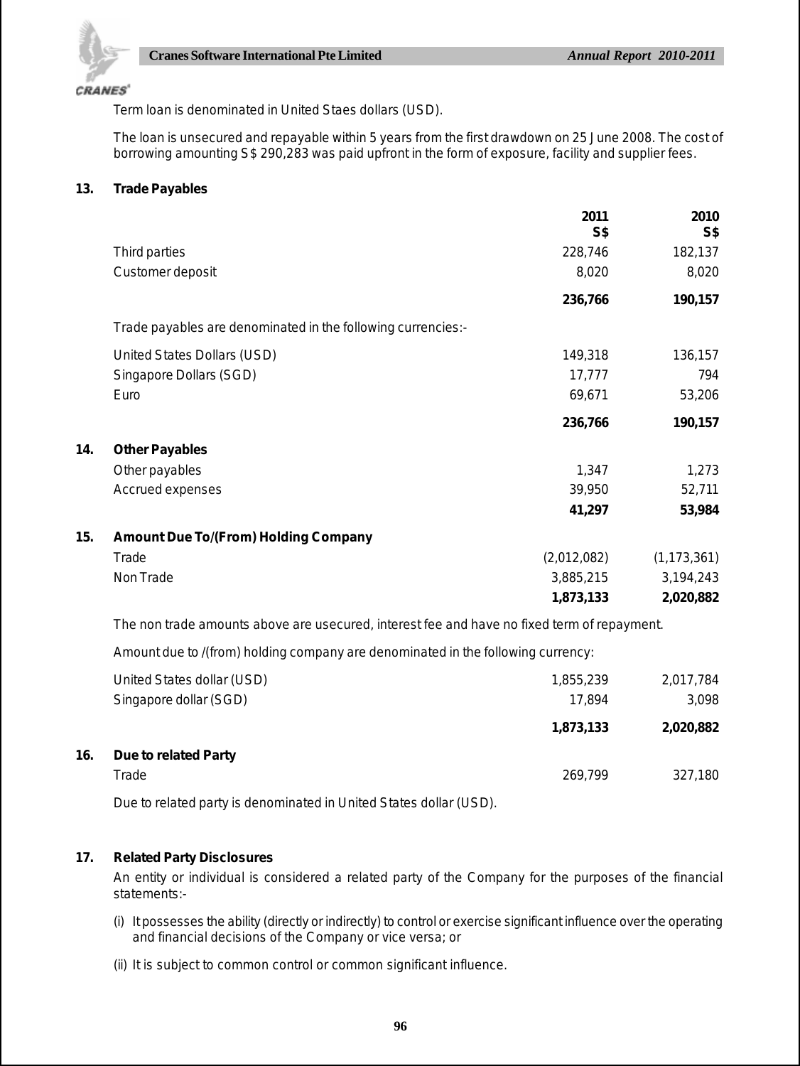Term loan is denominated in United Staes dollars (USD).

The loan is unsecured and repayable within 5 years from the first drawdown on 25 June 2008. The cost of borrowing amounting S$ 290,283 was paid upfront in the form of exposure, facility and supplier fees.

## 13. Trade Payables

| | 2011<br>S$ | 2010<br>S$ |
|---|---|---|
| Third parties | 228,746 | 182,137 |
| Customer deposit | 8,020 | 8,020 |
| | **236,766** | **190,157** |
| Trade payables are denominated in the following currencies:- | | |
| United States Dollars (USD) | 149,318 | 136,157 |
| Singapore Dollars (SGD) | 17,777 | 794 |
| Euro | 69,671 | 53,206 |
| | **236,766** | **190,157** |

## 14. Other Payables

| | 2011<br>S$ | 2010<br>S$ |
|---|---|---|
| Other payables | 1,347 | 1,273 |
| Accrued expenses | 39,950 | 52,711 |
| | **41,297** | **53,984** |

## 15. Amount Due To/(From) Holding Company

| | 2011<br>S$ | 2010<br>S$ |
|---|---|---|
| Trade | (2,012,082) | (1,173,361) |
| Non Trade | 3,885,215 | 3,194,243 |
| | **1,873,133** | **2,020,882** |

The non trade amounts above are usecured, interest fee and have no fixed term of repayment.

Amount due to /(from) holding company are denominated in the following currency:

| | 2011<br>S$ | 2010<br>S$ |
|---|---|---|
| United States dollar (USD) | 1,855,239 | 2,017,784 |
| Singapore dollar (SGD) | 17,894 | 3,098 |
| | **1,873,133** | **2,020,882** |

## 16. Due to related Party

| | 2011<br>S$ | 2010<br>S$ |
|---|---|---|
| Trade | 269,799 | 327,180 |

Due to related party is denominated in United States dollar (USD).

## 17. Related Party Disclosures

An entity or individual is considered a related party of the Company for the purposes of the financial statements:-

(i) It possesses the ability (directly or indirectly) to control or exercise significant influence over the operating and financial decisions of the Company or vice versa; or

(ii) It is subject to common control or common significant influence.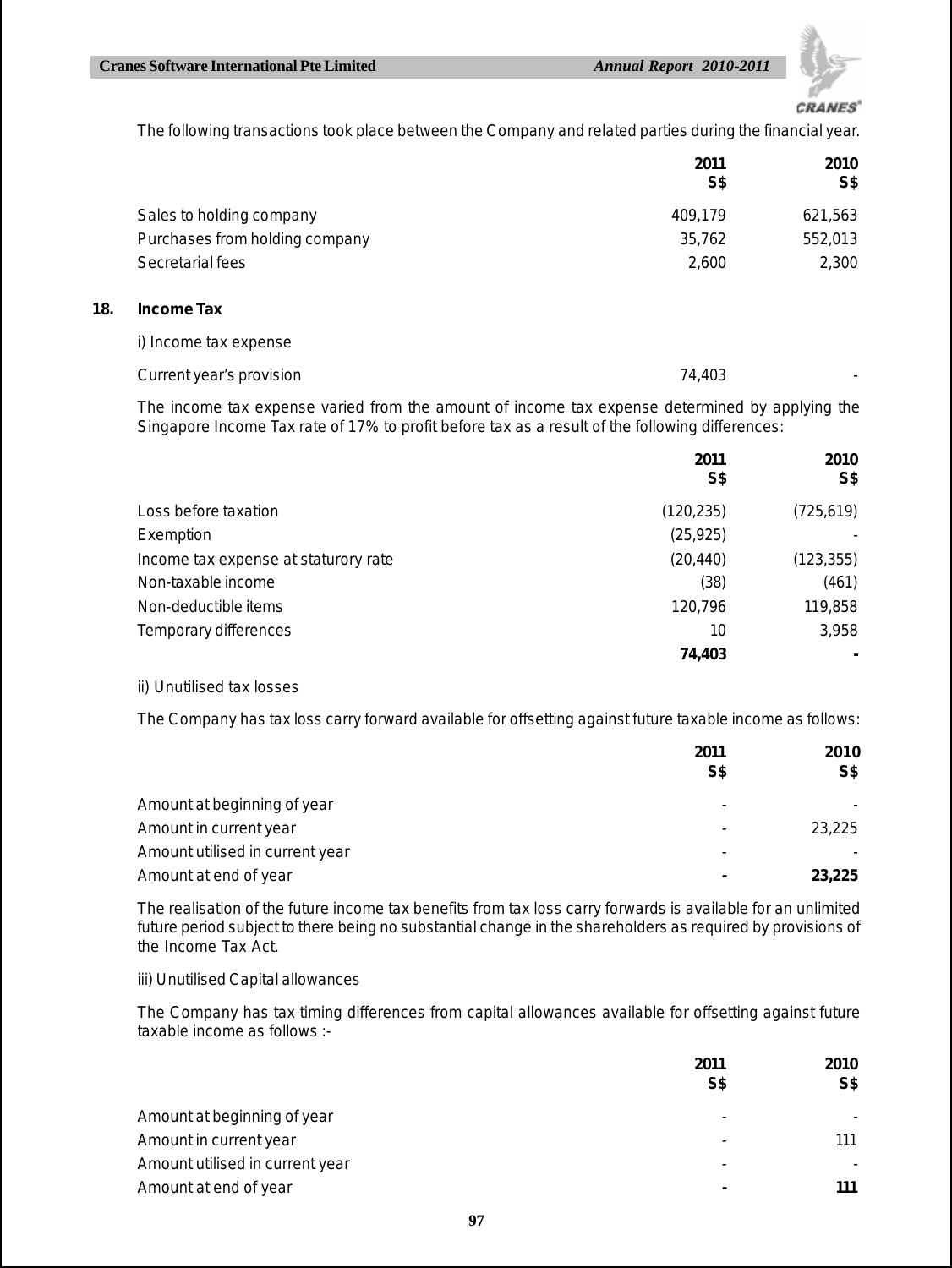The following transactions took place between the Company and related parties during the financial year.

| | 2011 S$ | 2010 S$ |
|---|---|---|
| Sales to holding company | 409,179 | 621,563 |
| Purchases from holding company | 35,762 | 552,013 |
| Secretarial fees | 2,600 | 2,300 |

## 18. Income Tax

i) Income tax expense

| | | |
|---|---|---|
| Current year's provision | 74,403 | - |

The income tax expense varied from the amount of income tax expense determined by applying the Singapore Income Tax rate of 17% to profit before tax as a result of the following differences:

| | 2011 S$ | 2010 S$ |
|---|---|---|
| Loss before taxation | (120,235) | (725,619) |
| Exemption | (25,925) | - |
| Income tax expense at staturory rate | (20,440) | (123,355) |
| Non-taxable income | (38) | (461) |
| Non-deductible items | 120,796 | 119,858 |
| Temporary differences | 10 | 3,958 |
| | **74,403** | **-** |

ii) Unutilised tax losses

The Company has tax loss carry forward available for offsetting against future taxable income as follows:

| | 2011 S$ | 2010 S$ |
|---|---|---|
| Amount at beginning of year | - | - |
| Amount in current year | - | 23,225 |
| Amount utilised in current year | - | - |
| Amount at end of year | **-** | **23,225** |

The realisation of the future income tax benefits from tax loss carry forwards is available for an unlimited future period subject to there being no substantial change in the shareholders as required by provisions of the Income Tax Act.

iii) Unutilised Capital allowances

The Company has tax timing differences from capital allowances available for offsetting against future taxable income as follows :-

| | 2011 S$ | 2010 S$ |
|---|---|---|
| Amount at beginning of year | - | - |
| Amount in current year | - | 111 |
| Amount utilised in current year | - | - |
| Amount at end of year | **-** | **111** |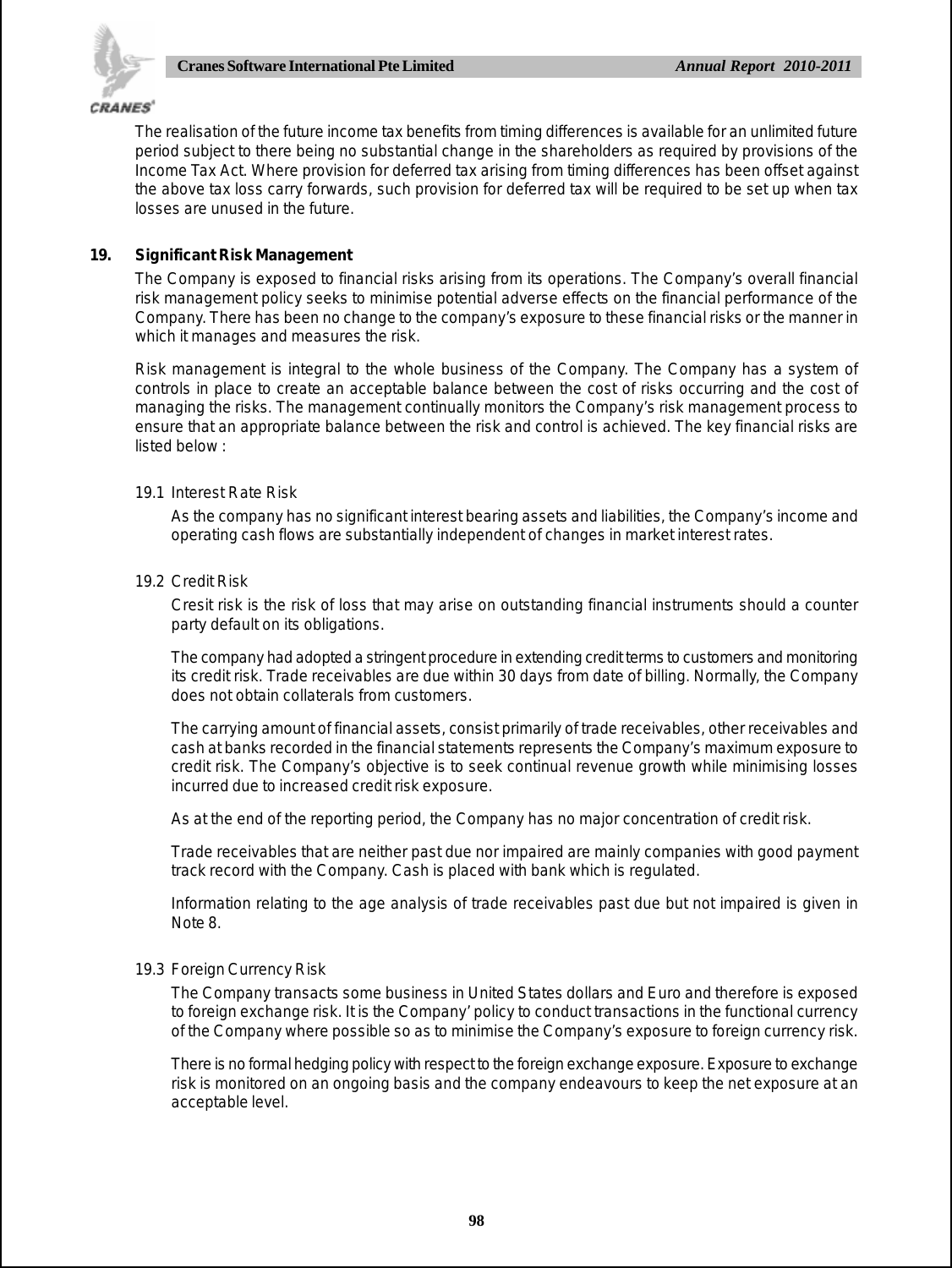The realisation of the future income tax benefits from timing differences is available for an unlimited future period subject to there being no substantial change in the shareholders as required by provisions of the Income Tax Act. Where provision for deferred tax arising from timing differences has been offset against the above tax loss carry forwards, such provision for deferred tax will be required to be set up when tax losses are unused in the future.

## 19. Significant Risk Management

The Company is exposed to financial risks arising from its operations. The Company's overall financial risk management policy seeks to minimise potential adverse effects on the financial performance of the Company. There has been no change to the company's exposure to these financial risks or the manner in which it manages and measures the risk.

Risk management is integral to the whole business of the Company. The Company has a system of controls in place to create an acceptable balance between the cost of risks occurring and the cost of managing the risks. The management continually monitors the Company's risk management process to ensure that an appropriate balance between the risk and control is achieved. The key financial risks are listed below :

### 19.1 Interest Rate Risk

As the company has no significant interest bearing assets and liabilities, the Company's income and operating cash flows are substantially independent of changes in market interest rates.

### 19.2 Credit Risk

Cresit risk is the risk of loss that may arise on outstanding financial instruments should a counter party default on its obligations.

The company had adopted a stringent procedure in extending credit terms to customers and monitoring its credit risk. Trade receivables are due within 30 days from date of billing. Normally, the Company does not obtain collaterals from customers.

The carrying amount of financial assets, consist primarily of trade receivables, other receivables and cash at banks recorded in the financial statements represents the Company's maximum exposure to credit risk. The Company's objective is to seek continual revenue growth while minimising losses incurred due to increased credit risk exposure.

As at the end of the reporting period, the Company has no major concentration of credit risk.

Trade receivables that are neither past due nor impaired are mainly companies with good payment track record with the Company. Cash is placed with bank which is regulated.

Information relating to the age analysis of trade receivables past due but not impaired is given in Note 8.

### 19.3 Foreign Currency Risk

The Company transacts some business in United States dollars and Euro and therefore is exposed to foreign exchange risk. It is the Company' policy to conduct transactions in the functional currency of the Company where possible so as to minimise the Company's exposure to foreign currency risk.

There is no formal hedging policy with respect to the foreign exchange exposure. Exposure to exchange risk is monitored on an ongoing basis and the company endeavours to keep the net exposure at an acceptable level.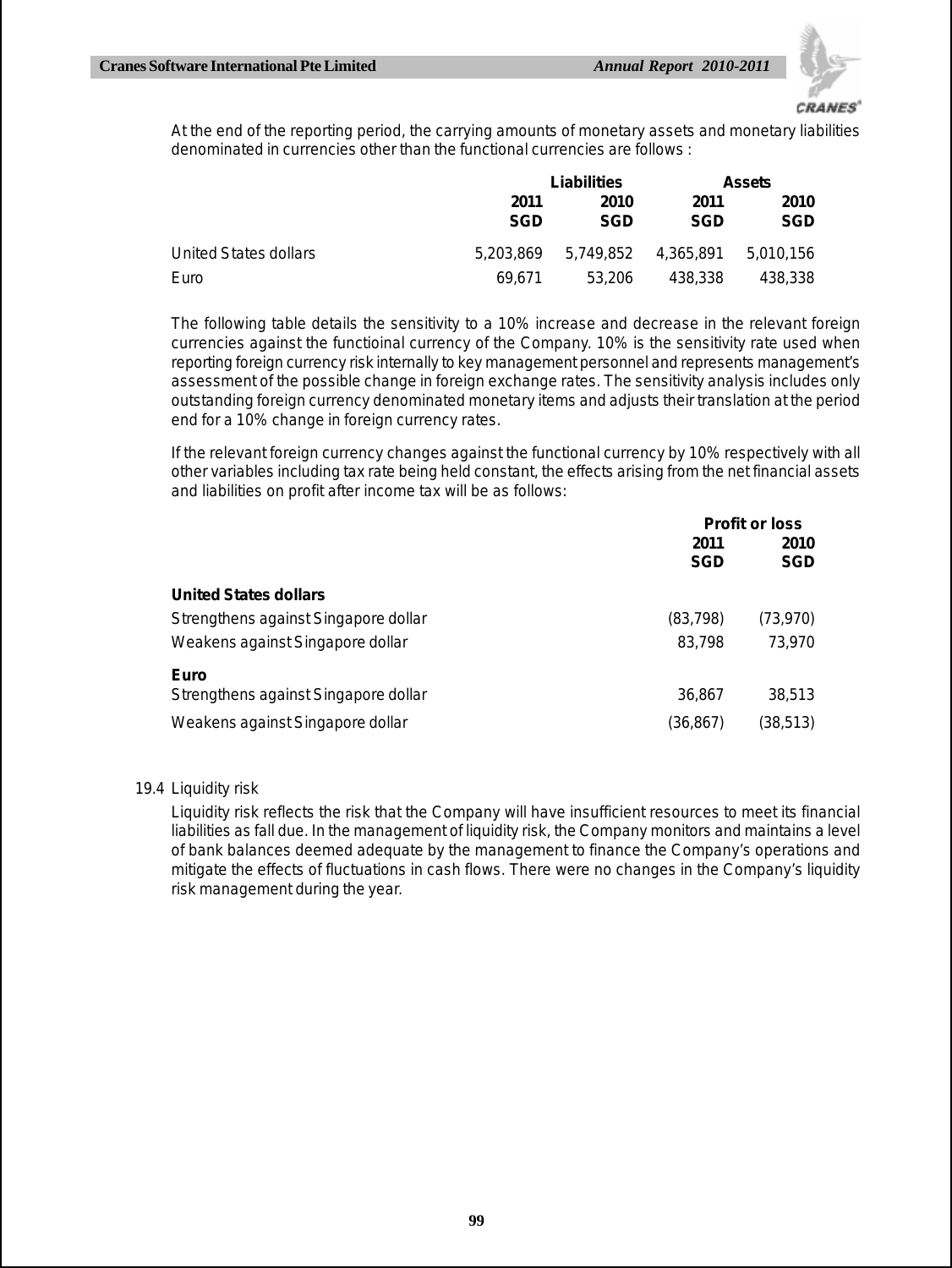At the end of the reporting period, the carrying amounts of monetary assets and monetary liabilities denominated in currencies other than the functional currencies are follows :

| | Liabilities | | Assets | |
|---|---|---|---|---|
| | 2011 SGD | 2010 SGD | 2011 SGD | 2010 SGD |
| United States dollars | 5,203,869 | 5,749,852 | 4,365,891 | 5,010,156 |
| Euro | 69,671 | 53,206 | 438,338 | 438,338 |

The following table details the sensitivity to a 10% increase and decrease in the relevant foreign currencies against the functioinal currency of the Company. 10% is the sensitivity rate used when reporting foreign currency risk internally to key management personnel and represents management's assessment of the possible change in foreign exchange rates. The sensitivity analysis includes only outstanding foreign currency denominated monetary items and adjusts their translation at the period end for a 10% change in foreign currency rates.

If the relevant foreign currency changes against the functional currency by 10% respectively with all other variables including tax rate being held constant, the effects arising from the net financial assets and liabilities on profit after income tax will be as follows:

| | Profit or loss | |
|---|---|---|
| | 2011 SGD | 2010 SGD |
| **United States dollars** | | |
| Strengthens against Singapore dollar | (83,798) | (73,970) |
| Weakens against Singapore dollar | 83,798 | 73,970 |
| **Euro** | | |
| Strengthens against Singapore dollar | 36,867 | 38,513 |
| Weakens against Singapore dollar | (36,867) | (38,513) |

19.4 Liquidity risk

Liquidity risk reflects the risk that the Company will have insufficient resources to meet its financial liabilities as fall due. In the management of liquidity risk, the Company monitors and maintains a level of bank balances deemed adequate by the management to finance the Company's operations and mitigate the effects of fluctuations in cash flows. There were no changes in the Company's liquidity risk management during the year.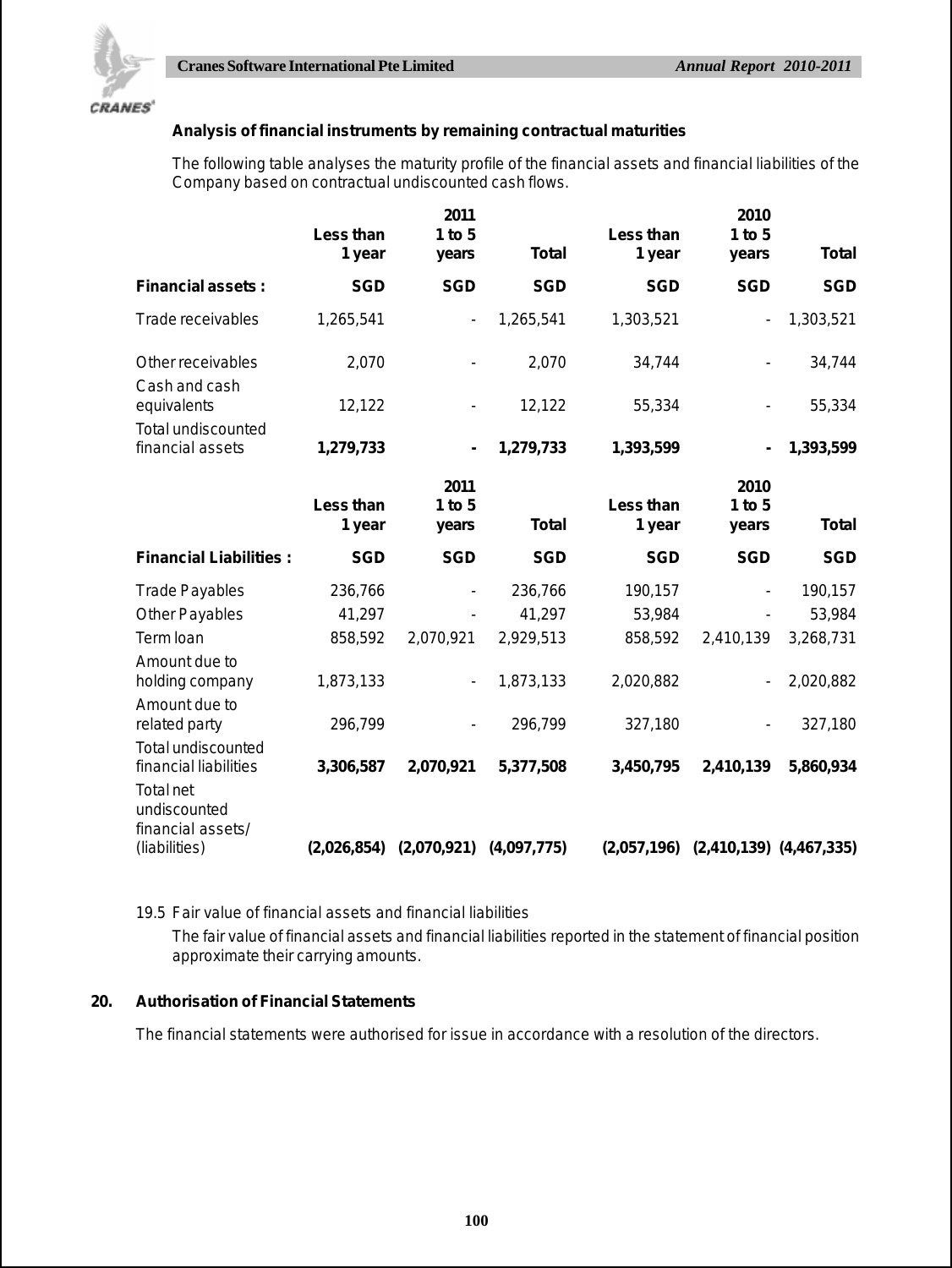**Analysis of financial instruments by remaining contractual maturities**

The following table analyses the maturity profile of the financial assets and financial liabilities of the Company based on contractual undiscounted cash flows.

| | 2011 | | | 2010 | | |
|---|---|---|---|---|---|---|
| | **Less than 1 year** | **1 to 5 years** | **Total** | **Less than 1 year** | **1 to 5 years** | **Total** |
| **Financial assets :** | **SGD** | **SGD** | **SGD** | **SGD** | **SGD** | **SGD** |
| Trade receivables | 1,265,541 | - | 1,265,541 | 1,303,521 | - | 1,303,521 |
| Other receivables | 2,070 | - | 2,070 | 34,744 | - | 34,744 |
| Cash and cash equivalents | 12,122 | - | 12,122 | 55,334 | - | 55,334 |
| Total undiscounted financial assets | **1,279,733** | **-** | **1,279,733** | **1,393,599** | **-** | **1,393,599** |

| | 2011 | | | 2010 | | |
|---|---|---|---|---|---|---|
| | **Less than 1 year** | **1 to 5 years** | **Total** | **Less than 1 year** | **1 to 5 years** | **Total** |
| **Financial Liabilities :** | **SGD** | **SGD** | **SGD** | **SGD** | **SGD** | **SGD** |
| Trade Payables | 236,766 | - | 236,766 | 190,157 | - | 190,157 |
| Other Payables | 41,297 | - | 41,297 | 53,984 | - | 53,984 |
| Term loan | 858,592 | 2,070,921 | 2,929,513 | 858,592 | 2,410,139 | 3,268,731 |
| Amount due to holding company | 1,873,133 | - | 1,873,133 | 2,020,882 | - | 2,020,882 |
| Amount due to related party | 296,799 | - | 296,799 | 327,180 | - | 327,180 |
| Total undiscounted financial liabilities | **3,306,587** | **2,070,921** | **5,377,508** | **3,450,795** | **2,410,139** | **5,860,934** |
| Total net undiscounted financial assets/ (liabilities) | **(2,026,854)** | **(2,070,921)** | **(4,097,775)** | **(2,057,196)** | **(2,410,139)** | **(4,467,335)** |

19.5 Fair value of financial assets and financial liabilities

The fair value of financial assets and financial liabilities reported in the statement of financial position approximate their carrying amounts.

## 20. Authorisation of Financial Statements

The financial statements were authorised for issue in accordance with a resolution of the directors.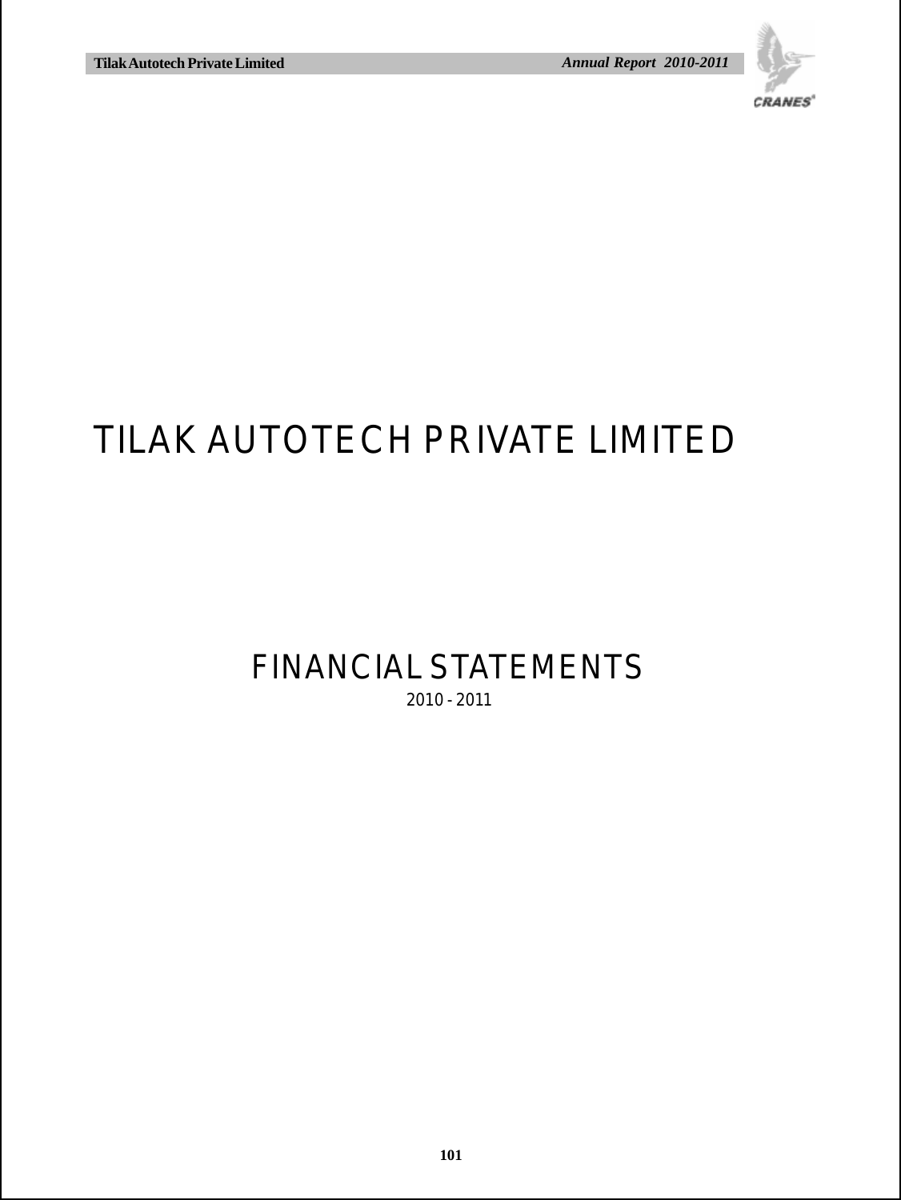# TILAK AUTOTECH PRIVATE LIMITED

## FINANCIAL STATEMENTS

2010 - 2011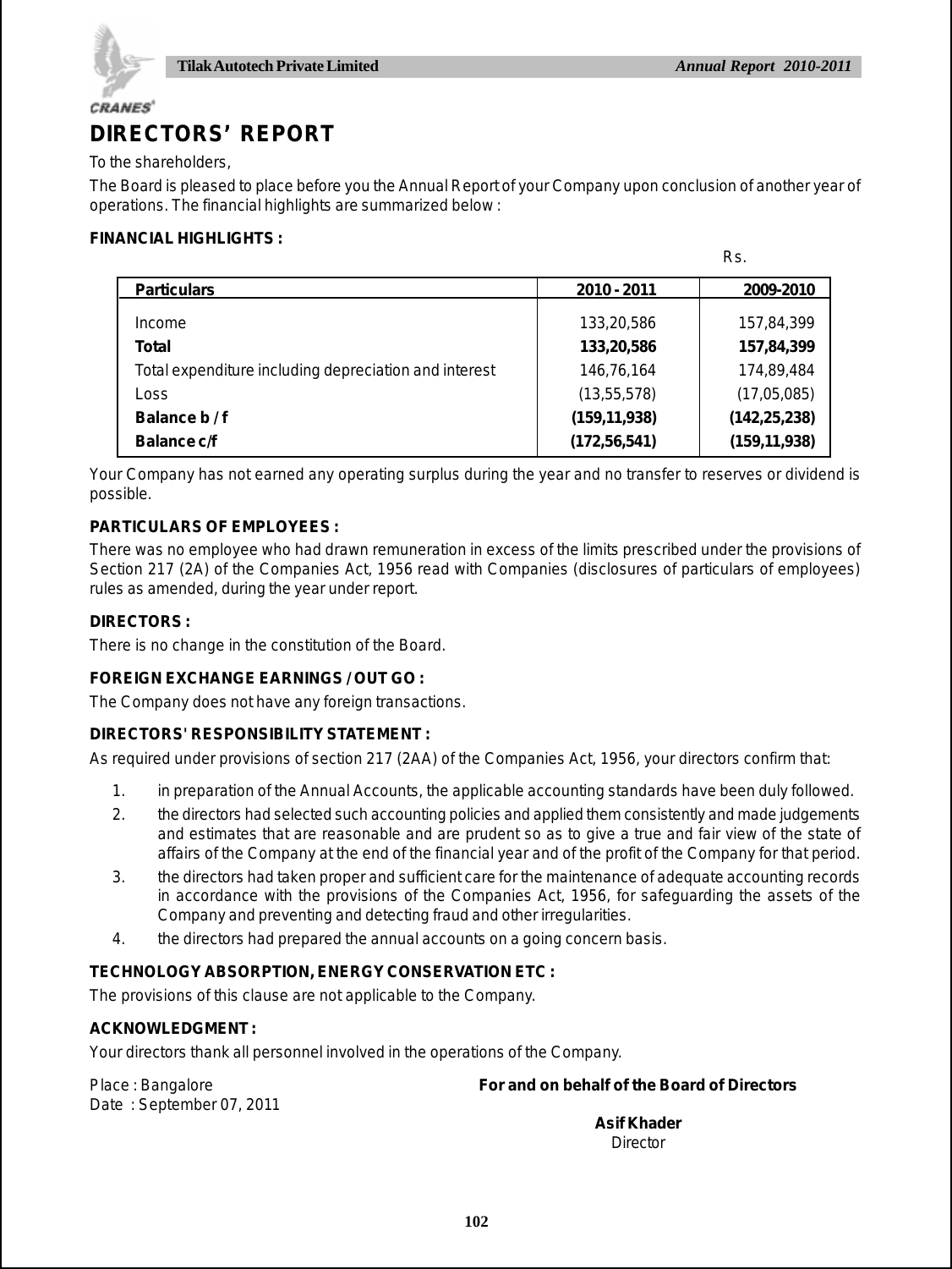# DIRECTORS' REPORT

To the shareholders,

The Board is pleased to place before you the Annual Report of your Company upon conclusion of another year of operations. The financial highlights are summarized below :

**FINANCIAL HIGHLIGHTS :**

Rs.

| Particulars | 2010 - 2011 | 2009-2010 |
|---|---|---|
| Income | 133,20,586 | 157,84,399 |
| **Total** | **133,20,586** | **157,84,399** |
| Total expenditure including depreciation and interest | 146,76,164 | 174,89,484 |
| Loss | (13,55,578) | (17,05,085) |
| **Balance b / f** | **(159,11,938)** | **(142,25,238)** |
| **Balance c/f** | **(172,56,541)** | **(159,11,938)** |

Your Company has not earned any operating surplus during the year and no transfer to reserves or dividend is possible.

**PARTICULARS OF EMPLOYEES :**

There was no employee who had drawn remuneration in excess of the limits prescribed under the provisions of Section 217 (2A) of the Companies Act, 1956 read with Companies (disclosures of particulars of employees) rules as amended, during the year under report.

**DIRECTORS :**

There is no change in the constitution of the Board.

**FOREIGN EXCHANGE EARNINGS / OUT GO :**

The Company does not have any foreign transactions.

**DIRECTORS' RESPONSIBILITY STATEMENT :**

As required under provisions of section 217 (2AA) of the Companies Act, 1956, your directors confirm that:

1. in preparation of the Annual Accounts, the applicable accounting standards have been duly followed.
2. the directors had selected such accounting policies and applied them consistently and made judgements and estimates that are reasonable and are prudent so as to give a true and fair view of the state of affairs of the Company at the end of the financial year and of the profit of the Company for that period.
3. the directors had taken proper and sufficient care for the maintenance of adequate accounting records in accordance with the provisions of the Companies Act, 1956, for safeguarding the assets of the Company and preventing and detecting fraud and other irregularities.
4. the directors had prepared the annual accounts on a going concern basis.

**TECHNOLOGY ABSORPTION, ENERGY CONSERVATION ETC :**

The provisions of this clause are not applicable to the Company.

**ACKNOWLEDGMENT :**

Your directors thank all personnel involved in the operations of the Company.

Place : Bangalore
Date : September 07, 2011

**For and on behalf of the Board of Directors**

**Asif Khader**
Director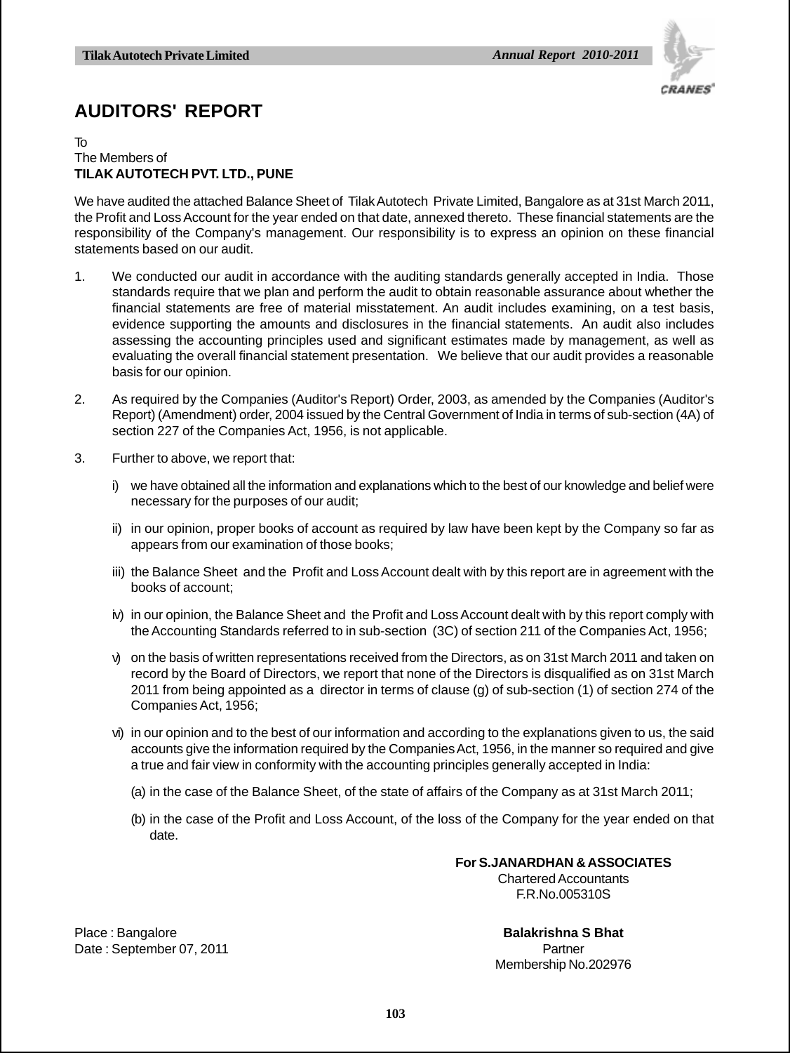# AUDITORS' REPORT

To
The Members of
**TILAK AUTOTECH PVT. LTD., PUNE**

We have audited the attached Balance Sheet of Tilak Autotech Private Limited, Bangalore as at 31st March 2011, the Profit and Loss Account for the year ended on that date, annexed thereto. These financial statements are the responsibility of the Company's management. Our responsibility is to express an opinion on these financial statements based on our audit.

1. We conducted our audit in accordance with the auditing standards generally accepted in India. Those standards require that we plan and perform the audit to obtain reasonable assurance about whether the financial statements are free of material misstatement. An audit includes examining, on a test basis, evidence supporting the amounts and disclosures in the financial statements. An audit also includes assessing the accounting principles used and significant estimates made by management, as well as evaluating the overall financial statement presentation. We believe that our audit provides a reasonable basis for our opinion.

2. As required by the Companies (Auditor's Report) Order, 2003, as amended by the Companies (Auditor's Report) (Amendment) order, 2004 issued by the Central Government of India in terms of sub-section (4A) of section 227 of the Companies Act, 1956, is not applicable.

3. Further to above, we report that:

   i) we have obtained all the information and explanations which to the best of our knowledge and belief were necessary for the purposes of our audit;

   ii) in our opinion, proper books of account as required by law have been kept by the Company so far as appears from our examination of those books;

   iii) the Balance Sheet and the Profit and Loss Account dealt with by this report are in agreement with the books of account;

   iv) in our opinion, the Balance Sheet and the Profit and Loss Account dealt with by this report comply with the Accounting Standards referred to in sub-section (3C) of section 211 of the Companies Act, 1956;

   v) on the basis of written representations received from the Directors, as on 31st March 2011 and taken on record by the Board of Directors, we report that none of the Directors is disqualified as on 31st March 2011 from being appointed as a director in terms of clause (g) of sub-section (1) of section 274 of the Companies Act, 1956;

   vi) in our opinion and to the best of our information and according to the explanations given to us, the said accounts give the information required by the Companies Act, 1956, in the manner so required and give a true and fair view in conformity with the accounting principles generally accepted in India:

      (a) in the case of the Balance Sheet, of the state of affairs of the Company as at 31st March 2011;

      (b) in the case of the Profit and Loss Account, of the loss of the Company for the year ended on that date.

**For S.JANARDHAN & ASSOCIATES**
Chartered Accountants
F.R.No.005310S

Place : Bangalore
Date : September 07, 2011

**Balakrishna S Bhat**
Partner
Membership No.202976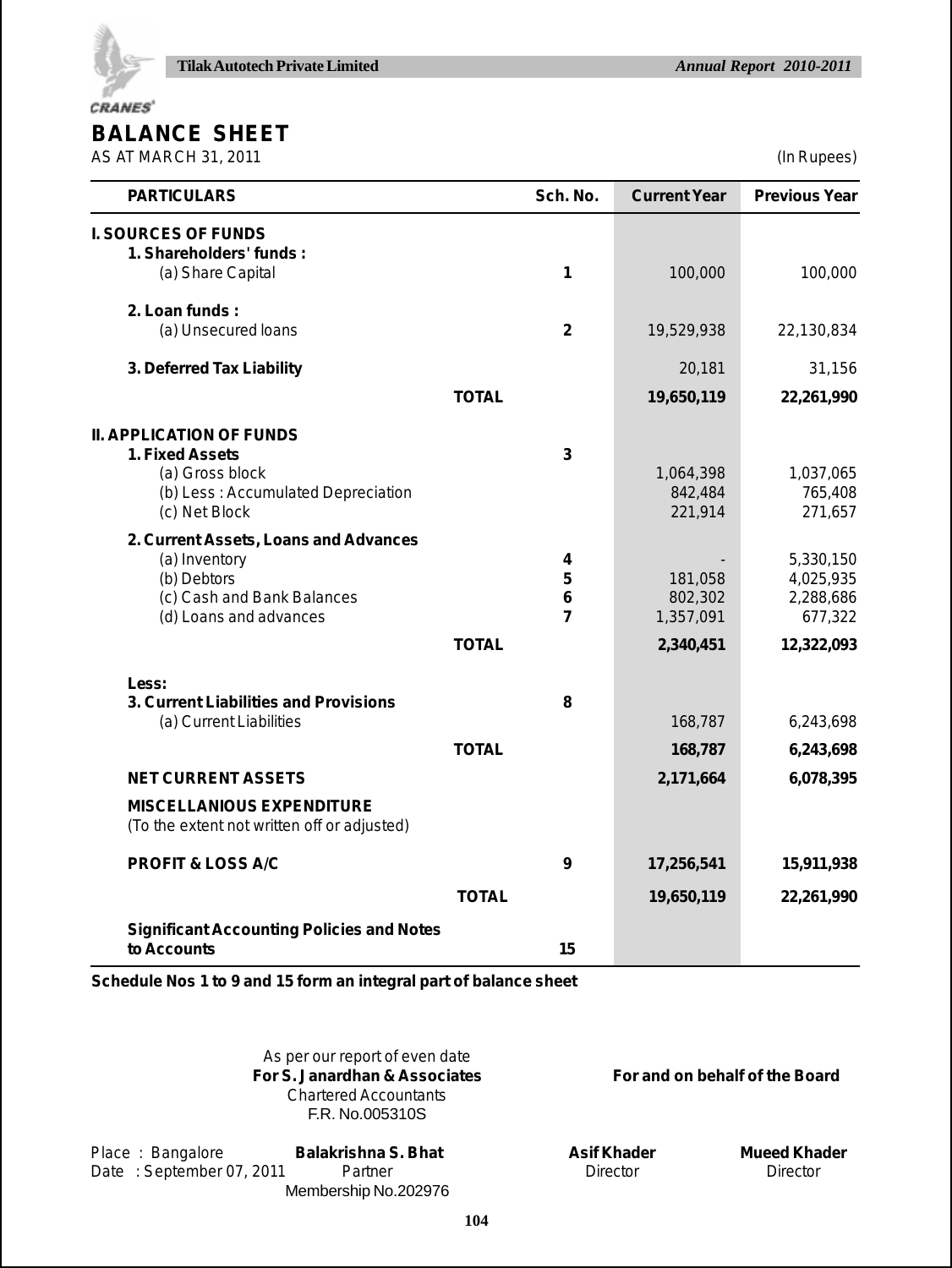# BALANCE SHEET

AS AT MARCH 31, 2011 (In Rupees)

| PARTICULARS | | Sch. No. | Current Year | Previous Year |
|---|---|---|---|---|
| **I. SOURCES OF FUNDS** | | | | |
| **1. Shareholders' funds :** | | | | |
| (a) Share Capital | | 1 | 100,000 | 100,000 |
| **2. Loan funds :** | | | | |
| (a) Unsecured loans | | 2 | 19,529,938 | 22,130,834 |
| **3. Deferred Tax Liability** | | | 20,181 | 31,156 |
| | **TOTAL** | | **19,650,119** | **22,261,990** |
| **II. APPLICATION OF FUNDS** | | | | |
| **1. Fixed Assets** | | 3 | | |
| (a) Gross block | | | 1,064,398 | 1,037,065 |
| (b) Less : Accumulated Depreciation | | | 842,484 | 765,408 |
| (c) Net Block | | | 221,914 | 271,657 |
| **2. Current Assets, Loans and Advances** | | | | |
| (a) Inventory | | 4 | - | 5,330,150 |
| (b) Debtors | | 5 | 181,058 | 4,025,935 |
| (c) Cash and Bank Balances | | 6 | 802,302 | 2,288,686 |
| (d) Loans and advances | | 7 | 1,357,091 | 677,322 |
| | **TOTAL** | | **2,340,451** | **12,322,093** |
| **Less:** | | | | |
| **3. Current Liabilities and Provisions** | | 8 | | |
| (a) Current Liabilities | | | 168,787 | 6,243,698 |
| | **TOTAL** | | **168,787** | **6,243,698** |
| **NET CURRENT ASSETS** | | | **2,171,664** | **6,078,395** |
| **MISCELLANIOUS EXPENDITURE** (To the extent not written off or adjusted) | | | | |
| **PROFIT & LOSS A/C** | | 9 | **17,256,541** | **15,911,938** |
| | **TOTAL** | | **19,650,119** | **22,261,990** |
| **Significant Accounting Policies and Notes to Accounts** | | 15 | | |

**Schedule Nos 1 to 9 and 15 form an integral part of balance sheet**

As per our report of even date
**For S. Janardhan & Associates**
Chartered Accountants
F.R. No.005310S

**For and on behalf of the Board**

Place : Bangalore
Date : September 07, 2011

**Balakrishna S. Bhat**
Partner
Membership No.202976

**Asif Khader**
Director

**Mueed Khader**
Director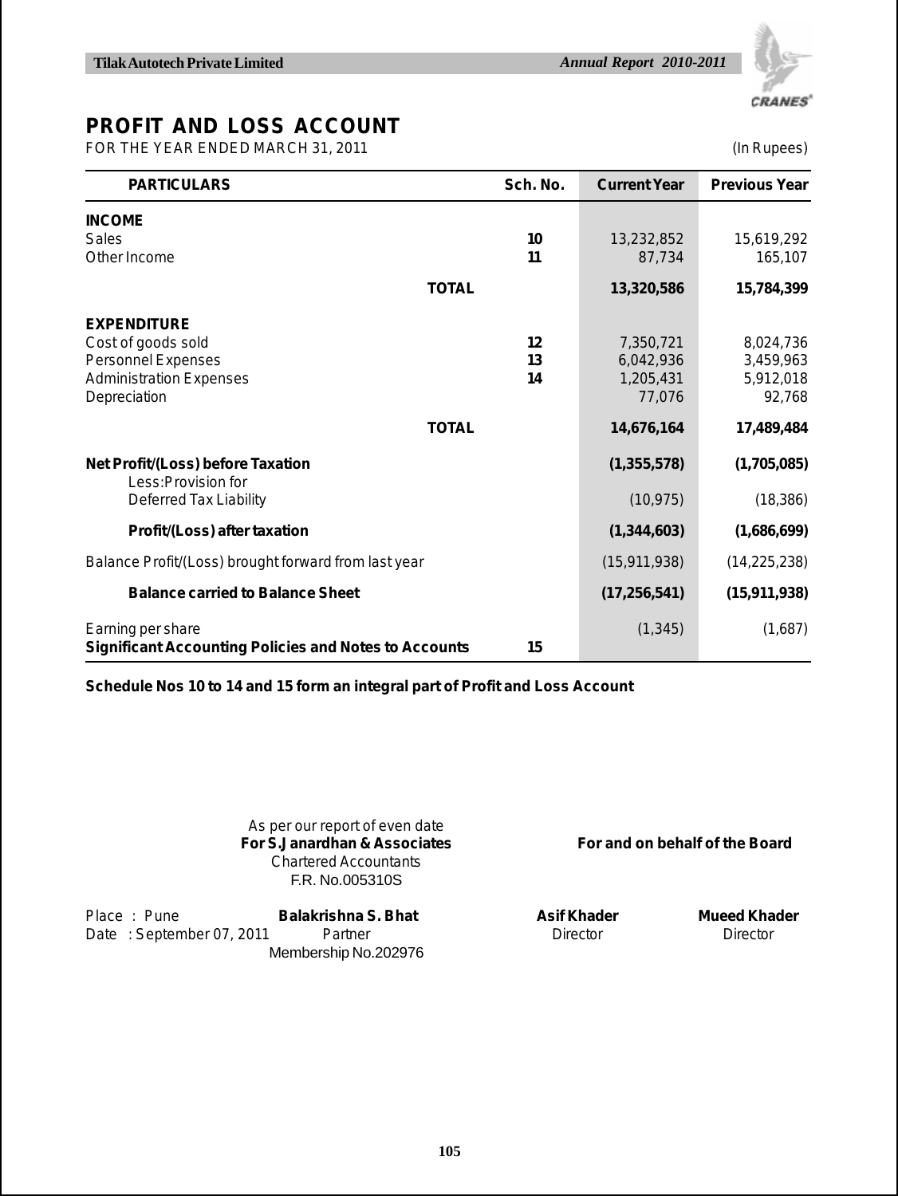# PROFIT AND LOSS ACCOUNT

FOR THE YEAR ENDED MARCH 31, 2011 (In Rupees)

| PARTICULARS | Sch. No. | Current Year | Previous Year |
|---|---|---|---|
| **INCOME** | | | |
| Sales | 10 | 13,232,852 | 15,619,292 |
| Other Income | 11 | 87,734 | 165,107 |
| **TOTAL** | | **13,320,586** | **15,784,399** |
| **EXPENDITURE** | | | |
| Cost of goods sold | 12 | 7,350,721 | 8,024,736 |
| Personnel Expenses | 13 | 6,042,936 | 3,459,963 |
| Administration Expenses | 14 | 1,205,431 | 5,912,018 |
| Depreciation | | 77,076 | 92,768 |
| **TOTAL** | | **14,676,164** | **17,489,484** |
| **Net Profit/(Loss) before Taxation** | | **(1,355,578)** | **(1,705,085)** |
| Less:Provision for Deferred Tax Liability | | (10,975) | (18,386) |
| **Profit/(Loss) after taxation** | | **(1,344,603)** | **(1,686,699)** |
| Balance Profit/(Loss) brought forward from last year | | (15,911,938) | (14,225,238) |
| **Balance carried to Balance Sheet** | | **(17,256,541)** | **(15,911,938)** |
| Earning per share | | (1,345) | (1,687) |
| **Significant Accounting Policies and Notes to Accounts** | 15 | | |

**Schedule Nos 10 to 14 and 15 form an integral part of Profit and Loss Account**

As per our report of even date
**For S.Janardhan & Associates**
Chartered Accountants
F.R. No.005310S

**For and on behalf of the Board**

Place : Pune
Date : September 07, 2011

**Balakrishna S. Bhat**
Partner
Membership No.202976

**Asif Khader**
Director

**Mueed Khader**
Director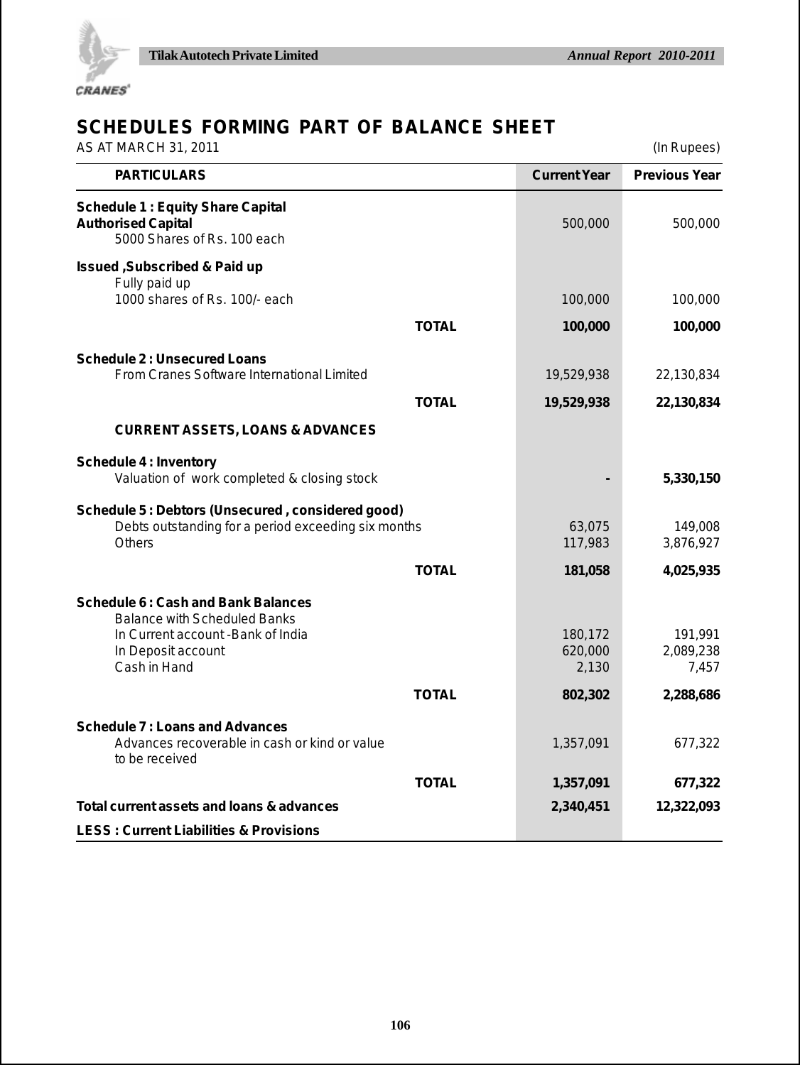# SCHEDULES FORMING PART OF BALANCE SHEET

AS AT MARCH 31, 2011 (In Rupees)

| PARTICULARS | | Current Year | Previous Year |
|---|---|---|---|
| **Schedule 1 : Equity Share Capital** | | | |
| **Authorised Capital** | | 500,000 | 500,000 |
| 5000 Shares of Rs. 100 each | | | |
| **Issued ,Subscribed & Paid up** | | | |
| Fully paid up | | | |
| 1000 shares of Rs. 100/- each | | 100,000 | 100,000 |
| | **TOTAL** | **100,000** | **100,000** |
| **Schedule 2 : Unsecured Loans** | | | |
| From Cranes Software International Limited | | 19,529,938 | 22,130,834 |
| | **TOTAL** | **19,529,938** | **22,130,834** |
| **CURRENT ASSETS, LOANS & ADVANCES** | | | |
| **Schedule 4 : Inventory** | | | |
| Valuation of work completed & closing stock | | - | **5,330,150** |
| **Schedule 5 : Debtors (Unsecured , considered good)** | | | |
| Debts outstanding for a period exceeding six months | | 63,075 | 149,008 |
| Others | | 117,983 | 3,876,927 |
| | **TOTAL** | **181,058** | **4,025,935** |
| **Schedule 6 : Cash and Bank Balances** | | | |
| Balance with Scheduled Banks | | | |
| In Current account -Bank of India | | 180,172 | 191,991 |
| In Deposit account | | 620,000 | 2,089,238 |
| Cash in Hand | | 2,130 | 7,457 |
| | **TOTAL** | **802,302** | **2,288,686** |
| **Schedule 7 : Loans and Advances** | | | |
| Advances recoverable in cash or kind or value to be received | | 1,357,091 | 677,322 |
| | **TOTAL** | **1,357,091** | **677,322** |
| **Total current assets and loans & advances** | | **2,340,451** | **12,322,093** |
| **LESS : Current Liabilities & Provisions** | | | |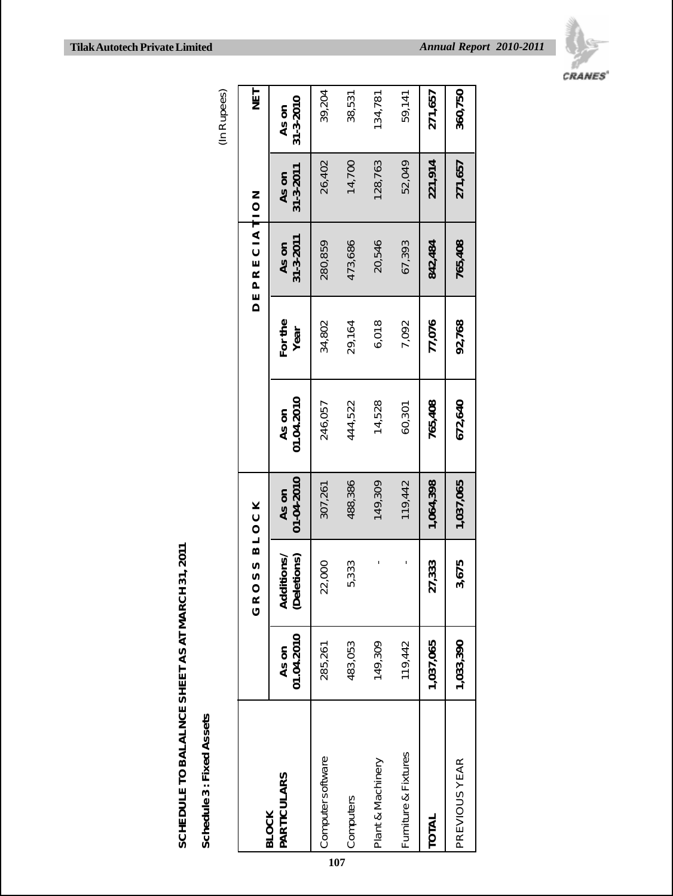**SCHEDULE TO BALALNCE SHEET AS AT MARCH 31, 2011**

**Schedule 3 : Fixed Assets**

(In Rupees)

| BLOCK PARTICULARS | GROSS BLOCK | | | DEPRECIATION | | | NET | |
|---|---|---|---|---|---|---|---|---|
| | As on 01.04.2010 | Additions/ (Deletions) | As on 01-04-2010 | As on 01.04.2010 | For the Year | As on 31-3-2011 | As on 31-3-2011 | As on 31-3-2010 |
| Computer software | 285,261 | 22,000 | 307,261 | 246,057 | 34,802 | 280,859 | 26,402 | 39,204 |
| Computers | 483,053 | 5,333 | 488,386 | 444,522 | 29,164 | 473,686 | 14,700 | 38,531 |
| Plant & Machinery | 149,309 | - | 149,309 | 14,528 | 6,018 | 20,546 | 128,763 | 134,781 |
| Furniture & Fixtures | 119,442 | - | 119,442 | 60,301 | 7,092 | 67,393 | 52,049 | 59,141 |
| **TOTAL** | **1,037,065** | **27,333** | **1,064,398** | **765,408** | **77,076** | **842,484** | **221,914** | **271,657** |
| PREVIOUS YEAR | **1,033,390** | **3,675** | **1,037,065** | **672,640** | **92,768** | **765,408** | **271,657** | **360,750** |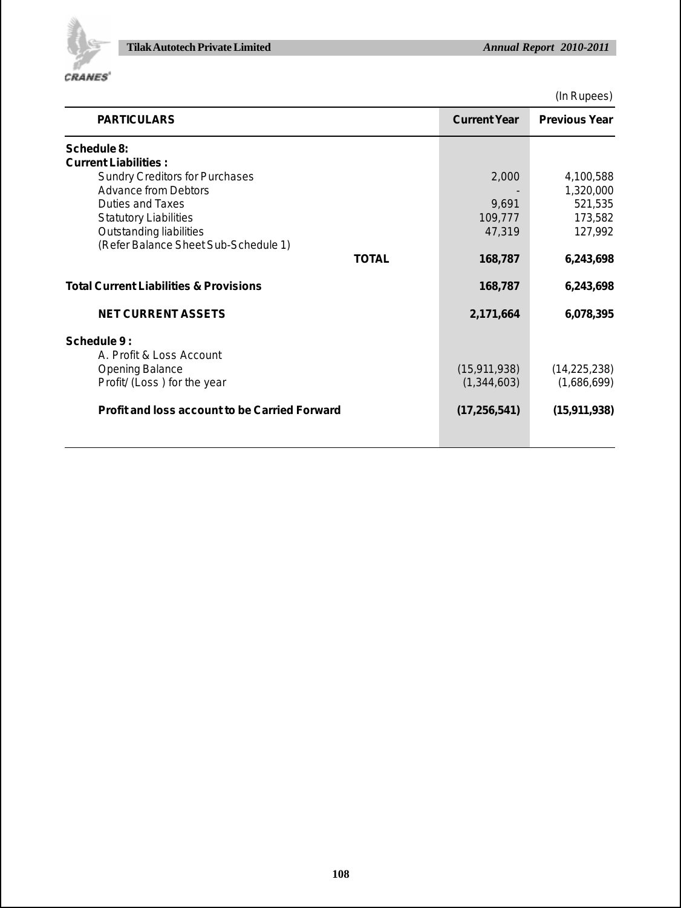(In Rupees)

| PARTICULARS | Current Year | Previous Year |
|---|---|---|
| **Schedule 8:** | | |
| **Current Liabilities :** | | |
| Sundry Creditors for Purchases | 2,000 | 4,100,588 |
| Advance from Debtors | - | 1,320,000 |
| Duties and Taxes | 9,691 | 521,535 |
| Statutory Liabilities | 109,777 | 173,582 |
| Outstanding liabilities | 47,319 | 127,992 |
| (Refer Balance Sheet Sub-Schedule 1) | | |
| **TOTAL** | **168,787** | **6,243,698** |
| **Total Current Liabilities & Provisions** | **168,787** | **6,243,698** |
| **NET CURRENT ASSETS** | **2,171,664** | **6,078,395** |
| **Schedule 9 :** | | |
| A. Profit & Loss Account | | |
| Opening Balance | (15,911,938) | (14,225,238) |
| Profit/ (Loss ) for the year | (1,344,603) | (1,686,699) |
| **Profit and loss account to be Carried Forward** | **(17,256,541)** | **(15,911,938)** |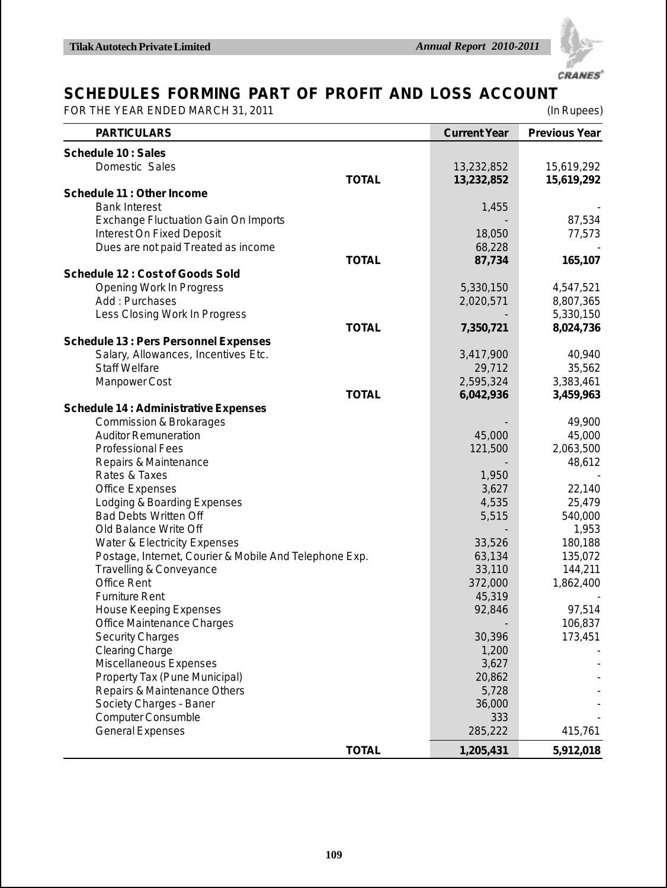## SCHEDULES FORMING PART OF PROFIT AND LOSS ACCOUNT

FOR THE YEAR ENDED MARCH 31, 2011 (In Rupees)

| PARTICULARS | | Current Year | Previous Year |
|---|---|---|---|
| **Schedule 10 : Sales** | | | |
| Domestic Sales | | 13,232,852 | 15,619,292 |
| | **TOTAL** | **13,232,852** | **15,619,292** |
| **Schedule 11 : Other Income** | | | |
| Bank Interest | | 1,455 | - |
| Exchange Fluctuation Gain On Imports | | - | 87,534 |
| Interest On Fixed Deposit | | 18,050 | 77,573 |
| Dues are not paid Treated as income | | 68,228 | - |
| | **TOTAL** | **87,734** | **165,107** |
| **Schedule 12 : Cost of Goods Sold** | | | |
| Opening Work In Progress | | 5,330,150 | 4,547,521 |
| Add : Purchases | | 2,020,571 | 8,807,365 |
| Less Closing Work In Progress | | - | 5,330,150 |
| | **TOTAL** | **7,350,721** | **8,024,736** |
| **Schedule 13 : Pers Personnel Expenses** | | | |
| Salary, Allowances, Incentives Etc. | | 3,417,900 | 40,940 |
| Staff Welfare | | 29,712 | 35,562 |
| Manpower Cost | | 2,595,324 | 3,383,461 |
| | **TOTAL** | **6,042,936** | **3,459,963** |
| **Schedule 14 : Administrative Expenses** | | | |
| Commission & Brokarages | | - | 49,900 |
| Auditor Remuneration | | 45,000 | 45,000 |
| Professional Fees | | 121,500 | 2,063,500 |
| Repairs & Maintenance | | - | 48,612 |
| Rates & Taxes | | 1,950 | - |
| Office Expenses | | 3,627 | 22,140 |
| Lodging & Boarding Expenses | | 4,535 | 25,479 |
| Bad Debts Written Off | | 5,515 | 540,000 |
| Old Balance Write Off | | - | 1,953 |
| Water & Electricity Expenses | | 33,526 | 180,188 |
| Postage, Internet, Courier & Mobile And Telephone Exp. | | 63,134 | 135,072 |
| Travelling & Conveyance | | 33,110 | 144,211 |
| Office Rent | | 372,000 | 1,862,400 |
| Furniture Rent | | 45,319 | - |
| House Keeping Expenses | | 92,846 | 97,514 |
| Office Maintenance Charges | | - | 106,837 |
| Security Charges | | 30,396 | 173,451 |
| Clearing Charge | | 1,200 | - |
| Miscellaneous Expenses | | 3,627 | - |
| Property Tax (Pune Municipal) | | 20,862 | - |
| Repairs & Maintenance Others | | 5,728 | - |
| Society Charges - Baner | | 36,000 | - |
| Computer Consumble | | 333 | - |
| General Expenses | | 285,222 | 415,761 |
| | **TOTAL** | **1,205,431** | **5,912,018** |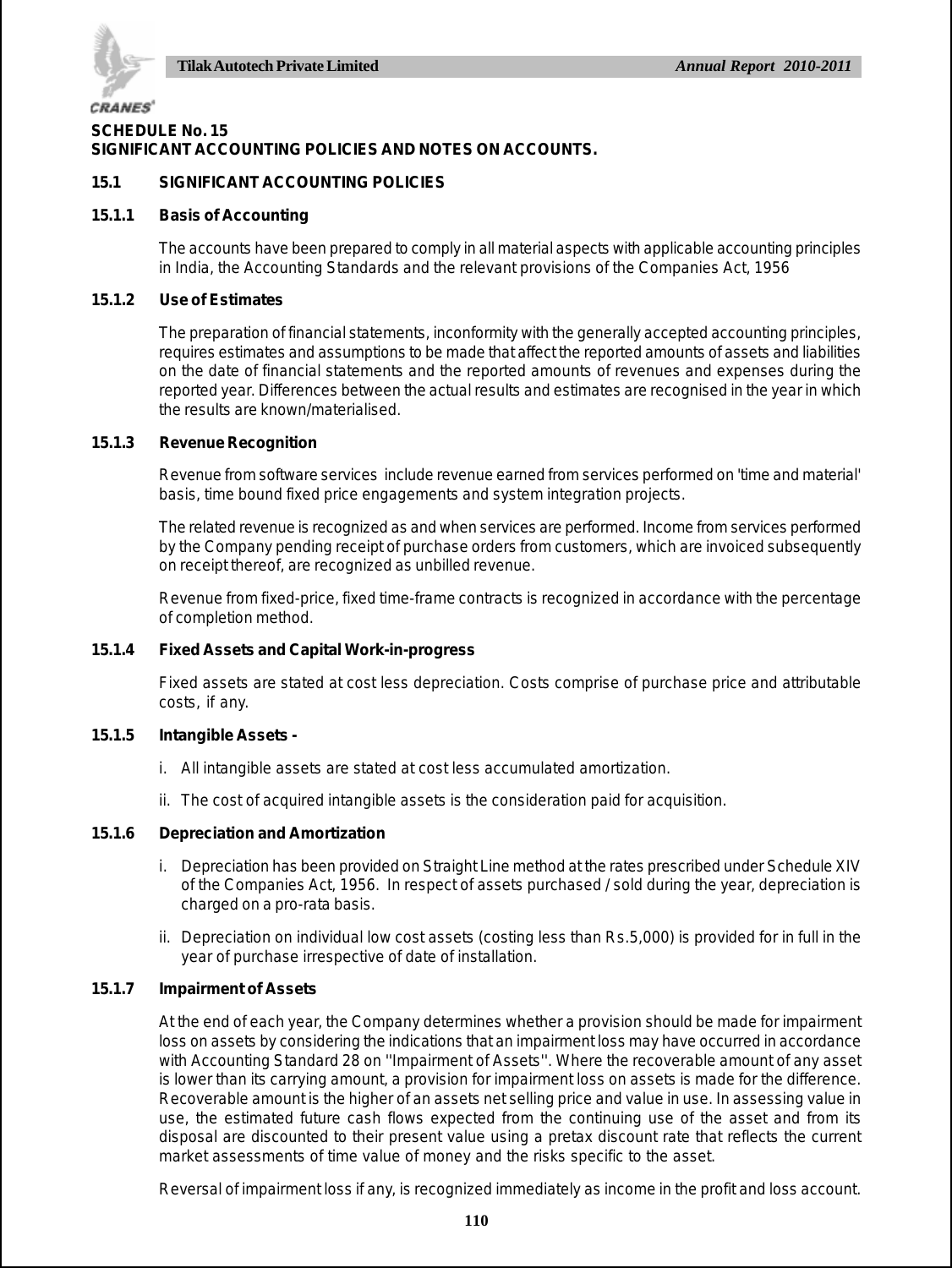**SCHEDULE No. 15**
**SIGNIFICANT ACCOUNTING POLICIES AND NOTES ON ACCOUNTS.**

**15.1 SIGNIFICANT ACCOUNTING POLICIES**

**15.1.1 Basis of Accounting**

The accounts have been prepared to comply in all material aspects with applicable accounting principles in India, the Accounting Standards and the relevant provisions of the Companies Act, 1956

**15.1.2 Use of Estimates**

The preparation of financial statements, inconformity with the generally accepted accounting principles, requires estimates and assumptions to be made that affect the reported amounts of assets and liabilities on the date of financial statements and the reported amounts of revenues and expenses during the reported year. Differences between the actual results and estimates are recognised in the year in which the results are known/materialised.

**15.1.3 Revenue Recognition**

Revenue from software services include revenue earned from services performed on 'time and material' basis, time bound fixed price engagements and system integration projects.

The related revenue is recognized as and when services are performed. Income from services performed by the Company pending receipt of purchase orders from customers, which are invoiced subsequently on receipt thereof, are recognized as unbilled revenue.

Revenue from fixed-price, fixed time-frame contracts is recognized in accordance with the percentage of completion method.

**15.1.4 Fixed Assets and Capital Work-in-progress**

Fixed assets are stated at cost less depreciation. Costs comprise of purchase price and attributable costs, if any.

**15.1.5 Intangible Assets -**

i. All intangible assets are stated at cost less accumulated amortization.

ii. The cost of acquired intangible assets is the consideration paid for acquisition.

**15.1.6 Depreciation and Amortization**

i. Depreciation has been provided on Straight Line method at the rates prescribed under Schedule XIV of the Companies Act, 1956. In respect of assets purchased / sold during the year, depreciation is charged on a pro-rata basis.

ii. Depreciation on individual low cost assets (costing less than Rs.5,000) is provided for in full in the year of purchase irrespective of date of installation.

**15.1.7 Impairment of Assets**

At the end of each year, the Company determines whether a provision should be made for impairment loss on assets by considering the indications that an impairment loss may have occurred in accordance with Accounting Standard 28 on "Impairment of Assets". Where the recoverable amount of any asset is lower than its carrying amount, a provision for impairment loss on assets is made for the difference. Recoverable amount is the higher of an assets net selling price and value in use. In assessing value in use, the estimated future cash flows expected from the continuing use of the asset and from its disposal are discounted to their present value using a pretax discount rate that reflects the current market assessments of time value of money and the risks specific to the asset.

Reversal of impairment loss if any, is recognized immediately as income in the profit and loss account.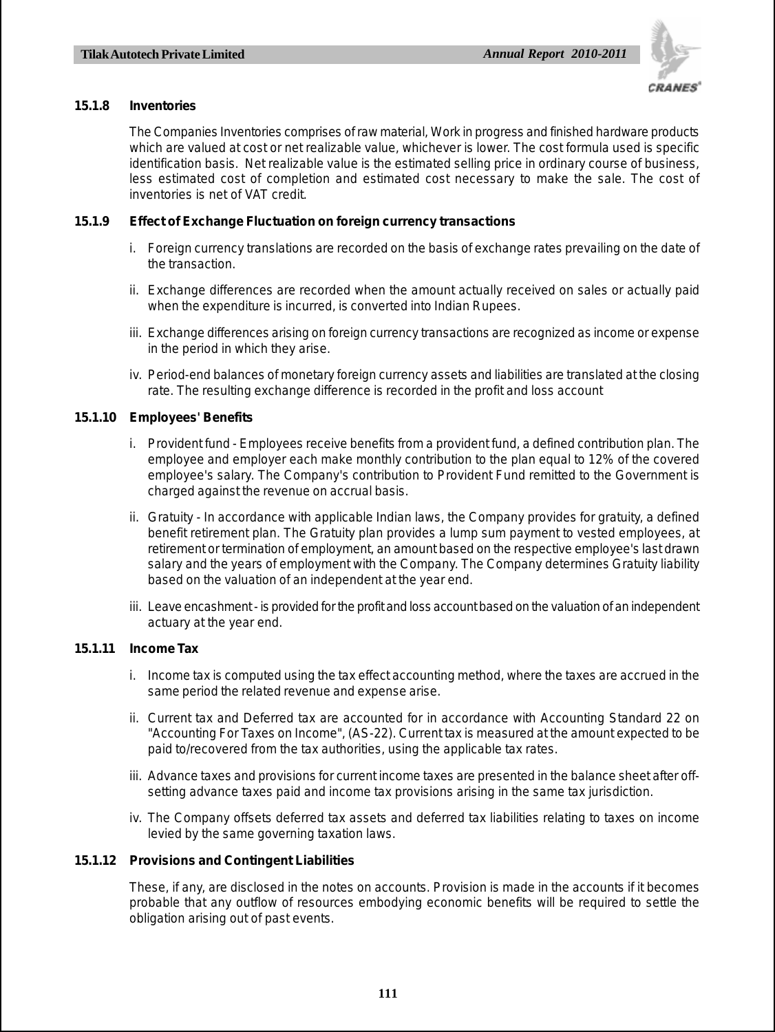#### 15.1.8 Inventories

The Companies Inventories comprises of raw material, Work in progress and finished hardware products which are valued at cost or net realizable value, whichever is lower. The cost formula used is specific identification basis. Net realizable value is the estimated selling price in ordinary course of business, less estimated cost of completion and estimated cost necessary to make the sale. The cost of inventories is net of VAT credit.

#### 15.1.9 Effect of Exchange Fluctuation on foreign currency transactions

i. Foreign currency translations are recorded on the basis of exchange rates prevailing on the date of the transaction.

ii. Exchange differences are recorded when the amount actually received on sales or actually paid when the expenditure is incurred, is converted into Indian Rupees.

iii. Exchange differences arising on foreign currency transactions are recognized as income or expense in the period in which they arise.

iv. Period-end balances of monetary foreign currency assets and liabilities are translated at the closing rate. The resulting exchange difference is recorded in the profit and loss account

#### 15.1.10 Employees' Benefits

i. Provident fund - Employees receive benefits from a provident fund, a defined contribution plan. The employee and employer each make monthly contribution to the plan equal to 12% of the covered employee's salary. The Company's contribution to Provident Fund remitted to the Government is charged against the revenue on accrual basis.

ii. Gratuity - In accordance with applicable Indian laws, the Company provides for gratuity, a defined benefit retirement plan. The Gratuity plan provides a lump sum payment to vested employees, at retirement or termination of employment, an amount based on the respective employee's last drawn salary and the years of employment with the Company. The Company determines Gratuity liability based on the valuation of an independent at the year end.

iii. Leave encashment - is provided for the profit and loss account based on the valuation of an independent actuary at the year end.

#### 15.1.11 Income Tax

i. Income tax is computed using the tax effect accounting method, where the taxes are accrued in the same period the related revenue and expense arise.

ii. Current tax and Deferred tax are accounted for in accordance with Accounting Standard 22 on "Accounting For Taxes on Income", (AS-22). Current tax is measured at the amount expected to be paid to/recovered from the tax authorities, using the applicable tax rates.

iii. Advance taxes and provisions for current income taxes are presented in the balance sheet after off-setting advance taxes paid and income tax provisions arising in the same tax jurisdiction.

iv. The Company offsets deferred tax assets and deferred tax liabilities relating to taxes on income levied by the same governing taxation laws.

#### 15.1.12 Provisions and Contingent Liabilities

These, if any, are disclosed in the notes on accounts. Provision is made in the accounts if it becomes probable that any outflow of resources embodying economic benefits will be required to settle the obligation arising out of past events.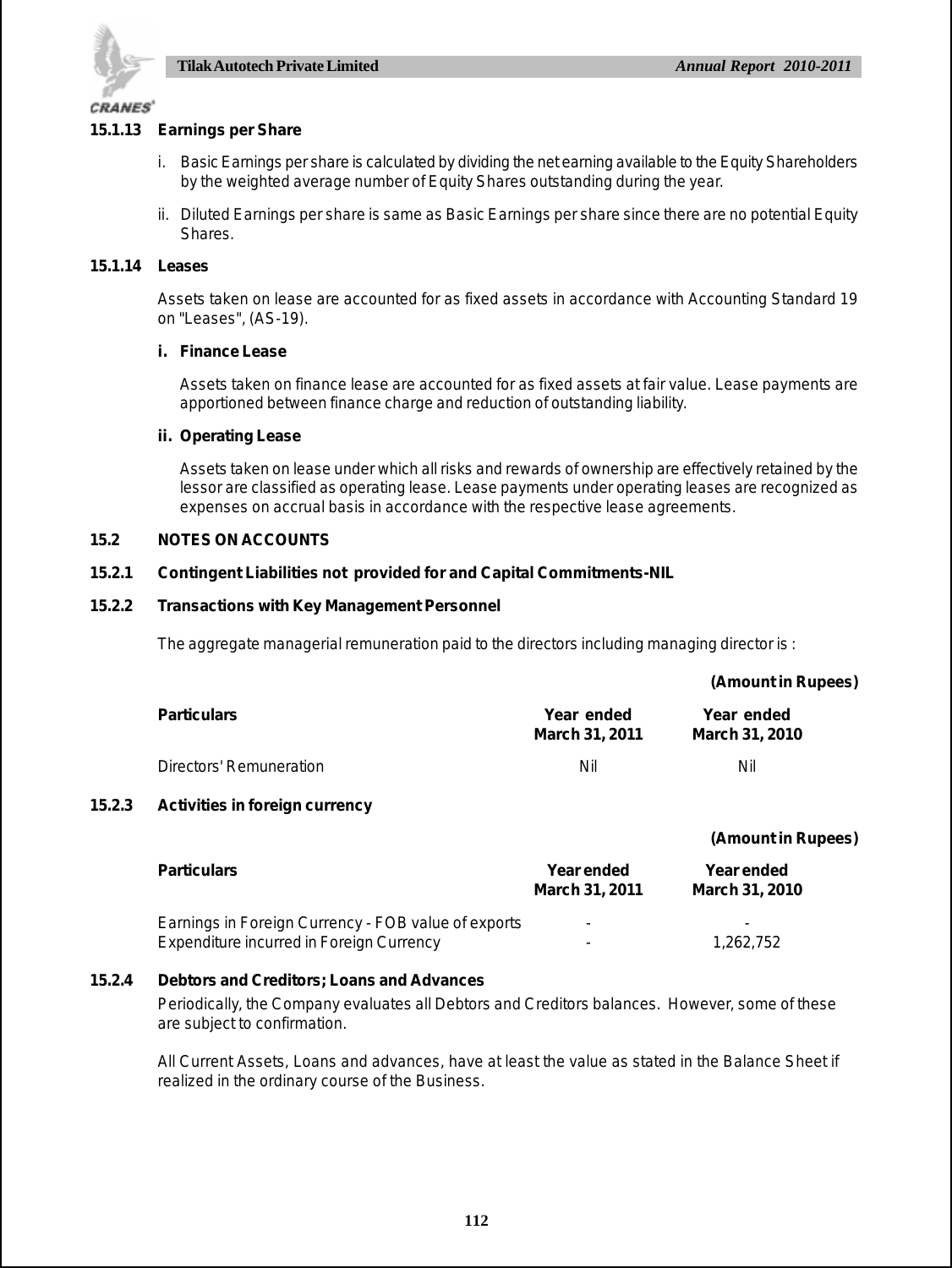**15.1.13 Earnings per Share**

i. Basic Earnings per share is calculated by dividing the net earning available to the Equity Shareholders by the weighted average number of Equity Shares outstanding during the year.

ii. Diluted Earnings per share is same as Basic Earnings per share since there are no potential Equity Shares.

**15.1.14 Leases**

Assets taken on lease are accounted for as fixed assets in accordance with Accounting Standard 19 on "Leases", (AS-19).

**i. Finance Lease**

Assets taken on finance lease are accounted for as fixed assets at fair value. Lease payments are apportioned between finance charge and reduction of outstanding liability.

**ii. Operating Lease**

Assets taken on lease under which all risks and rewards of ownership are effectively retained by the lessor are classified as operating lease. Lease payments under operating leases are recognized as expenses on accrual basis in accordance with the respective lease agreements.

**15.2 NOTES ON ACCOUNTS**

**15.2.1 Contingent Liabilities not provided for and Capital Commitments-NIL**

**15.2.2 Transactions with Key Management Personnel**

The aggregate managerial remuneration paid to the directors including managing director is :

**(Amount in Rupees)**

| **Particulars** | **Year ended March 31, 2011** | **Year ended March 31, 2010** |
|---|---|---|
| Directors' Remuneration | Nil | Nil |

**15.2.3 Activities in foreign currency**

**(Amount in Rupees)**

| **Particulars** | **Year ended March 31, 2011** | **Year ended March 31, 2010** |
|---|---|---|
| Earnings in Foreign Currency - FOB value of exports | - | - |
| Expenditure incurred in Foreign Currency | - | 1,262,752 |

**15.2.4 Debtors and Creditors; Loans and Advances**

Periodically, the Company evaluates all Debtors and Creditors balances. However, some of these are subject to confirmation.

All Current Assets, Loans and advances, have at least the value as stated in the Balance Sheet if realized in the ordinary course of the Business.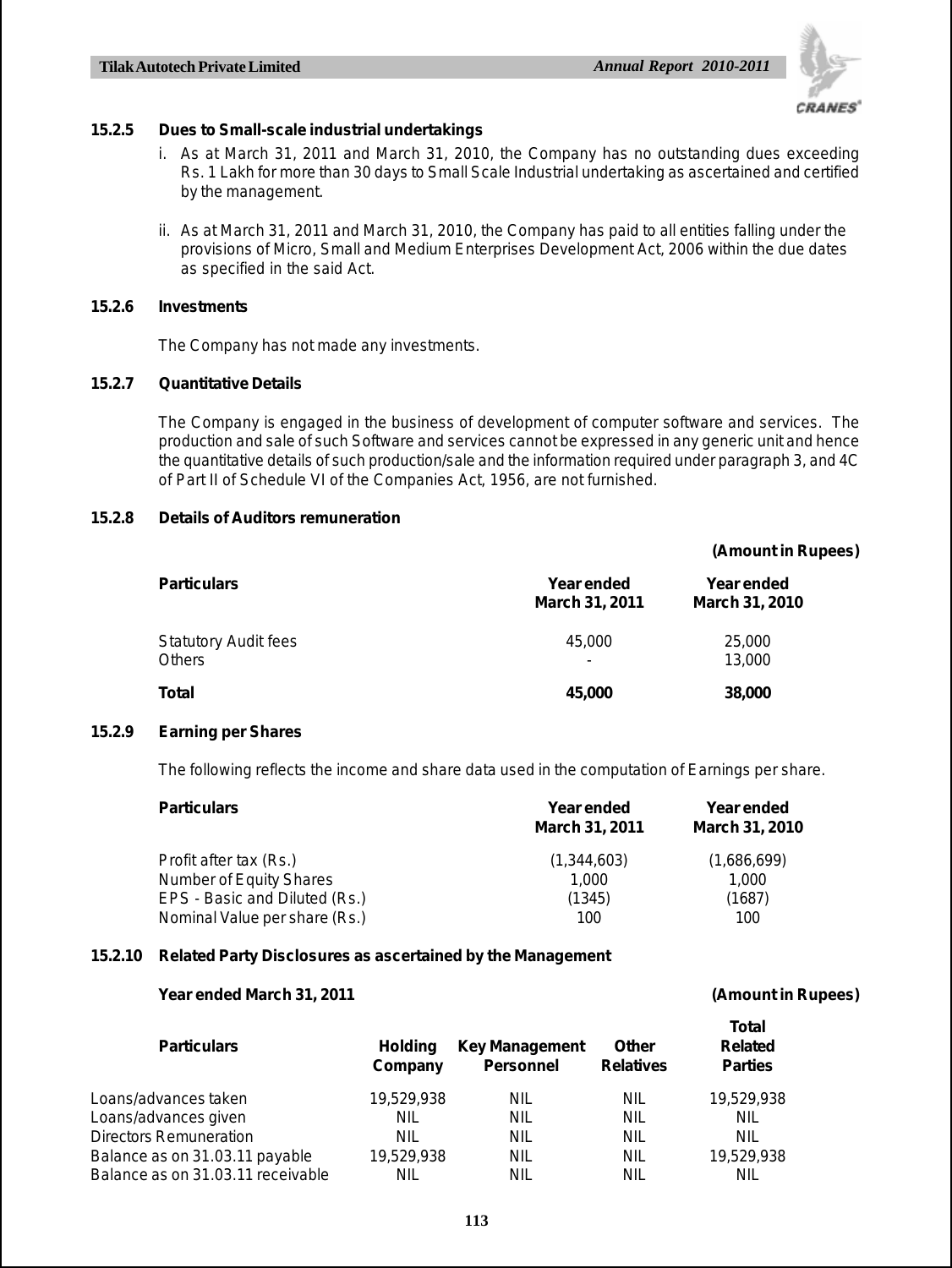### 15.2.5 Dues to Small-scale industrial undertakings

i. As at March 31, 2011 and March 31, 2010, the Company has no outstanding dues exceeding Rs. 1 Lakh for more than 30 days to Small Scale Industrial undertaking as ascertained and certified by the management.

ii. As at March 31, 2011 and March 31, 2010, the Company has paid to all entities falling under the provisions of Micro, Small and Medium Enterprises Development Act, 2006 within the due dates as specified in the said Act.

### 15.2.6 Investments

The Company has not made any investments.

### 15.2.7 Quantitative Details

The Company is engaged in the business of development of computer software and services. The production and sale of such Software and services cannot be expressed in any generic unit and hence the quantitative details of such production/sale and the information required under paragraph 3, and 4C of Part II of Schedule VI of the Companies Act, 1956, are not furnished.

### 15.2.8 Details of Auditors remuneration

**(Amount in Rupees)**

| Particulars | Year ended March 31, 2011 | Year ended March 31, 2010 |
|---|---|---|
| Statutory Audit fees | 45,000 | 25,000 |
| Others | - | 13,000 |
| **Total** | **45,000** | **38,000** |

### 15.2.9 Earning per Shares

The following reflects the income and share data used in the computation of Earnings per share.

| Particulars | Year ended March 31, 2011 | Year ended March 31, 2010 |
|---|---|---|
| Profit after tax (Rs.) | (1,344,603) | (1,686,699) |
| Number of Equity Shares | 1,000 | 1,000 |
| EPS - Basic and Diluted (Rs.) | (1345) | (1687) |
| Nominal Value per share (Rs.) | 100 | 100 |

### 15.2.10 Related Party Disclosures as ascertained by the Management

**Year ended March 31, 2011** **(Amount in Rupees)**

| Particulars | Holding Company | Key Management Personnel | Other Relatives | Total Related Parties |
|---|---|---|---|---|
| Loans/advances taken | 19,529,938 | NIL | NIL | 19,529,938 |
| Loans/advances given | NIL | NIL | NIL | NIL |
| Directors Remuneration | NIL | NIL | NIL | NIL |
| Balance as on 31.03.11 payable | 19,529,938 | NIL | NIL | 19,529,938 |
| Balance as on 31.03.11 receivable | NIL | NIL | NIL | NIL |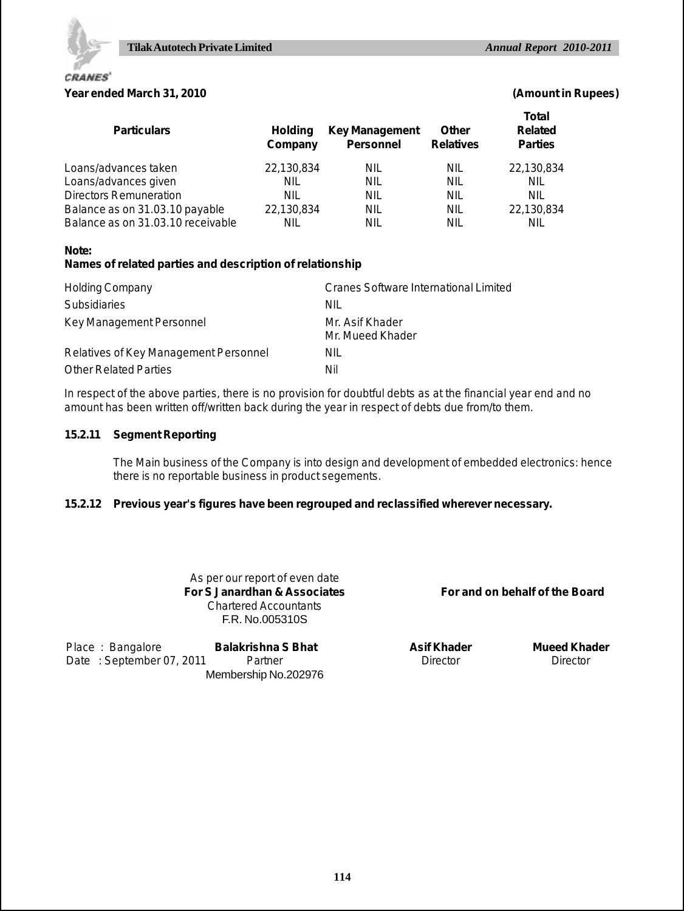**Year ended March 31, 2010** **(Amount in Rupees)**

| Particulars | Holding Company | Key Management Personnel | Other Relatives | Total Related Parties |
|---|---|---|---|---|
| Loans/advances taken | 22,130,834 | NIL | NIL | 22,130,834 |
| Loans/advances given | NIL | NIL | NIL | NIL |
| Directors Remuneration | NIL | NIL | NIL | NIL |
| Balance as on 31.03.10 payable | 22,130,834 | NIL | NIL | 22,130,834 |
| Balance as on 31.03.10 receivable | NIL | NIL | NIL | NIL |

**Note:**

**Names of related parties and description of relationship**

| | |
|---|---|
| Holding Company | Cranes Software International Limited |
| Subsidiaries | NIL |
| Key Management Personnel | Mr. Asif Khader<br>Mr. Mueed Khader |
| Relatives of Key Management Personnel | NIL |
| Other Related Parties | Nil |

In respect of the above parties, there is no provision for doubtful debts as at the financial year end and no amount has been written off/written back during the year in respect of debts due from/to them.

**15.2.11 Segment Reporting**

The Main business of the Company is into design and development of embedded electronics: hence there is no reportable business in product segements.

**15.2.12 Previous year's figures have been regrouped and reclassified wherever necessary.**

As per our report of even date
**For S Janardhan & Associates**
Chartered Accountants
F.R. No.005310S

**For and on behalf of the Board**

Place : Bangalore
Date : September 07, 2011

**Balakrishna S Bhat**
Partner
Membership No.202976

**Asif Khader**
Director

**Mueed Khader**
Director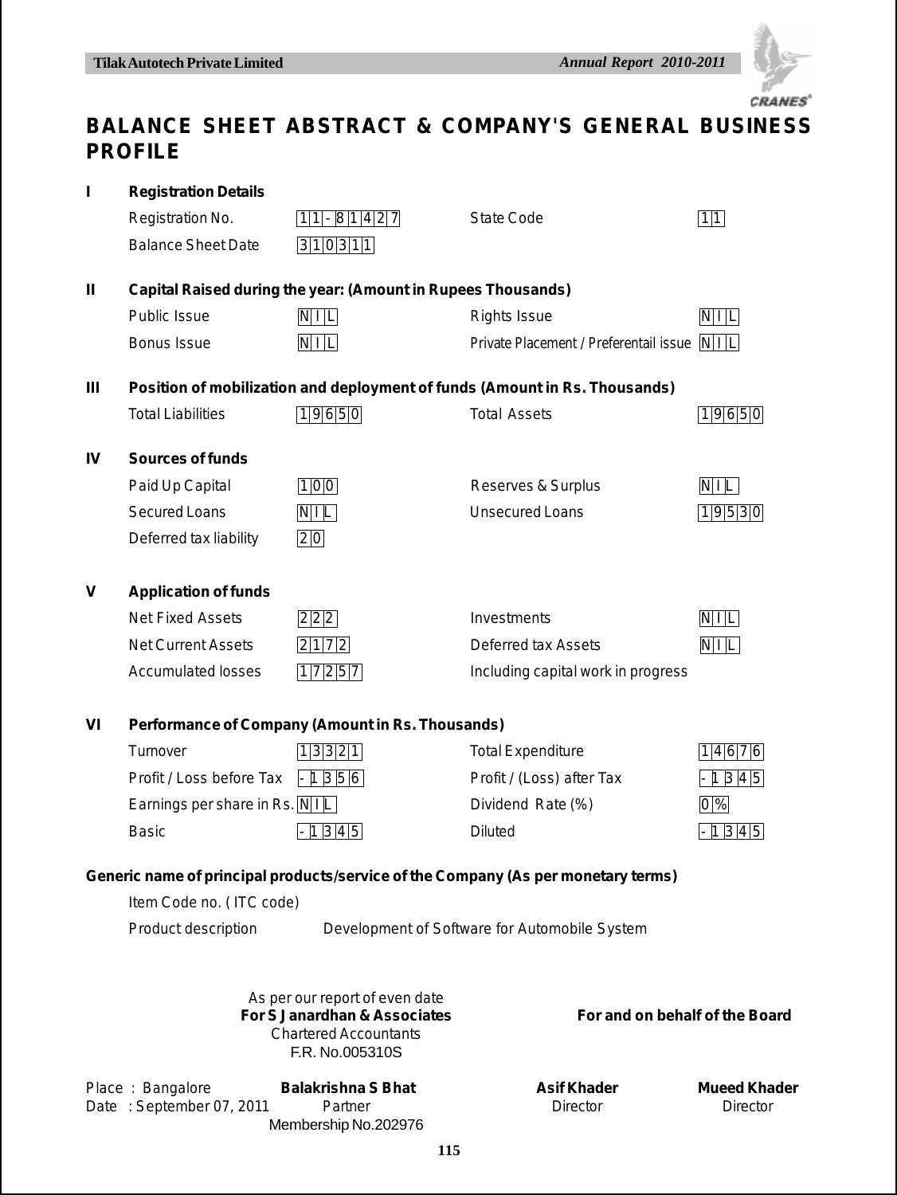# BALANCE SHEET ABSTRACT & COMPANY'S GENERAL BUSINESS PROFILE

**I Registration Details**

| | | | |
|---|---|---|---|
| Registration No. | 11-81427 | State Code | 11 |
| Balance Sheet Date | 310311 | | |

**II Capital Raised during the year: (Amount in Rupees Thousands)**

| | | | |
|---|---|---|---|
| Public Issue | NIL | Rights Issue | NIL |
| Bonus Issue | NIL | Private Placement / Preferentail issue | NIL |

**III Position of mobilization and deployment of funds (Amount in Rs. Thousands)**

| | | | |
|---|---|---|---|
| Total Liabilities | 19650 | Total Assets | 19650 |

**IV Sources of funds**

| | | | |
|---|---|---|---|
| Paid Up Capital | 100 | Reserves & Surplus | NIL |
| Secured Loans | NIL | Unsecured Loans | 19530 |
| Deferred tax liability | 20 | | |

**V Application of funds**

| | | | |
|---|---|---|---|
| Net Fixed Assets | 222 | Investments | NIL |
| Net Current Assets | 2172 | Deferred tax Assets | NIL |
| Accumulated losses | 17257 | Including capital work in progress | |

**VI Performance of Company (Amount in Rs. Thousands)**

| | | | |
|---|---|---|---|
| Turnover | 13321 | Total Expenditure | 14676 |
| Profit / Loss before Tax | -1356 | Profit / (Loss) after Tax | -1345 |
| Earnings per share in Rs. | NIL | Dividend Rate (%) | 0% |
| Basic | -1345 | Diluted | -1345 |

**Generic name of principal products/service of the Company (As per monetary terms)**

Item Code no. ( ITC code)

Product description Development of Software for Automobile System

As per our report of even date
**For S Janardhan & Associates**
Chartered Accountants
F.R. No.005310S

**For and on behalf of the Board**

Place : Bangalore
Date : September 07, 2011

**Balakrishna S Bhat**
Partner
Membership No.202976

**Asif Khader**
Director

**Mueed Khader**
Director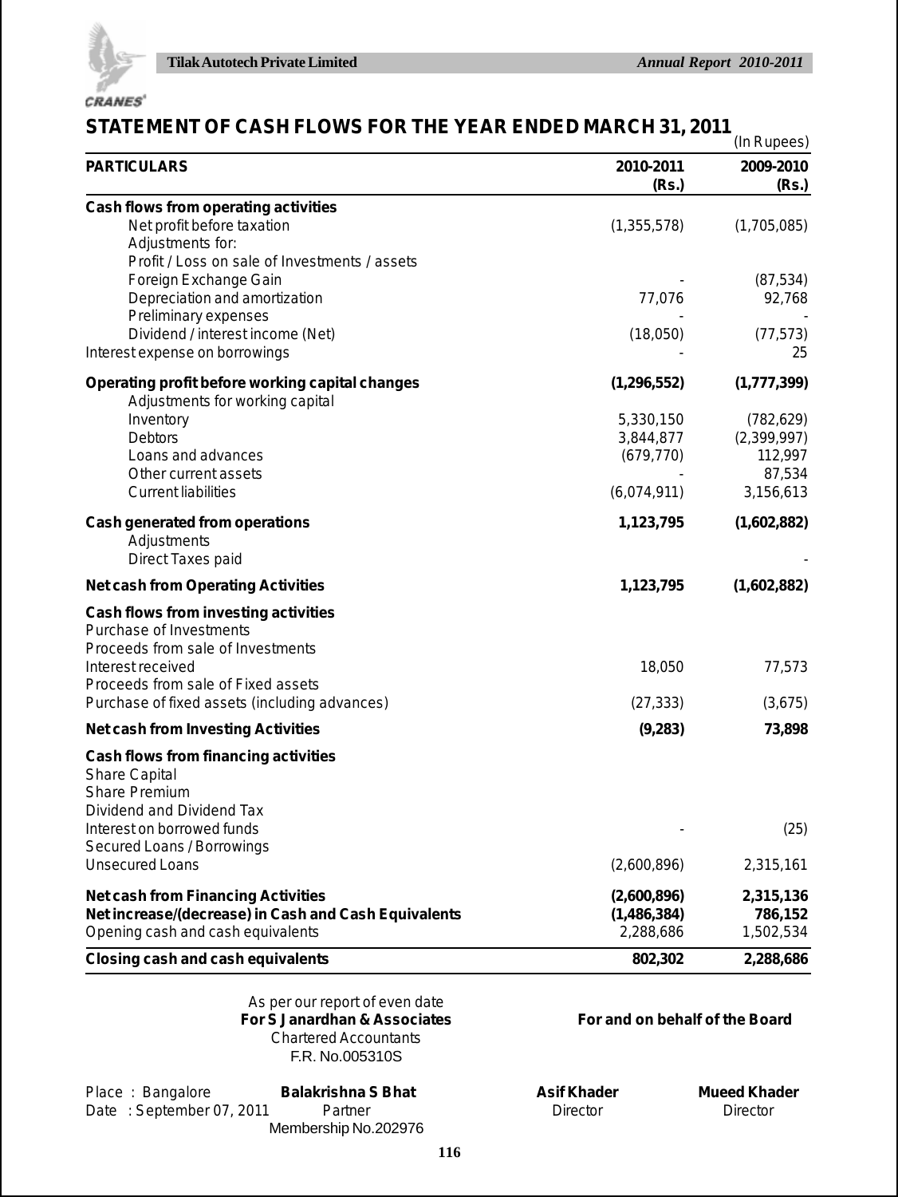# STATEMENT OF CASH FLOWS FOR THE YEAR ENDED MARCH 31, 2011

(In Rupees)

| PARTICULARS | 2010-2011 (Rs.) | 2009-2010 (Rs.) |
|---|---|---|
| **Cash flows from operating activities** | | |
| Net profit before taxation | (1,355,578) | (1,705,085) |
| Adjustments for: | | |
| Profit / Loss on sale of Investments / assets | | |
| Foreign Exchange Gain | - | (87,534) |
| Depreciation and amortization | 77,076 | 92,768 |
| Preliminary expenses | - | - |
| Dividend / interest income (Net) | (18,050) | (77,573) |
| Interest expense on borrowings | - | 25 |
| **Operating profit before working capital changes** | **(1,296,552)** | **(1,777,399)** |
| Adjustments for working capital | | |
| Inventory | 5,330,150 | (782,629) |
| Debtors | 3,844,877 | (2,399,997) |
| Loans and advances | (679,770) | 112,997 |
| Other current assets | - | 87,534 |
| Current liabilities | (6,074,911) | 3,156,613 |
| **Cash generated from operations** | **1,123,795** | **(1,602,882)** |
| Adjustments | | |
| Direct Taxes paid | | - |
| **Net cash from Operating Activities** | **1,123,795** | **(1,602,882)** |
| **Cash flows from investing activities** | | |
| Purchase of Investments | | |
| Proceeds from sale of Investments | | |
| Interest received | 18,050 | 77,573 |
| Proceeds from sale of Fixed assets | | |
| Purchase of fixed assets (including advances) | (27,333) | (3,675) |
| **Net cash from Investing Activities** | **(9,283)** | **73,898** |
| **Cash flows from financing activities** | | |
| Share Capital | | |
| Share Premium | | |
| Dividend and Dividend Tax | | |
| Interest on borrowed funds | - | (25) |
| Secured Loans / Borrowings | | |
| Unsecured Loans | (2,600,896) | 2,315,161 |
| **Net cash from Financing Activities** | **(2,600,896)** | **2,315,136** |
| **Net increase/(decrease) in Cash and Cash Equivalents** | **(1,486,384)** | **786,152** |
| Opening cash and cash equivalents | 2,288,686 | 1,502,534 |
| **Closing cash and cash equivalents** | **802,302** | **2,288,686** |

As per our report of even date
**For S Janardhan & Associates**
Chartered Accountants
F.R. No.005310S

**For and on behalf of the Board**

Place : Bangalore
Date : September 07, 2011

**Balakrishna S Bhat**
Partner
Membership No.202976

**Asif Khader**
Director

**Mueed Khader**
Director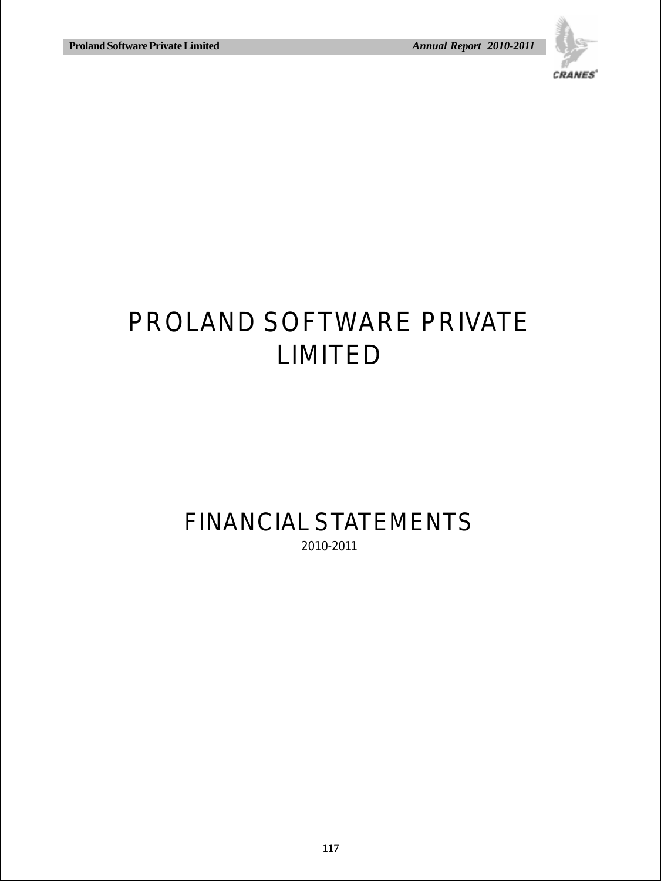# PROLAND SOFTWARE PRIVATE LIMITED

# FINANCIAL STATEMENTS

2010-2011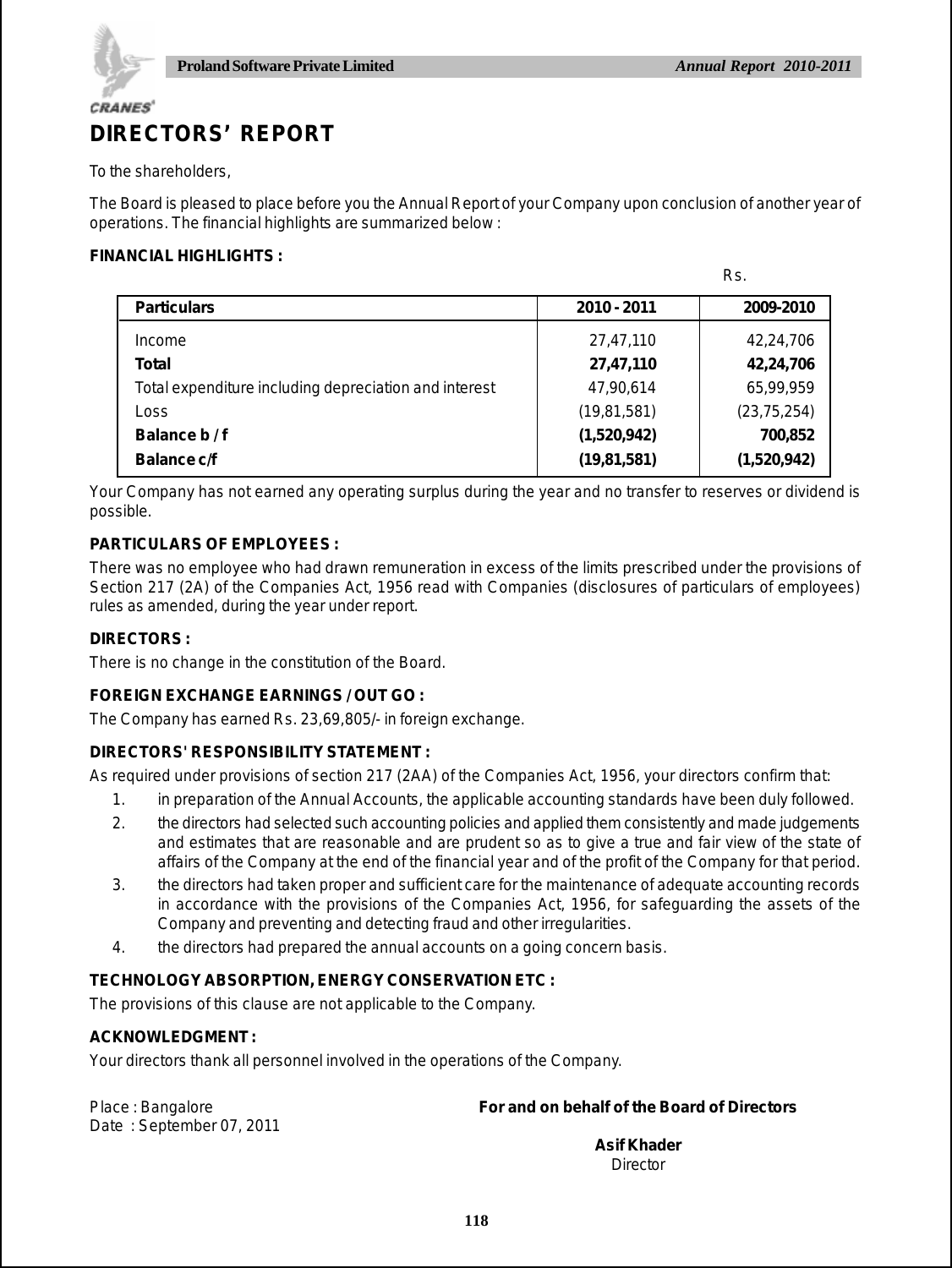# DIRECTORS' REPORT

To the shareholders,

The Board is pleased to place before you the Annual Report of your Company upon conclusion of another year of operations. The financial highlights are summarized below :

**FINANCIAL HIGHLIGHTS :**

Rs.

| Particulars | 2010 - 2011 | 2009-2010 |
|---|---|---|
| Income | 27,47,110 | 42,24,706 |
| **Total** | **27,47,110** | **42,24,706** |
| Total expenditure including depreciation and interest | 47,90,614 | 65,99,959 |
| Loss | (19,81,581) | (23,75,254) |
| **Balance b / f** | **(1,520,942)** | **700,852** |
| **Balance c/f** | **(19,81,581)** | **(1,520,942)** |

Your Company has not earned any operating surplus during the year and no transfer to reserves or dividend is possible.

**PARTICULARS OF EMPLOYEES :**

There was no employee who had drawn remuneration in excess of the limits prescribed under the provisions of Section 217 (2A) of the Companies Act, 1956 read with Companies (disclosures of particulars of employees) rules as amended, during the year under report.

**DIRECTORS :**

There is no change in the constitution of the Board.

**FOREIGN EXCHANGE EARNINGS / OUT GO :**

The Company has earned Rs. 23,69,805/- in foreign exchange.

**DIRECTORS' RESPONSIBILITY STATEMENT :**

As required under provisions of section 217 (2AA) of the Companies Act, 1956, your directors confirm that:

1. in preparation of the Annual Accounts, the applicable accounting standards have been duly followed.
2. the directors had selected such accounting policies and applied them consistently and made judgements and estimates that are reasonable and are prudent so as to give a true and fair view of the state of affairs of the Company at the end of the financial year and of the profit of the Company for that period.
3. the directors had taken proper and sufficient care for the maintenance of adequate accounting records in accordance with the provisions of the Companies Act, 1956, for safeguarding the assets of the Company and preventing and detecting fraud and other irregularities.
4. the directors had prepared the annual accounts on a going concern basis.

**TECHNOLOGY ABSORPTION, ENERGY CONSERVATION ETC :**

The provisions of this clause are not applicable to the Company.

**ACKNOWLEDGMENT :**

Your directors thank all personnel involved in the operations of the Company.

Place : Bangalore
Date : September 07, 2011

**For and on behalf of the Board of Directors**

**Asif Khader**
Director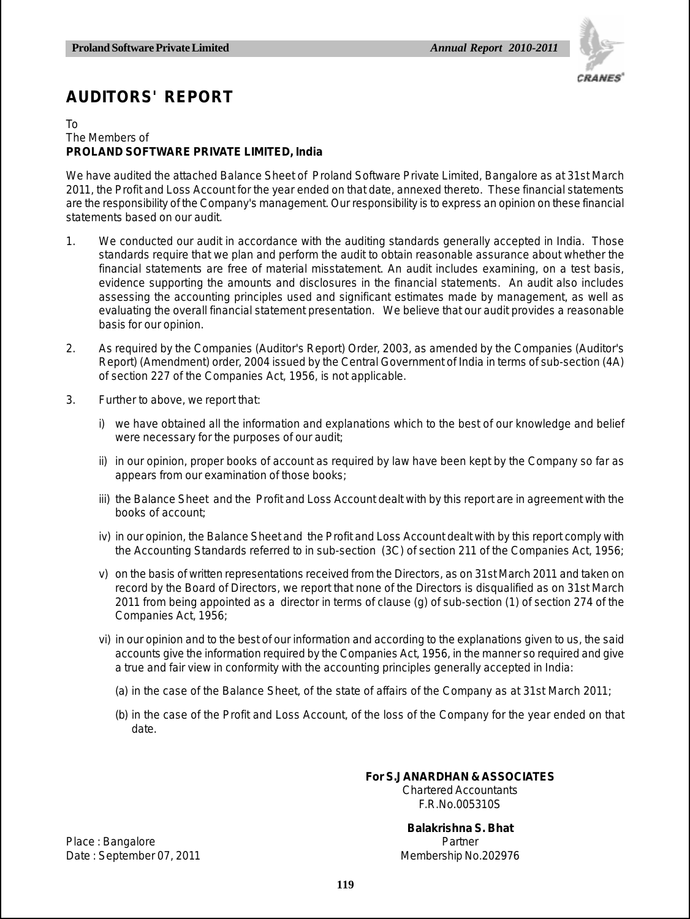# AUDITORS' REPORT

To
The Members of
**PROLAND SOFTWARE PRIVATE LIMITED, India**

We have audited the attached Balance Sheet of Proland Software Private Limited, Bangalore as at 31st March 2011, the Profit and Loss Account for the year ended on that date, annexed thereto. These financial statements are the responsibility of the Company's management. Our responsibility is to express an opinion on these financial statements based on our audit.

1. We conducted our audit in accordance with the auditing standards generally accepted in India. Those standards require that we plan and perform the audit to obtain reasonable assurance about whether the financial statements are free of material misstatement. An audit includes examining, on a test basis, evidence supporting the amounts and disclosures in the financial statements. An audit also includes assessing the accounting principles used and significant estimates made by management, as well as evaluating the overall financial statement presentation. We believe that our audit provides a reasonable basis for our opinion.

2. As required by the Companies (Auditor's Report) Order, 2003, as amended by the Companies (Auditor's Report) (Amendment) order, 2004 issued by the Central Government of India in terms of sub-section (4A) of section 227 of the Companies Act, 1956, is not applicable.

3. Further to above, we report that:

   i) we have obtained all the information and explanations which to the best of our knowledge and belief were necessary for the purposes of our audit;

   ii) in our opinion, proper books of account as required by law have been kept by the Company so far as appears from our examination of those books;

   iii) the Balance Sheet and the Profit and Loss Account dealt with by this report are in agreement with the books of account;

   iv) in our opinion, the Balance Sheet and the Profit and Loss Account dealt with by this report comply with the Accounting Standards referred to in sub-section (3C) of section 211 of the Companies Act, 1956;

   v) on the basis of written representations received from the Directors, as on 31st March 2011 and taken on record by the Board of Directors, we report that none of the Directors is disqualified as on 31st March 2011 from being appointed as a director in terms of clause (g) of sub-section (1) of section 274 of the Companies Act, 1956;

   vi) in our opinion and to the best of our information and according to the explanations given to us, the said accounts give the information required by the Companies Act, 1956, in the manner so required and give a true and fair view in conformity with the accounting principles generally accepted in India:

      (a) in the case of the Balance Sheet, of the state of affairs of the Company as at 31st March 2011;

      (b) in the case of the Profit and Loss Account, of the loss of the Company for the year ended on that date.

**For S.JANARDHAN & ASSOCIATES**
Chartered Accountants
F.R.No.005310S

**Balakrishna S. Bhat**
Partner
Membership No.202976

Place : Bangalore
Date : September 07, 2011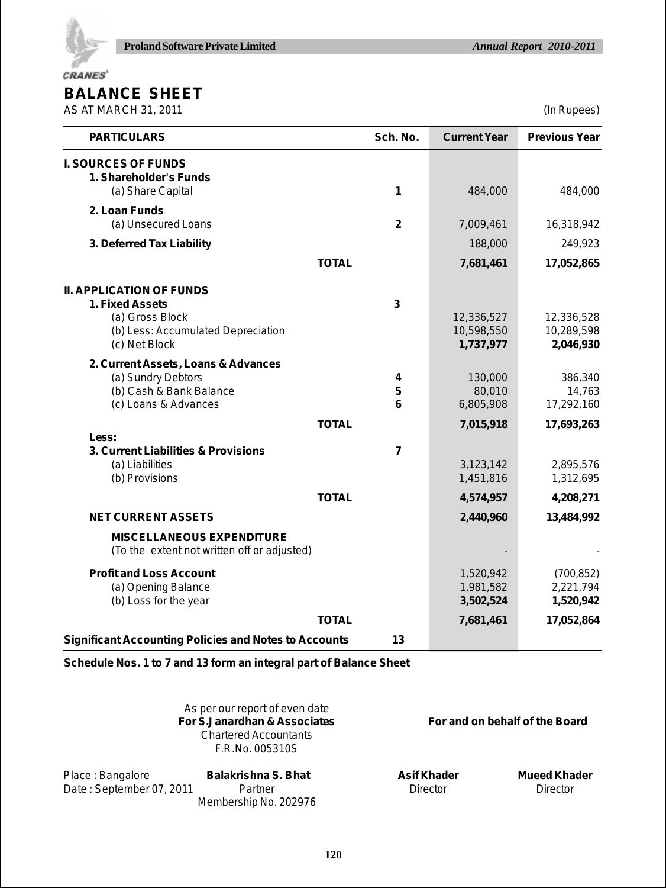# BALANCE SHEET

AS AT MARCH 31, 2011 (In Rupees)

| PARTICULARS | | Sch. No. | Current Year | Previous Year |
|---|---|---|---|---|
| **I. SOURCES OF FUNDS** | | | | |
| **1. Shareholder's Funds** | | | | |
| (a) Share Capital | | 1 | 484,000 | 484,000 |
| **2. Loan Funds** | | | | |
| (a) Unsecured Loans | | 2 | 7,009,461 | 16,318,942 |
| **3. Deferred Tax Liability** | | | 188,000 | 249,923 |
| | **TOTAL** | | **7,681,461** | **17,052,865** |
| **II. APPLICATION OF FUNDS** | | | | |
| **1. Fixed Assets** | | 3 | | |
| (a) Gross Block | | | 12,336,527 | 12,336,528 |
| (b) Less: Accumulated Depreciation | | | 10,598,550 | 10,289,598 |
| (c) Net Block | | | **1,737,977** | **2,046,930** |
| **2. Current Assets, Loans & Advances** | | | | |
| (a) Sundry Debtors | | 4 | 130,000 | 386,340 |
| (b) Cash & Bank Balance | | 5 | 80,010 | 14,763 |
| (c) Loans & Advances | | 6 | 6,805,908 | 17,292,160 |
| | **TOTAL** | | **7,015,918** | **17,693,263** |
| **Less:** | | | | |
| **3. Current Liabilities & Provisions** | | 7 | | |
| (a) Liabilities | | | 3,123,142 | 2,895,576 |
| (b) Provisions | | | 1,451,816 | 1,312,695 |
| | **TOTAL** | | **4,574,957** | **4,208,271** |
| **NET CURRENT ASSETS** | | | **2,440,960** | **13,484,992** |
| **MISCELLANEOUS EXPENDITURE** (To the extent not written off or adjusted) | | | - | - |
| **Profit and Loss Account** | | | 1,520,942 | (700,852) |
| (a) Opening Balance | | | 1,981,582 | 2,221,794 |
| (b) Loss for the year | | | **3,502,524** | **1,520,942** |
| | **TOTAL** | | **7,681,461** | **17,052,864** |
| **Significant Accounting Policies and Notes to Accounts** | | 13 | | |

**Schedule Nos. 1 to 7 and 13 form an integral part of Balance Sheet**

As per our report of even date
**For S.Janardhan & Associates**
Chartered Accountants
F.R.No. 005310S

**For and on behalf of the Board**

Place : Bangalore
Date : September 07, 2011

**Balakrishna S. Bhat**
Partner
Membership No. 202976

**Asif Khader**
Director

**Mueed Khader**
Director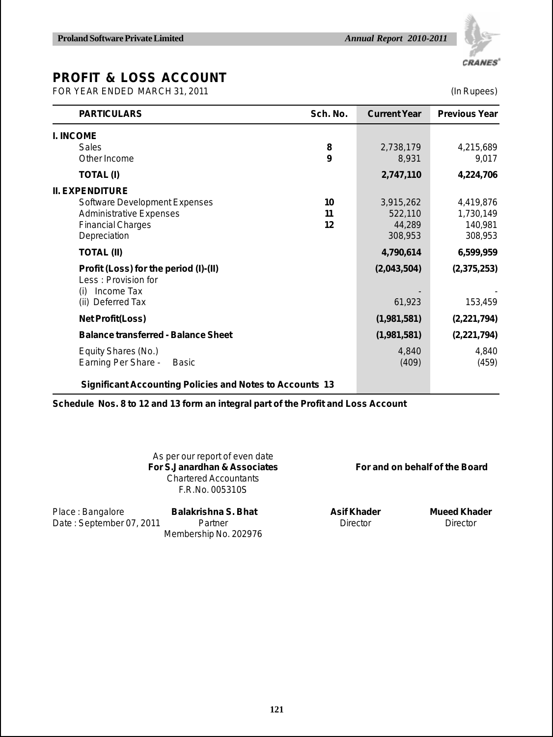# PROFIT & LOSS ACCOUNT

FOR YEAR ENDED MARCH 31, 2011 (In Rupees)

| PARTICULARS | Sch. No. | Current Year | Previous Year |
|---|---|---|---|
| **I. INCOME** | | | |
| Sales | **8** | 2,738,179 | 4,215,689 |
| Other Income | **9** | 8,931 | 9,017 |
| **TOTAL (I)** | | **2,747,110** | **4,224,706** |
| **II. EXPENDITURE** | | | |
| Software Development Expenses | **10** | 3,915,262 | 4,419,876 |
| Administrative Expenses | **11** | 522,110 | 1,730,149 |
| Financial Charges | **12** | 44,289 | 140,981 |
| Depreciation | | 308,953 | 308,953 |
| **TOTAL (II)** | | **4,790,614** | **6,599,959** |
| **Profit (Loss) for the period (I)-(II)** | | **(2,043,504)** | **(2,375,253)** |
| Less : Provision for | | | |
| (i) Income Tax | | - | - |
| (ii) Deferred Tax | | 61,923 | 153,459 |
| **Net Profit(Loss)** | | **(1,981,581)** | **(2,221,794)** |
| **Balance transferred - Balance Sheet** | | **(1,981,581)** | **(2,221,794)** |
| Equity Shares (No.) | | 4,840 | 4,840 |
| Earning Per Share - Basic | | (409) | (459) |
| **Significant Accounting Policies and Notes to Accounts** | **13** | | |

**Schedule Nos. 8 to 12 and 13 form an integral part of the Profit and Loss Account**

As per our report of even date
**For S.Janardhan & Associates**
Chartered Accountants
F.R.No. 005310S

**For and on behalf of the Board**

Place : Bangalore
Date : September 07, 2011

**Balakrishna S. Bhat**
Partner
Membership No. 202976

**Asif Khader**
Director

**Mueed Khader**
Director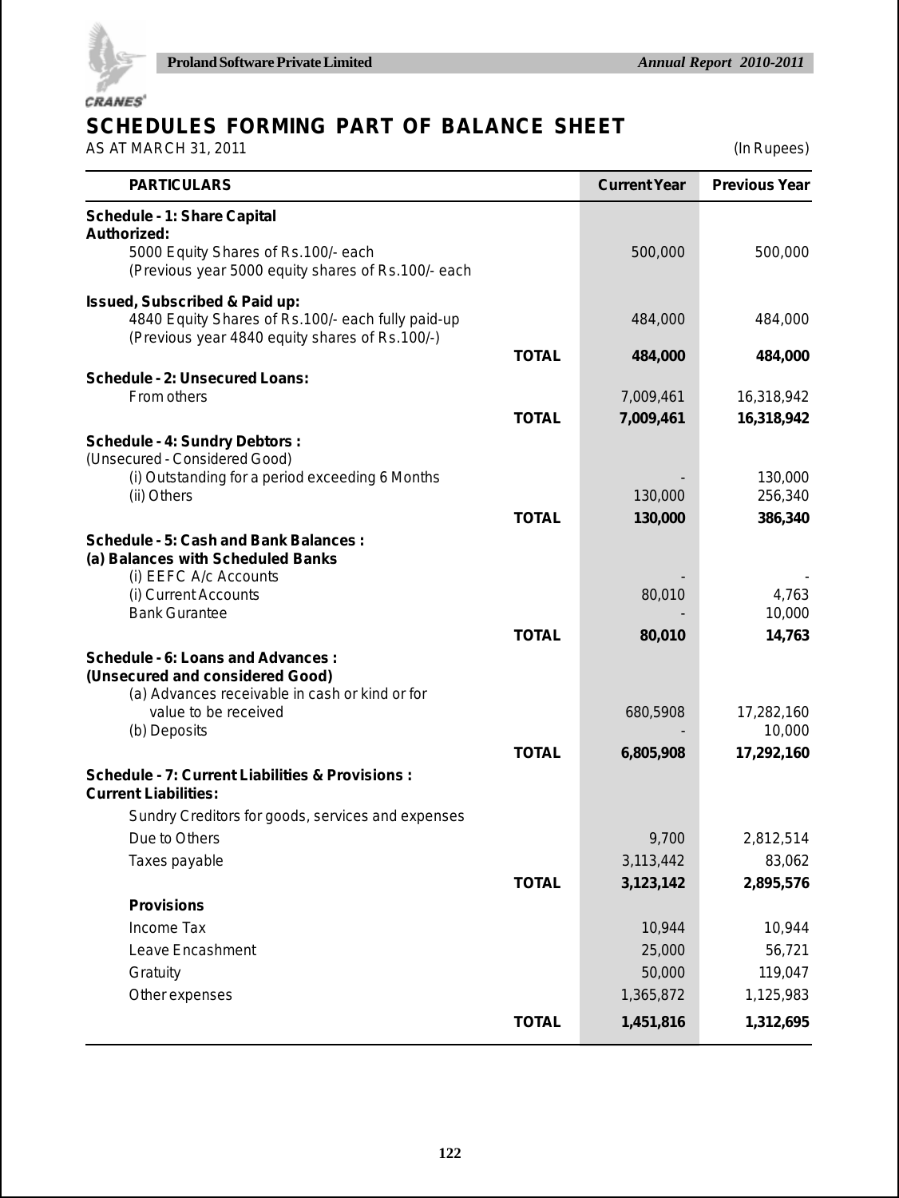# SCHEDULES FORMING PART OF BALANCE SHEET

AS AT MARCH 31, 2011 (In Rupees)

| PARTICULARS | | Current Year | Previous Year |
|---|---|---|---|
| **Schedule - 1: Share Capital** | | | |
| **Authorized:** | | | |
| 5000 Equity Shares of Rs.100/- each (Previous year 5000 equity shares of Rs.100/- each | | 500,000 | 500,000 |
| **Issued, Subscribed & Paid up:** | | | |
| 4840 Equity Shares of Rs.100/- each fully paid-up (Previous year 4840 equity shares of Rs.100/-) | | 484,000 | 484,000 |
| | **TOTAL** | **484,000** | **484,000** |
| **Schedule - 2: Unsecured Loans:** | | | |
| From others | | 7,009,461 | 16,318,942 |
| | **TOTAL** | **7,009,461** | **16,318,942** |
| **Schedule - 4: Sundry Debtors :** | | | |
| (Unsecured - Considered Good) | | | |
| (i) Outstanding for a period exceeding 6 Months | | - | 130,000 |
| (ii) Others | | 130,000 | 256,340 |
| | **TOTAL** | **130,000** | **386,340** |
| **Schedule - 5: Cash and Bank Balances :** | | | |
| **(a) Balances with Scheduled Banks** | | | |
| (i) EEFC A/c Accounts | | - | - |
| (i) Current Accounts | | 80,010 | 4,763 |
| Bank Gurantee | | - | 10,000 |
| | **TOTAL** | **80,010** | **14,763** |
| **Schedule - 6: Loans and Advances :** | | | |
| **(Unsecured and considered Good)** | | | |
| (a) Advances receivable in cash or kind or for value to be received | | 680,5908 | 17,282,160 |
| (b) Deposits | | - | 10,000 |
| | **TOTAL** | **6,805,908** | **17,292,160** |
| **Schedule - 7: Current Liabilities & Provisions :** | | | |
| **Current Liabilities:** | | | |
| Sundry Creditors for goods, services and expenses | | | |
| Due to Others | | 9,700 | 2,812,514 |
| Taxes payable | | 3,113,442 | 83,062 |
| | **TOTAL** | **3,123,142** | **2,895,576** |
| **Provisions** | | | |
| Income Tax | | 10,944 | 10,944 |
| Leave Encashment | | 25,000 | 56,721 |
| Gratuity | | 50,000 | 119,047 |
| Other expenses | | 1,365,872 | 1,125,983 |
| | **TOTAL** | **1,451,816** | **1,312,695** |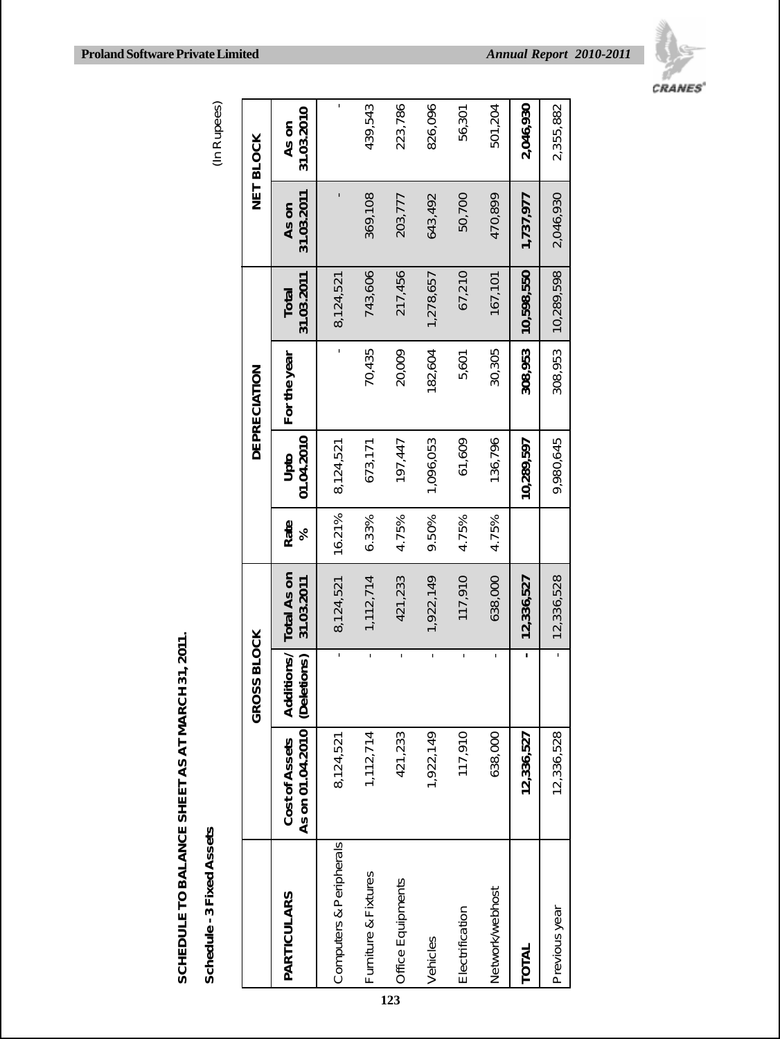## SCHEDULE TO BALANCE SHEET AS AT MARCH 31, 2011.

### Schedule - 3 Fixed Assets

(In Rupees)

| PARTICULARS | GROSS BLOCK | | | | DEPRECIATION | | | NET BLOCK | |
|---|---|---|---|---|---|---|---|---|---|
| | Cost of Assets As on 01.04.2010 | Additions/ (Deletions) | Total As on 31.03.2011 | Rate % | Upto 01.04.2010 | For the year | Total 31.03.2011 | As on 31.03.2011 | As on 31.03.2010 |
| Computers & Peripherals | 8,124,521 | - | 8,124,521 | 16.21% | 8,124,521 | - | 8,124,521 | - | - |
| Furniture & Fixtures | 1,112,714 | - | 1,112,714 | 6.33% | 673,171 | 70,435 | 743,606 | 369,108 | 439,543 |
| Office Equipments | 421,233 | - | 421,233 | 4.75% | 197,447 | 20,009 | 217,456 | 203,777 | 223,786 |
| Vehicles | 1,922,149 | - | 1,922,149 | 9.50% | 1,096,053 | 182,604 | 1,278,657 | 643,492 | 826,096 |
| Electrification | 117,910 | - | 117,910 | 4.75% | 61,609 | 5,601 | 67,210 | 50,700 | 56,301 |
| Network/webhost | 638,000 | - | 638,000 | 4.75% | 136,796 | 30,305 | 167,101 | 470,899 | 501,204 |
| **TOTAL** | **12,336,527** | **-** | **12,336,527** | | **10,289,597** | **308,953** | **10,598,550** | **1,737,977** | **2,046,930** |
| Previous year | 12,336,528 | - | 12,336,528 | | 9,980,645 | 308,953 | 10,289,598 | 2,046,930 | 2,355,882 |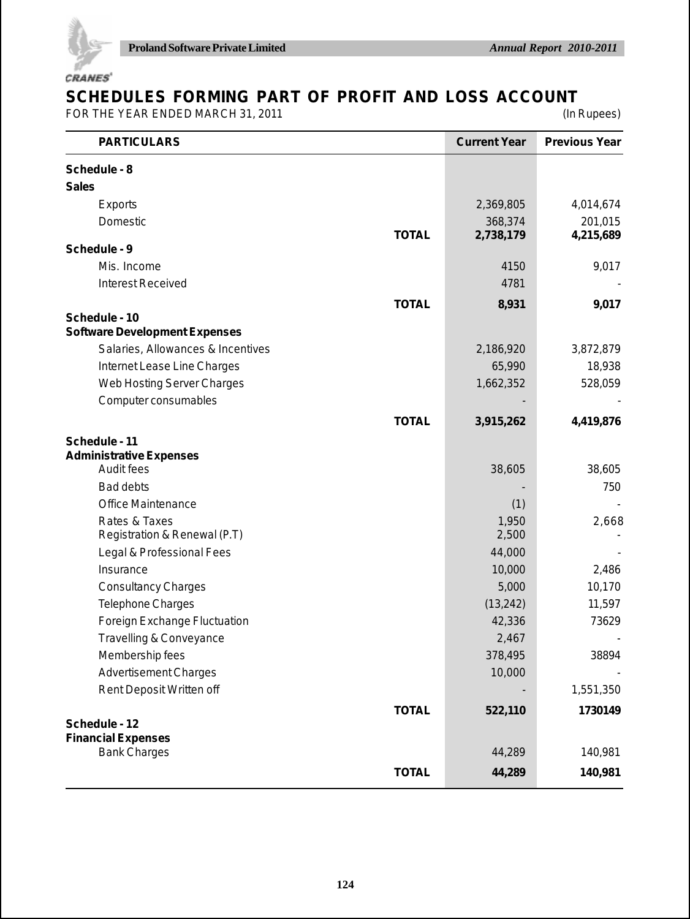# SCHEDULES FORMING PART OF PROFIT AND LOSS ACCOUNT

FOR THE YEAR ENDED MARCH 31, 2011 (In Rupees)

| PARTICULARS | | Current Year | Previous Year |
|---|---|---|---|
| **Schedule - 8** | | | |
| **Sales** | | | |
| Exports | | 2,369,805 | 4,014,674 |
| Domestic | | 368,374 | 201,015 |
| | **TOTAL** | **2,738,179** | **4,215,689** |
| **Schedule - 9** | | | |
| Mis. Income | | 4150 | 9,017 |
| Interest Received | | 4781 | - |
| | **TOTAL** | **8,931** | **9,017** |
| **Schedule - 10** | | | |
| **Software Development Expenses** | | | |
| Salaries, Allowances & Incentives | | 2,186,920 | 3,872,879 |
| Internet Lease Line Charges | | 65,990 | 18,938 |
| Web Hosting Server Charges | | 1,662,352 | 528,059 |
| Computer consumables | | - | - |
| | **TOTAL** | **3,915,262** | **4,419,876** |
| **Schedule - 11** | | | |
| **Administrative Expenses** | | | |
| Audit fees | | 38,605 | 38,605 |
| Bad debts | | - | 750 |
| Office Maintenance | | (1) | - |
| Rates & Taxes | | 1,950 | 2,668 |
| Registration & Renewal (P.T) | | 2,500 | - |
| Legal & Professional Fees | | 44,000 | - |
| Insurance | | 10,000 | 2,486 |
| Consultancy Charges | | 5,000 | 10,170 |
| Telephone Charges | | (13,242) | 11,597 |
| Foreign Exchange Fluctuation | | 42,336 | 73629 |
| Travelling & Conveyance | | 2,467 | - |
| Membership fees | | 378,495 | 38894 |
| Advertisement Charges | | 10,000 | - |
| Rent Deposit Written off | | - | 1,551,350 |
| | **TOTAL** | **522,110** | **1730149** |
| **Schedule - 12** | | | |
| **Financial Expenses** | | | |
| Bank Charges | | 44,289 | 140,981 |
| | **TOTAL** | **44,289** | **140,981** |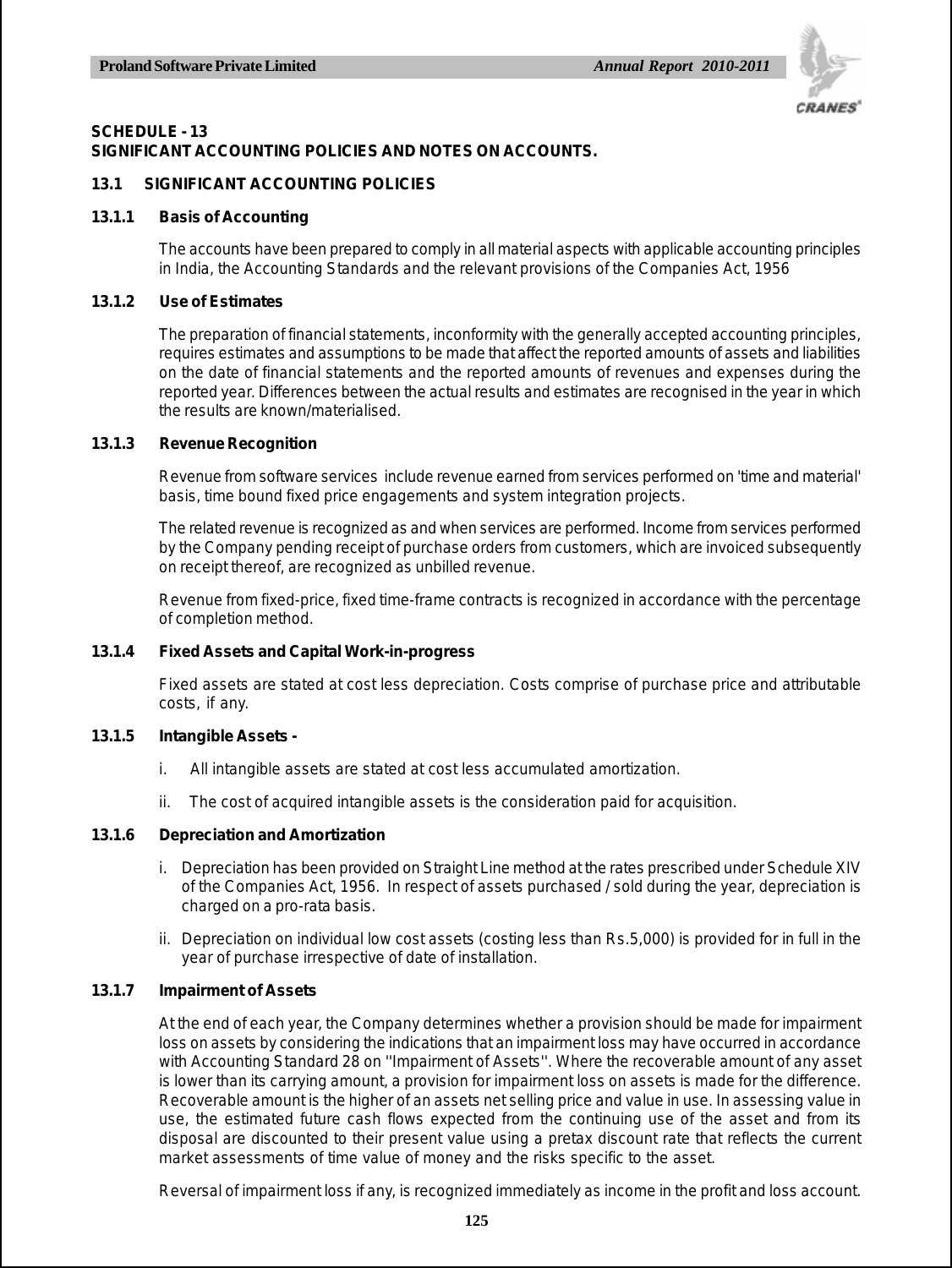## SCHEDULE - 13
## SIGNIFICANT ACCOUNTING POLICIES AND NOTES ON ACCOUNTS.

### 13.1 SIGNIFICANT ACCOUNTING POLICIES

#### 13.1.1 Basis of Accounting

The accounts have been prepared to comply in all material aspects with applicable accounting principles in India, the Accounting Standards and the relevant provisions of the Companies Act, 1956

#### 13.1.2 Use of Estimates

The preparation of financial statements, inconformity with the generally accepted accounting principles, requires estimates and assumptions to be made that affect the reported amounts of assets and liabilities on the date of financial statements and the reported amounts of revenues and expenses during the reported year. Differences between the actual results and estimates are recognised in the year in which the results are known/materialised.

#### 13.1.3 Revenue Recognition

Revenue from software services include revenue earned from services performed on 'time and material' basis, time bound fixed price engagements and system integration projects.

The related revenue is recognized as and when services are performed. Income from services performed by the Company pending receipt of purchase orders from customers, which are invoiced subsequently on receipt thereof, are recognized as unbilled revenue.

Revenue from fixed-price, fixed time-frame contracts is recognized in accordance with the percentage of completion method.

#### 13.1.4 Fixed Assets and Capital Work-in-progress

Fixed assets are stated at cost less depreciation. Costs comprise of purchase price and attributable costs, if any.

#### 13.1.5 Intangible Assets -

i. All intangible assets are stated at cost less accumulated amortization.

ii. The cost of acquired intangible assets is the consideration paid for acquisition.

#### 13.1.6 Depreciation and Amortization

i. Depreciation has been provided on Straight Line method at the rates prescribed under Schedule XIV of the Companies Act, 1956. In respect of assets purchased / sold during the year, depreciation is charged on a pro-rata basis.

ii. Depreciation on individual low cost assets (costing less than Rs.5,000) is provided for in full in the year of purchase irrespective of date of installation.

#### 13.1.7 Impairment of Assets

At the end of each year, the Company determines whether a provision should be made for impairment loss on assets by considering the indications that an impairment loss may have occurred in accordance with Accounting Standard 28 on ''Impairment of Assets''. Where the recoverable amount of any asset is lower than its carrying amount, a provision for impairment loss on assets is made for the difference. Recoverable amount is the higher of an assets net selling price and value in use. In assessing value in use, the estimated future cash flows expected from the continuing use of the asset and from its disposal are discounted to their present value using a pretax discount rate that reflects the current market assessments of time value of money and the risks specific to the asset.

Reversal of impairment loss if any, is recognized immediately as income in the profit and loss account.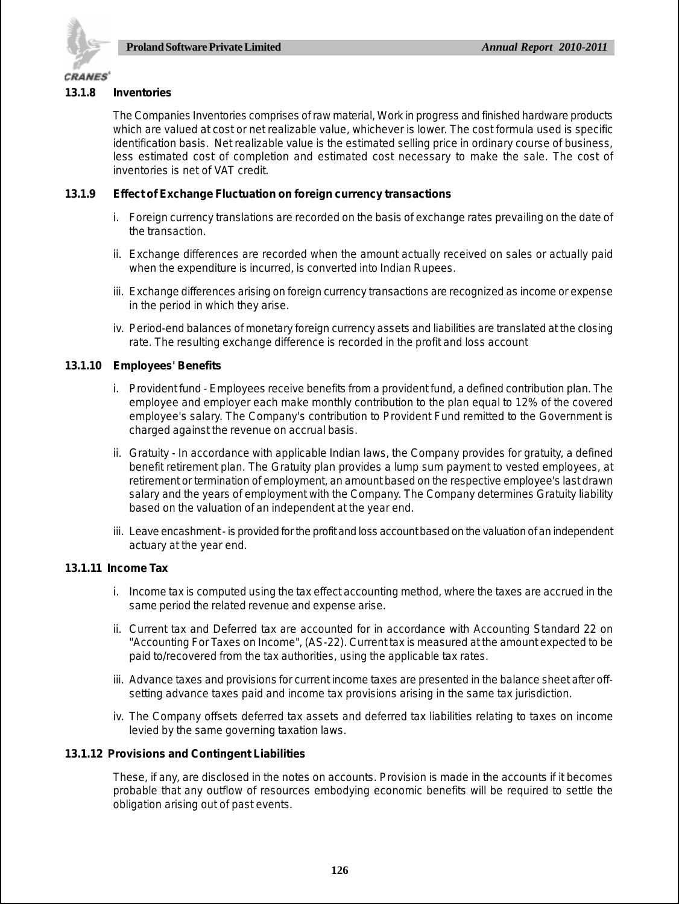### 13.1.8 Inventories

The Companies Inventories comprises of raw material, Work in progress and finished hardware products which are valued at cost or net realizable value, whichever is lower. The cost formula used is specific identification basis. Net realizable value is the estimated selling price in ordinary course of business, less estimated cost of completion and estimated cost necessary to make the sale. The cost of inventories is net of VAT credit.

### 13.1.9 Effect of Exchange Fluctuation on foreign currency transactions

i. Foreign currency translations are recorded on the basis of exchange rates prevailing on the date of the transaction.

ii. Exchange differences are recorded when the amount actually received on sales or actually paid when the expenditure is incurred, is converted into Indian Rupees.

iii. Exchange differences arising on foreign currency transactions are recognized as income or expense in the period in which they arise.

iv. Period-end balances of monetary foreign currency assets and liabilities are translated at the closing rate. The resulting exchange difference is recorded in the profit and loss account

### 13.1.10 Employees' Benefits

i. Provident fund - Employees receive benefits from a provident fund, a defined contribution plan. The employee and employer each make monthly contribution to the plan equal to 12% of the covered employee's salary. The Company's contribution to Provident Fund remitted to the Government is charged against the revenue on accrual basis.

ii. Gratuity - In accordance with applicable Indian laws, the Company provides for gratuity, a defined benefit retirement plan. The Gratuity plan provides a lump sum payment to vested employees, at retirement or termination of employment, an amount based on the respective employee's last drawn salary and the years of employment with the Company. The Company determines Gratuity liability based on the valuation of an independent at the year end.

iii. Leave encashment - is provided for the profit and loss account based on the valuation of an independent actuary at the year end.

### 13.1.11 Income Tax

i. Income tax is computed using the tax effect accounting method, where the taxes are accrued in the same period the related revenue and expense arise.

ii. Current tax and Deferred tax are accounted for in accordance with Accounting Standard 22 on "Accounting For Taxes on Income", (AS-22). Current tax is measured at the amount expected to be paid to/recovered from the tax authorities, using the applicable tax rates.

iii. Advance taxes and provisions for current income taxes are presented in the balance sheet after off-setting advance taxes paid and income tax provisions arising in the same tax jurisdiction.

iv. The Company offsets deferred tax assets and deferred tax liabilities relating to taxes on income levied by the same governing taxation laws.

### 13.1.12 Provisions and Contingent Liabilities

These, if any, are disclosed in the notes on accounts. Provision is made in the accounts if it becomes probable that any outflow of resources embodying economic benefits will be required to settle the obligation arising out of past events.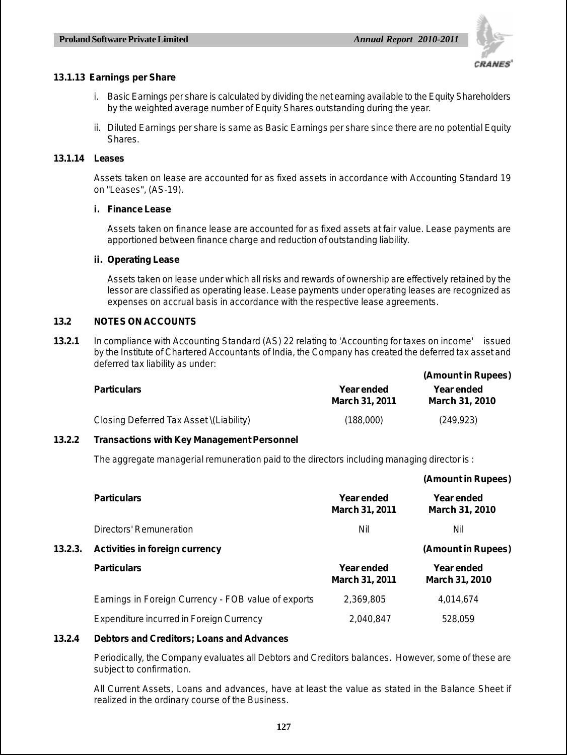**13.1.13 Earnings per Share**

i. Basic Earnings per share is calculated by dividing the net earning available to the Equity Shareholders by the weighted average number of Equity Shares outstanding during the year.

ii. Diluted Earnings per share is same as Basic Earnings per share since there are no potential Equity Shares.

**13.1.14 Leases**

Assets taken on lease are accounted for as fixed assets in accordance with Accounting Standard 19 on "Leases", (AS-19).

**i. Finance Lease**

Assets taken on finance lease are accounted for as fixed assets at fair value. Lease payments are apportioned between finance charge and reduction of outstanding liability.

**ii. Operating Lease**

Assets taken on lease under which all risks and rewards of ownership are effectively retained by the lessor are classified as operating lease. Lease payments under operating leases are recognized as expenses on accrual basis in accordance with the respective lease agreements.

**13.2 NOTES ON ACCOUNTS**

**13.2.1** In compliance with Accounting Standard (AS) 22 relating to 'Accounting for taxes on income' issued by the Institute of Chartered Accountants of India, the Company has created the deferred tax asset and deferred tax liability as under:

**(Amount in Rupees)**

| **Particulars** | **Year ended March 31, 2011** | **Year ended March 31, 2010** |
|---|---|---|
| Closing Deferred Tax Asset \(Liability) | (188,000) | (249,923) |

**13.2.2 Transactions with Key Management Personnel**

The aggregate managerial remuneration paid to the directors including managing director is :

**(Amount in Rupees)**

| **Particulars** | **Year ended March 31, 2011** | **Year ended March 31, 2010** |
|---|---|---|
| Directors' Remuneration | Nil | Nil |

**13.2.3. Activities in foreign currency** **(Amount in Rupees)**

| **Particulars** | **Year ended March 31, 2011** | **Year ended March 31, 2010** |
|---|---|---|
| Earnings in Foreign Currency - FOB value of exports | 2,369,805 | 4,014,674 |
| Expenditure incurred in Foreign Currency | 2,040,847 | 528,059 |

**13.2.4 Debtors and Creditors; Loans and Advances**

Periodically, the Company evaluates all Debtors and Creditors balances. However, some of these are subject to confirmation.

All Current Assets, Loans and advances, have at least the value as stated in the Balance Sheet if realized in the ordinary course of the Business.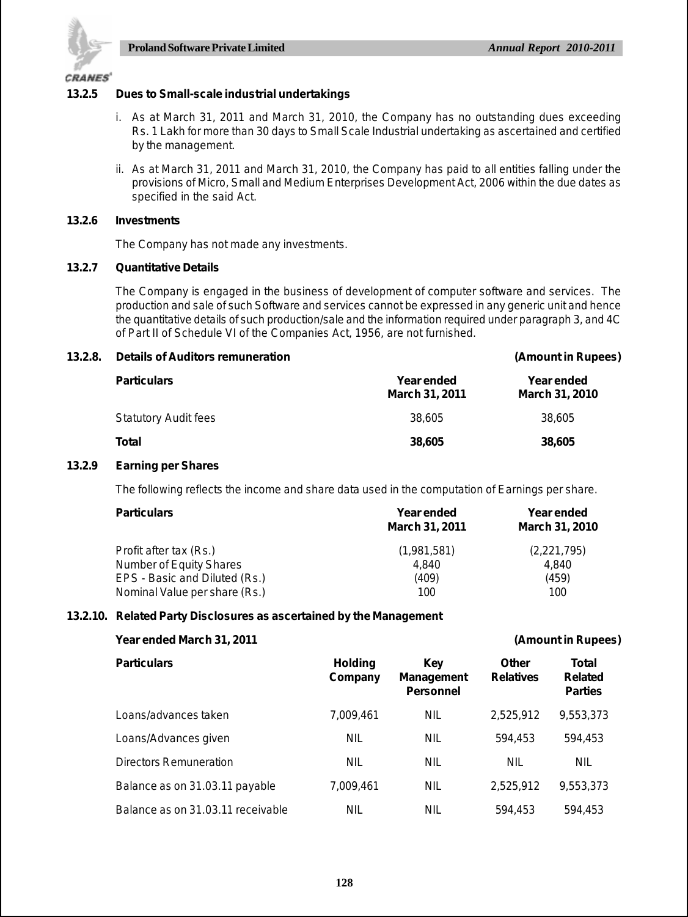#### 13.2.5 Dues to Small-scale industrial undertakings

i. As at March 31, 2011 and March 31, 2010, the Company has no outstanding dues exceeding Rs. 1 Lakh for more than 30 days to Small Scale Industrial undertaking as ascertained and certified by the management.

ii. As at March 31, 2011 and March 31, 2010, the Company has paid to all entities falling under the provisions of Micro, Small and Medium Enterprises Development Act, 2006 within the due dates as specified in the said Act.

#### 13.2.6 Investments

The Company has not made any investments.

#### 13.2.7 Quantitative Details

The Company is engaged in the business of development of computer software and services. The production and sale of such Software and services cannot be expressed in any generic unit and hence the quantitative details of such production/sale and the information required under paragraph 3, and 4C of Part II of Schedule VI of the Companies Act, 1956, are not furnished.

#### 13.2.8. Details of Auditors remuneration

(Amount in Rupees)

| Particulars | Year ended March 31, 2011 | Year ended March 31, 2010 |
|---|---|---|
| Statutory Audit fees | 38,605 | 38,605 |
| **Total** | **38,605** | **38,605** |

#### 13.2.9 Earning per Shares

The following reflects the income and share data used in the computation of Earnings per share.

| Particulars | Year ended March 31, 2011 | Year ended March 31, 2010 |
|---|---|---|
| Profit after tax (Rs.) | (1,981,581) | (2,221,795) |
| Number of Equity Shares | 4,840 | 4,840 |
| EPS - Basic and Diluted (Rs.) | (409) | (459) |
| Nominal Value per share (Rs.) | 100 | 100 |

#### 13.2.10. Related Party Disclosures as ascertained by the Management

**Year ended March 31, 2011** (Amount in Rupees)

| Particulars | Holding Company | Key Management Personnel | Other Relatives | Total Related Parties |
|---|---|---|---|---|
| Loans/advances taken | 7,009,461 | NIL | 2,525,912 | 9,553,373 |
| Loans/Advances given | NIL | NIL | 594,453 | 594,453 |
| Directors Remuneration | NIL | NIL | NIL | NIL |
| Balance as on 31.03.11 payable | 7,009,461 | NIL | 2,525,912 | 9,553,373 |
| Balance as on 31.03.11 receivable | NIL | NIL | 594,453 | 594,453 |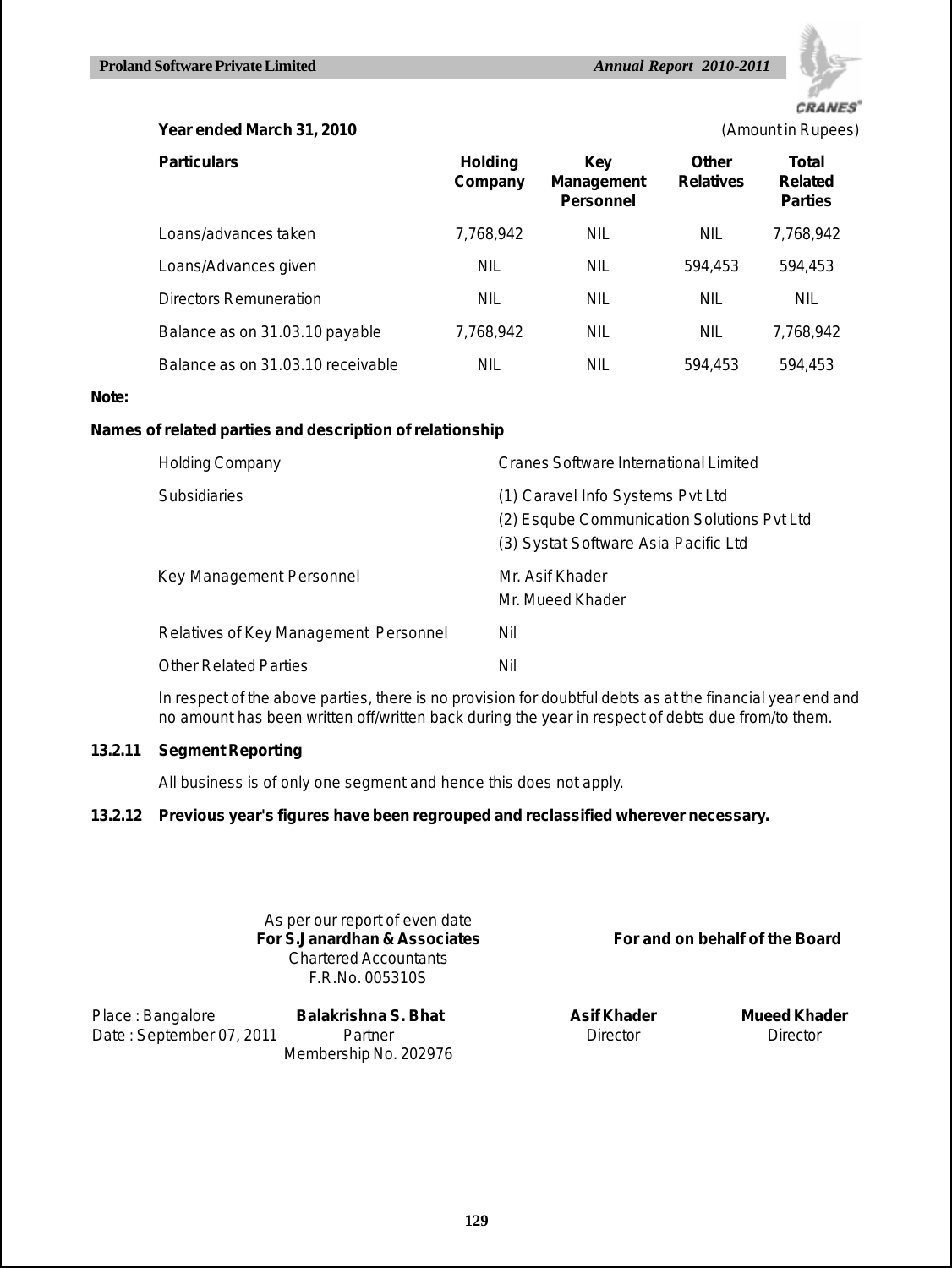**Year ended March 31, 2010** (Amount in Rupees)

| Particulars | Holding Company | Key Management Personnel | Other Relatives | Total Related Parties |
|---|---|---|---|---|
| Loans/advances taken | 7,768,942 | NIL | NIL | 7,768,942 |
| Loans/Advances given | NIL | NIL | 594,453 | 594,453 |
| Directors Remuneration | NIL | NIL | NIL | NIL |
| Balance as on 31.03.10 payable | 7,768,942 | NIL | NIL | 7,768,942 |
| Balance as on 31.03.10 receivable | NIL | NIL | 594,453 | 594,453 |

**Note:**

**Names of related parties and description of relationship**

| | |
|---|---|
| Holding Company | Cranes Software International Limited |
| Subsidiaries | (1) Caravel Info Systems Pvt Ltd<br>(2) Esqube Communication Solutions Pvt Ltd<br>(3) Systat Software Asia Pacific Ltd |
| Key Management Personnel | Mr. Asif Khader<br>Mr. Mueed Khader |
| Relatives of Key Management Personnel | Nil |
| Other Related Parties | Nil |

In respect of the above parties, there is no provision for doubtful debts as at the financial year end and no amount has been written off/written back during the year in respect of debts due from/to them.

**13.2.11 Segment Reporting**

All business is of only one segment and hence this does not apply.

**13.2.12 Previous year's figures have been regrouped and reclassified wherever necessary.**

As per our report of even date
**For S.Janardhan & Associates**
Chartered Accountants
F.R.No. 005310S

**For and on behalf of the Board**

Place : Bangalore
Date : September 07, 2011

**Balakrishna S. Bhat**
Partner
Membership No. 202976

**Asif Khader**
Director

**Mueed Khader**
Director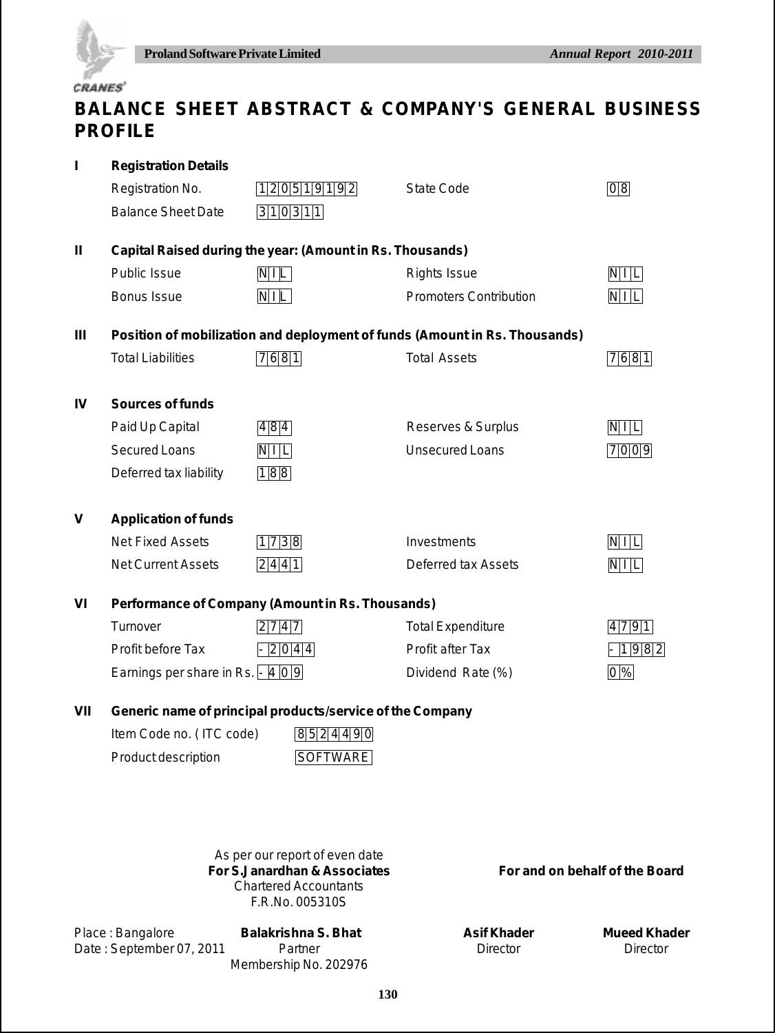# BALANCE SHEET ABSTRACT & COMPANY'S GENERAL BUSINESS PROFILE

| | | | | |
|---|---|---|---|---|
| **I** | **Registration Details** | | | |
| | Registration No. | 120519192 | State Code | 08 |
| | Balance Sheet Date | 310311 | | |
| **II** | **Capital Raised during the year: (Amount in Rs. Thousands)** | | | |
| | Public Issue | NIL | Rights Issue | NIL |
| | Bonus Issue | NIL | Promoters Contribution | NIL |
| **III** | **Position of mobilization and deployment of funds (Amount in Rs. Thousands)** | | | |
| | Total Liabilities | 7681 | Total Assets | 7681 |
| **IV** | **Sources of funds** | | | |
| | Paid Up Capital | 484 | Reserves & Surplus | NIL |
| | Secured Loans | NIL | Unsecured Loans | 7009 |
| | Deferred tax liability | 188 | | |
| **V** | **Application of funds** | | | |
| | Net Fixed Assets | 1738 | Investments | NIL |
| | Net Current Assets | 2441 | Deferred tax Assets | NIL |
| **VI** | **Performance of Company (Amount in Rs. Thousands)** | | | |
| | Turnover | 2747 | Total Expenditure | 4791 |
| | Profit before Tax | - 2044 | Profit after Tax | - 1982 |
| | Earnings per share in Rs. | - 409 | Dividend Rate (%) | 0% |
| **VII** | **Generic name of principal products/service of the Company** | | | |
| | Item Code no. ( ITC code) | 85244990 | | |
| | Product description | SOFTWARE | | |

As per our report of even date
**For S.Janardhan & Associates**
Chartered Accountants
F.R.No. 005310S

**For and on behalf of the Board**

Place : Bangalore
Date : September 07, 2011

**Balakrishna S. Bhat**
Partner
Membership No. 202976

**Asif Khader**
Director

**Mueed Khader**
Director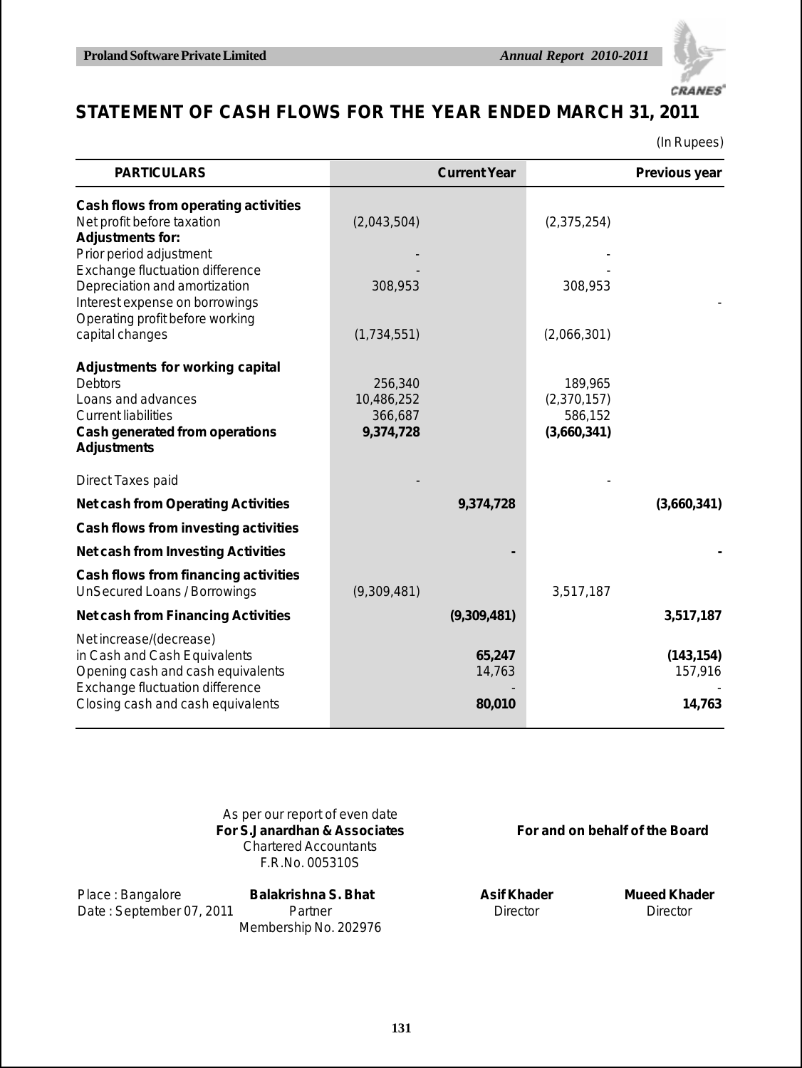## STATEMENT OF CASH FLOWS FOR THE YEAR ENDED MARCH 31, 2011

(In Rupees)

| PARTICULARS | Current Year | | Previous year | |
|---|---|---|---|---|
| **Cash flows from operating activities** | | | | |
| Net profit before taxation | (2,043,504) | | (2,375,254) | |
| **Adjustments for:** | | | | |
| Prior period adjustment | - | | - | |
| Exchange fluctuation difference | - | | - | |
| Depreciation and amortization | 308,953 | | 308,953 | |
| Interest expense on borrowings | | | | - |
| Operating profit before working capital changes | (1,734,551) | | (2,066,301) | |
| **Adjustments for working capital** | | | | |
| Debtors | 256,340 | | 189,965 | |
| Loans and advances | 10,486,252 | | (2,370,157) | |
| Current liabilities | 366,687 | | 586,152 | |
| **Cash generated from operations** | **9,374,728** | | **(3,660,341)** | |
| **Adjustments** | | | | |
| Direct Taxes paid | - | | - | |
| **Net cash from Operating Activities** | | **9,374,728** | | **(3,660,341)** |
| **Cash flows from investing activities** | | | | |
| **Net cash from Investing Activities** | | **-** | | **-** |
| **Cash flows from financing activities** | | | | |
| UnSecured Loans / Borrowings | (9,309,481) | | 3,517,187 | |
| **Net cash from Financing Activities** | | **(9,309,481)** | | **3,517,187** |
| Net increase/(decrease) in Cash and Cash Equivalents | | **65,247** | | **(143,154)** |
| Opening cash and cash equivalents | | 14,763 | | 157,916 |
| Exchange fluctuation difference | | - | | - |
| Closing cash and cash equivalents | | **80,010** | | **14,763** |

As per our report of even date
**For S.Janardhan & Associates**
Chartered Accountants
F.R.No. 005310S

**For and on behalf of the Board**

Place : Bangalore
Date : September 07, 2011

**Balakrishna S. Bhat**
Partner
Membership No. 202976

**Asif Khader**
Director

**Mueed Khader**
Director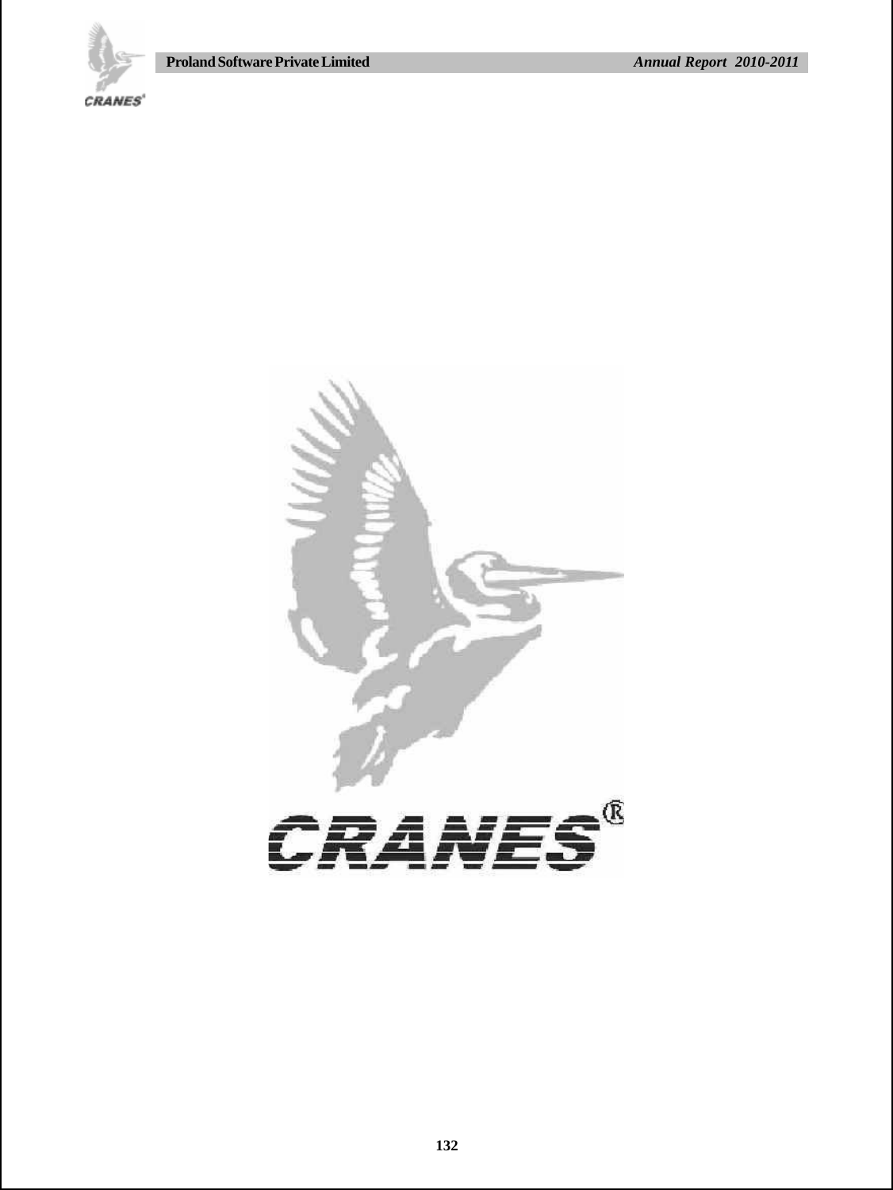CRANES®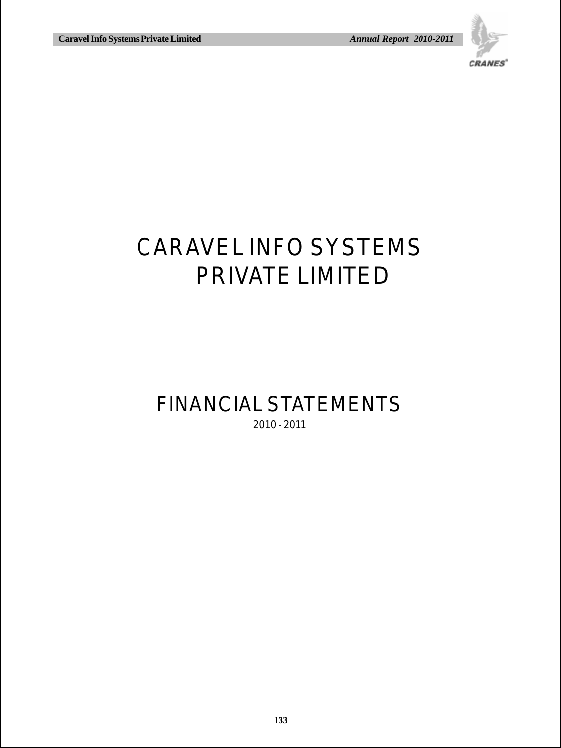# CARAVEL INFO SYSTEMS PRIVATE LIMITED

# FINANCIAL STATEMENTS

2010 - 2011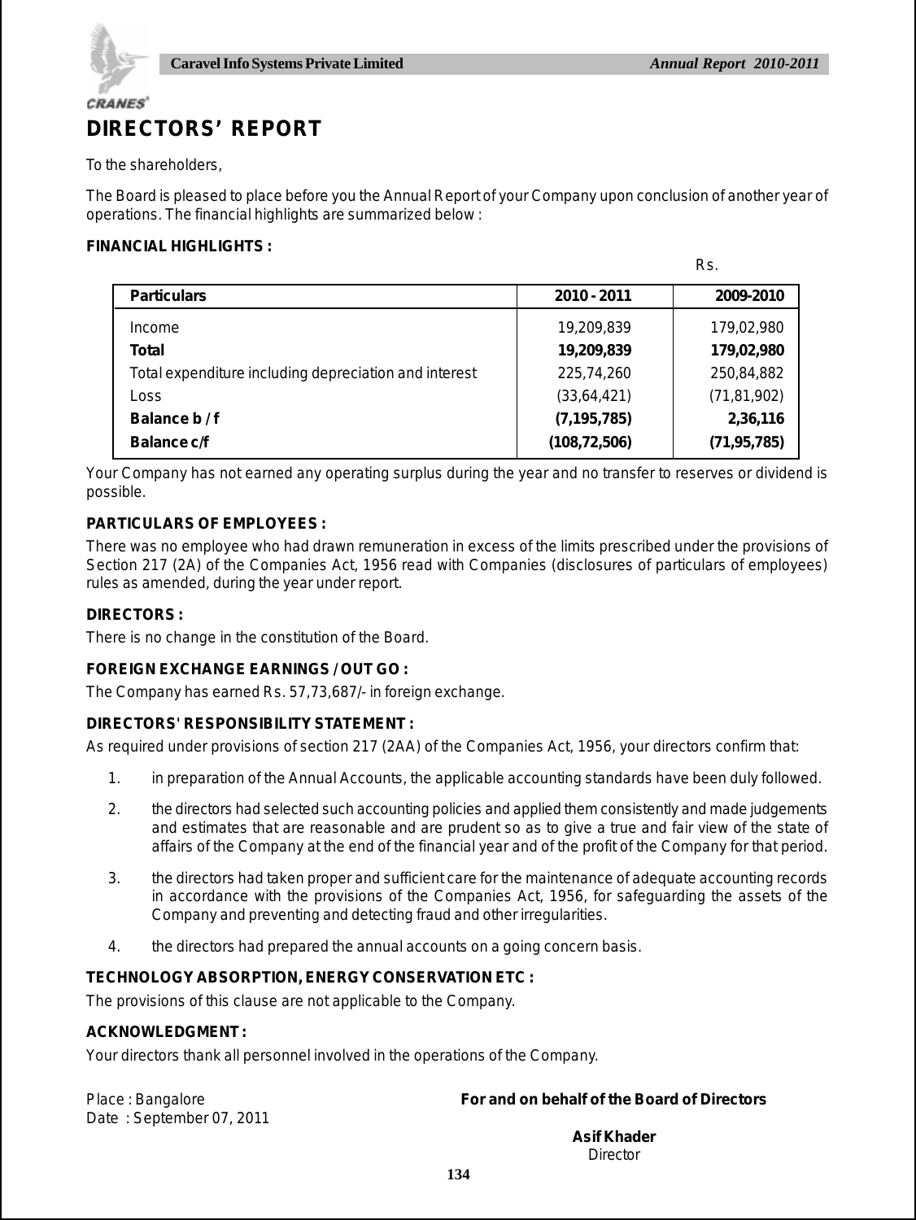# DIRECTORS' REPORT

To the shareholders,

The Board is pleased to place before you the Annual Report of your Company upon conclusion of another year of operations. The financial highlights are summarized below :

**FINANCIAL HIGHLIGHTS :**

Rs.

| Particulars | 2010 - 2011 | 2009-2010 |
|---|---|---|
| Income | 19,209,839 | 179,02,980 |
| **Total** | **19,209,839** | **179,02,980** |
| Total expenditure including depreciation and interest | 225,74,260 | 250,84,882 |
| Loss | (33,64,421) | (71,81,902) |
| **Balance b / f** | **(7,195,785)** | **2,36,116** |
| **Balance c/f** | **(108,72,506)** | **(71,95,785)** |

Your Company has not earned any operating surplus during the year and no transfer to reserves or dividend is possible.

**PARTICULARS OF EMPLOYEES :**

There was no employee who had drawn remuneration in excess of the limits prescribed under the provisions of Section 217 (2A) of the Companies Act, 1956 read with Companies (disclosures of particulars of employees) rules as amended, during the year under report.

**DIRECTORS :**

There is no change in the constitution of the Board.

**FOREIGN EXCHANGE EARNINGS / OUT GO :**

The Company has earned Rs. 57,73,687/- in foreign exchange.

**DIRECTORS' RESPONSIBILITY STATEMENT :**

As required under provisions of section 217 (2AA) of the Companies Act, 1956, your directors confirm that:

1. in preparation of the Annual Accounts, the applicable accounting standards have been duly followed.
2. the directors had selected such accounting policies and applied them consistently and made judgements and estimates that are reasonable and are prudent so as to give a true and fair view of the state of affairs of the Company at the end of the financial year and of the profit of the Company for that period.
3. the directors had taken proper and sufficient care for the maintenance of adequate accounting records in accordance with the provisions of the Companies Act, 1956, for safeguarding the assets of the Company and preventing and detecting fraud and other irregularities.
4. the directors had prepared the annual accounts on a going concern basis.

**TECHNOLOGY ABSORPTION, ENERGY CONSERVATION ETC :**

The provisions of this clause are not applicable to the Company.

**ACKNOWLEDGMENT :**

Your directors thank all personnel involved in the operations of the Company.

Place : Bangalore
Date : September 07, 2011

**For and on behalf of the Board of Directors**

**Asif Khader**
Director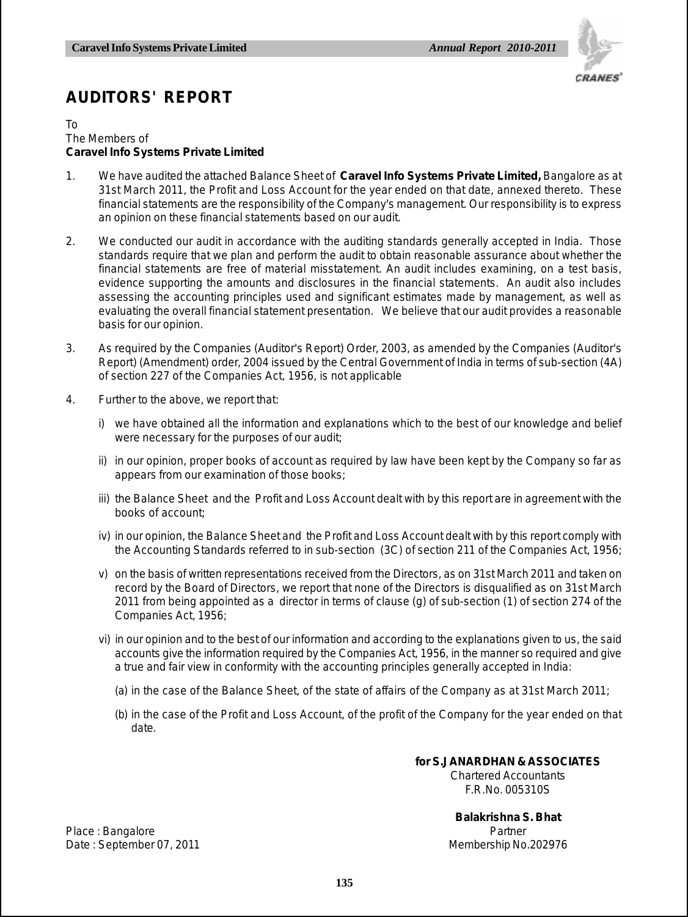# AUDITORS' REPORT

To
The Members of
**Caravel Info Systems Private Limited**

1. We have audited the attached Balance Sheet of **Caravel Info Systems Private Limited,** Bangalore as at 31st March 2011, the Profit and Loss Account for the year ended on that date, annexed thereto. These financial statements are the responsibility of the Company's management. Our responsibility is to express an opinion on these financial statements based on our audit.

2. We conducted our audit in accordance with the auditing standards generally accepted in India. Those standards require that we plan and perform the audit to obtain reasonable assurance about whether the financial statements are free of material misstatement. An audit includes examining, on a test basis, evidence supporting the amounts and disclosures in the financial statements. An audit also includes assessing the accounting principles used and significant estimates made by management, as well as evaluating the overall financial statement presentation. We believe that our audit provides a reasonable basis for our opinion.

3. As required by the Companies (Auditor's Report) Order, 2003, as amended by the Companies (Auditor's Report) (Amendment) order, 2004 issued by the Central Government of India in terms of sub-section (4A) of section 227 of the Companies Act, 1956, is not applicable

4. Further to the above, we report that:

   i) we have obtained all the information and explanations which to the best of our knowledge and belief were necessary for the purposes of our audit;

   ii) in our opinion, proper books of account as required by law have been kept by the Company so far as appears from our examination of those books;

   iii) the Balance Sheet and the Profit and Loss Account dealt with by this report are in agreement with the books of account;

   iv) in our opinion, the Balance Sheet and the Profit and Loss Account dealt with by this report comply with the Accounting Standards referred to in sub-section (3C) of section 211 of the Companies Act, 1956;

   v) on the basis of written representations received from the Directors, as on 31st March 2011 and taken on record by the Board of Directors, we report that none of the Directors is disqualified as on 31st March 2011 from being appointed as a director in terms of clause (g) of sub-section (1) of section 274 of the Companies Act, 1956;

   vi) in our opinion and to the best of our information and according to the explanations given to us, the said accounts give the information required by the Companies Act, 1956, in the manner so required and give a true and fair view in conformity with the accounting principles generally accepted in India:

      (a) in the case of the Balance Sheet, of the state of affairs of the Company as at 31st March 2011;

      (b) in the case of the Profit and Loss Account, of the profit of the Company for the year ended on that date.

**for S.JANARDHAN & ASSOCIATES**
Chartered Accountants
F.R.No. 005310S

**Balakrishna S. Bhat**
Partner
Membership No.202976

Place : Bangalore
Date : September 07, 2011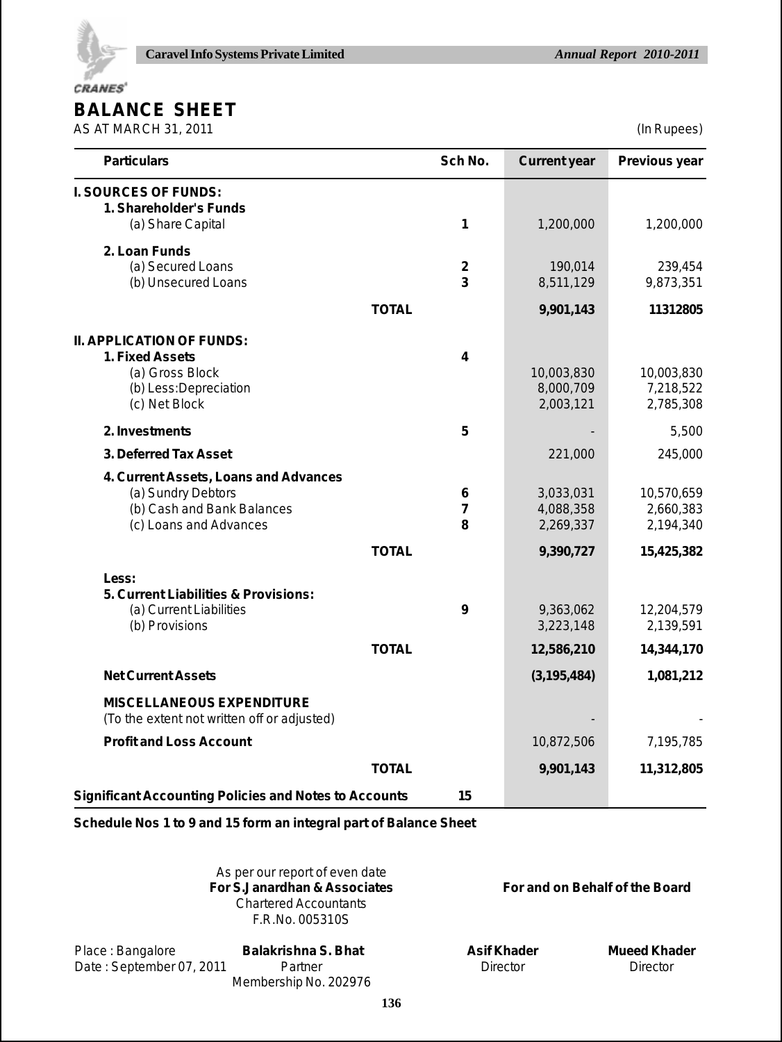## BALANCE SHEET

AS AT MARCH 31, 2011 (In Rupees)

| Particulars | | Sch No. | Current year | Previous year |
|---|---|---|---|---|
| **I. SOURCES OF FUNDS:** | | | | |
| **1. Shareholder's Funds** | | | | |
| (a) Share Capital | | 1 | 1,200,000 | 1,200,000 |
| **2. Loan Funds** | | | | |
| (a) Secured Loans | | 2 | 190,014 | 239,454 |
| (b) Unsecured Loans | | 3 | 8,511,129 | 9,873,351 |
| | **TOTAL** | | **9,901,143** | **11312805** |
| **II. APPLICATION OF FUNDS:** | | | | |
| **1. Fixed Assets** | | 4 | | |
| (a) Gross Block | | | 10,003,830 | 10,003,830 |
| (b) Less:Depreciation | | | 8,000,709 | 7,218,522 |
| (c) Net Block | | | 2,003,121 | 2,785,308 |
| **2. Investments** | | 5 | - | 5,500 |
| **3. Deferred Tax Asset** | | | 221,000 | 245,000 |
| **4. Current Assets, Loans and Advances** | | | | |
| (a) Sundry Debtors | | 6 | 3,033,031 | 10,570,659 |
| (b) Cash and Bank Balances | | 7 | 4,088,358 | 2,660,383 |
| (c) Loans and Advances | | 8 | 2,269,337 | 2,194,340 |
| | **TOTAL** | | **9,390,727** | **15,425,382** |
| **Less:** | | | | |
| **5. Current Liabilities & Provisions:** | | | | |
| (a) Current Liabilities | | 9 | 9,363,062 | 12,204,579 |
| (b) Provisions | | | 3,223,148 | 2,139,591 |
| | **TOTAL** | | **12,586,210** | **14,344,170** |
| **Net Current Assets** | | | **(3,195,484)** | **1,081,212** |
| **MISCELLANEOUS EXPENDITURE** (To the extent not written off or adjusted) | | | - | - |
| **Profit and Loss Account** | | | 10,872,506 | 7,195,785 |
| | **TOTAL** | | **9,901,143** | **11,312,805** |
| **Significant Accounting Policies and Notes to Accounts** | | 15 | | |

**Schedule Nos 1 to 9 and 15 form an integral part of Balance Sheet**

As per our report of even date
**For S.Janardhan & Associates**
Chartered Accountants
F.R.No. 005310S

**For and on Behalf of the Board**

Place : Bangalore
Date : September 07, 2011

**Balakrishna S. Bhat**
Partner
Membership No. 202976

**Asif Khader**
Director

**Mueed Khader**
Director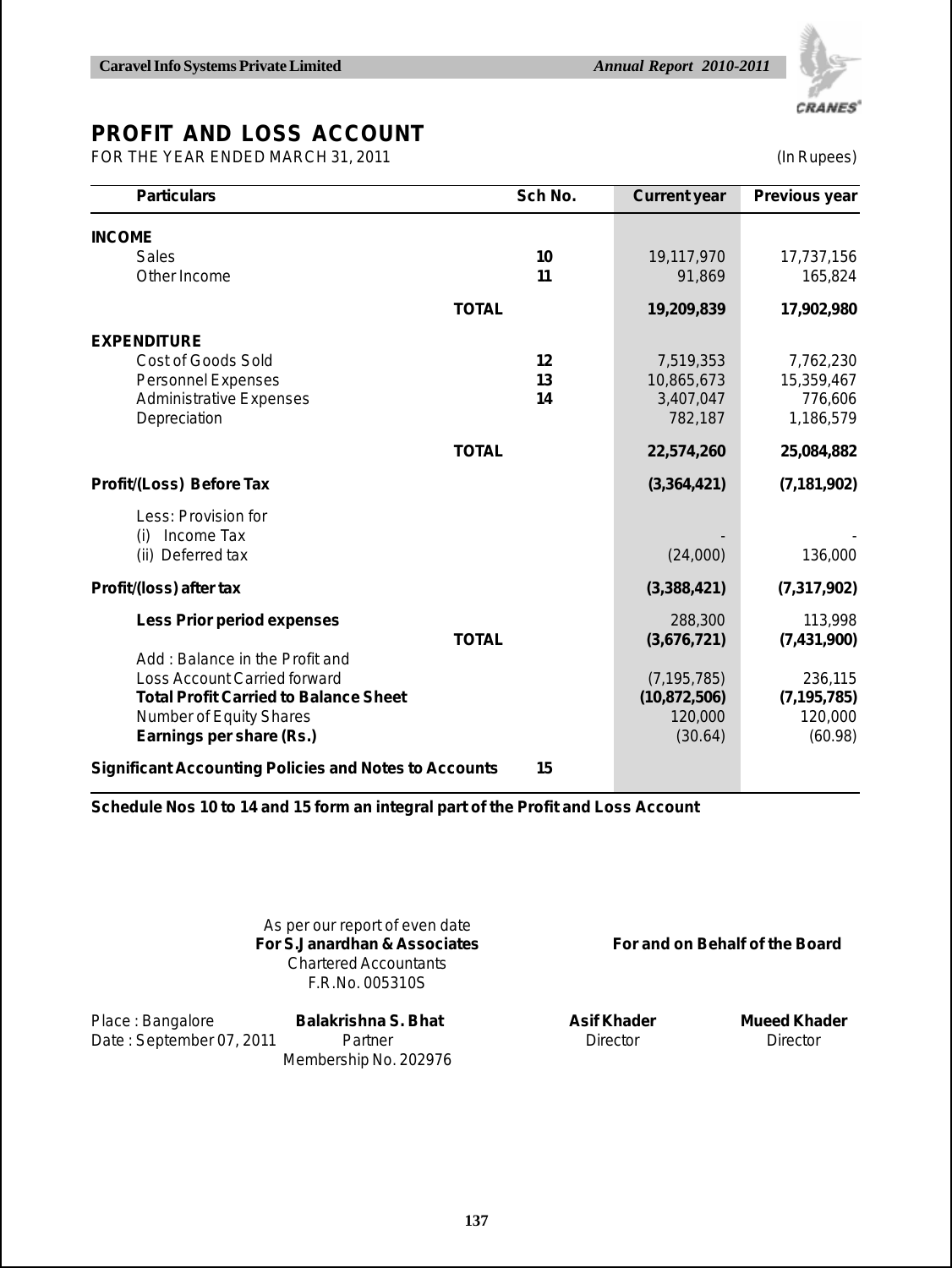# PROFIT AND LOSS ACCOUNT

FOR THE YEAR ENDED MARCH 31, 2011 (In Rupees)

| Particulars | Sch No. | Current year | Previous year |
|---|---|---|---|
| **INCOME** | | | |
| Sales | 10 | 19,117,970 | 17,737,156 |
| Other Income | 11 | 91,869 | 165,824 |
| **TOTAL** | | **19,209,839** | **17,902,980** |
| **EXPENDITURE** | | | |
| Cost of Goods Sold | 12 | 7,519,353 | 7,762,230 |
| Personnel Expenses | 13 | 10,865,673 | 15,359,467 |
| Administrative Expenses | 14 | 3,407,047 | 776,606 |
| Depreciation | | 782,187 | 1,186,579 |
| **TOTAL** | | **22,574,260** | **25,084,882** |
| **Profit/(Loss) Before Tax** | | **(3,364,421)** | **(7,181,902)** |
| Less: Provision for | | | |
| (i) Income Tax | | - | - |
| (ii) Deferred tax | | (24,000) | 136,000 |
| **Profit/(loss) after tax** | | **(3,388,421)** | **(7,317,902)** |
| **Less Prior period expenses** | | 288,300 | 113,998 |
| **TOTAL** | | **(3,676,721)** | **(7,431,900)** |
| Add : Balance in the Profit and Loss Account Carried forward | | (7,195,785) | 236,115 |
| **Total Profit Carried to Balance Sheet** | | **(10,872,506)** | **(7,195,785)** |
| Number of Equity Shares | | 120,000 | 120,000 |
| **Earnings per share (Rs.)** | | (30.64) | (60.98) |
| **Significant Accounting Policies and Notes to Accounts** | 15 | | |

**Schedule Nos 10 to 14 and 15 form an integral part of the Profit and Loss Account**

As per our report of even date
**For S.Janardhan & Associates**
Chartered Accountants
F.R.No. 005310S

**For and on Behalf of the Board**

Place : Bangalore
Date : September 07, 2011

**Balakrishna S. Bhat**
Partner
Membership No. 202976

**Asif Khader**
Director

**Mueed Khader**
Director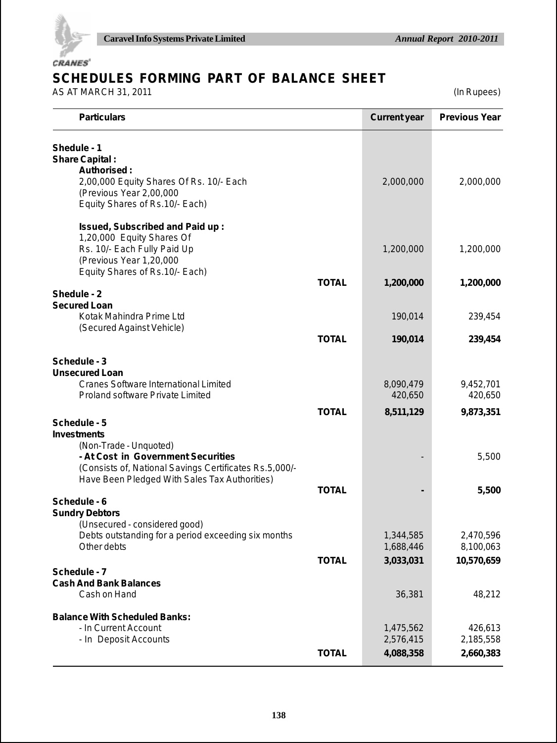# SCHEDULES FORMING PART OF BALANCE SHEET

AS AT MARCH 31, 2011 (In Rupees)

| Particulars | | Current year | Previous Year |
|---|---|---|---|
| **Shedule - 1** | | | |
| **Share Capital :** | | | |
| **Authorised :** | | | |
| 2,00,000 Equity Shares Of Rs. 10/- Each (Previous Year 2,00,000 Equity Shares of Rs.10/- Each) | | 2,000,000 | 2,000,000 |
| **Issued, Subscribed and Paid up :** | | | |
| 1,20,000 Equity Shares Of Rs. 10/- Each Fully Paid Up (Previous Year 1,20,000 Equity Shares of Rs.10/- Each) | | 1,200,000 | 1,200,000 |
| | **TOTAL** | **1,200,000** | **1,200,000** |
| **Shedule - 2** | | | |
| **Secured Loan** | | | |
| Kotak Mahindra Prime Ltd (Secured Against Vehicle) | | 190,014 | 239,454 |
| | **TOTAL** | **190,014** | **239,454** |
| **Schedule - 3** | | | |
| **Unsecured Loan** | | | |
| Cranes Software International Limited | | 8,090,479 | 9,452,701 |
| Proland software Private Limited | | 420,650 | 420,650 |
| | **TOTAL** | **8,511,129** | **9,873,351** |
| **Schedule - 5** | | | |
| **Investments** | | | |
| (Non-Trade - Unquoted) | | | |
| **- At Cost in Government Securities** | | - | 5,500 |
| (Consists of, National Savings Certificates Rs.5,000/- Have Been Pledged With Sales Tax Authorities) | | | |
| | **TOTAL** | **-** | **5,500** |
| **Schedule - 6** | | | |
| **Sundry Debtors** | | | |
| (Unsecured - considered good) | | | |
| Debts outstanding for a period exceeding six months | | 1,344,585 | 2,470,596 |
| Other debts | | 1,688,446 | 8,100,063 |
| | **TOTAL** | **3,033,031** | **10,570,659** |
| **Schedule - 7** | | | |
| **Cash And Bank Balances** | | | |
| Cash on Hand | | 36,381 | 48,212 |
| **Balance With Scheduled Banks:** | | | |
| - In Current Account | | 1,475,562 | 426,613 |
| - In Deposit Accounts | | 2,576,415 | 2,185,558 |
| | **TOTAL** | **4,088,358** | **2,660,383** |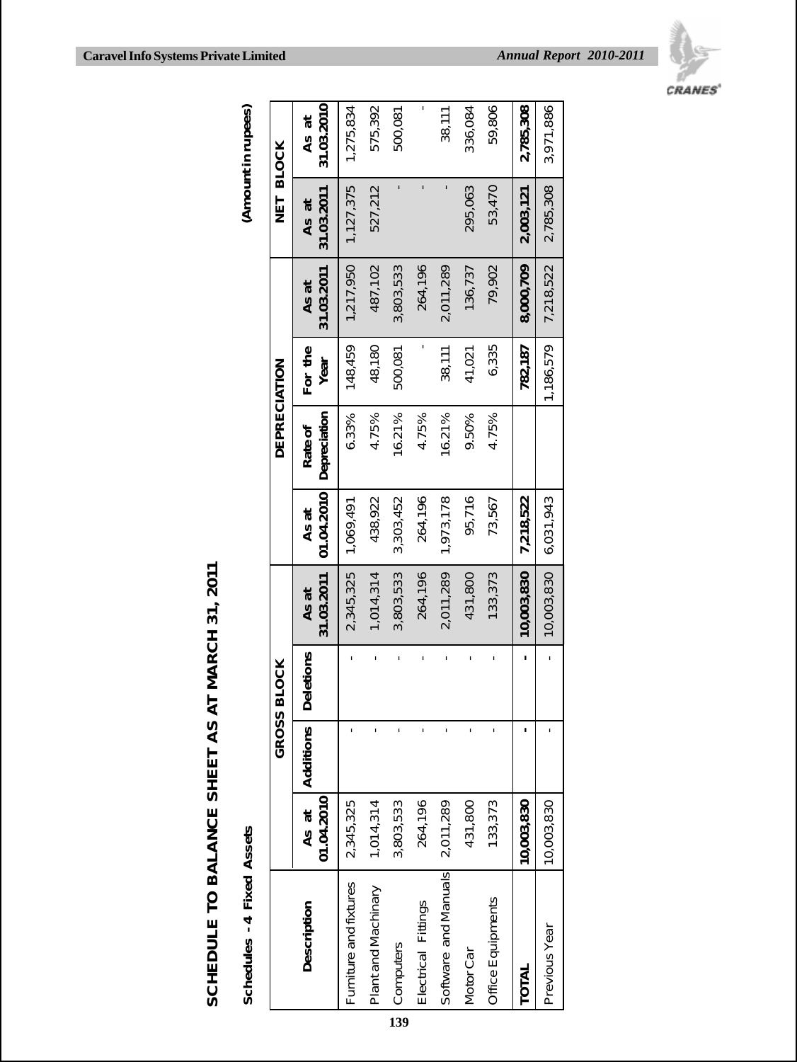# SCHEDULE TO BALANCE SHEET AS AT MARCH 31, 2011

**Schedules - 4 Fixed Assets**

(Amount in rupees)

| Description | GROSS BLOCK | | | | DEPRECIATION | | | | NET BLOCK | |
|---|---|---|---|---|---|---|---|---|---|---|
| | As at 01.04.2010 | Additions | Deletions | As at 31.03.2011 | As at 01.04.2010 | Rate of Depreciation | For the Year | As at 31.03.2011 | As at 31.03.2011 | As at 31.03.2010 |
| Furniture and fixtures | 2,345,325 | - | - | 2,345,325 | 1,069,491 | 6.33% | 148,459 | 1,217,950 | 1,127,375 | 1,275,834 |
| Plant and Machinary | 1,014,314 | - | - | 1,014,314 | 438,922 | 4.75% | 48,180 | 487,102 | 527,212 | 575,392 |
| Computers | 3,803,533 | - | - | 3,803,533 | 3,303,452 | 16.21% | 500,081 | 3,803,533 | - | 500,081 |
| Electrical Fittings | 264,196 | - | - | 264,196 | 264,196 | 4.75% | - | 264,196 | - | - |
| Software and Manuals | 2,011,289 | - | - | 2,011,289 | 1,973,178 | 16.21% | 38,111 | 2,011,289 | - | 38,111 |
| Motor Car | 431,800 | - | - | 431,800 | 95,716 | 9.50% | 41,021 | 136,737 | 295,063 | 336,084 |
| Office Equipments | 133,373 | - | - | 133,373 | 73,567 | 4.75% | 6,335 | 79,902 | 53,470 | 59,806 |
| **TOTAL** | **10,003,830** | **-** | **-** | **10,003,830** | **7,218,522** | | **782,187** | **8,000,709** | **2,003,121** | **2,785,308** |
| Previous Year | 10,003,830 | - | - | 10,003,830 | 6,031,943 | | 1,186,579 | 7,218,522 | 2,785,308 | 3,971,886 |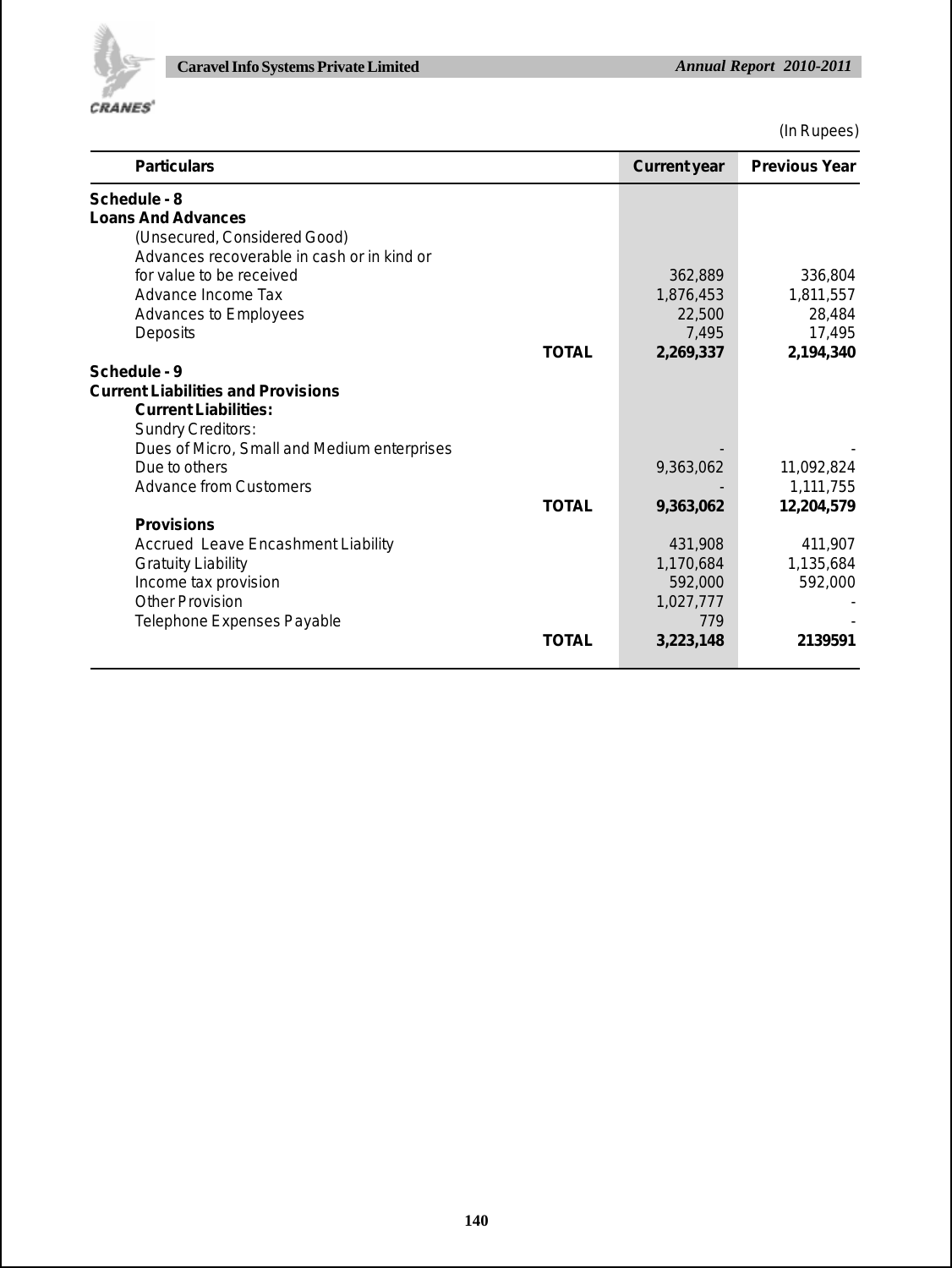(In Rupees)

| Particulars | | Current year | Previous Year |
|---|---|---|---|
| **Schedule - 8** | | | |
| **Loans And Advances** | | | |
| (Unsecured, Considered Good) | | | |
| Advances recoverable in cash or in kind or for value to be received | | 362,889 | 336,804 |
| Advance Income Tax | | 1,876,453 | 1,811,557 |
| Advances to Employees | | 22,500 | 28,484 |
| Deposits | | 7,495 | 17,495 |
| | **TOTAL** | **2,269,337** | **2,194,340** |
| **Schedule - 9** | | | |
| **Current Liabilities and Provisions** | | | |
| **Current Liabilities:** | | | |
| Sundry Creditors: | | | |
| Dues of Micro, Small and Medium enterprises | | - | - |
| Due to others | | 9,363,062 | 11,092,824 |
| Advance from Customers | | - | 1,111,755 |
| | **TOTAL** | **9,363,062** | **12,204,579** |
| **Provisions** | | | |
| Accrued Leave Encashment Liability | | 431,908 | 411,907 |
| Gratuity Liability | | 1,170,684 | 1,135,684 |
| Income tax provision | | 592,000 | 592,000 |
| Other Provision | | 1,027,777 | - |
| Telephone Expenses Payable | | 779 | - |
| | **TOTAL** | **3,223,148** | **2139591** |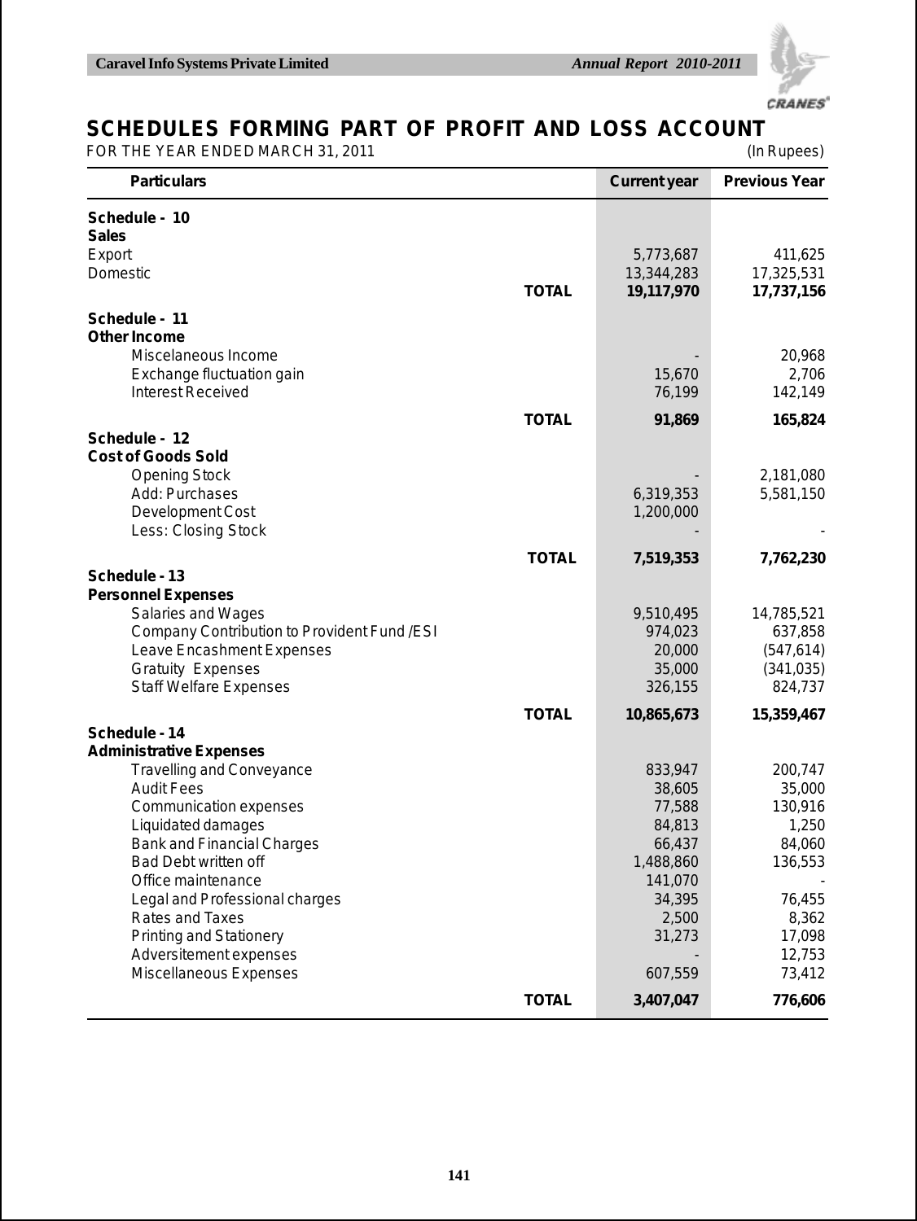# SCHEDULES FORMING PART OF PROFIT AND LOSS ACCOUNT

FOR THE YEAR ENDED MARCH 31, 2011 (In Rupees)

| Particulars | | Current year | Previous Year |
|---|---|---|---|
| **Schedule - 10** | | | |
| **Sales** | | | |
| Export | | 5,773,687 | 411,625 |
| Domestic | | 13,344,283 | 17,325,531 |
| | **TOTAL** | **19,117,970** | **17,737,156** |
| **Schedule - 11** | | | |
| **Other Income** | | | |
| Miscelaneous Income | | - | 20,968 |
| Exchange fluctuation gain | | 15,670 | 2,706 |
| Interest Received | | 76,199 | 142,149 |
| | **TOTAL** | **91,869** | **165,824** |
| **Schedule - 12** | | | |
| **Cost of Goods Sold** | | | |
| Opening Stock | | - | 2,181,080 |
| Add: Purchases | | 6,319,353 | 5,581,150 |
| Development Cost | | 1,200,000 | |
| Less: Closing Stock | | - | - |
| | **TOTAL** | **7,519,353** | **7,762,230** |
| **Schedule - 13** | | | |
| **Personnel Expenses** | | | |
| Salaries and Wages | | 9,510,495 | 14,785,521 |
| Company Contribution to Provident Fund /ESI | | 974,023 | 637,858 |
| Leave Encashment Expenses | | 20,000 | (547,614) |
| Gratuity Expenses | | 35,000 | (341,035) |
| Staff Welfare Expenses | | 326,155 | 824,737 |
| | **TOTAL** | **10,865,673** | **15,359,467** |
| **Schedule - 14** | | | |
| **Administrative Expenses** | | | |
| Travelling and Conveyance | | 833,947 | 200,747 |
| Audit Fees | | 38,605 | 35,000 |
| Communication expenses | | 77,588 | 130,916 |
| Liquidated damages | | 84,813 | 1,250 |
| Bank and Financial Charges | | 66,437 | 84,060 |
| Bad Debt written off | | 1,488,860 | 136,553 |
| Office maintenance | | 141,070 | - |
| Legal and Professional charges | | 34,395 | 76,455 |
| Rates and Taxes | | 2,500 | 8,362 |
| Printing and Stationery | | 31,273 | 17,098 |
| Adversitement expenses | | - | 12,753 |
| Miscellaneous Expenses | | 607,559 | 73,412 |
| | **TOTAL** | **3,407,047** | **776,606** |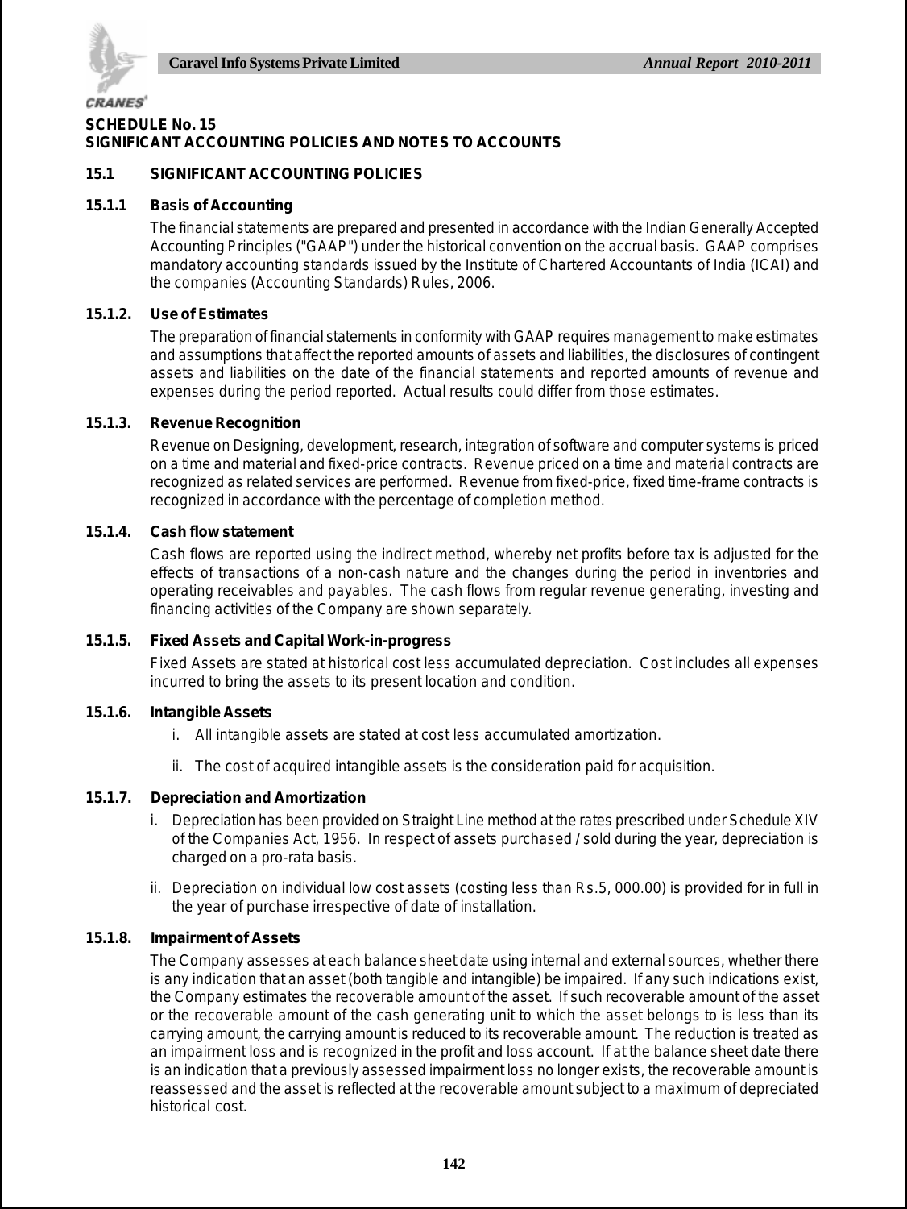# SCHEDULE No. 15
# SIGNIFICANT ACCOUNTING POLICIES AND NOTES TO ACCOUNTS

## 15.1 SIGNIFICANT ACCOUNTING POLICIES

### 15.1.1 Basis of Accounting

The financial statements are prepared and presented in accordance with the Indian Generally Accepted Accounting Principles ("GAAP") under the historical convention on the accrual basis. GAAP comprises mandatory accounting standards issued by the Institute of Chartered Accountants of India (ICAI) and the companies (Accounting Standards) Rules, 2006.

### 15.1.2. Use of Estimates

The preparation of financial statements in conformity with GAAP requires management to make estimates and assumptions that affect the reported amounts of assets and liabilities, the disclosures of contingent assets and liabilities on the date of the financial statements and reported amounts of revenue and expenses during the period reported. Actual results could differ from those estimates.

### 15.1.3. Revenue Recognition

Revenue on Designing, development, research, integration of software and computer systems is priced on a time and material and fixed-price contracts. Revenue priced on a time and material contracts are recognized as related services are performed. Revenue from fixed-price, fixed time-frame contracts is recognized in accordance with the percentage of completion method.

### 15.1.4. Cash flow statement

Cash flows are reported using the indirect method, whereby net profits before tax is adjusted for the effects of transactions of a non-cash nature and the changes during the period in inventories and operating receivables and payables. The cash flows from regular revenue generating, investing and financing activities of the Company are shown separately.

### 15.1.5. Fixed Assets and Capital Work-in-progress

Fixed Assets are stated at historical cost less accumulated depreciation. Cost includes all expenses incurred to bring the assets to its present location and condition.

### 15.1.6. Intangible Assets

i. All intangible assets are stated at cost less accumulated amortization.

ii. The cost of acquired intangible assets is the consideration paid for acquisition.

### 15.1.7. Depreciation and Amortization

i. Depreciation has been provided on Straight Line method at the rates prescribed under Schedule XIV of the Companies Act, 1956. In respect of assets purchased / sold during the year, depreciation is charged on a pro-rata basis.

ii. Depreciation on individual low cost assets (costing less than Rs.5, 000.00) is provided for in full in the year of purchase irrespective of date of installation.

### 15.1.8. Impairment of Assets

The Company assesses at each balance sheet date using internal and external sources, whether there is any indication that an asset (both tangible and intangible) be impaired. If any such indications exist, the Company estimates the recoverable amount of the asset. If such recoverable amount of the asset or the recoverable amount of the cash generating unit to which the asset belongs to is less than its carrying amount, the carrying amount is reduced to its recoverable amount. The reduction is treated as an impairment loss and is recognized in the profit and loss account. If at the balance sheet date there is an indication that a previously assessed impairment loss no longer exists, the recoverable amount is reassessed and the asset is reflected at the recoverable amount subject to a maximum of depreciated historical cost.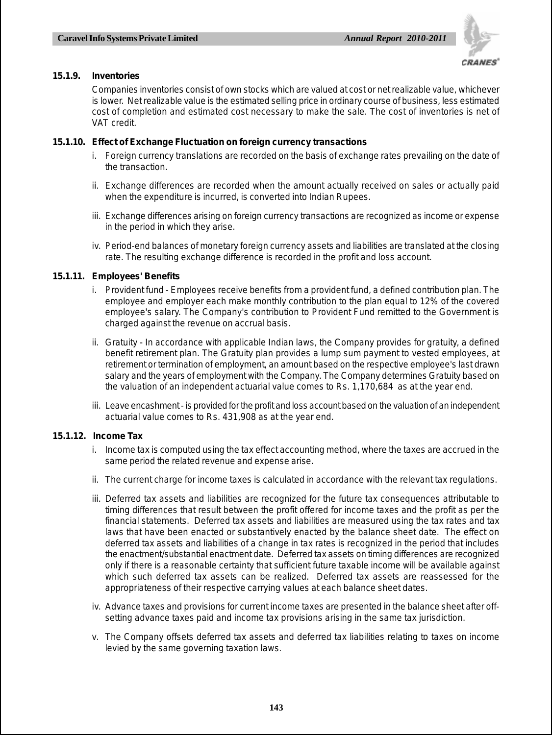**15.1.9. Inventories**

Companies inventories consist of own stocks which are valued at cost or net realizable value, whichever is lower. Net realizable value is the estimated selling price in ordinary course of business, less estimated cost of completion and estimated cost necessary to make the sale. The cost of inventories is net of VAT credit.

**15.1.10. Effect of Exchange Fluctuation on foreign currency transactions**

i. Foreign currency translations are recorded on the basis of exchange rates prevailing on the date of the transaction.

ii. Exchange differences are recorded when the amount actually received on sales or actually paid when the expenditure is incurred, is converted into Indian Rupees.

iii. Exchange differences arising on foreign currency transactions are recognized as income or expense in the period in which they arise.

iv. Period-end balances of monetary foreign currency assets and liabilities are translated at the closing rate. The resulting exchange difference is recorded in the profit and loss account.

**15.1.11. Employees' Benefits**

i. Provident fund - Employees receive benefits from a provident fund, a defined contribution plan. The employee and employer each make monthly contribution to the plan equal to 12% of the covered employee's salary. The Company's contribution to Provident Fund remitted to the Government is charged against the revenue on accrual basis.

ii. Gratuity - In accordance with applicable Indian laws, the Company provides for gratuity, a defined benefit retirement plan. The Gratuity plan provides a lump sum payment to vested employees, at retirement or termination of employment, an amount based on the respective employee's last drawn salary and the years of employment with the Company. The Company determines Gratuity based on the valuation of an independent actuarial value comes to Rs. 1,170,684 as at the year end.

iii. Leave encashment - is provided for the profit and loss account based on the valuation of an independent actuarial value comes to Rs. 431,908 as at the year end.

**15.1.12. Income Tax**

i. Income tax is computed using the tax effect accounting method, where the taxes are accrued in the same period the related revenue and expense arise.

ii. The current charge for income taxes is calculated in accordance with the relevant tax regulations.

iii. Deferred tax assets and liabilities are recognized for the future tax consequences attributable to timing differences that result between the profit offered for income taxes and the profit as per the financial statements. Deferred tax assets and liabilities are measured using the tax rates and tax laws that have been enacted or substantively enacted by the balance sheet date. The effect on deferred tax assets and liabilities of a change in tax rates is recognized in the period that includes the enactment/substantial enactment date. Deferred tax assets on timing differences are recognized only if there is a reasonable certainty that sufficient future taxable income will be available against which such deferred tax assets can be realized. Deferred tax assets are reassessed for the appropriateness of their respective carrying values at each balance sheet dates.

iv. Advance taxes and provisions for current income taxes are presented in the balance sheet after off-setting advance taxes paid and income tax provisions arising in the same tax jurisdiction.

v. The Company offsets deferred tax assets and deferred tax liabilities relating to taxes on income levied by the same governing taxation laws.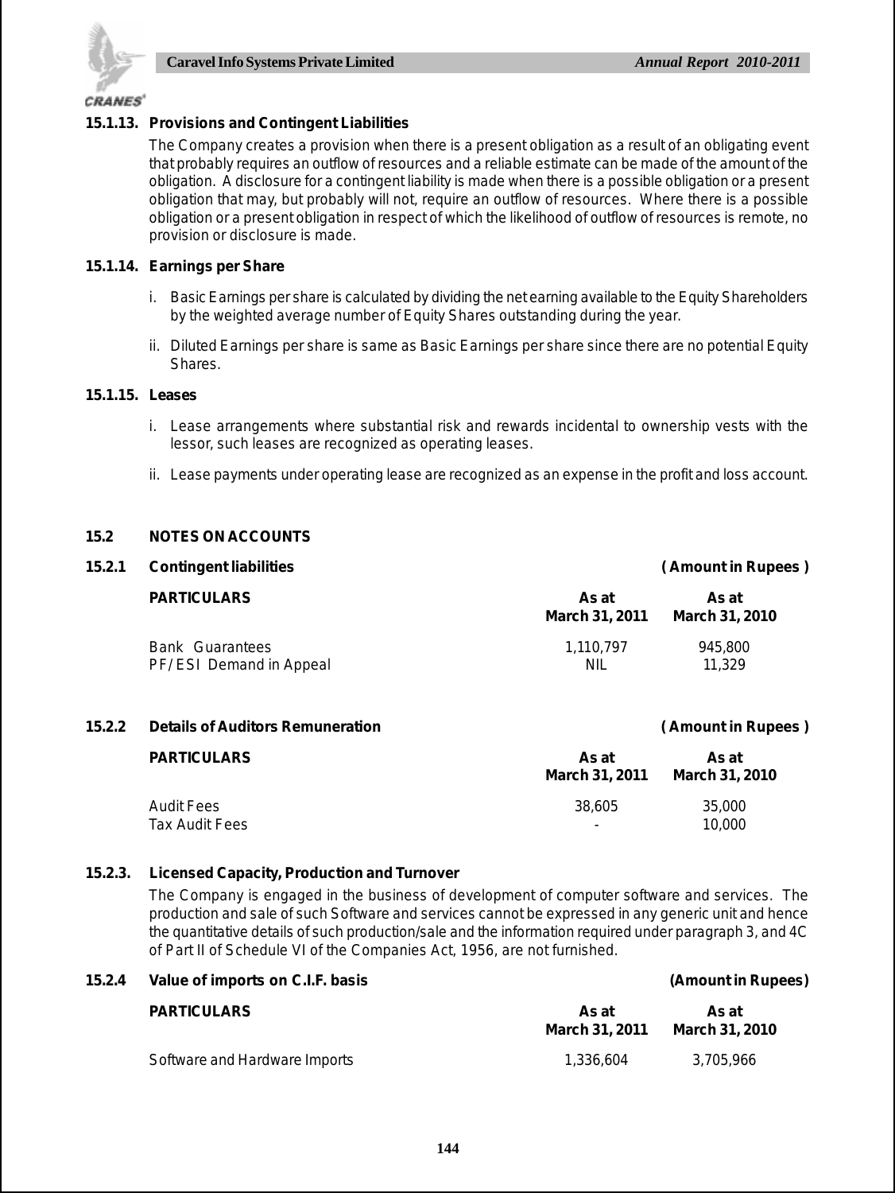### 15.1.13. Provisions and Contingent Liabilities

The Company creates a provision when there is a present obligation as a result of an obligating event that probably requires an outflow of resources and a reliable estimate can be made of the amount of the obligation. A disclosure for a contingent liability is made when there is a possible obligation or a present obligation that may, but probably will not, require an outflow of resources. Where there is a possible obligation or a present obligation in respect of which the likelihood of outflow of resources is remote, no provision or disclosure is made.

### 15.1.14. Earnings per Share

i. Basic Earnings per share is calculated by dividing the net earning available to the Equity Shareholders by the weighted average number of Equity Shares outstanding during the year.

ii. Diluted Earnings per share is same as Basic Earnings per share since there are no potential Equity Shares.

### 15.1.15. Leases

i. Lease arrangements where substantial risk and rewards incidental to ownership vests with the lessor, such leases are recognized as operating leases.

ii. Lease payments under operating lease are recognized as an expense in the profit and loss account.

## 15.2 NOTES ON ACCOUNTS

### 15.2.1 Contingent liabilities

( Amount in Rupees )

| PARTICULARS | As at March 31, 2011 | As at March 31, 2010 |
|---|---|---|
| Bank Guarantees | 1,110,797 | 945,800 |
| PF/ESI Demand in Appeal | NIL | 11,329 |

### 15.2.2 Details of Auditors Remuneration

( Amount in Rupees )

| PARTICULARS | As at March 31, 2011 | As at March 31, 2010 |
|---|---|---|
| Audit Fees | 38,605 | 35,000 |
| Tax Audit Fees | - | 10,000 |

### 15.2.3. Licensed Capacity, Production and Turnover

The Company is engaged in the business of development of computer software and services. The production and sale of such Software and services cannot be expressed in any generic unit and hence the quantitative details of such production/sale and the information required under paragraph 3, and 4C of Part II of Schedule VI of the Companies Act, 1956, are not furnished.

### 15.2.4 Value of imports on C.I.F. basis

(Amount in Rupees)

| PARTICULARS | As at March 31, 2011 | As at March 31, 2010 |
|---|---|---|
| Software and Hardware Imports | 1,336,604 | 3,705,966 |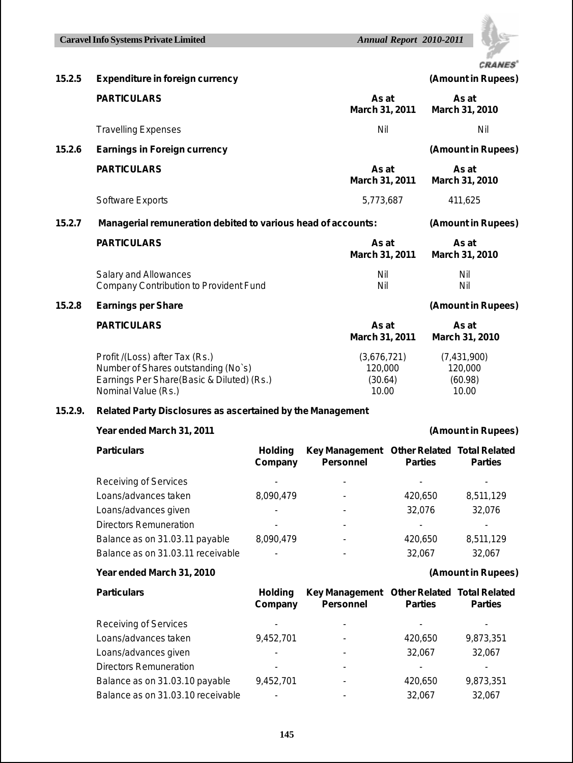### 15.2.5 Expenditure in foreign currency

(Amount in Rupees)

| PARTICULARS | As at March 31, 2011 | As at March 31, 2010 |
|---|---|---|
| Travelling Expenses | Nil | Nil |

### 15.2.6 Earnings in Foreign currency

(Amount in Rupees)

| PARTICULARS | As at March 31, 2011 | As at March 31, 2010 |
|---|---|---|
| Software Exports | 5,773,687 | 411,625 |

### 15.2.7 Managerial remuneration debited to various head of accounts:

(Amount in Rupees)

| PARTICULARS | As at March 31, 2011 | As at March 31, 2010 |
|---|---|---|
| Salary and Allowances | Nil | Nil |
| Company Contribution to Provident Fund | Nil | Nil |

### 15.2.8 Earnings per Share

(Amount in Rupees)

| PARTICULARS | As at March 31, 2011 | As at March 31, 2010 |
|---|---|---|
| Profit /(Loss) after Tax (Rs.) | (3,676,721) | (7,431,900) |
| Number of Shares outstanding (No`s) | 120,000 | 120,000 |
| Earnings Per Share(Basic & Diluted) (Rs.) | (30.64) | (60.98) |
| Nominal Value (Rs.) | 10.00 | 10.00 |

### 15.2.9. Related Party Disclosures as ascertained by the Management

**Year ended March 31, 2011** (Amount in Rupees)

| Particulars | Holding Company | Key Management Personnel | Other Related Parties | Total Related Parties |
|---|---|---|---|---|
| Receiving of Services | - | - | - | - |
| Loans/advances taken | 8,090,479 | - | 420,650 | 8,511,129 |
| Loans/advances given | - | - | 32,076 | 32,076 |
| Directors Remuneration | - | - | - | - |
| Balance as on 31.03.11 payable | 8,090,479 | - | 420,650 | 8,511,129 |
| Balance as on 31.03.11 receivable | - | - | 32,067 | 32,067 |

**Year ended March 31, 2010** (Amount in Rupees)

| Particulars | Holding Company | Key Management Personnel | Other Related Parties | Total Related Parties |
|---|---|---|---|---|
| Receiving of Services | - | - | - | - |
| Loans/advances taken | 9,452,701 | - | 420,650 | 9,873,351 |
| Loans/advances given | - | - | 32,067 | 32,067 |
| Directors Remuneration | - | - | - | - |
| Balance as on 31.03.10 payable | 9,452,701 | - | 420,650 | 9,873,351 |
| Balance as on 31.03.10 receivable | - | - | 32,067 | 32,067 |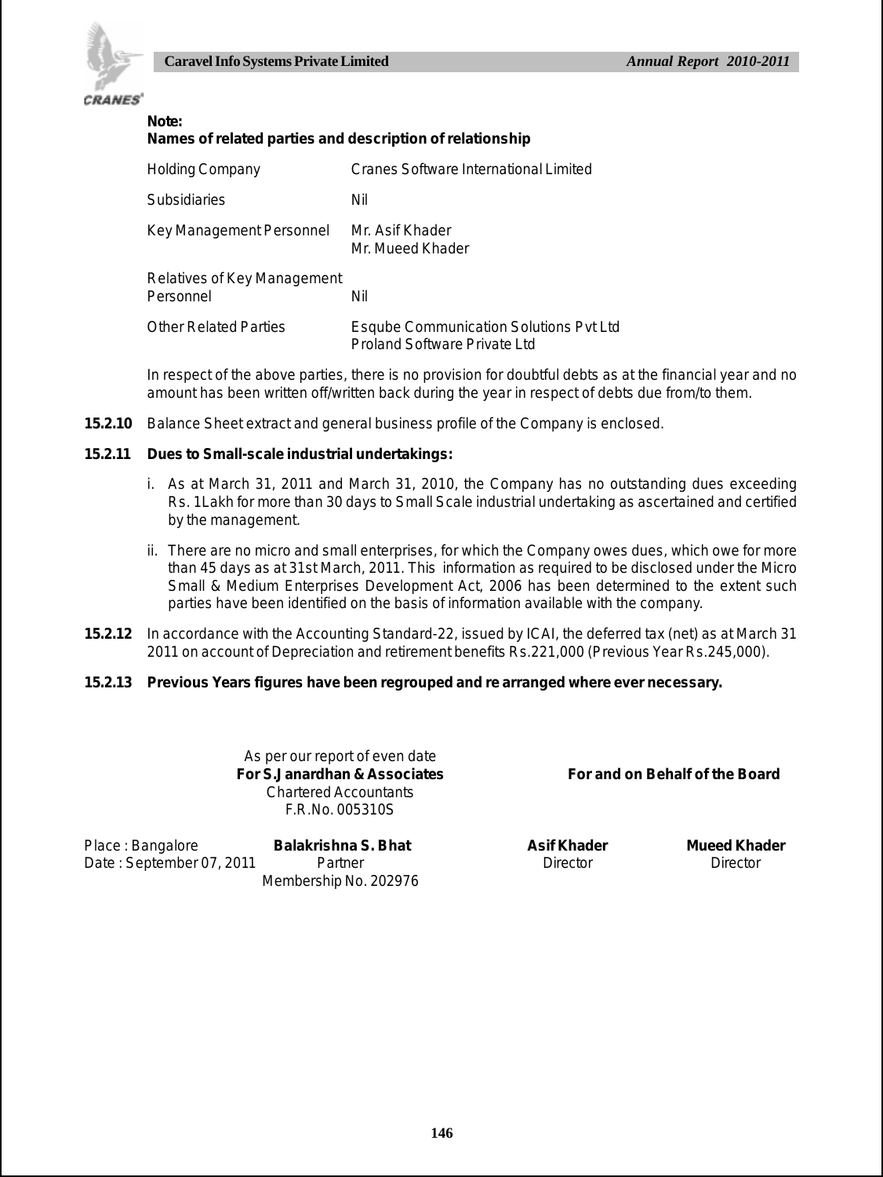**Note:**

**Names of related parties and description of relationship**

| | |
|---|---|
| Holding Company | Cranes Software International Limited |
| Subsidiaries | Nil |
| Key Management Personnel | Mr. Asif Khader<br>Mr. Mueed Khader |
| Relatives of Key Management Personnel | Nil |
| Other Related Parties | Esqube Communication Solutions Pvt Ltd<br>Proland Software Private Ltd |

In respect of the above parties, there is no provision for doubtful debts as at the financial year and no amount has been written off/written back during the year in respect of debts due from/to them.

**15.2.10** Balance Sheet extract and general business profile of the Company is enclosed.

**15.2.11 Dues to Small-scale industrial undertakings:**

i. As at March 31, 2011 and March 31, 2010, the Company has no outstanding dues exceeding Rs. 1Lakh for more than 30 days to Small Scale industrial undertaking as ascertained and certified by the management.

ii. There are no micro and small enterprises, for which the Company owes dues, which owe for more than 45 days as at 31st March, 2011. This information as required to be disclosed under the Micro Small & Medium Enterprises Development Act, 2006 has been determined to the extent such parties have been identified on the basis of information available with the company.

**15.2.12** In accordance with the Accounting Standard-22, issued by ICAI, the deferred tax (net) as at March 31 2011 on account of Depreciation and retirement benefits Rs.221,000 (Previous Year Rs.245,000).

**15.2.13 Previous Years figures have been regrouped and re arranged where ever necessary.**

As per our report of even date
**For S.Janardhan & Associates**
Chartered Accountants
F.R.No. 005310S

**For and on Behalf of the Board**

Place : Bangalore
Date : September 07, 2011

**Balakrishna S. Bhat**
Partner
Membership No. 202976

**Asif Khader**
Director

**Mueed Khader**
Director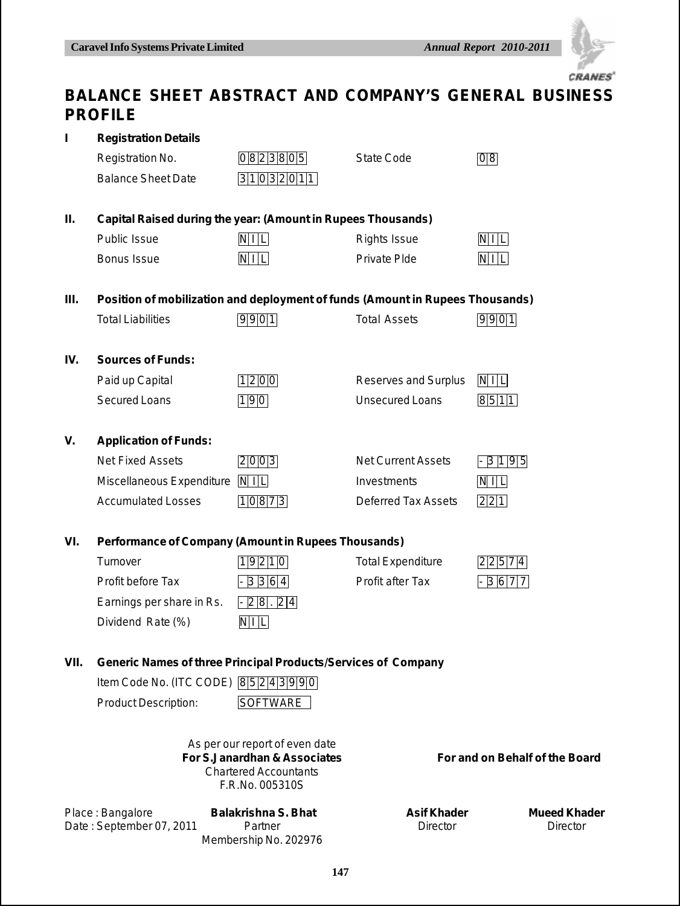# BALANCE SHEET ABSTRACT AND COMPANY'S GENERAL BUSINESS PROFILE

## I Registration Details

| | | | |
|---|---|---|---|
| Registration No. | 0823805 | State Code | 08 |
| Balance Sheet Date | 31032011 | | |

## II. Capital Raised during the year: (Amount in Rupees Thousands)

| | | | |
|---|---|---|---|
| Public Issue | NIL | Rights Issue | NIL |
| Bonus Issue | NIL | Private Plde | NIL |

## III. Position of mobilization and deployment of funds (Amount in Rupees Thousands)

| | | | |
|---|---|---|---|
| Total Liabilities | 9901 | Total Assets | 9901 |

## IV. Sources of Funds:

| | | | |
|---|---|---|---|
| Paid up Capital | 1200 | Reserves and Surplus | NIL |
| Secured Loans | 190 | Unsecured Loans | 8511 |

## V. Application of Funds:

| | | | |
|---|---|---|---|
| Net Fixed Assets | 2003 | Net Current Assets | -3195 |
| Miscellaneous Expenditure | NIL | Investments | NIL |
| Accumulated Losses | 10873 | Deferred Tax Assets | 221 |

## VI. Performance of Company (Amount in Rupees Thousands)

| | | | |
|---|---|---|---|
| Turnover | 19210 | Total Expenditure | 22574 |
| Profit before Tax | -3364 | Profit after Tax | -3677 |
| Earnings per share in Rs. | -28.24 | | |
| Dividend Rate (%) | NIL | | |

## VII. Generic Names of three Principal Products/Services of Company

| | |
|---|---|
| Item Code No. (ITC CODE) | 85243990 |
| Product Description: | SOFTWARE |

As per our report of even date
**For S.Janardhan & Associates**
Chartered Accountants
F.R.No. 005310S

**For and on Behalf of the Board**

Place : Bangalore
Date : September 07, 2011

**Balakrishna S. Bhat**
Partner
Membership No. 202976

**Asif Khader**
Director

**Mueed Khader**
Director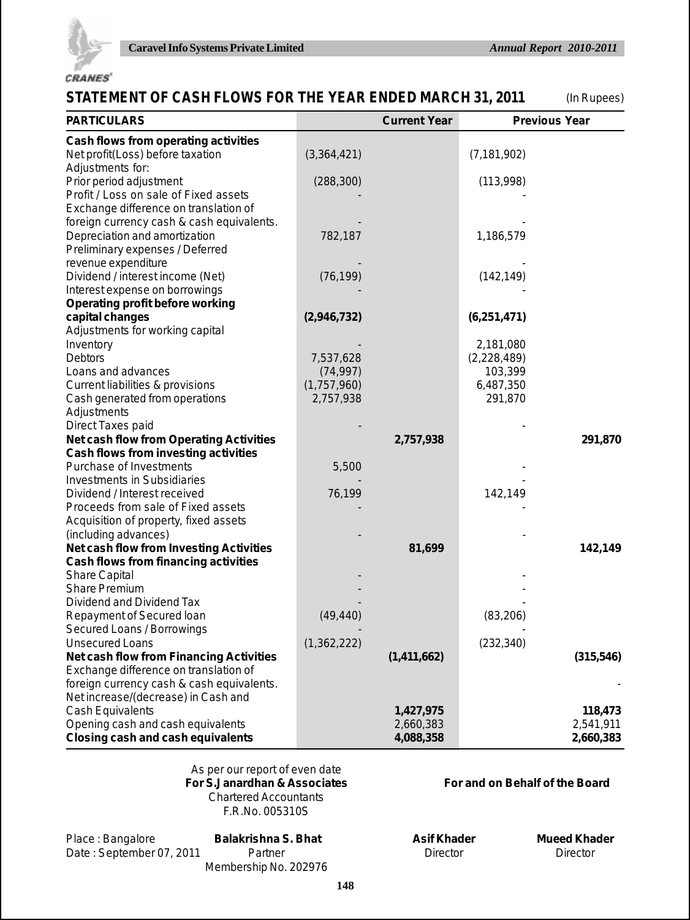## STATEMENT OF CASH FLOWS FOR THE YEAR ENDED MARCH 31, 2011

(In Rupees)

| PARTICULARS | | Current Year | | Previous Year |
|---|---|---|---|---|
| **Cash flows from operating activities** | | | | |
| Net profit(Loss) before taxation | (3,364,421) | | (7,181,902) | |
| Adjustments for: | | | | |
| Prior period adjustment | (288,300) | | (113,998) | |
| Profit / Loss on sale of Fixed assets | - | | - | |
| Exchange difference on translation of foreign currency cash & cash equivalents. | - | | - | |
| Depreciation and amortization | 782,187 | | 1,186,579 | |
| Preliminary expenses / Deferred revenue expenditure | - | | - | |
| Dividend / interest income (Net) | (76,199) | | (142,149) | |
| Interest expense on borrowings | - | | - | |
| **Operating profit before working capital changes** | **(2,946,732)** | | **(6,251,471)** | |
| Adjustments for working capital | | | | |
| Inventory | - | | 2,181,080 | |
| Debtors | 7,537,628 | | (2,228,489) | |
| Loans and advances | (74,997) | | 103,399 | |
| Current liabilities & provisions | (1,757,960) | | 6,487,350 | |
| Cash generated from operations | 2,757,938 | | 291,870 | |
| Adjustments | | | | |
| Direct Taxes paid | - | | - | |
| **Net cash flow from Operating Activities** | | **2,757,938** | | **291,870** |
| **Cash flows from investing activities** | | | | |
| Purchase of Investments | 5,500 | | - | |
| Investments in Subsidiaries | - | | - | |
| Dividend / Interest received | 76,199 | | 142,149 | |
| Proceeds from sale of Fixed assets | - | | - | |
| Acquisition of property, fixed assets (including advances) | - | | - | |
| **Net cash flow from Investing Activities** | | **81,699** | | **142,149** |
| **Cash flows from financing activities** | | | | |
| Share Capital | - | | - | |
| Share Premium | - | | - | |
| Dividend and Dividend Tax | - | | - | |
| Repayment of Secured loan | (49,440) | | (83,206) | |
| Secured Loans / Borrowings | - | | - | |
| Unsecured Loans | (1,362,222) | | (232,340) | |
| **Net cash flow from Financing Activities** | | **(1,411,662)** | | **(315,546)** |
| Exchange difference on translation of foreign currency cash & cash equivalents. | | | | - |
| Net increase/(decrease) in Cash and Cash Equivalents | | **1,427,975** | | **118,473** |
| Opening cash and cash equivalents | | 2,660,383 | | 2,541,911 |
| **Closing cash and cash equivalents** | | **4,088,358** | | **2,660,383** |

As per our report of even date
**For S.Janardhan & Associates**
Chartered Accountants
F.R.No. 005310S

**For and on Behalf of the Board**

Place : Bangalore
Date : September 07, 2011

**Balakrishna S. Bhat**
Partner
Membership No. 202976

**Asif Khader**
Director

**Mueed Khader**
Director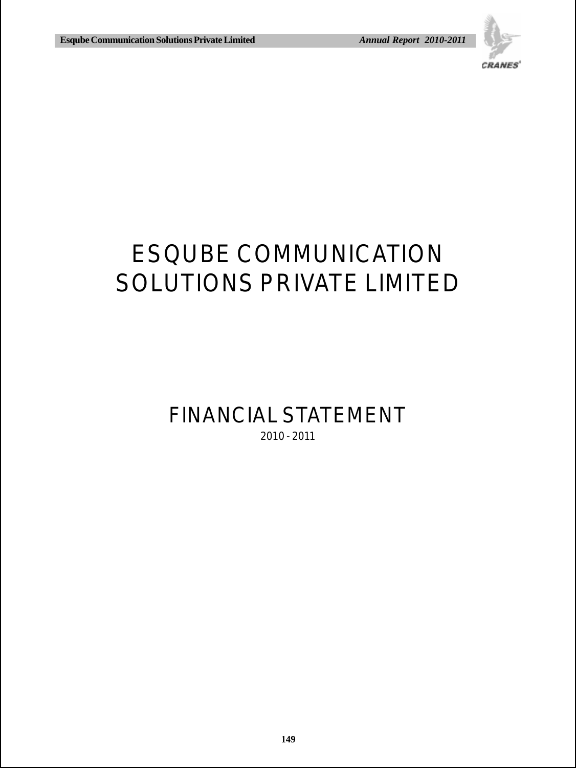# ESQUBE COMMUNICATION SOLUTIONS PRIVATE LIMITED

## FINANCIAL STATEMENT

2010 - 2011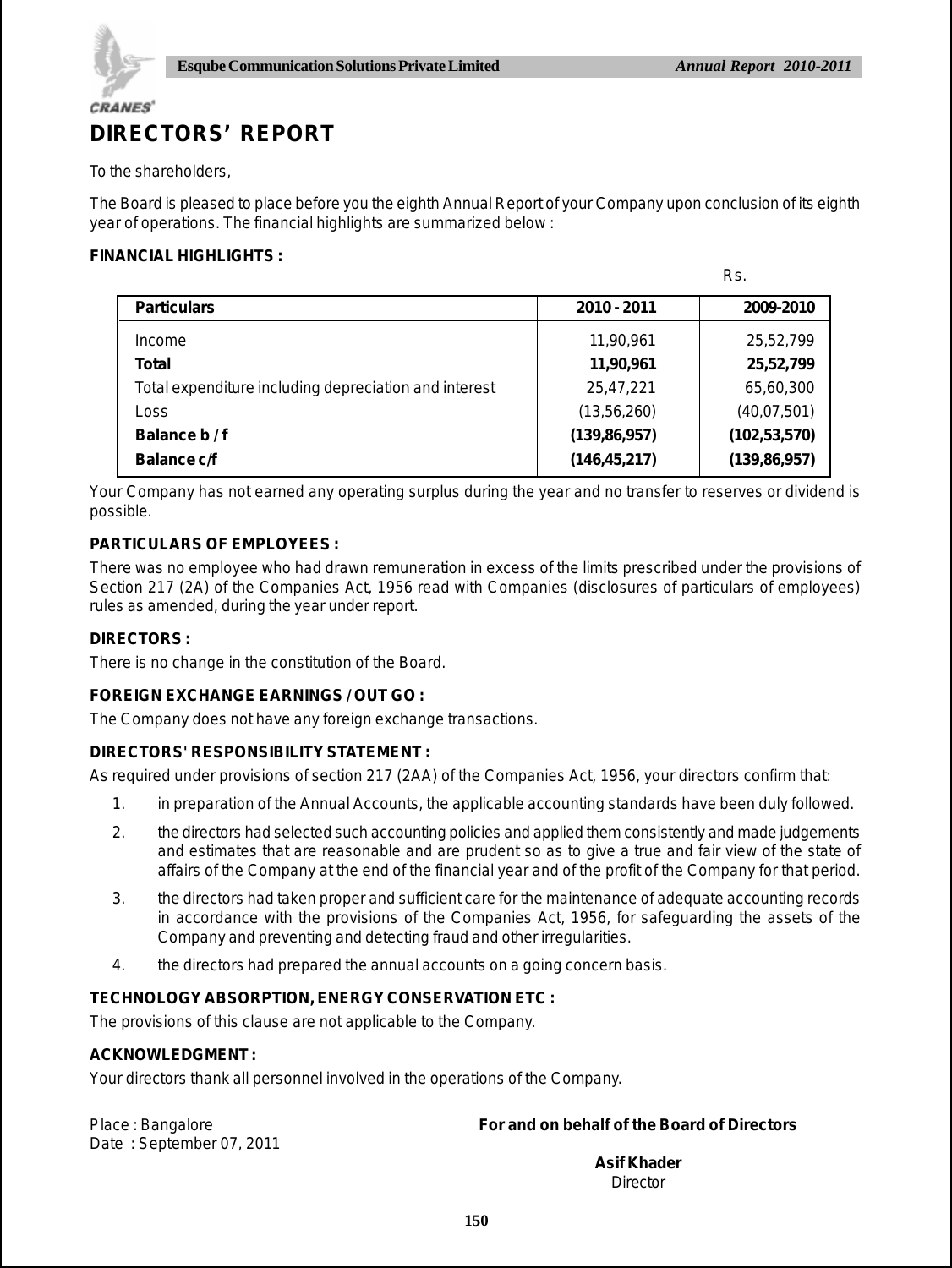# DIRECTORS' REPORT

To the shareholders,

The Board is pleased to place before you the eighth Annual Report of your Company upon conclusion of its eighth year of operations. The financial highlights are summarized below :

**FINANCIAL HIGHLIGHTS :**

Rs.

| Particulars | 2010 - 2011 | 2009-2010 |
|---|---|---|
| Income | 11,90,961 | 25,52,799 |
| **Total** | **11,90,961** | **25,52,799** |
| Total expenditure including depreciation and interest | 25,47,221 | 65,60,300 |
| Loss | (13,56,260) | (40,07,501) |
| **Balance b / f** | **(139,86,957)** | **(102,53,570)** |
| **Balance c/f** | **(146,45,217)** | **(139,86,957)** |

Your Company has not earned any operating surplus during the year and no transfer to reserves or dividend is possible.

**PARTICULARS OF EMPLOYEES :**

There was no employee who had drawn remuneration in excess of the limits prescribed under the provisions of Section 217 (2A) of the Companies Act, 1956 read with Companies (disclosures of particulars of employees) rules as amended, during the year under report.

**DIRECTORS :**

There is no change in the constitution of the Board.

**FOREIGN EXCHANGE EARNINGS / OUT GO :**

The Company does not have any foreign exchange transactions.

**DIRECTORS' RESPONSIBILITY STATEMENT :**

As required under provisions of section 217 (2AA) of the Companies Act, 1956, your directors confirm that:

1. in preparation of the Annual Accounts, the applicable accounting standards have been duly followed.
2. the directors had selected such accounting policies and applied them consistently and made judgements and estimates that are reasonable and are prudent so as to give a true and fair view of the state of affairs of the Company at the end of the financial year and of the profit of the Company for that period.
3. the directors had taken proper and sufficient care for the maintenance of adequate accounting records in accordance with the provisions of the Companies Act, 1956, for safeguarding the assets of the Company and preventing and detecting fraud and other irregularities.
4. the directors had prepared the annual accounts on a going concern basis.

**TECHNOLOGY ABSORPTION, ENERGY CONSERVATION ETC :**

The provisions of this clause are not applicable to the Company.

**ACKNOWLEDGMENT :**

Your directors thank all personnel involved in the operations of the Company.

Place : Bangalore
Date : September 07, 2011

**For and on behalf of the Board of Directors**

**Asif Khader**
Director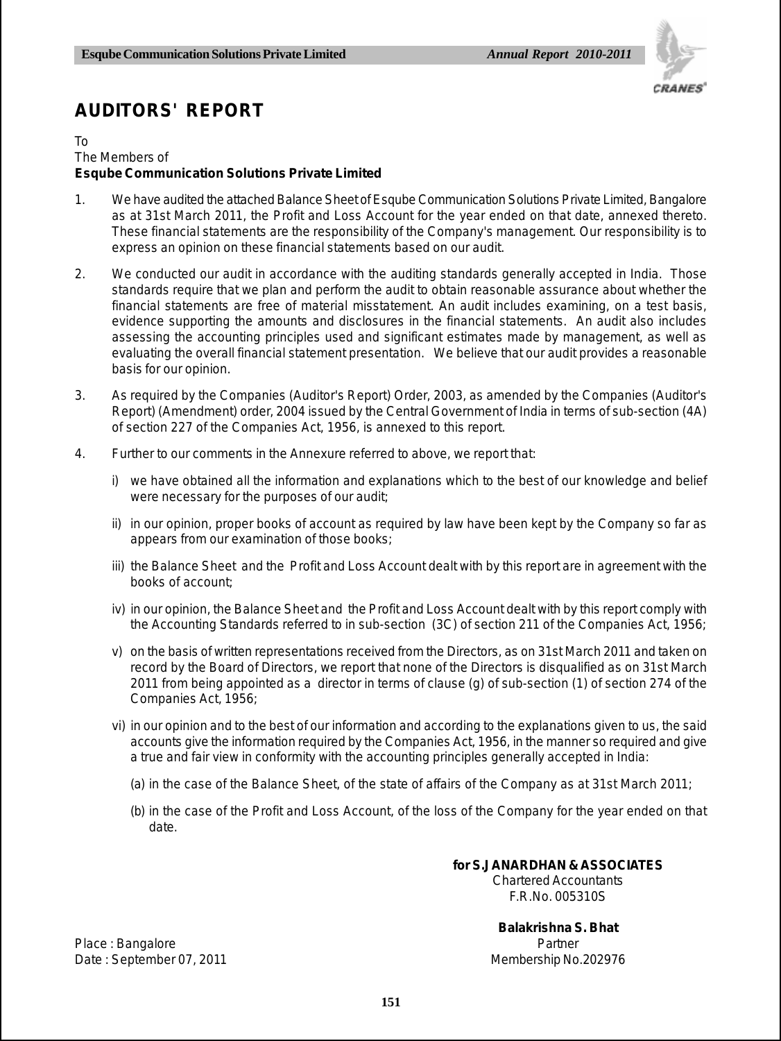# AUDITORS' REPORT

To
The Members of
**Esqube Communication Solutions Private Limited**

1. We have audited the attached Balance Sheet of Esqube Communication Solutions Private Limited, Bangalore as at 31st March 2011, the Profit and Loss Account for the year ended on that date, annexed thereto. These financial statements are the responsibility of the Company's management. Our responsibility is to express an opinion on these financial statements based on our audit.

2. We conducted our audit in accordance with the auditing standards generally accepted in India. Those standards require that we plan and perform the audit to obtain reasonable assurance about whether the financial statements are free of material misstatement. An audit includes examining, on a test basis, evidence supporting the amounts and disclosures in the financial statements. An audit also includes assessing the accounting principles used and significant estimates made by management, as well as evaluating the overall financial statement presentation. We believe that our audit provides a reasonable basis for our opinion.

3. As required by the Companies (Auditor's Report) Order, 2003, as amended by the Companies (Auditor's Report) (Amendment) order, 2004 issued by the Central Government of India in terms of sub-section (4A) of section 227 of the Companies Act, 1956, is annexed to this report.

4. Further to our comments in the Annexure referred to above, we report that:

   i) we have obtained all the information and explanations which to the best of our knowledge and belief were necessary for the purposes of our audit;

   ii) in our opinion, proper books of account as required by law have been kept by the Company so far as appears from our examination of those books;

   iii) the Balance Sheet and the Profit and Loss Account dealt with by this report are in agreement with the books of account;

   iv) in our opinion, the Balance Sheet and the Profit and Loss Account dealt with by this report comply with the Accounting Standards referred to in sub-section (3C) of section 211 of the Companies Act, 1956;

   v) on the basis of written representations received from the Directors, as on 31st March 2011 and taken on record by the Board of Directors, we report that none of the Directors is disqualified as on 31st March 2011 from being appointed as a director in terms of clause (g) of sub-section (1) of section 274 of the Companies Act, 1956;

   vi) in our opinion and to the best of our information and according to the explanations given to us, the said accounts give the information required by the Companies Act, 1956, in the manner so required and give a true and fair view in conformity with the accounting principles generally accepted in India:

      (a) in the case of the Balance Sheet, of the state of affairs of the Company as at 31st March 2011;

      (b) in the case of the Profit and Loss Account, of the loss of the Company for the year ended on that date.

**for S.JANARDHAN & ASSOCIATES**
Chartered Accountants
F.R.No. 005310S

**Balakrishna S. Bhat**
Partner
Membership No.202976

Place : Bangalore
Date : September 07, 2011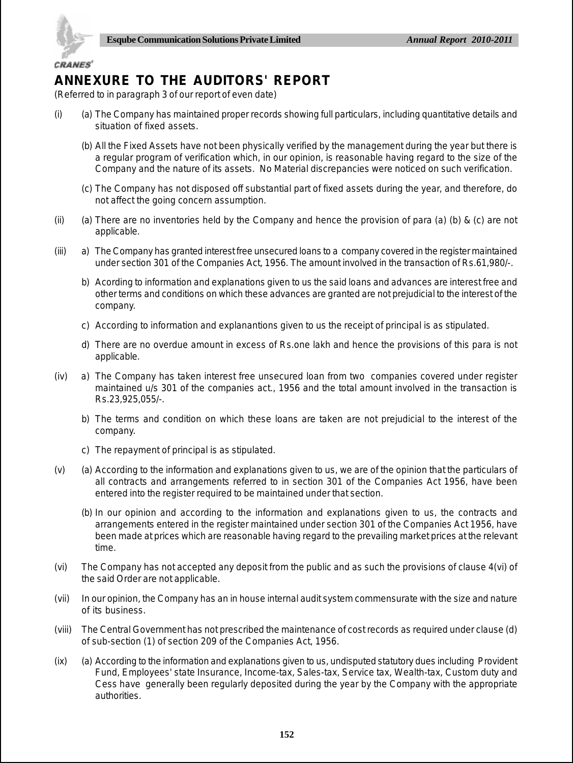# ANNEXURE TO THE AUDITORS' REPORT

(Referred to in paragraph 3 of our report of even date)

(i) (a) The Company has maintained proper records showing full particulars, including quantitative details and situation of fixed assets.

(b) All the Fixed Assets have not been physically verified by the management during the year but there is a regular program of verification which, in our opinion, is reasonable having regard to the size of the Company and the nature of its assets. No Material discrepancies were noticed on such verification.

(c) The Company has not disposed off substantial part of fixed assets during the year, and therefore, do not affect the going concern assumption.

(ii) (a) There are no inventories held by the Company and hence the provision of para (a) (b) & (c) are not applicable.

(iii) a) The Company has granted interest free unsecured loans to a company covered in the register maintained under section 301 of the Companies Act, 1956. The amount involved in the transaction of Rs.61,980/-.

b) Acording to information and explanations given to us the said loans and advances are interest free and other terms and conditions on which these advances are granted are not prejudicial to the interest of the company.

c) According to information and explanantions given to us the receipt of principal is as stipulated.

d) There are no overdue amount in excess of Rs.one lakh and hence the provisions of this para is not applicable.

(iv) a) The Company has taken interest free unsecured loan from two companies covered under register maintained u/s 301 of the companies act., 1956 and the total amount involved in the transaction is Rs.23,925,055/-.

b) The terms and condition on which these loans are taken are not prejudicial to the interest of the company.

c) The repayment of principal is as stipulated.

(v) (a) According to the information and explanations given to us, we are of the opinion that the particulars of all contracts and arrangements referred to in section 301 of the Companies Act 1956, have been entered into the register required to be maintained under that section.

(b) In our opinion and according to the information and explanations given to us, the contracts and arrangements entered in the register maintained under section 301 of the Companies Act 1956, have been made at prices which are reasonable having regard to the prevailing market prices at the relevant time.

(vi) The Company has not accepted any deposit from the public and as such the provisions of clause 4(vi) of the said Order are not applicable.

(vii) In our opinion, the Company has an in house internal audit system commensurate with the size and nature of its business.

(viii) The Central Government has not prescribed the maintenance of cost records as required under clause (d) of sub-section (1) of section 209 of the Companies Act, 1956.

(ix) (a) According to the information and explanations given to us, undisputed statutory dues including Provident Fund, Employees' state Insurance, Income-tax, Sales-tax, Service tax, Wealth-tax, Custom duty and Cess have generally been regularly deposited during the year by the Company with the appropriate authorities.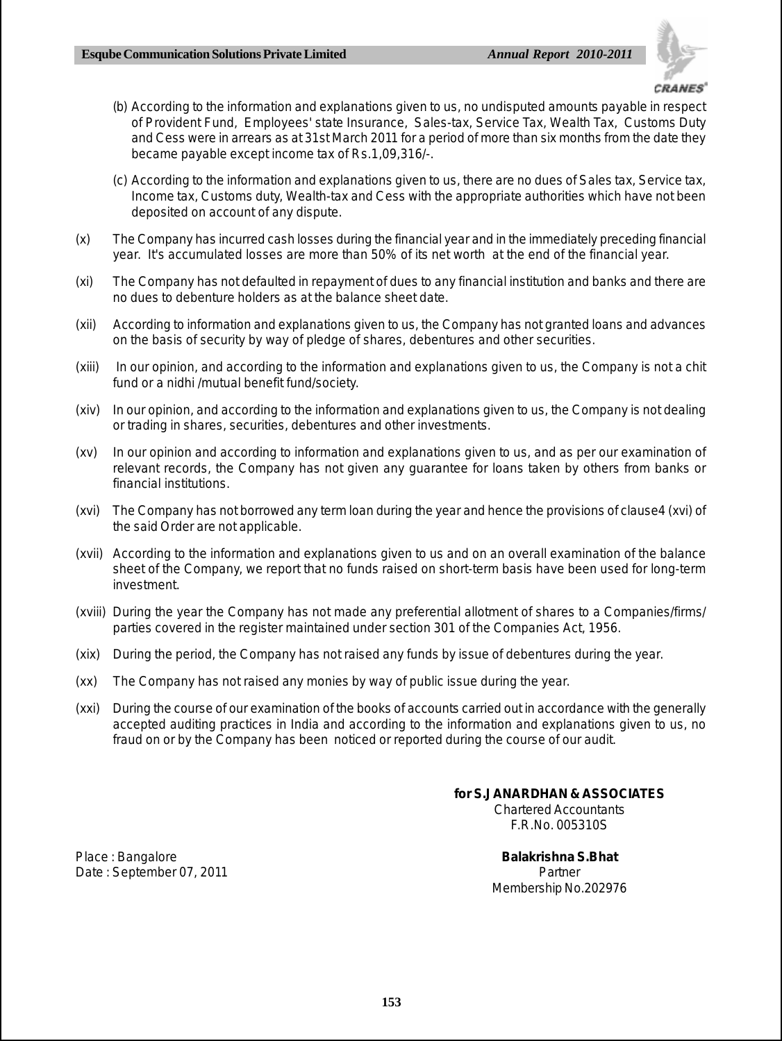(b) According to the information and explanations given to us, no undisputed amounts payable in respect of Provident Fund, Employees' state Insurance, Sales-tax, Service Tax, Wealth Tax, Customs Duty and Cess were in arrears as at 31st March 2011 for a period of more than six months from the date they became payable except income tax of Rs.1,09,316/-.

(c) According to the information and explanations given to us, there are no dues of Sales tax, Service tax, Income tax, Customs duty, Wealth-tax and Cess with the appropriate authorities which have not been deposited on account of any dispute.

(x) The Company has incurred cash losses during the financial year and in the immediately preceding financial year. It's accumulated losses are more than 50% of its net worth at the end of the financial year.

(xi) The Company has not defaulted in repayment of dues to any financial institution and banks and there are no dues to debenture holders as at the balance sheet date.

(xii) According to information and explanations given to us, the Company has not granted loans and advances on the basis of security by way of pledge of shares, debentures and other securities.

(xiii) In our opinion, and according to the information and explanations given to us, the Company is not a chit fund or a nidhi /mutual benefit fund/society.

(xiv) In our opinion, and according to the information and explanations given to us, the Company is not dealing or trading in shares, securities, debentures and other investments.

(xv) In our opinion and according to information and explanations given to us, and as per our examination of relevant records, the Company has not given any guarantee for loans taken by others from banks or financial institutions.

(xvi) The Company has not borrowed any term loan during the year and hence the provisions of clause4 (xvi) of the said Order are not applicable.

(xvii) According to the information and explanations given to us and on an overall examination of the balance sheet of the Company, we report that no funds raised on short-term basis have been used for long-term investment.

(xviii) During the year the Company has not made any preferential allotment of shares to a Companies/firms/ parties covered in the register maintained under section 301 of the Companies Act, 1956.

(xix) During the period, the Company has not raised any funds by issue of debentures during the year.

(xx) The Company has not raised any monies by way of public issue during the year.

(xxi) During the course of our examination of the books of accounts carried out in accordance with the generally accepted auditing practices in India and according to the information and explanations given to us, no fraud on or by the Company has been noticed or reported during the course of our audit.

**for S.JANARDHAN & ASSOCIATES**
Chartered Accountants
F.R.No. 005310S

**Balakrishna S.Bhat**
Partner
Membership No.202976

Place : Bangalore
Date : September 07, 2011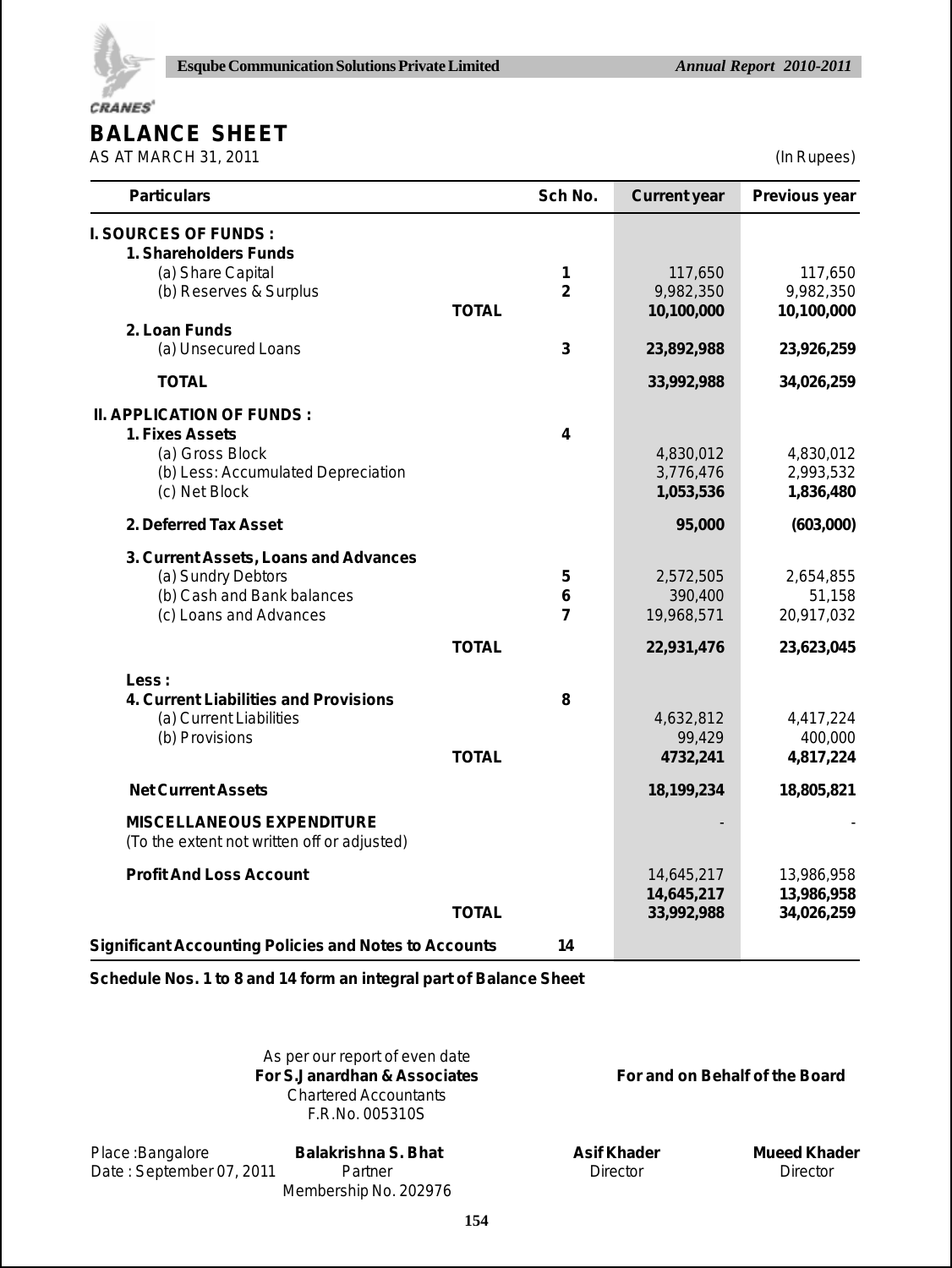# BALANCE SHEET

AS AT MARCH 31, 2011 (In Rupees)

| Particulars | | Sch No. | Current year | Previous year |
|---|---|---|---|---|
| **I. SOURCES OF FUNDS :** | | | | |
| **1. Shareholders Funds** | | | | |
| (a) Share Capital | | 1 | 117,650 | 117,650 |
| (b) Reserves & Surplus | | 2 | 9,982,350 | 9,982,350 |
| | **TOTAL** | | **10,100,000** | **10,100,000** |
| **2. Loan Funds** | | | | |
| (a) Unsecured Loans | | 3 | **23,892,988** | **23,926,259** |
| **TOTAL** | | | **33,992,988** | **34,026,259** |
| **II. APPLICATION OF FUNDS :** | | | | |
| **1. Fixes Assets** | | 4 | | |
| (a) Gross Block | | | 4,830,012 | 4,830,012 |
| (b) Less: Accumulated Depreciation | | | 3,776,476 | 2,993,532 |
| (c) Net Block | | | **1,053,536** | **1,836,480** |
| **2. Deferred Tax Asset** | | | **95,000** | **(603,000)** |
| **3. Current Assets, Loans and Advances** | | | | |
| (a) Sundry Debtors | | 5 | 2,572,505 | 2,654,855 |
| (b) Cash and Bank balances | | 6 | 390,400 | 51,158 |
| (c) Loans and Advances | | 7 | 19,968,571 | 20,917,032 |
| | **TOTAL** | | **22,931,476** | **23,623,045** |
| **Less :** | | | | |
| **4. Current Liabilities and Provisions** | | 8 | | |
| (a) Current Liabilities | | | 4,632,812 | 4,417,224 |
| (b) Provisions | | | 99,429 | 400,000 |
| | **TOTAL** | | **4732,241** | **4,817,224** |
| **Net Current Assets** | | | **18,199,234** | **18,805,821** |
| **MISCELLANEOUS EXPENDITURE** (To the extent not written off or adjusted) | | | - | - |
| **Profit And Loss Account** | | | 14,645,217 | 13,986,958 |
| | | | **14,645,217** | **13,986,958** |
| | **TOTAL** | | **33,992,988** | **34,026,259** |
| **Significant Accounting Policies and Notes to Accounts** | | 14 | | |

**Schedule Nos. 1 to 8 and 14 form an integral part of Balance Sheet**

As per our report of even date
**For S.Janardhan & Associates**
Chartered Accountants
F.R.No. 005310S

**For and on Behalf of the Board**

Place :Bangalore
Date : September 07, 2011

**Balakrishna S. Bhat**
Partner
Membership No. 202976

**Asif Khader**
Director

**Mueed Khader**
Director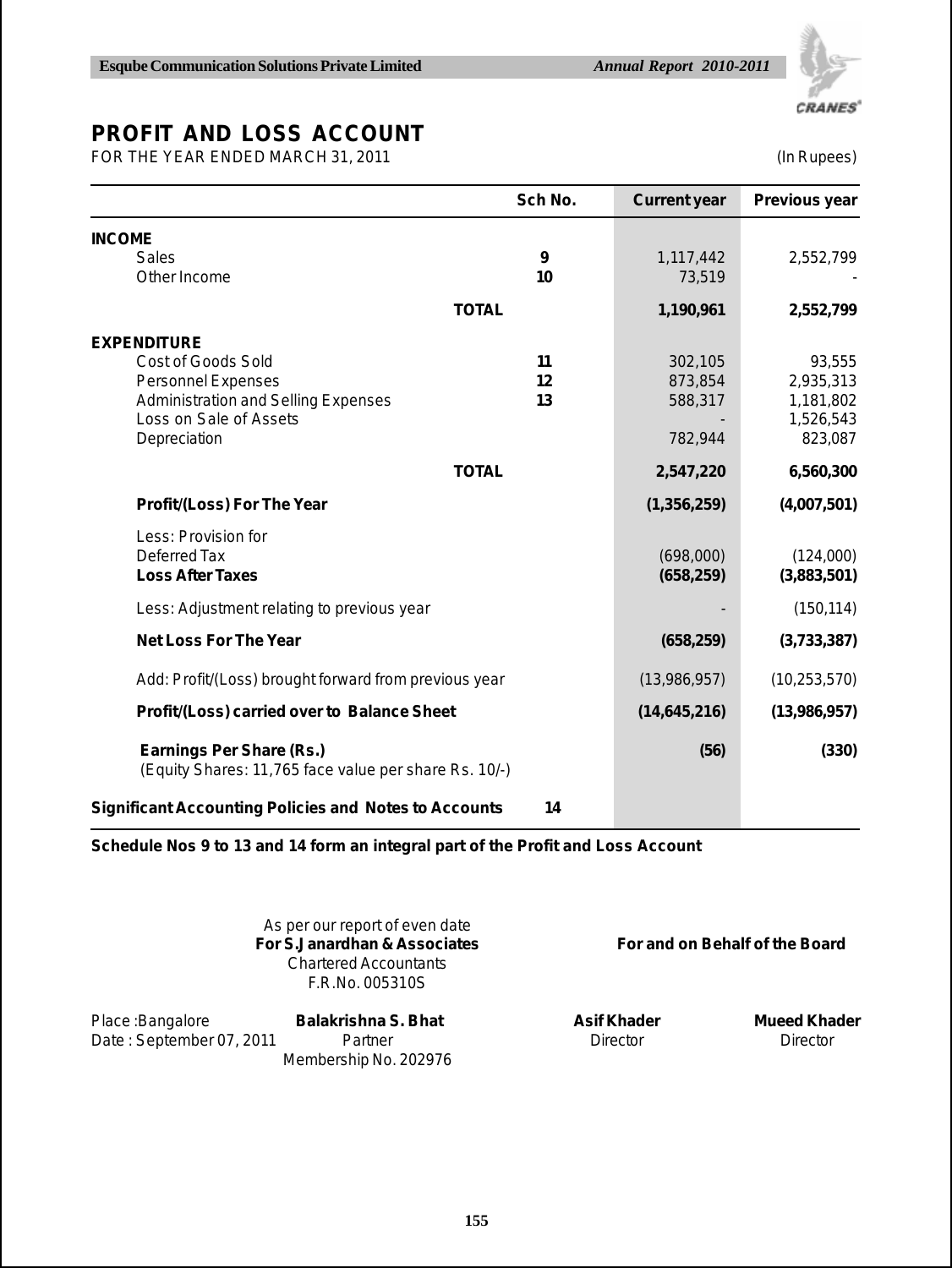# PROFIT AND LOSS ACCOUNT

FOR THE YEAR ENDED MARCH 31, 2011 (In Rupees)

| | Sch No. | Current year | Previous year |
|---|---|---|---|
| **INCOME** | | | |
| Sales | 9 | 1,117,442 | 2,552,799 |
| Other Income | 10 | 73,519 | - |
| **TOTAL** | | **1,190,961** | **2,552,799** |
| **EXPENDITURE** | | | |
| Cost of Goods Sold | 11 | 302,105 | 93,555 |
| Personnel Expenses | 12 | 873,854 | 2,935,313 |
| Administration and Selling Expenses | 13 | 588,317 | 1,181,802 |
| Loss on Sale of Assets | | - | 1,526,543 |
| Depreciation | | 782,944 | 823,087 |
| **TOTAL** | | **2,547,220** | **6,560,300** |
| **Profit/(Loss) For The Year** | | **(1,356,259)** | **(4,007,501)** |
| Less: Provision for Deferred Tax | | (698,000) | (124,000) |
| **Loss After Taxes** | | **(658,259)** | **(3,883,501)** |
| Less: Adjustment relating to previous year | | - | (150,114) |
| **Net Loss For The Year** | | **(658,259)** | **(3,733,387)** |
| Add: Profit/(Loss) brought forward from previous year | | (13,986,957) | (10,253,570) |
| **Profit/(Loss) carried over to Balance Sheet** | | **(14,645,216)** | **(13,986,957)** |
| **Earnings Per Share (Rs.)** (Equity Shares: 11,765 face value per share Rs. 10/-) | | **(56)** | **(330)** |
| **Significant Accounting Policies and Notes to Accounts** | 14 | | |

**Schedule Nos 9 to 13 and 14 form an integral part of the Profit and Loss Account**

As per our report of even date
**For S.Janardhan & Associates**
Chartered Accountants
F.R.No. 005310S

**For and on Behalf of the Board**

Place :Bangalore
Date : September 07, 2011

**Balakrishna S. Bhat**
Partner
Membership No. 202976

**Asif Khader**
Director

**Mueed Khader**
Director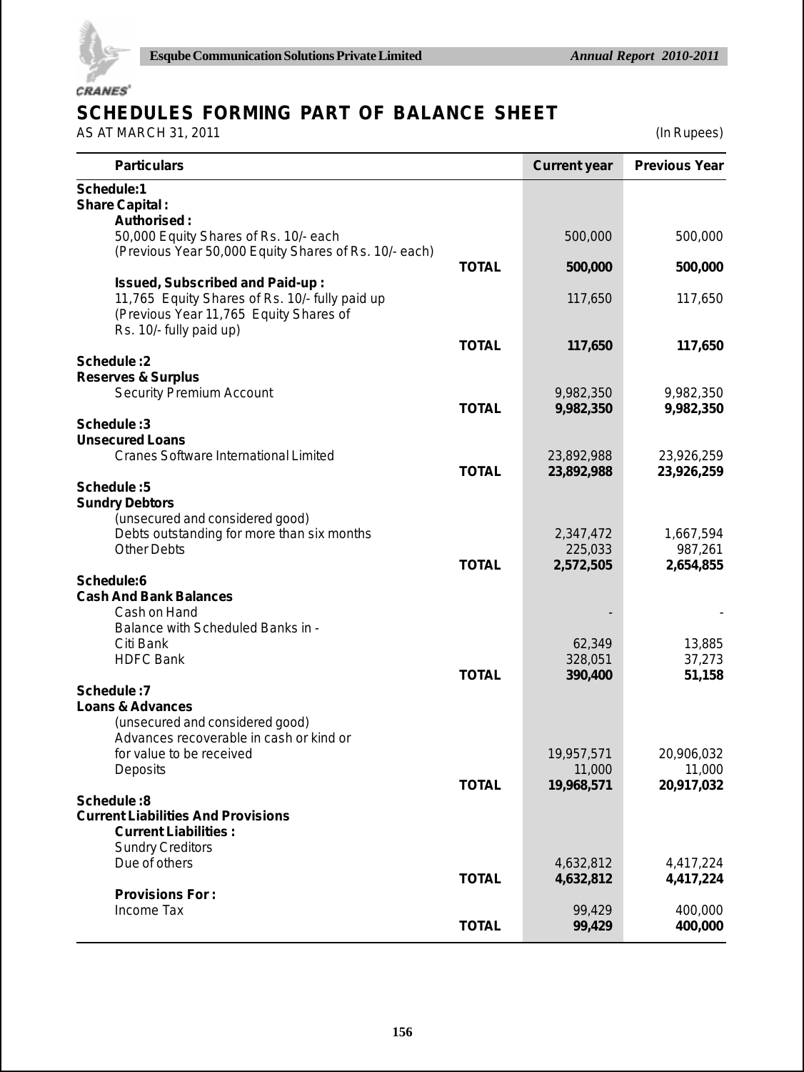# SCHEDULES FORMING PART OF BALANCE SHEET

AS AT MARCH 31, 2011 (In Rupees)

| Particulars | | Current year | Previous Year |
|---|---|---|---|
| **Schedule:1** | | | |
| **Share Capital :** | | | |
| **Authorised :** | | | |
| 50,000 Equity Shares of Rs. 10/- each (Previous Year 50,000 Equity Shares of Rs. 10/- each) | | 500,000 | 500,000 |
| | **TOTAL** | **500,000** | **500,000** |
| **Issued, Subscribed and Paid-up :** | | | |
| 11,765 Equity Shares of Rs. 10/- fully paid up (Previous Year 11,765 Equity Shares of Rs. 10/- fully paid up) | | 117,650 | 117,650 |
| | **TOTAL** | **117,650** | **117,650** |
| **Schedule :2** | | | |
| **Reserves & Surplus** | | | |
| Security Premium Account | | 9,982,350 | 9,982,350 |
| | **TOTAL** | **9,982,350** | **9,982,350** |
| **Schedule :3** | | | |
| **Unsecured Loans** | | | |
| Cranes Software International Limited | | 23,892,988 | 23,926,259 |
| | **TOTAL** | **23,892,988** | **23,926,259** |
| **Schedule :5** | | | |
| **Sundry Debtors** | | | |
| (unsecured and considered good) | | | |
| Debts outstanding for more than six months | | 2,347,472 | 1,667,594 |
| Other Debts | | 225,033 | 987,261 |
| | **TOTAL** | **2,572,505** | **2,654,855** |
| **Schedule:6** | | | |
| **Cash And Bank Balances** | | | |
| Cash on Hand | | - | - |
| Balance with Scheduled Banks in - | | | |
| Citi Bank | | 62,349 | 13,885 |
| HDFC Bank | | 328,051 | 37,273 |
| | **TOTAL** | **390,400** | **51,158** |
| **Schedule :7** | | | |
| **Loans & Advances** | | | |
| (unsecured and considered good) | | | |
| Advances recoverable in cash or kind or for value to be received | | 19,957,571 | 20,906,032 |
| Deposits | | 11,000 | 11,000 |
| | **TOTAL** | **19,968,571** | **20,917,032** |
| **Schedule :8** | | | |
| **Current Liabilities And Provisions** | | | |
| **Current Liabilities :** | | | |
| Sundry Creditors | | | |
| Due of others | | 4,632,812 | 4,417,224 |
| | **TOTAL** | **4,632,812** | **4,417,224** |
| **Provisions For :** | | | |
| Income Tax | | 99,429 | 400,000 |
| | **TOTAL** | **99,429** | **400,000** |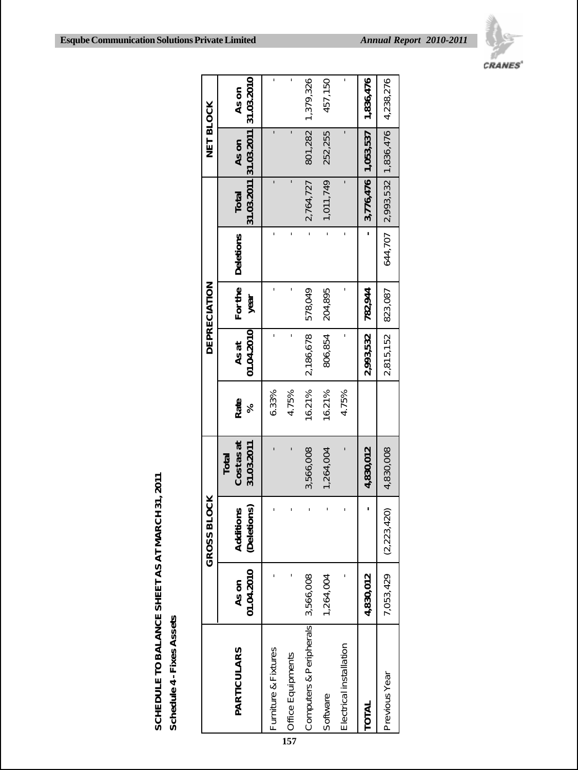# SCHEDULE TO BALANCE SHEET AS AT MARCH 31, 2011

**Schedule 4 - Fixes Assets**

| PARTICULARS | GROSS BLOCK | | | | DEPRECIATION | | | | NET BLOCK | |
|---|---|---|---|---|---|---|---|---|---|---|
| | As on 01.04.2010 | Additions (Deletions) | Total Cost as at 31.03.2011 | Rate % | As at 01.04.2010 | For the year | Deletions | Total 31.03.2011 | As on 31.03.2011 | As on 31.03.2010 |
| Furniture & Fixtures | - | - | - | 6.33% | - | - | - | - | - | - |
| Office Equipments | - | - | - | 4.75% | - | - | - | - | - | - |
| Computers & Peripherals | 3,566,008 | - | 3,566,008 | 16.21% | 2,186,678 | 578,049 | - | 2,764,727 | 801,282 | 1,379,326 |
| Software | 1,264,004 | - | 1,264,004 | 16.21% | 806,854 | 204,895 | - | 1,011,749 | 252,255 | 457,150 |
| Electrical installation | - | - | - | 4.75% | - | - | - | - | - | - |
| **TOTAL** | **4,830,012** | **-** | **4,830,012** | | **2,993,532** | **782,944** | **-** | **3,776,476** | **1,053,537** | **1,836,476** |
| Previous Year | 7,053,429 | (2,223,420) | 4,830,008 | | 2,815,152 | 823,087 | 644,707 | 2,993,532 | 1,836,476 | 4,238,276 |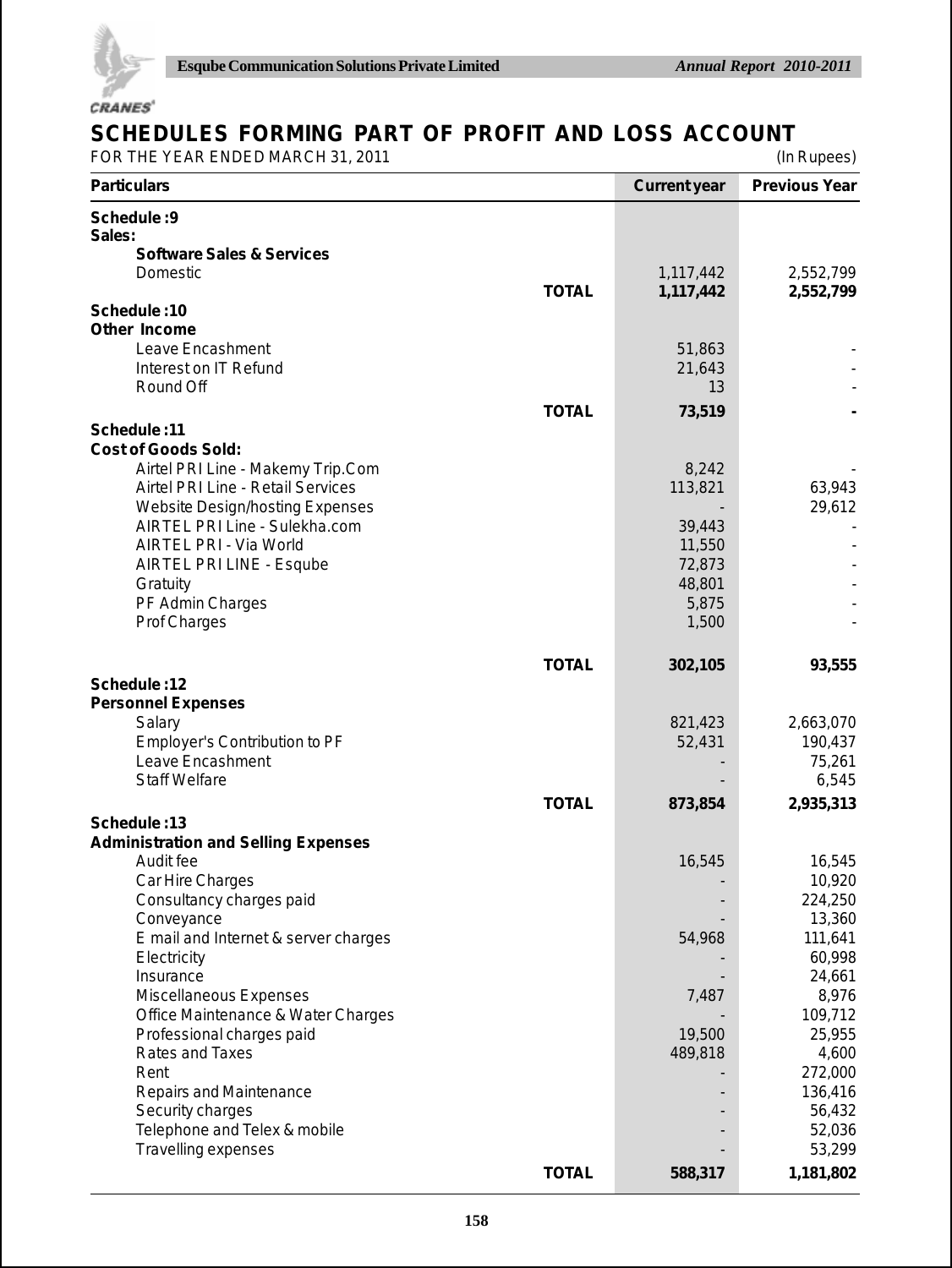# SCHEDULES FORMING PART OF PROFIT AND LOSS ACCOUNT

FOR THE YEAR ENDED MARCH 31, 2011 (In Rupees)

| Particulars | | Current year | Previous Year |
|---|---|---|---|
| **Schedule :9** | | | |
| **Sales:** | | | |
| **Software Sales & Services** | | | |
| Domestic | | 1,117,442 | 2,552,799 |
| | **TOTAL** | **1,117,442** | **2,552,799** |
| **Schedule :10** | | | |
| **Other Income** | | | |
| Leave Encashment | | 51,863 | - |
| Interest on IT Refund | | 21,643 | - |
| Round Off | | 13 | - |
| | **TOTAL** | **73,519** | **-** |
| **Schedule :11** | | | |
| **Cost of Goods Sold:** | | | |
| Airtel PRI Line - Makemy Trip.Com | | 8,242 | - |
| Airtel PRI Line - Retail Services | | 113,821 | 63,943 |
| Website Design/hosting Expenses | | - | 29,612 |
| AIRTEL PRI Line - Sulekha.com | | 39,443 | - |
| AIRTEL PRI - Via World | | 11,550 | - |
| AIRTEL PRI LINE - Esqube | | 72,873 | - |
| Gratuity | | 48,801 | - |
| PF Admin Charges | | 5,875 | - |
| Prof Charges | | 1,500 | - |
| | **TOTAL** | **302,105** | **93,555** |
| **Schedule :12** | | | |
| **Personnel Expenses** | | | |
| Salary | | 821,423 | 2,663,070 |
| Employer's Contribution to PF | | 52,431 | 190,437 |
| Leave Encashment | | - | 75,261 |
| Staff Welfare | | - | 6,545 |
| | **TOTAL** | **873,854** | **2,935,313** |
| **Schedule :13** | | | |
| **Administration and Selling Expenses** | | | |
| Audit fee | | 16,545 | 16,545 |
| Car Hire Charges | | - | 10,920 |
| Consultancy charges paid | | - | 224,250 |
| Conveyance | | - | 13,360 |
| E mail and Internet & server charges | | 54,968 | 111,641 |
| Electricity | | - | 60,998 |
| Insurance | | - | 24,661 |
| Miscellaneous Expenses | | 7,487 | 8,976 |
| Office Maintenance & Water Charges | | - | 109,712 |
| Professional charges paid | | 19,500 | 25,955 |
| Rates and Taxes | | 489,818 | 4,600 |
| Rent | | - | 272,000 |
| Repairs and Maintenance | | - | 136,416 |
| Security charges | | - | 56,432 |
| Telephone and Telex & mobile | | - | 52,036 |
| Travelling expenses | | - | 53,299 |
| | **TOTAL** | **588,317** | **1,181,802** |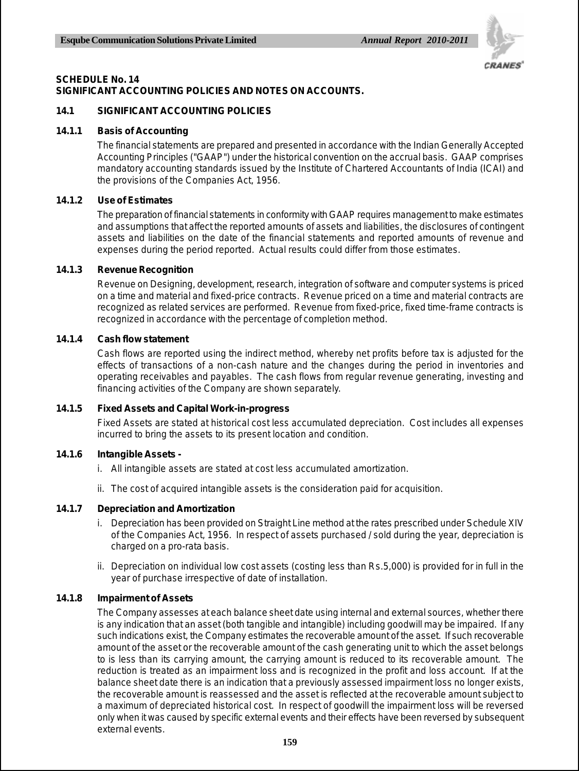**SCHEDULE No. 14**
**SIGNIFICANT ACCOUNTING POLICIES AND NOTES ON ACCOUNTS.**

### 14.1 SIGNIFICANT ACCOUNTING POLICIES

#### 14.1.1 Basis of Accounting

The financial statements are prepared and presented in accordance with the Indian Generally Accepted Accounting Principles ("GAAP") under the historical convention on the accrual basis. GAAP comprises mandatory accounting standards issued by the Institute of Chartered Accountants of India (ICAI) and the provisions of the Companies Act, 1956.

#### 14.1.2 Use of Estimates

The preparation of financial statements in conformity with GAAP requires management to make estimates and assumptions that affect the reported amounts of assets and liabilities, the disclosures of contingent assets and liabilities on the date of the financial statements and reported amounts of revenue and expenses during the period reported. Actual results could differ from those estimates.

#### 14.1.3 Revenue Recognition

Revenue on Designing, development, research, integration of software and computer systems is priced on a time and material and fixed-price contracts. Revenue priced on a time and material contracts are recognized as related services are performed. Revenue from fixed-price, fixed time-frame contracts is recognized in accordance with the percentage of completion method.

#### 14.1.4 Cash flow statement

Cash flows are reported using the indirect method, whereby net profits before tax is adjusted for the effects of transactions of a non-cash nature and the changes during the period in inventories and operating receivables and payables. The cash flows from regular revenue generating, investing and financing activities of the Company are shown separately.

#### 14.1.5 Fixed Assets and Capital Work-in-progress

Fixed Assets are stated at historical cost less accumulated depreciation. Cost includes all expenses incurred to bring the assets to its present location and condition.

#### 14.1.6 Intangible Assets -

i. All intangible assets are stated at cost less accumulated amortization.

ii. The cost of acquired intangible assets is the consideration paid for acquisition.

#### 14.1.7 Depreciation and Amortization

i. Depreciation has been provided on Straight Line method at the rates prescribed under Schedule XIV of the Companies Act, 1956. In respect of assets purchased / sold during the year, depreciation is charged on a pro-rata basis.

ii. Depreciation on individual low cost assets (costing less than Rs.5,000) is provided for in full in the year of purchase irrespective of date of installation.

#### 14.1.8 Impairment of Assets

The Company assesses at each balance sheet date using internal and external sources, whether there is any indication that an asset (both tangible and intangible) including goodwill may be impaired. If any such indications exist, the Company estimates the recoverable amount of the asset. If such recoverable amount of the asset or the recoverable amount of the cash generating unit to which the asset belongs to is less than its carrying amount, the carrying amount is reduced to its recoverable amount. The reduction is treated as an impairment loss and is recognized in the profit and loss account. If at the balance sheet date there is an indication that a previously assessed impairment loss no longer exists, the recoverable amount is reassessed and the asset is reflected at the recoverable amount subject to a maximum of depreciated historical cost. In respect of goodwill the impairment loss will be reversed only when it was caused by specific external events and their effects have been reversed by subsequent external events.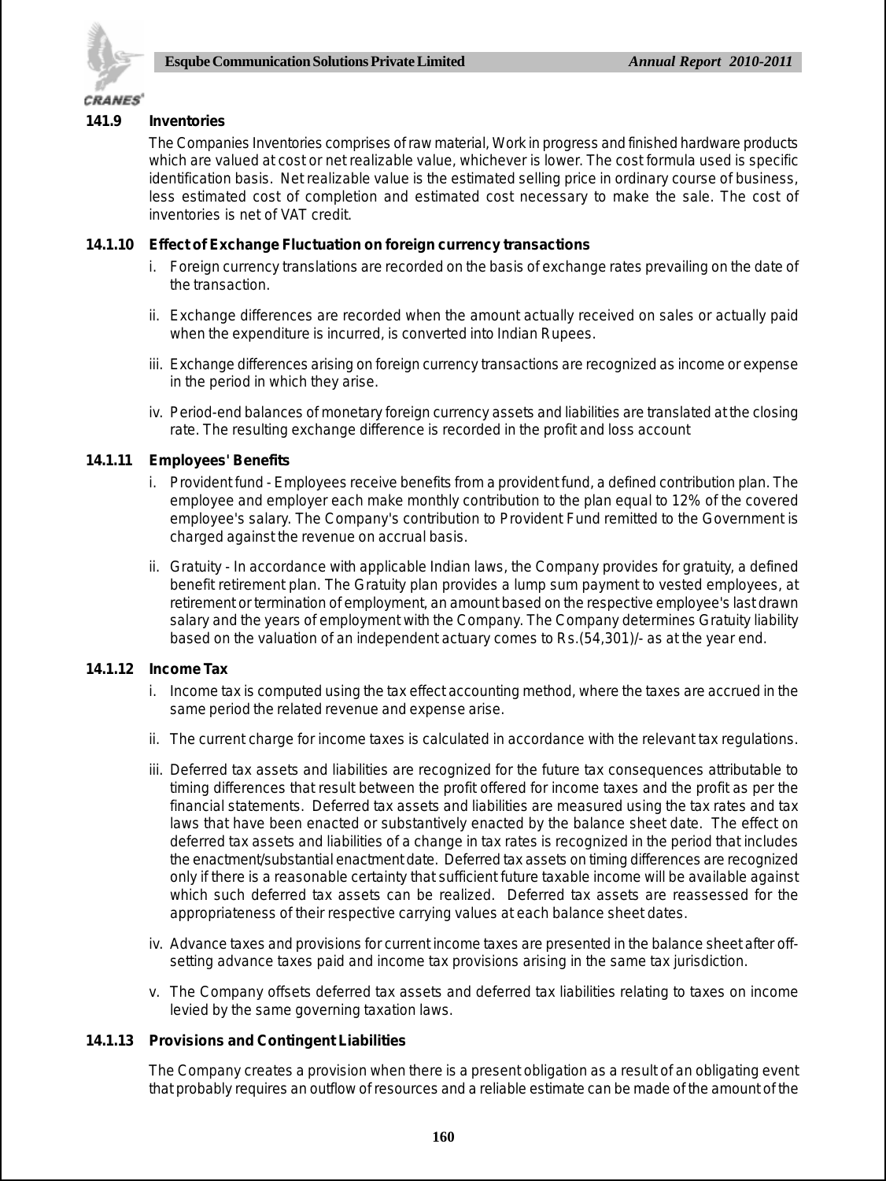**141.9 Inventories**

The Companies Inventories comprises of raw material, Work in progress and finished hardware products which are valued at cost or net realizable value, whichever is lower. The cost formula used is specific identification basis. Net realizable value is the estimated selling price in ordinary course of business, less estimated cost of completion and estimated cost necessary to make the sale. The cost of inventories is net of VAT credit.

**14.1.10 Effect of Exchange Fluctuation on foreign currency transactions**

i. Foreign currency translations are recorded on the basis of exchange rates prevailing on the date of the transaction.

ii. Exchange differences are recorded when the amount actually received on sales or actually paid when the expenditure is incurred, is converted into Indian Rupees.

iii. Exchange differences arising on foreign currency transactions are recognized as income or expense in the period in which they arise.

iv. Period-end balances of monetary foreign currency assets and liabilities are translated at the closing rate. The resulting exchange difference is recorded in the profit and loss account

**14.1.11 Employees' Benefits**

i. Provident fund - Employees receive benefits from a provident fund, a defined contribution plan. The employee and employer each make monthly contribution to the plan equal to 12% of the covered employee's salary. The Company's contribution to Provident Fund remitted to the Government is charged against the revenue on accrual basis.

ii. Gratuity - In accordance with applicable Indian laws, the Company provides for gratuity, a defined benefit retirement plan. The Gratuity plan provides a lump sum payment to vested employees, at retirement or termination of employment, an amount based on the respective employee's last drawn salary and the years of employment with the Company. The Company determines Gratuity liability based on the valuation of an independent actuary comes to Rs.(54,301)/- as at the year end.

**14.1.12 Income Tax**

i. Income tax is computed using the tax effect accounting method, where the taxes are accrued in the same period the related revenue and expense arise.

ii. The current charge for income taxes is calculated in accordance with the relevant tax regulations.

iii. Deferred tax assets and liabilities are recognized for the future tax consequences attributable to timing differences that result between the profit offered for income taxes and the profit as per the financial statements. Deferred tax assets and liabilities are measured using the tax rates and tax laws that have been enacted or substantively enacted by the balance sheet date. The effect on deferred tax assets and liabilities of a change in tax rates is recognized in the period that includes the enactment/substantial enactment date. Deferred tax assets on timing differences are recognized only if there is a reasonable certainty that sufficient future taxable income will be available against which such deferred tax assets can be realized. Deferred tax assets are reassessed for the appropriateness of their respective carrying values at each balance sheet dates.

iv. Advance taxes and provisions for current income taxes are presented in the balance sheet after off-setting advance taxes paid and income tax provisions arising in the same tax jurisdiction.

v. The Company offsets deferred tax assets and deferred tax liabilities relating to taxes on income levied by the same governing taxation laws.

**14.1.13 Provisions and Contingent Liabilities**

The Company creates a provision when there is a present obligation as a result of an obligating event that probably requires an outflow of resources and a reliable estimate can be made of the amount of the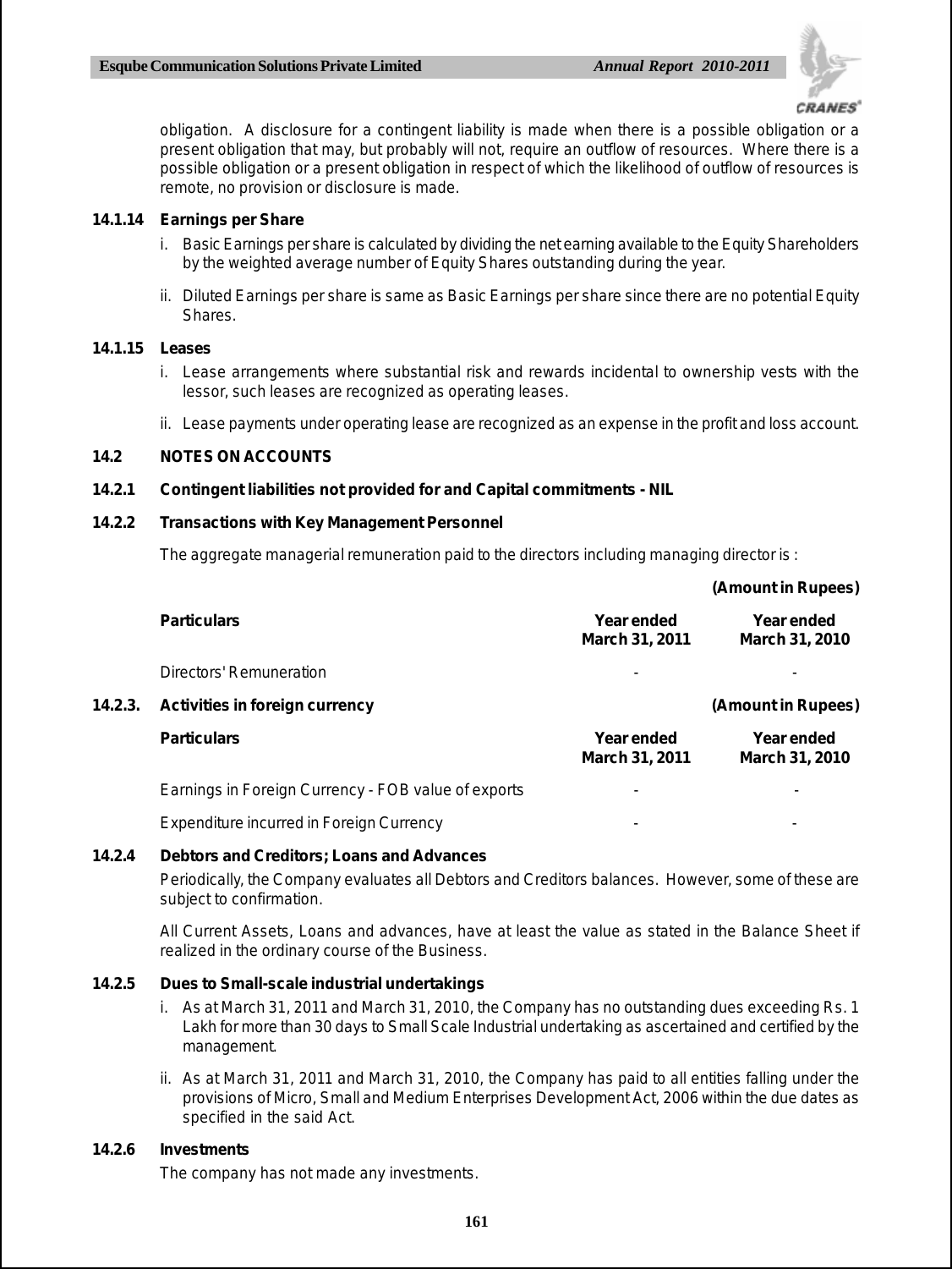obligation. A disclosure for a contingent liability is made when there is a possible obligation or a present obligation that may, but probably will not, require an outflow of resources. Where there is a possible obligation or a present obligation in respect of which the likelihood of outflow of resources is remote, no provision or disclosure is made.

**14.1.14 Earnings per Share**

i. Basic Earnings per share is calculated by dividing the net earning available to the Equity Shareholders by the weighted average number of Equity Shares outstanding during the year.

ii. Diluted Earnings per share is same as Basic Earnings per share since there are no potential Equity Shares.

**14.1.15 Leases**

i. Lease arrangements where substantial risk and rewards incidental to ownership vests with the lessor, such leases are recognized as operating leases.

ii. Lease payments under operating lease are recognized as an expense in the profit and loss account.

## 14.2 NOTES ON ACCOUNTS

**14.2.1 Contingent liabilities not provided for and Capital commitments - NIL**

**14.2.2 Transactions with Key Management Personnel**

The aggregate managerial remuneration paid to the directors including managing director is :

**(Amount in Rupees)**

| **Particulars** | **Year ended March 31, 2011** | **Year ended March 31, 2010** |
|---|---|---|
| Directors' Remuneration | - | - |

**14.2.3. Activities in foreign currency**

**(Amount in Rupees)**

| **Particulars** | **Year ended March 31, 2011** | **Year ended March 31, 2010** |
|---|---|---|
| Earnings in Foreign Currency - FOB value of exports | - | - |
| Expenditure incurred in Foreign Currency | - | - |

**14.2.4 Debtors and Creditors; Loans and Advances**

Periodically, the Company evaluates all Debtors and Creditors balances. However, some of these are subject to confirmation.

All Current Assets, Loans and advances, have at least the value as stated in the Balance Sheet if realized in the ordinary course of the Business.

**14.2.5 Dues to Small-scale industrial undertakings**

i. As at March 31, 2011 and March 31, 2010, the Company has no outstanding dues exceeding Rs. 1 Lakh for more than 30 days to Small Scale Industrial undertaking as ascertained and certified by the management.

ii. As at March 31, 2011 and March 31, 2010, the Company has paid to all entities falling under the provisions of Micro, Small and Medium Enterprises Development Act, 2006 within the due dates as specified in the said Act.

**14.2.6 Investments**

The company has not made any investments.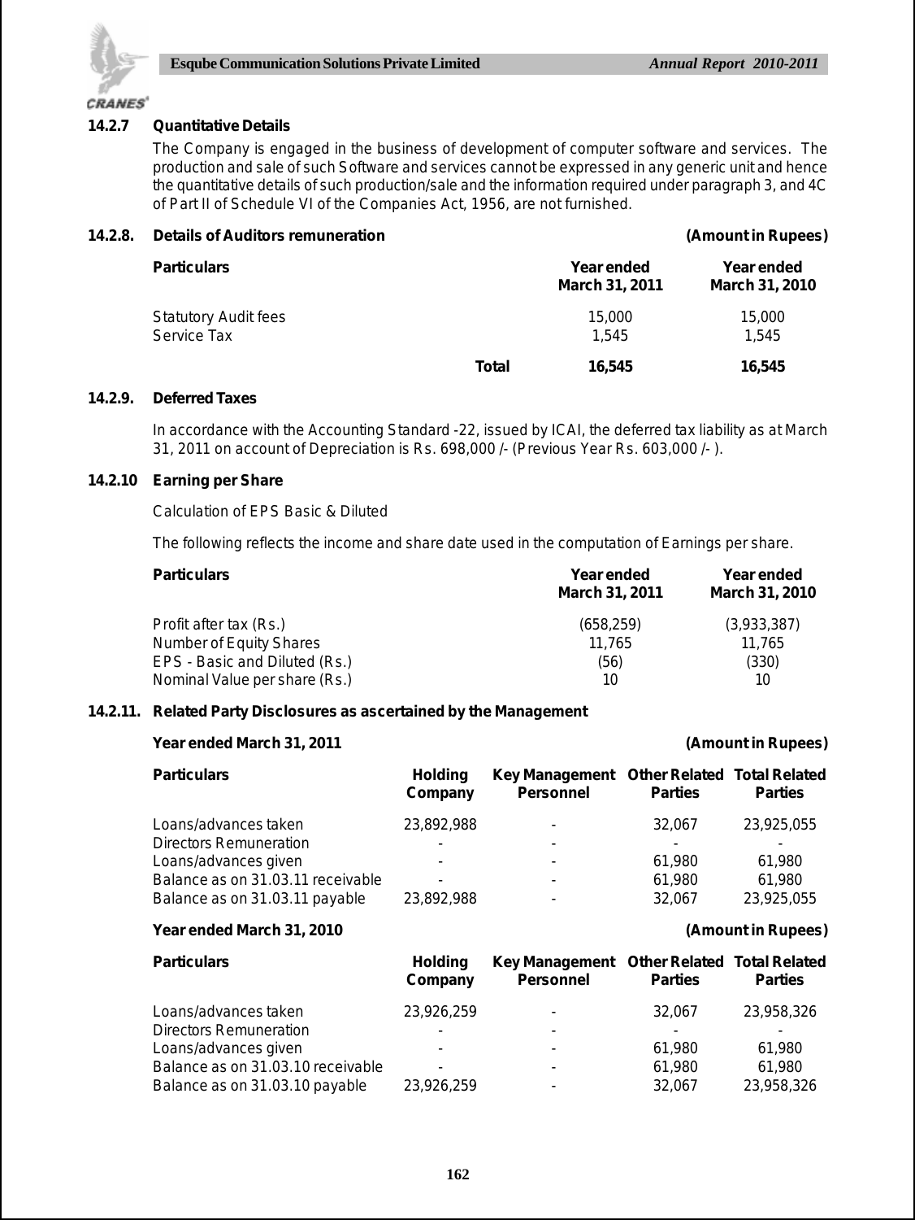### 14.2.7 Quantitative Details

The Company is engaged in the business of development of computer software and services. The production and sale of such Software and services cannot be expressed in any generic unit and hence the quantitative details of such production/sale and the information required under paragraph 3, and 4C of Part II of Schedule VI of the Companies Act, 1956, are not furnished.

### 14.2.8. Details of Auditors remuneration

(Amount in Rupees)

| Particulars | | Year ended March 31, 2011 | Year ended March 31, 2010 |
|---|---|---|---|
| Statutory Audit fees | | 15,000 | 15,000 |
| Service Tax | | 1,545 | 1,545 |
| | **Total** | **16,545** | **16,545** |

### 14.2.9. Deferred Taxes

In accordance with the Accounting Standard -22, issued by ICAI, the deferred tax liability as at March 31, 2011 on account of Depreciation is Rs. 698,000 /- (Previous Year Rs. 603,000 /- ).

### 14.2.10 Earning per Share

Calculation of EPS Basic & Diluted

The following reflects the income and share date used in the computation of Earnings per share.

| Particulars | Year ended March 31, 2011 | Year ended March 31, 2010 |
|---|---|---|
| Profit after tax (Rs.) | (658,259) | (3,933,387) |
| Number of Equity Shares | 11,765 | 11,765 |
| EPS - Basic and Diluted (Rs.) | (56) | (330) |
| Nominal Value per share (Rs.) | 10 | 10 |

### 14.2.11. Related Party Disclosures as ascertained by the Management

**Year ended March 31, 2011** (Amount in Rupees)

| Particulars | Holding Company | Key Management Personnel | Other Related Parties | Total Related Parties |
|---|---|---|---|---|
| Loans/advances taken | 23,892,988 | - | 32,067 | 23,925,055 |
| Directors Remuneration | - | - | - | - |
| Loans/advances given | - | - | 61,980 | 61,980 |
| Balance as on 31.03.11 receivable | - | - | 61,980 | 61,980 |
| Balance as on 31.03.11 payable | 23,892,988 | - | 32,067 | 23,925,055 |

**Year ended March 31, 2010** (Amount in Rupees)

| Particulars | Holding Company | Key Management Personnel | Other Related Parties | Total Related Parties |
|---|---|---|---|---|
| Loans/advances taken | 23,926,259 | - | 32,067 | 23,958,326 |
| Directors Remuneration | - | - | - | - |
| Loans/advances given | - | - | 61,980 | 61,980 |
| Balance as on 31.03.10 receivable | - | - | 61,980 | 61,980 |
| Balance as on 31.03.10 payable | 23,926,259 | - | 32,067 | 23,958,326 |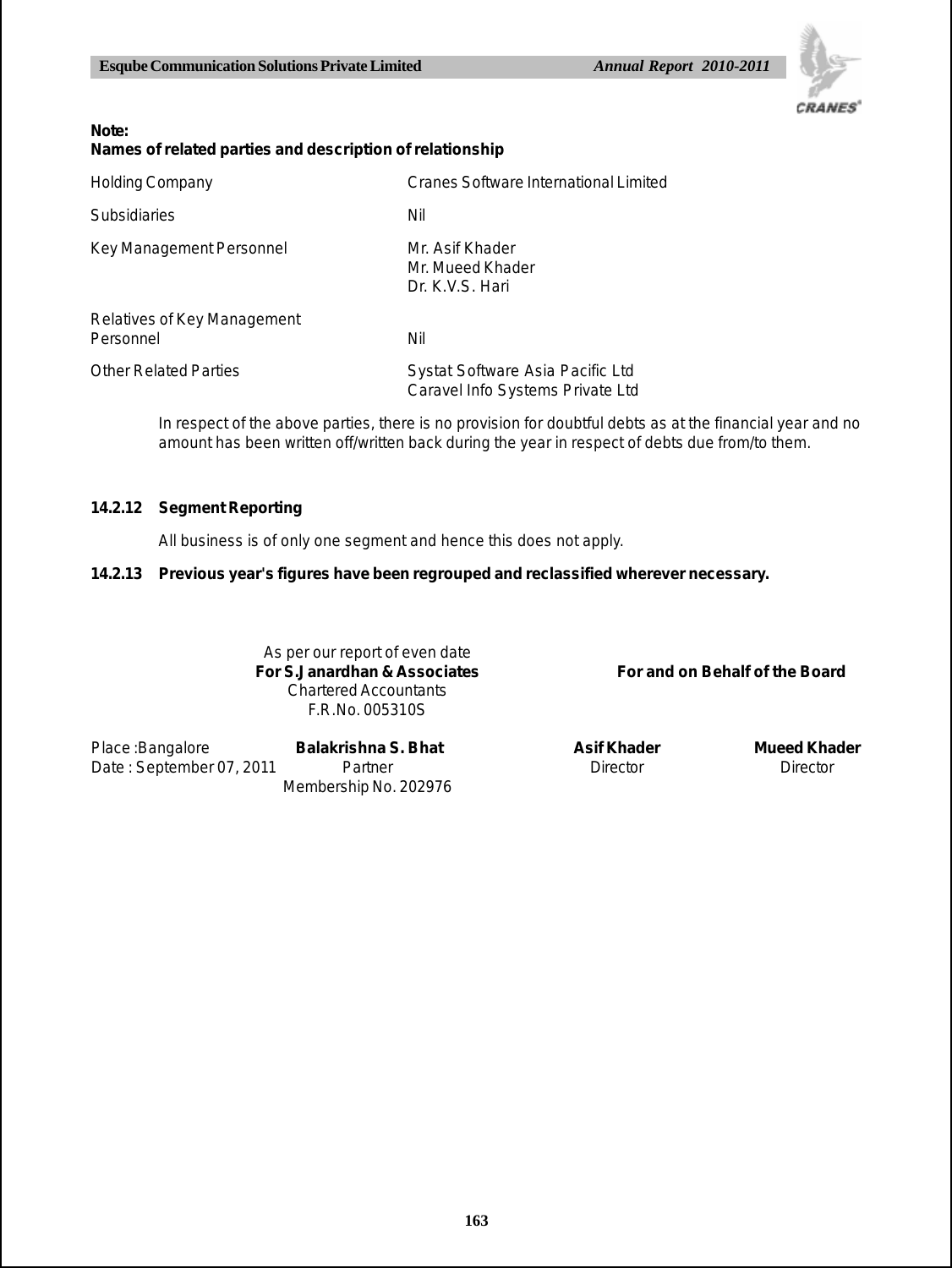**Note:**

**Names of related parties and description of relationship**

| | |
|---|---|
| Holding Company | Cranes Software International Limited |
| Subsidiaries | Nil |
| Key Management Personnel | Mr. Asif Khader<br>Mr. Mueed Khader<br>Dr. K.V.S. Hari |
| Relatives of Key Management Personnel | Nil |
| Other Related Parties | Systat Software Asia Pacific Ltd<br>Caravel Info Systems Private Ltd |

In respect of the above parties, there is no provision for doubtful debts as at the financial year and no amount has been written off/written back during the year in respect of debts due from/to them.

**14.2.12 Segment Reporting**

All business is of only one segment and hence this does not apply.

**14.2.13 Previous year's figures have been regrouped and reclassified wherever necessary.**

As per our report of even date
**For S.Janardhan & Associates**
Chartered Accountants
F.R.No. 005310S

**For and on Behalf of the Board**

Place :Bangalore
Date : September 07, 2011

**Balakrishna S. Bhat**
Partner
Membership No. 202976

**Asif Khader**
Director

**Mueed Khader**
Director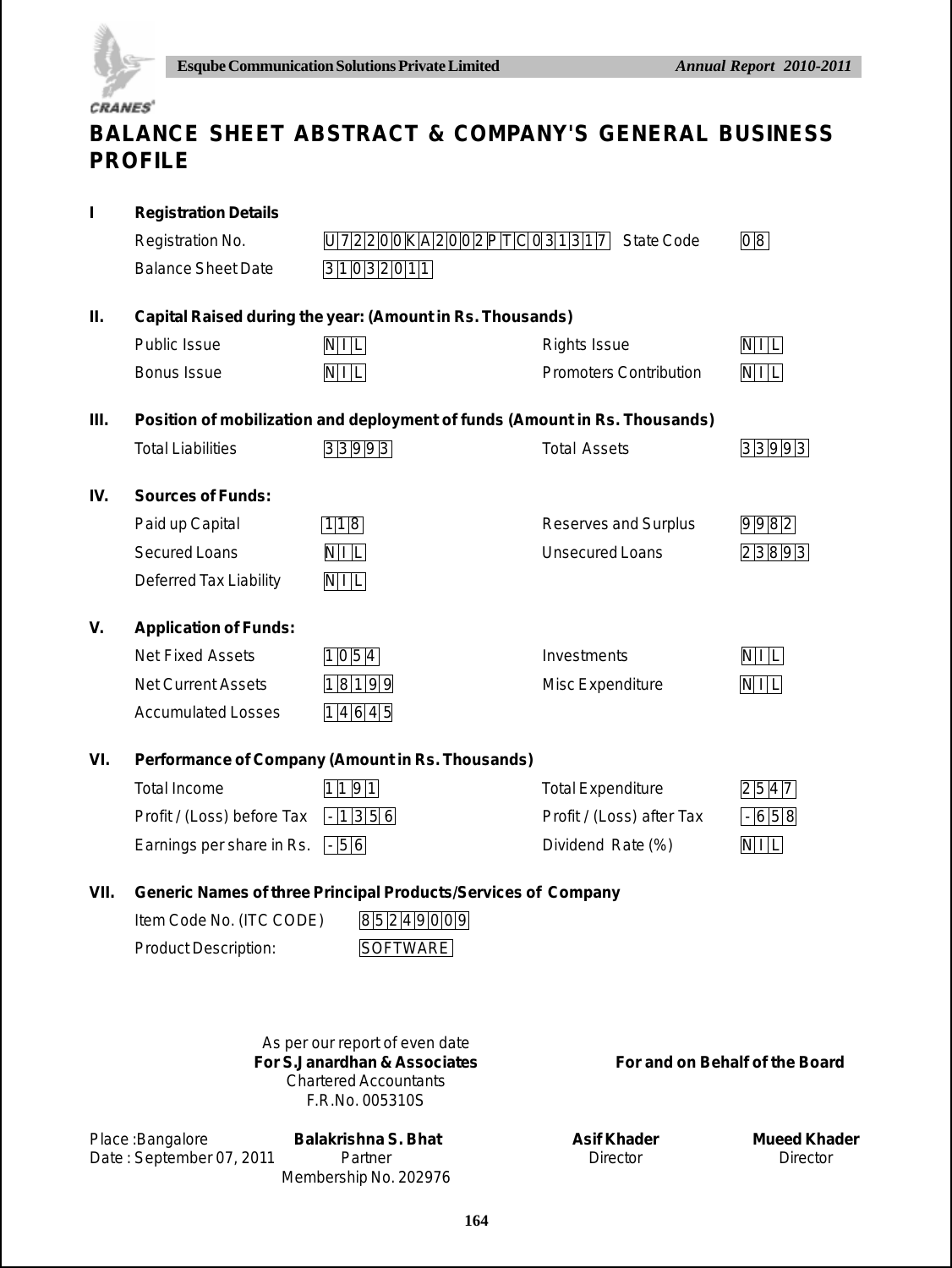# BALANCE SHEET ABSTRACT & COMPANY'S GENERAL BUSINESS PROFILE

## I Registration Details

| | | | |
|---|---|---|---|
| Registration No. | U72200KA2002PTC031317 | State Code | 08 |
| Balance Sheet Date | 31032011 | | |

## II. Capital Raised during the year: (Amount in Rs. Thousands)

| | | | |
|---|---|---|---|
| Public Issue | NIL | Rights Issue | NIL |
| Bonus Issue | NIL | Promoters Contribution | NIL |

## III. Position of mobilization and deployment of funds (Amount in Rs. Thousands)

| | | | |
|---|---|---|---|
| Total Liabilities | 33993 | Total Assets | 33993 |

## IV. Sources of Funds:

| | | | |
|---|---|---|---|
| Paid up Capital | 118 | Reserves and Surplus | 9982 |
| Secured Loans | NIL | Unsecured Loans | 23893 |
| Deferred Tax Liability | NIL | | |

## V. Application of Funds:

| | | | |
|---|---|---|---|
| Net Fixed Assets | 1054 | Investments | NIL |
| Net Current Assets | 18199 | Misc Expenditure | NIL |
| Accumulated Losses | 14645 | | |

## VI. Performance of Company (Amount in Rs. Thousands)

| | | | |
|---|---|---|---|
| Total Income | 1191 | Total Expenditure | 2547 |
| Profit / (Loss) before Tax | -1356 | Profit / (Loss) after Tax | -658 |
| Earnings per share in Rs. | -56 | Dividend Rate (%) | NIL |

## VII. Generic Names of three Principal Products/Services of Company

| | |
|---|---|
| Item Code No. (ITC CODE) | 85249009 |
| Product Description: | SOFTWARE |

As per our report of even date
**For S.Janardhan & Associates**
Chartered Accountants
F.R.No. 005310S

**For and on Behalf of the Board**

Place :Bangalore
Date : September 07, 2011

**Balakrishna S. Bhat**
Partner
Membership No. 202976

**Asif Khader**
Director

**Mueed Khader**
Director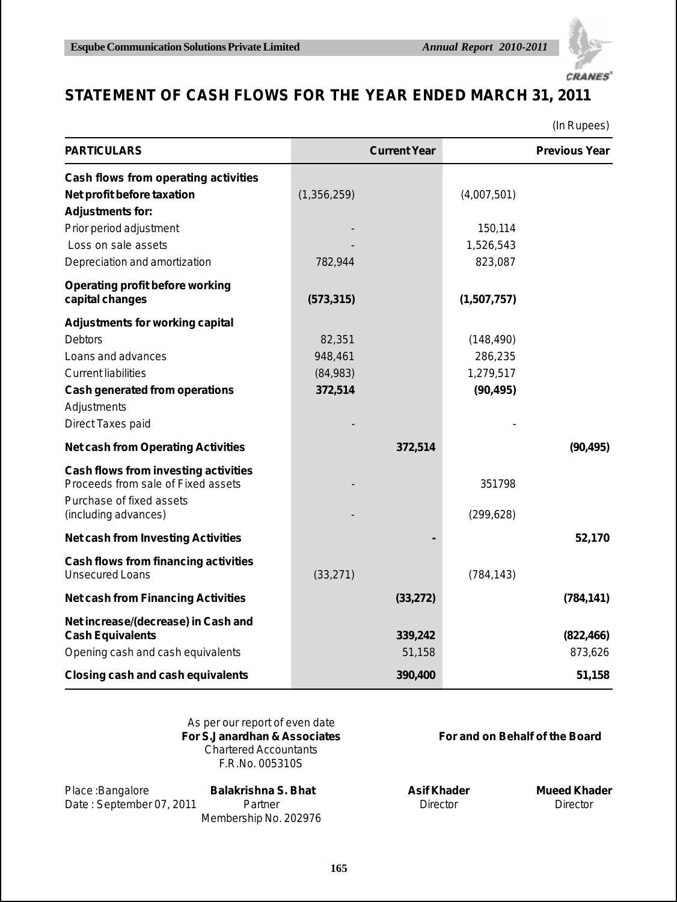# STATEMENT OF CASH FLOWS FOR THE YEAR ENDED MARCH 31, 2011

(In Rupees)

| PARTICULARS | | Current Year | | Previous Year |
|---|---|---|---|---|
| **Cash flows from operating activities** | | | | |
| **Net profit before taxation** | (1,356,259) | | (4,007,501) | |
| **Adjustments for:** | | | | |
| Prior period adjustment | - | | 150,114 | |
| Loss on sale assets | - | | 1,526,543 | |
| Depreciation and amortization | 782,944 | | 823,087 | |
| **Operating profit before working capital changes** | **(573,315)** | | **(1,507,757)** | |
| **Adjustments for working capital** | | | | |
| Debtors | 82,351 | | (148,490) | |
| Loans and advances | 948,461 | | 286,235 | |
| Current liabilities | (84,983) | | 1,279,517 | |
| **Cash generated from operations** | **372,514** | | **(90,495)** | |
| Adjustments | | | | |
| Direct Taxes paid | - | | - | |
| **Net cash from Operating Activities** | | **372,514** | | **(90,495)** |
| **Cash flows from investing activities** | | | | |
| Proceeds from sale of Fixed assets | - | | 351798 | |
| Purchase of fixed assets (including advances) | - | | (299,628) | |
| **Net cash from Investing Activities** | | **-** | | **52,170** |
| **Cash flows from financing activities** | | | | |
| Unsecured Loans | (33,271) | | (784,143) | |
| **Net cash from Financing Activities** | | **(33,272)** | | **(784,141)** |
| **Net increase/(decrease) in Cash and Cash Equivalents** | | **339,242** | | **(822,466)** |
| Opening cash and cash equivalents | | 51,158 | | 873,626 |
| **Closing cash and cash equivalents** | | **390,400** | | **51,158** |

As per our report of even date
**For S.Janardhan & Associates**
Chartered Accountants
F.R.No. 005310S

**For and on Behalf of the Board**

Place :Bangalore
Date : September 07, 2011

**Balakrishna S. Bhat**
Partner
Membership No. 202976

**Asif Khader**
Director

**Mueed Khader**
Director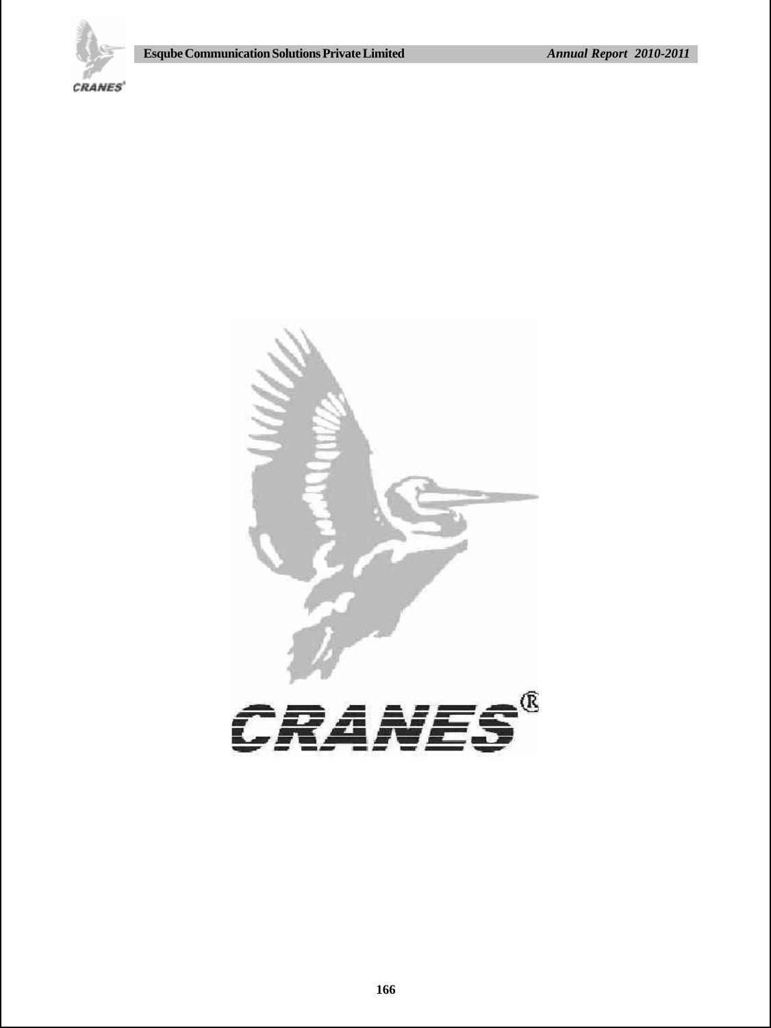CRANES®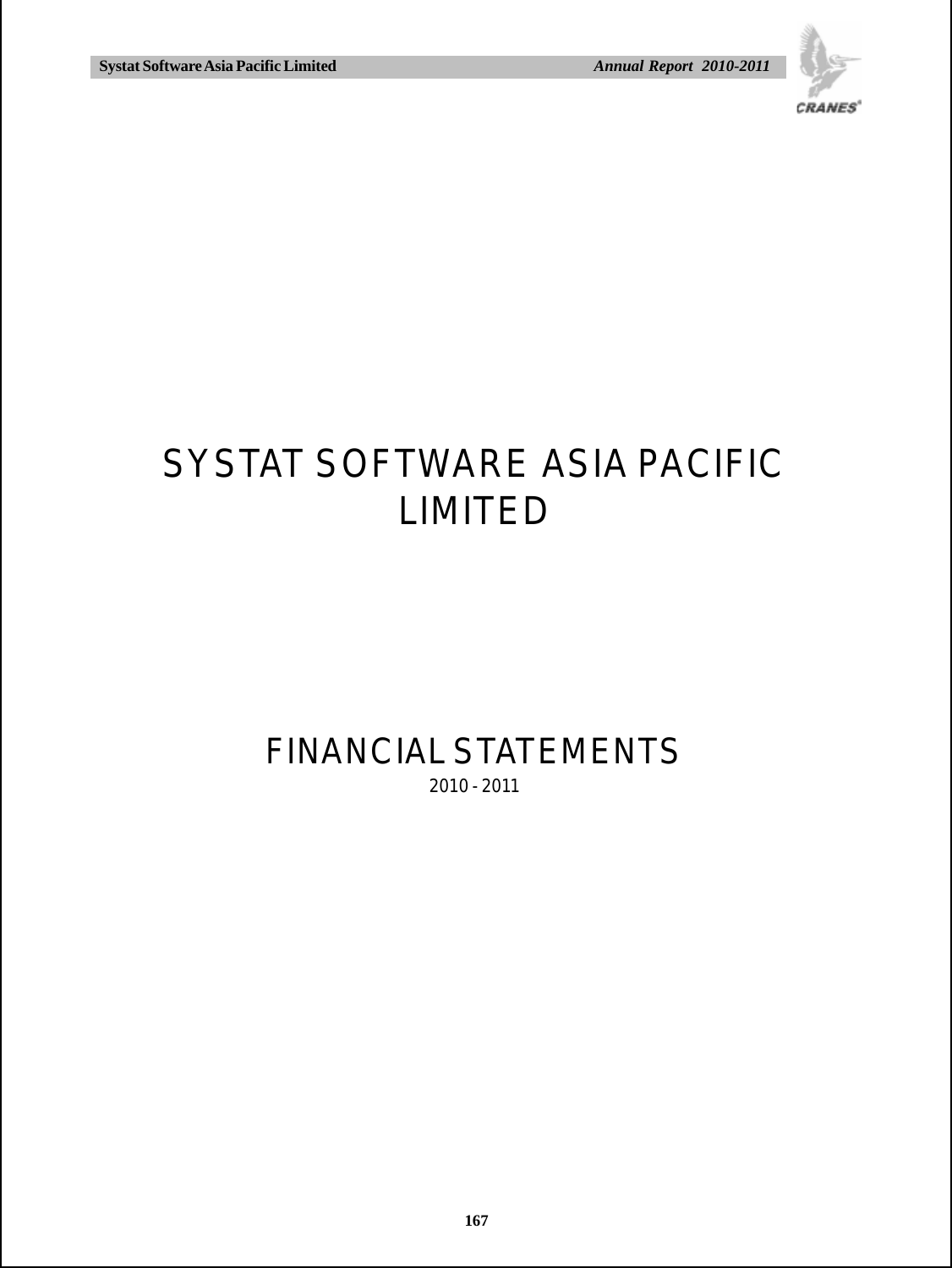# SYSTAT SOFTWARE ASIA PACIFIC LIMITED

# FINANCIAL STATEMENTS

2010 - 2011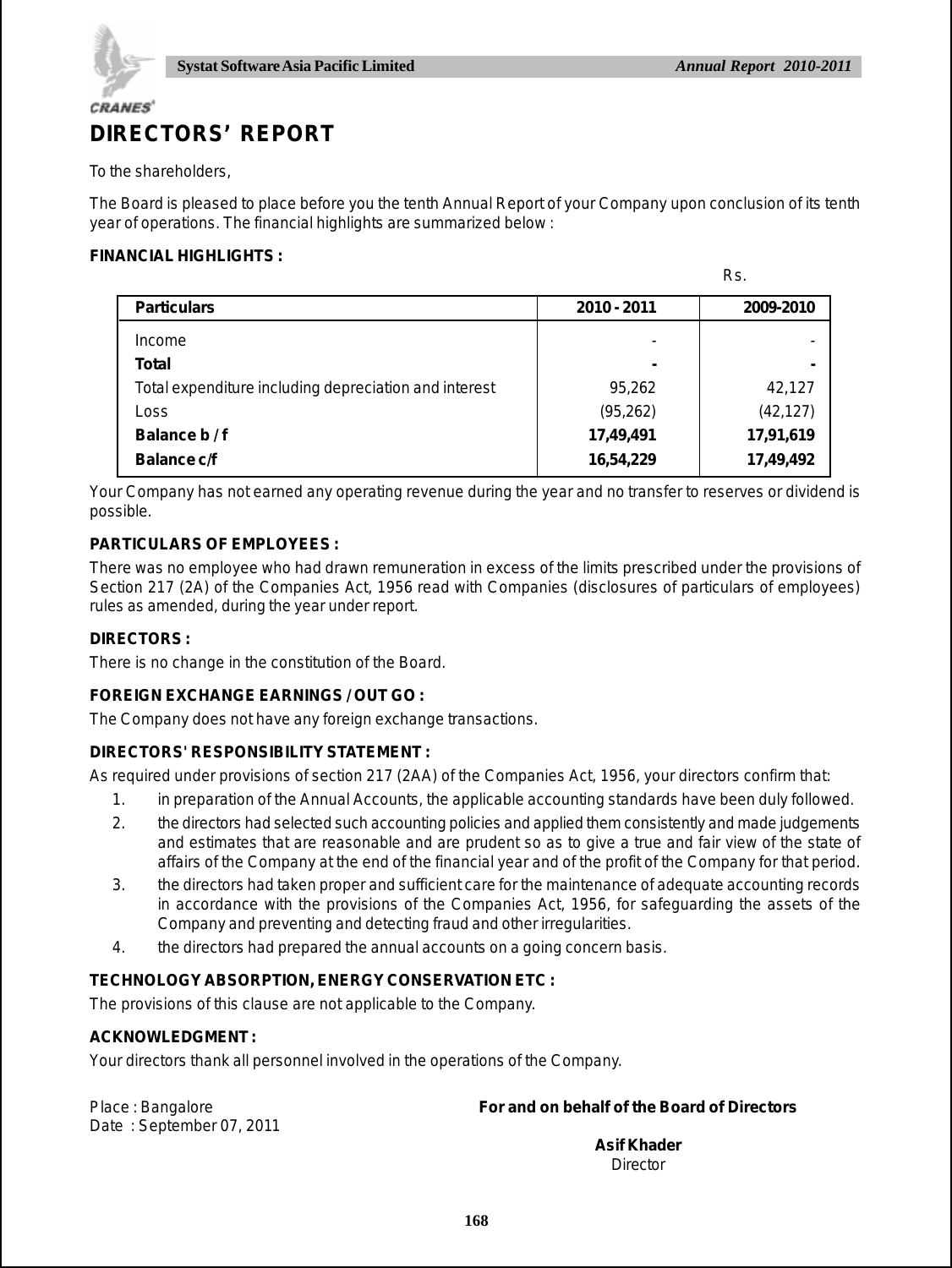# DIRECTORS' REPORT

To the shareholders,

The Board is pleased to place before you the tenth Annual Report of your Company upon conclusion of its tenth year of operations. The financial highlights are summarized below :

**FINANCIAL HIGHLIGHTS :**

Rs.

| Particulars | 2010 - 2011 | 2009-2010 |
|---|---|---|
| Income | - | - |
| **Total** | **-** | **-** |
| Total expenditure including depreciation and interest | 95,262 | 42,127 |
| Loss | (95,262) | (42,127) |
| **Balance b / f** | **17,49,491** | **17,91,619** |
| **Balance c/f** | **16,54,229** | **17,49,492** |

Your Company has not earned any operating revenue during the year and no transfer to reserves or dividend is possible.

**PARTICULARS OF EMPLOYEES :**

There was no employee who had drawn remuneration in excess of the limits prescribed under the provisions of Section 217 (2A) of the Companies Act, 1956 read with Companies (disclosures of particulars of employees) rules as amended, during the year under report.

**DIRECTORS :**

There is no change in the constitution of the Board.

**FOREIGN EXCHANGE EARNINGS / OUT GO :**

The Company does not have any foreign exchange transactions.

**DIRECTORS' RESPONSIBILITY STATEMENT :**

As required under provisions of section 217 (2AA) of the Companies Act, 1956, your directors confirm that:

1. in preparation of the Annual Accounts, the applicable accounting standards have been duly followed.
2. the directors had selected such accounting policies and applied them consistently and made judgements and estimates that are reasonable and are prudent so as to give a true and fair view of the state of affairs of the Company at the end of the financial year and of the profit of the Company for that period.
3. the directors had taken proper and sufficient care for the maintenance of adequate accounting records in accordance with the provisions of the Companies Act, 1956, for safeguarding the assets of the Company and preventing and detecting fraud and other irregularities.
4. the directors had prepared the annual accounts on a going concern basis.

**TECHNOLOGY ABSORPTION, ENERGY CONSERVATION ETC :**

The provisions of this clause are not applicable to the Company.

**ACKNOWLEDGMENT :**

Your directors thank all personnel involved in the operations of the Company.

Place : Bangalore
Date : September 07, 2011

**For and on behalf of the Board of Directors**

**Asif Khader**
Director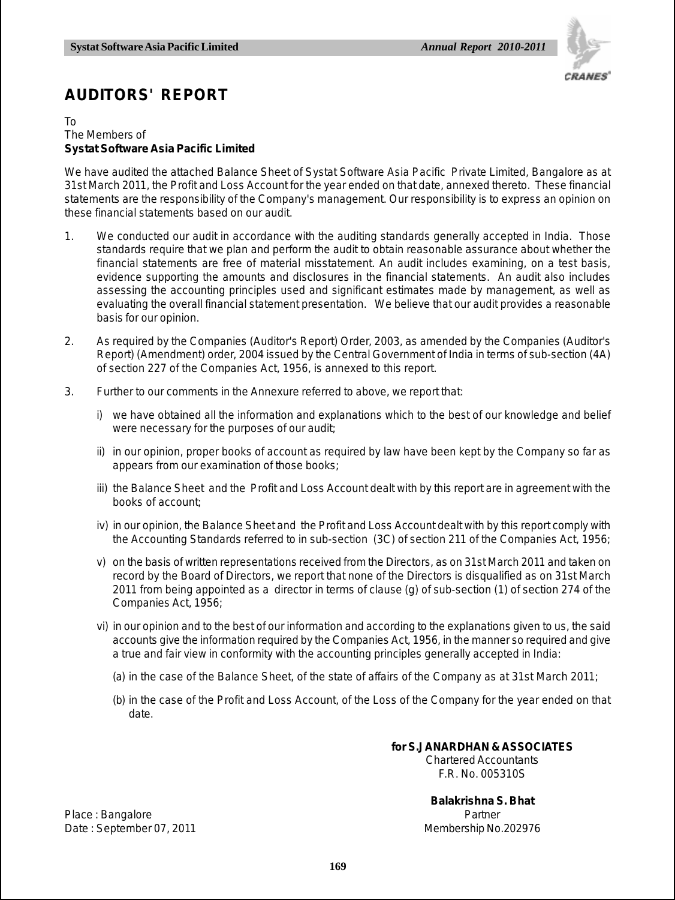# AUDITORS' REPORT

To
The Members of
**Systat Software Asia Pacific Limited**

We have audited the attached Balance Sheet of Systat Software Asia Pacific Private Limited, Bangalore as at 31st March 2011, the Profit and Loss Account for the year ended on that date, annexed thereto. These financial statements are the responsibility of the Company's management. Our responsibility is to express an opinion on these financial statements based on our audit.

1. We conducted our audit in accordance with the auditing standards generally accepted in India. Those standards require that we plan and perform the audit to obtain reasonable assurance about whether the financial statements are free of material misstatement. An audit includes examining, on a test basis, evidence supporting the amounts and disclosures in the financial statements. An audit also includes assessing the accounting principles used and significant estimates made by management, as well as evaluating the overall financial statement presentation. We believe that our audit provides a reasonable basis for our opinion.

2. As required by the Companies (Auditor's Report) Order, 2003, as amended by the Companies (Auditor's Report) (Amendment) order, 2004 issued by the Central Government of India in terms of sub-section (4A) of section 227 of the Companies Act, 1956, is annexed to this report.

3. Further to our comments in the Annexure referred to above, we report that:

   i) we have obtained all the information and explanations which to the best of our knowledge and belief were necessary for the purposes of our audit;

   ii) in our opinion, proper books of account as required by law have been kept by the Company so far as appears from our examination of those books;

   iii) the Balance Sheet and the Profit and Loss Account dealt with by this report are in agreement with the books of account;

   iv) in our opinion, the Balance Sheet and the Profit and Loss Account dealt with by this report comply with the Accounting Standards referred to in sub-section (3C) of section 211 of the Companies Act, 1956;

   v) on the basis of written representations received from the Directors, as on 31st March 2011 and taken on record by the Board of Directors, we report that none of the Directors is disqualified as on 31st March 2011 from being appointed as a director in terms of clause (g) of sub-section (1) of section 274 of the Companies Act, 1956;

   vi) in our opinion and to the best of our information and according to the explanations given to us, the said accounts give the information required by the Companies Act, 1956, in the manner so required and give a true and fair view in conformity with the accounting principles generally accepted in India:

      (a) in the case of the Balance Sheet, of the state of affairs of the Company as at 31st March 2011;

      (b) in the case of the Profit and Loss Account, of the Loss of the Company for the year ended on that date.

**for S.JANARDHAN & ASSOCIATES**
Chartered Accountants
F.R. No. 005310S

**Balakrishna S. Bhat**
Partner
Membership No.202976

Place : Bangalore
Date : September 07, 2011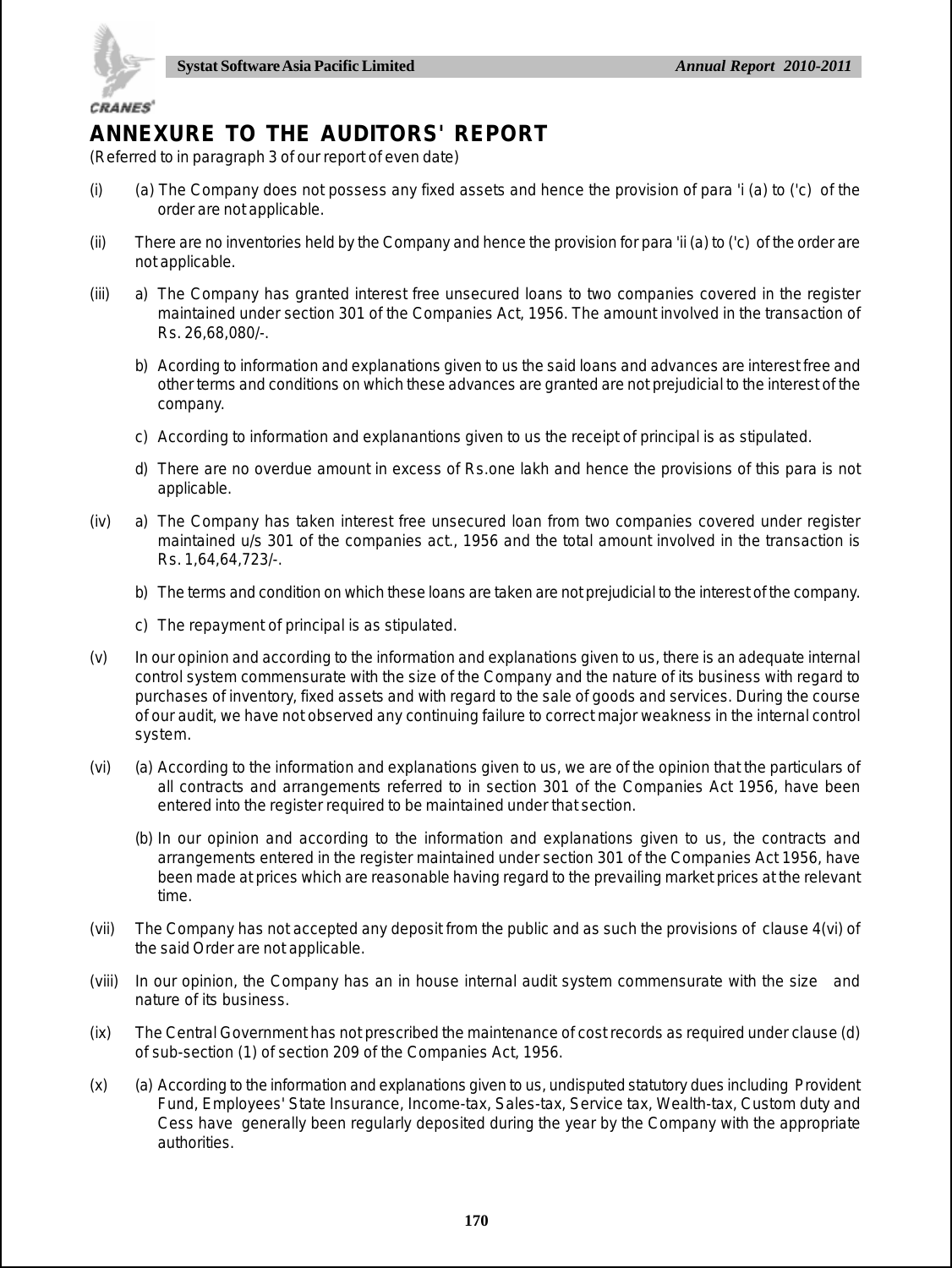# ANNEXURE TO THE AUDITORS' REPORT

(Referred to in paragraph 3 of our report of even date)

(i) (a) The Company does not possess any fixed assets and hence the provision of para 'i (a) to ('c) of the order are not applicable.

(ii) There are no inventories held by the Company and hence the provision for para 'ii (a) to ('c) of the order are not applicable.

(iii) a) The Company has granted interest free unsecured loans to two companies covered in the register maintained under section 301 of the Companies Act, 1956. The amount involved in the transaction of Rs. 26,68,080/-.

b) Acording to information and explanations given to us the said loans and advances are interest free and other terms and conditions on which these advances are granted are not prejudicial to the interest of the company.

c) According to information and explanantions given to us the receipt of principal is as stipulated.

d) There are no overdue amount in excess of Rs.one lakh and hence the provisions of this para is not applicable.

(iv) a) The Company has taken interest free unsecured loan from two companies covered under register maintained u/s 301 of the companies act., 1956 and the total amount involved in the transaction is Rs. 1,64,64,723/-.

b) The terms and condition on which these loans are taken are not prejudicial to the interest of the company.

c) The repayment of principal is as stipulated.

(v) In our opinion and according to the information and explanations given to us, there is an adequate internal control system commensurate with the size of the Company and the nature of its business with regard to purchases of inventory, fixed assets and with regard to the sale of goods and services. During the course of our audit, we have not observed any continuing failure to correct major weakness in the internal control system.

(vi) (a) According to the information and explanations given to us, we are of the opinion that the particulars of all contracts and arrangements referred to in section 301 of the Companies Act 1956, have been entered into the register required to be maintained under that section.

(b) In our opinion and according to the information and explanations given to us, the contracts and arrangements entered in the register maintained under section 301 of the Companies Act 1956, have been made at prices which are reasonable having regard to the prevailing market prices at the relevant time.

(vii) The Company has not accepted any deposit from the public and as such the provisions of clause 4(vi) of the said Order are not applicable.

(viii) In our opinion, the Company has an in house internal audit system commensurate with the size and nature of its business.

(ix) The Central Government has not prescribed the maintenance of cost records as required under clause (d) of sub-section (1) of section 209 of the Companies Act, 1956.

(x) (a) According to the information and explanations given to us, undisputed statutory dues including Provident Fund, Employees' State Insurance, Income-tax, Sales-tax, Service tax, Wealth-tax, Custom duty and Cess have generally been regularly deposited during the year by the Company with the appropriate authorities.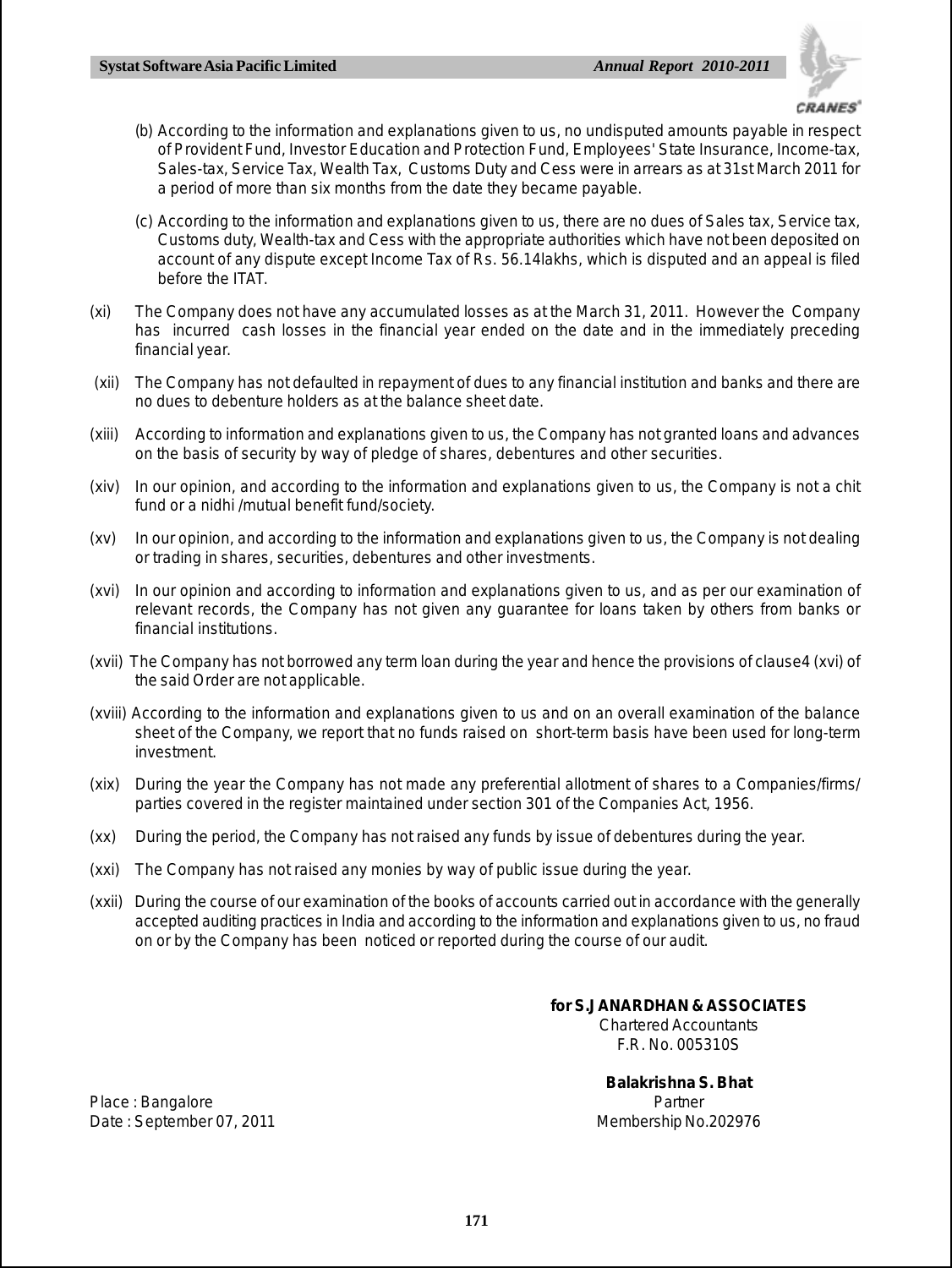(b) According to the information and explanations given to us, no undisputed amounts payable in respect of Provident Fund, Investor Education and Protection Fund, Employees' State Insurance, Income-tax, Sales-tax, Service Tax, Wealth Tax, Customs Duty and Cess were in arrears as at 31st March 2011 for a period of more than six months from the date they became payable.

(c) According to the information and explanations given to us, there are no dues of Sales tax, Service tax, Customs duty, Wealth-tax and Cess with the appropriate authorities which have not been deposited on account of any dispute except Income Tax of Rs. 56.14lakhs, which is disputed and an appeal is filed before the ITAT.

(xi) The Company does not have any accumulated losses as at the March 31, 2011. However the Company has incurred cash losses in the financial year ended on the date and in the immediately preceding financial year.

(xii) The Company has not defaulted in repayment of dues to any financial institution and banks and there are no dues to debenture holders as at the balance sheet date.

(xiii) According to information and explanations given to us, the Company has not granted loans and advances on the basis of security by way of pledge of shares, debentures and other securities.

(xiv) In our opinion, and according to the information and explanations given to us, the Company is not a chit fund or a nidhi /mutual benefit fund/society.

(xv) In our opinion, and according to the information and explanations given to us, the Company is not dealing or trading in shares, securities, debentures and other investments.

(xvi) In our opinion and according to information and explanations given to us, and as per our examination of relevant records, the Company has not given any guarantee for loans taken by others from banks or financial institutions.

(xvii) The Company has not borrowed any term loan during the year and hence the provisions of clause4 (xvi) of the said Order are not applicable.

(xviii) According to the information and explanations given to us and on an overall examination of the balance sheet of the Company, we report that no funds raised on short-term basis have been used for long-term investment.

(xix) During the year the Company has not made any preferential allotment of shares to a Companies/firms/ parties covered in the register maintained under section 301 of the Companies Act, 1956.

(xx) During the period, the Company has not raised any funds by issue of debentures during the year.

(xxi) The Company has not raised any monies by way of public issue during the year.

(xxii) During the course of our examination of the books of accounts carried out in accordance with the generally accepted auditing practices in India and according to the information and explanations given to us, no fraud on or by the Company has been noticed or reported during the course of our audit.

**for S.JANARDHAN & ASSOCIATES**
Chartered Accountants
F.R. No. 005310S

**Balakrishna S. Bhat**
Partner
Membership No.202976

Place : Bangalore
Date : September 07, 2011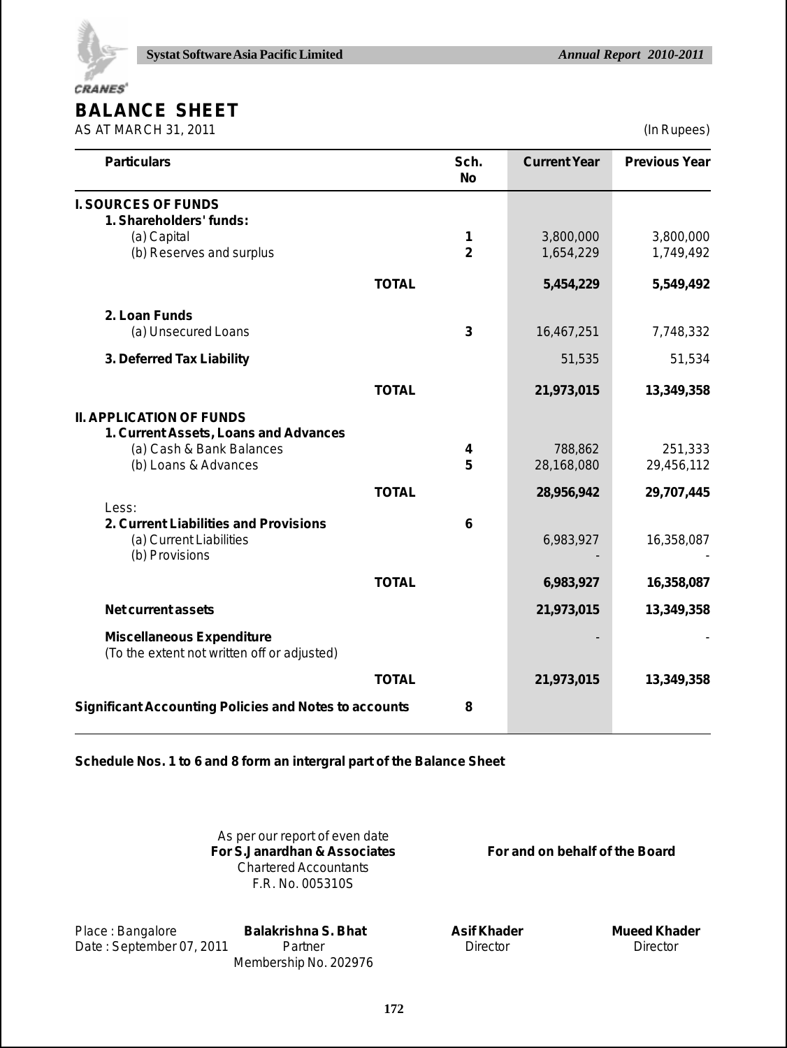# BALANCE SHEET

AS AT MARCH 31, 2011 (In Rupees)

| Particulars | | Sch. No | Current Year | Previous Year |
|---|---|---|---|---|
| **I. SOURCES OF FUNDS** | | | | |
| **1. Shareholders' funds:** | | | | |
| (a) Capital | | 1 | 3,800,000 | 3,800,000 |
| (b) Reserves and surplus | | 2 | 1,654,229 | 1,749,492 |
| | **TOTAL** | | **5,454,229** | **5,549,492** |
| **2. Loan Funds** | | | | |
| (a) Unsecured Loans | | 3 | 16,467,251 | 7,748,332 |
| **3. Deferred Tax Liability** | | | 51,535 | 51,534 |
| | **TOTAL** | | **21,973,015** | **13,349,358** |
| **II. APPLICATION OF FUNDS** | | | | |
| **1. Current Assets, Loans and Advances** | | | | |
| (a) Cash & Bank Balances | | 4 | 788,862 | 251,333 |
| (b) Loans & Advances | | 5 | 28,168,080 | 29,456,112 |
| | **TOTAL** | | **28,956,942** | **29,707,445** |
| Less: | | | | |
| **2. Current Liabilities and Provisions** | | 6 | | |
| (a) Current Liabilities | | | 6,983,927 | 16,358,087 |
| (b) Provisions | | | - | - |
| | **TOTAL** | | **6,983,927** | **16,358,087** |
| **Net current assets** | | | **21,973,015** | **13,349,358** |
| **Miscellaneous Expenditure** (To the extent not written off or adjusted) | | | - | - |
| | **TOTAL** | | **21,973,015** | **13,349,358** |
| **Significant Accounting Policies and Notes to accounts** | | 8 | | |

**Schedule Nos. 1 to 6 and 8 form an intergral part of the Balance Sheet**

As per our report of even date
**For S.Janardhan & Associates**
Chartered Accountants
F.R. No. 005310S

**For and on behalf of the Board**

Place : Bangalore
Date : September 07, 2011

**Balakrishna S. Bhat**
Partner
Membership No. 202976

**Asif Khader**
Director

**Mueed Khader**
Director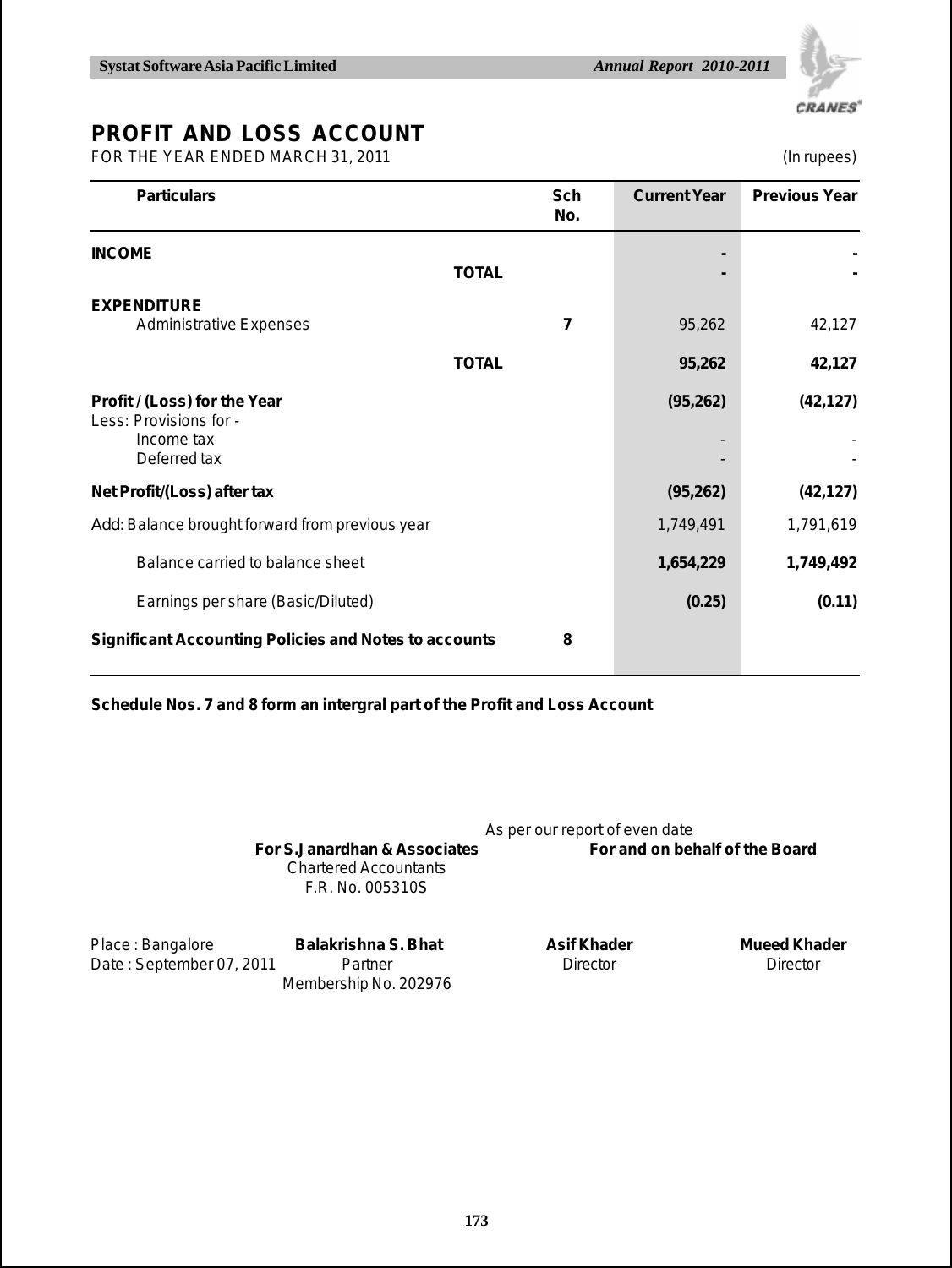# PROFIT AND LOSS ACCOUNT

FOR THE YEAR ENDED MARCH 31, 2011 (In rupees)

| Particulars | Sch No. | Current Year | Previous Year |
|---|---|---|---|
| **INCOME** | | - | - |
| **TOTAL** | | - | - |
| **EXPENDITURE** | | | |
| Administrative Expenses | 7 | 95,262 | 42,127 |
| **TOTAL** | | **95,262** | **42,127** |
| **Profit / (Loss) for the Year** | | **(95,262)** | **(42,127)** |
| Less: Provisions for - | | | |
| Income tax | | - | - |
| Deferred tax | | - | - |
| **Net Profit/(Loss) after tax** | | **(95,262)** | **(42,127)** |
| Add: Balance brought forward from previous year | | 1,749,491 | 1,791,619 |
| Balance carried to balance sheet | | **1,654,229** | **1,749,492** |
| Earnings per share (Basic/Diluted) | | **(0.25)** | **(0.11)** |
| **Significant Accounting Policies and Notes to accounts** | 8 | | |

**Schedule Nos. 7 and 8 form an intergral part of the Profit and Loss Account**

As per our report of even date

**For S.Janardhan & Associates**
Chartered Accountants
F.R. No. 005310S

**For and on behalf of the Board**

Place : Bangalore
Date : September 07, 2011

**Balakrishna S. Bhat**
Partner
Membership No. 202976

**Asif Khader**
Director

**Mueed Khader**
Director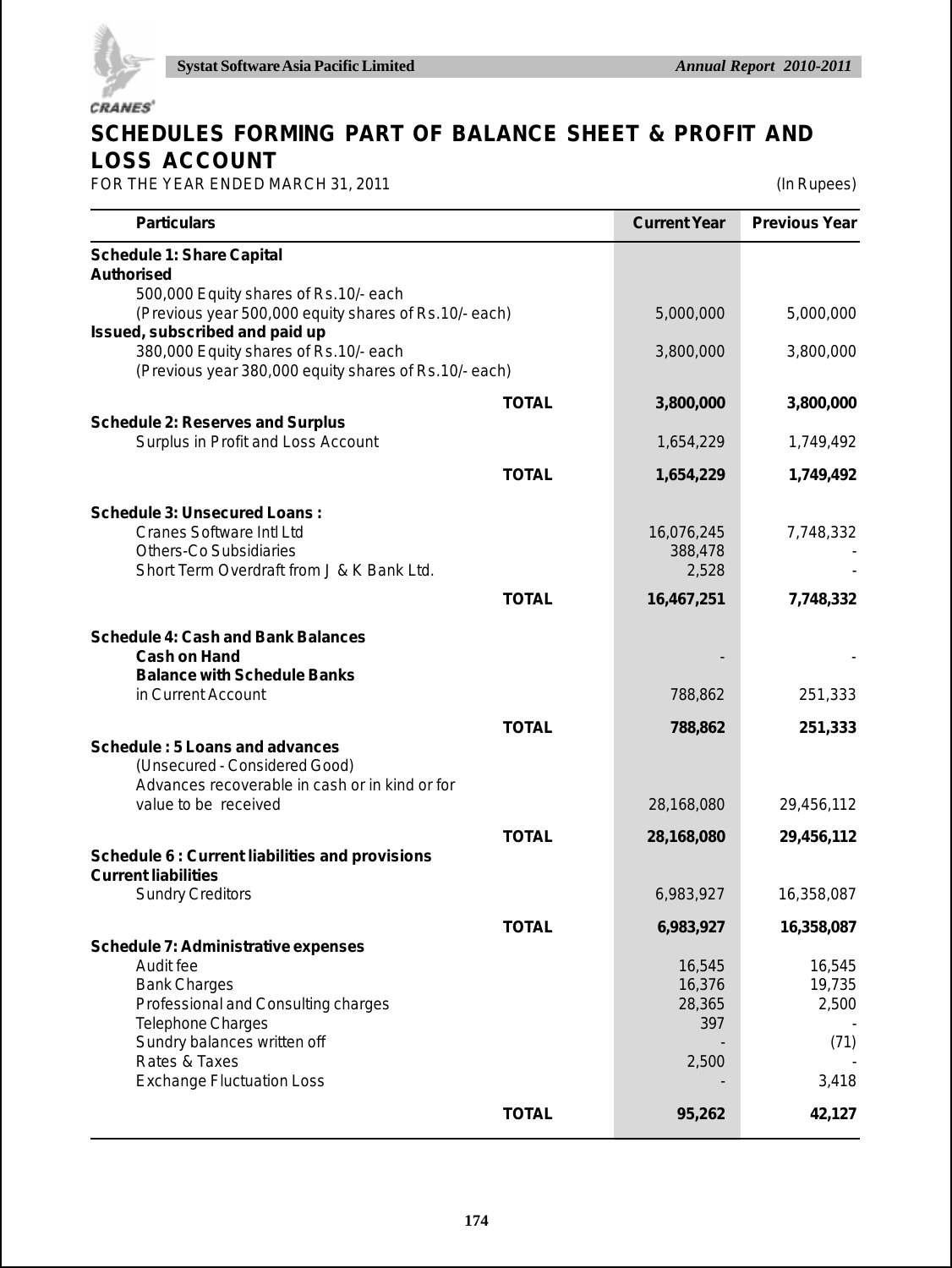# SCHEDULES FORMING PART OF BALANCE SHEET & PROFIT AND LOSS ACCOUNT

FOR THE YEAR ENDED MARCH 31, 2011 (In Rupees)

| Particulars | | Current Year | Previous Year |
|---|---|---|---|
| **Schedule 1: Share Capital** | | | |
| **Authorised** | | | |
| 500,000 Equity shares of Rs.10/- each | | | |
| (Previous year 500,000 equity shares of Rs.10/- each) | | 5,000,000 | 5,000,000 |
| **Issued, subscribed and paid up** | | | |
| 380,000 Equity shares of Rs.10/- each | | 3,800,000 | 3,800,000 |
| (Previous year 380,000 equity shares of Rs.10/- each) | | | |
| | **TOTAL** | **3,800,000** | **3,800,000** |
| **Schedule 2: Reserves and Surplus** | | | |
| Surplus in Profit and Loss Account | | 1,654,229 | 1,749,492 |
| | **TOTAL** | **1,654,229** | **1,749,492** |
| **Schedule 3: Unsecured Loans :** | | | |
| Cranes Software Intl Ltd | | 16,076,245 | 7,748,332 |
| Others-Co Subsidiaries | | 388,478 | - |
| Short Term Overdraft from J & K Bank Ltd. | | 2,528 | - |
| | **TOTAL** | **16,467,251** | **7,748,332** |
| **Schedule 4: Cash and Bank Balances** | | | |
| **Cash on Hand** | | - | - |
| **Balance with Schedule Banks** | | | |
| in Current Account | | 788,862 | 251,333 |
| | **TOTAL** | **788,862** | **251,333** |
| **Schedule : 5 Loans and advances** | | | |
| (Unsecured - Considered Good) | | | |
| Advances recoverable in cash or in kind or for value to be received | | 28,168,080 | 29,456,112 |
| | **TOTAL** | **28,168,080** | **29,456,112** |
| **Schedule 6 : Current liabilities and provisions** | | | |
| **Current liabilities** | | | |
| Sundry Creditors | | 6,983,927 | 16,358,087 |
| | **TOTAL** | **6,983,927** | **16,358,087** |
| **Schedule 7: Administrative expenses** | | | |
| Audit fee | | 16,545 | 16,545 |
| Bank Charges | | 16,376 | 19,735 |
| Professional and Consulting charges | | 28,365 | 2,500 |
| Telephone Charges | | 397 | - |
| Sundry balances written off | | - | (71) |
| Rates & Taxes | | 2,500 | - |
| Exchange Fluctuation Loss | | - | 3,418 |
| | **TOTAL** | **95,262** | **42,127** |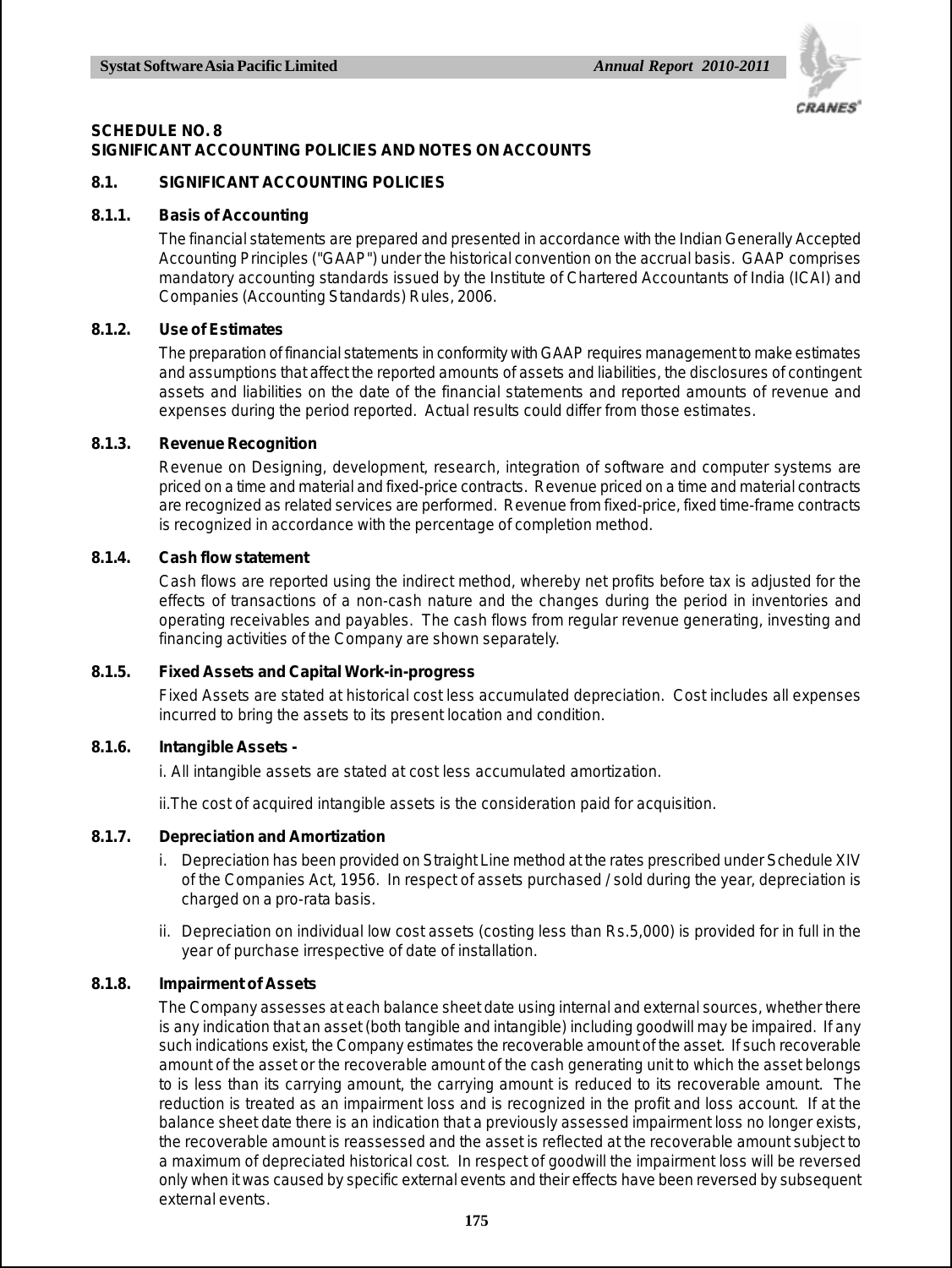**SCHEDULE NO. 8**
**SIGNIFICANT ACCOUNTING POLICIES AND NOTES ON ACCOUNTS**

## 8.1. SIGNIFICANT ACCOUNTING POLICIES

### 8.1.1. Basis of Accounting

The financial statements are prepared and presented in accordance with the Indian Generally Accepted Accounting Principles ("GAAP") under the historical convention on the accrual basis. GAAP comprises mandatory accounting standards issued by the Institute of Chartered Accountants of India (ICAI) and Companies (Accounting Standards) Rules, 2006.

### 8.1.2. Use of Estimates

The preparation of financial statements in conformity with GAAP requires management to make estimates and assumptions that affect the reported amounts of assets and liabilities, the disclosures of contingent assets and liabilities on the date of the financial statements and reported amounts of revenue and expenses during the period reported. Actual results could differ from those estimates.

### 8.1.3. Revenue Recognition

Revenue on Designing, development, research, integration of software and computer systems are priced on a time and material and fixed-price contracts. Revenue priced on a time and material contracts are recognized as related services are performed. Revenue from fixed-price, fixed time-frame contracts is recognized in accordance with the percentage of completion method.

### 8.1.4. Cash flow statement

Cash flows are reported using the indirect method, whereby net profits before tax is adjusted for the effects of transactions of a non-cash nature and the changes during the period in inventories and operating receivables and payables. The cash flows from regular revenue generating, investing and financing activities of the Company are shown separately.

### 8.1.5. Fixed Assets and Capital Work-in-progress

Fixed Assets are stated at historical cost less accumulated depreciation. Cost includes all expenses incurred to bring the assets to its present location and condition.

### 8.1.6. Intangible Assets -

i. All intangible assets are stated at cost less accumulated amortization.

ii.The cost of acquired intangible assets is the consideration paid for acquisition.

### 8.1.7. Depreciation and Amortization

i. Depreciation has been provided on Straight Line method at the rates prescribed under Schedule XIV of the Companies Act, 1956. In respect of assets purchased / sold during the year, depreciation is charged on a pro-rata basis.

ii. Depreciation on individual low cost assets (costing less than Rs.5,000) is provided for in full in the year of purchase irrespective of date of installation.

### 8.1.8. Impairment of Assets

The Company assesses at each balance sheet date using internal and external sources, whether there is any indication that an asset (both tangible and intangible) including goodwill may be impaired. If any such indications exist, the Company estimates the recoverable amount of the asset. If such recoverable amount of the asset or the recoverable amount of the cash generating unit to which the asset belongs to is less than its carrying amount, the carrying amount is reduced to its recoverable amount. The reduction is treated as an impairment loss and is recognized in the profit and loss account. If at the balance sheet date there is an indication that a previously assessed impairment loss no longer exists, the recoverable amount is reassessed and the asset is reflected at the recoverable amount subject to a maximum of depreciated historical cost. In respect of goodwill the impairment loss will be reversed only when it was caused by specific external events and their effects have been reversed by subsequent external events.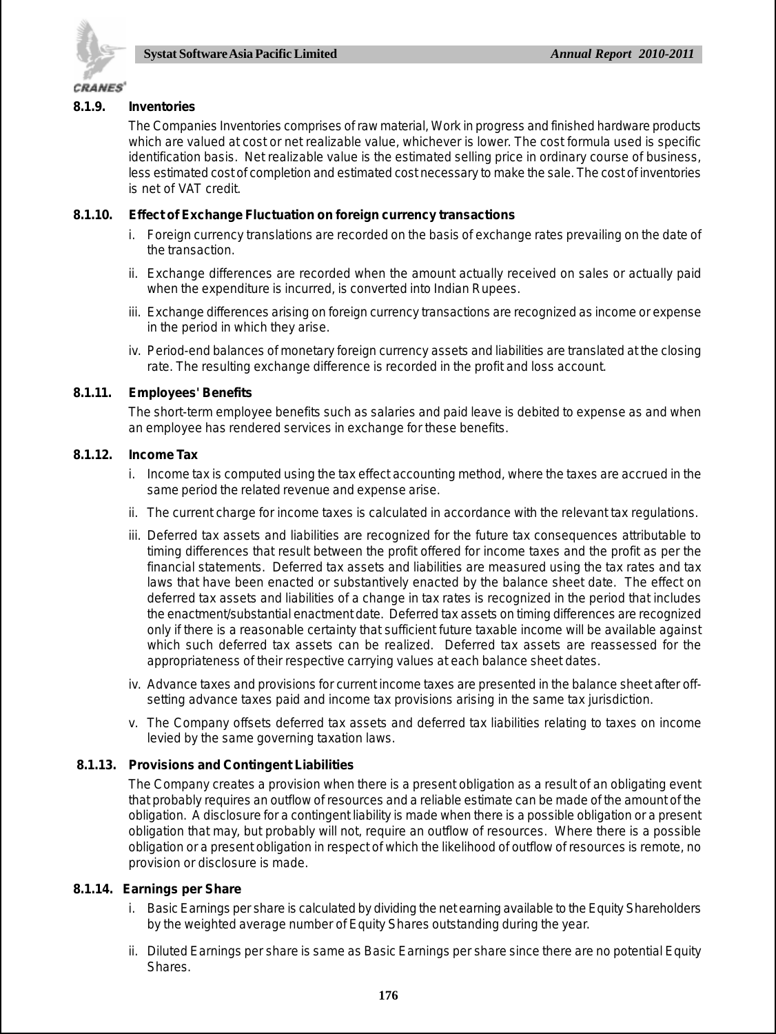#### 8.1.9. Inventories

The Companies Inventories comprises of raw material, Work in progress and finished hardware products which are valued at cost or net realizable value, whichever is lower. The cost formula used is specific identification basis. Net realizable value is the estimated selling price in ordinary course of business, less estimated cost of completion and estimated cost necessary to make the sale. The cost of inventories is net of VAT credit.

#### 8.1.10. Effect of Exchange Fluctuation on foreign currency transactions

i. Foreign currency translations are recorded on the basis of exchange rates prevailing on the date of the transaction.

ii. Exchange differences are recorded when the amount actually received on sales or actually paid when the expenditure is incurred, is converted into Indian Rupees.

iii. Exchange differences arising on foreign currency transactions are recognized as income or expense in the period in which they arise.

iv. Period-end balances of monetary foreign currency assets and liabilities are translated at the closing rate. The resulting exchange difference is recorded in the profit and loss account.

#### 8.1.11. Employees' Benefits

The short-term employee benefits such as salaries and paid leave is debited to expense as and when an employee has rendered services in exchange for these benefits.

#### 8.1.12. Income Tax

i. Income tax is computed using the tax effect accounting method, where the taxes are accrued in the same period the related revenue and expense arise.

ii. The current charge for income taxes is calculated in accordance with the relevant tax regulations.

iii. Deferred tax assets and liabilities are recognized for the future tax consequences attributable to timing differences that result between the profit offered for income taxes and the profit as per the financial statements. Deferred tax assets and liabilities are measured using the tax rates and tax laws that have been enacted or substantively enacted by the balance sheet date. The effect on deferred tax assets and liabilities of a change in tax rates is recognized in the period that includes the enactment/substantial enactment date. Deferred tax assets on timing differences are recognized only if there is a reasonable certainty that sufficient future taxable income will be available against which such deferred tax assets can be realized. Deferred tax assets are reassessed for the appropriateness of their respective carrying values at each balance sheet dates.

iv. Advance taxes and provisions for current income taxes are presented in the balance sheet after off-setting advance taxes paid and income tax provisions arising in the same tax jurisdiction.

v. The Company offsets deferred tax assets and deferred tax liabilities relating to taxes on income levied by the same governing taxation laws.

#### 8.1.13. Provisions and Contingent Liabilities

The Company creates a provision when there is a present obligation as a result of an obligating event that probably requires an outflow of resources and a reliable estimate can be made of the amount of the obligation. A disclosure for a contingent liability is made when there is a possible obligation or a present obligation that may, but probably will not, require an outflow of resources. Where there is a possible obligation or a present obligation in respect of which the likelihood of outflow of resources is remote, no provision or disclosure is made.

#### 8.1.14. Earnings per Share

i. Basic Earnings per share is calculated by dividing the net earning available to the Equity Shareholders by the weighted average number of Equity Shares outstanding during the year.

ii. Diluted Earnings per share is same as Basic Earnings per share since there are no potential Equity Shares.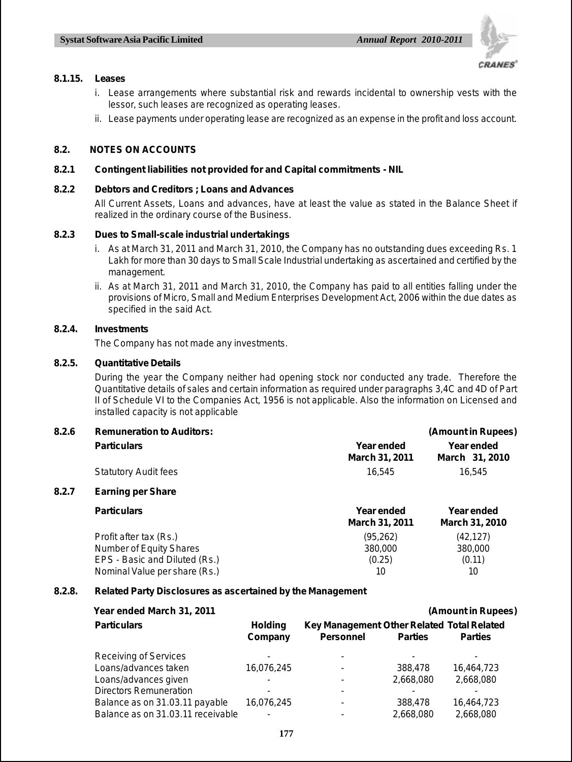#### 8.1.15. Leases

i. Lease arrangements where substantial risk and rewards incidental to ownership vests with the lessor, such leases are recognized as operating leases.

ii. Lease payments under operating lease are recognized as an expense in the profit and loss account.

### 8.2. NOTES ON ACCOUNTS

#### 8.2.1 Contingent liabilities not provided for and Capital commitments - NIL

#### 8.2.2 Debtors and Creditors ; Loans and Advances

All Current Assets, Loans and advances, have at least the value as stated in the Balance Sheet if realized in the ordinary course of the Business.

#### 8.2.3 Dues to Small-scale industrial undertakings

i. As at March 31, 2011 and March 31, 2010, the Company has no outstanding dues exceeding Rs. 1 Lakh for more than 30 days to Small Scale Industrial undertaking as ascertained and certified by the management.

ii. As at March 31, 2011 and March 31, 2010, the Company has paid to all entities falling under the provisions of Micro, Small and Medium Enterprises Development Act, 2006 within the due dates as specified in the said Act.

#### 8.2.4. Investments

The Company has not made any investments.

#### 8.2.5. Quantitative Details

During the year the Company neither had opening stock nor conducted any trade. Therefore the Quantitative details of sales and certain information as required under paragraphs 3,4C and 4D of Part II of Schedule VI to the Companies Act, 1956 is not applicable. Also the information on Licensed and installed capacity is not applicable

#### 8.2.6 Remuneration to Auditors:

(Amount in Rupees)

| Particulars | Year ended March 31, 2011 | Year ended March 31, 2010 |
|---|---|---|
| Statutory Audit fees | 16,545 | 16,545 |

#### 8.2.7 Earning per Share

| Particulars | Year ended March 31, 2011 | Year ended March 31, 2010 |
|---|---|---|
| Profit after tax (Rs.) | (95,262) | (42,127) |
| Number of Equity Shares | 380,000 | 380,000 |
| EPS - Basic and Diluted (Rs.) | (0.25) | (0.11) |
| Nominal Value per share (Rs.) | 10 | 10 |

#### 8.2.8. Related Party Disclosures as ascertained by the Management

Year ended March 31, 2011 (Amount in Rupees)

| Particulars | Holding Company | Key Management Personnel | Other Related Parties | Total Related Parties |
|---|---|---|---|---|
| Receiving of Services | - | - | - | - |
| Loans/advances taken | 16,076,245 | - | 388,478 | 16,464,723 |
| Loans/advances given | - | - | 2,668,080 | 2,668,080 |
| Directors Remuneration | - | - | - | - |
| Balance as on 31.03.11 payable | 16,076,245 | - | 388,478 | 16,464,723 |
| Balance as on 31.03.11 receivable | - | - | 2,668,080 | 2,668,080 |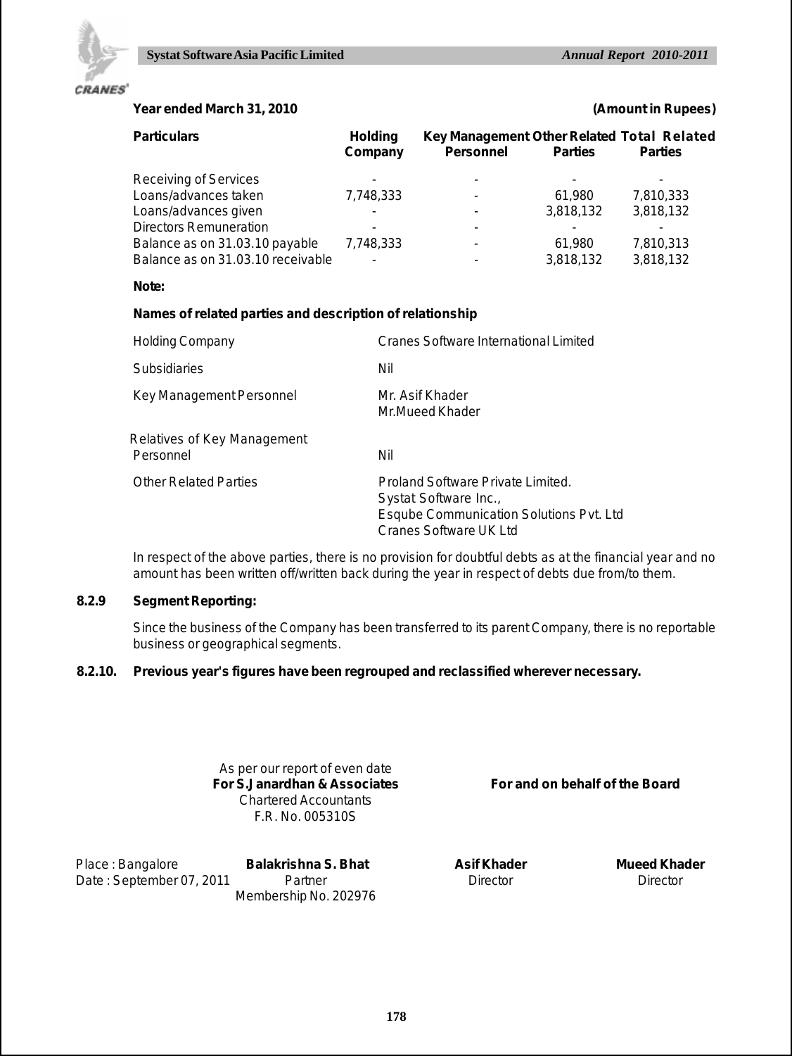**Year ended March 31, 2010** **(Amount in Rupees)**

| Particulars | Holding Company | Key Management Personnel | Other Related Parties | Total Related Parties |
|---|---|---|---|---|
| Receiving of Services | - | - | - | - |
| Loans/advances taken | 7,748,333 | - | 61,980 | 7,810,333 |
| Loans/advances given | - | - | 3,818,132 | 3,818,132 |
| Directors Remuneration | - | - | - | - |
| Balance as on 31.03.10 payable | 7,748,333 | - | 61,980 | 7,810,313 |
| Balance as on 31.03.10 receivable | - | - | 3,818,132 | 3,818,132 |

**Note:**

**Names of related parties and description of relationship**

| | |
|---|---|
| Holding Company | Cranes Software International Limited |
| Subsidiaries | Nil |
| Key Management Personnel | Mr. Asif Khader<br>Mr.Mueed Khader |
| Relatives of Key Management Personnel | Nil |
| Other Related Parties | Proland Software Private Limited.<br>Systat Software Inc.,<br>Esqube Communication Solutions Pvt. Ltd<br>Cranes Software UK Ltd |

In respect of the above parties, there is no provision for doubtful debts as at the financial year and no amount has been written off/written back during the year in respect of debts due from/to them.

**8.2.9 Segment Reporting:**

Since the business of the Company has been transferred to its parent Company, there is no reportable business or geographical segments.

**8.2.10. Previous year's figures have been regrouped and reclassified wherever necessary.**

As per our report of even date
**For S.Janardhan & Associates**
Chartered Accountants
F.R. No. 005310S

**For and on behalf of the Board**

Place : Bangalore
Date : September 07, 2011

**Balakrishna S. Bhat**
Partner
Membership No. 202976

**Asif Khader**
Director

**Mueed Khader**
Director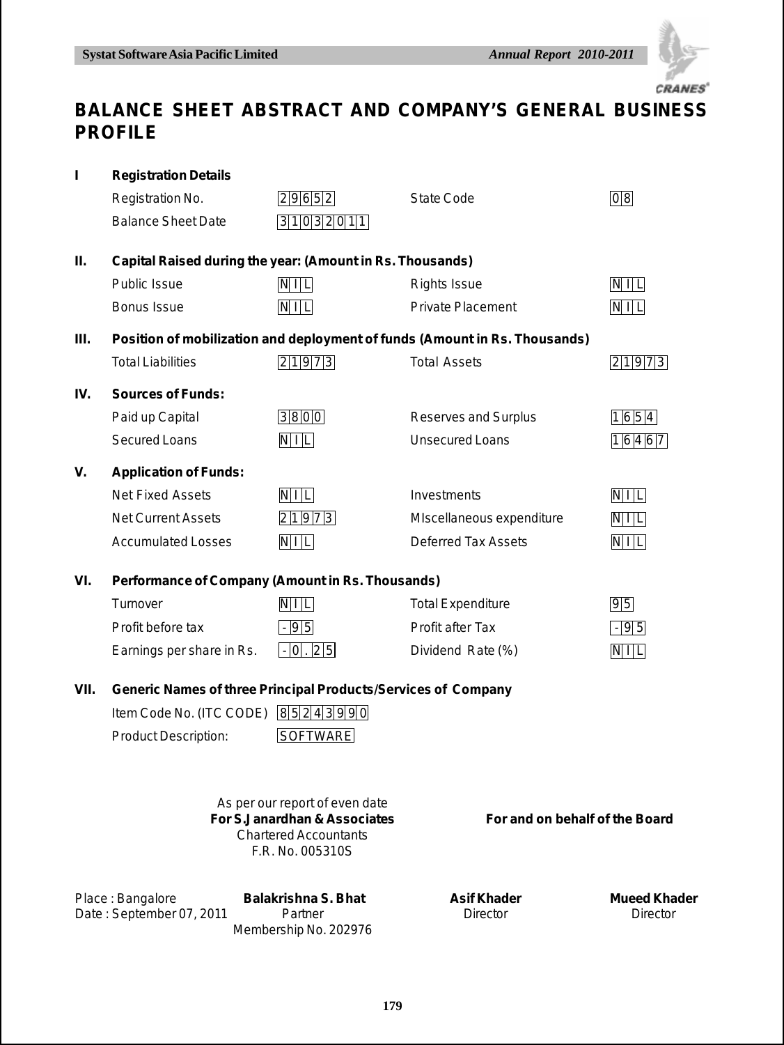# BALANCE SHEET ABSTRACT AND COMPANY'S GENERAL BUSINESS PROFILE

**I Registration Details**

| | | | |
|---|---|---|---|
| Registration No. | 29652 | State Code | 08 |
| Balance Sheet Date | 31032011 | | |

**II. Capital Raised during the year: (Amount in Rs. Thousands)**

| | | | |
|---|---|---|---|
| Public Issue | NIL | Rights Issue | NIL |
| Bonus Issue | NIL | Private Placement | NIL |

**III. Position of mobilization and deployment of funds (Amount in Rs. Thousands)**

| | | | |
|---|---|---|---|
| Total Liabilities | 21973 | Total Assets | 21973 |

**IV. Sources of Funds:**

| | | | |
|---|---|---|---|
| Paid up Capital | 3800 | Reserves and Surplus | 1654 |
| Secured Loans | NIL | Unsecured Loans | 16467 |

**V. Application of Funds:**

| | | | |
|---|---|---|---|
| Net Fixed Assets | NIL | Investments | NIL |
| Net Current Assets | 21973 | MIscellaneous expenditure | NIL |
| Accumulated Losses | NIL | Deferred Tax Assets | NIL |

**VI. Performance of Company (Amount in Rs. Thousands)**

| | | | |
|---|---|---|---|
| Turnover | NIL | Total Expenditure | 95 |
| Profit before tax | -95 | Profit after Tax | -95 |
| Earnings per share in Rs. | -0.25 | Dividend Rate (%) | NIL |

**VII. Generic Names of three Principal Products/Services of Company**

| | |
|---|---|
| Item Code No. (ITC CODE) | 85243990 |
| Product Description: | SOFTWARE |

As per our report of even date
**For S.Janardhan & Associates**
Chartered Accountants
F.R. No. 005310S

**For and on behalf of the Board**

Place : Bangalore
Date : September 07, 2011

**Balakrishna S. Bhat**
Partner
Membership No. 202976

**Asif Khader**
Director

**Mueed Khader**
Director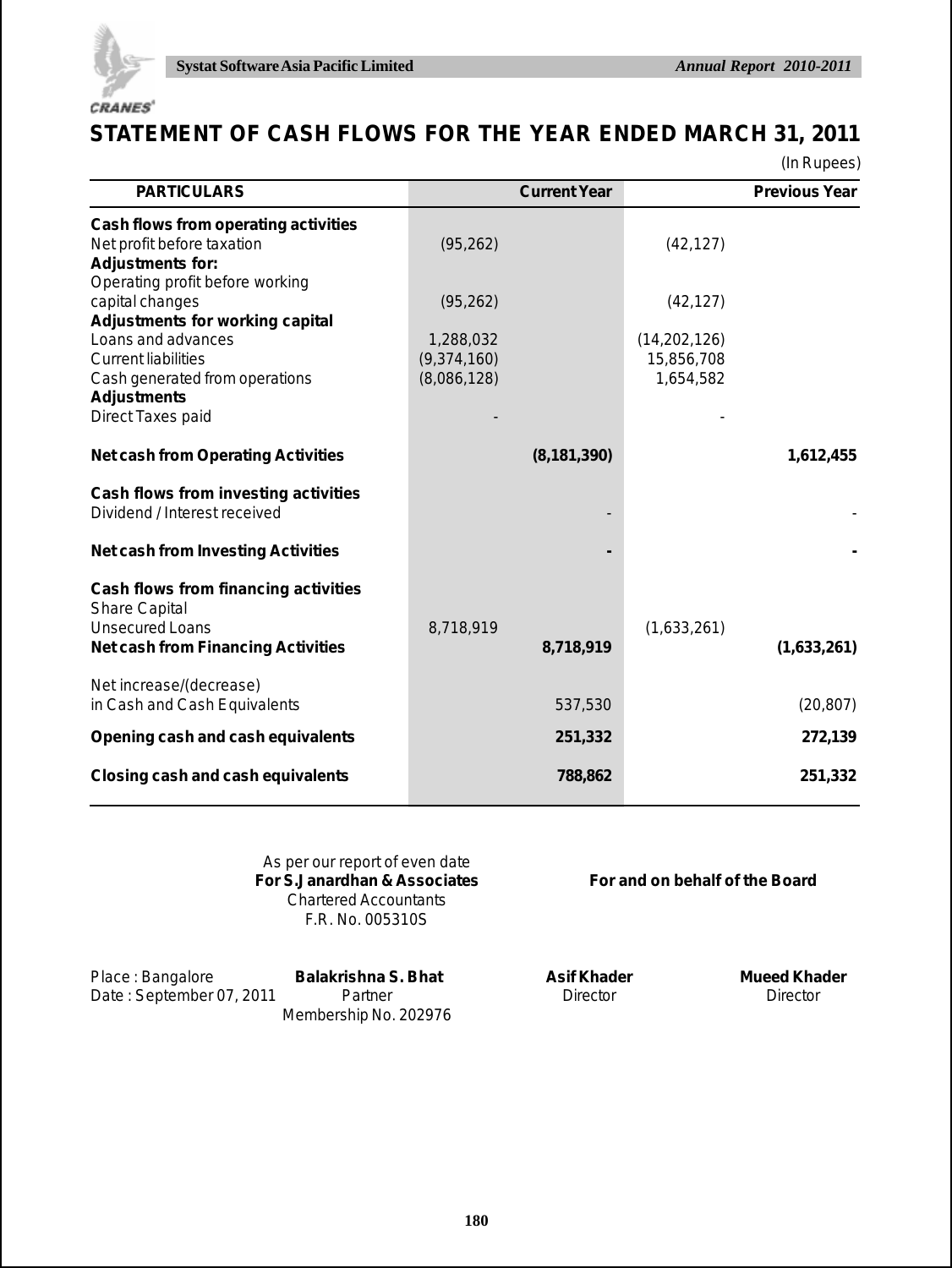# STATEMENT OF CASH FLOWS FOR THE YEAR ENDED MARCH 31, 2011

(In Rupees)

| PARTICULARS | Current Year | | Previous Year | |
|---|---|---|---|---|
| **Cash flows from operating activities** | | | | |
| Net profit before taxation | (95,262) | | (42,127) | |
| **Adjustments for:** | | | | |
| Operating profit before working capital changes | (95,262) | | (42,127) | |
| **Adjustments for working capital** | | | | |
| Loans and advances | 1,288,032 | | (14,202,126) | |
| Current liabilities | (9,374,160) | | 15,856,708 | |
| Cash generated from operations | (8,086,128) | | 1,654,582 | |
| **Adjustments** | | | | |
| Direct Taxes paid | - | | - | |
| **Net cash from Operating Activities** | | **(8,181,390)** | | **1,612,455** |
| **Cash flows from investing activities** | | | | |
| Dividend / Interest received | | - | | - |
| **Net cash from Investing Activities** | | **-** | | **-** |
| **Cash flows from financing activities** | | | | |
| Share Capital | | | | |
| Unsecured Loans | 8,718,919 | | (1,633,261) | |
| **Net cash from Financing Activities** | | **8,718,919** | | **(1,633,261)** |
| Net increase/(decrease) in Cash and Cash Equivalents | | 537,530 | | (20,807) |
| **Opening cash and cash equivalents** | | **251,332** | | **272,139** |
| **Closing cash and cash equivalents** | | **788,862** | | **251,332** |

As per our report of even date
**For S.Janardhan & Associates**
Chartered Accountants
F.R. No. 005310S

**For and on behalf of the Board**

Place : Bangalore
Date : September 07, 2011

**Balakrishna S. Bhat**
Partner
Membership No. 202976

**Asif Khader**
Director

**Mueed Khader**
Director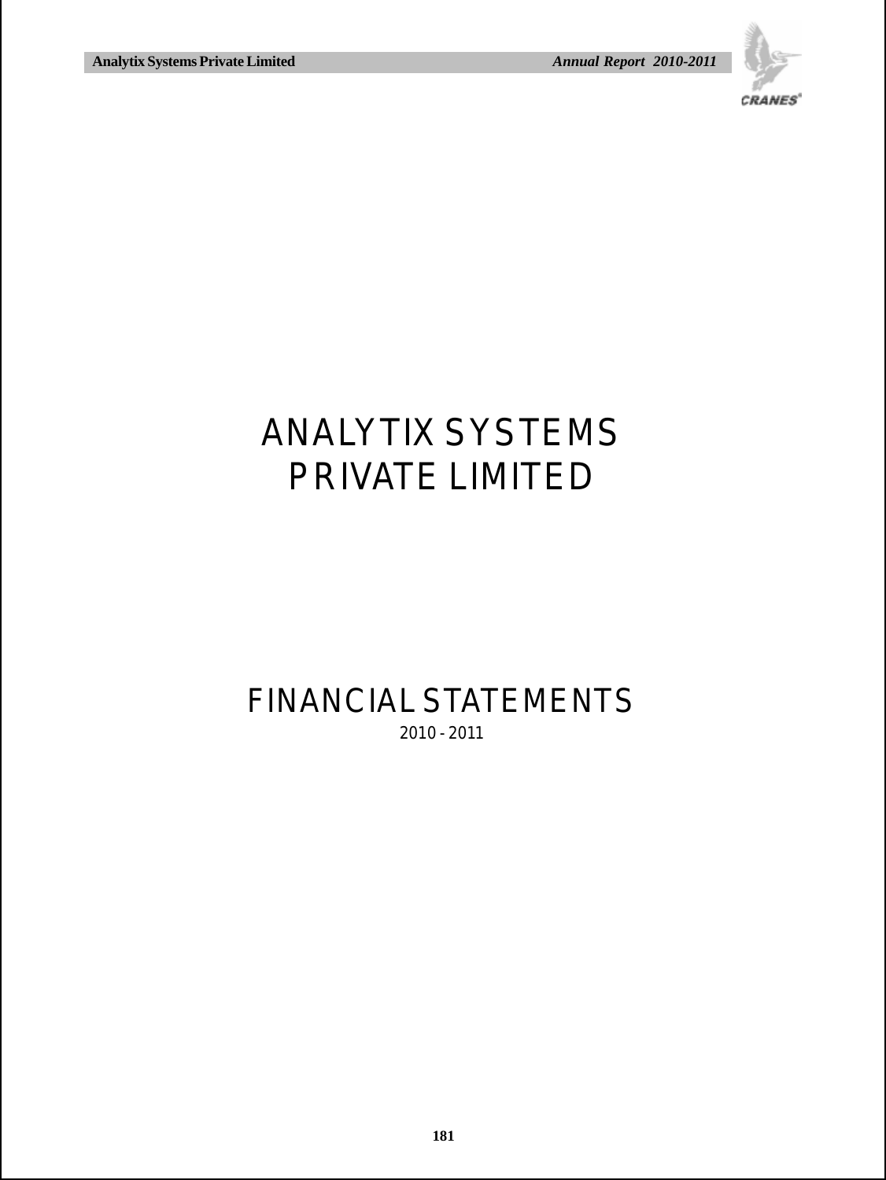# ANALYTIX SYSTEMS PRIVATE LIMITED

# FINANCIAL STATEMENTS

2010 - 2011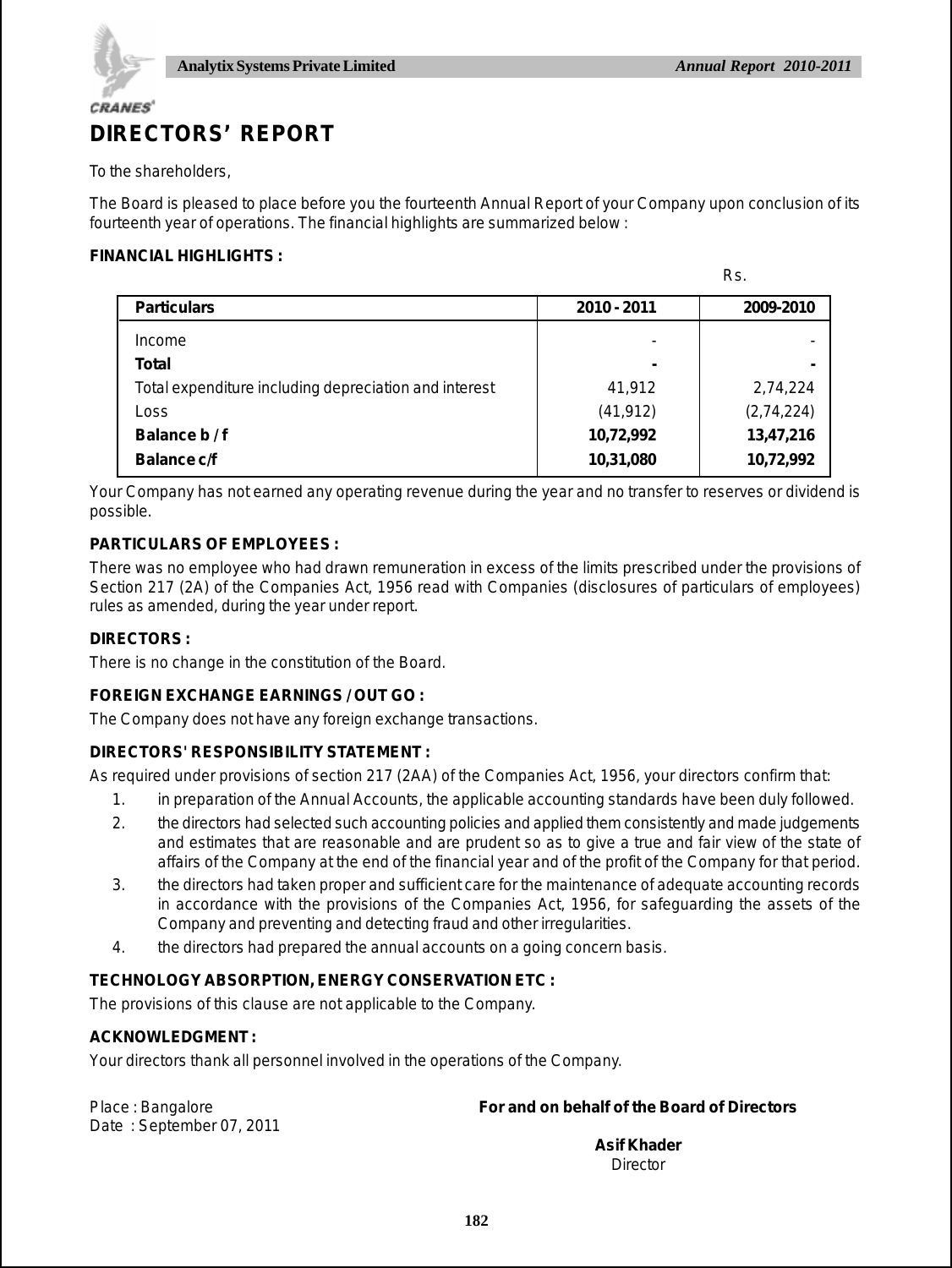# DIRECTORS' REPORT

To the shareholders,

The Board is pleased to place before you the fourteenth Annual Report of your Company upon conclusion of its fourteenth year of operations. The financial highlights are summarized below :

**FINANCIAL HIGHLIGHTS :**

Rs.

| Particulars | 2010 - 2011 | 2009-2010 |
|---|---|---|
| Income | - | - |
| **Total** | **-** | **-** |
| Total expenditure including depreciation and interest | 41,912 | 2,74,224 |
| Loss | (41,912) | (2,74,224) |
| **Balance b / f** | **10,72,992** | **13,47,216** |
| **Balance c/f** | **10,31,080** | **10,72,992** |

Your Company has not earned any operating revenue during the year and no transfer to reserves or dividend is possible.

**PARTICULARS OF EMPLOYEES :**

There was no employee who had drawn remuneration in excess of the limits prescribed under the provisions of Section 217 (2A) of the Companies Act, 1956 read with Companies (disclosures of particulars of employees) rules as amended, during the year under report.

**DIRECTORS :**

There is no change in the constitution of the Board.

**FOREIGN EXCHANGE EARNINGS / OUT GO :**

The Company does not have any foreign exchange transactions.

**DIRECTORS' RESPONSIBILITY STATEMENT :**

As required under provisions of section 217 (2AA) of the Companies Act, 1956, your directors confirm that:

1. in preparation of the Annual Accounts, the applicable accounting standards have been duly followed.
2. the directors had selected such accounting policies and applied them consistently and made judgements and estimates that are reasonable and are prudent so as to give a true and fair view of the state of affairs of the Company at the end of the financial year and of the profit of the Company for that period.
3. the directors had taken proper and sufficient care for the maintenance of adequate accounting records in accordance with the provisions of the Companies Act, 1956, for safeguarding the assets of the Company and preventing and detecting fraud and other irregularities.
4. the directors had prepared the annual accounts on a going concern basis.

**TECHNOLOGY ABSORPTION, ENERGY CONSERVATION ETC :**

The provisions of this clause are not applicable to the Company.

**ACKNOWLEDGMENT :**

Your directors thank all personnel involved in the operations of the Company.

Place : Bangalore
Date : September 07, 2011

**For and on behalf of the Board of Directors**

**Asif Khader**
Director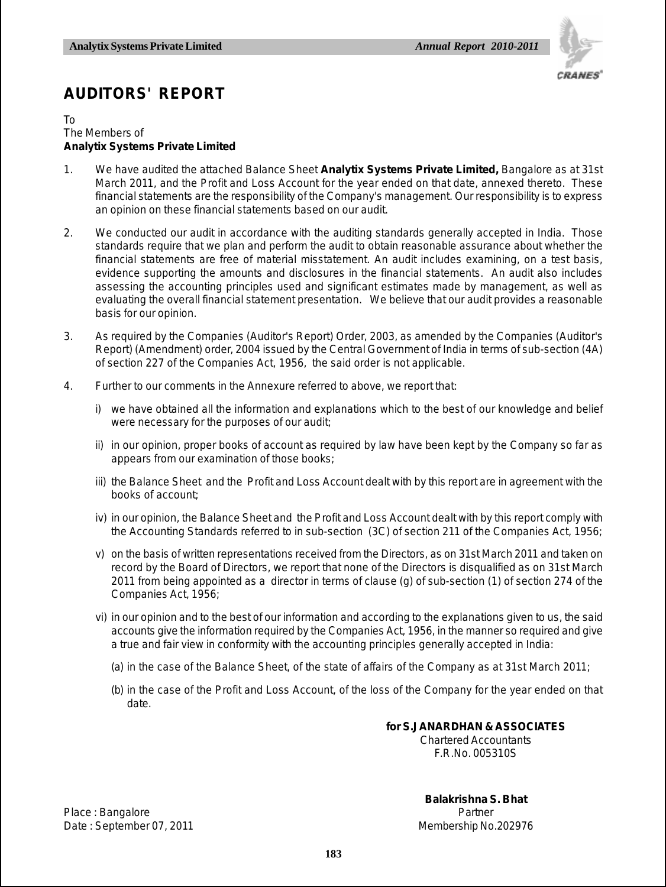# AUDITORS' REPORT

To
The Members of
**Analytix Systems Private Limited**

1. We have audited the attached Balance Sheet **Analytix Systems Private Limited,** Bangalore as at 31st March 2011, and the Profit and Loss Account for the year ended on that date, annexed thereto. These financial statements are the responsibility of the Company's management. Our responsibility is to express an opinion on these financial statements based on our audit.

2. We conducted our audit in accordance with the auditing standards generally accepted in India. Those standards require that we plan and perform the audit to obtain reasonable assurance about whether the financial statements are free of material misstatement. An audit includes examining, on a test basis, evidence supporting the amounts and disclosures in the financial statements. An audit also includes assessing the accounting principles used and significant estimates made by management, as well as evaluating the overall financial statement presentation. We believe that our audit provides a reasonable basis for our opinion.

3. As required by the Companies (Auditor's Report) Order, 2003, as amended by the Companies (Auditor's Report) (Amendment) order, 2004 issued by the Central Government of India in terms of sub-section (4A) of section 227 of the Companies Act, 1956, the said order is not applicable.

4. Further to our comments in the Annexure referred to above, we report that:

   i) we have obtained all the information and explanations which to the best of our knowledge and belief were necessary for the purposes of our audit;

   ii) in our opinion, proper books of account as required by law have been kept by the Company so far as appears from our examination of those books;

   iii) the Balance Sheet and the Profit and Loss Account dealt with by this report are in agreement with the books of account;

   iv) in our opinion, the Balance Sheet and the Profit and Loss Account dealt with by this report comply with the Accounting Standards referred to in sub-section (3C) of section 211 of the Companies Act, 1956;

   v) on the basis of written representations received from the Directors, as on 31st March 2011 and taken on record by the Board of Directors, we report that none of the Directors is disqualified as on 31st March 2011 from being appointed as a director in terms of clause (g) of sub-section (1) of section 274 of the Companies Act, 1956;

   vi) in our opinion and to the best of our information and according to the explanations given to us, the said accounts give the information required by the Companies Act, 1956, in the manner so required and give a true and fair view in conformity with the accounting principles generally accepted in India:

      (a) in the case of the Balance Sheet, of the state of affairs of the Company as at 31st March 2011;

      (b) in the case of the Profit and Loss Account, of the loss of the Company for the year ended on that date.

**for S.JANARDHAN & ASSOCIATES**
Chartered Accountants
F.R.No. 005310S

**Balakrishna S. Bhat**
Partner
Membership No.202976

Place : Bangalore
Date : September 07, 2011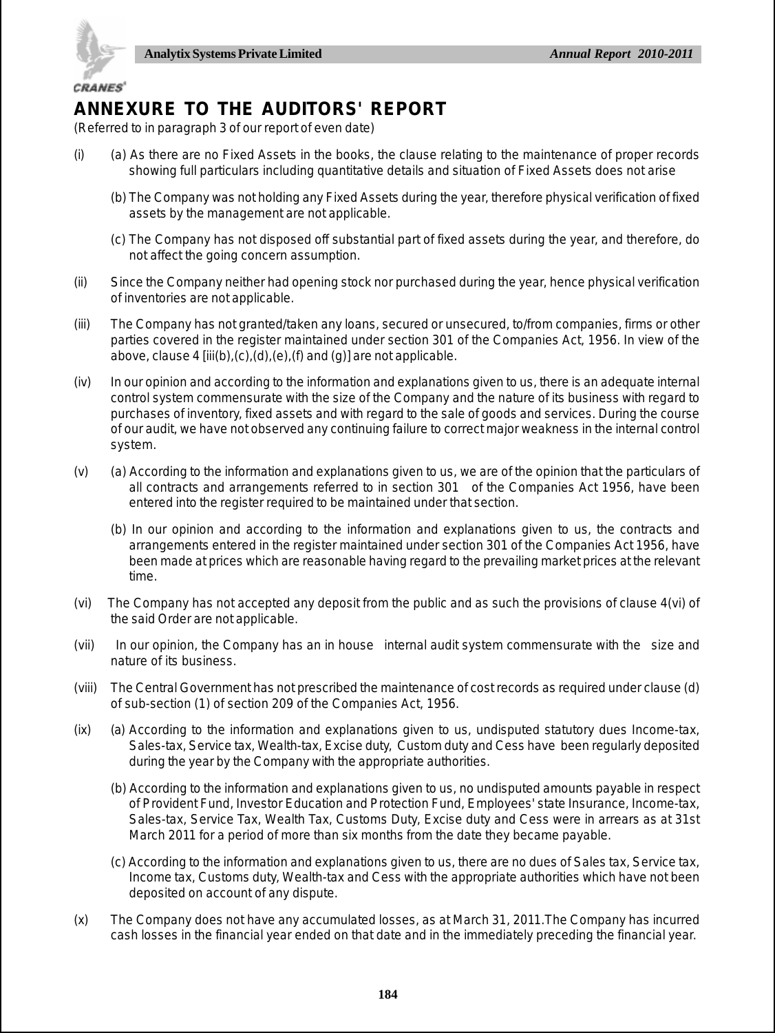# ANNEXURE TO THE AUDITORS' REPORT

(Referred to in paragraph 3 of our report of even date)

(i) (a) As there are no Fixed Assets in the books, the clause relating to the maintenance of proper records showing full particulars including quantitative details and situation of Fixed Assets does not arise

(b) The Company was not holding any Fixed Assets during the year, therefore physical verification of fixed assets by the management are not applicable.

(c) The Company has not disposed off substantial part of fixed assets during the year, and therefore, do not affect the going concern assumption.

(ii) Since the Company neither had opening stock nor purchased during the year, hence physical verification of inventories are not applicable.

(iii) The Company has not granted/taken any loans, secured or unsecured, to/from companies, firms or other parties covered in the register maintained under section 301 of the Companies Act, 1956. In view of the above, clause 4 [iii(b),(c),(d),(e),(f) and (g)] are not applicable.

(iv) In our opinion and according to the information and explanations given to us, there is an adequate internal control system commensurate with the size of the Company and the nature of its business with regard to purchases of inventory, fixed assets and with regard to the sale of goods and services. During the course of our audit, we have not observed any continuing failure to correct major weakness in the internal control system.

(v) (a) According to the information and explanations given to us, we are of the opinion that the particulars of all contracts and arrangements referred to in section 301 of the Companies Act 1956, have been entered into the register required to be maintained under that section.

(b) In our opinion and according to the information and explanations given to us, the contracts and arrangements entered in the register maintained under section 301 of the Companies Act 1956, have been made at prices which are reasonable having regard to the prevailing market prices at the relevant time.

(vi) The Company has not accepted any deposit from the public and as such the provisions of clause 4(vi) of the said Order are not applicable.

(vii) In our opinion, the Company has an in house internal audit system commensurate with the size and nature of its business.

(viii) The Central Government has not prescribed the maintenance of cost records as required under clause (d) of sub-section (1) of section 209 of the Companies Act, 1956.

(ix) (a) According to the information and explanations given to us, undisputed statutory dues Income-tax, Sales-tax, Service tax, Wealth-tax, Excise duty, Custom duty and Cess have been regularly deposited during the year by the Company with the appropriate authorities.

(b) According to the information and explanations given to us, no undisputed amounts payable in respect of Provident Fund, Investor Education and Protection Fund, Employees' state Insurance, Income-tax, Sales-tax, Service Tax, Wealth Tax, Customs Duty, Excise duty and Cess were in arrears as at 31st March 2011 for a period of more than six months from the date they became payable.

(c) According to the information and explanations given to us, there are no dues of Sales tax, Service tax, Income tax, Customs duty, Wealth-tax and Cess with the appropriate authorities which have not been deposited on account of any dispute.

(x) The Company does not have any accumulated losses, as at March 31, 2011.The Company has incurred cash losses in the financial year ended on that date and in the immediately preceding the financial year.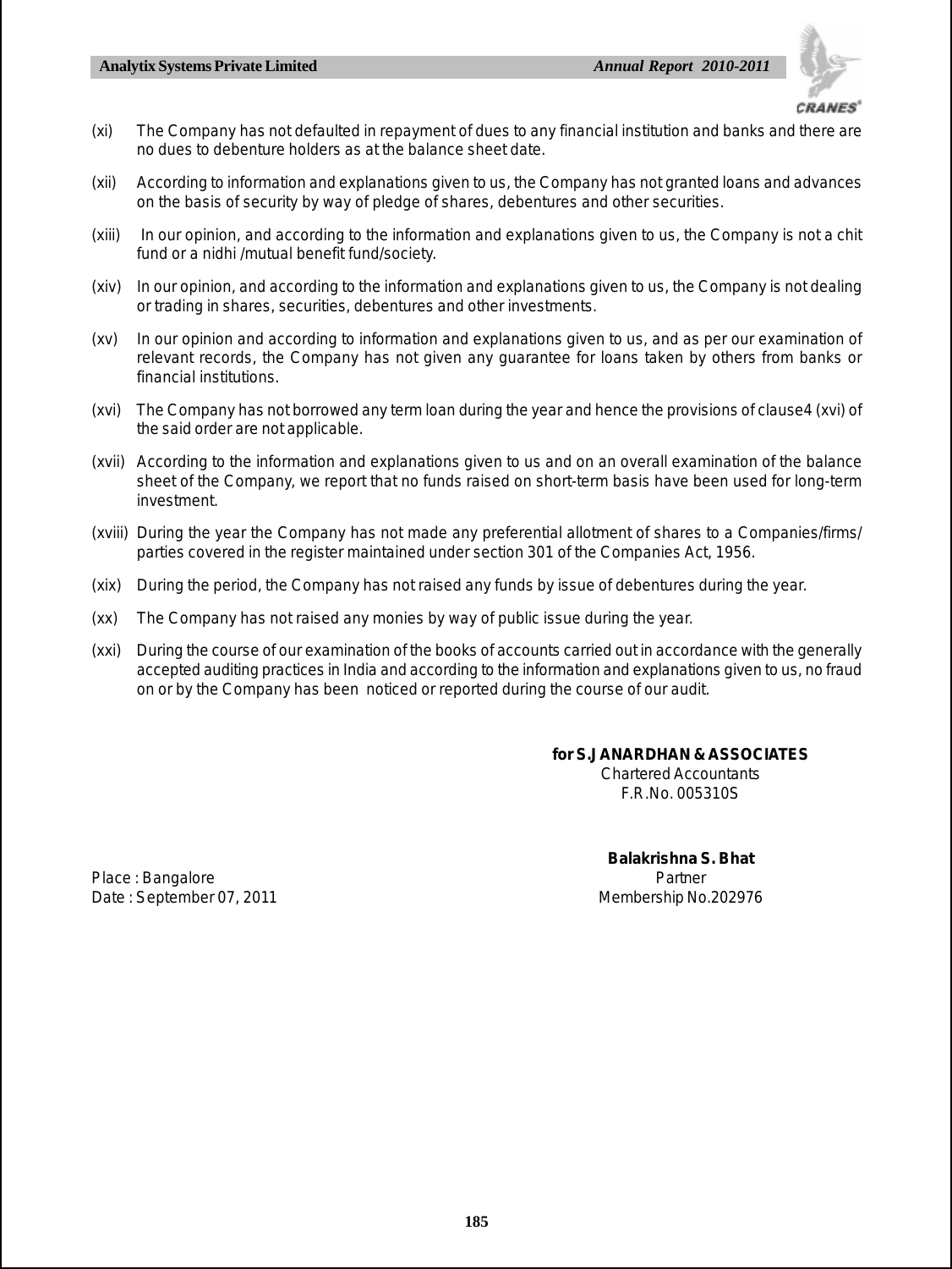(xi) The Company has not defaulted in repayment of dues to any financial institution and banks and there are no dues to debenture holders as at the balance sheet date.

(xii) According to information and explanations given to us, the Company has not granted loans and advances on the basis of security by way of pledge of shares, debentures and other securities.

(xiii) In our opinion, and according to the information and explanations given to us, the Company is not a chit fund or a nidhi /mutual benefit fund/society.

(xiv) In our opinion, and according to the information and explanations given to us, the Company is not dealing or trading in shares, securities, debentures and other investments.

(xv) In our opinion and according to information and explanations given to us, and as per our examination of relevant records, the Company has not given any guarantee for loans taken by others from banks or financial institutions.

(xvi) The Company has not borrowed any term loan during the year and hence the provisions of clause4 (xvi) of the said order are not applicable.

(xvii) According to the information and explanations given to us and on an overall examination of the balance sheet of the Company, we report that no funds raised on short-term basis have been used for long-term investment.

(xviii) During the year the Company has not made any preferential allotment of shares to a Companies/firms/ parties covered in the register maintained under section 301 of the Companies Act, 1956.

(xix) During the period, the Company has not raised any funds by issue of debentures during the year.

(xx) The Company has not raised any monies by way of public issue during the year.

(xxi) During the course of our examination of the books of accounts carried out in accordance with the generally accepted auditing practices in India and according to the information and explanations given to us, no fraud on or by the Company has been noticed or reported during the course of our audit.

**for S.JANARDHAN & ASSOCIATES**
Chartered Accountants
F.R.No. 005310S

**Balakrishna S. Bhat**
Partner
Membership No.202976

Place : Bangalore
Date : September 07, 2011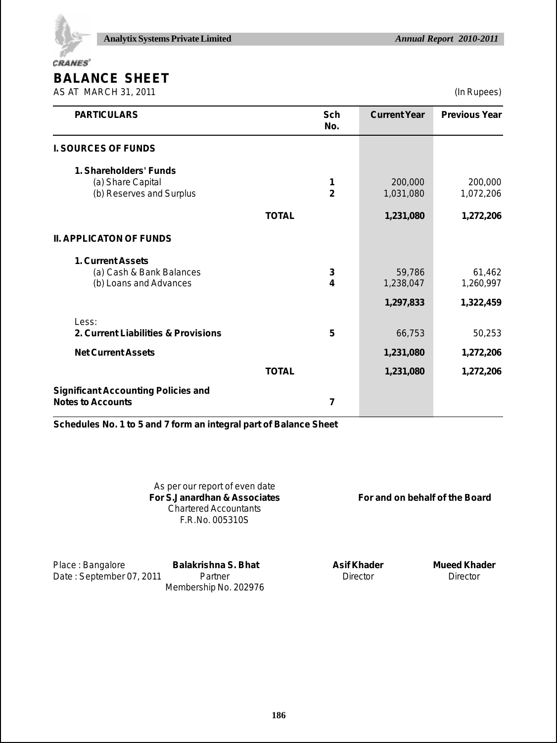# BALANCE SHEET

AS AT MARCH 31, 2011 (In Rupees)

| PARTICULARS | | Sch No. | Current Year | Previous Year |
|---|---|---|---|---|
| **I. SOURCES OF FUNDS** | | | | |
| **1. Shareholders' Funds** | | | | |
| (a) Share Capital | | 1 | 200,000 | 200,000 |
| (b) Reserves and Surplus | | 2 | 1,031,080 | 1,072,206 |
| | **TOTAL** | | **1,231,080** | **1,272,206** |
| **II. APPLICATON OF FUNDS** | | | | |
| **1. Current Assets** | | | | |
| (a) Cash & Bank Balances | | 3 | 59,786 | 61,462 |
| (b) Loans and Advances | | 4 | 1,238,047 | 1,260,997 |
| | | | **1,297,833** | **1,322,459** |
| Less: | | | | |
| **2. Current Liabilities & Provisions** | | 5 | 66,753 | 50,253 |
| **Net Current Assets** | | | **1,231,080** | **1,272,206** |
| | **TOTAL** | | **1,231,080** | **1,272,206** |
| **Significant Accounting Policies and Notes to Accounts** | | 7 | | |

**Schedules No. 1 to 5 and 7 form an integral part of Balance Sheet**

As per our report of even date
**For S.Janardhan & Associates**
Chartered Accountants
F.R.No. 005310S

**For and on behalf of the Board**

Place : Bangalore
Date : September 07, 2011

**Balakrishna S. Bhat**
Partner
Membership No. 202976

**Asif Khader**
Director

**Mueed Khader**
Director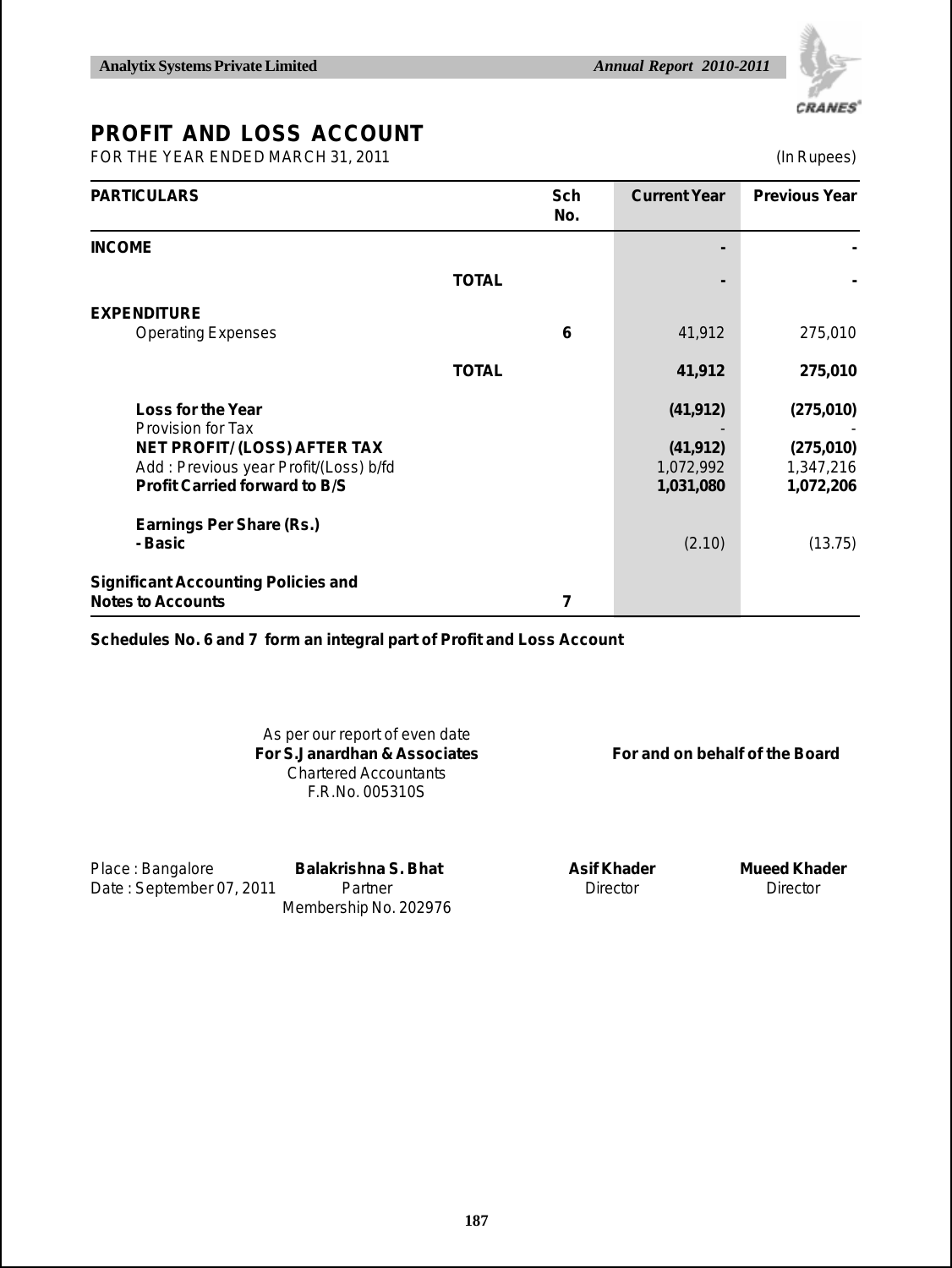# PROFIT AND LOSS ACCOUNT

FOR THE YEAR ENDED MARCH 31, 2011 (In Rupees)

| PARTICULARS | | Sch No. | Current Year | Previous Year |
|---|---|---|---|---|
| **INCOME** | | | - | - |
| | **TOTAL** | | - | - |
| **EXPENDITURE** | | | | |
| Operating Expenses | | 6 | 41,912 | 275,010 |
| | **TOTAL** | | **41,912** | **275,010** |
| **Loss for the Year** | | | **(41,912)** | **(275,010)** |
| Provision for Tax | | | - | - |
| **NET PROFIT/ (LOSS) AFTER TAX** | | | **(41,912)** | **(275,010)** |
| Add : Previous year Profit/(Loss) b/fd | | | 1,072,992 | 1,347,216 |
| **Profit Carried forward to B/S** | | | **1,031,080** | **1,072,206** |
| **Earnings Per Share (Rs.)** | | | | |
| **- Basic** | | | (2.10) | (13.75) |
| **Significant Accounting Policies and Notes to Accounts** | | 7 | | |

**Schedules No. 6 and 7 form an integral part of Profit and Loss Account**

As per our report of even date
**For S.Janardhan & Associates**
Chartered Accountants
F.R.No. 005310S

**For and on behalf of the Board**

Place : Bangalore
Date : September 07, 2011

**Balakrishna S. Bhat**
Partner
Membership No. 202976

**Asif Khader**
Director

**Mueed Khader**
Director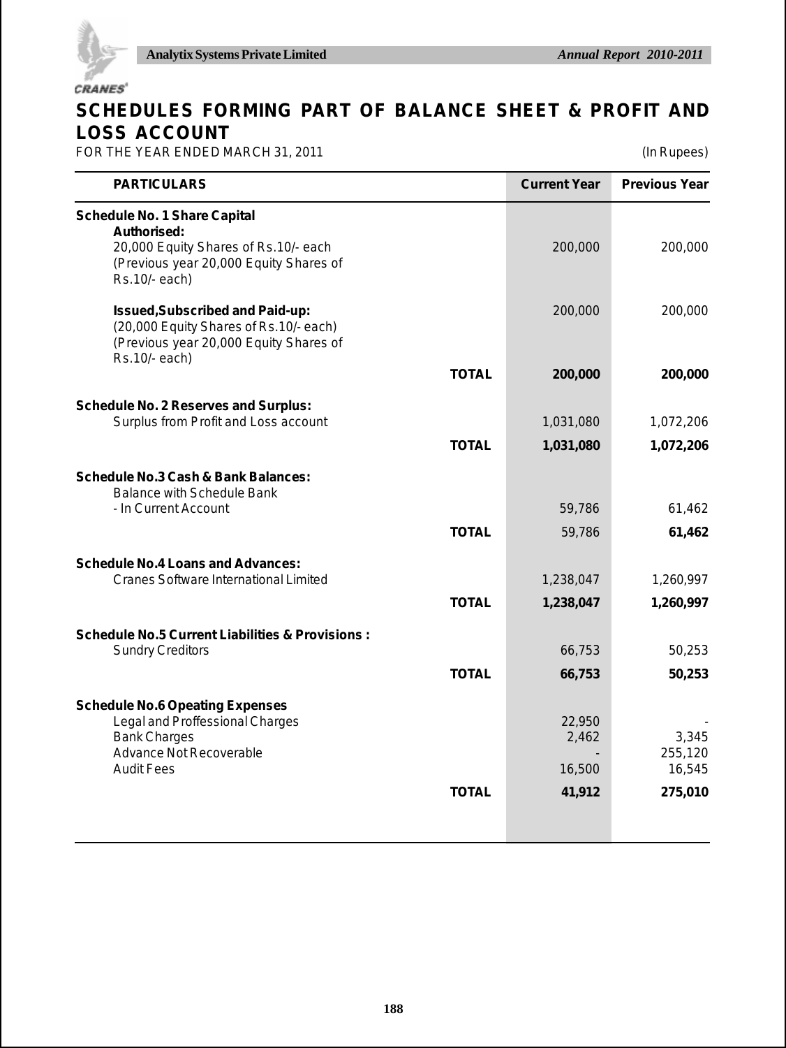# SCHEDULES FORMING PART OF BALANCE SHEET & PROFIT AND LOSS ACCOUNT

FOR THE YEAR ENDED MARCH 31, 2011 (In Rupees)

| PARTICULARS | | Current Year | Previous Year |
|---|---|---|---|
| **Schedule No. 1 Share Capital** | | | |
| **Authorised:** | | | |
| 20,000 Equity Shares of Rs.10/- each (Previous year 20,000 Equity Shares of Rs.10/- each) | | 200,000 | 200,000 |
| **Issued,Subscribed and Paid-up:** (20,000 Equity Shares of Rs.10/- each) (Previous year 20,000 Equity Shares of Rs.10/- each) | | 200,000 | 200,000 |
| | **TOTAL** | **200,000** | **200,000** |
| **Schedule No. 2 Reserves and Surplus:** | | | |
| Surplus from Profit and Loss account | | 1,031,080 | 1,072,206 |
| | **TOTAL** | **1,031,080** | **1,072,206** |
| **Schedule No.3 Cash & Bank Balances:** | | | |
| Balance with Schedule Bank | | | |
| - In Current Account | | 59,786 | 61,462 |
| | **TOTAL** | 59,786 | **61,462** |
| **Schedule No.4 Loans and Advances:** | | | |
| Cranes Software International Limited | | 1,238,047 | 1,260,997 |
| | **TOTAL** | **1,238,047** | **1,260,997** |
| **Schedule No.5 Current Liabilities & Provisions :** | | | |
| Sundry Creditors | | 66,753 | 50,253 |
| | **TOTAL** | **66,753** | **50,253** |
| **Schedule No.6 Opeating Expenses** | | | |
| Legal and Proffessional Charges | | 22,950 | - |
| Bank Charges | | 2,462 | 3,345 |
| Advance Not Recoverable | | - | 255,120 |
| Audit Fees | | 16,500 | 16,545 |
| | **TOTAL** | **41,912** | **275,010** |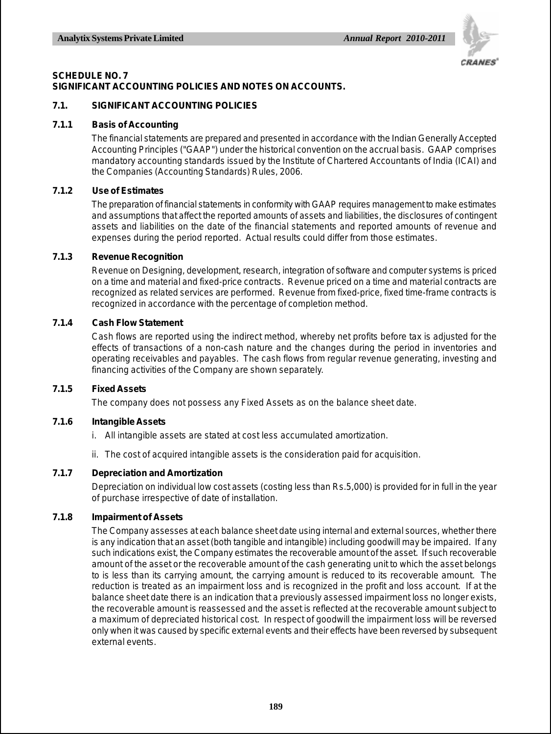**SCHEDULE NO. 7**
**SIGNIFICANT ACCOUNTING POLICIES AND NOTES ON ACCOUNTS.**

## 7.1. SIGNIFICANT ACCOUNTING POLICIES

### 7.1.1 Basis of Accounting

The financial statements are prepared and presented in accordance with the Indian Generally Accepted Accounting Principles ("GAAP") under the historical convention on the accrual basis. GAAP comprises mandatory accounting standards issued by the Institute of Chartered Accountants of India (ICAI) and the Companies (Accounting Standards) Rules, 2006.

### 7.1.2 Use of Estimates

The preparation of financial statements in conformity with GAAP requires management to make estimates and assumptions that affect the reported amounts of assets and liabilities, the disclosures of contingent assets and liabilities on the date of the financial statements and reported amounts of revenue and expenses during the period reported. Actual results could differ from those estimates.

### 7.1.3 Revenue Recognition

Revenue on Designing, development, research, integration of software and computer systems is priced on a time and material and fixed-price contracts. Revenue priced on a time and material contracts are recognized as related services are performed. Revenue from fixed-price, fixed time-frame contracts is recognized in accordance with the percentage of completion method.

### 7.1.4 Cash Flow Statement

Cash flows are reported using the indirect method, whereby net profits before tax is adjusted for the effects of transactions of a non-cash nature and the changes during the period in inventories and operating receivables and payables. The cash flows from regular revenue generating, investing and financing activities of the Company are shown separately.

### 7.1.5 Fixed Assets

The company does not possess any Fixed Assets as on the balance sheet date.

### 7.1.6 Intangible Assets

i. All intangible assets are stated at cost less accumulated amortization.

ii. The cost of acquired intangible assets is the consideration paid for acquisition.

### 7.1.7 Depreciation and Amortization

Depreciation on individual low cost assets (costing less than Rs.5,000) is provided for in full in the year of purchase irrespective of date of installation.

### 7.1.8 Impairment of Assets

The Company assesses at each balance sheet date using internal and external sources, whether there is any indication that an asset (both tangible and intangible) including goodwill may be impaired. If any such indications exist, the Company estimates the recoverable amount of the asset. If such recoverable amount of the asset or the recoverable amount of the cash generating unit to which the asset belongs to is less than its carrying amount, the carrying amount is reduced to its recoverable amount. The reduction is treated as an impairment loss and is recognized in the profit and loss account. If at the balance sheet date there is an indication that a previously assessed impairment loss no longer exists, the recoverable amount is reassessed and the asset is reflected at the recoverable amount subject to a maximum of depreciated historical cost. In respect of goodwill the impairment loss will be reversed only when it was caused by specific external events and their effects have been reversed by subsequent external events.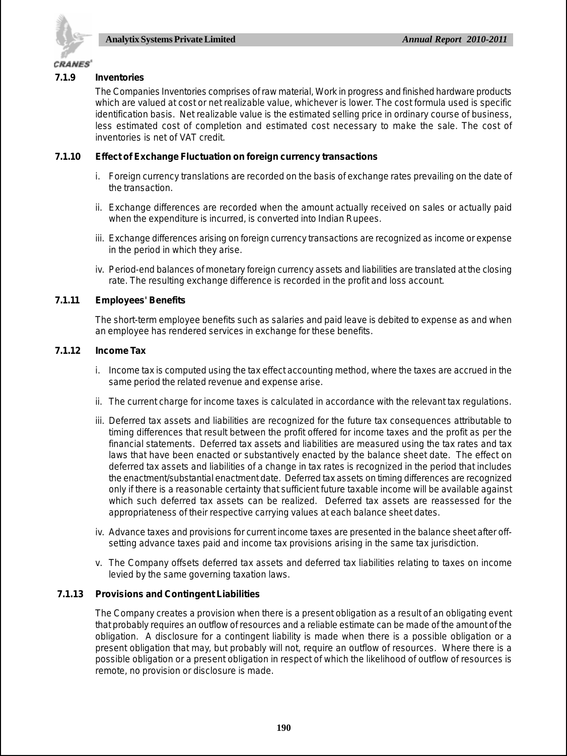#### 7.1.9 Inventories

The Companies Inventories comprises of raw material, Work in progress and finished hardware products which are valued at cost or net realizable value, whichever is lower. The cost formula used is specific identification basis. Net realizable value is the estimated selling price in ordinary course of business, less estimated cost of completion and estimated cost necessary to make the sale. The cost of inventories is net of VAT credit.

#### 7.1.10 Effect of Exchange Fluctuation on foreign currency transactions

i. Foreign currency translations are recorded on the basis of exchange rates prevailing on the date of the transaction.

ii. Exchange differences are recorded when the amount actually received on sales or actually paid when the expenditure is incurred, is converted into Indian Rupees.

iii. Exchange differences arising on foreign currency transactions are recognized as income or expense in the period in which they arise.

iv. Period-end balances of monetary foreign currency assets and liabilities are translated at the closing rate. The resulting exchange difference is recorded in the profit and loss account.

#### 7.1.11 Employees' Benefits

The short-term employee benefits such as salaries and paid leave is debited to expense as and when an employee has rendered services in exchange for these benefits.

#### 7.1.12 Income Tax

i. Income tax is computed using the tax effect accounting method, where the taxes are accrued in the same period the related revenue and expense arise.

ii. The current charge for income taxes is calculated in accordance with the relevant tax regulations.

iii. Deferred tax assets and liabilities are recognized for the future tax consequences attributable to timing differences that result between the profit offered for income taxes and the profit as per the financial statements. Deferred tax assets and liabilities are measured using the tax rates and tax laws that have been enacted or substantively enacted by the balance sheet date. The effect on deferred tax assets and liabilities of a change in tax rates is recognized in the period that includes the enactment/substantial enactment date. Deferred tax assets on timing differences are recognized only if there is a reasonable certainty that sufficient future taxable income will be available against which such deferred tax assets can be realized. Deferred tax assets are reassessed for the appropriateness of their respective carrying values at each balance sheet dates.

iv. Advance taxes and provisions for current income taxes are presented in the balance sheet after off-setting advance taxes paid and income tax provisions arising in the same tax jurisdiction.

v. The Company offsets deferred tax assets and deferred tax liabilities relating to taxes on income levied by the same governing taxation laws.

#### 7.1.13 Provisions and Contingent Liabilities

The Company creates a provision when there is a present obligation as a result of an obligating event that probably requires an outflow of resources and a reliable estimate can be made of the amount of the obligation. A disclosure for a contingent liability is made when there is a possible obligation or a present obligation that may, but probably will not, require an outflow of resources. Where there is a possible obligation or a present obligation in respect of which the likelihood of outflow of resources is remote, no provision or disclosure is made.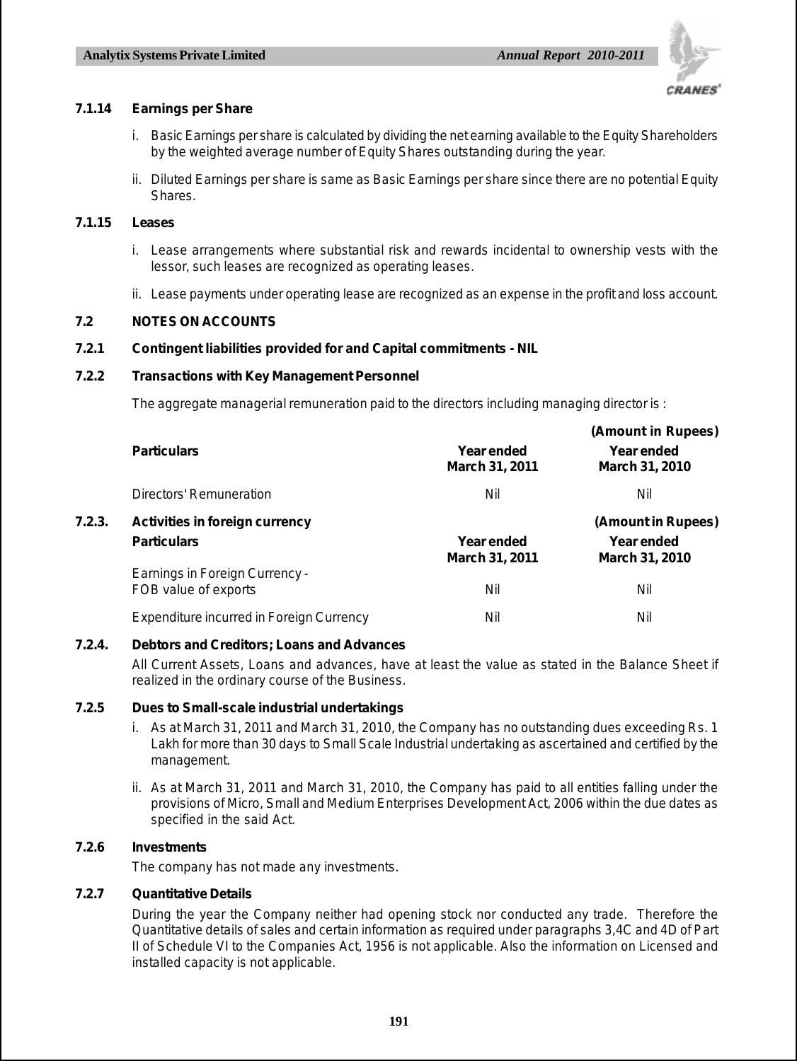### 7.1.14 Earnings per Share

i. Basic Earnings per share is calculated by dividing the net earning available to the Equity Shareholders by the weighted average number of Equity Shares outstanding during the year.

ii. Diluted Earnings per share is same as Basic Earnings per share since there are no potential Equity Shares.

### 7.1.15 Leases

i. Lease arrangements where substantial risk and rewards incidental to ownership vests with the lessor, such leases are recognized as operating leases.

ii. Lease payments under operating lease are recognized as an expense in the profit and loss account.

## 7.2 NOTES ON ACCOUNTS

### 7.2.1 Contingent liabilities provided for and Capital commitments - NIL

### 7.2.2 Transactions with Key Management Personnel

The aggregate managerial remuneration paid to the directors including managing director is :

**(Amount in Rupees)**

| Particulars | Year ended March 31, 2011 | Year ended March 31, 2010 |
|---|---|---|
| Directors' Remuneration | Nil | Nil |

### 7.2.3. Activities in foreign currency

**(Amount in Rupees)**

| Particulars | Year ended March 31, 2011 | Year ended March 31, 2010 |
|---|---|---|
| Earnings in Foreign Currency - FOB value of exports | Nil | Nil |
| Expenditure incurred in Foreign Currency | Nil | Nil |

### 7.2.4. Debtors and Creditors; Loans and Advances

All Current Assets, Loans and advances, have at least the value as stated in the Balance Sheet if realized in the ordinary course of the Business.

### 7.2.5 Dues to Small-scale industrial undertakings

i. As at March 31, 2011 and March 31, 2010, the Company has no outstanding dues exceeding Rs. 1 Lakh for more than 30 days to Small Scale Industrial undertaking as ascertained and certified by the management.

ii. As at March 31, 2011 and March 31, 2010, the Company has paid to all entities falling under the provisions of Micro, Small and Medium Enterprises Development Act, 2006 within the due dates as specified in the said Act.

### 7.2.6 Investments

The company has not made any investments.

### 7.2.7 Quantitative Details

During the year the Company neither had opening stock nor conducted any trade. Therefore the Quantitative details of sales and certain information as required under paragraphs 3,4C and 4D of Part II of Schedule VI to the Companies Act, 1956 is not applicable. Also the information on Licensed and installed capacity is not applicable.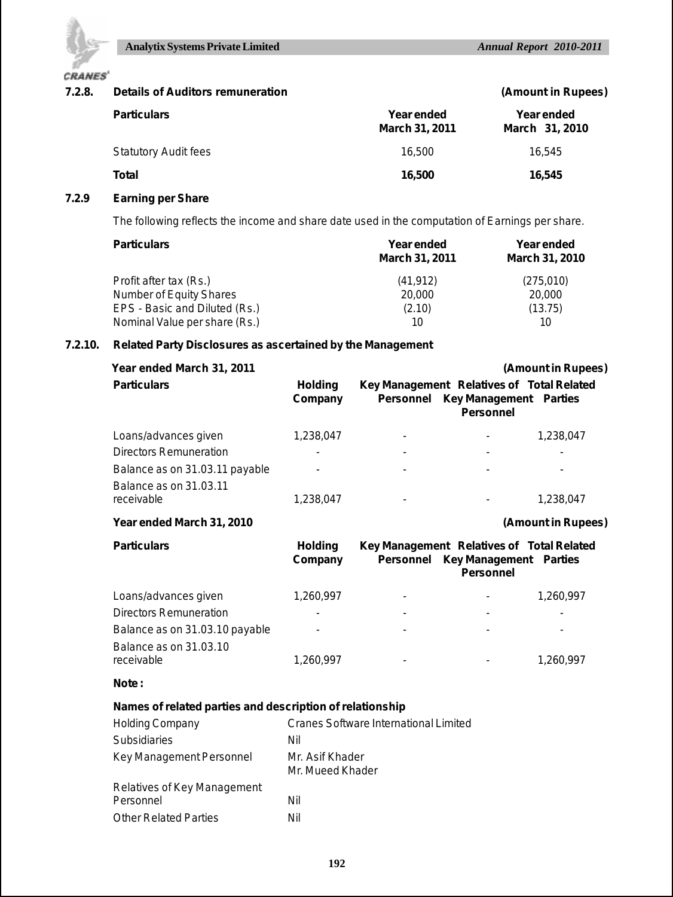### 7.2.8. Details of Auditors remuneration

(Amount in Rupees)

| Particulars | Year ended March 31, 2011 | Year ended March 31, 2010 |
|---|---|---|
| Statutory Audit fees | 16,500 | 16,545 |
| **Total** | **16,500** | **16,545** |

### 7.2.9 Earning per Share

The following reflects the income and share date used in the computation of Earnings per share.

| Particulars | Year ended March 31, 2011 | Year ended March 31, 2010 |
|---|---|---|
| Profit after tax (Rs.) | (41,912) | (275,010) |
| Number of Equity Shares | 20,000 | 20,000 |
| EPS - Basic and Diluted (Rs.) | (2.10) | (13.75) |
| Nominal Value per share (Rs.) | 10 | 10 |

### 7.2.10. Related Party Disclosures as ascertained by the Management

**Year ended March 31, 2011** (Amount in Rupees)

| Particulars | Holding Company | Key Management Personnel | Relatives of Key Management Personnel | Total Related Parties |
|---|---|---|---|---|
| Loans/advances given | 1,238,047 | - | - | 1,238,047 |
| Directors Remuneration | - | - | - | - |
| Balance as on 31.03.11 payable | - | - | - | - |
| Balance as on 31.03.11 receivable | 1,238,047 | - | - | 1,238,047 |

**Year ended March 31, 2010** (Amount in Rupees)

| Particulars | Holding Company | Key Management Personnel | Relatives of Key Management Personnel | Total Related Parties |
|---|---|---|---|---|
| Loans/advances given | 1,260,997 | - | - | 1,260,997 |
| Directors Remuneration | - | - | - | - |
| Balance as on 31.03.10 payable | - | - | - | - |
| Balance as on 31.03.10 receivable | 1,260,997 | - | - | 1,260,997 |

**Note :**

**Names of related parties and description of relationship**

| | |
|---|---|
| Holding Company | Cranes Software International Limited |
| Subsidiaries | Nil |
| Key Management Personnel | Mr. Asif Khader<br>Mr. Mueed Khader |
| Relatives of Key Management Personnel | Nil |
| Other Related Parties | Nil |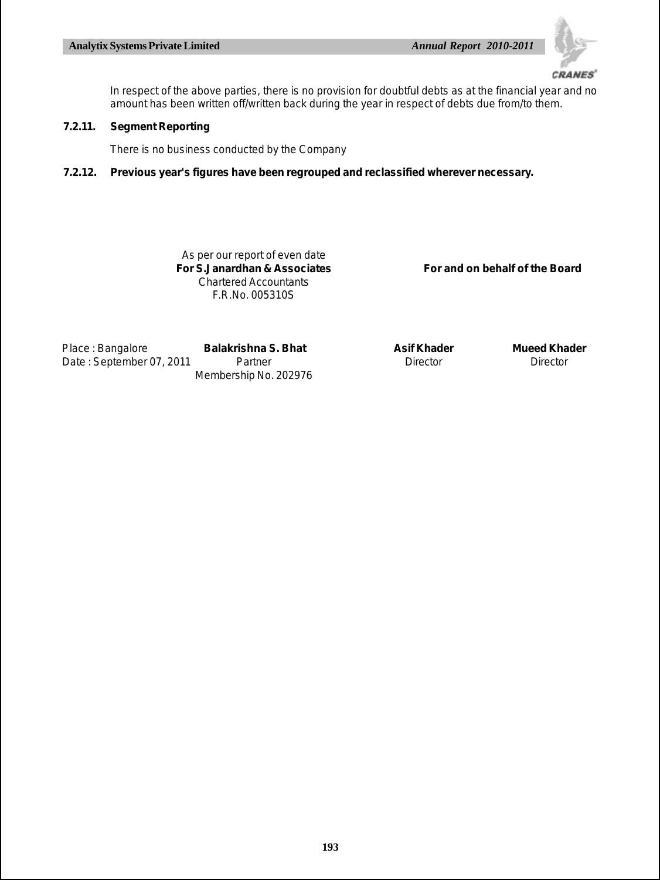In respect of the above parties, there is no provision for doubtful debts as at the financial year and no amount has been written off/written back during the year in respect of debts due from/to them.

**7.2.11. Segment Reporting**

There is no business conducted by the Company

**7.2.12. Previous year's figures have been regrouped and reclassified wherever necessary.**

As per our report of even date
**For S.Janardhan & Associates**
Chartered Accountants
F.R.No. 005310S

**For and on behalf of the Board**

Place : Bangalore
Date : September 07, 2011

**Balakrishna S. Bhat**
Partner
Membership No. 202976

**Asif Khader**
Director

**Mueed Khader**
Director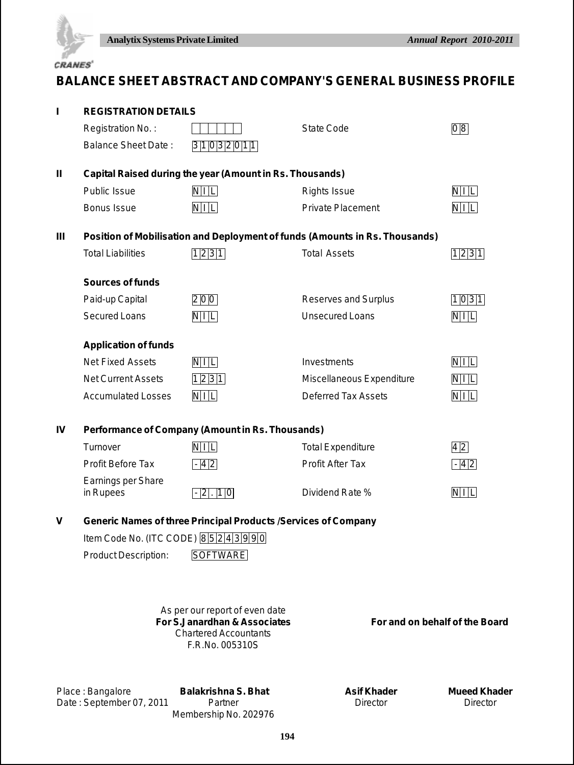# BALANCE SHEET ABSTRACT AND COMPANY'S GENERAL BUSINESS PROFILE

**I REGISTRATION DETAILS**

| | | | |
|---|---|---|---|
| Registration No. : | | State Code | 08 |
| Balance Sheet Date : | 31032011 | | |

**II Capital Raised during the year (Amount in Rs. Thousands)**

| | | | |
|---|---|---|---|
| Public Issue | NIL | Rights Issue | NIL |
| Bonus Issue | NIL | Private Placement | NIL |

**III Position of Mobilisation and Deployment of funds (Amounts in Rs. Thousands)**

| | | | |
|---|---|---|---|
| Total Liabilities | 1231 | Total Assets | 1231 |

**Sources of funds**

| | | | |
|---|---|---|---|
| Paid-up Capital | 200 | Reserves and Surplus | 1031 |
| Secured Loans | NIL | Unsecured Loans | NIL |

**Application of funds**

| | | | |
|---|---|---|---|
| Net Fixed Assets | NIL | Investments | NIL |
| Net Current Assets | 1231 | Miscellaneous Expenditure | NIL |
| Accumulated Losses | NIL | Deferred Tax Assets | NIL |

**IV Performance of Company (Amount in Rs. Thousands)**

| | | | |
|---|---|---|---|
| Turnover | NIL | Total Expenditure | 42 |
| Profit Before Tax | -42 | Profit After Tax | -42 |
| Earnings per Share in Rupees | -2.10 | Dividend Rate % | NIL |

**V Generic Names of three Principal Products /Services of Company**

Item Code No. (ITC CODE) 85243990

Product Description: SOFTWARE

As per our report of even date
**For S.Janardhan & Associates**
Chartered Accountants
F.R.No. 005310S

**For and on behalf of the Board**

Place : Bangalore
Date : September 07, 2011

**Balakrishna S. Bhat**
Partner
Membership No. 202976

**Asif Khader**
Director

**Mueed Khader**
Director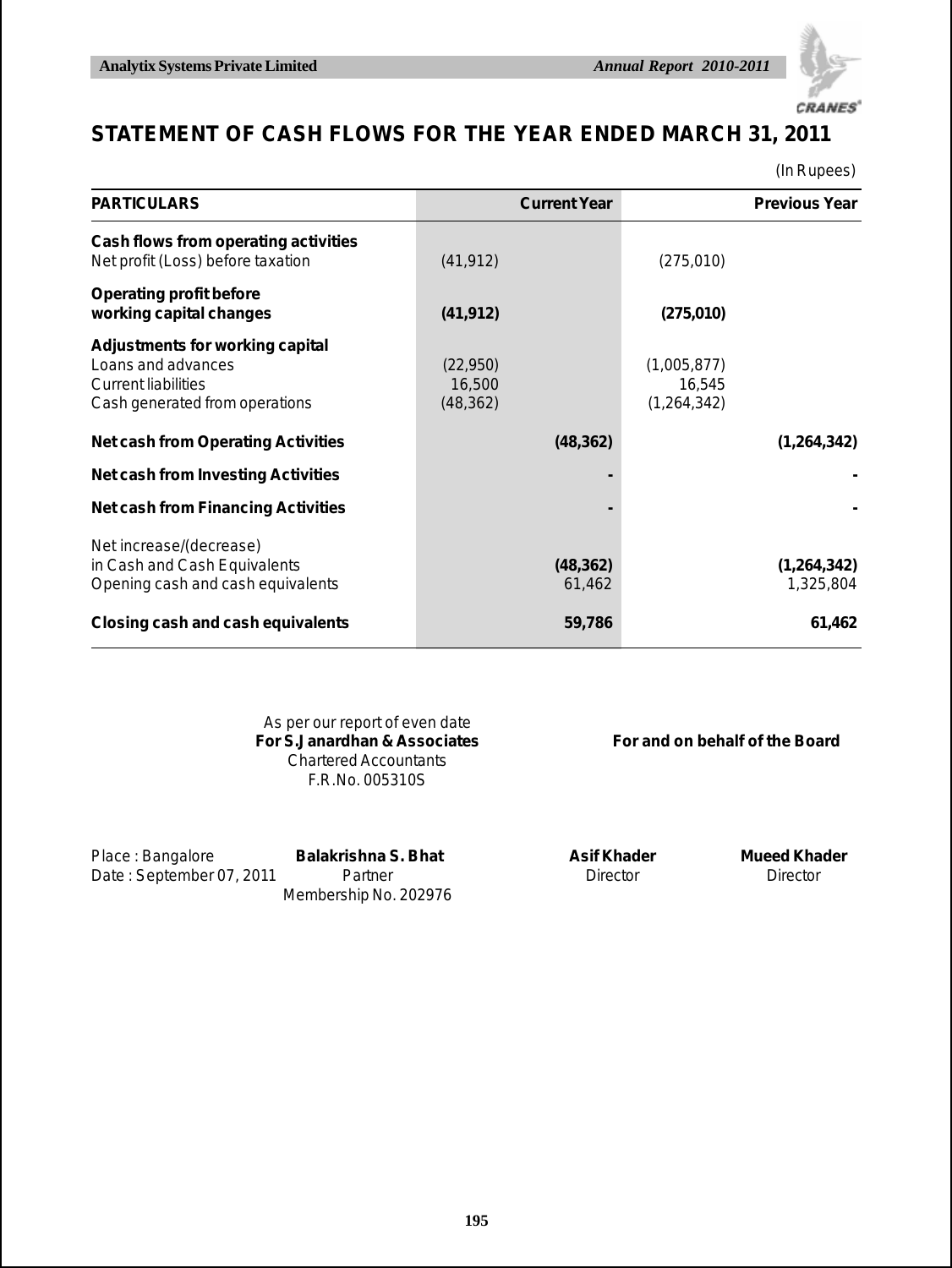# STATEMENT OF CASH FLOWS FOR THE YEAR ENDED MARCH 31, 2011

(In Rupees)

| PARTICULARS | | Current Year | | Previous Year |
|---|---|---|---|---|
| **Cash flows from operating activities** | | | | |
| Net profit (Loss) before taxation | (41,912) | | (275,010) | |
| **Operating profit before working capital changes** | **(41,912)** | | **(275,010)** | |
| **Adjustments for working capital** | | | | |
| Loans and advances | (22,950) | | (1,005,877) | |
| Current liabilities | 16,500 | | 16,545 | |
| Cash generated from operations | (48,362) | | (1,264,342) | |
| **Net cash from Operating Activities** | | **(48,362)** | | **(1,264,342)** |
| **Net cash from Investing Activities** | | **-** | | **-** |
| **Net cash from Financing Activities** | | **-** | | **-** |
| Net increase/(decrease) in Cash and Cash Equivalents | | **(48,362)** | | **(1,264,342)** |
| Opening cash and cash equivalents | | 61,462 | | 1,325,804 |
| **Closing cash and cash equivalents** | | **59,786** | | **61,462** |

As per our report of even date
**For S.Janardhan & Associates**
Chartered Accountants
F.R.No. 005310S

**For and on behalf of the Board**

Place : Bangalore
Date : September 07, 2011

**Balakrishna S. Bhat**
Partner
Membership No. 202976

**Asif Khader**
Director

**Mueed Khader**
Director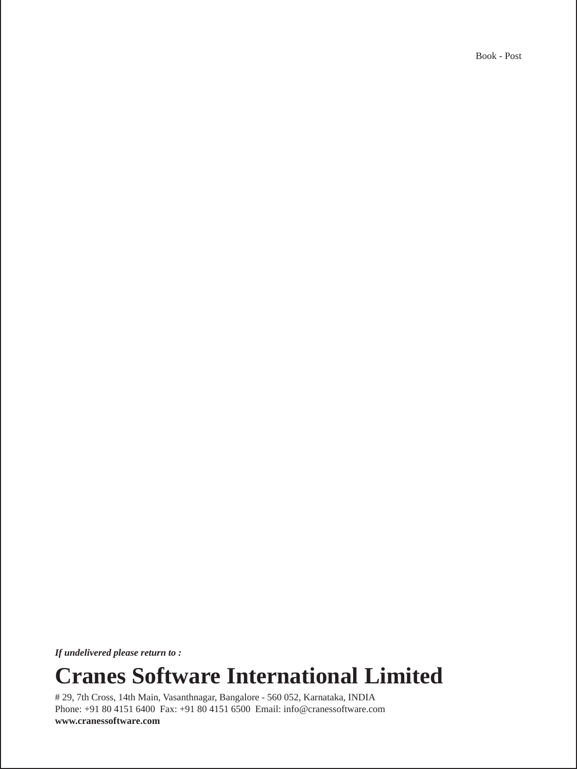Book - Post

***If undelivered please return to :***

# Cranes Software International Limited

# 29, 7th Cross, 14th Main, Vasanthnagar, Bangalore - 560 052, Karnataka, INDIA
Phone: +91 80 4151 6400 Fax: +91 80 4151 6500 Email: info@cranessoftware.com
**www.cranessoftware.com**